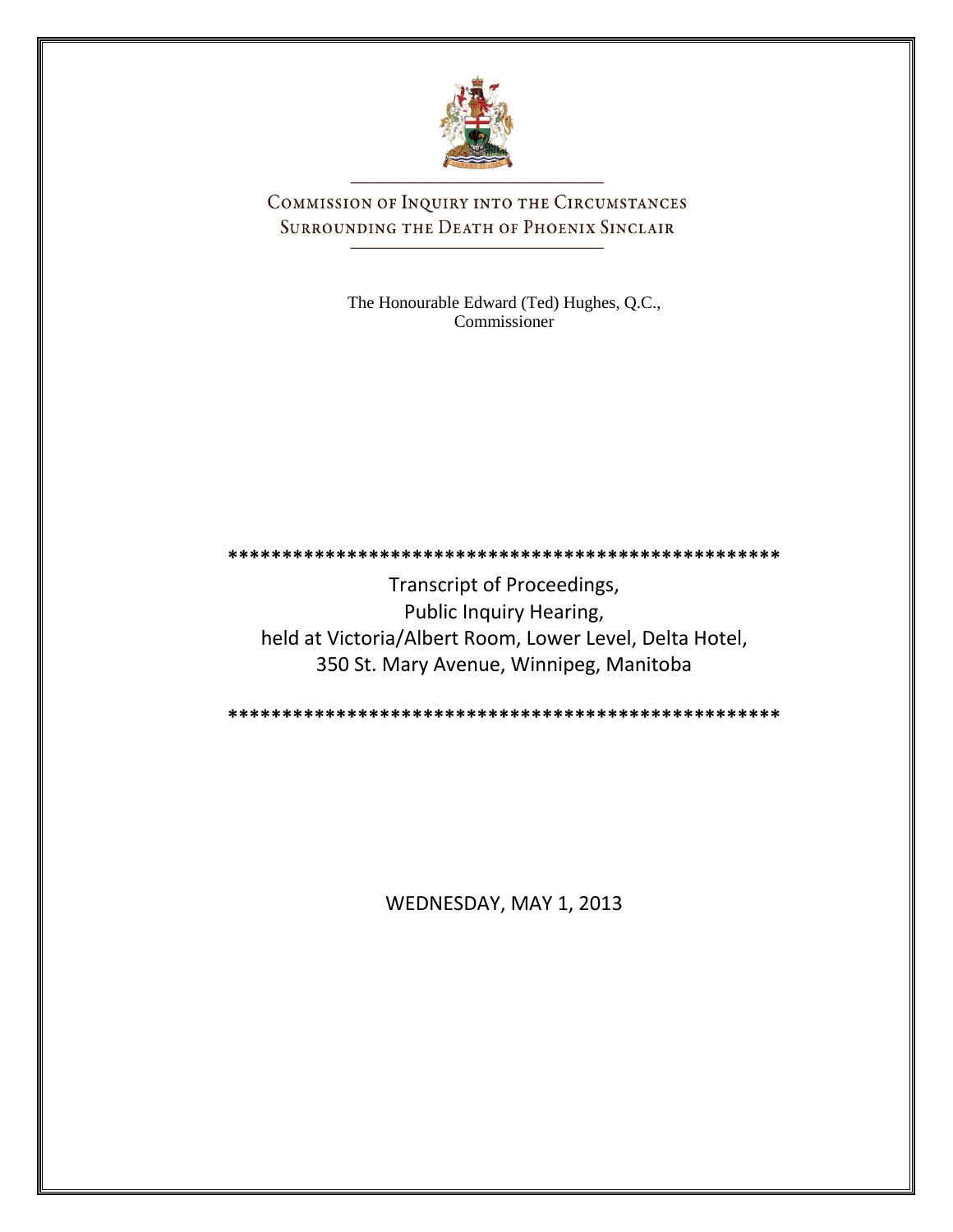# Commission of Inquiry into the Circumstances Surrounding the Death of Phoenix Sinclair

The Honourable Edward (Ted) Hughes, Q.C.,
Commissioner

**************************************************

Transcript of Proceedings,
Public Inquiry Hearing,
held at Victoria/Albert Room, Lower Level, Delta Hotel,
350 St. Mary Avenue, Winnipeg, Manitoba

**************************************************

WEDNESDAY, MAY 1, 2013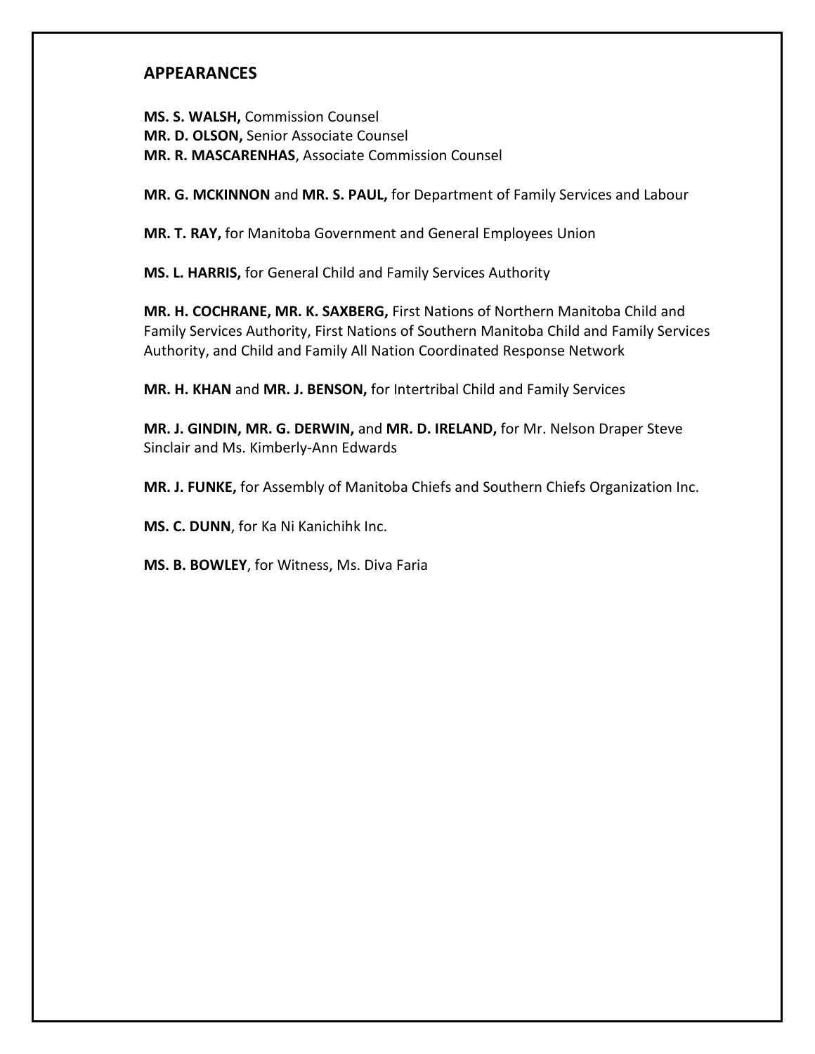## APPEARANCES

**MS. S. WALSH,** Commission Counsel
**MR. D. OLSON,** Senior Associate Counsel
**MR. R. MASCARENHAS**, Associate Commission Counsel

**MR. G. MCKINNON** and **MR. S. PAUL,** for Department of Family Services and Labour

**MR. T. RAY,** for Manitoba Government and General Employees Union

**MS. L. HARRIS,** for General Child and Family Services Authority

**MR. H. COCHRANE, MR. K. SAXBERG,** First Nations of Northern Manitoba Child and Family Services Authority, First Nations of Southern Manitoba Child and Family Services Authority, and Child and Family All Nation Coordinated Response Network

**MR. H. KHAN** and **MR. J. BENSON,** for Intertribal Child and Family Services

**MR. J. GINDIN, MR. G. DERWIN,** and **MR. D. IRELAND,** for Mr. Nelson Draper Steve Sinclair and Ms. Kimberly-Ann Edwards

**MR. J. FUNKE,** for Assembly of Manitoba Chiefs and Southern Chiefs Organization Inc.

**MS. C. DUNN**, for Ka Ni Kanichihk Inc.

**MS. B. BOWLEY**, for Witness, Ms. Diva Faria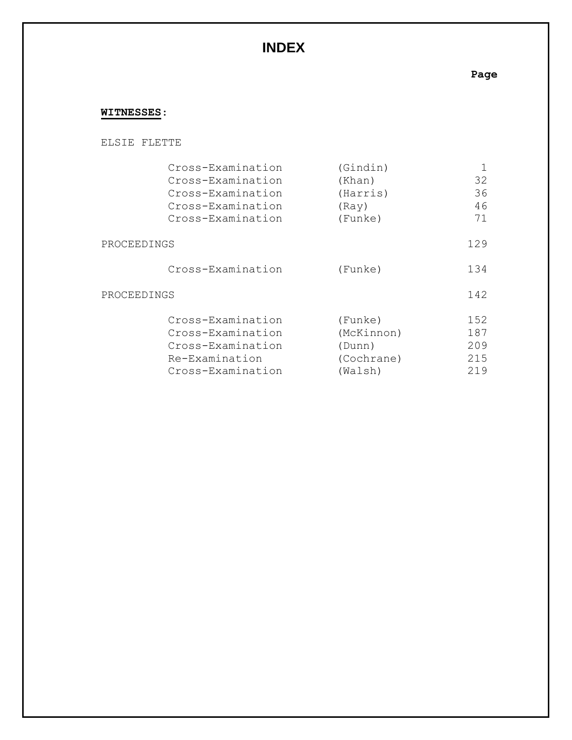# INDEX

**WITNESSES:**

| | | Page |
|---|---|---|
| ELSIE FLETTE | | |
| Cross-Examination | (Gindin) | 1 |
| Cross-Examination | (Khan) | 32 |
| Cross-Examination | (Harris) | 36 |
| Cross-Examination | (Ray) | 46 |
| Cross-Examination | (Funke) | 71 |
| PROCEEDINGS | | 129 |
| Cross-Examination | (Funke) | 134 |
| PROCEEDINGS | | 142 |
| Cross-Examination | (Funke) | 152 |
| Cross-Examination | (McKinnon) | 187 |
| Cross-Examination | (Dunn) | 209 |
| Re-Examination | (Cochrane) | 215 |
| Cross-Examination | (Walsh) | 219 |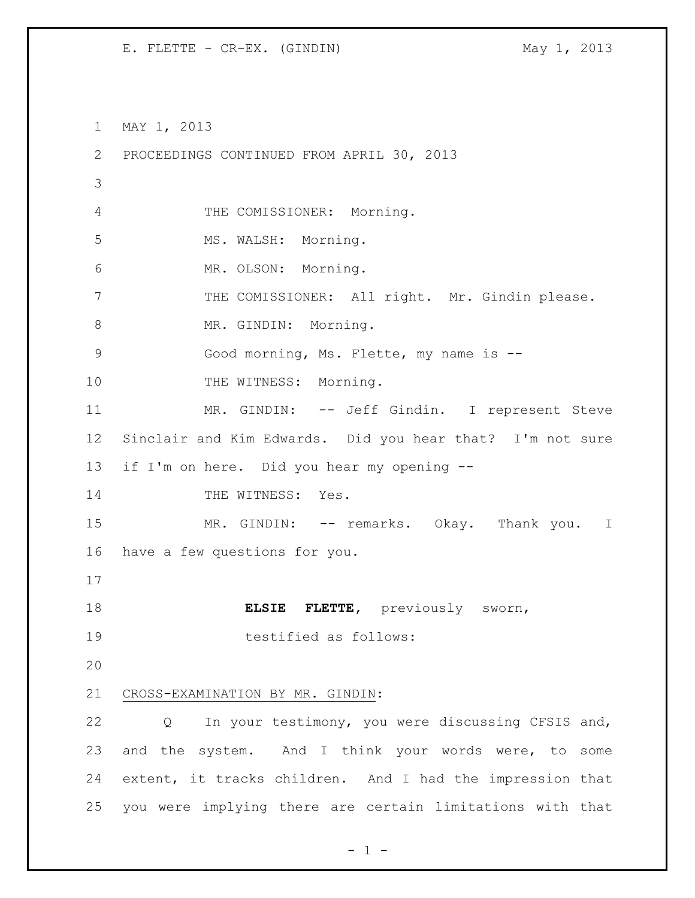MAY 1, 2013

PROCEEDINGS CONTINUED FROM APRIL 30, 2013

THE COMISSIONER: Morning.

MS. WALSH: Morning.

MR. OLSON: Morning.

THE COMISSIONER: All right. Mr. Gindin please.

MR. GINDIN: Morning.

Good morning, Ms. Flette, my name is --

THE WITNESS: Morning.

MR. GINDIN: -- Jeff Gindin. I represent Steve Sinclair and Kim Edwards. Did you hear that? I'm not sure if I'm on here. Did you hear my opening --

THE WITNESS: Yes.

MR. GINDIN: -- remarks. Okay. Thank you. I have a few questions for you.

**ELSIE FLETTE**, previously sworn, testified as follows:

CROSS-EXAMINATION BY MR. GINDIN:

Q In your testimony, you were discussing CFSIS and, and the system. And I think your words were, to some extent, it tracks children. And I had the impression that you were implying there are certain limitations with that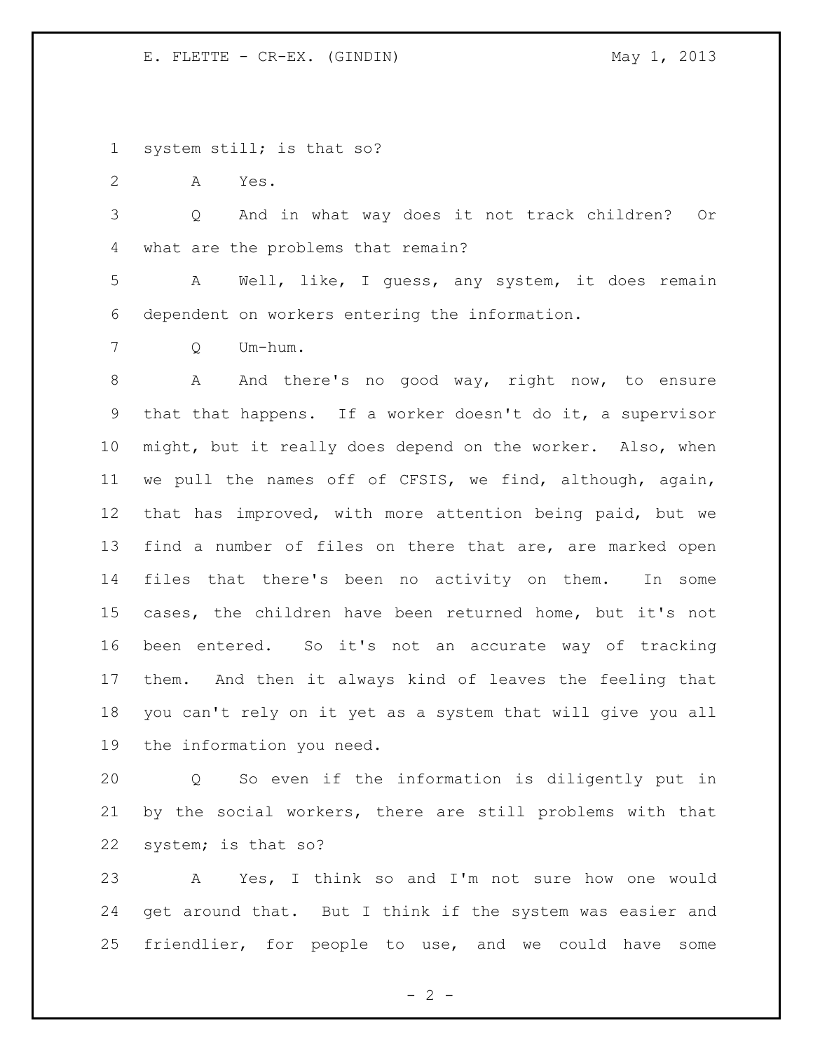system still; is that so?

A Yes.

Q And in what way does it not track children? Or what are the problems that remain?

A Well, like, I guess, any system, it does remain dependent on workers entering the information.

Q Um-hum.

A And there's no good way, right now, to ensure that that happens. If a worker doesn't do it, a supervisor might, but it really does depend on the worker. Also, when we pull the names off of CFSIS, we find, although, again, that has improved, with more attention being paid, but we find a number of files on there that are, are marked open files that there's been no activity on them. In some cases, the children have been returned home, but it's not been entered. So it's not an accurate way of tracking them. And then it always kind of leaves the feeling that you can't rely on it yet as a system that will give you all the information you need.

Q So even if the information is diligently put in by the social workers, there are still problems with that system; is that so?

A Yes, I think so and I'm not sure how one would get around that. But I think if the system was easier and friendlier, for people to use, and we could have some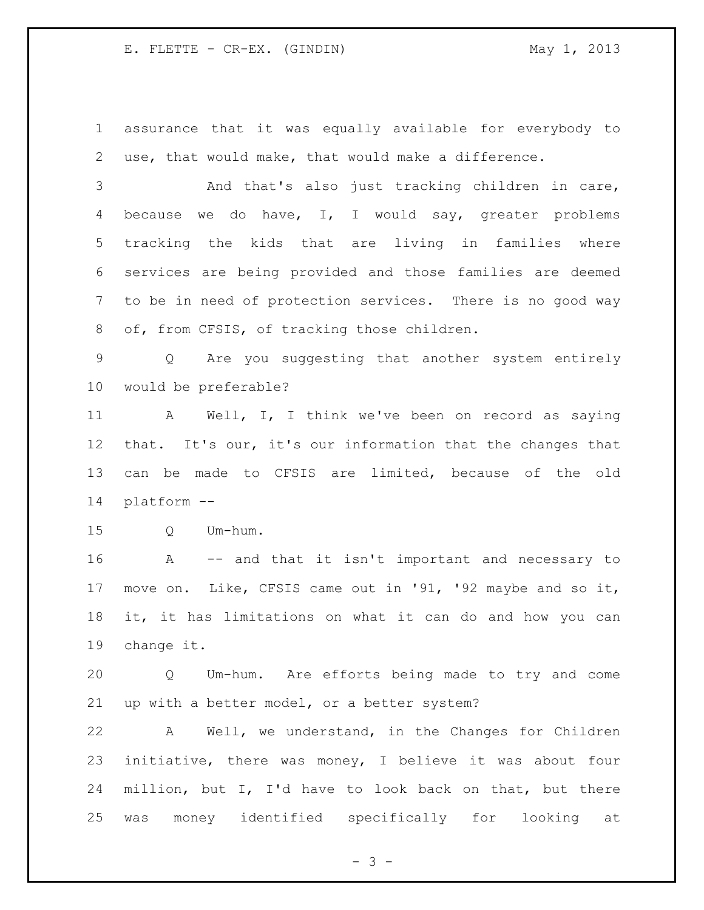assurance that it was equally available for everybody to use, that would make, that would make a difference.

And that's also just tracking children in care, because we do have, I, I would say, greater problems tracking the kids that are living in families where services are being provided and those families are deemed to be in need of protection services. There is no good way of, from CFSIS, of tracking those children.

Q Are you suggesting that another system entirely would be preferable?

A Well, I, I think we've been on record as saying that. It's our, it's our information that the changes that can be made to CFSIS are limited, because of the old platform --

Q Um-hum.

A -- and that it isn't important and necessary to move on. Like, CFSIS came out in '91, '92 maybe and so it, it, it has limitations on what it can do and how you can change it.

Q Um-hum. Are efforts being made to try and come up with a better model, or a better system?

A Well, we understand, in the Changes for Children initiative, there was money, I believe it was about four million, but I, I'd have to look back on that, but there was money identified specifically for looking at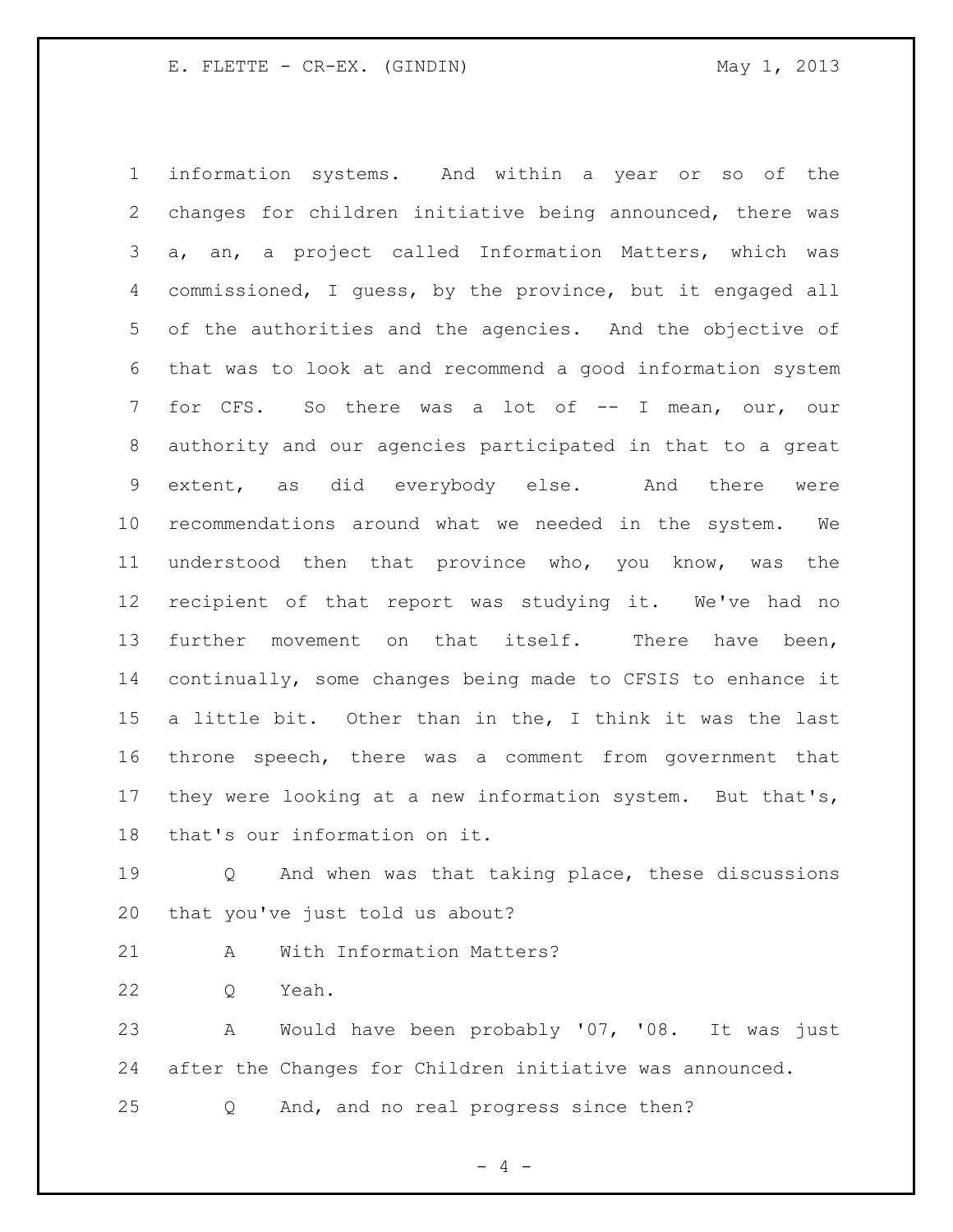information systems. And within a year or so of the changes for children initiative being announced, there was a, an, a project called Information Matters, which was commissioned, I guess, by the province, but it engaged all of the authorities and the agencies. And the objective of that was to look at and recommend a good information system for CFS. So there was a lot of -- I mean, our, our authority and our agencies participated in that to a great extent, as did everybody else. And there were recommendations around what we needed in the system. We understood then that province who, you know, was the recipient of that report was studying it. We've had no further movement on that itself. There have been, continually, some changes being made to CFSIS to enhance it a little bit. Other than in the, I think it was the last throne speech, there was a comment from government that they were looking at a new information system. But that's, that's our information on it.

Q And when was that taking place, these discussions that you've just told us about?

A With Information Matters?

Q Yeah.

A Would have been probably '07, '08. It was just after the Changes for Children initiative was announced.

Q And, and no real progress since then?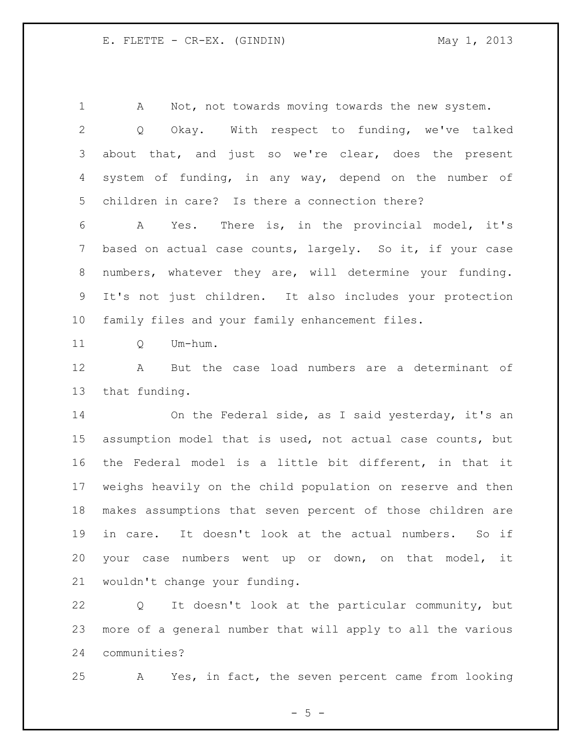A Not, not towards moving towards the new system.

Q Okay. With respect to funding, we've talked about that, and just so we're clear, does the present system of funding, in any way, depend on the number of children in care? Is there a connection there?

A Yes. There is, in the provincial model, it's based on actual case counts, largely. So it, if your case numbers, whatever they are, will determine your funding. It's not just children. It also includes your protection family files and your family enhancement files.

Q Um-hum.

A But the case load numbers are a determinant of that funding.

On the Federal side, as I said yesterday, it's an assumption model that is used, not actual case counts, but the Federal model is a little bit different, in that it weighs heavily on the child population on reserve and then makes assumptions that seven percent of those children are in care. It doesn't look at the actual numbers. So if your case numbers went up or down, on that model, it wouldn't change your funding.

Q It doesn't look at the particular community, but more of a general number that will apply to all the various communities?

A Yes, in fact, the seven percent came from looking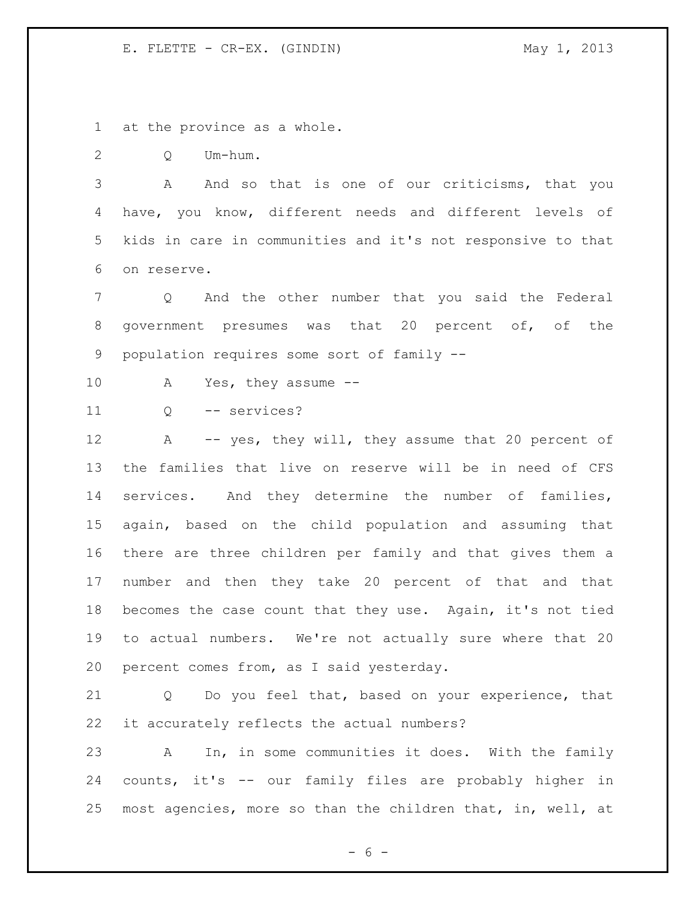at the province as a whole.

Q Um-hum.

A And so that is one of our criticisms, that you have, you know, different needs and different levels of kids in care in communities and it's not responsive to that on reserve.

Q And the other number that you said the Federal government presumes was that 20 percent of, of the population requires some sort of family --

A Yes, they assume --

Q -- services?

A -- yes, they will, they assume that 20 percent of the families that live on reserve will be in need of CFS services. And they determine the number of families, again, based on the child population and assuming that there are three children per family and that gives them a number and then they take 20 percent of that and that becomes the case count that they use. Again, it's not tied to actual numbers. We're not actually sure where that 20 percent comes from, as I said yesterday.

Q Do you feel that, based on your experience, that it accurately reflects the actual numbers?

A In, in some communities it does. With the family counts, it's -- our family files are probably higher in most agencies, more so than the children that, in, well, at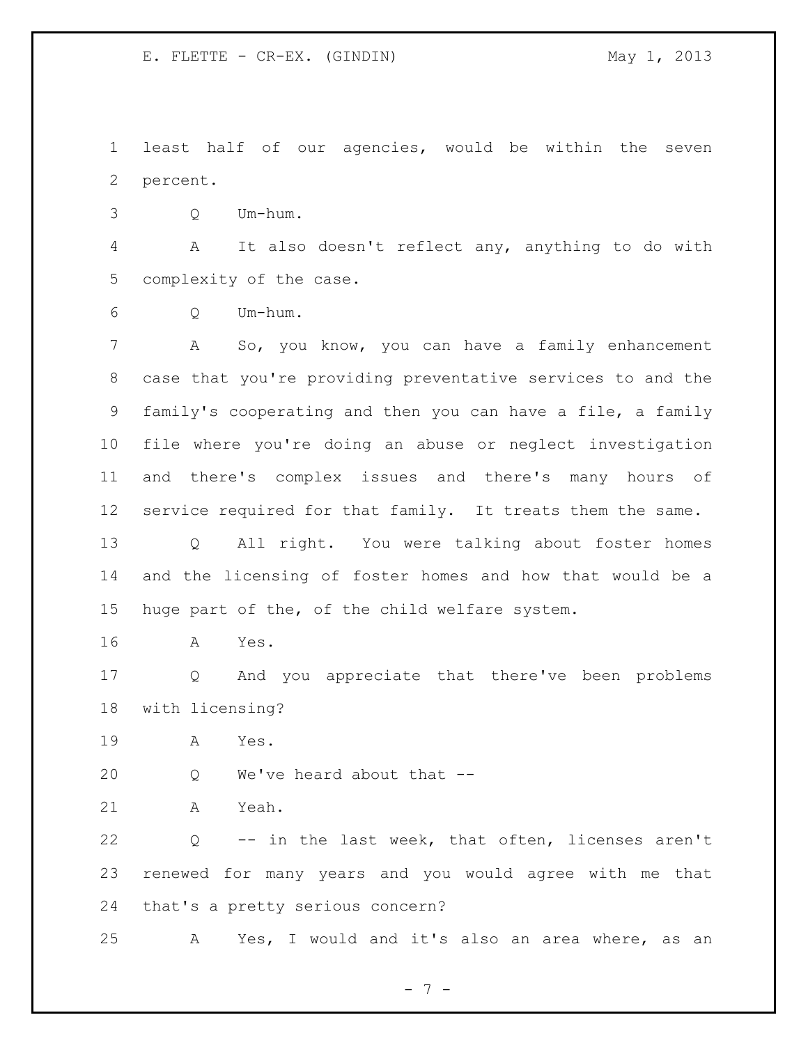least half of our agencies, would be within the seven percent.

Q Um-hum.

A It also doesn't reflect any, anything to do with complexity of the case.

Q Um-hum.

A So, you know, you can have a family enhancement case that you're providing preventative services to and the family's cooperating and then you can have a file, a family file where you're doing an abuse or neglect investigation and there's complex issues and there's many hours of service required for that family. It treats them the same.

Q All right. You were talking about foster homes and the licensing of foster homes and how that would be a huge part of the, of the child welfare system.

A Yes.

Q And you appreciate that there've been problems with licensing?

A Yes.

Q We've heard about that --

A Yeah.

Q -- in the last week, that often, licenses aren't renewed for many years and you would agree with me that that's a pretty serious concern?

A Yes, I would and it's also an area where, as an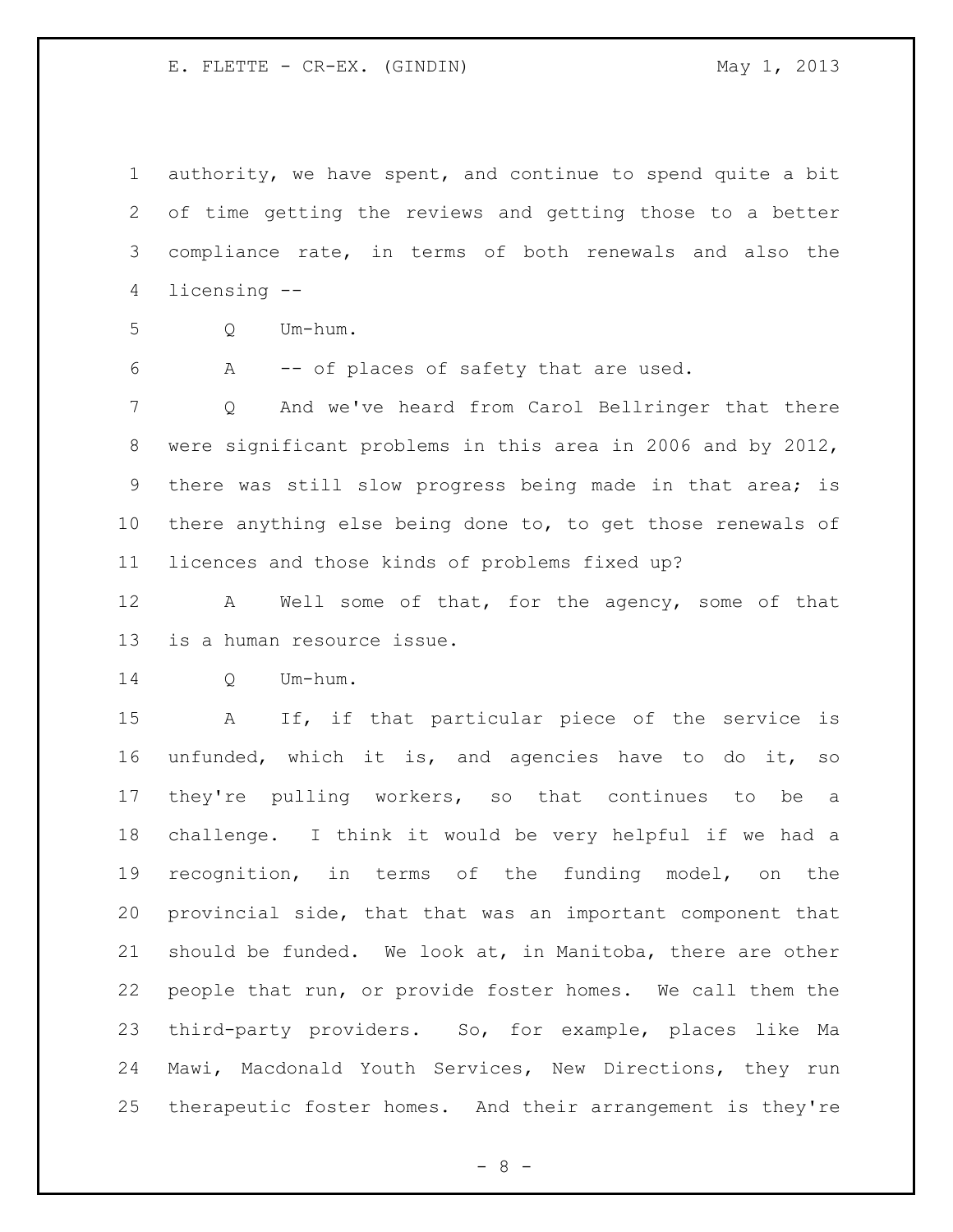authority, we have spent, and continue to spend quite a bit of time getting the reviews and getting those to a better compliance rate, in terms of both renewals and also the licensing --

Q Um-hum.

A -- of places of safety that are used.

Q And we've heard from Carol Bellringer that there were significant problems in this area in 2006 and by 2012, there was still slow progress being made in that area; is there anything else being done to, to get those renewals of licences and those kinds of problems fixed up?

A Well some of that, for the agency, some of that is a human resource issue.

Q Um-hum.

A If, if that particular piece of the service is unfunded, which it is, and agencies have to do it, so they're pulling workers, so that continues to be a challenge. I think it would be very helpful if we had a recognition, in terms of the funding model, on the provincial side, that that was an important component that should be funded. We look at, in Manitoba, there are other people that run, or provide foster homes. We call them the third-party providers. So, for example, places like Ma Mawi, Macdonald Youth Services, New Directions, they run therapeutic foster homes. And their arrangement is they're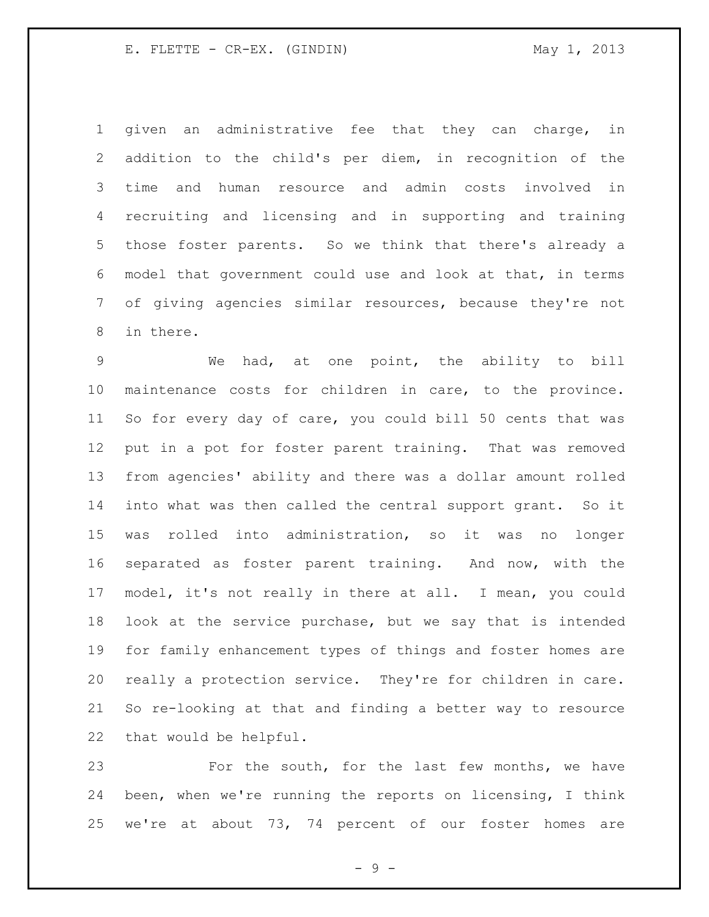given an administrative fee that they can charge, in addition to the child's per diem, in recognition of the time and human resource and admin costs involved in recruiting and licensing and in supporting and training those foster parents. So we think that there's already a model that government could use and look at that, in terms of giving agencies similar resources, because they're not in there.

We had, at one point, the ability to bill maintenance costs for children in care, to the province. So for every day of care, you could bill 50 cents that was put in a pot for foster parent training. That was removed from agencies' ability and there was a dollar amount rolled into what was then called the central support grant. So it was rolled into administration, so it was no longer separated as foster parent training. And now, with the model, it's not really in there at all. I mean, you could look at the service purchase, but we say that is intended for family enhancement types of things and foster homes are really a protection service. They're for children in care. So re-looking at that and finding a better way to resource that would be helpful.

For the south, for the last few months, we have been, when we're running the reports on licensing, I think we're at about 73, 74 percent of our foster homes are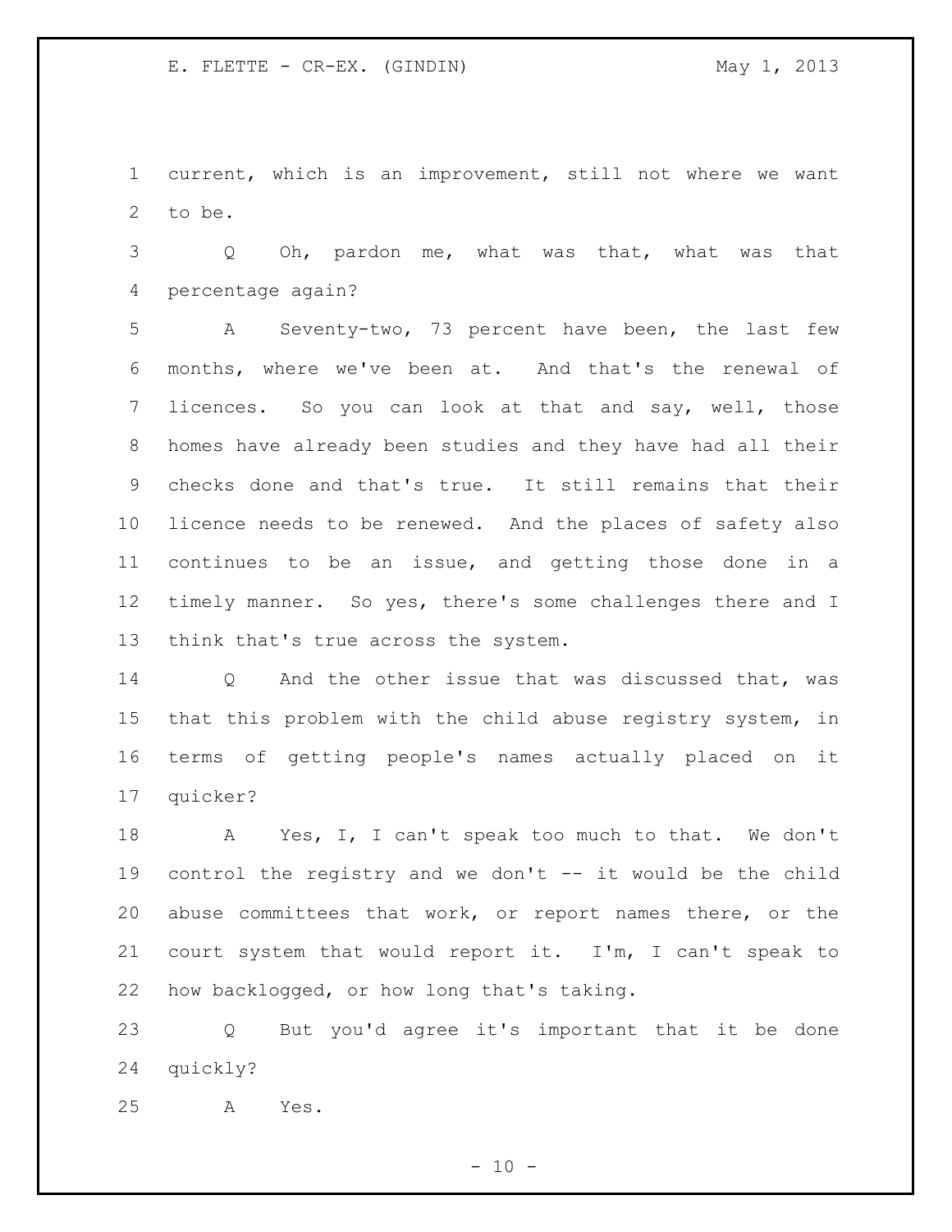current, which is an improvement, still not where we want to be.

Q Oh, pardon me, what was that, what was that percentage again?

A Seventy-two, 73 percent have been, the last few months, where we've been at. And that's the renewal of licences. So you can look at that and say, well, those homes have already been studies and they have had all their checks done and that's true. It still remains that their licence needs to be renewed. And the places of safety also continues to be an issue, and getting those done in a timely manner. So yes, there's some challenges there and I think that's true across the system.

Q And the other issue that was discussed that, was that this problem with the child abuse registry system, in terms of getting people's names actually placed on it quicker?

A Yes, I, I can't speak too much to that. We don't control the registry and we don't -- it would be the child abuse committees that work, or report names there, or the court system that would report it. I'm, I can't speak to how backlogged, or how long that's taking.

Q But you'd agree it's important that it be done quickly?

A Yes.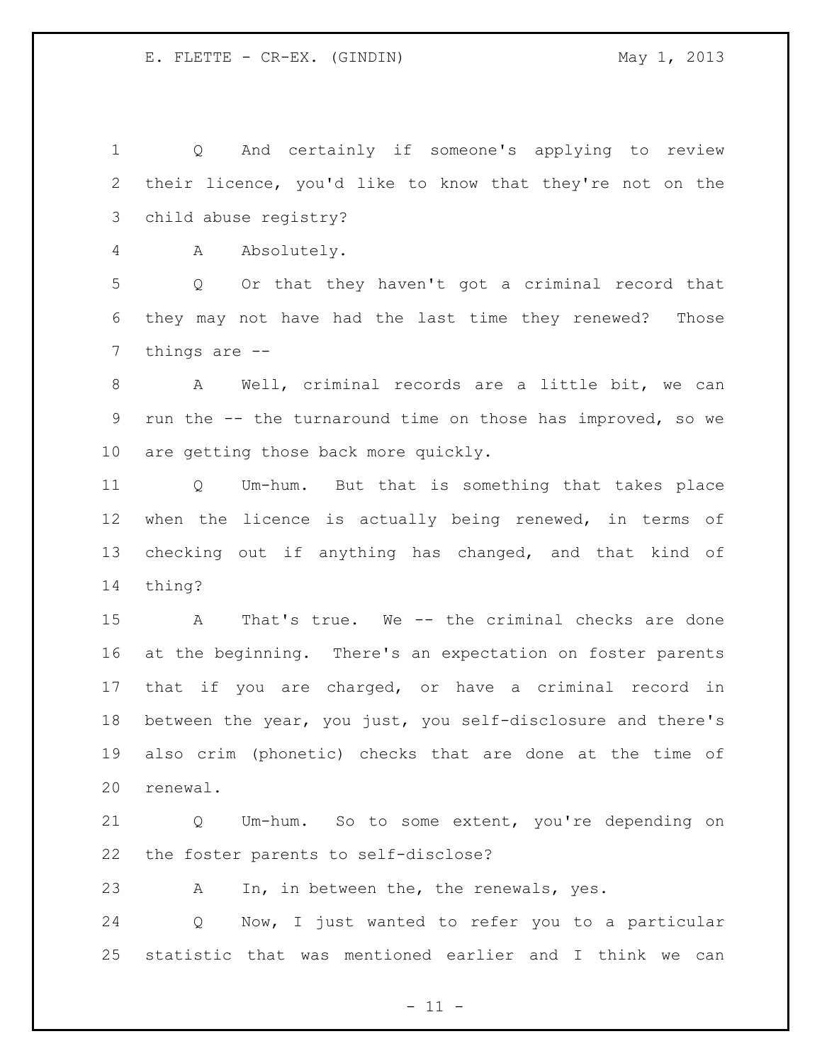Q And certainly if someone's applying to review their licence, you'd like to know that they're not on the child abuse registry?

A Absolutely.

Q Or that they haven't got a criminal record that they may not have had the last time they renewed? Those things are --

A Well, criminal records are a little bit, we can run the -- the turnaround time on those has improved, so we are getting those back more quickly.

Q Um-hum. But that is something that takes place when the licence is actually being renewed, in terms of checking out if anything has changed, and that kind of thing?

A That's true. We -- the criminal checks are done at the beginning. There's an expectation on foster parents that if you are charged, or have a criminal record in between the year, you just, you self-disclosure and there's also crim (phonetic) checks that are done at the time of renewal.

Q Um-hum. So to some extent, you're depending on the foster parents to self-disclose?

A In, in between the, the renewals, yes.

Q Now, I just wanted to refer you to a particular statistic that was mentioned earlier and I think we can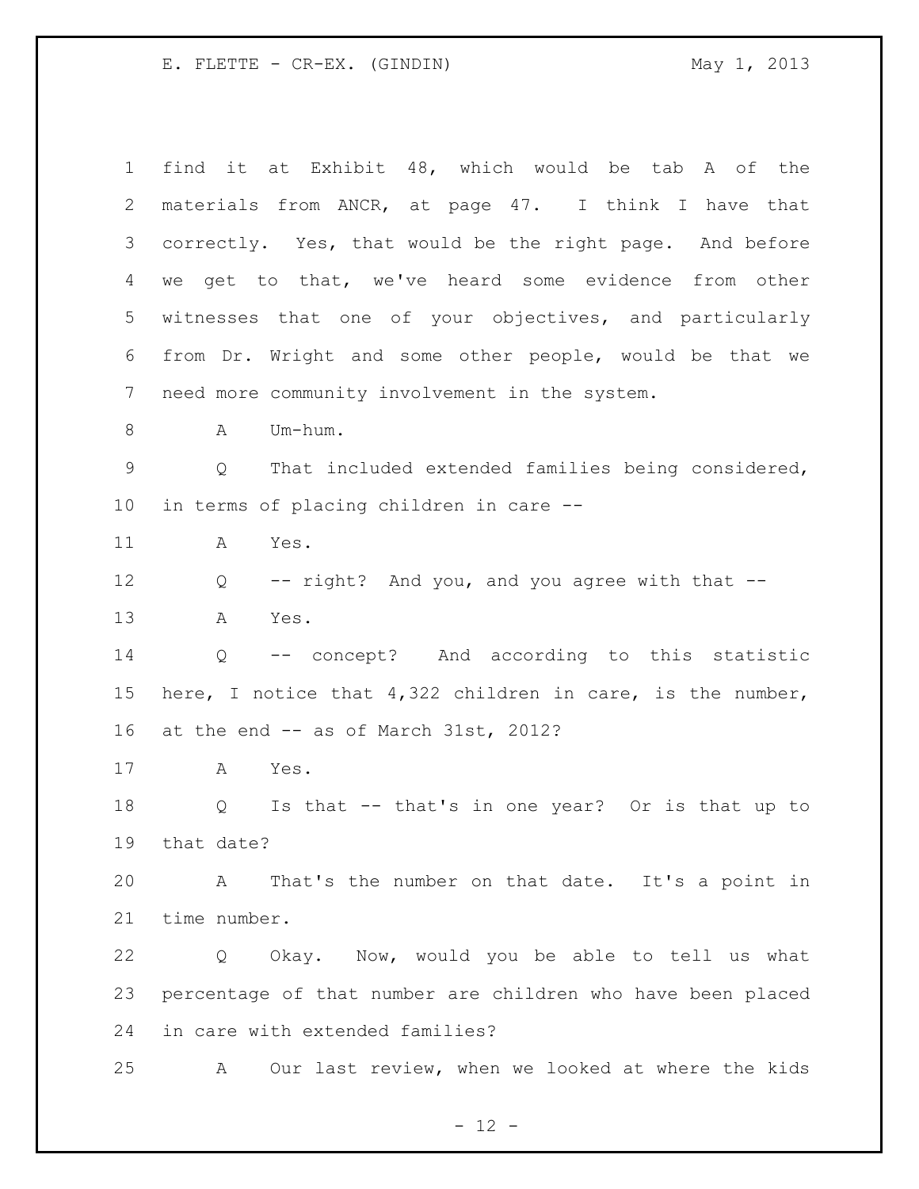find it at Exhibit 48, which would be tab A of the materials from ANCR, at page 47. I think I have that correctly. Yes, that would be the right page. And before we get to that, we've heard some evidence from other witnesses that one of your objectives, and particularly from Dr. Wright and some other people, would be that we need more community involvement in the system.

A Um-hum.

Q That included extended families being considered, in terms of placing children in care --

A Yes.

Q -- right? And you, and you agree with that --

A Yes.

Q -- concept? And according to this statistic here, I notice that 4,322 children in care, is the number, at the end -- as of March 31st, 2012?

A Yes.

Q Is that -- that's in one year? Or is that up to that date?

A That's the number on that date. It's a point in time number.

Q Okay. Now, would you be able to tell us what percentage of that number are children who have been placed in care with extended families?

A Our last review, when we looked at where the kids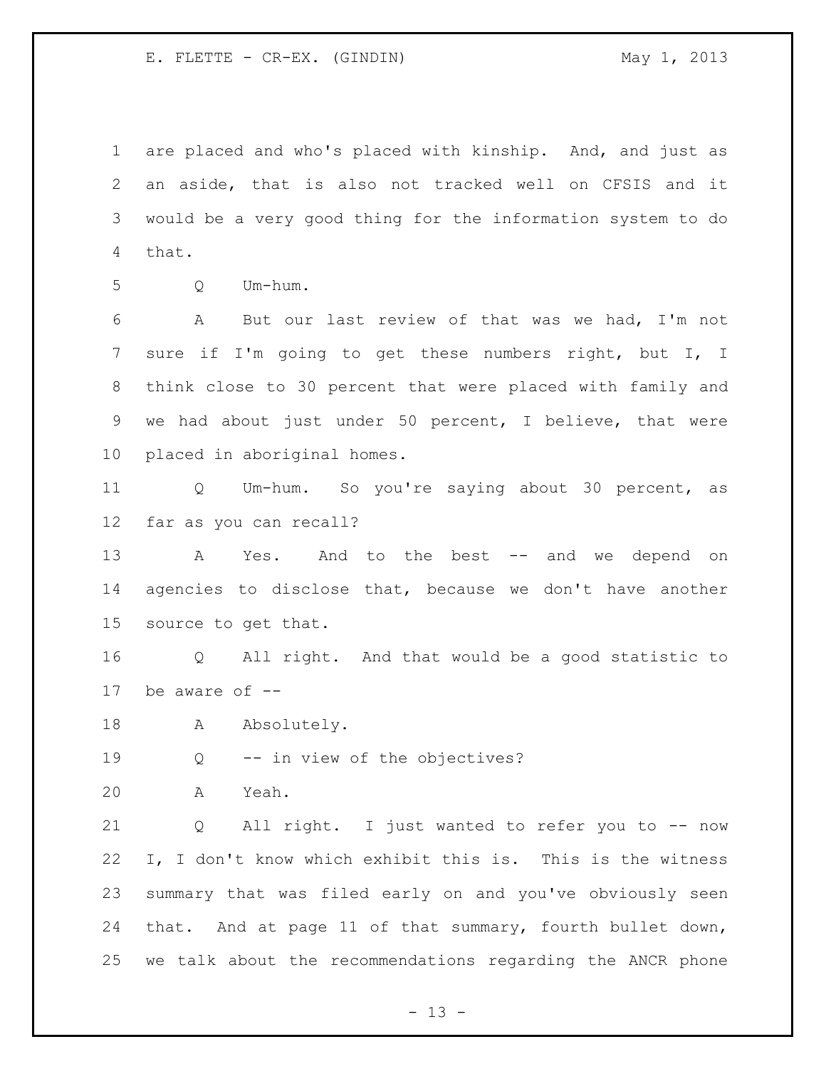are placed and who's placed with kinship. And, and just as an aside, that is also not tracked well on CFSIS and it would be a very good thing for the information system to do that.

Q Um-hum.

A But our last review of that was we had, I'm not sure if I'm going to get these numbers right, but I, I think close to 30 percent that were placed with family and we had about just under 50 percent, I believe, that were placed in aboriginal homes.

Q Um-hum. So you're saying about 30 percent, as far as you can recall?

A Yes. And to the best -- and we depend on agencies to disclose that, because we don't have another source to get that.

Q All right. And that would be a good statistic to be aware of --

A Absolutely.

Q -- in view of the objectives?

A Yeah.

Q All right. I just wanted to refer you to -- now I, I don't know which exhibit this is. This is the witness summary that was filed early on and you've obviously seen that. And at page 11 of that summary, fourth bullet down, we talk about the recommendations regarding the ANCR phone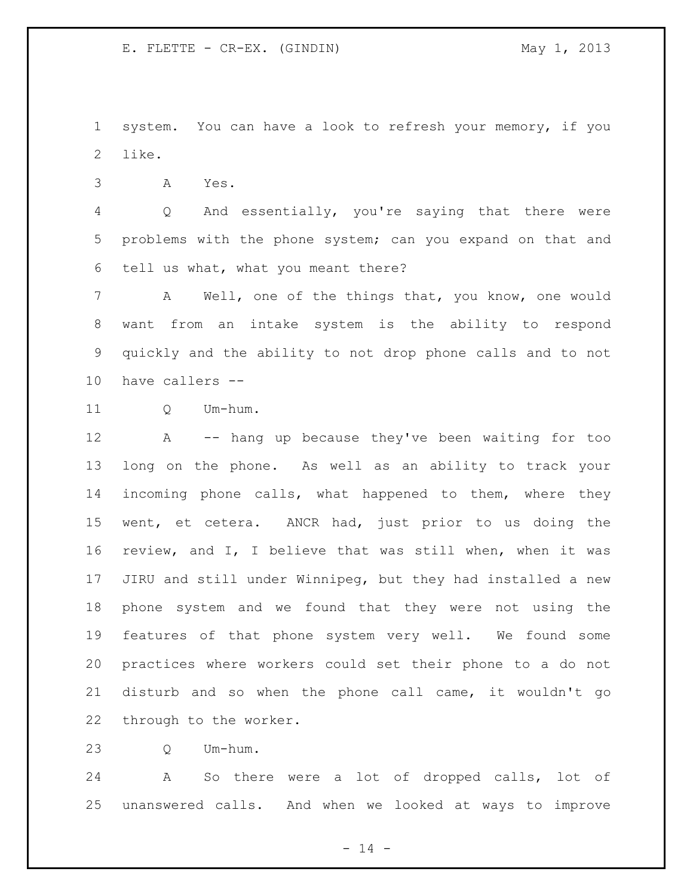system. You can have a look to refresh your memory, if you like.

A Yes.

Q And essentially, you're saying that there were problems with the phone system; can you expand on that and tell us what, what you meant there?

A Well, one of the things that, you know, one would want from an intake system is the ability to respond quickly and the ability to not drop phone calls and to not have callers --

Q Um-hum.

A -- hang up because they've been waiting for too long on the phone. As well as an ability to track your incoming phone calls, what happened to them, where they went, et cetera. ANCR had, just prior to us doing the review, and I, I believe that was still when, when it was JIRU and still under Winnipeg, but they had installed a new phone system and we found that they were not using the features of that phone system very well. We found some practices where workers could set their phone to a do not disturb and so when the phone call came, it wouldn't go through to the worker.

Q Um-hum.

A So there were a lot of dropped calls, lot of unanswered calls. And when we looked at ways to improve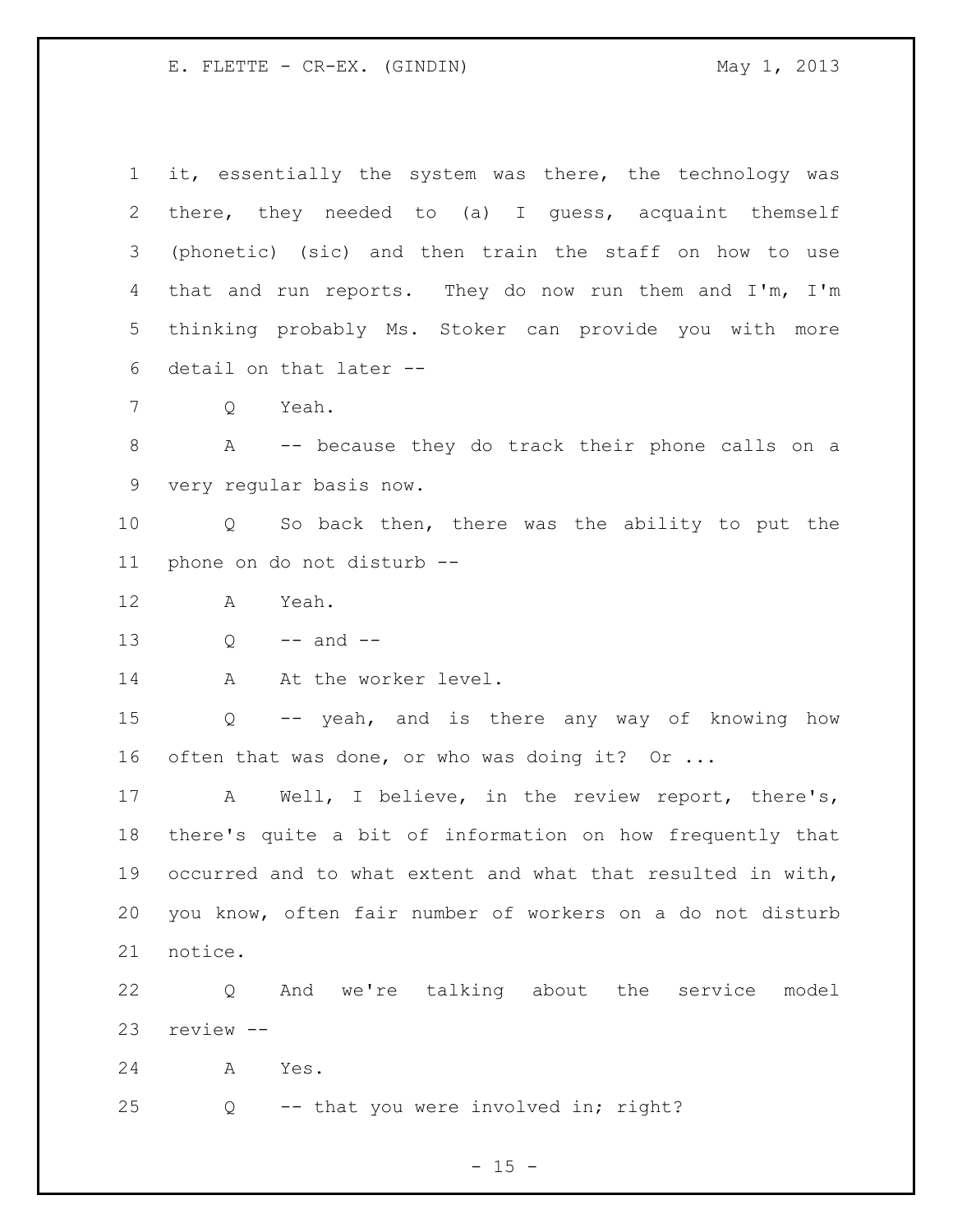it, essentially the system was there, the technology was there, they needed to (a) I guess, acquaint themself (phonetic) (sic) and then train the staff on how to use that and run reports. They do now run them and I'm, I'm thinking probably Ms. Stoker can provide you with more detail on that later --

Q Yeah.

A -- because they do track their phone calls on a very regular basis now.

Q So back then, there was the ability to put the phone on do not disturb --

A Yeah.

Q -- and --

A At the worker level.

Q -- yeah, and is there any way of knowing how often that was done, or who was doing it? Or ...

A Well, I believe, in the review report, there's, there's quite a bit of information on how frequently that occurred and to what extent and what that resulted in with, you know, often fair number of workers on a do not disturb notice.

Q And we're talking about the service model review --

A Yes.

Q -- that you were involved in; right?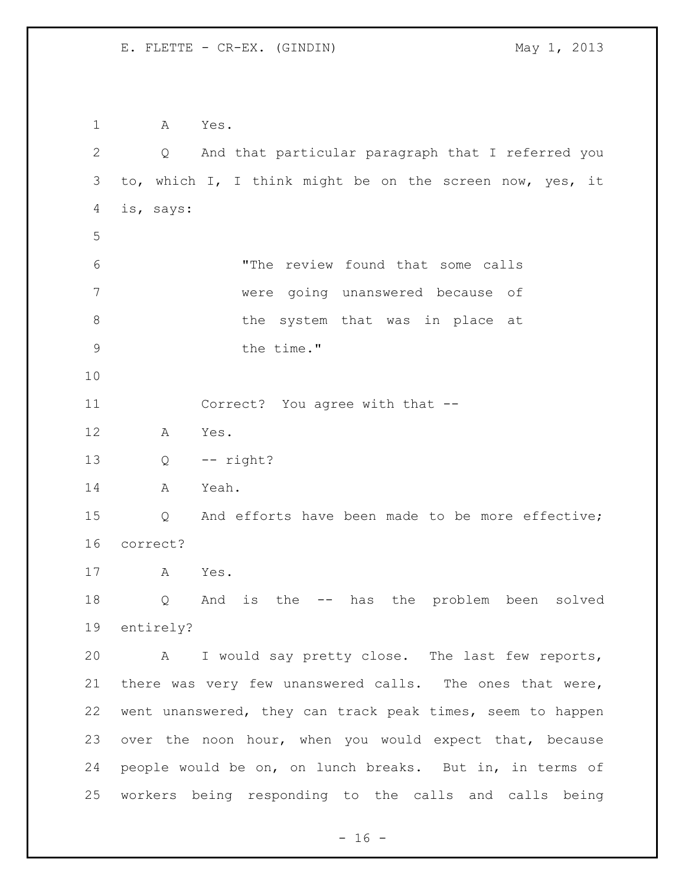A Yes.

Q And that particular paragraph that I referred you to, which I, I think might be on the screen now, yes, it is, says:

> "The review found that some calls were going unanswered because of the system that was in place at the time."

Correct? You agree with that --

A Yes.

Q -- right?

A Yeah.

Q And efforts have been made to be more effective; correct?

A Yes.

Q And is the -- has the problem been solved entirely?

A I would say pretty close. The last few reports, there was very few unanswered calls. The ones that were, went unanswered, they can track peak times, seem to happen over the noon hour, when you would expect that, because people would be on, on lunch breaks. But in, in terms of workers being responding to the calls and calls being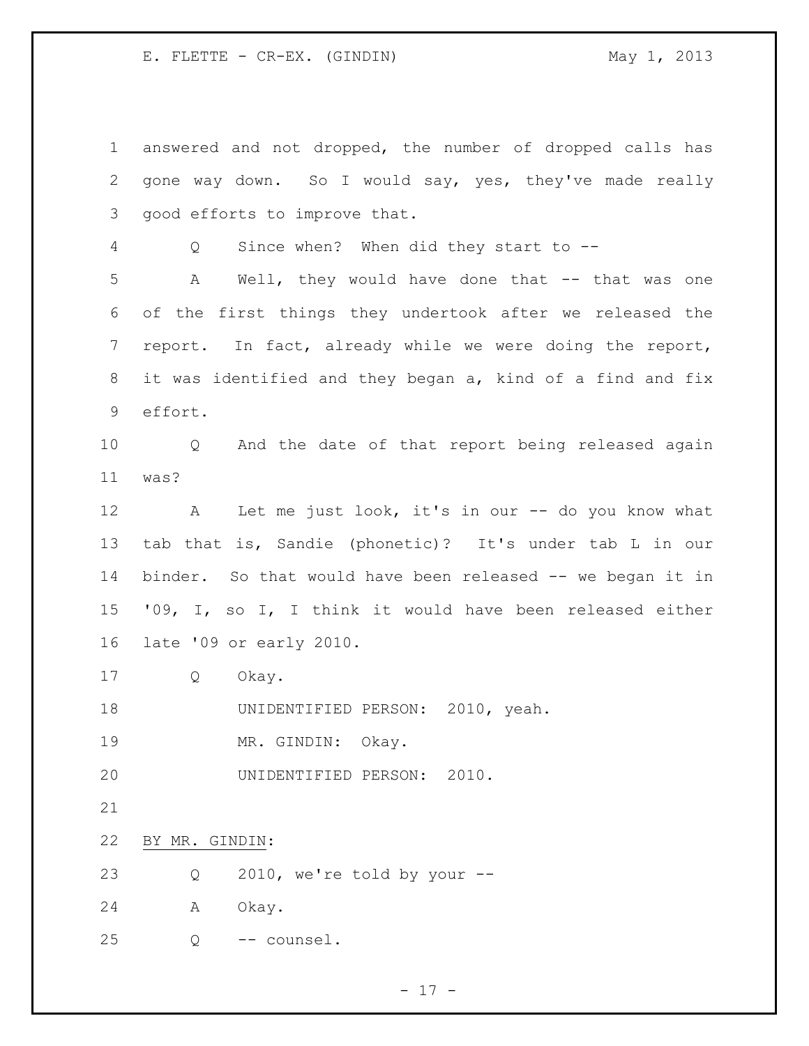answered and not dropped, the number of dropped calls has gone way down. So I would say, yes, they've made really good efforts to improve that.

Q Since when? When did they start to --

A Well, they would have done that -- that was one of the first things they undertook after we released the report. In fact, already while we were doing the report, it was identified and they began a, kind of a find and fix effort.

Q And the date of that report being released again was?

A Let me just look, it's in our -- do you know what tab that is, Sandie (phonetic)? It's under tab L in our binder. So that would have been released -- we began it in '09, I, so I, I think it would have been released either late '09 or early 2010.

Q Okay.

UNIDENTIFIED PERSON: 2010, yeah.

MR. GINDIN: Okay.

UNIDENTIFIED PERSON: 2010.

BY MR. GINDIN:

Q 2010, we're told by your --

A Okay.

Q -- counsel.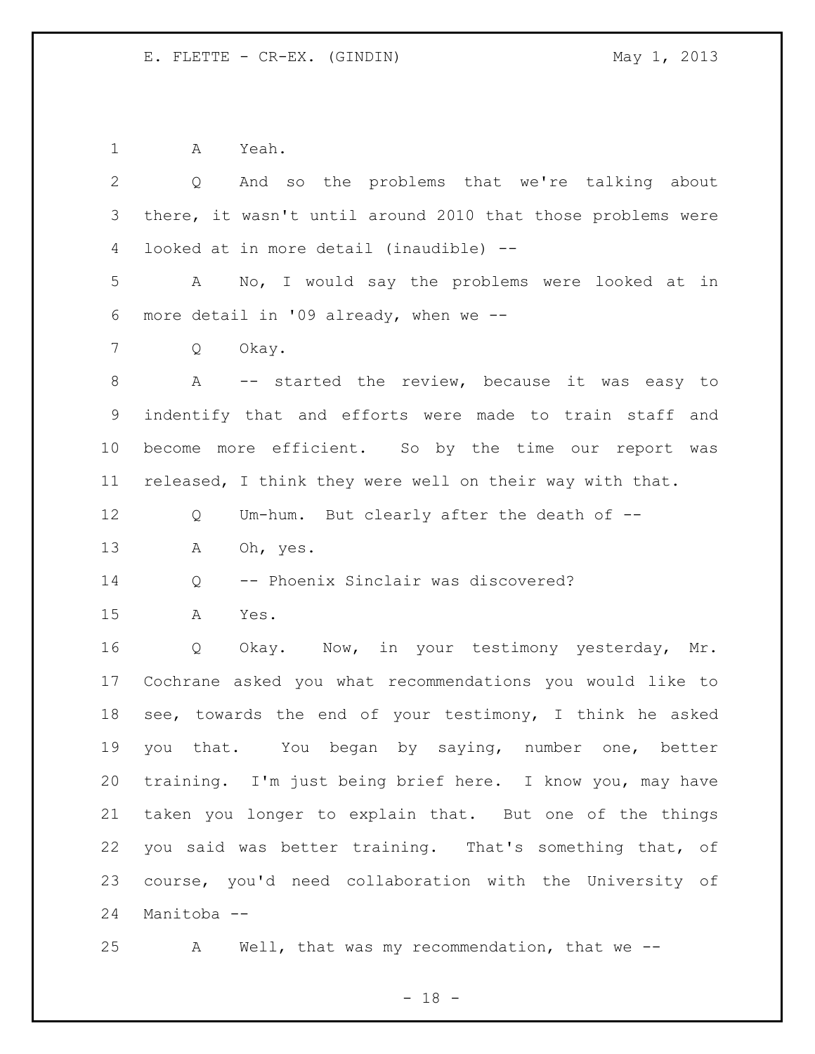A Yeah.

Q And so the problems that we're talking about there, it wasn't until around 2010 that those problems were looked at in more detail (inaudible) --

A No, I would say the problems were looked at in more detail in '09 already, when we --

Q Okay.

A -- started the review, because it was easy to indentify that and efforts were made to train staff and become more efficient. So by the time our report was released, I think they were well on their way with that.

Q Um-hum. But clearly after the death of --

A Oh, yes.

Q -- Phoenix Sinclair was discovered?

A Yes.

Q Okay. Now, in your testimony yesterday, Mr. Cochrane asked you what recommendations you would like to see, towards the end of your testimony, I think he asked you that. You began by saying, number one, better training. I'm just being brief here. I know you, may have taken you longer to explain that. But one of the things you said was better training. That's something that, of course, you'd need collaboration with the University of Manitoba --

A Well, that was my recommendation, that we --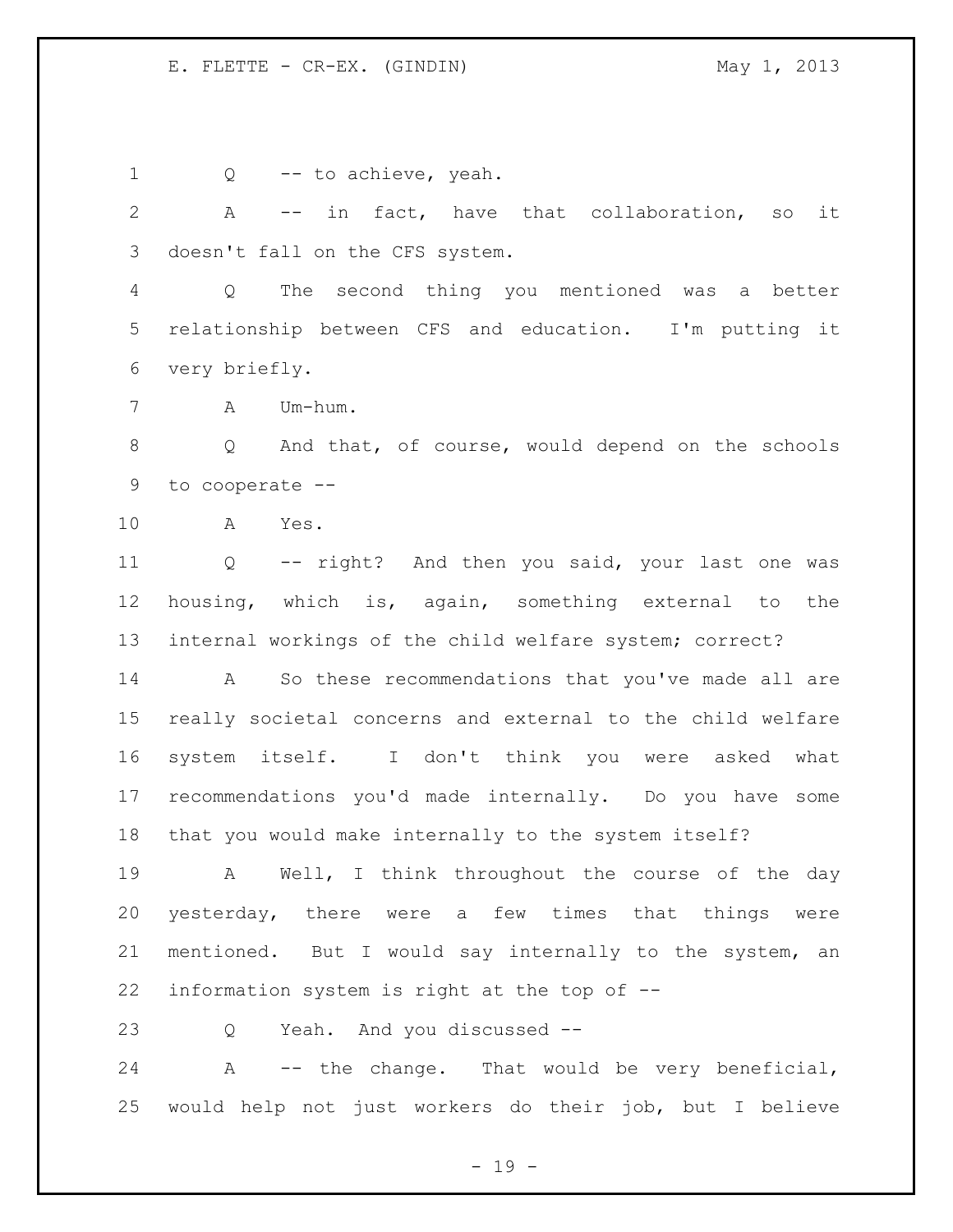Q -- to achieve, yeah.

A -- in fact, have that collaboration, so it doesn't fall on the CFS system.

Q The second thing you mentioned was a better relationship between CFS and education. I'm putting it very briefly.

A Um-hum.

Q And that, of course, would depend on the schools to cooperate --

A Yes.

Q -- right? And then you said, your last one was housing, which is, again, something external to the internal workings of the child welfare system; correct?

A So these recommendations that you've made all are really societal concerns and external to the child welfare system itself. I don't think you were asked what recommendations you'd made internally. Do you have some that you would make internally to the system itself?

A Well, I think throughout the course of the day yesterday, there were a few times that things were mentioned. But I would say internally to the system, an information system is right at the top of --

Q Yeah. And you discussed --

A -- the change. That would be very beneficial, would help not just workers do their job, but I believe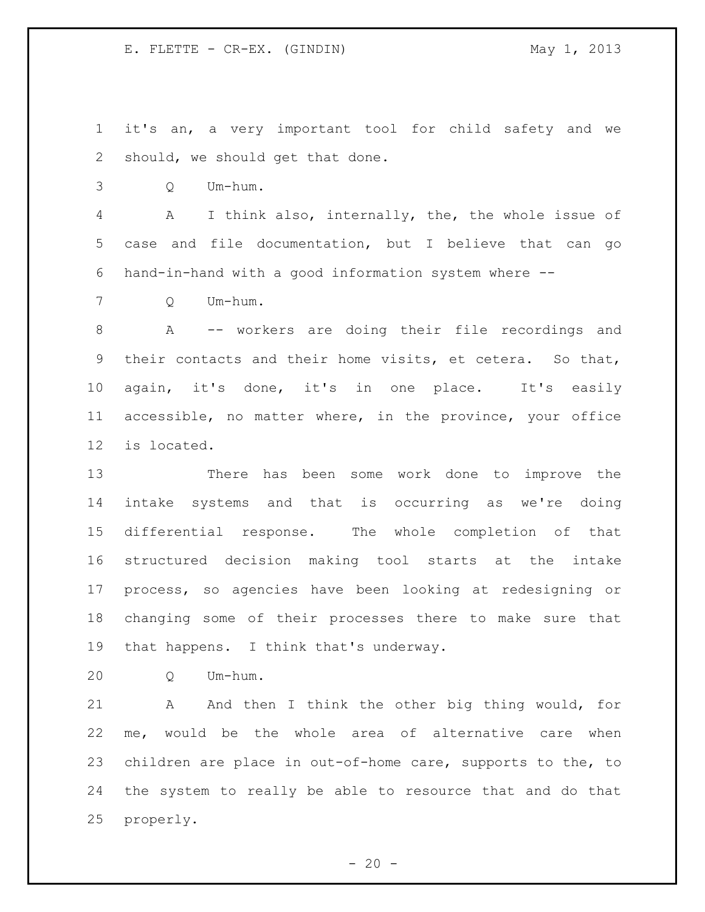it's an, a very important tool for child safety and we should, we should get that done.

Q Um-hum.

A I think also, internally, the, the whole issue of case and file documentation, but I believe that can go hand-in-hand with a good information system where --

Q Um-hum.

A -- workers are doing their file recordings and their contacts and their home visits, et cetera. So that, again, it's done, it's in one place. It's easily accessible, no matter where, in the province, your office is located.

There has been some work done to improve the intake systems and that is occurring as we're doing differential response. The whole completion of that structured decision making tool starts at the intake process, so agencies have been looking at redesigning or changing some of their processes there to make sure that that happens. I think that's underway.

Q Um-hum.

A And then I think the other big thing would, for me, would be the whole area of alternative care when children are place in out-of-home care, supports to the, to the system to really be able to resource that and do that properly.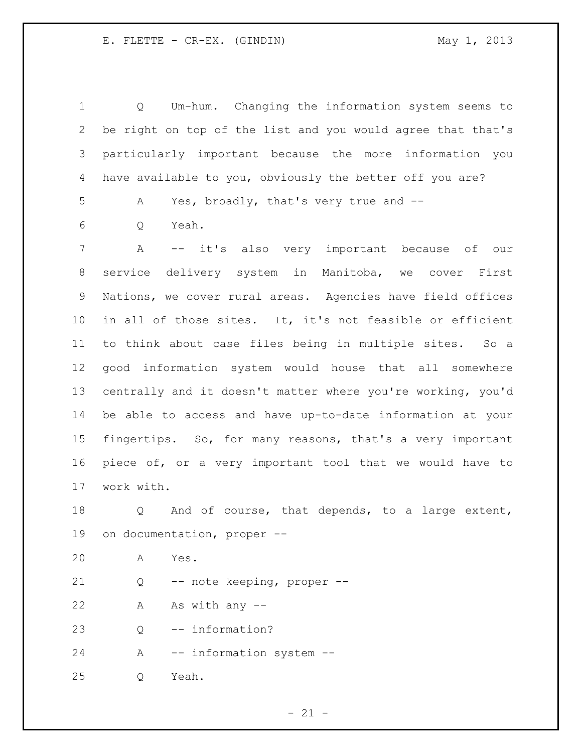Q Um-hum. Changing the information system seems to be right on top of the list and you would agree that that's particularly important because the more information you have available to you, obviously the better off you are?

A Yes, broadly, that's very true and --

Q Yeah.

A -- it's also very important because of our service delivery system in Manitoba, we cover First Nations, we cover rural areas. Agencies have field offices in all of those sites. It, it's not feasible or efficient to think about case files being in multiple sites. So a good information system would house that all somewhere centrally and it doesn't matter where you're working, you'd be able to access and have up-to-date information at your fingertips. So, for many reasons, that's a very important piece of, or a very important tool that we would have to work with.

Q And of course, that depends, to a large extent, on documentation, proper --

A Yes.

Q -- note keeping, proper --

A As with any --

Q -- information?

A -- information system --

Q Yeah.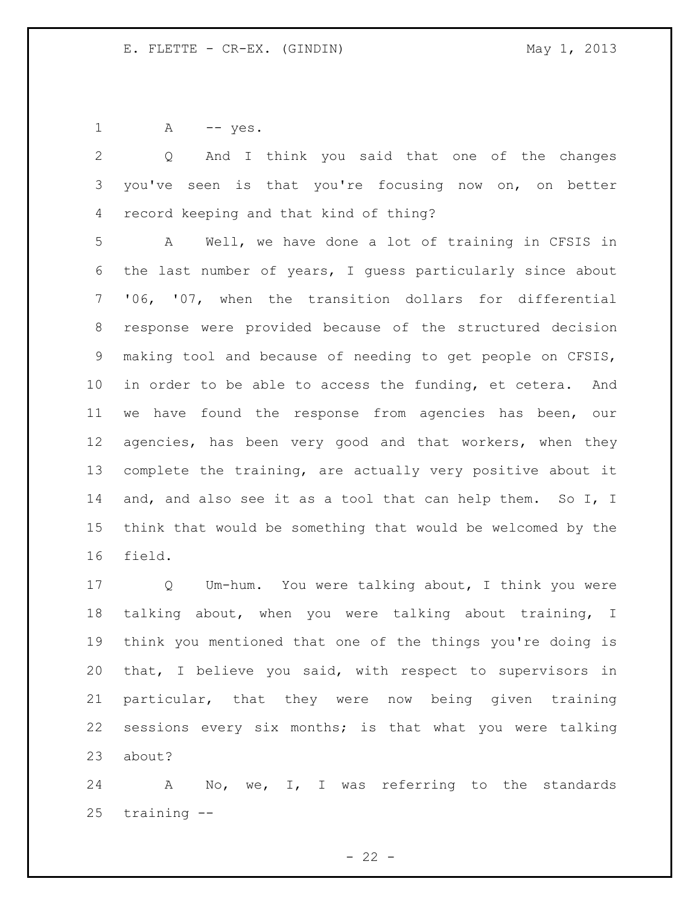A -- yes.

Q And I think you said that one of the changes you've seen is that you're focusing now on, on better record keeping and that kind of thing?

A Well, we have done a lot of training in CFSIS in the last number of years, I guess particularly since about '06, '07, when the transition dollars for differential response were provided because of the structured decision making tool and because of needing to get people on CFSIS, in order to be able to access the funding, et cetera. And we have found the response from agencies has been, our agencies, has been very good and that workers, when they complete the training, are actually very positive about it and, and also see it as a tool that can help them. So I, I think that would be something that would be welcomed by the field.

Q Um-hum. You were talking about, I think you were talking about, when you were talking about training, I think you mentioned that one of the things you're doing is that, I believe you said, with respect to supervisors in particular, that they were now being given training sessions every six months; is that what you were talking about?

A No, we, I, I was referring to the standards training --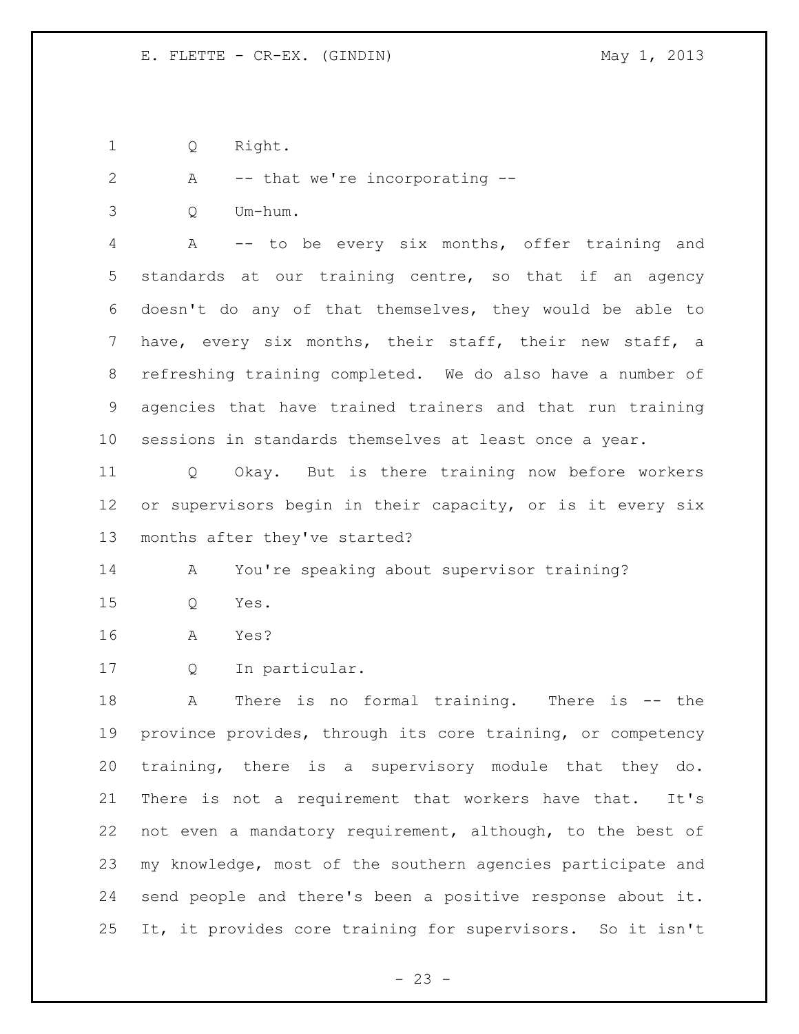Q Right.

A -- that we're incorporating --

Q Um-hum.

A -- to be every six months, offer training and standards at our training centre, so that if an agency doesn't do any of that themselves, they would be able to have, every six months, their staff, their new staff, a refreshing training completed. We do also have a number of agencies that have trained trainers and that run training sessions in standards themselves at least once a year.

Q Okay. But is there training now before workers or supervisors begin in their capacity, or is it every six months after they've started?

A You're speaking about supervisor training?

Q Yes.

A Yes?

Q In particular.

A There is no formal training. There is -- the province provides, through its core training, or competency training, there is a supervisory module that they do. There is not a requirement that workers have that. It's not even a mandatory requirement, although, to the best of my knowledge, most of the southern agencies participate and send people and there's been a positive response about it. It, it provides core training for supervisors. So it isn't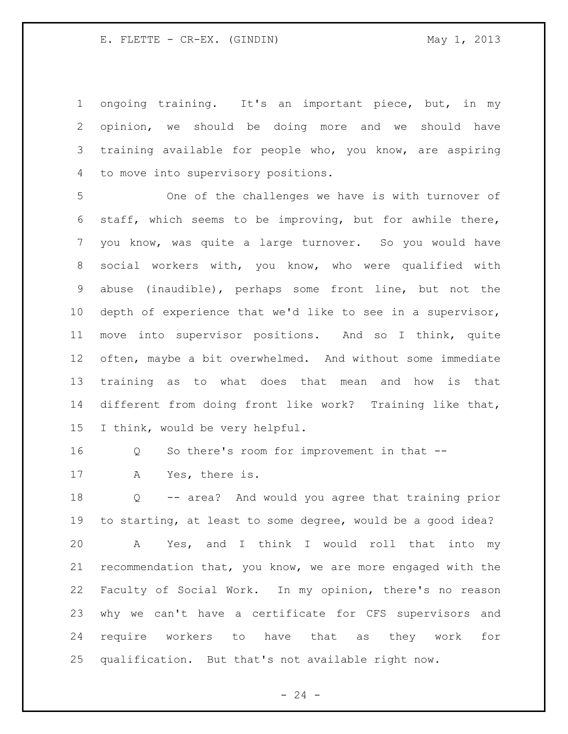ongoing training. It's an important piece, but, in my opinion, we should be doing more and we should have training available for people who, you know, are aspiring to move into supervisory positions.

One of the challenges we have is with turnover of staff, which seems to be improving, but for awhile there, you know, was quite a large turnover. So you would have social workers with, you know, who were qualified with abuse (inaudible), perhaps some front line, but not the depth of experience that we'd like to see in a supervisor, move into supervisor positions. And so I think, quite often, maybe a bit overwhelmed. And without some immediate training as to what does that mean and how is that different from doing front like work? Training like that, I think, would be very helpful.

Q So there's room for improvement in that --

A Yes, there is.

Q -- area? And would you agree that training prior to starting, at least to some degree, would be a good idea?

A Yes, and I think I would roll that into my recommendation that, you know, we are more engaged with the Faculty of Social Work. In my opinion, there's no reason why we can't have a certificate for CFS supervisors and require workers to have that as they work for qualification. But that's not available right now.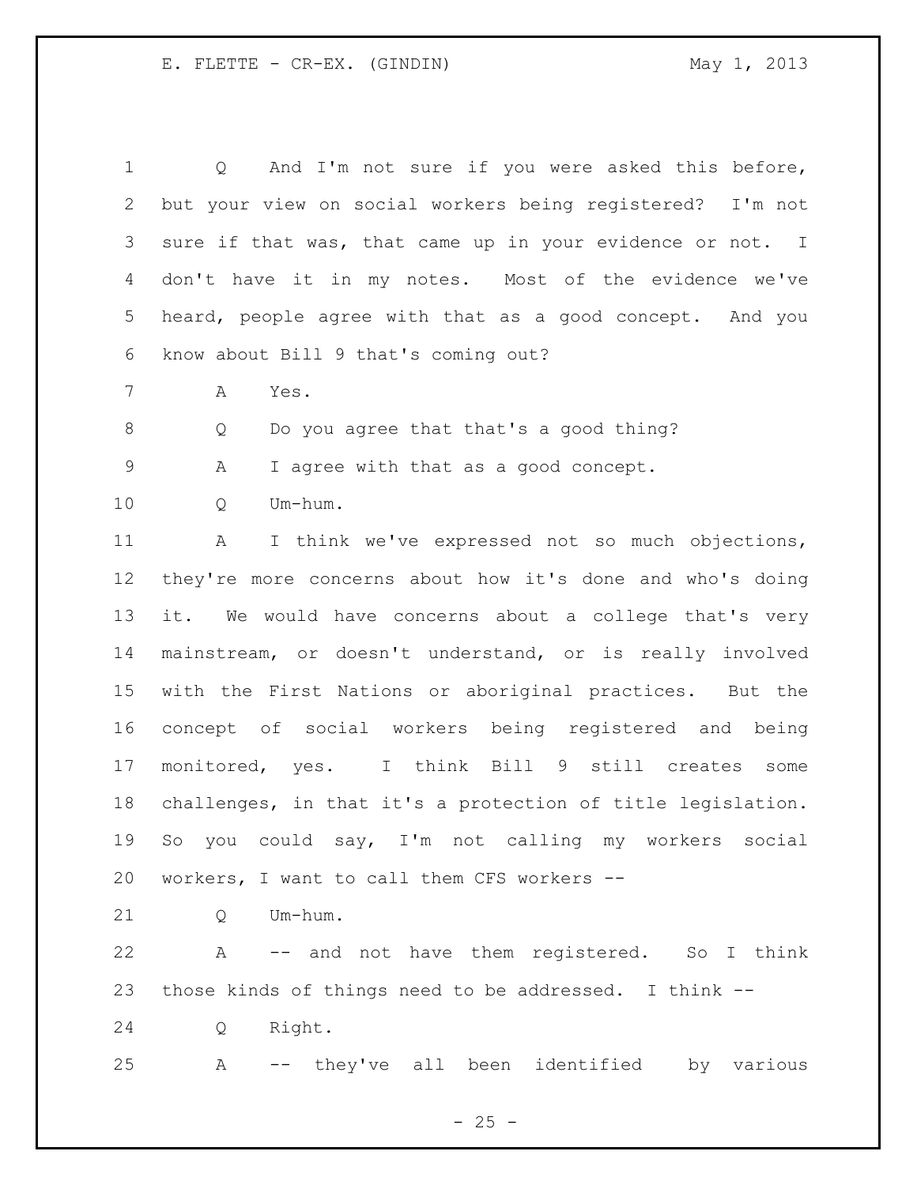Q And I'm not sure if you were asked this before, but your view on social workers being registered? I'm not sure if that was, that came up in your evidence or not. I don't have it in my notes. Most of the evidence we've heard, people agree with that as a good concept. And you know about Bill 9 that's coming out?

A Yes.

Q Do you agree that that's a good thing?

A I agree with that as a good concept.

Q Um-hum.

A I think we've expressed not so much objections, they're more concerns about how it's done and who's doing it. We would have concerns about a college that's very mainstream, or doesn't understand, or is really involved with the First Nations or aboriginal practices. But the concept of social workers being registered and being monitored, yes. I think Bill 9 still creates some challenges, in that it's a protection of title legislation. So you could say, I'm not calling my workers social workers, I want to call them CFS workers --

Q Um-hum.

A -- and not have them registered. So I think those kinds of things need to be addressed. I think --

Q Right.

A -- they've all been identified by various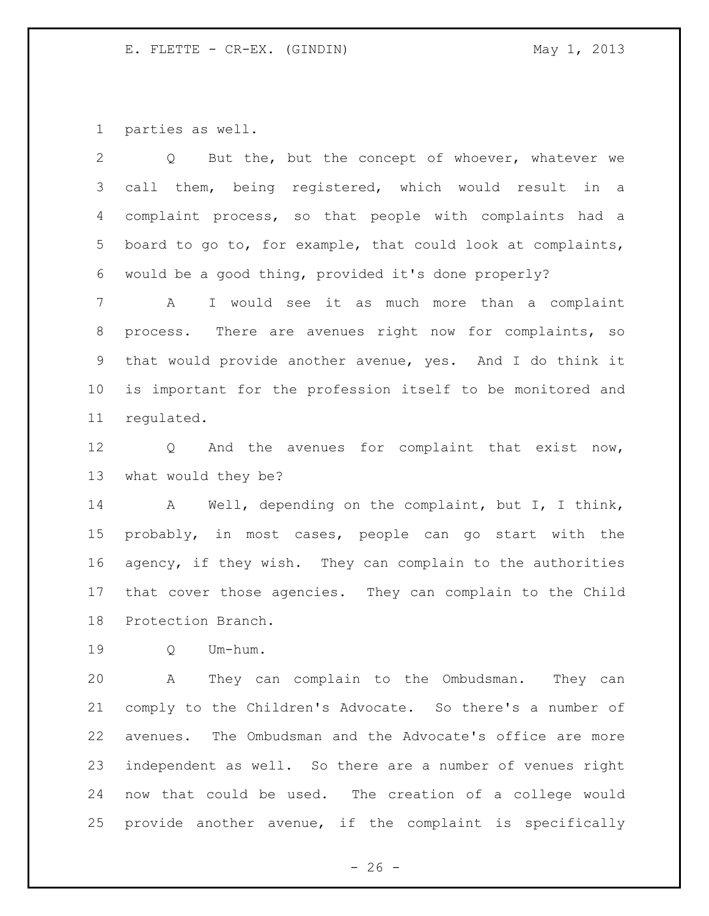parties as well.

Q But the, but the concept of whoever, whatever we call them, being registered, which would result in a complaint process, so that people with complaints had a board to go to, for example, that could look at complaints, would be a good thing, provided it's done properly?

A I would see it as much more than a complaint process. There are avenues right now for complaints, so that would provide another avenue, yes. And I do think it is important for the profession itself to be monitored and regulated.

Q And the avenues for complaint that exist now, what would they be?

A Well, depending on the complaint, but I, I think, probably, in most cases, people can go start with the agency, if they wish. They can complain to the authorities that cover those agencies. They can complain to the Child Protection Branch.

Q Um-hum.

A They can complain to the Ombudsman. They can comply to the Children's Advocate. So there's a number of avenues. The Ombudsman and the Advocate's office are more independent as well. So there are a number of venues right now that could be used. The creation of a college would provide another avenue, if the complaint is specifically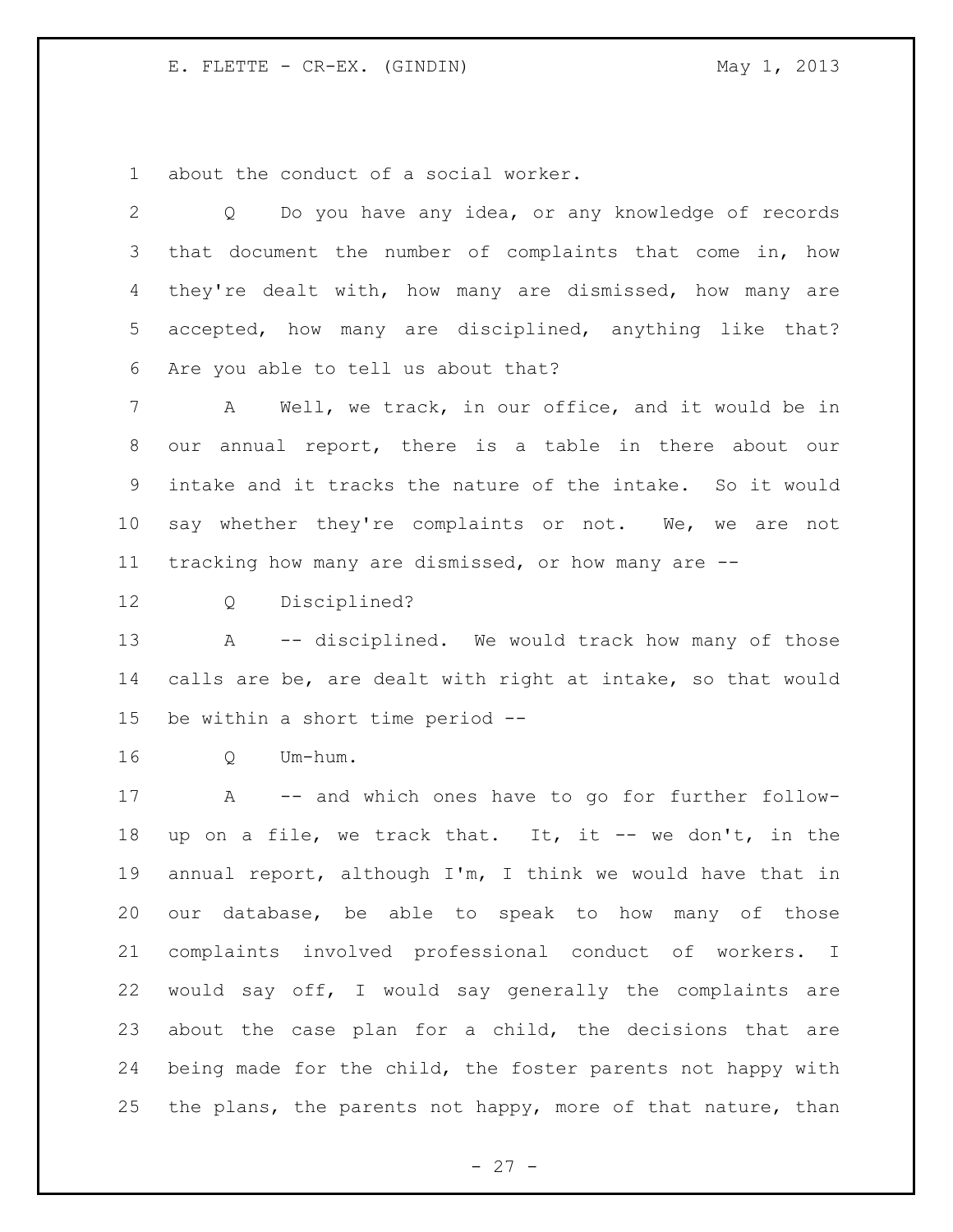about the conduct of a social worker.

Q Do you have any idea, or any knowledge of records that document the number of complaints that come in, how they're dealt with, how many are dismissed, how many are accepted, how many are disciplined, anything like that? Are you able to tell us about that?

A Well, we track, in our office, and it would be in our annual report, there is a table in there about our intake and it tracks the nature of the intake. So it would say whether they're complaints or not. We, we are not tracking how many are dismissed, or how many are --

Q Disciplined?

A -- disciplined. We would track how many of those calls are be, are dealt with right at intake, so that would be within a short time period --

Q Um-hum.

A -- and which ones have to go for further follow-up on a file, we track that. It, it -- we don't, in the annual report, although I'm, I think we would have that in our database, be able to speak to how many of those complaints involved professional conduct of workers. I would say off, I would say generally the complaints are about the case plan for a child, the decisions that are being made for the child, the foster parents not happy with the plans, the parents not happy, more of that nature, than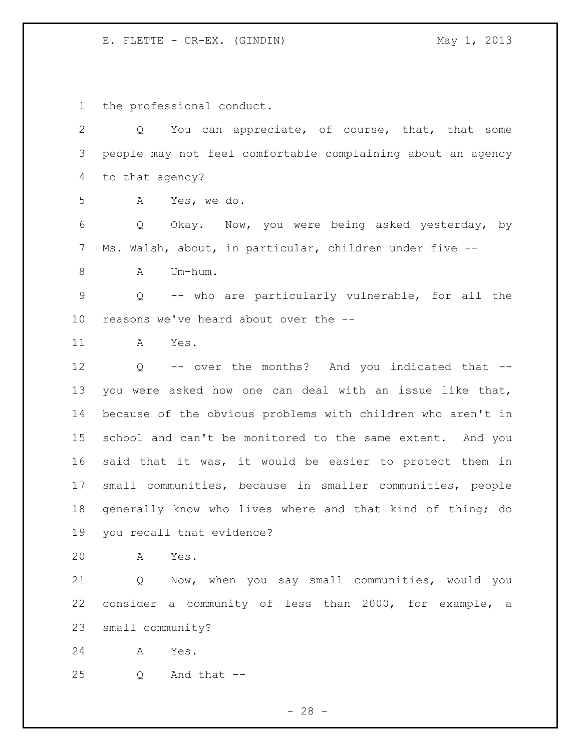the professional conduct.

Q You can appreciate, of course, that, that some people may not feel comfortable complaining about an agency to that agency?

A Yes, we do.

Q Okay. Now, you were being asked yesterday, by Ms. Walsh, about, in particular, children under five --

A Um-hum.

Q -- who are particularly vulnerable, for all the reasons we've heard about over the --

A Yes.

Q -- over the months? And you indicated that -- you were asked how one can deal with an issue like that, because of the obvious problems with children who aren't in school and can't be monitored to the same extent. And you said that it was, it would be easier to protect them in small communities, because in smaller communities, people generally know who lives where and that kind of thing; do you recall that evidence?

A Yes.

Q Now, when you say small communities, would you consider a community of less than 2000, for example, a small community?

A Yes.

Q And that --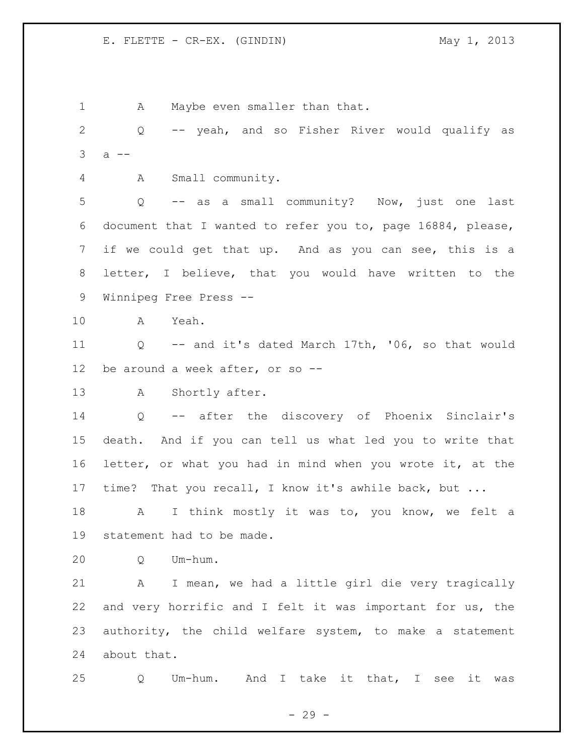A Maybe even smaller than that.

Q -- yeah, and so Fisher River would qualify as a --

A Small community.

Q -- as a small community? Now, just one last document that I wanted to refer you to, page 16884, please, if we could get that up. And as you can see, this is a letter, I believe, that you would have written to the Winnipeg Free Press --

A Yeah.

Q -- and it's dated March 17th, '06, so that would be around a week after, or so --

A Shortly after.

Q -- after the discovery of Phoenix Sinclair's death. And if you can tell us what led you to write that letter, or what you had in mind when you wrote it, at the time? That you recall, I know it's awhile back, but ...

A I think mostly it was to, you know, we felt a statement had to be made.

Q Um-hum.

A I mean, we had a little girl die very tragically and very horrific and I felt it was important for us, the authority, the child welfare system, to make a statement about that.

Q Um-hum. And I take it that, I see it was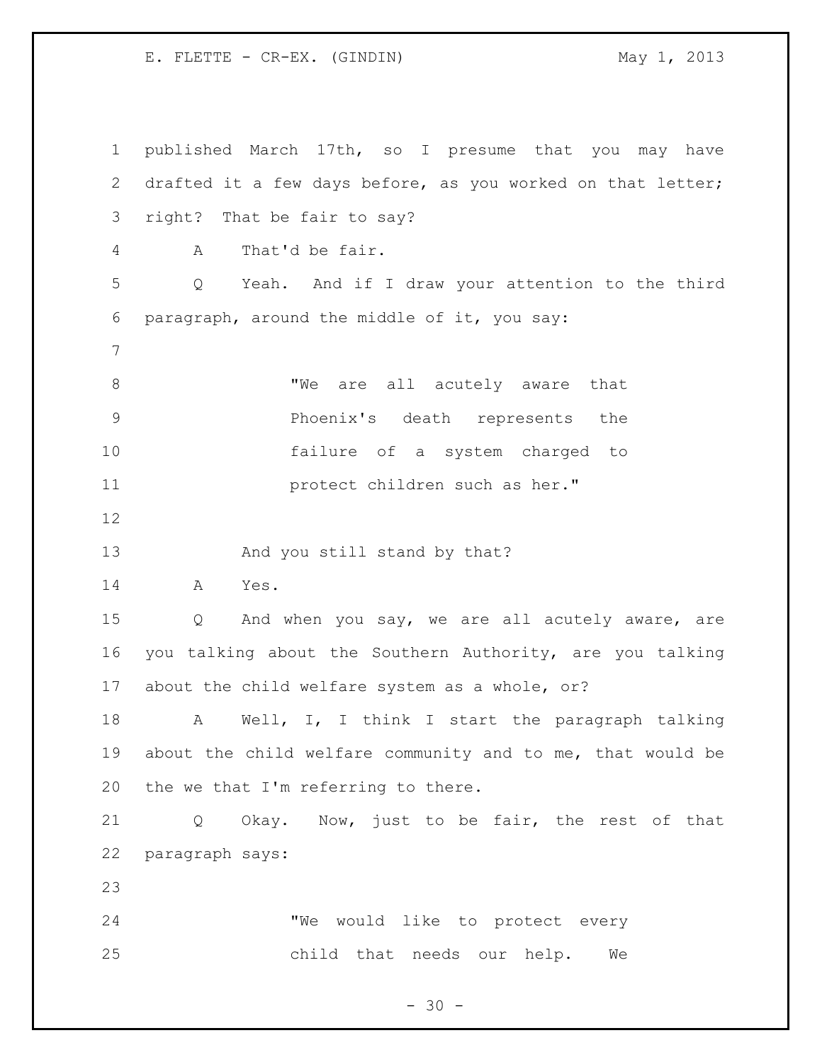published March 17th, so I presume that you may have drafted it a few days before, as you worked on that letter; right? That be fair to say?

A That'd be fair.

Q Yeah. And if I draw your attention to the third paragraph, around the middle of it, you say:

> "We are all acutely aware that Phoenix's death represents the failure of a system charged to protect children such as her."

And you still stand by that?

A Yes.

Q And when you say, we are all acutely aware, are you talking about the Southern Authority, are you talking about the child welfare system as a whole, or?

A Well, I, I think I start the paragraph talking about the child welfare community and to me, that would be the we that I'm referring to there.

Q Okay. Now, just to be fair, the rest of that paragraph says:

> "We would like to protect every child that needs our help. We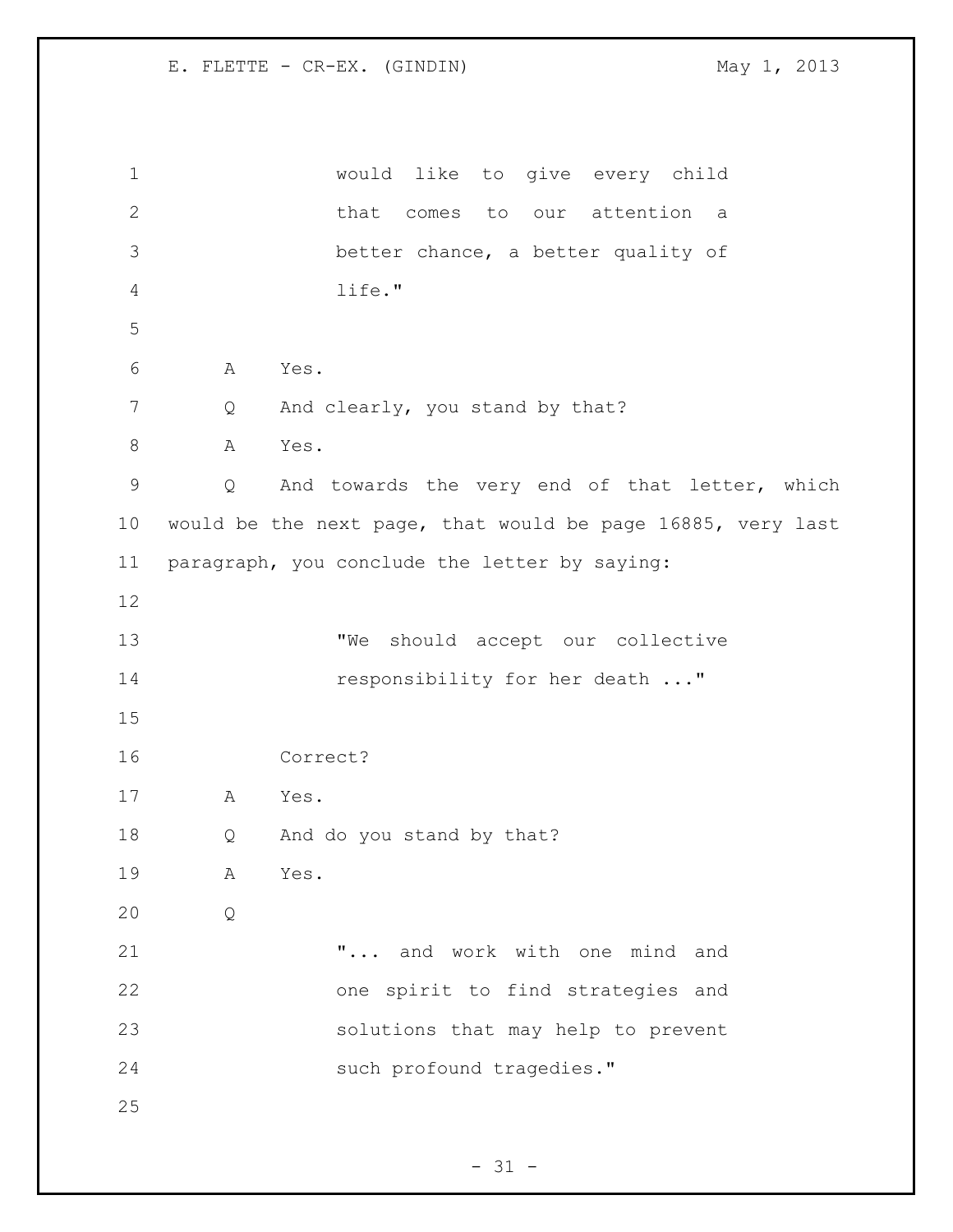would like to give every child that comes to our attention a better chance, a better quality of life."

A Yes.

Q And clearly, you stand by that?

A Yes.

Q And towards the very end of that letter, which would be the next page, that would be page 16885, very last paragraph, you conclude the letter by saying:

> "We should accept our collective responsibility for her death ..."

Correct?

A Yes.

Q And do you stand by that?

A Yes.

Q

> "... and work with one mind and one spirit to find strategies and solutions that may help to prevent such profound tragedies."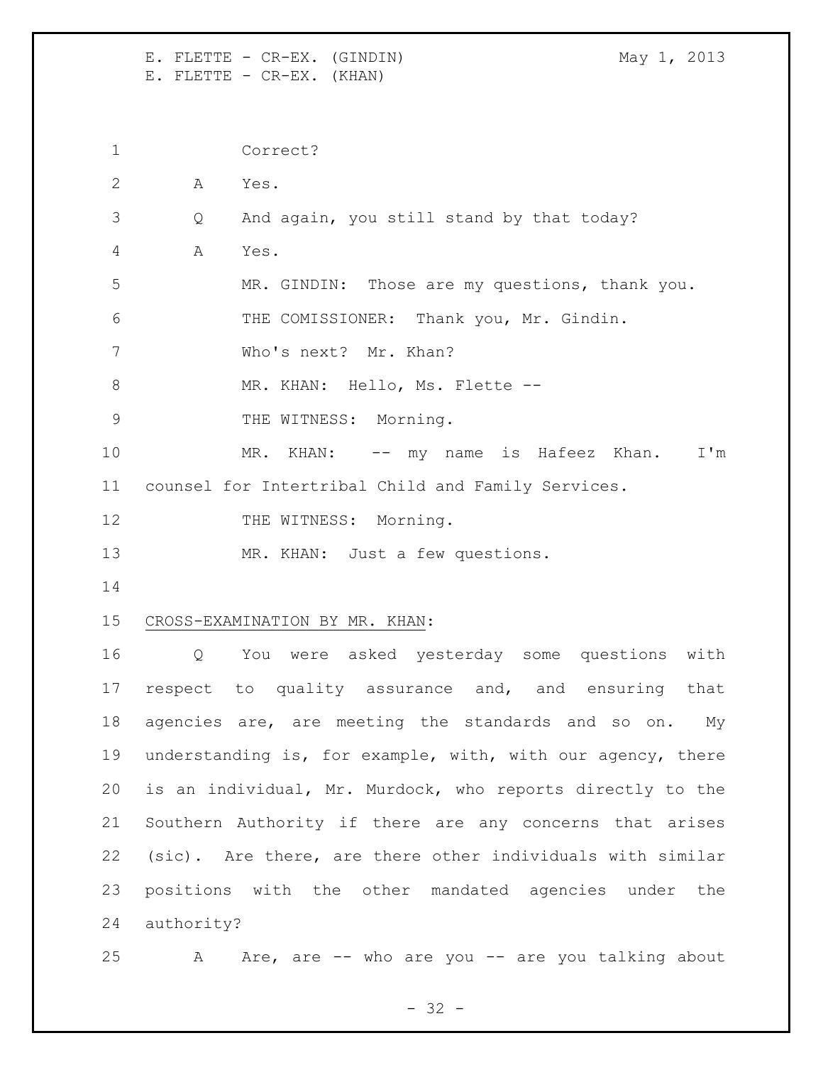Correct?

A Yes.

Q And again, you still stand by that today?

A Yes.

MR. GINDIN: Those are my questions, thank you.

THE COMISSIONER: Thank you, Mr. Gindin.

Who's next? Mr. Khan?

MR. KHAN: Hello, Ms. Flette --

THE WITNESS: Morning.

MR. KHAN: -- my name is Hafeez Khan. I'm counsel for Intertribal Child and Family Services.

THE WITNESS: Morning.

MR. KHAN: Just a few questions.

CROSS-EXAMINATION BY MR. KHAN:

Q You were asked yesterday some questions with respect to quality assurance and, and ensuring that agencies are, are meeting the standards and so on. My understanding is, for example, with, with our agency, there is an individual, Mr. Murdock, who reports directly to the Southern Authority if there are any concerns that arises (sic). Are there, are there other individuals with similar positions with the other mandated agencies under the authority?

A Are, are -- who are you -- are you talking about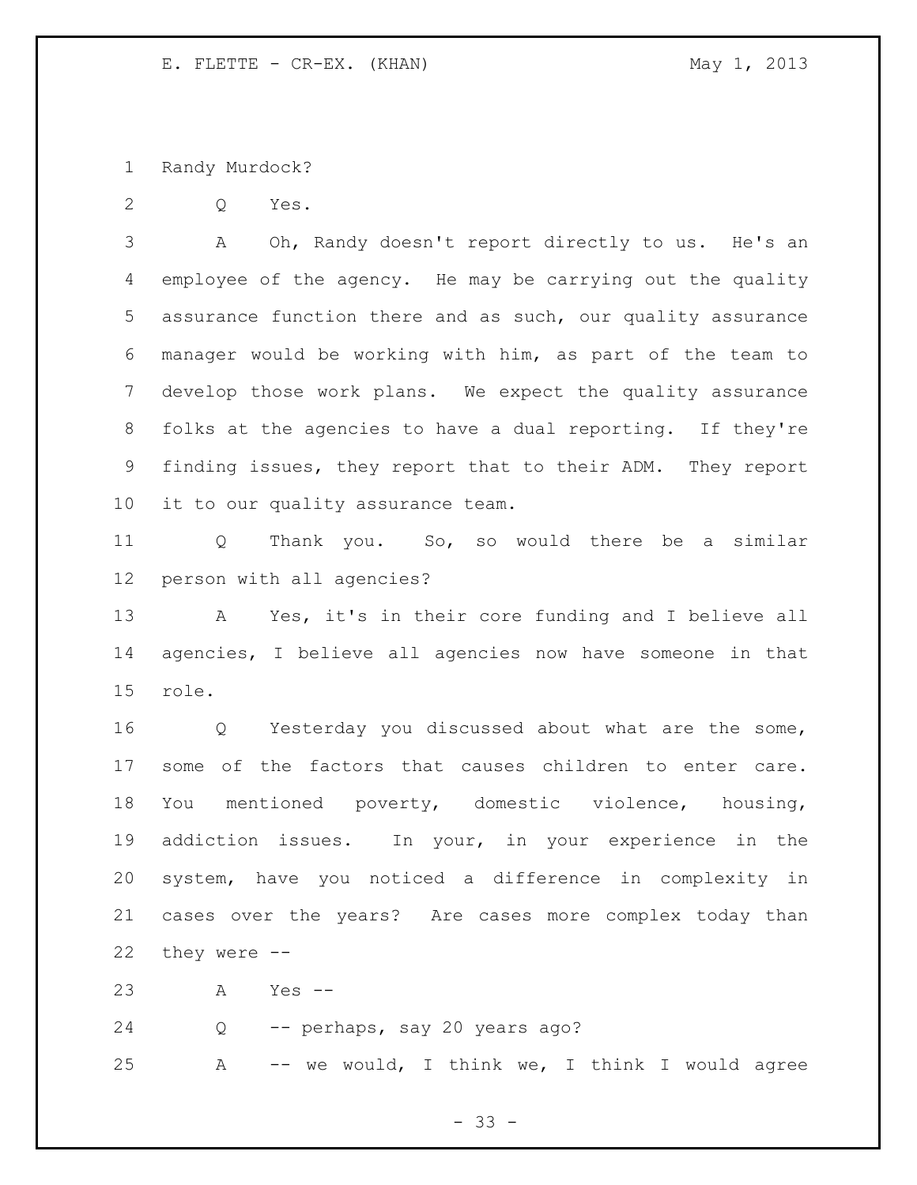Randy Murdock?

Q Yes.

A Oh, Randy doesn't report directly to us. He's an employee of the agency. He may be carrying out the quality assurance function there and as such, our quality assurance manager would be working with him, as part of the team to develop those work plans. We expect the quality assurance folks at the agencies to have a dual reporting. If they're finding issues, they report that to their ADM. They report it to our quality assurance team.

Q Thank you. So, so would there be a similar person with all agencies?

A Yes, it's in their core funding and I believe all agencies, I believe all agencies now have someone in that role.

Q Yesterday you discussed about what are the some, some of the factors that causes children to enter care. You mentioned poverty, domestic violence, housing, addiction issues. In your, in your experience in the system, have you noticed a difference in complexity in cases over the years? Are cases more complex today than they were --

A Yes --

Q -- perhaps, say 20 years ago?

A -- we would, I think we, I think I would agree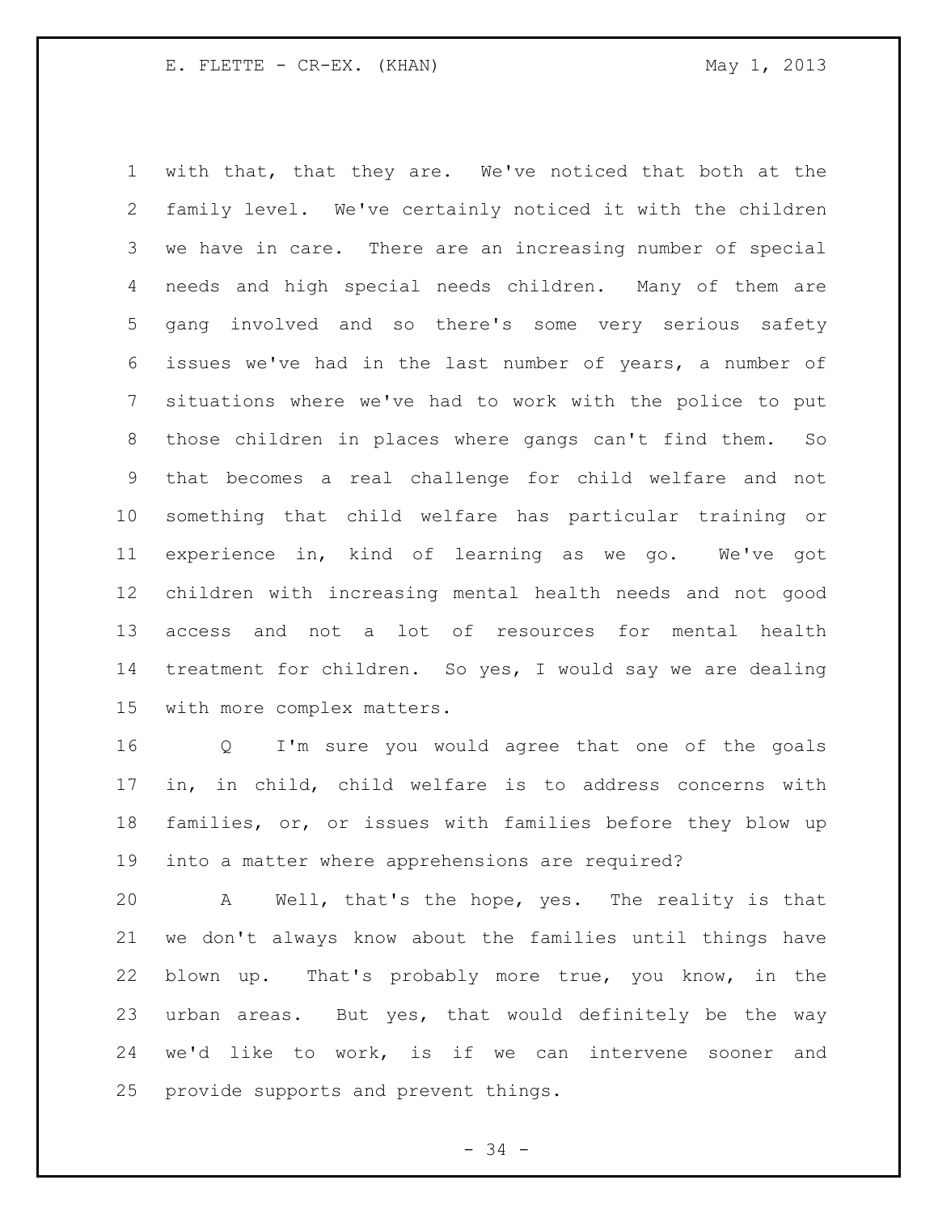with that, that they are. We've noticed that both at the family level. We've certainly noticed it with the children we have in care. There are an increasing number of special needs and high special needs children. Many of them are gang involved and so there's some very serious safety issues we've had in the last number of years, a number of situations where we've had to work with the police to put those children in places where gangs can't find them. So that becomes a real challenge for child welfare and not something that child welfare has particular training or experience in, kind of learning as we go. We've got children with increasing mental health needs and not good access and not a lot of resources for mental health treatment for children. So yes, I would say we are dealing with more complex matters.

Q I'm sure you would agree that one of the goals in, in child, child welfare is to address concerns with families, or, or issues with families before they blow up into a matter where apprehensions are required?

A Well, that's the hope, yes. The reality is that we don't always know about the families until things have blown up. That's probably more true, you know, in the urban areas. But yes, that would definitely be the way we'd like to work, is if we can intervene sooner and provide supports and prevent things.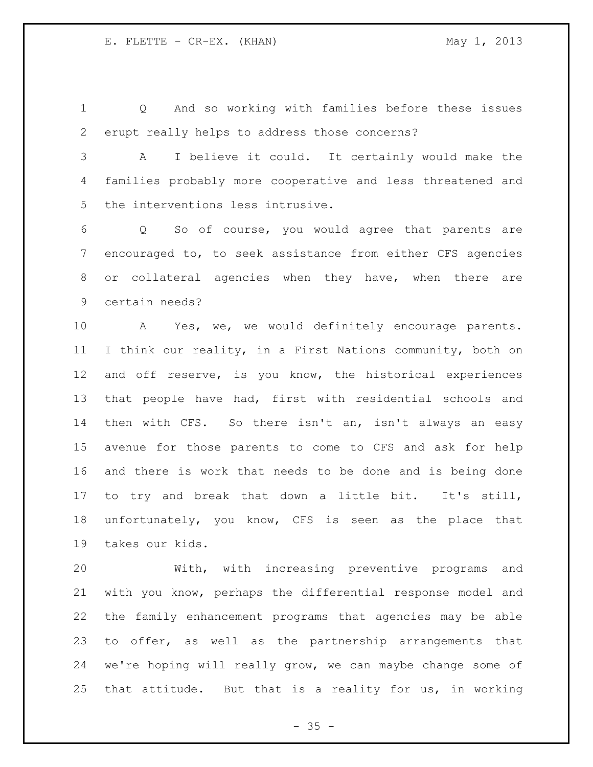Q And so working with families before these issues erupt really helps to address those concerns?

A I believe it could. It certainly would make the families probably more cooperative and less threatened and the interventions less intrusive.

Q So of course, you would agree that parents are encouraged to, to seek assistance from either CFS agencies or collateral agencies when they have, when there are certain needs?

A Yes, we, we would definitely encourage parents. I think our reality, in a First Nations community, both on and off reserve, is you know, the historical experiences that people have had, first with residential schools and then with CFS. So there isn't an, isn't always an easy avenue for those parents to come to CFS and ask for help and there is work that needs to be done and is being done to try and break that down a little bit. It's still, unfortunately, you know, CFS is seen as the place that takes our kids.

With, with increasing preventive programs and with you know, perhaps the differential response model and the family enhancement programs that agencies may be able to offer, as well as the partnership arrangements that we're hoping will really grow, we can maybe change some of that attitude. But that is a reality for us, in working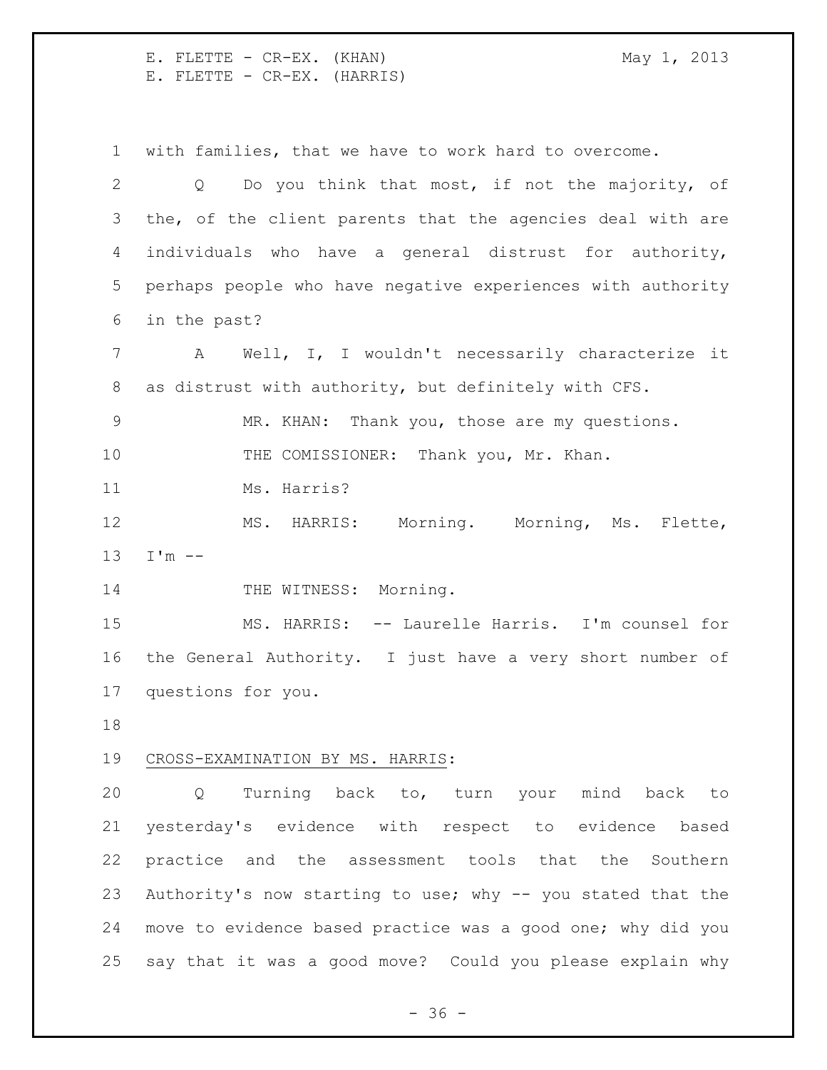with families, that we have to work hard to overcome.

Q Do you think that most, if not the majority, of the, of the client parents that the agencies deal with are individuals who have a general distrust for authority, perhaps people who have negative experiences with authority in the past?

A Well, I, I wouldn't necessarily characterize it as distrust with authority, but definitely with CFS.

MR. KHAN: Thank you, those are my questions.

THE COMISSIONER: Thank you, Mr. Khan.

Ms. Harris?

MS. HARRIS: Morning. Morning, Ms. Flette, I'm --

THE WITNESS: Morning.

MS. HARRIS: -- Laurelle Harris. I'm counsel for the General Authority. I just have a very short number of questions for you.

CROSS-EXAMINATION BY MS. HARRIS:

Q Turning back to, turn your mind back to yesterday's evidence with respect to evidence based practice and the assessment tools that the Southern Authority's now starting to use; why -- you stated that the move to evidence based practice was a good one; why did you say that it was a good move? Could you please explain why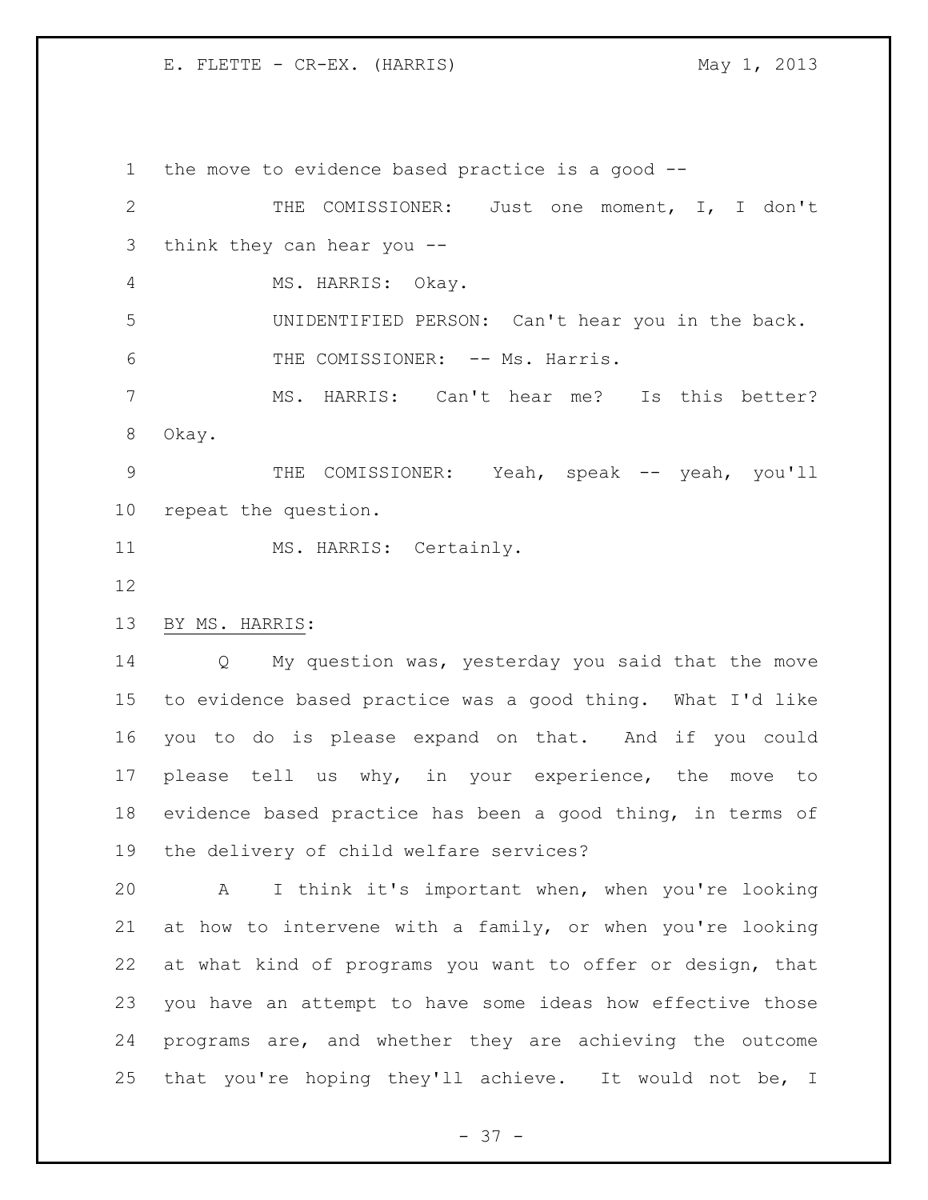the move to evidence based practice is a good --

THE COMISSIONER: Just one moment, I, I don't think they can hear you --

MS. HARRIS: Okay.

UNIDENTIFIED PERSON: Can't hear you in the back.

THE COMISSIONER: -- Ms. Harris.

MS. HARRIS: Can't hear me? Is this better? Okay.

THE COMISSIONER: Yeah, speak -- yeah, you'll repeat the question.

MS. HARRIS: Certainly.

BY MS. HARRIS:

Q My question was, yesterday you said that the move to evidence based practice was a good thing. What I'd like you to do is please expand on that. And if you could please tell us why, in your experience, the move to evidence based practice has been a good thing, in terms of the delivery of child welfare services?

A I think it's important when, when you're looking at how to intervene with a family, or when you're looking at what kind of programs you want to offer or design, that you have an attempt to have some ideas how effective those programs are, and whether they are achieving the outcome that you're hoping they'll achieve. It would not be, I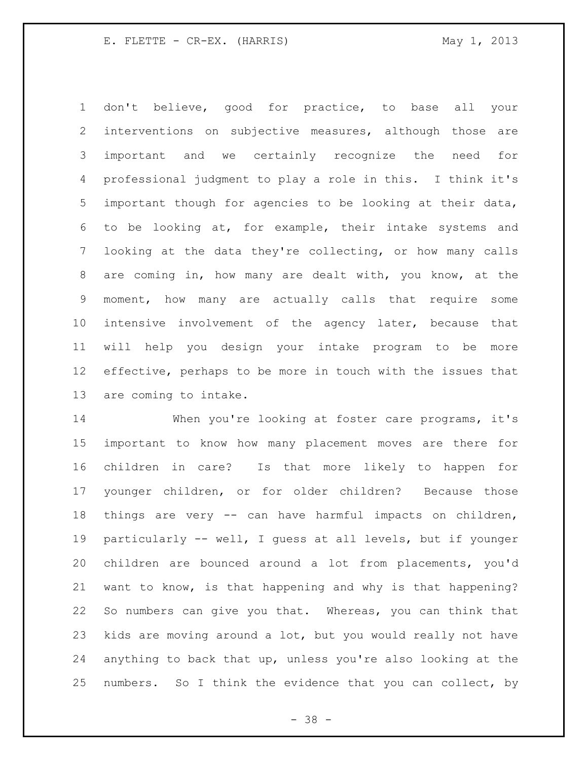don't believe, good for practice, to base all your interventions on subjective measures, although those are important and we certainly recognize the need for professional judgment to play a role in this. I think it's important though for agencies to be looking at their data, to be looking at, for example, their intake systems and looking at the data they're collecting, or how many calls are coming in, how many are dealt with, you know, at the moment, how many are actually calls that require some intensive involvement of the agency later, because that will help you design your intake program to be more effective, perhaps to be more in touch with the issues that are coming to intake.

When you're looking at foster care programs, it's important to know how many placement moves are there for children in care? Is that more likely to happen for younger children, or for older children? Because those things are very -- can have harmful impacts on children, particularly -- well, I guess at all levels, but if younger children are bounced around a lot from placements, you'd want to know, is that happening and why is that happening? So numbers can give you that. Whereas, you can think that kids are moving around a lot, but you would really not have anything to back that up, unless you're also looking at the numbers. So I think the evidence that you can collect, by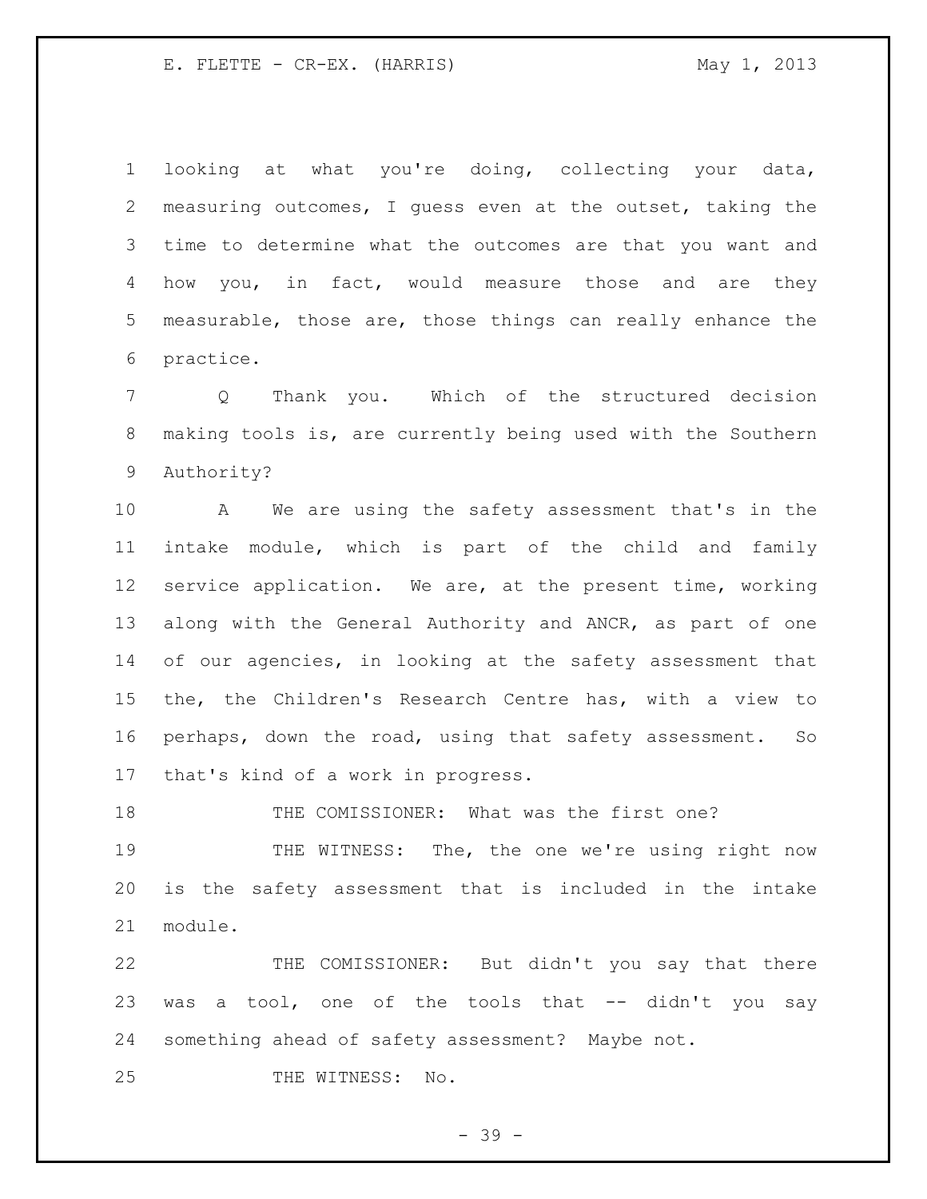looking at what you're doing, collecting your data, measuring outcomes, I guess even at the outset, taking the time to determine what the outcomes are that you want and how you, in fact, would measure those and are they measurable, those are, those things can really enhance the practice.

Q Thank you. Which of the structured decision making tools is, are currently being used with the Southern Authority?

A We are using the safety assessment that's in the intake module, which is part of the child and family service application. We are, at the present time, working along with the General Authority and ANCR, as part of one of our agencies, in looking at the safety assessment that the, the Children's Research Centre has, with a view to perhaps, down the road, using that safety assessment. So that's kind of a work in progress.

THE COMISSIONER: What was the first one?

THE WITNESS: The, the one we're using right now is the safety assessment that is included in the intake module.

THE COMISSIONER: But didn't you say that there was a tool, one of the tools that -- didn't you say something ahead of safety assessment? Maybe not.

THE WITNESS: No.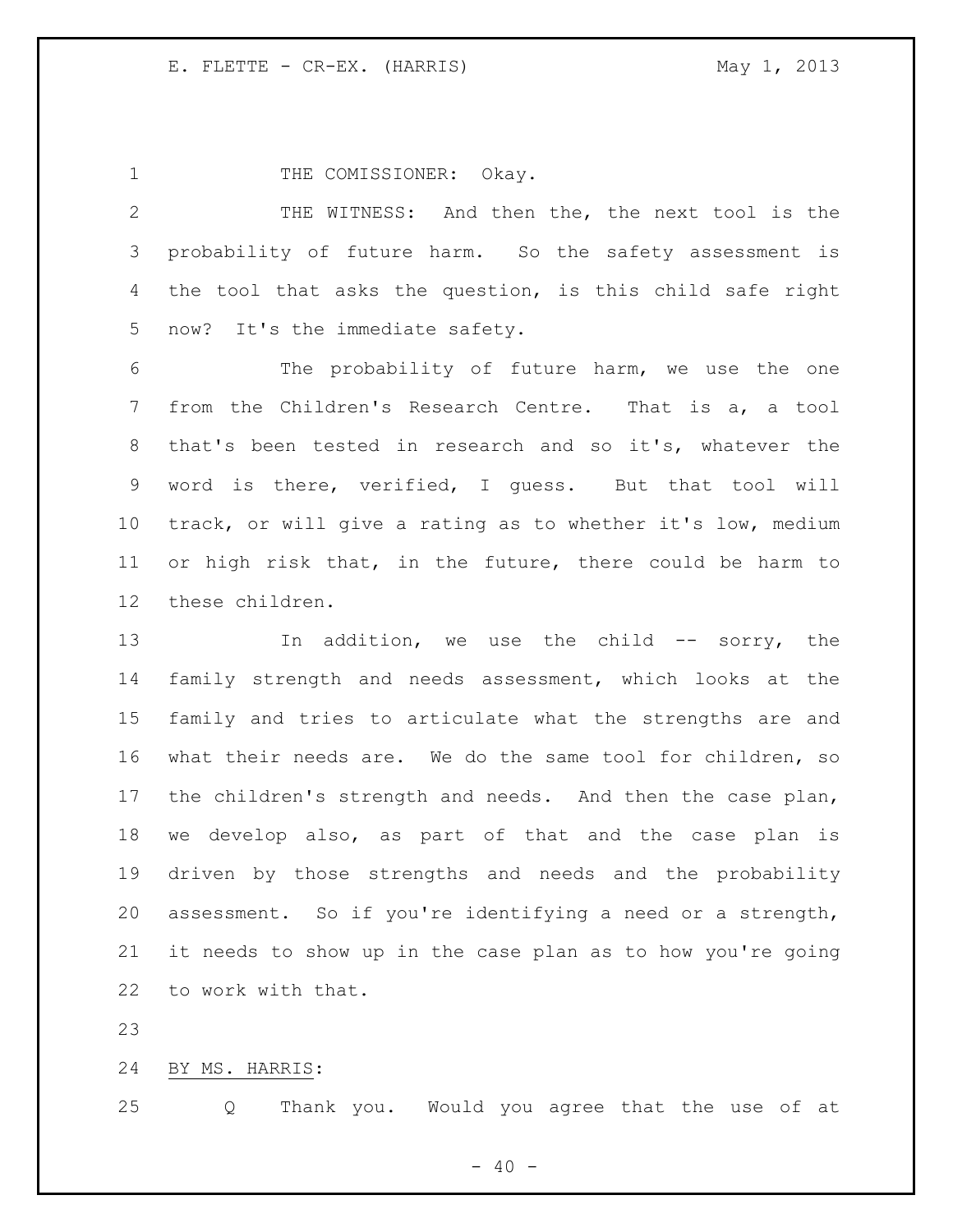THE COMISSIONER: Okay.

THE WITNESS: And then the, the next tool is the probability of future harm. So the safety assessment is the tool that asks the question, is this child safe right now? It's the immediate safety.

The probability of future harm, we use the one from the Children's Research Centre. That is a, a tool that's been tested in research and so it's, whatever the word is there, verified, I guess. But that tool will track, or will give a rating as to whether it's low, medium or high risk that, in the future, there could be harm to these children.

In addition, we use the child -- sorry, the family strength and needs assessment, which looks at the family and tries to articulate what the strengths are and what their needs are. We do the same tool for children, so the children's strength and needs. And then the case plan, we develop also, as part of that and the case plan is driven by those strengths and needs and the probability assessment. So if you're identifying a need or a strength, it needs to show up in the case plan as to how you're going to work with that.

BY MS. HARRIS:

Q Thank you. Would you agree that the use of at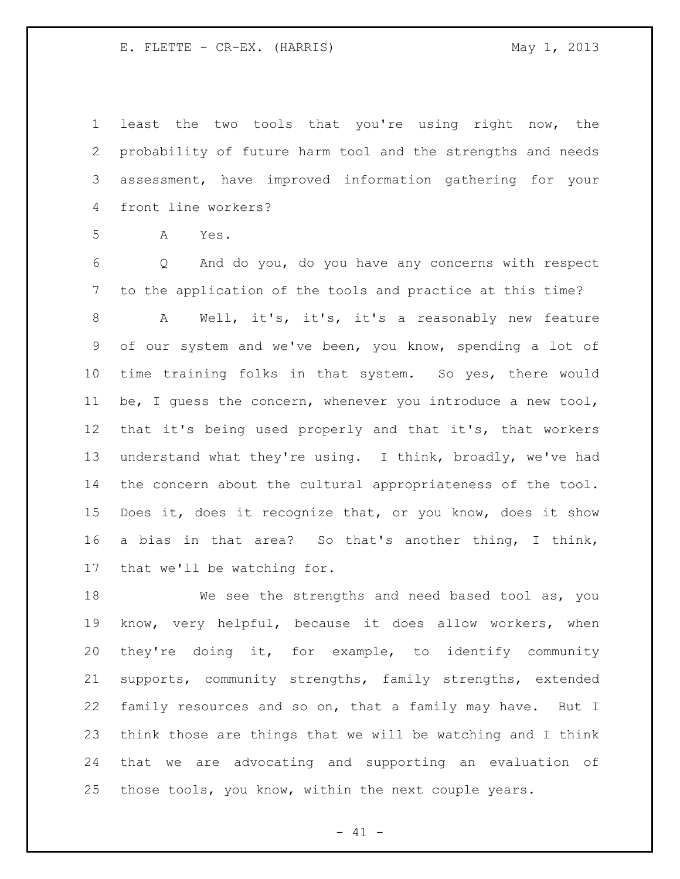least the two tools that you're using right now, the probability of future harm tool and the strengths and needs assessment, have improved information gathering for your front line workers?

A Yes.

Q And do you, do you have any concerns with respect to the application of the tools and practice at this time?

A Well, it's, it's, it's a reasonably new feature of our system and we've been, you know, spending a lot of time training folks in that system. So yes, there would be, I guess the concern, whenever you introduce a new tool, that it's being used properly and that it's, that workers understand what they're using. I think, broadly, we've had the concern about the cultural appropriateness of the tool. Does it, does it recognize that, or you know, does it show a bias in that area? So that's another thing, I think, that we'll be watching for.

We see the strengths and need based tool as, you know, very helpful, because it does allow workers, when they're doing it, for example, to identify community supports, community strengths, family strengths, extended family resources and so on, that a family may have. But I think those are things that we will be watching and I think that we are advocating and supporting an evaluation of those tools, you know, within the next couple years.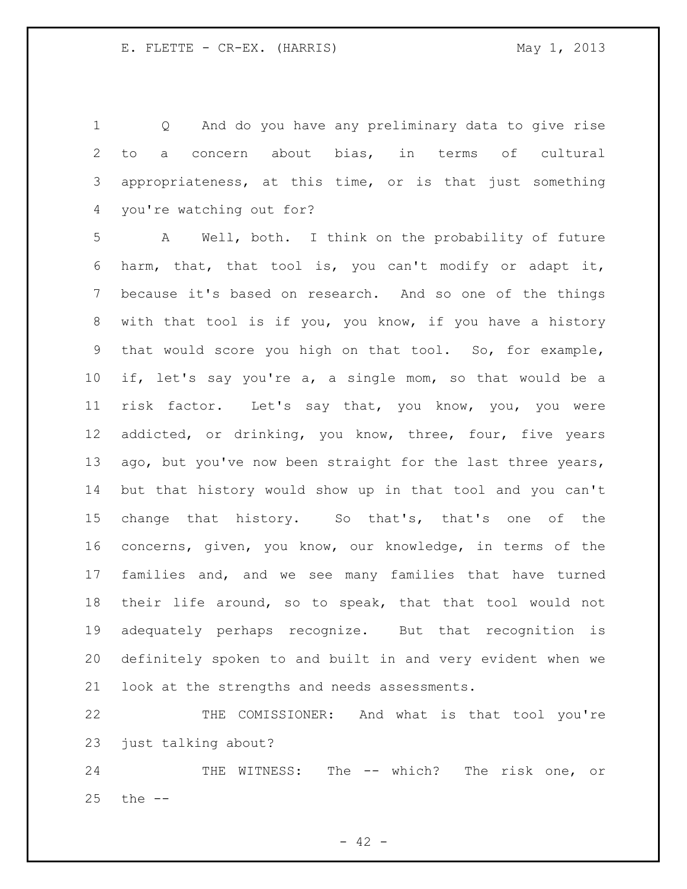Q And do you have any preliminary data to give rise to a concern about bias, in terms of cultural appropriateness, at this time, or is that just something you're watching out for?

A Well, both. I think on the probability of future harm, that, that tool is, you can't modify or adapt it, because it's based on research. And so one of the things with that tool is if you, you know, if you have a history that would score you high on that tool. So, for example, if, let's say you're a, a single mom, so that would be a risk factor. Let's say that, you know, you, you were addicted, or drinking, you know, three, four, five years ago, but you've now been straight for the last three years, but that history would show up in that tool and you can't change that history. So that's, that's one of the concerns, given, you know, our knowledge, in terms of the families and, and we see many families that have turned their life around, so to speak, that that tool would not adequately perhaps recognize. But that recognition is definitely spoken to and built in and very evident when we look at the strengths and needs assessments.

THE COMISSIONER: And what is that tool you're just talking about?

THE WITNESS: The -- which? The risk one, or the --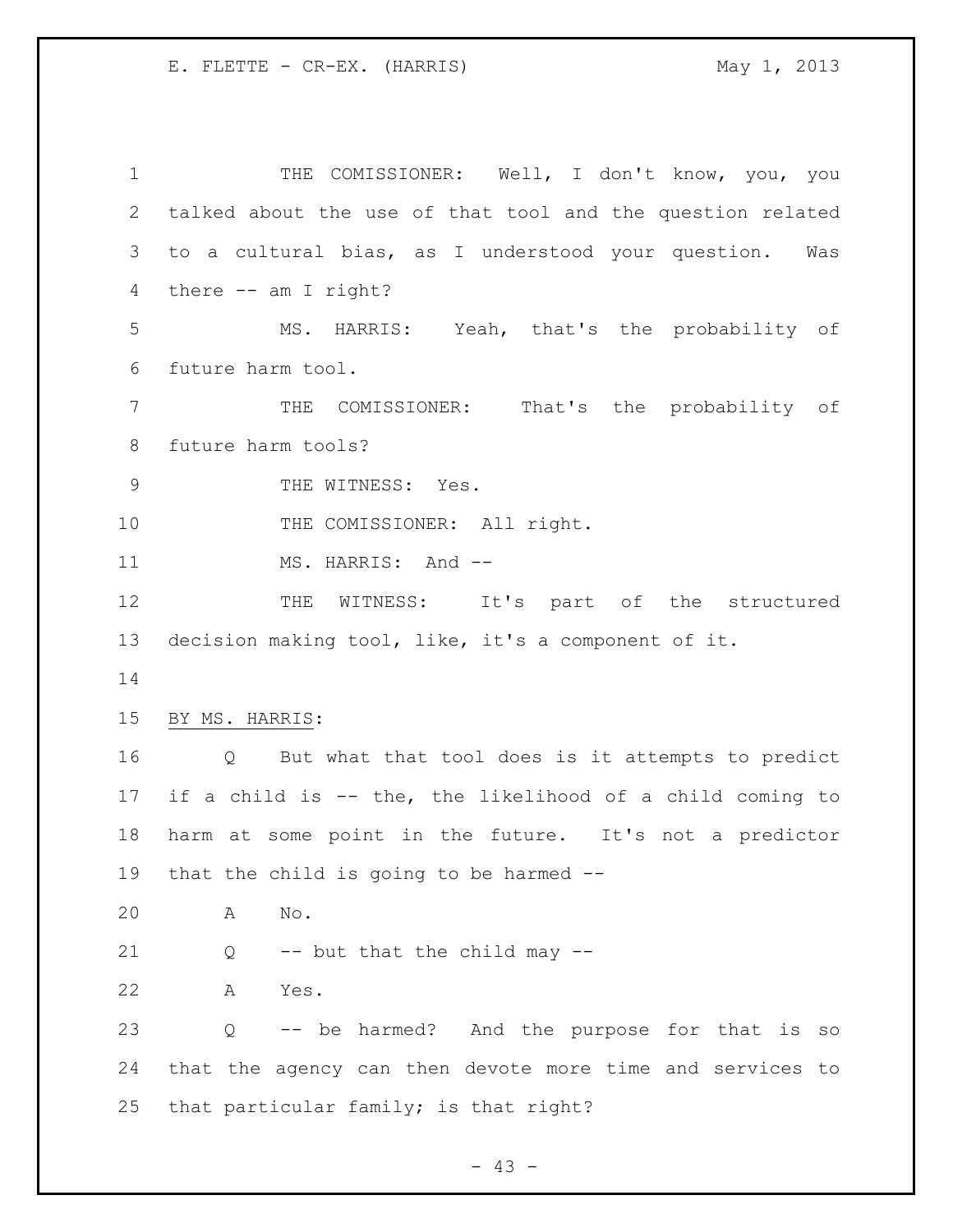THE COMISSIONER: Well, I don't know, you, you talked about the use of that tool and the question related to a cultural bias, as I understood your question. Was there -- am I right?

MS. HARRIS: Yeah, that's the probability of future harm tool.

THE COMISSIONER: That's the probability of future harm tools?

THE WITNESS: Yes.

THE COMISSIONER: All right.

MS. HARRIS: And --

THE WITNESS: It's part of the structured decision making tool, like, it's a component of it.

BY MS. HARRIS:

Q But what that tool does is it attempts to predict if a child is -- the, the likelihood of a child coming to harm at some point in the future. It's not a predictor that the child is going to be harmed --

A No.

Q -- but that the child may --

A Yes.

Q -- be harmed? And the purpose for that is so that the agency can then devote more time and services to that particular family; is that right?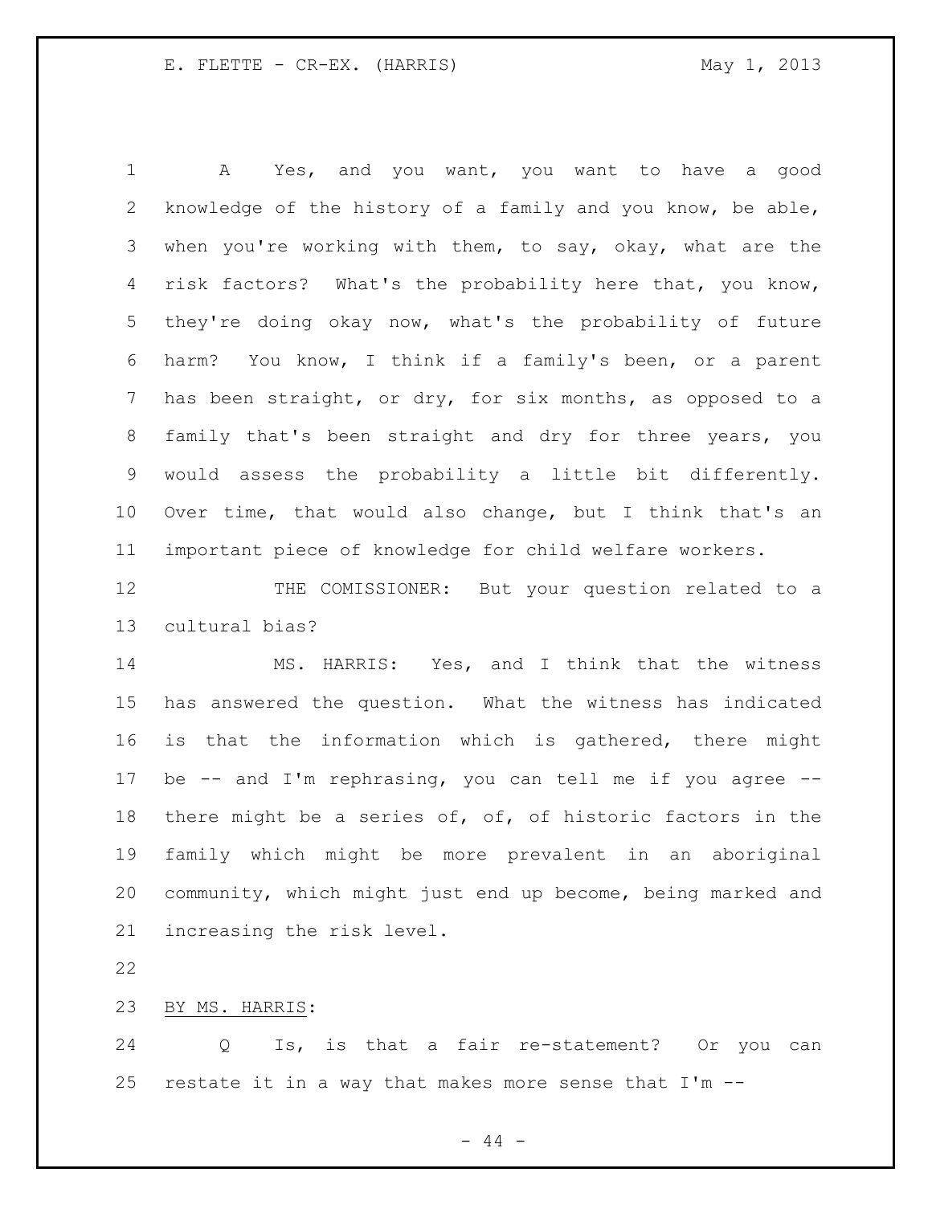A Yes, and you want, you want to have a good knowledge of the history of a family and you know, be able, when you're working with them, to say, okay, what are the risk factors? What's the probability here that, you know, they're doing okay now, what's the probability of future harm? You know, I think if a family's been, or a parent has been straight, or dry, for six months, as opposed to a family that's been straight and dry for three years, you would assess the probability a little bit differently. Over time, that would also change, but I think that's an important piece of knowledge for child welfare workers.

THE COMISSIONER: But your question related to a cultural bias?

MS. HARRIS: Yes, and I think that the witness has answered the question. What the witness has indicated is that the information which is gathered, there might be -- and I'm rephrasing, you can tell me if you agree -- there might be a series of, of, of historic factors in the family which might be more prevalent in an aboriginal community, which might just end up become, being marked and increasing the risk level.

BY MS. HARRIS:

Q Is, is that a fair re-statement? Or you can restate it in a way that makes more sense that I'm --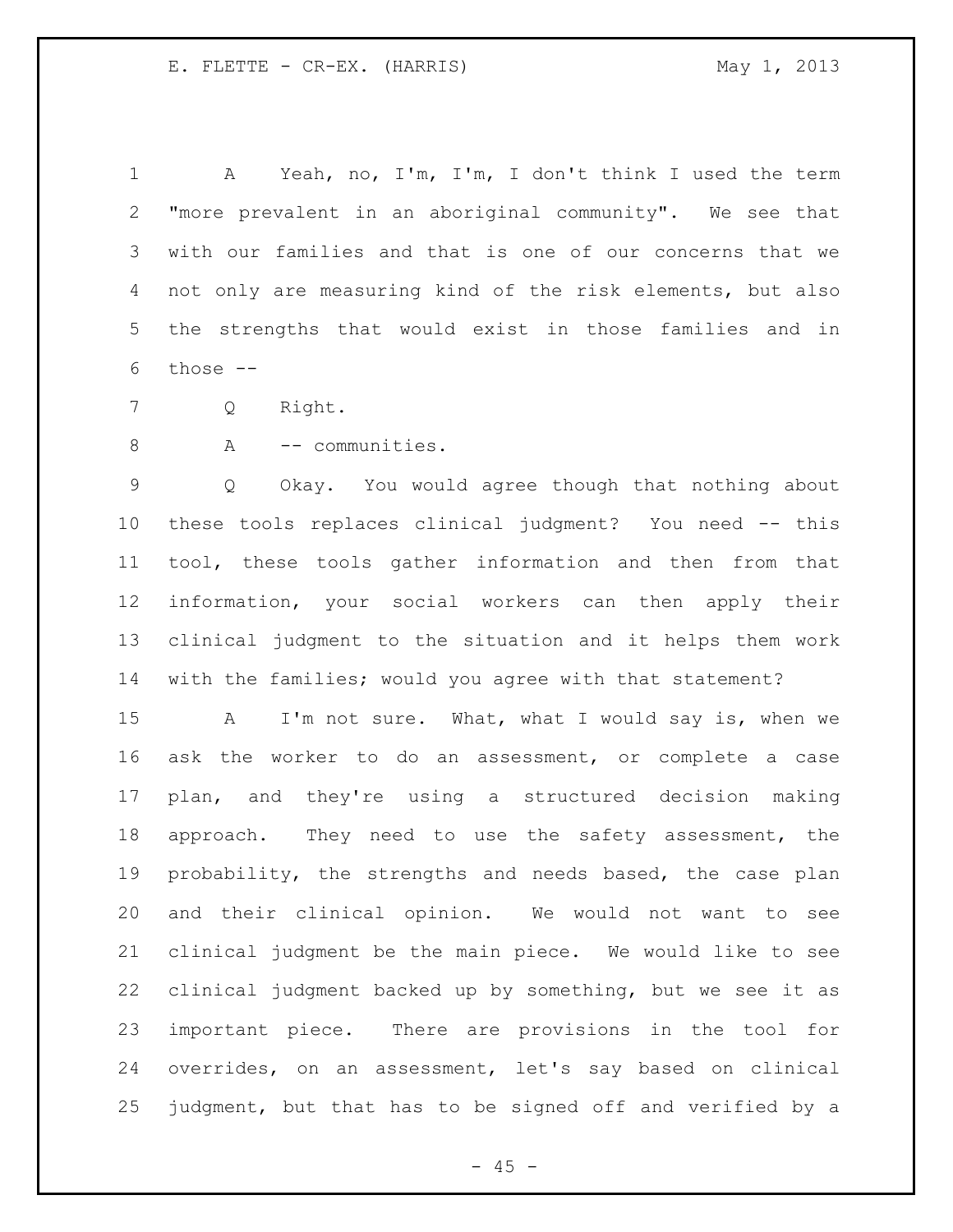A Yeah, no, I'm, I'm, I don't think I used the term "more prevalent in an aboriginal community". We see that with our families and that is one of our concerns that we not only are measuring kind of the risk elements, but also the strengths that would exist in those families and in those --

Q Right.

A -- communities.

Q Okay. You would agree though that nothing about these tools replaces clinical judgment? You need -- this tool, these tools gather information and then from that information, your social workers can then apply their clinical judgment to the situation and it helps them work with the families; would you agree with that statement?

A I'm not sure. What, what I would say is, when we ask the worker to do an assessment, or complete a case plan, and they're using a structured decision making approach. They need to use the safety assessment, the probability, the strengths and needs based, the case plan and their clinical opinion. We would not want to see clinical judgment be the main piece. We would like to see clinical judgment backed up by something, but we see it as important piece. There are provisions in the tool for overrides, on an assessment, let's say based on clinical judgment, but that has to be signed off and verified by a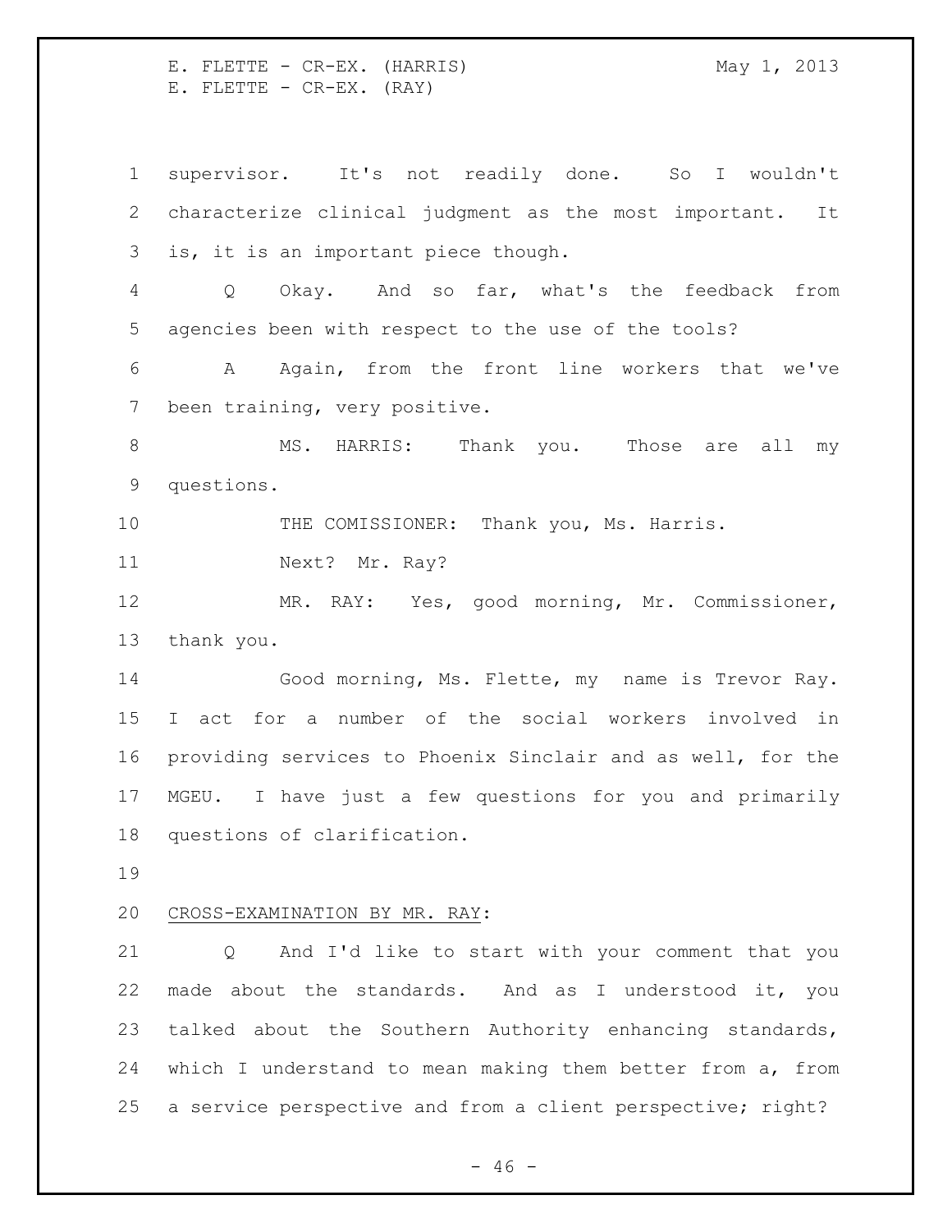supervisor. It's not readily done. So I wouldn't characterize clinical judgment as the most important. It is, it is an important piece though.

Q Okay. And so far, what's the feedback from agencies been with respect to the use of the tools?

A Again, from the front line workers that we've been training, very positive.

MS. HARRIS: Thank you. Those are all my questions.

THE COMISSIONER: Thank you, Ms. Harris.

Next? Mr. Ray?

MR. RAY: Yes, good morning, Mr. Commissioner, thank you.

Good morning, Ms. Flette, my name is Trevor Ray. I act for a number of the social workers involved in providing services to Phoenix Sinclair and as well, for the MGEU. I have just a few questions for you and primarily questions of clarification.

CROSS-EXAMINATION BY MR. RAY:

Q And I'd like to start with your comment that you made about the standards. And as I understood it, you talked about the Southern Authority enhancing standards, which I understand to mean making them better from a, from a service perspective and from a client perspective; right?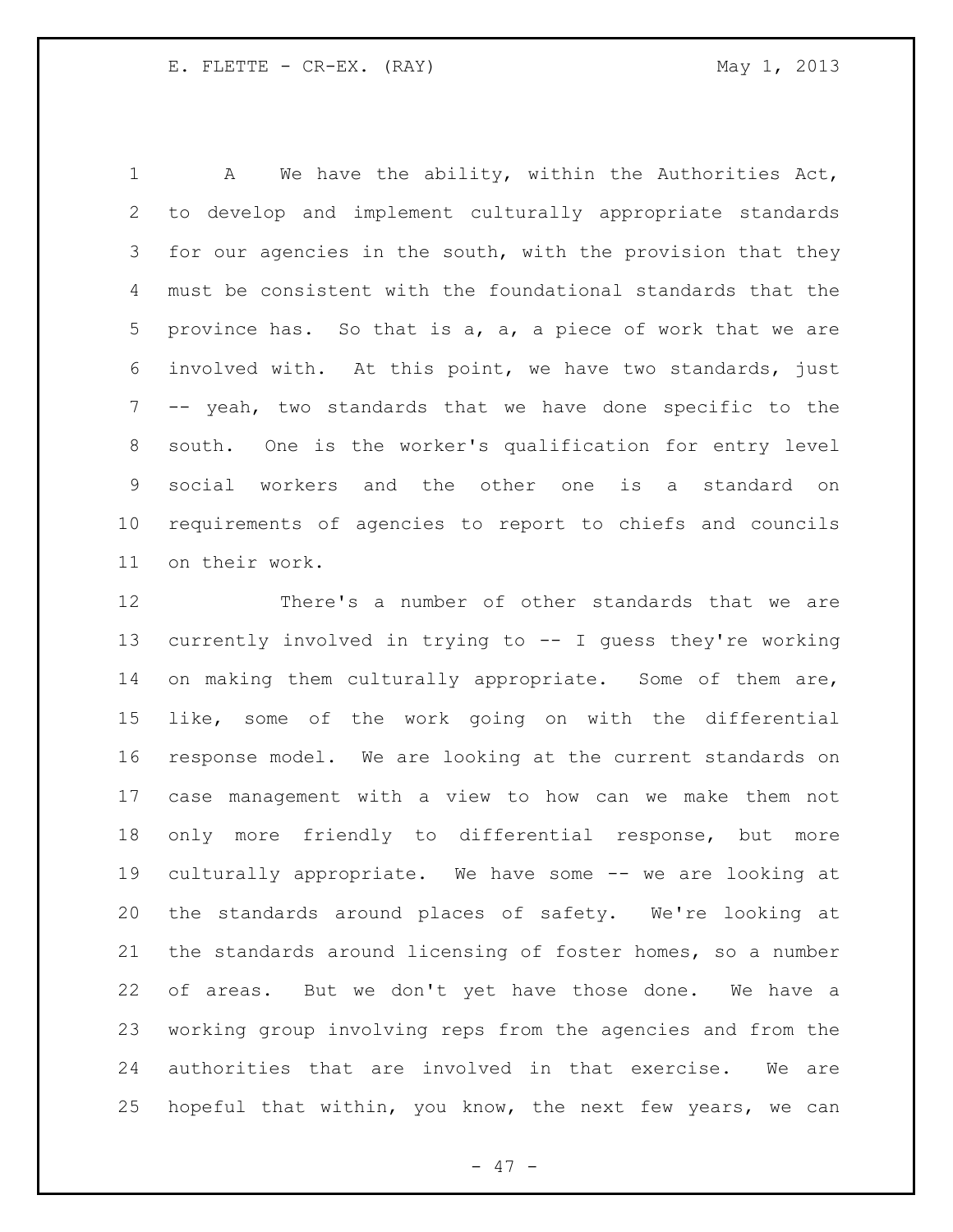A We have the ability, within the Authorities Act, to develop and implement culturally appropriate standards for our agencies in the south, with the provision that they must be consistent with the foundational standards that the province has. So that is a, a, a piece of work that we are involved with. At this point, we have two standards, just -- yeah, two standards that we have done specific to the south. One is the worker's qualification for entry level social workers and the other one is a standard on requirements of agencies to report to chiefs and councils on their work.

There's a number of other standards that we are currently involved in trying to -- I guess they're working on making them culturally appropriate. Some of them are, like, some of the work going on with the differential response model. We are looking at the current standards on case management with a view to how can we make them not only more friendly to differential response, but more culturally appropriate. We have some -- we are looking at the standards around places of safety. We're looking at the standards around licensing of foster homes, so a number of areas. But we don't yet have those done. We have a working group involving reps from the agencies and from the authorities that are involved in that exercise. We are hopeful that within, you know, the next few years, we can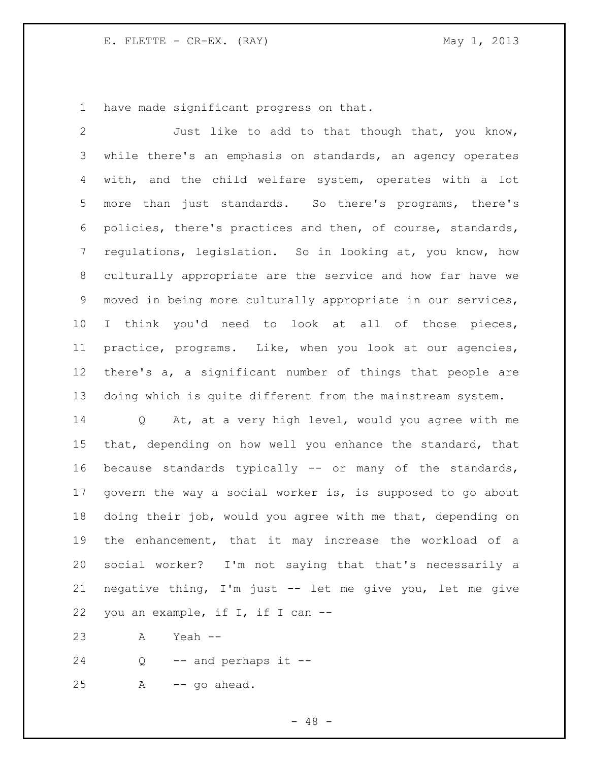have made significant progress on that.

Just like to add to that though that, you know, while there's an emphasis on standards, an agency operates with, and the child welfare system, operates with a lot more than just standards. So there's programs, there's policies, there's practices and then, of course, standards, regulations, legislation. So in looking at, you know, how culturally appropriate are the service and how far have we moved in being more culturally appropriate in our services, I think you'd need to look at all of those pieces, practice, programs. Like, when you look at our agencies, there's a, a significant number of things that people are doing which is quite different from the mainstream system.

Q At, at a very high level, would you agree with me that, depending on how well you enhance the standard, that because standards typically -- or many of the standards, govern the way a social worker is, is supposed to go about doing their job, would you agree with me that, depending on the enhancement, that it may increase the workload of a social worker? I'm not saying that that's necessarily a negative thing, I'm just -- let me give you, let me give you an example, if I, if I can --

A Yeah --

Q -- and perhaps it --

A -- go ahead.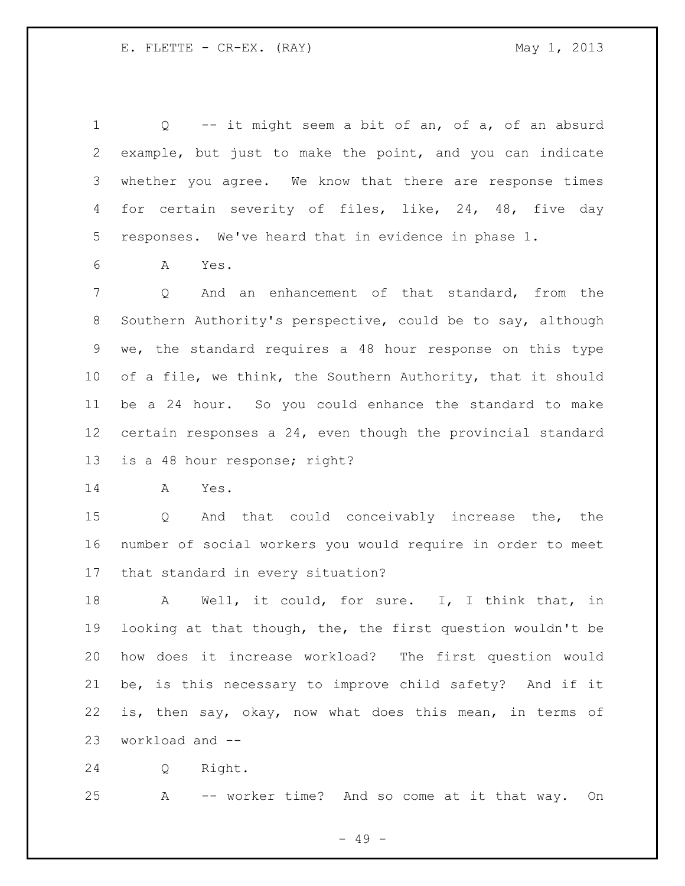Q -- it might seem a bit of an, of a, of an absurd example, but just to make the point, and you can indicate whether you agree. We know that there are response times for certain severity of files, like, 24, 48, five day responses. We've heard that in evidence in phase 1.

A Yes.

Q And an enhancement of that standard, from the Southern Authority's perspective, could be to say, although we, the standard requires a 48 hour response on this type of a file, we think, the Southern Authority, that it should be a 24 hour. So you could enhance the standard to make certain responses a 24, even though the provincial standard is a 48 hour response; right?

A Yes.

Q And that could conceivably increase the, the number of social workers you would require in order to meet that standard in every situation?

A Well, it could, for sure. I, I think that, in looking at that though, the, the first question wouldn't be how does it increase workload? The first question would be, is this necessary to improve child safety? And if it is, then say, okay, now what does this mean, in terms of workload and --

Q Right.

A -- worker time? And so come at it that way. On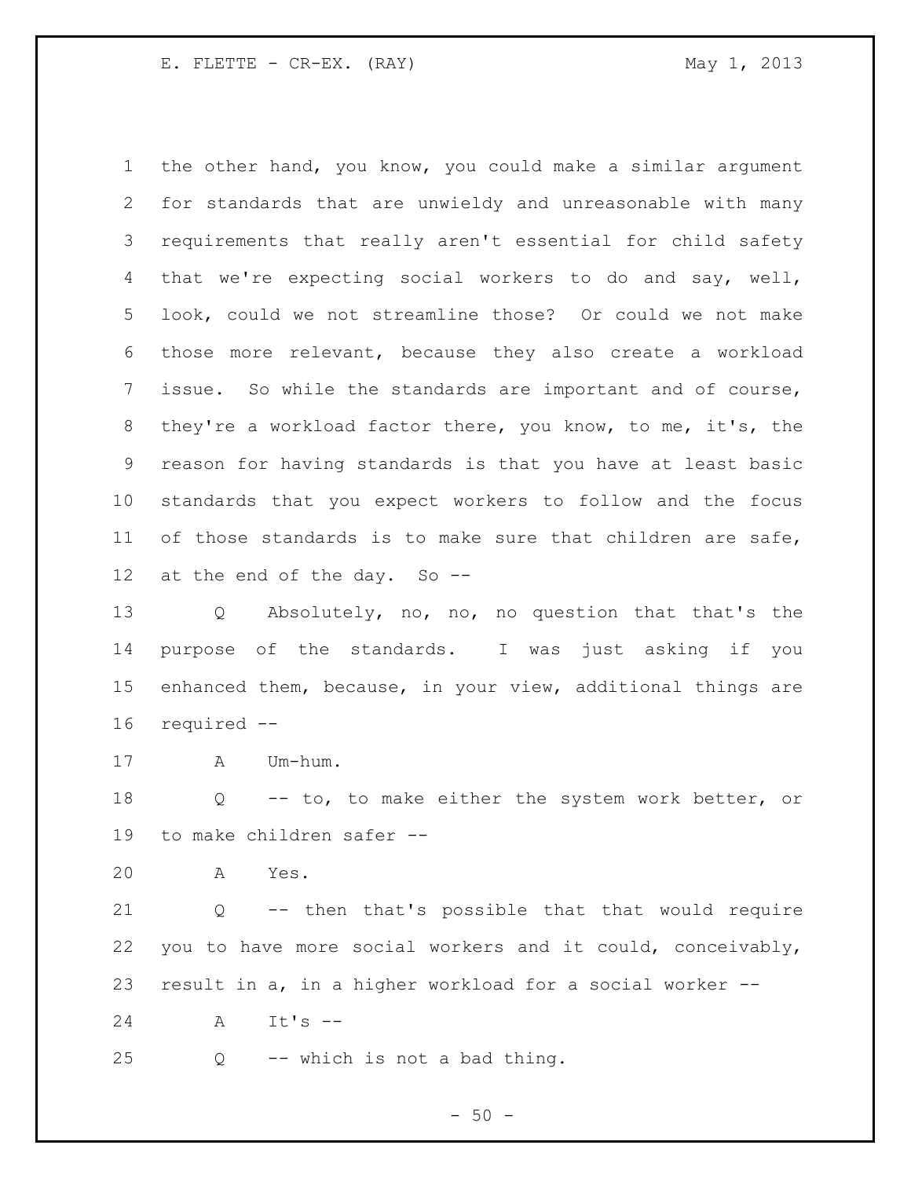the other hand, you know, you could make a similar argument for standards that are unwieldy and unreasonable with many requirements that really aren't essential for child safety that we're expecting social workers to do and say, well, look, could we not streamline those? Or could we not make those more relevant, because they also create a workload issue. So while the standards are important and of course, they're a workload factor there, you know, to me, it's, the reason for having standards is that you have at least basic standards that you expect workers to follow and the focus of those standards is to make sure that children are safe, at the end of the day. So --

Q Absolutely, no, no, no question that that's the purpose of the standards. I was just asking if you enhanced them, because, in your view, additional things are required --

A Um-hum.

Q -- to, to make either the system work better, or to make children safer --

A Yes.

Q -- then that's possible that that would require you to have more social workers and it could, conceivably, result in a, in a higher workload for a social worker --

A It's --

Q -- which is not a bad thing.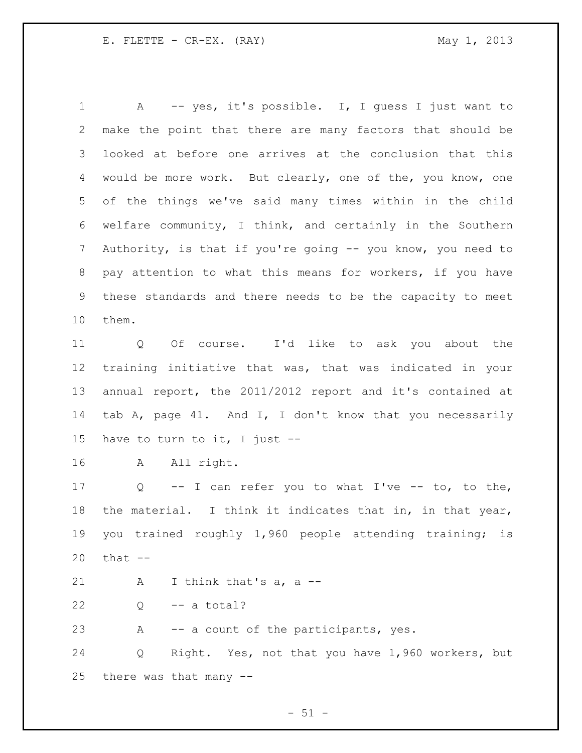A -- yes, it's possible. I, I guess I just want to make the point that there are many factors that should be looked at before one arrives at the conclusion that this would be more work. But clearly, one of the, you know, one of the things we've said many times within in the child welfare community, I think, and certainly in the Southern Authority, is that if you're going -- you know, you need to pay attention to what this means for workers, if you have these standards and there needs to be the capacity to meet them.

Q Of course. I'd like to ask you about the training initiative that was, that was indicated in your annual report, the 2011/2012 report and it's contained at tab A, page 41. And I, I don't know that you necessarily have to turn to it, I just --

A All right.

Q -- I can refer you to what I've -- to, to the, the material. I think it indicates that in, in that year, you trained roughly 1,960 people attending training; is that --

A I think that's a, a --

Q -- a total?

A -- a count of the participants, yes.

Q Right. Yes, not that you have 1,960 workers, but there was that many --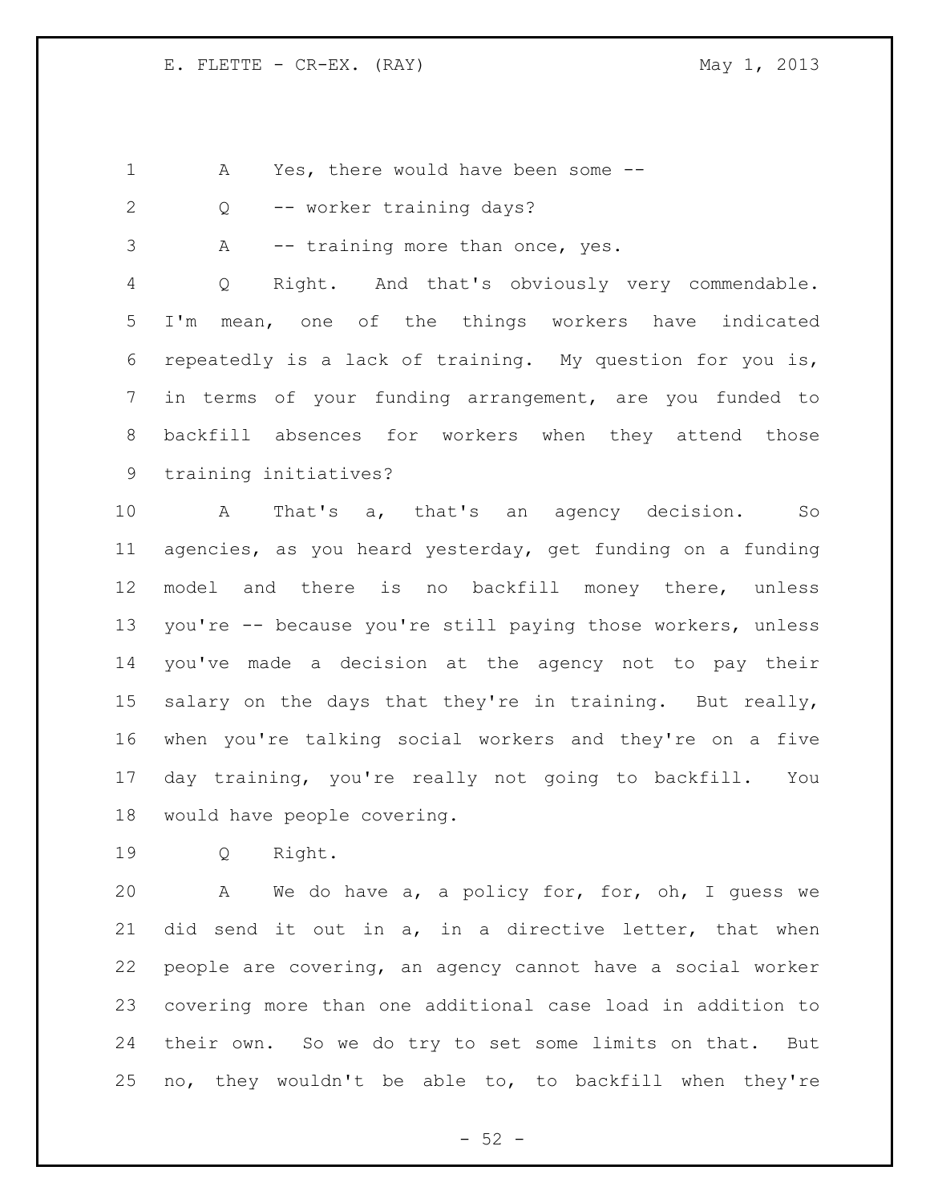A Yes, there would have been some --

Q -- worker training days?

A -- training more than once, yes.

Q Right. And that's obviously very commendable. I'm mean, one of the things workers have indicated repeatedly is a lack of training. My question for you is, in terms of your funding arrangement, are you funded to backfill absences for workers when they attend those training initiatives?

A That's a, that's an agency decision. So agencies, as you heard yesterday, get funding on a funding model and there is no backfill money there, unless you're -- because you're still paying those workers, unless you've made a decision at the agency not to pay their salary on the days that they're in training. But really, when you're talking social workers and they're on a five day training, you're really not going to backfill. You would have people covering.

Q Right.

A We do have a, a policy for, for, oh, I guess we did send it out in a, in a directive letter, that when people are covering, an agency cannot have a social worker covering more than one additional case load in addition to their own. So we do try to set some limits on that. But no, they wouldn't be able to, to backfill when they're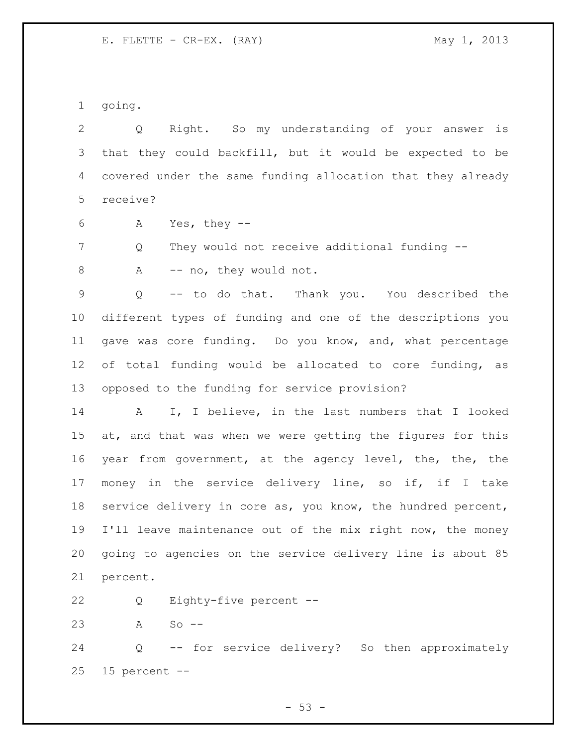going.

Q Right. So my understanding of your answer is that they could backfill, but it would be expected to be covered under the same funding allocation that they already receive?

A Yes, they --

Q They would not receive additional funding --

A -- no, they would not.

Q -- to do that. Thank you. You described the different types of funding and one of the descriptions you gave was core funding. Do you know, and, what percentage of total funding would be allocated to core funding, as opposed to the funding for service provision?

A I, I believe, in the last numbers that I looked at, and that was when we were getting the figures for this year from government, at the agency level, the, the, the money in the service delivery line, so if, if I take service delivery in core as, you know, the hundred percent, I'll leave maintenance out of the mix right now, the money going to agencies on the service delivery line is about 85 percent.

Q Eighty-five percent --

A So --

Q -- for service delivery? So then approximately 15 percent --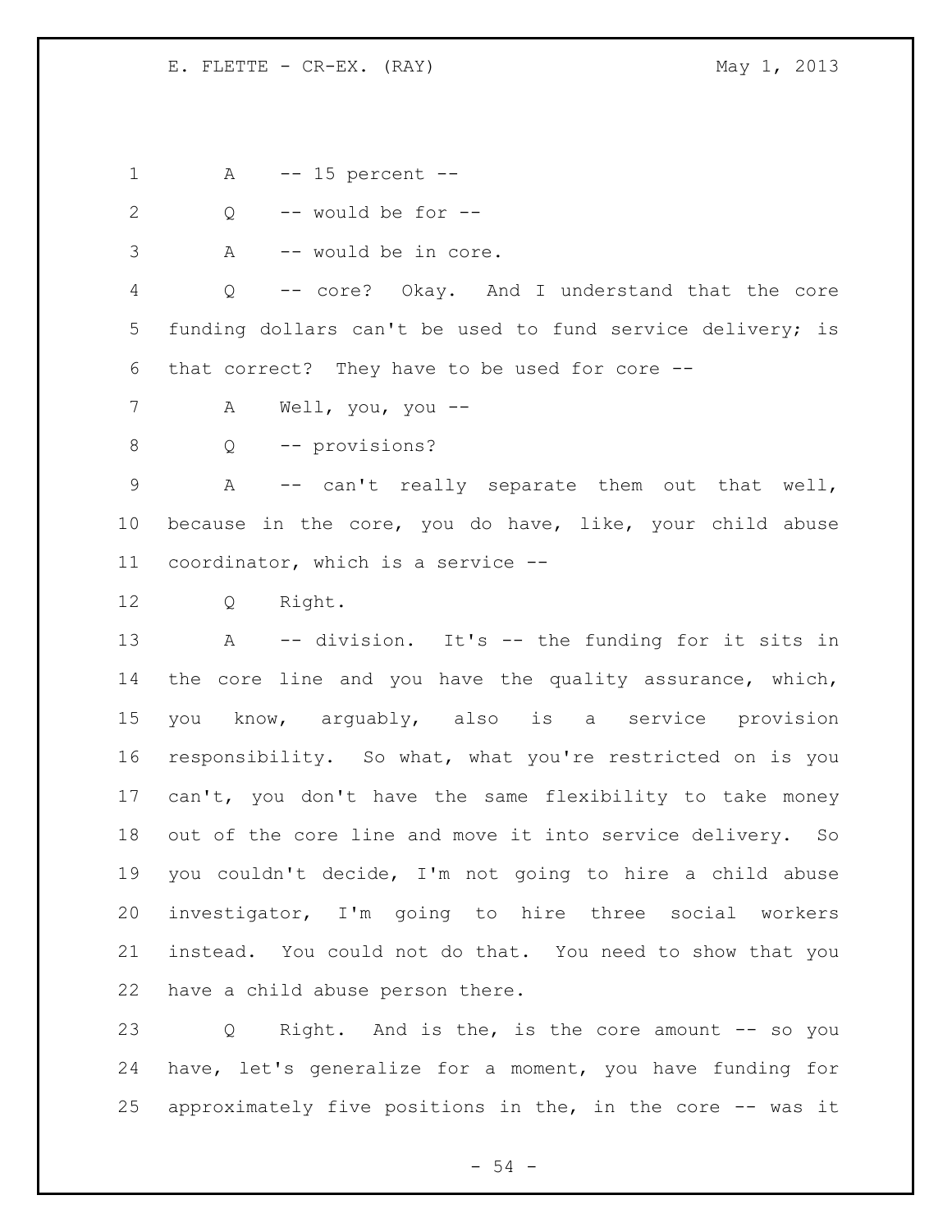A -- 15 percent --

Q -- would be for --

A -- would be in core.

Q -- core? Okay. And I understand that the core funding dollars can't be used to fund service delivery; is that correct? They have to be used for core --

A Well, you, you --

Q -- provisions?

A -- can't really separate them out that well, because in the core, you do have, like, your child abuse coordinator, which is a service --

Q Right.

A -- division. It's -- the funding for it sits in the core line and you have the quality assurance, which, you know, arguably, also is a service provision responsibility. So what, what you're restricted on is you can't, you don't have the same flexibility to take money out of the core line and move it into service delivery. So you couldn't decide, I'm not going to hire a child abuse investigator, I'm going to hire three social workers instead. You could not do that. You need to show that you have a child abuse person there.

Q Right. And is the, is the core amount -- so you have, let's generalize for a moment, you have funding for approximately five positions in the, in the core -- was it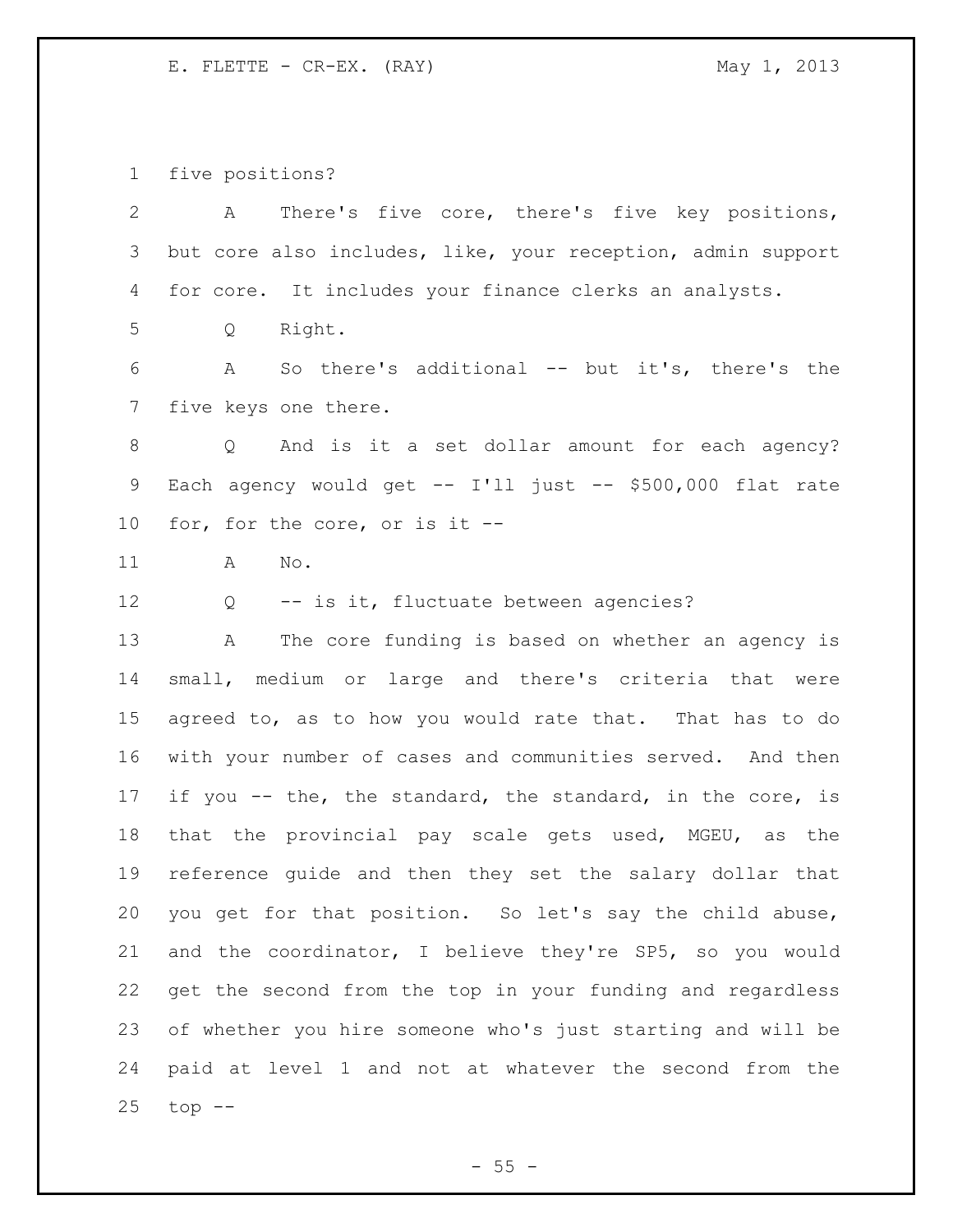five positions?

A There's five core, there's five key positions, but core also includes, like, your reception, admin support for core. It includes your finance clerks an analysts.

Q Right.

A So there's additional -- but it's, there's the five keys one there.

Q And is it a set dollar amount for each agency? Each agency would get -- I'll just -- $500,000 flat rate for, for the core, or is it --

A No.

Q -- is it, fluctuate between agencies?

A The core funding is based on whether an agency is small, medium or large and there's criteria that were agreed to, as to how you would rate that. That has to do with your number of cases and communities served. And then if you -- the, the standard, the standard, in the core, is that the provincial pay scale gets used, MGEU, as the reference guide and then they set the salary dollar that you get for that position. So let's say the child abuse, and the coordinator, I believe they're SP5, so you would get the second from the top in your funding and regardless of whether you hire someone who's just starting and will be paid at level 1 and not at whatever the second from the top --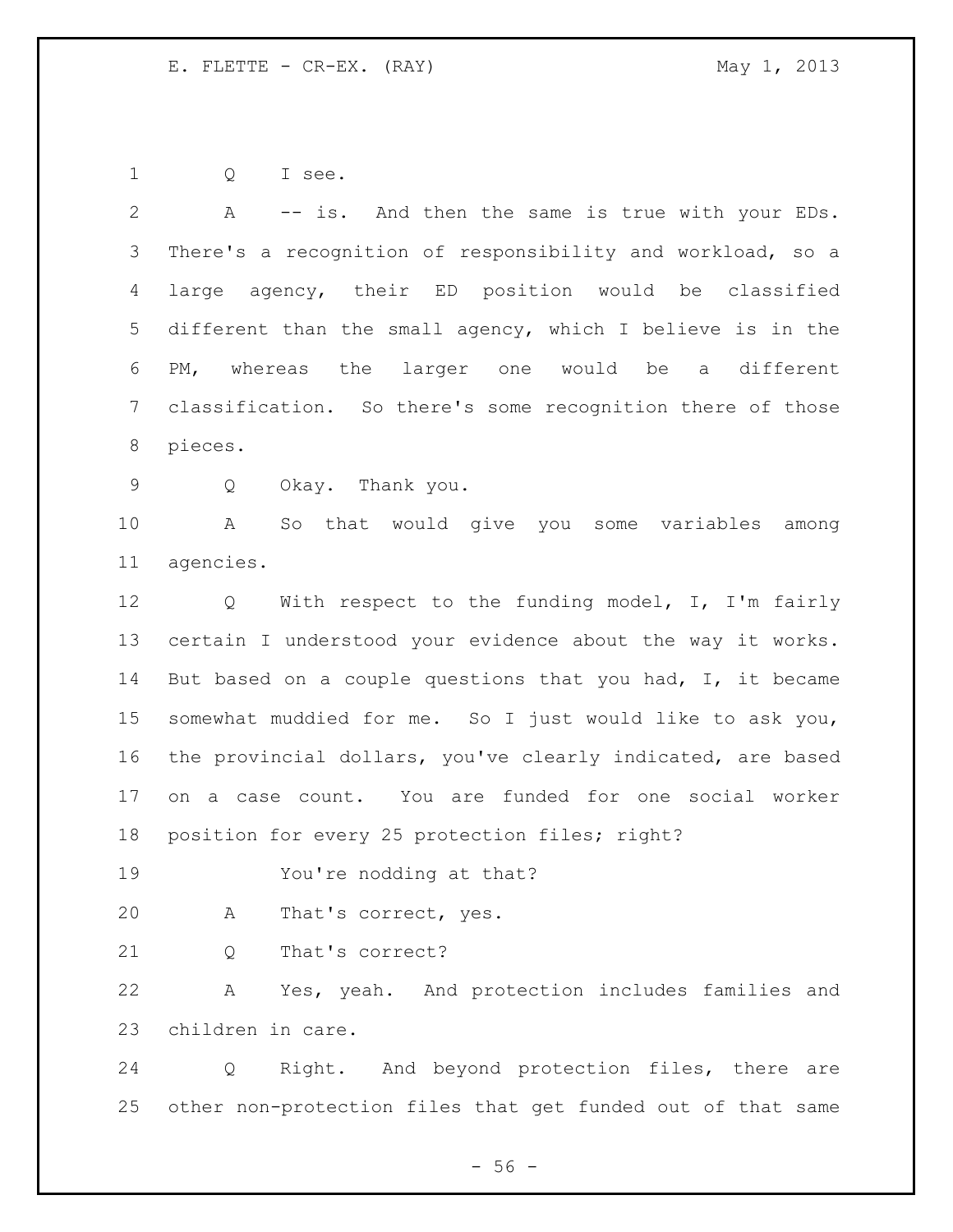Q I see.

A -- is. And then the same is true with your EDs. There's a recognition of responsibility and workload, so a large agency, their ED position would be classified different than the small agency, which I believe is in the PM, whereas the larger one would be a different classification. So there's some recognition there of those pieces.

Q Okay. Thank you.

A So that would give you some variables among agencies.

Q With respect to the funding model, I, I'm fairly certain I understood your evidence about the way it works. But based on a couple questions that you had, I, it became somewhat muddied for me. So I just would like to ask you, the provincial dollars, you've clearly indicated, are based on a case count. You are funded for one social worker position for every 25 protection files; right?

You're nodding at that?

A That's correct, yes.

Q That's correct?

A Yes, yeah. And protection includes families and children in care.

Q Right. And beyond protection files, there are other non-protection files that get funded out of that same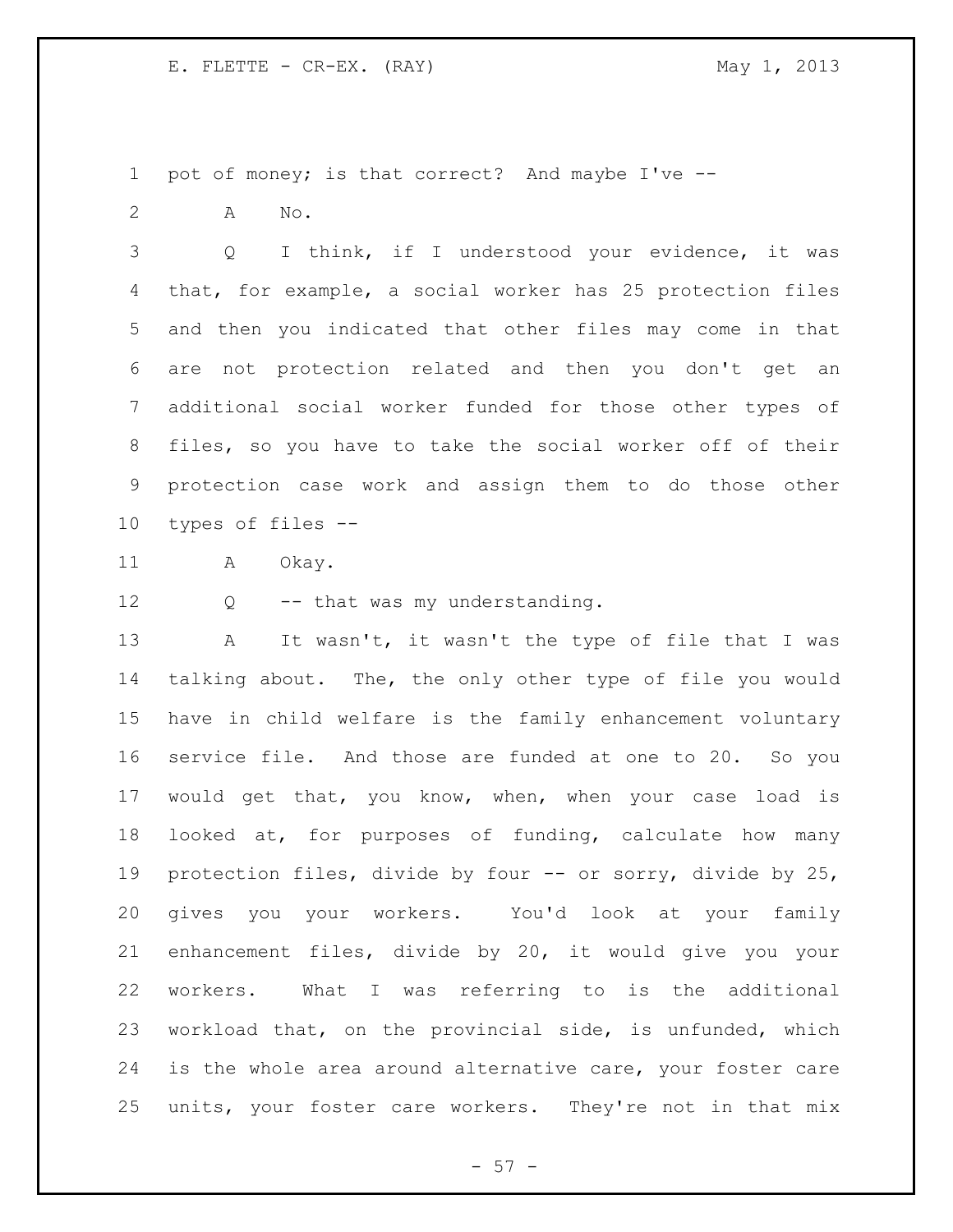pot of money; is that correct? And maybe I've --

A No.

Q I think, if I understood your evidence, it was that, for example, a social worker has 25 protection files and then you indicated that other files may come in that are not protection related and then you don't get an additional social worker funded for those other types of files, so you have to take the social worker off of their protection case work and assign them to do those other types of files --

A Okay.

Q -- that was my understanding.

A It wasn't, it wasn't the type of file that I was talking about. The, the only other type of file you would have in child welfare is the family enhancement voluntary service file. And those are funded at one to 20. So you would get that, you know, when, when your case load is looked at, for purposes of funding, calculate how many protection files, divide by four -- or sorry, divide by 25, gives you your workers. You'd look at your family enhancement files, divide by 20, it would give you your workers. What I was referring to is the additional workload that, on the provincial side, is unfunded, which is the whole area around alternative care, your foster care units, your foster care workers. They're not in that mix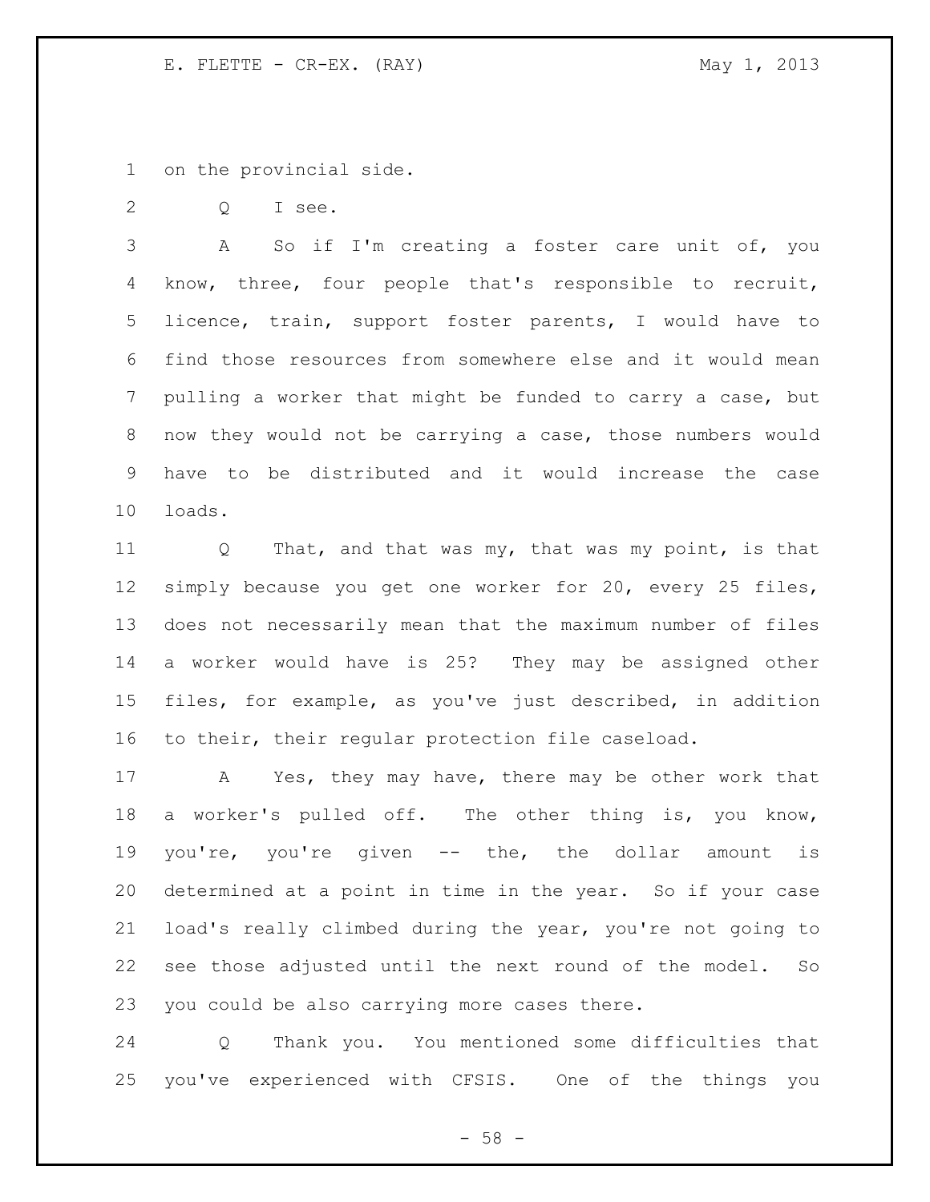on the provincial side.

Q I see.

A So if I'm creating a foster care unit of, you know, three, four people that's responsible to recruit, licence, train, support foster parents, I would have to find those resources from somewhere else and it would mean pulling a worker that might be funded to carry a case, but now they would not be carrying a case, those numbers would have to be distributed and it would increase the case loads.

Q That, and that was my, that was my point, is that simply because you get one worker for 20, every 25 files, does not necessarily mean that the maximum number of files a worker would have is 25? They may be assigned other files, for example, as you've just described, in addition to their, their regular protection file caseload.

A Yes, they may have, there may be other work that a worker's pulled off. The other thing is, you know, you're, you're given -- the, the dollar amount is determined at a point in time in the year. So if your case load's really climbed during the year, you're not going to see those adjusted until the next round of the model. So you could be also carrying more cases there.

Q Thank you. You mentioned some difficulties that you've experienced with CFSIS. One of the things you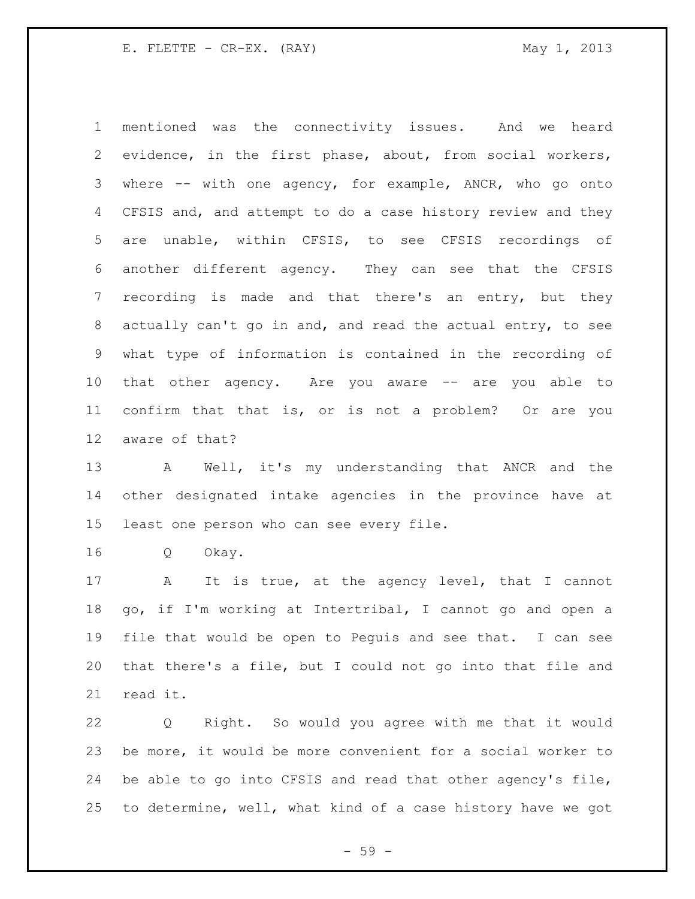mentioned was the connectivity issues. And we heard evidence, in the first phase, about, from social workers, where -- with one agency, for example, ANCR, who go onto CFSIS and, and attempt to do a case history review and they are unable, within CFSIS, to see CFSIS recordings of another different agency. They can see that the CFSIS recording is made and that there's an entry, but they actually can't go in and, and read the actual entry, to see what type of information is contained in the recording of that other agency. Are you aware -- are you able to confirm that that is, or is not a problem? Or are you aware of that?

A Well, it's my understanding that ANCR and the other designated intake agencies in the province have at least one person who can see every file.

Q Okay.

A It is true, at the agency level, that I cannot go, if I'm working at Intertribal, I cannot go and open a file that would be open to Peguis and see that. I can see that there's a file, but I could not go into that file and read it.

Q Right. So would you agree with me that it would be more, it would be more convenient for a social worker to be able to go into CFSIS and read that other agency's file, to determine, well, what kind of a case history have we got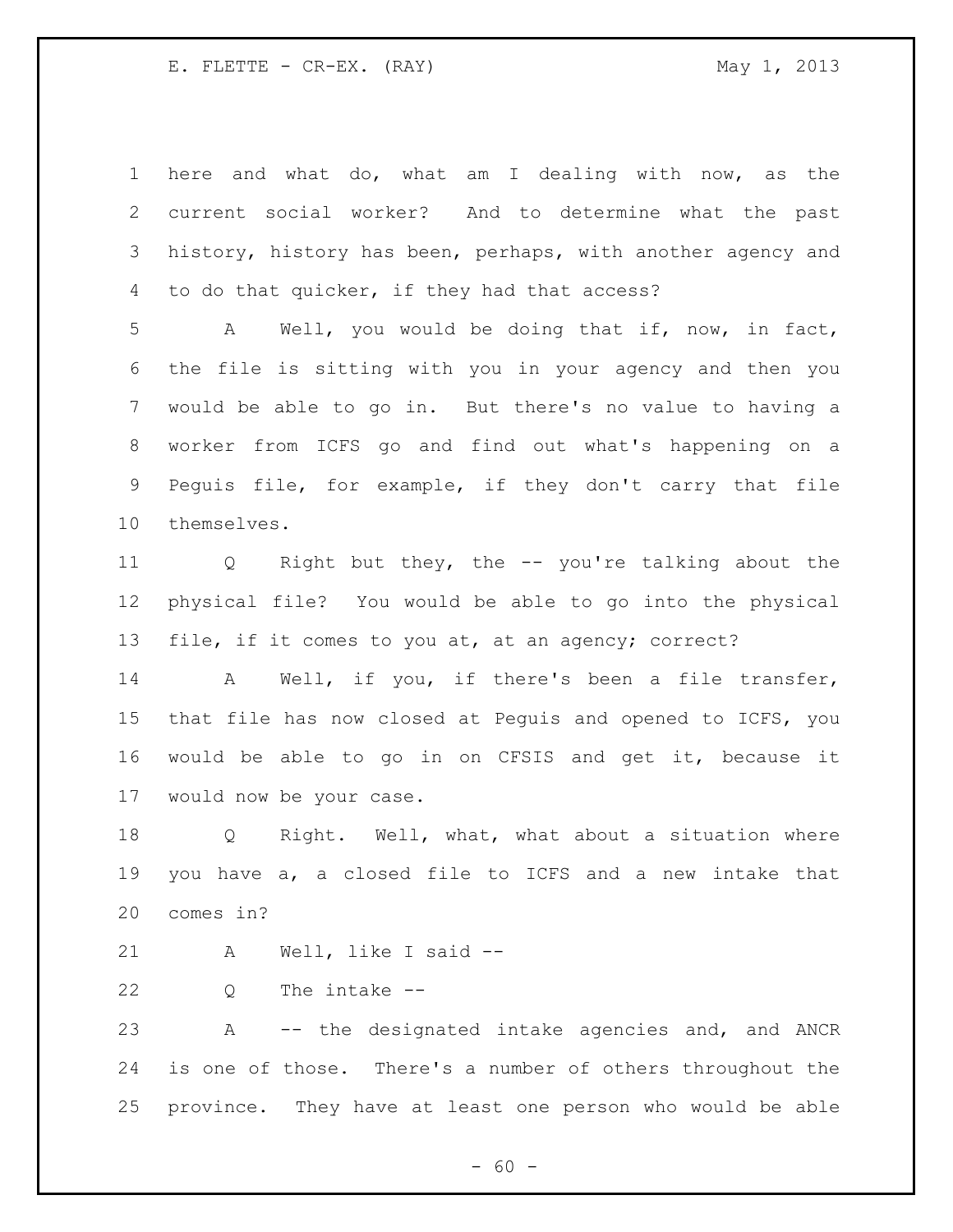here and what do, what am I dealing with now, as the current social worker? And to determine what the past history, history has been, perhaps, with another agency and to do that quicker, if they had that access?

A Well, you would be doing that if, now, in fact, the file is sitting with you in your agency and then you would be able to go in. But there's no value to having a worker from ICFS go and find out what's happening on a Peguis file, for example, if they don't carry that file themselves.

Q Right but they, the -- you're talking about the physical file? You would be able to go into the physical file, if it comes to you at, at an agency; correct?

A Well, if you, if there's been a file transfer, that file has now closed at Peguis and opened to ICFS, you would be able to go in on CFSIS and get it, because it would now be your case.

Q Right. Well, what, what about a situation where you have a, a closed file to ICFS and a new intake that comes in?

A Well, like I said --

Q The intake --

A -- the designated intake agencies and, and ANCR is one of those. There's a number of others throughout the province. They have at least one person who would be able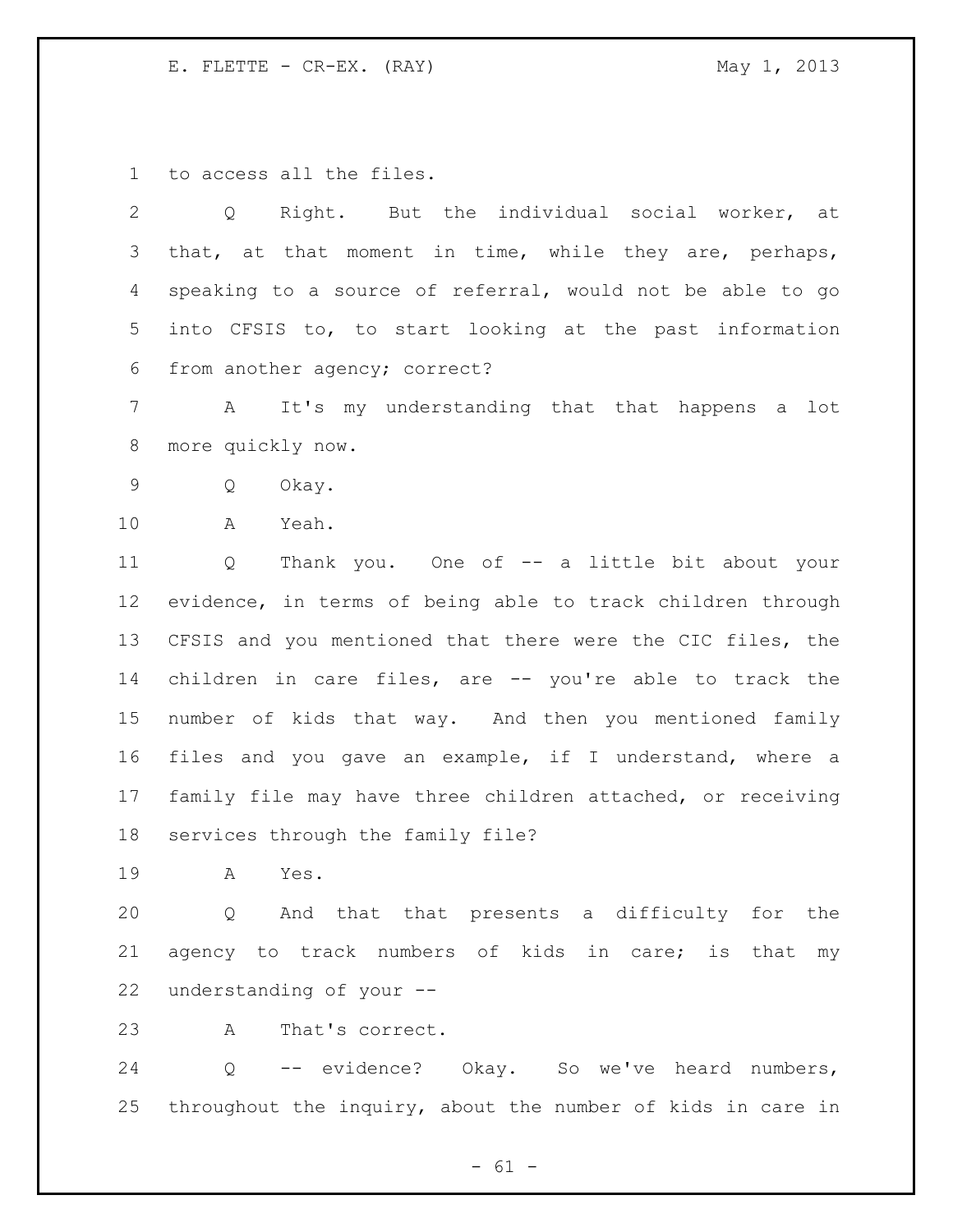to access all the files.

Q Right. But the individual social worker, at that, at that moment in time, while they are, perhaps, speaking to a source of referral, would not be able to go into CFSIS to, to start looking at the past information from another agency; correct?

A It's my understanding that that happens a lot more quickly now.

Q Okay.

A Yeah.

Q Thank you. One of -- a little bit about your evidence, in terms of being able to track children through CFSIS and you mentioned that there were the CIC files, the children in care files, are -- you're able to track the number of kids that way. And then you mentioned family files and you gave an example, if I understand, where a family file may have three children attached, or receiving services through the family file?

A Yes.

Q And that that presents a difficulty for the agency to track numbers of kids in care; is that my understanding of your --

A That's correct.

Q -- evidence? Okay. So we've heard numbers, throughout the inquiry, about the number of kids in care in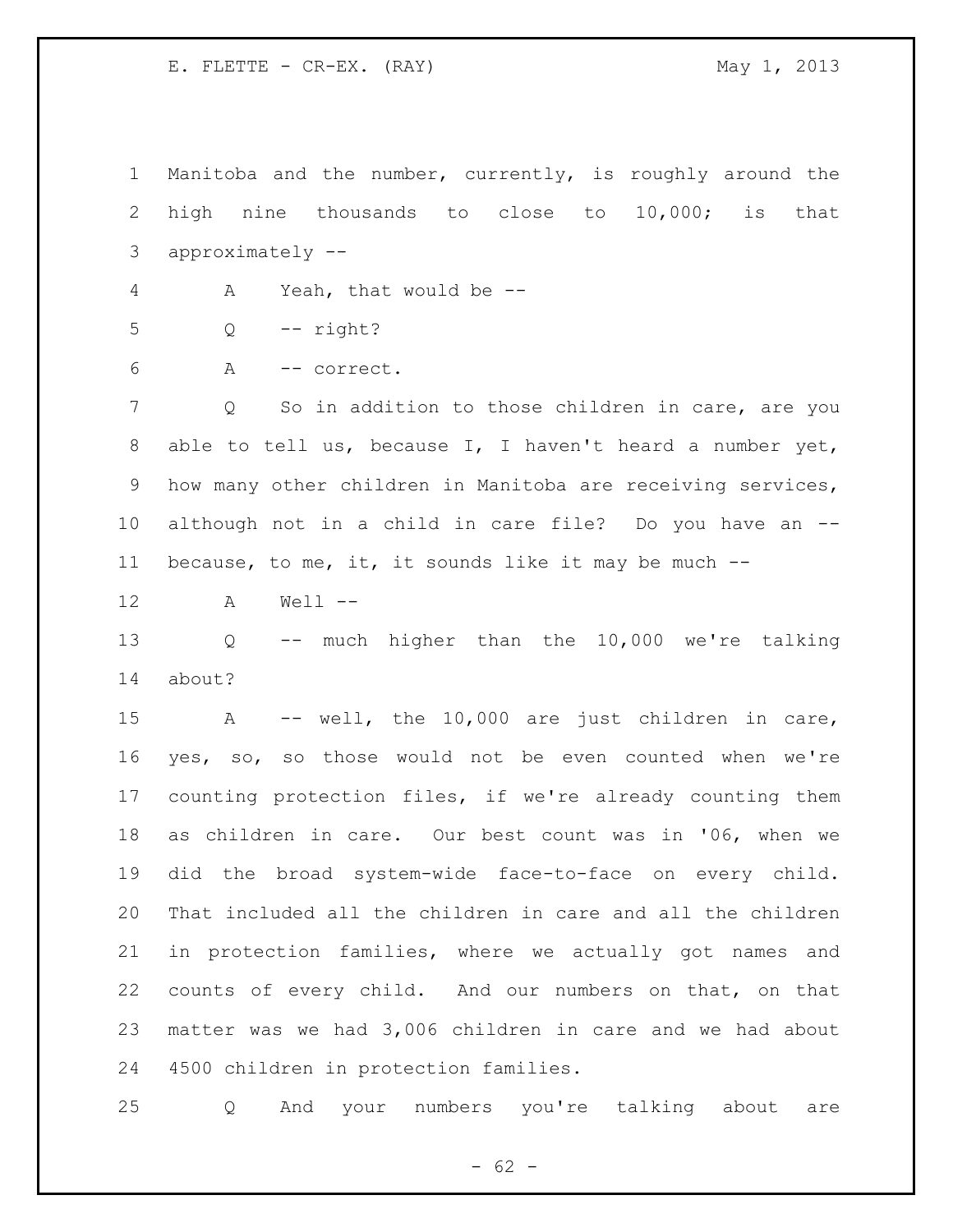Manitoba and the number, currently, is roughly around the high nine thousands to close to 10,000; is that approximately --

A Yeah, that would be --

Q -- right?

A -- correct.

Q So in addition to those children in care, are you able to tell us, because I, I haven't heard a number yet, how many other children in Manitoba are receiving services, although not in a child in care file? Do you have an -- because, to me, it, it sounds like it may be much --

A Well --

Q -- much higher than the 10,000 we're talking about?

A -- well, the 10,000 are just children in care, yes, so, so those would not be even counted when we're counting protection files, if we're already counting them as children in care. Our best count was in '06, when we did the broad system-wide face-to-face on every child. That included all the children in care and all the children in protection families, where we actually got names and counts of every child. And our numbers on that, on that matter was we had 3,006 children in care and we had about 4500 children in protection families.

Q And your numbers you're talking about are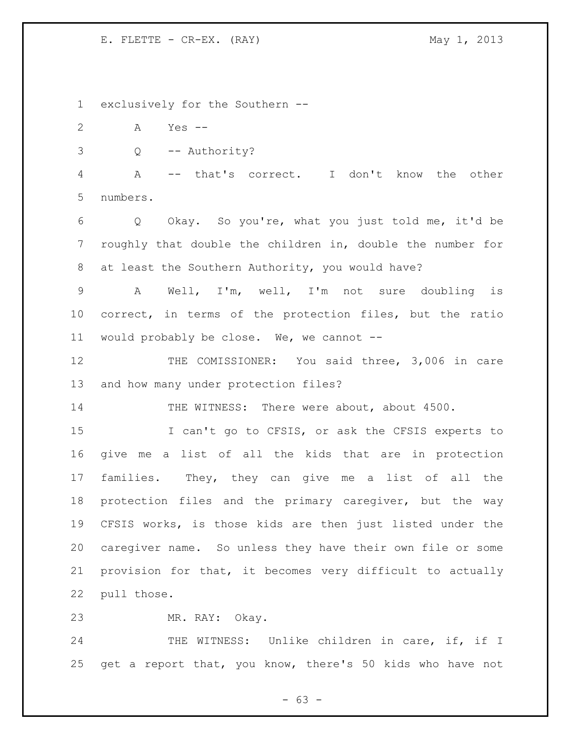exclusively for the Southern --

A Yes --

Q -- Authority?

A -- that's correct. I don't know the other numbers.

Q Okay. So you're, what you just told me, it'd be roughly that double the children in, double the number for at least the Southern Authority, you would have?

A Well, I'm, well, I'm not sure doubling is correct, in terms of the protection files, but the ratio would probably be close. We, we cannot --

THE COMISSIONER: You said three, 3,006 in care and how many under protection files?

THE WITNESS: There were about, about 4500.

I can't go to CFSIS, or ask the CFSIS experts to give me a list of all the kids that are in protection families. They, they can give me a list of all the protection files and the primary caregiver, but the way CFSIS works, is those kids are then just listed under the caregiver name. So unless they have their own file or some provision for that, it becomes very difficult to actually pull those.

MR. RAY: Okay.

THE WITNESS: Unlike children in care, if, if I get a report that, you know, there's 50 kids who have not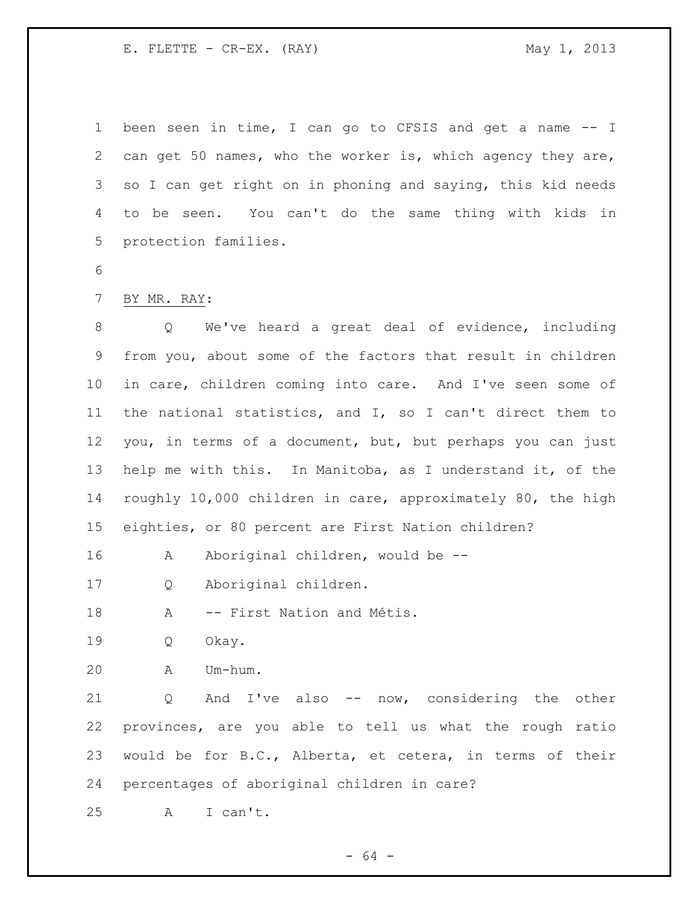been seen in time, I can go to CFSIS and get a name -- I can get 50 names, who the worker is, which agency they are, so I can get right on in phoning and saying, this kid needs to be seen. You can't do the same thing with kids in protection families.

BY MR. RAY:

Q We've heard a great deal of evidence, including from you, about some of the factors that result in children in care, children coming into care. And I've seen some of the national statistics, and I, so I can't direct them to you, in terms of a document, but, but perhaps you can just help me with this. In Manitoba, as I understand it, of the roughly 10,000 children in care, approximately 80, the high eighties, or 80 percent are First Nation children?

A Aboriginal children, would be --

Q Aboriginal children.

A -- First Nation and Métis.

Q Okay.

A Um-hum.

Q And I've also -- now, considering the other provinces, are you able to tell us what the rough ratio would be for B.C., Alberta, et cetera, in terms of their percentages of aboriginal children in care?

A I can't.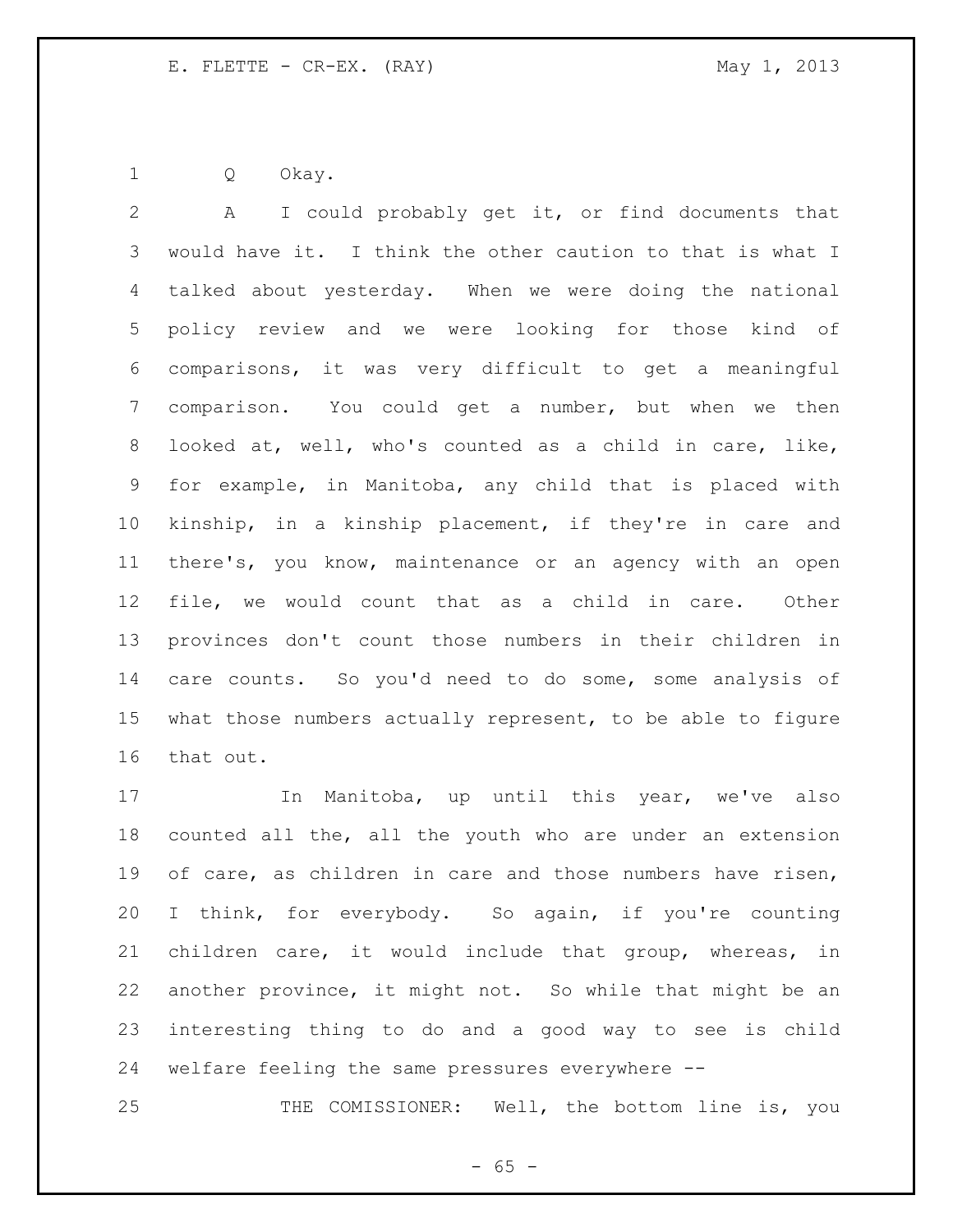Q Okay.

A I could probably get it, or find documents that would have it. I think the other caution to that is what I talked about yesterday. When we were doing the national policy review and we were looking for those kind of comparisons, it was very difficult to get a meaningful comparison. You could get a number, but when we then looked at, well, who's counted as a child in care, like, for example, in Manitoba, any child that is placed with kinship, in a kinship placement, if they're in care and there's, you know, maintenance or an agency with an open file, we would count that as a child in care. Other provinces don't count those numbers in their children in care counts. So you'd need to do some, some analysis of what those numbers actually represent, to be able to figure that out.

In Manitoba, up until this year, we've also counted all the, all the youth who are under an extension of care, as children in care and those numbers have risen, I think, for everybody. So again, if you're counting children care, it would include that group, whereas, in another province, it might not. So while that might be an interesting thing to do and a good way to see is child welfare feeling the same pressures everywhere --

THE COMISSIONER: Well, the bottom line is, you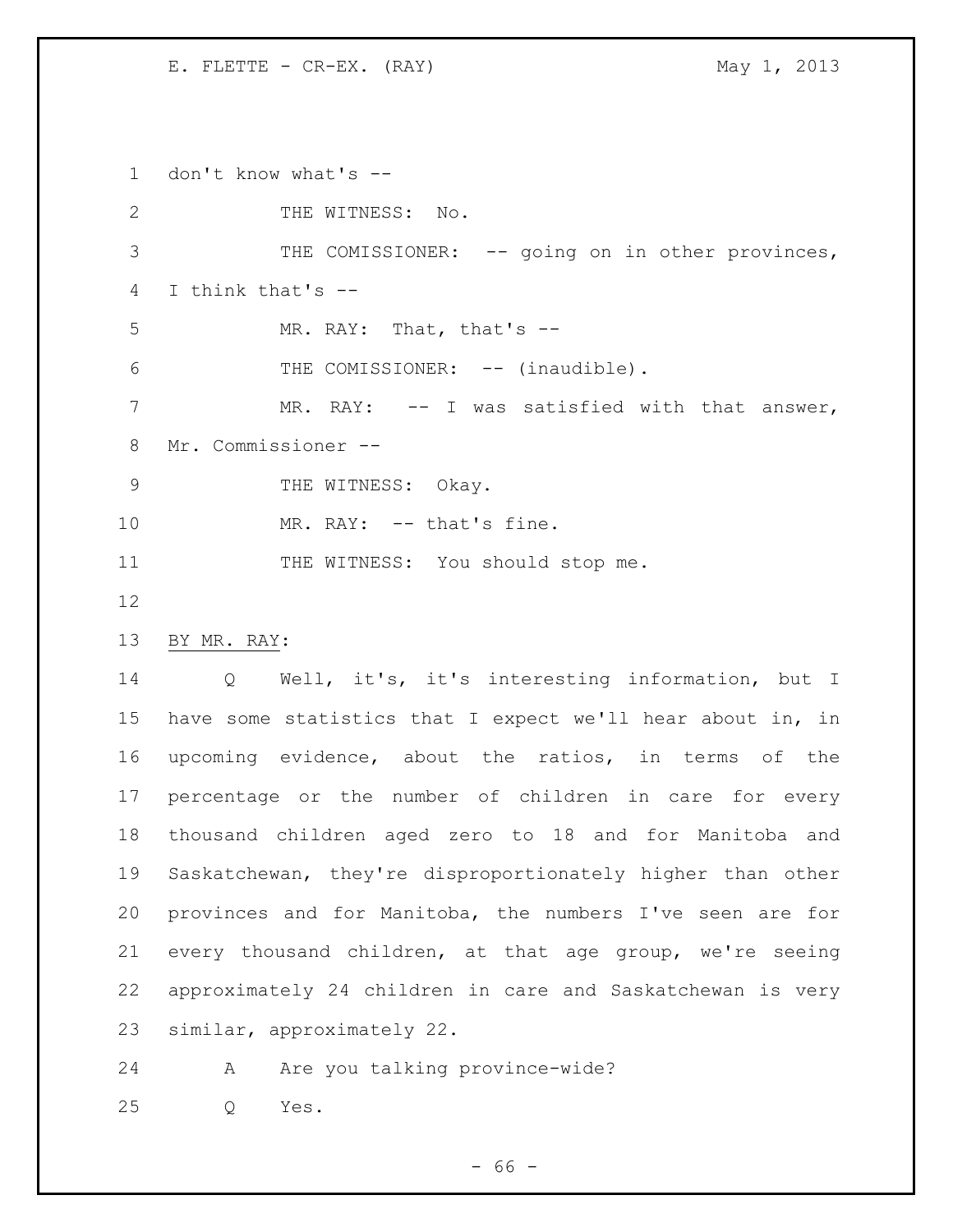don't know what's --

THE WITNESS: No.

THE COMISSIONER: -- going on in other provinces, I think that's --

MR. RAY: That, that's --

THE COMISSIONER: -- (inaudible).

MR. RAY: -- I was satisfied with that answer, Mr. Commissioner --

THE WITNESS: Okay.

MR. RAY: -- that's fine.

THE WITNESS: You should stop me.

BY MR. RAY:

Q Well, it's, it's interesting information, but I have some statistics that I expect we'll hear about in, in upcoming evidence, about the ratios, in terms of the percentage or the number of children in care for every thousand children aged zero to 18 and for Manitoba and Saskatchewan, they're disproportionately higher than other provinces and for Manitoba, the numbers I've seen are for every thousand children, at that age group, we're seeing approximately 24 children in care and Saskatchewan is very similar, approximately 22.

A Are you talking province-wide?

Q Yes.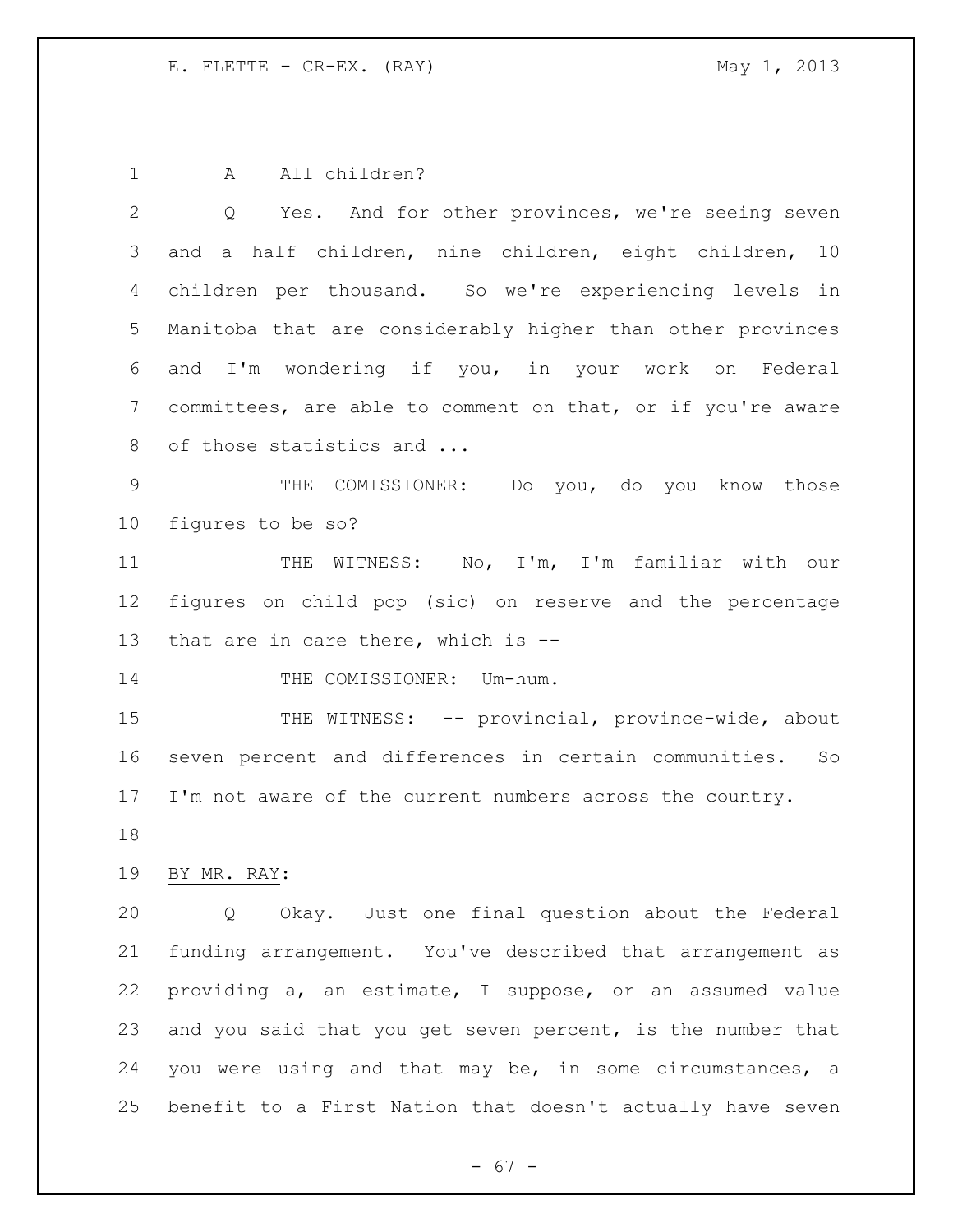A All children?

Q Yes. And for other provinces, we're seeing seven and a half children, nine children, eight children, 10 children per thousand. So we're experiencing levels in Manitoba that are considerably higher than other provinces and I'm wondering if you, in your work on Federal committees, are able to comment on that, or if you're aware of those statistics and ...

THE COMISSIONER: Do you, do you know those figures to be so?

THE WITNESS: No, I'm, I'm familiar with our figures on child pop (sic) on reserve and the percentage that are in care there, which is --

THE COMISSIONER: Um-hum.

THE WITNESS: -- provincial, province-wide, about seven percent and differences in certain communities. So I'm not aware of the current numbers across the country.

BY MR. RAY:

Q Okay. Just one final question about the Federal funding arrangement. You've described that arrangement as providing a, an estimate, I suppose, or an assumed value and you said that you get seven percent, is the number that you were using and that may be, in some circumstances, a benefit to a First Nation that doesn't actually have seven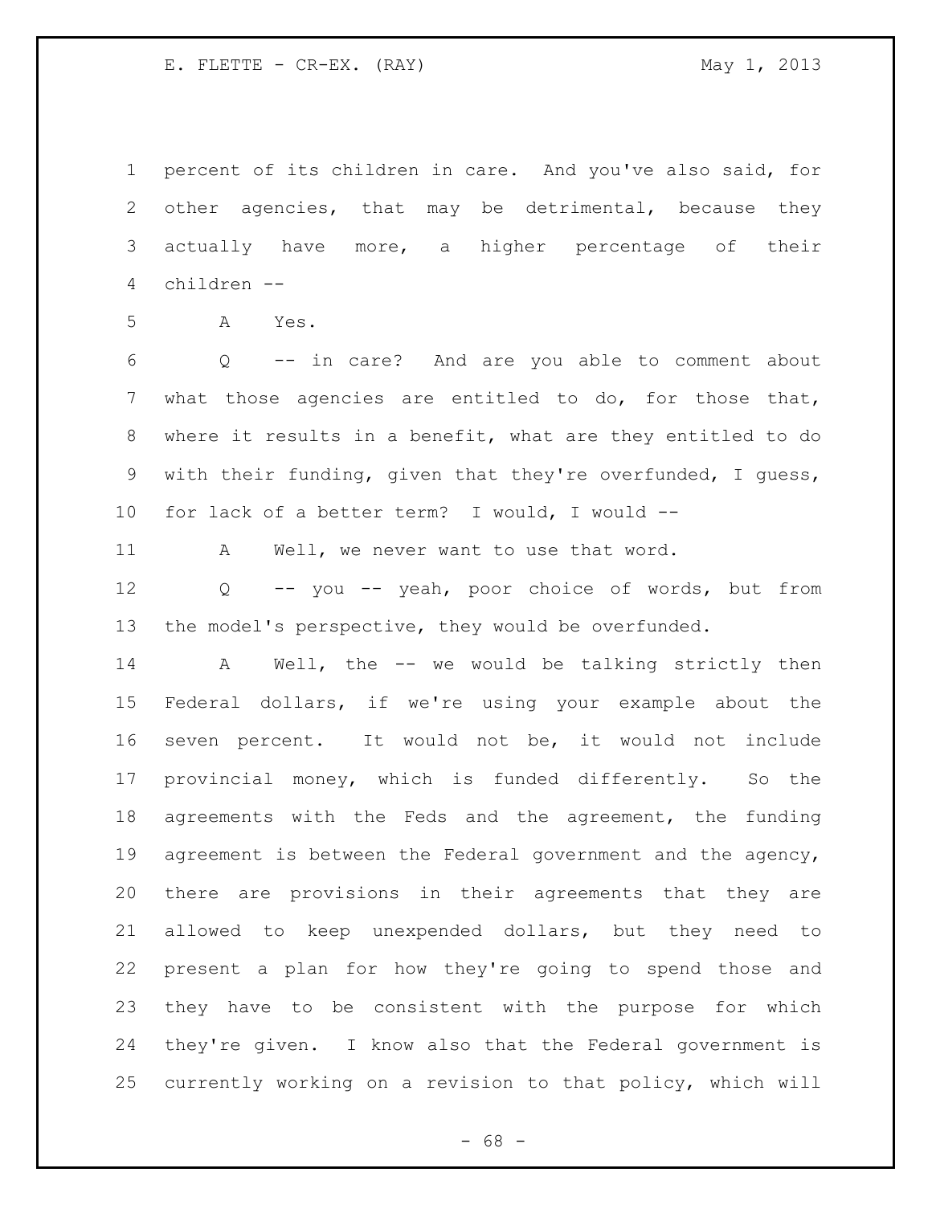percent of its children in care. And you've also said, for other agencies, that may be detrimental, because they actually have more, a higher percentage of their children --

A Yes.

Q -- in care? And are you able to comment about what those agencies are entitled to do, for those that, where it results in a benefit, what are they entitled to do with their funding, given that they're overfunded, I guess, for lack of a better term? I would, I would --

A Well, we never want to use that word.

Q -- you -- yeah, poor choice of words, but from the model's perspective, they would be overfunded.

A Well, the -- we would be talking strictly then Federal dollars, if we're using your example about the seven percent. It would not be, it would not include provincial money, which is funded differently. So the agreements with the Feds and the agreement, the funding agreement is between the Federal government and the agency, there are provisions in their agreements that they are allowed to keep unexpended dollars, but they need to present a plan for how they're going to spend those and they have to be consistent with the purpose for which they're given. I know also that the Federal government is currently working on a revision to that policy, which will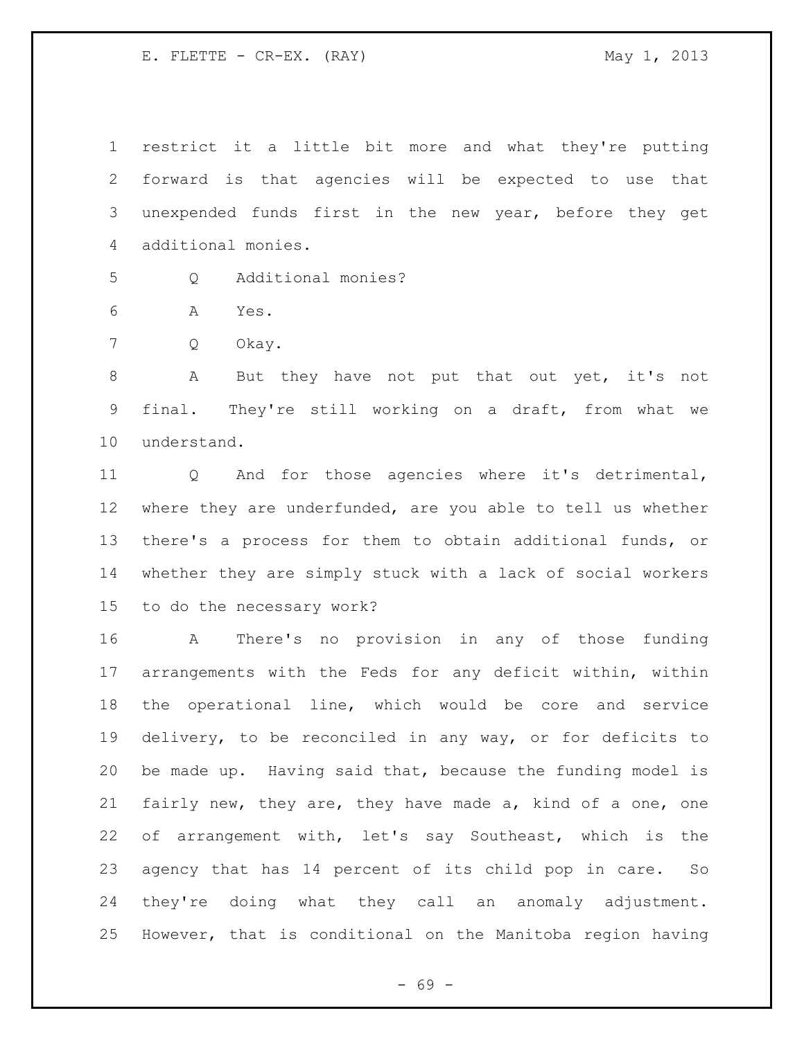restrict it a little bit more and what they're putting forward is that agencies will be expected to use that unexpended funds first in the new year, before they get additional monies.

Q Additional monies?

A Yes.

Q Okay.

A But they have not put that out yet, it's not final. They're still working on a draft, from what we understand.

Q And for those agencies where it's detrimental, where they are underfunded, are you able to tell us whether there's a process for them to obtain additional funds, or whether they are simply stuck with a lack of social workers to do the necessary work?

A There's no provision in any of those funding arrangements with the Feds for any deficit within, within the operational line, which would be core and service delivery, to be reconciled in any way, or for deficits to be made up. Having said that, because the funding model is fairly new, they are, they have made a, kind of a one, one of arrangement with, let's say Southeast, which is the agency that has 14 percent of its child pop in care. So they're doing what they call an anomaly adjustment. However, that is conditional on the Manitoba region having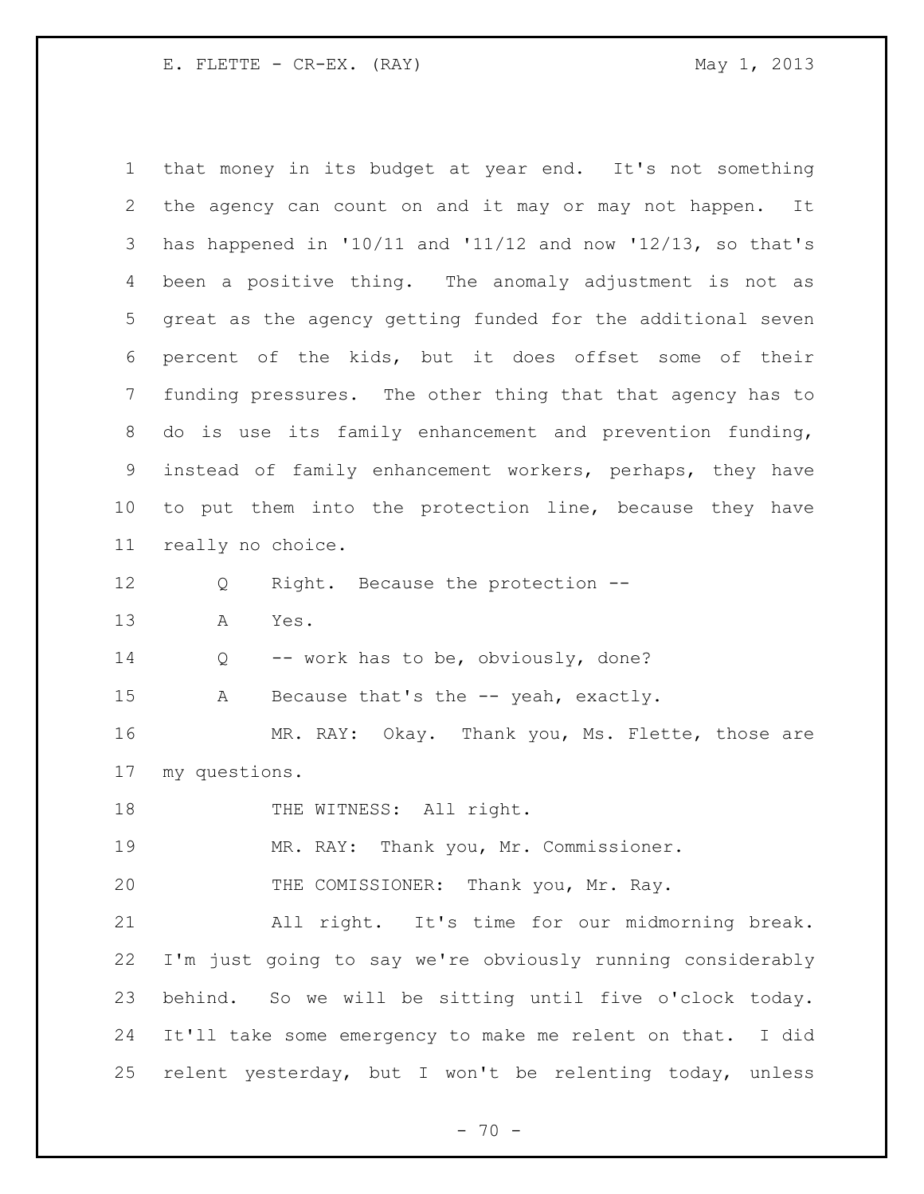that money in its budget at year end. It's not something the agency can count on and it may or may not happen. It has happened in '10/11 and '11/12 and now '12/13, so that's been a positive thing. The anomaly adjustment is not as great as the agency getting funded for the additional seven percent of the kids, but it does offset some of their funding pressures. The other thing that that agency has to do is use its family enhancement and prevention funding, instead of family enhancement workers, perhaps, they have to put them into the protection line, because they have really no choice.

Q Right. Because the protection --

A Yes.

Q -- work has to be, obviously, done?

A Because that's the -- yeah, exactly.

MR. RAY: Okay. Thank you, Ms. Flette, those are my questions.

THE WITNESS: All right.

MR. RAY: Thank you, Mr. Commissioner.

THE COMISSIONER: Thank you, Mr. Ray.

All right. It's time for our midmorning break. I'm just going to say we're obviously running considerably behind. So we will be sitting until five o'clock today. It'll take some emergency to make me relent on that. I did relent yesterday, but I won't be relenting today, unless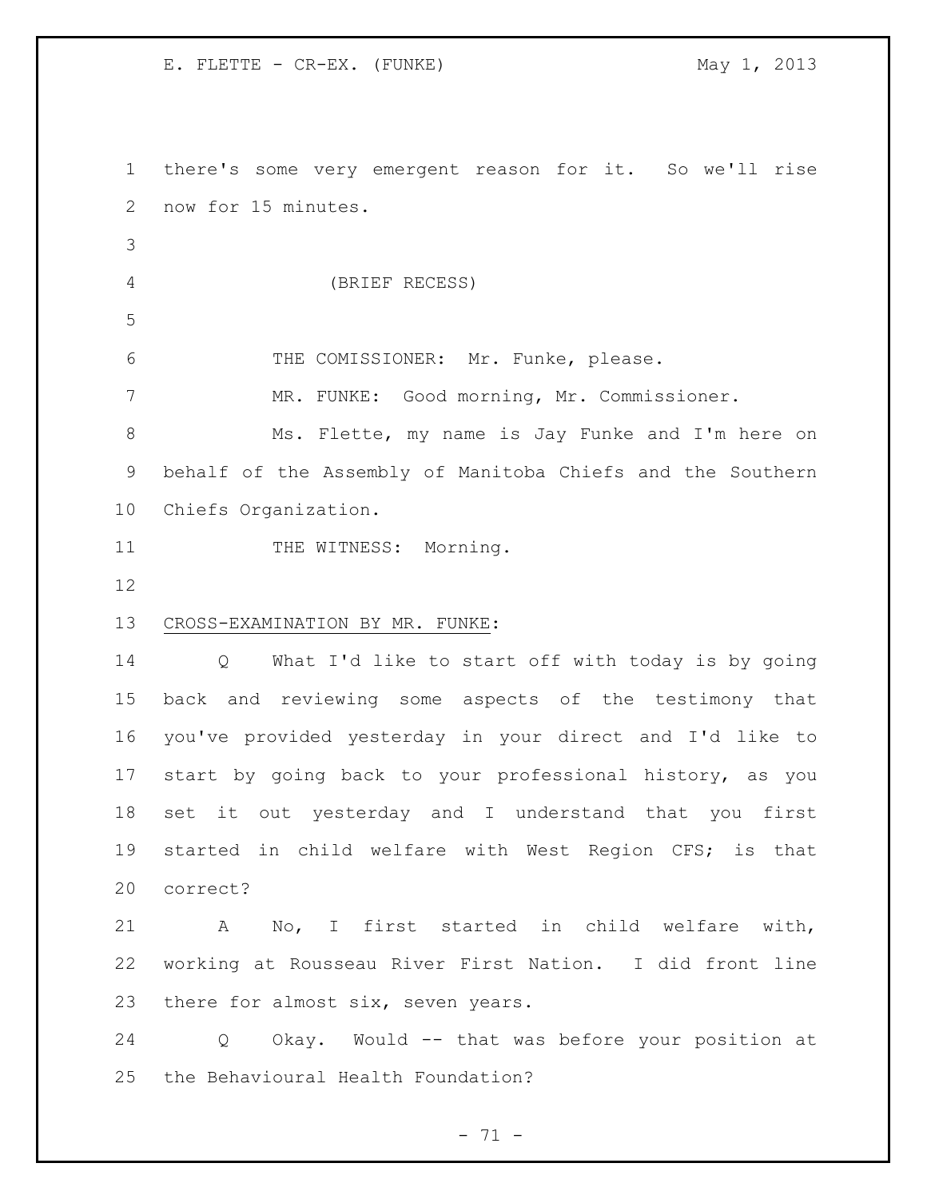there's some very emergent reason for it. So we'll rise now for 15 minutes.

(BRIEF RECESS)

THE COMISSIONER: Mr. Funke, please.

MR. FUNKE: Good morning, Mr. Commissioner.

Ms. Flette, my name is Jay Funke and I'm here on behalf of the Assembly of Manitoba Chiefs and the Southern Chiefs Organization.

THE WITNESS: Morning.

CROSS-EXAMINATION BY MR. FUNKE:

Q What I'd like to start off with today is by going back and reviewing some aspects of the testimony that you've provided yesterday in your direct and I'd like to start by going back to your professional history, as you set it out yesterday and I understand that you first started in child welfare with West Region CFS; is that correct?

A No, I first started in child welfare with, working at Rousseau River First Nation. I did front line there for almost six, seven years.

Q Okay. Would -- that was before your position at the Behavioural Health Foundation?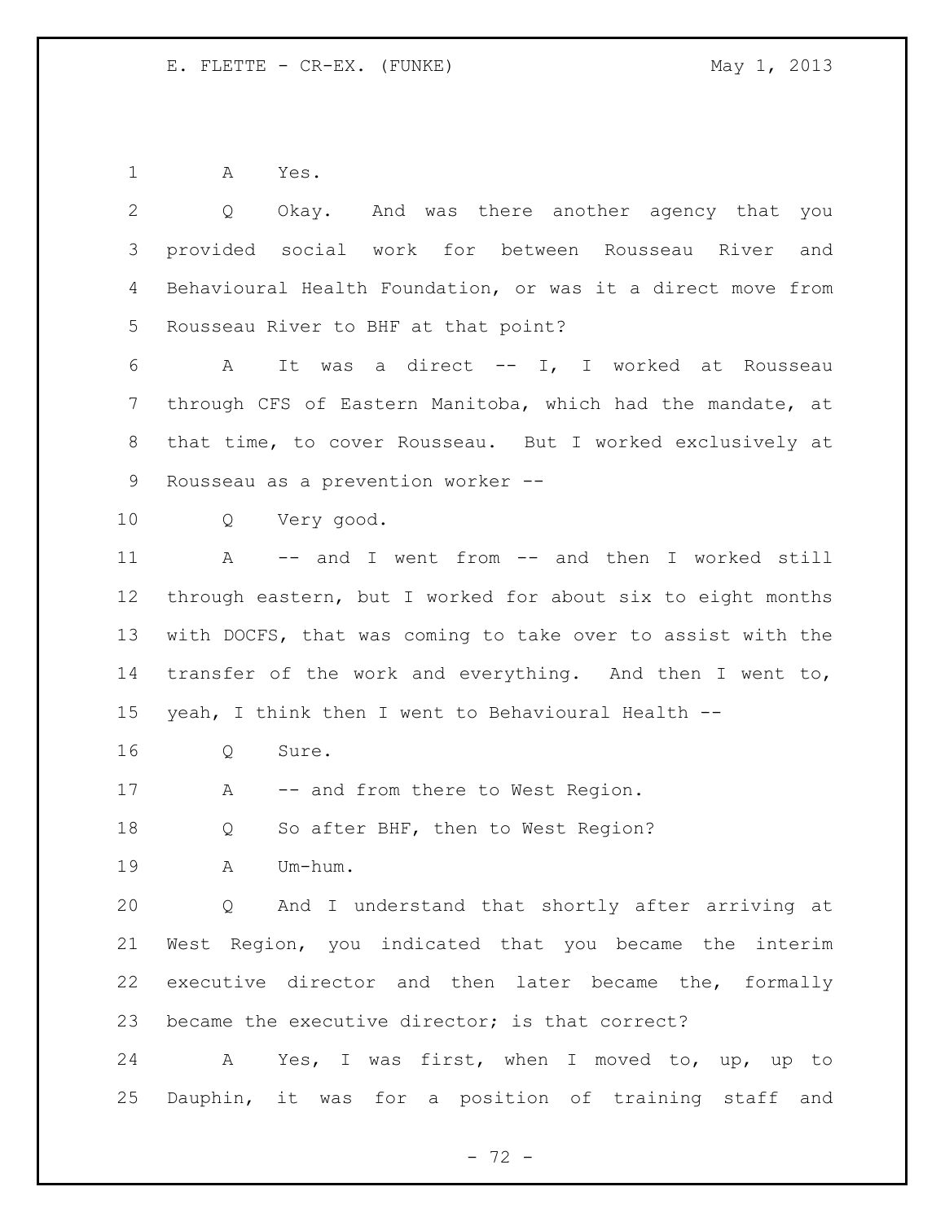A Yes.

Q Okay. And was there another agency that you provided social work for between Rousseau River and Behavioural Health Foundation, or was it a direct move from Rousseau River to BHF at that point?

A It was a direct -- I, I worked at Rousseau through CFS of Eastern Manitoba, which had the mandate, at that time, to cover Rousseau. But I worked exclusively at Rousseau as a prevention worker --

Q Very good.

A -- and I went from -- and then I worked still through eastern, but I worked for about six to eight months with DOCFS, that was coming to take over to assist with the transfer of the work and everything. And then I went to, yeah, I think then I went to Behavioural Health --

Q Sure.

A -- and from there to West Region.

Q So after BHF, then to West Region?

A Um-hum.

Q And I understand that shortly after arriving at West Region, you indicated that you became the interim executive director and then later became the, formally became the executive director; is that correct?

A Yes, I was first, when I moved to, up, up to Dauphin, it was for a position of training staff and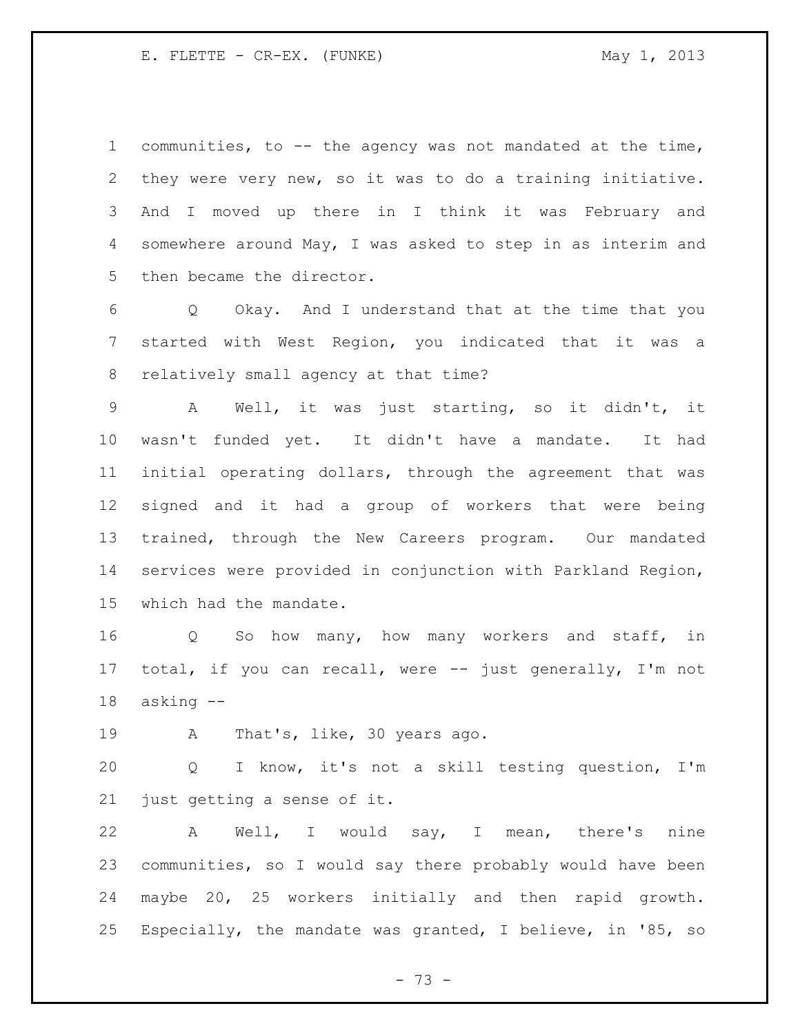communities, to -- the agency was not mandated at the time, they were very new, so it was to do a training initiative. And I moved up there in I think it was February and somewhere around May, I was asked to step in as interim and then became the director.

Q Okay. And I understand that at the time that you started with West Region, you indicated that it was a relatively small agency at that time?

A Well, it was just starting, so it didn't, it wasn't funded yet. It didn't have a mandate. It had initial operating dollars, through the agreement that was signed and it had a group of workers that were being trained, through the New Careers program. Our mandated services were provided in conjunction with Parkland Region, which had the mandate.

Q So how many, how many workers and staff, in total, if you can recall, were -- just generally, I'm not asking --

A That's, like, 30 years ago.

Q I know, it's not a skill testing question, I'm just getting a sense of it.

A Well, I would say, I mean, there's nine communities, so I would say there probably would have been maybe 20, 25 workers initially and then rapid growth. Especially, the mandate was granted, I believe, in '85, so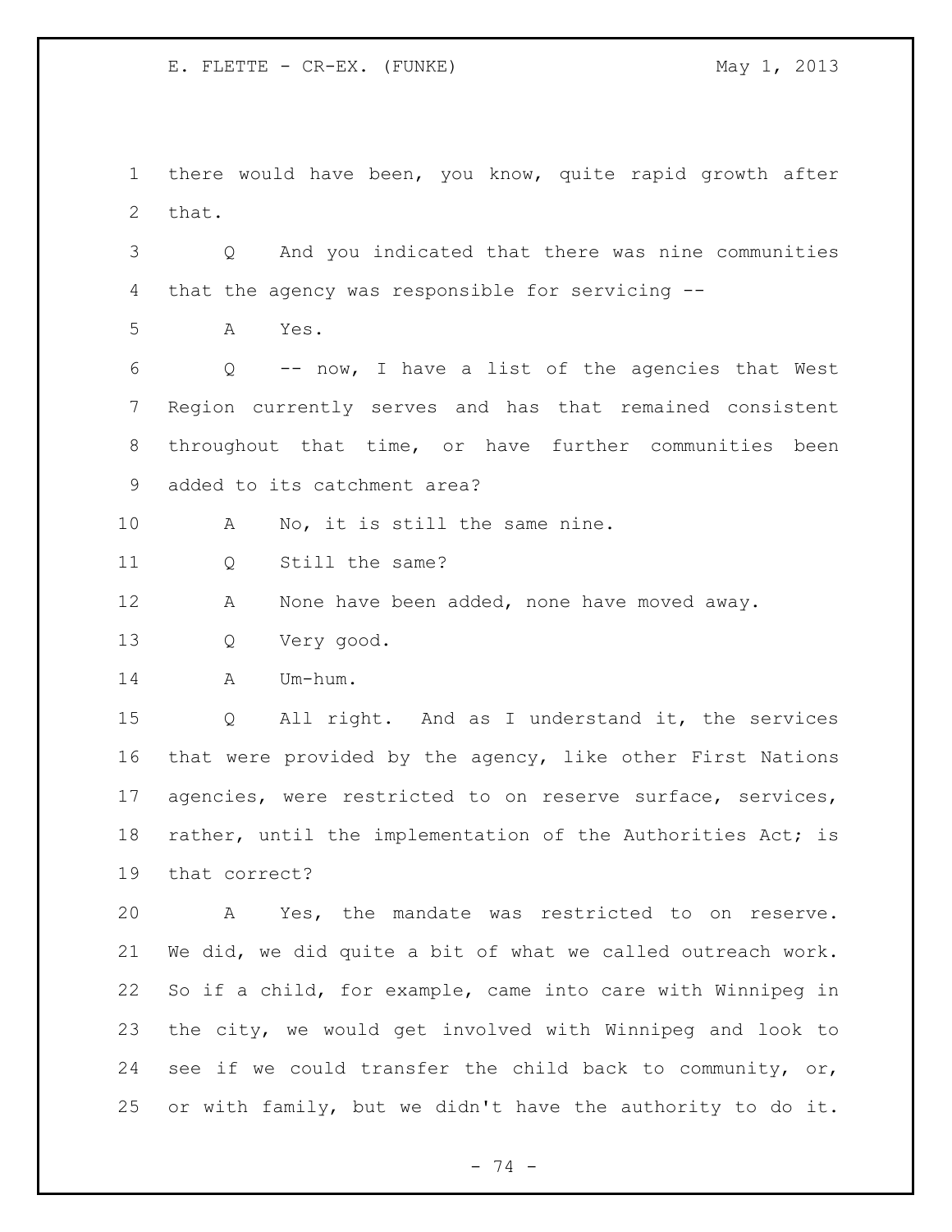there would have been, you know, quite rapid growth after that.

Q And you indicated that there was nine communities that the agency was responsible for servicing --

A Yes.

Q -- now, I have a list of the agencies that West Region currently serves and has that remained consistent throughout that time, or have further communities been added to its catchment area?

A No, it is still the same nine.

Q Still the same?

A None have been added, none have moved away.

Q Very good.

A Um-hum.

Q All right. And as I understand it, the services that were provided by the agency, like other First Nations agencies, were restricted to on reserve surface, services, rather, until the implementation of the Authorities Act; is that correct?

A Yes, the mandate was restricted to on reserve. We did, we did quite a bit of what we called outreach work. So if a child, for example, came into care with Winnipeg in the city, we would get involved with Winnipeg and look to see if we could transfer the child back to community, or, or with family, but we didn't have the authority to do it.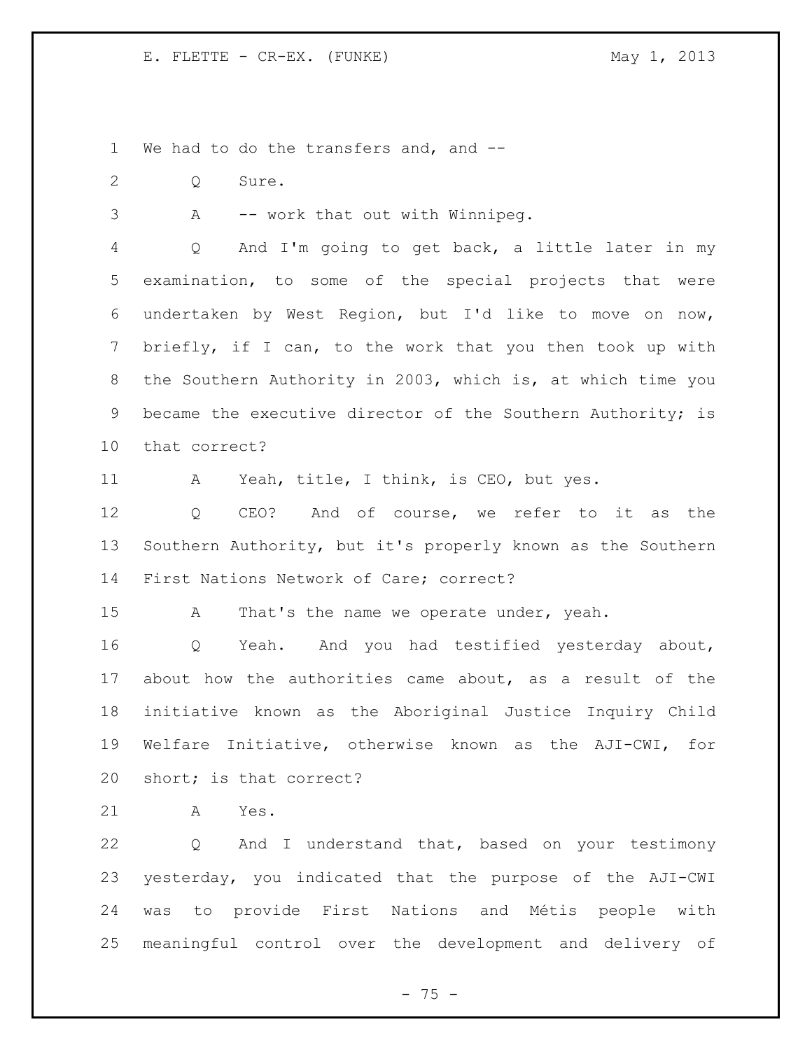We had to do the transfers and, and --

Q Sure.

A -- work that out with Winnipeg.

Q And I'm going to get back, a little later in my examination, to some of the special projects that were undertaken by West Region, but I'd like to move on now, briefly, if I can, to the work that you then took up with the Southern Authority in 2003, which is, at which time you became the executive director of the Southern Authority; is that correct?

A Yeah, title, I think, is CEO, but yes.

Q CEO? And of course, we refer to it as the Southern Authority, but it's properly known as the Southern First Nations Network of Care; correct?

A That's the name we operate under, yeah.

Q Yeah. And you had testified yesterday about, about how the authorities came about, as a result of the initiative known as the Aboriginal Justice Inquiry Child Welfare Initiative, otherwise known as the AJI-CWI, for short; is that correct?

A Yes.

Q And I understand that, based on your testimony yesterday, you indicated that the purpose of the AJI-CWI was to provide First Nations and Métis people with meaningful control over the development and delivery of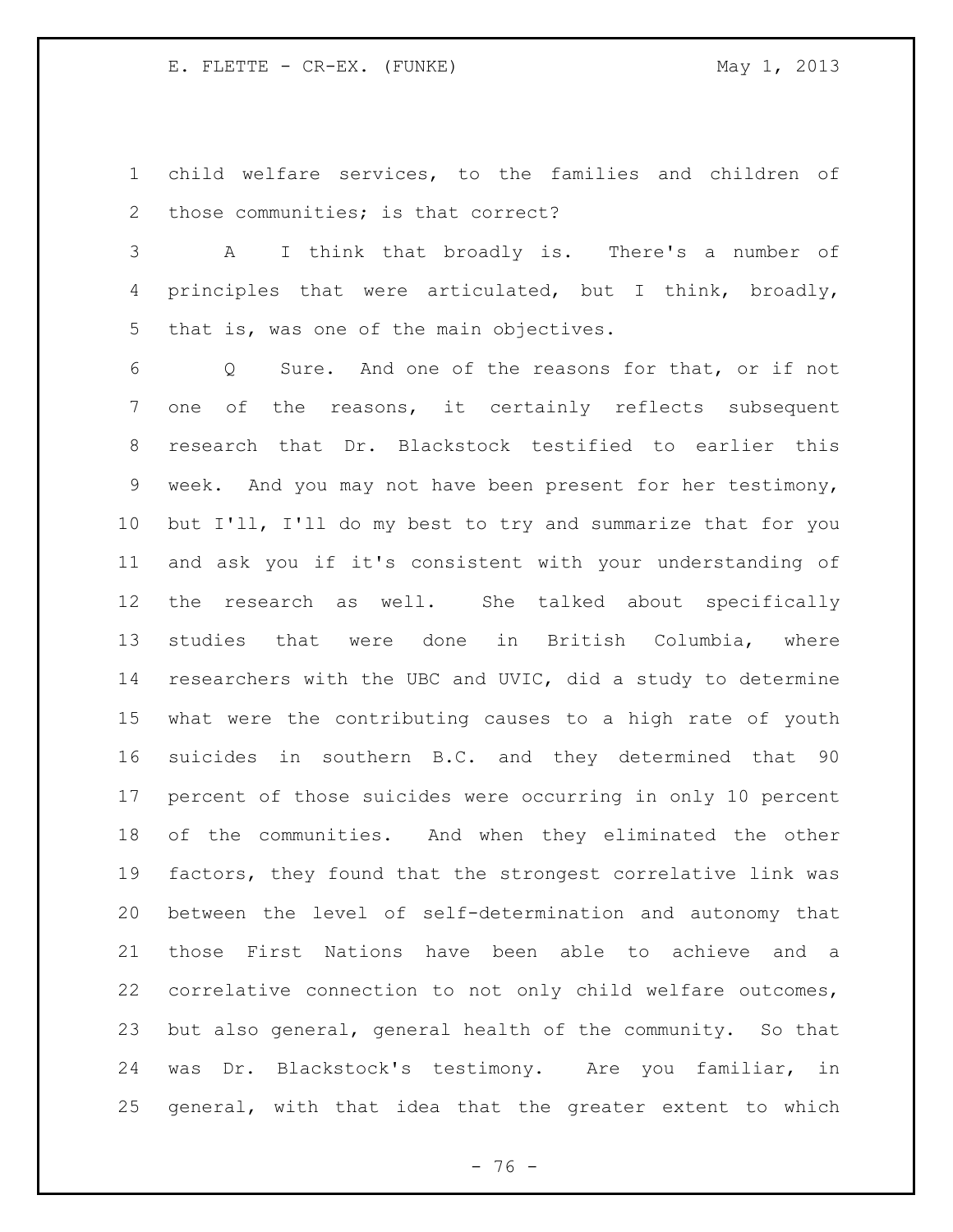1 child welfare services, to the families and children of
2 those communities; is that correct?

3 A I think that broadly is. There's a number of
4 principles that were articulated, but I think, broadly,
5 that is, was one of the main objectives.

6 Q Sure. And one of the reasons for that, or if not
7 one of the reasons, it certainly reflects subsequent
8 research that Dr. Blackstock testified to earlier this
9 week. And you may not have been present for her testimony,
10 but I'll, I'll do my best to try and summarize that for you
11 and ask you if it's consistent with your understanding of
12 the research as well. She talked about specifically
13 studies that were done in British Columbia, where
14 researchers with the UBC and UVIC, did a study to determine
15 what were the contributing causes to a high rate of youth
16 suicides in southern B.C. and they determined that 90
17 percent of those suicides were occurring in only 10 percent
18 of the communities. And when they eliminated the other
19 factors, they found that the strongest correlative link was
20 between the level of self-determination and autonomy that
21 those First Nations have been able to achieve and a
22 correlative connection to not only child welfare outcomes,
23 but also general, general health of the community. So that
24 was Dr. Blackstock's testimony. Are you familiar, in
25 general, with that idea that the greater extent to which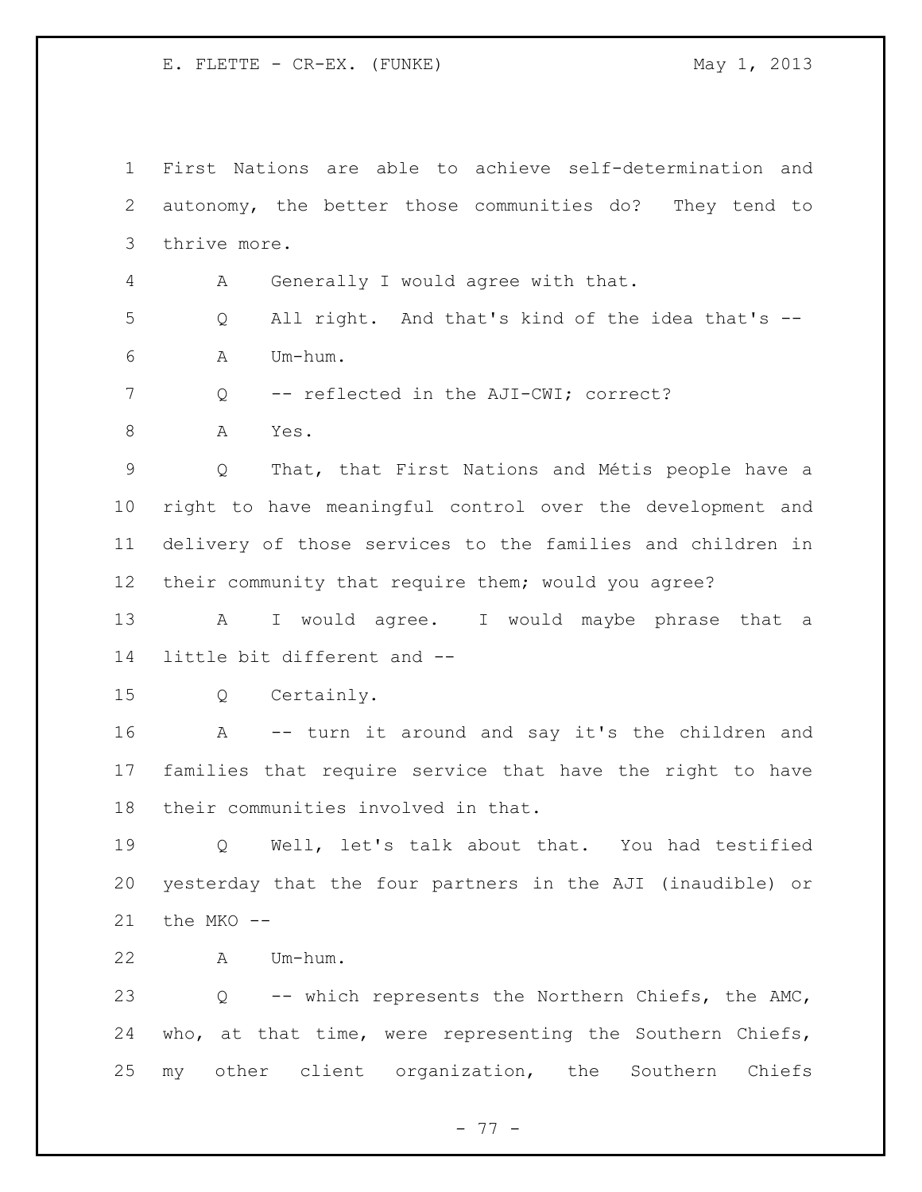First Nations are able to achieve self-determination and autonomy, the better those communities do? They tend to thrive more.

A Generally I would agree with that.

Q All right. And that's kind of the idea that's --

A Um-hum.

Q -- reflected in the AJI-CWI; correct?

A Yes.

Q That, that First Nations and Métis people have a right to have meaningful control over the development and delivery of those services to the families and children in their community that require them; would you agree?

A I would agree. I would maybe phrase that a little bit different and --

Q Certainly.

A -- turn it around and say it's the children and families that require service that have the right to have their communities involved in that.

Q Well, let's talk about that. You had testified yesterday that the four partners in the AJI (inaudible) or the MKO --

A Um-hum.

Q -- which represents the Northern Chiefs, the AMC, who, at that time, were representing the Southern Chiefs, my other client organization, the Southern Chiefs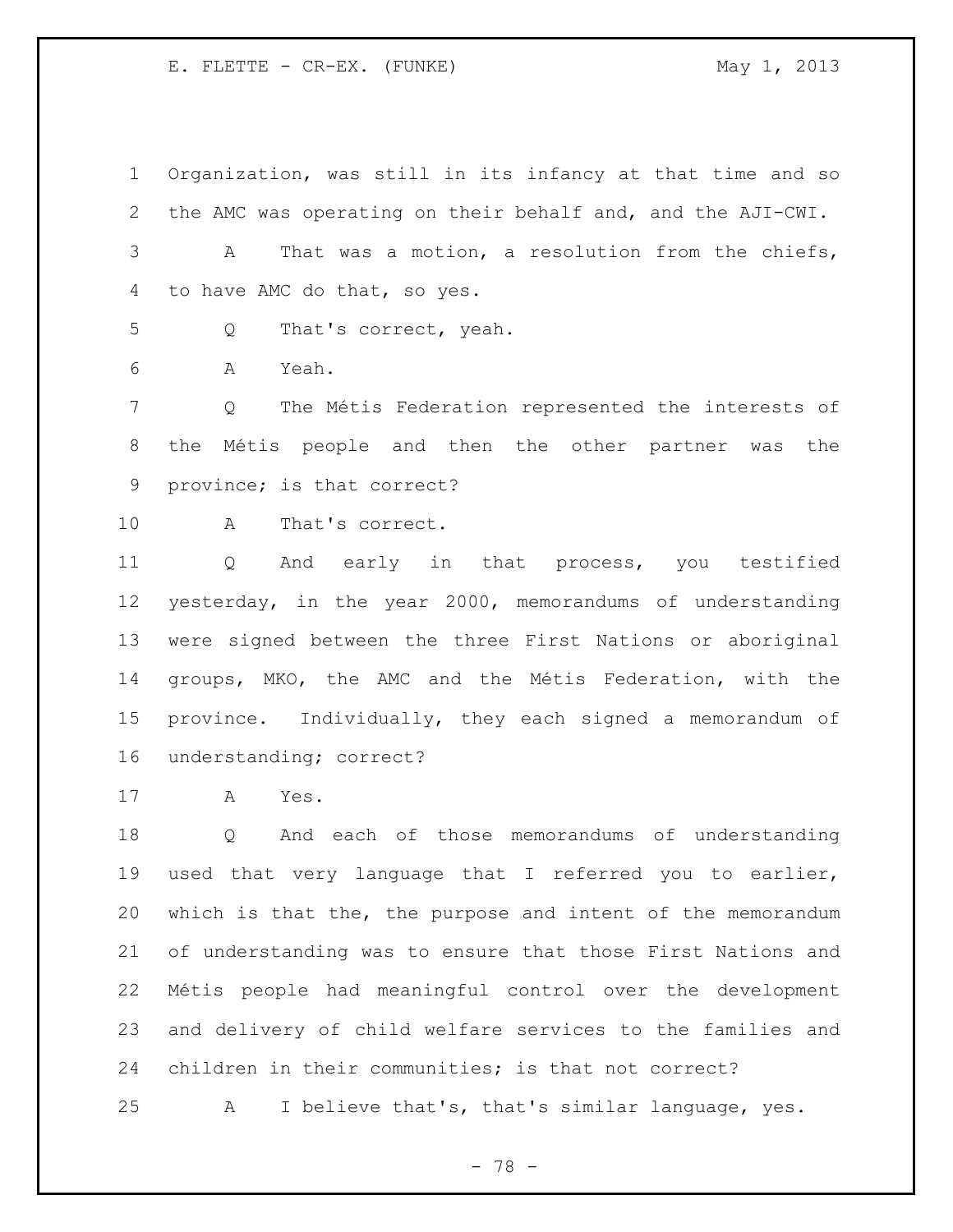Organization, was still in its infancy at that time and so the AMC was operating on their behalf and, and the AJI-CWI.

A That was a motion, a resolution from the chiefs, to have AMC do that, so yes.

Q That's correct, yeah.

A Yeah.

Q The Métis Federation represented the interests of the Métis people and then the other partner was the province; is that correct?

A That's correct.

Q And early in that process, you testified yesterday, in the year 2000, memorandums of understanding were signed between the three First Nations or aboriginal groups, MKO, the AMC and the Métis Federation, with the province. Individually, they each signed a memorandum of understanding; correct?

A Yes.

Q And each of those memorandums of understanding used that very language that I referred you to earlier, which is that the, the purpose and intent of the memorandum of understanding was to ensure that those First Nations and Métis people had meaningful control over the development and delivery of child welfare services to the families and children in their communities; is that not correct?

A I believe that's, that's similar language, yes.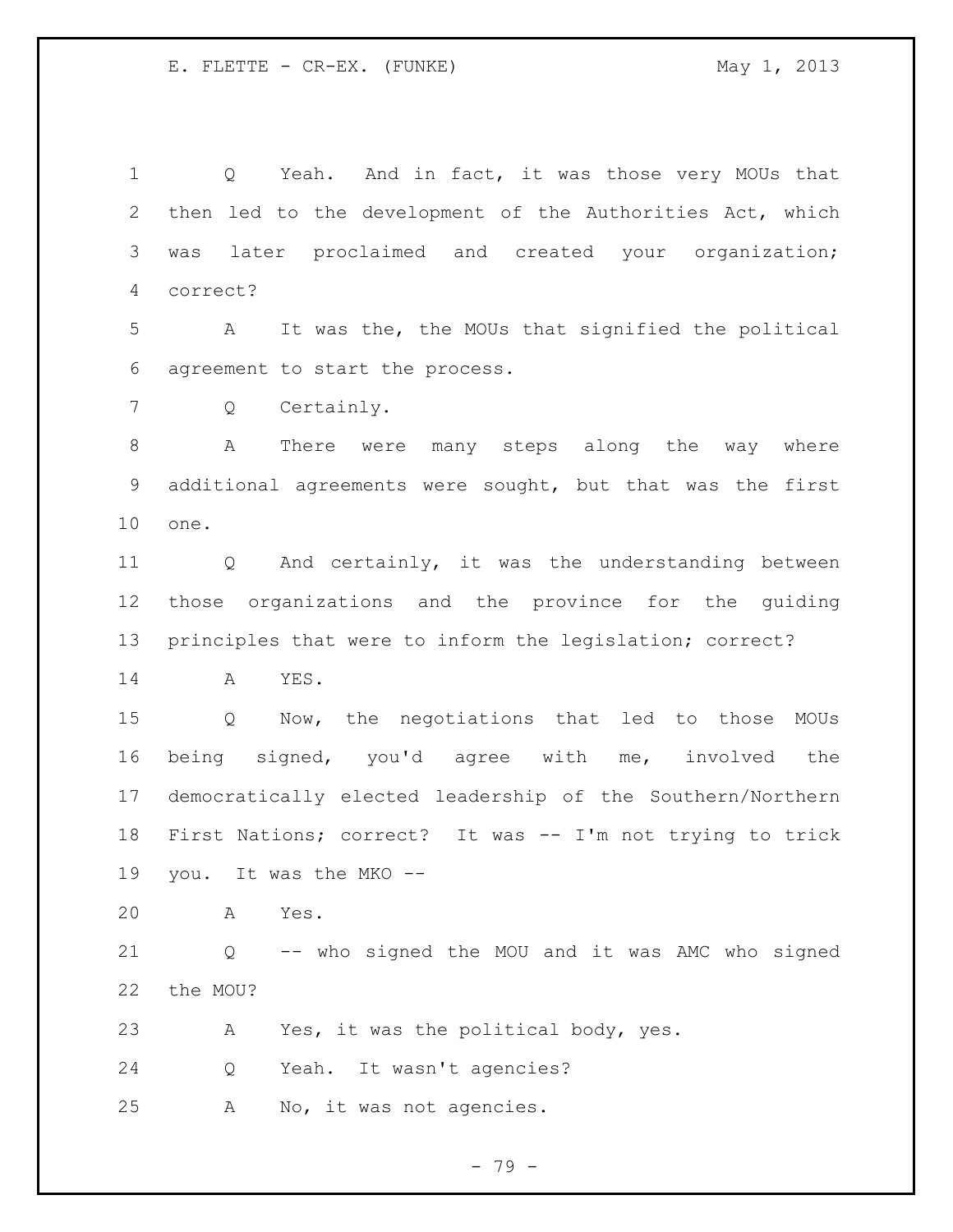Q Yeah. And in fact, it was those very MOUs that then led to the development of the Authorities Act, which was later proclaimed and created your organization; correct?

A It was the, the MOUs that signified the political agreement to start the process.

Q Certainly.

A There were many steps along the way where additional agreements were sought, but that was the first one.

Q And certainly, it was the understanding between those organizations and the province for the guiding principles that were to inform the legislation; correct?

A YES.

Q Now, the negotiations that led to those MOUs being signed, you'd agree with me, involved the democratically elected leadership of the Southern/Northern First Nations; correct? It was -- I'm not trying to trick you. It was the MKO --

A Yes.

Q -- who signed the MOU and it was AMC who signed the MOU?

A Yes, it was the political body, yes.

Q Yeah. It wasn't agencies?

A No, it was not agencies.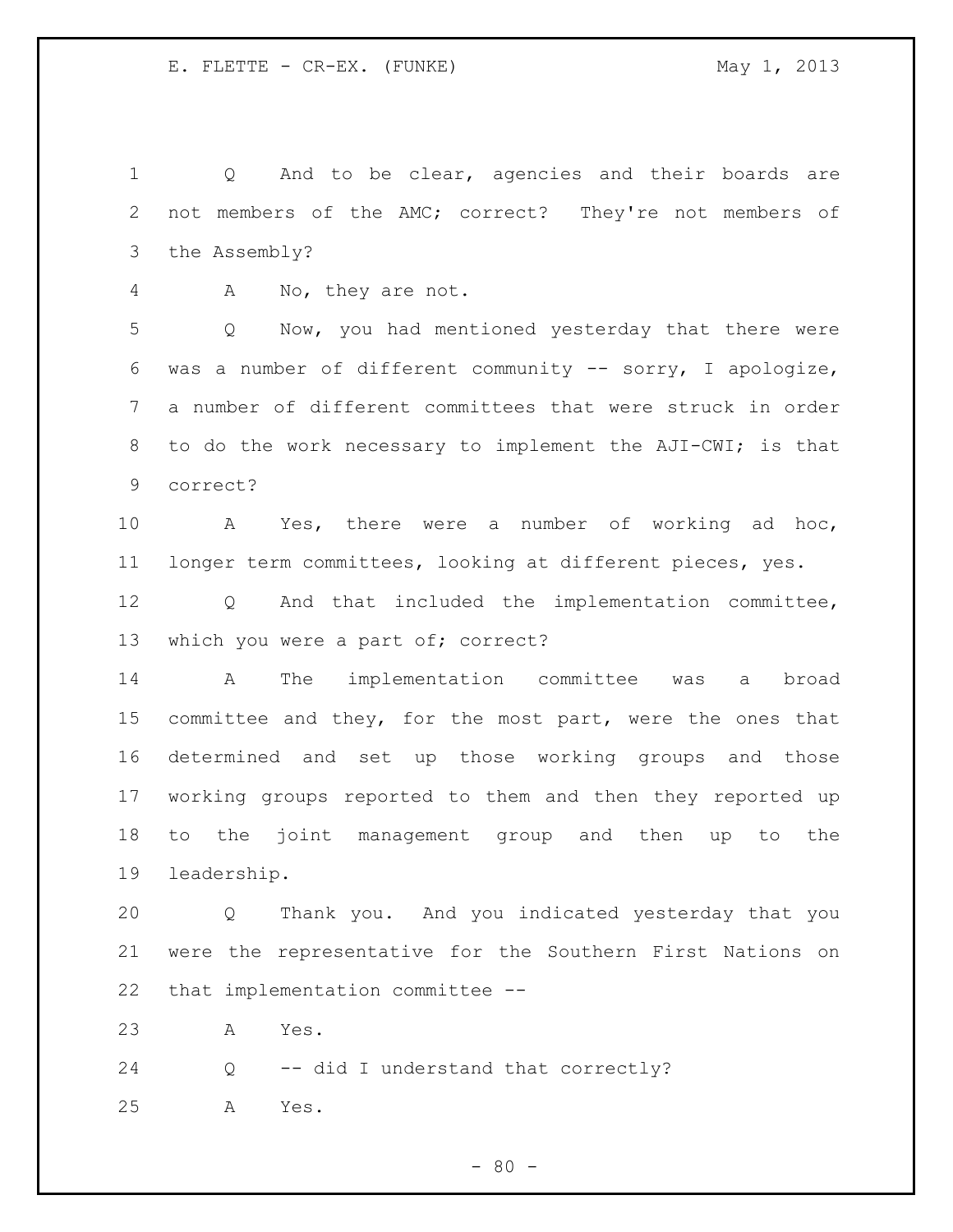Q And to be clear, agencies and their boards are not members of the AMC; correct? They're not members of the Assembly?

A No, they are not.

Q Now, you had mentioned yesterday that there were was a number of different community -- sorry, I apologize, a number of different committees that were struck in order to do the work necessary to implement the AJI-CWI; is that correct?

A Yes, there were a number of working ad hoc, longer term committees, looking at different pieces, yes.

Q And that included the implementation committee, which you were a part of; correct?

A The implementation committee was a broad committee and they, for the most part, were the ones that determined and set up those working groups and those working groups reported to them and then they reported up to the joint management group and then up to the leadership.

Q Thank you. And you indicated yesterday that you were the representative for the Southern First Nations on that implementation committee --

A Yes.

Q -- did I understand that correctly?

A Yes.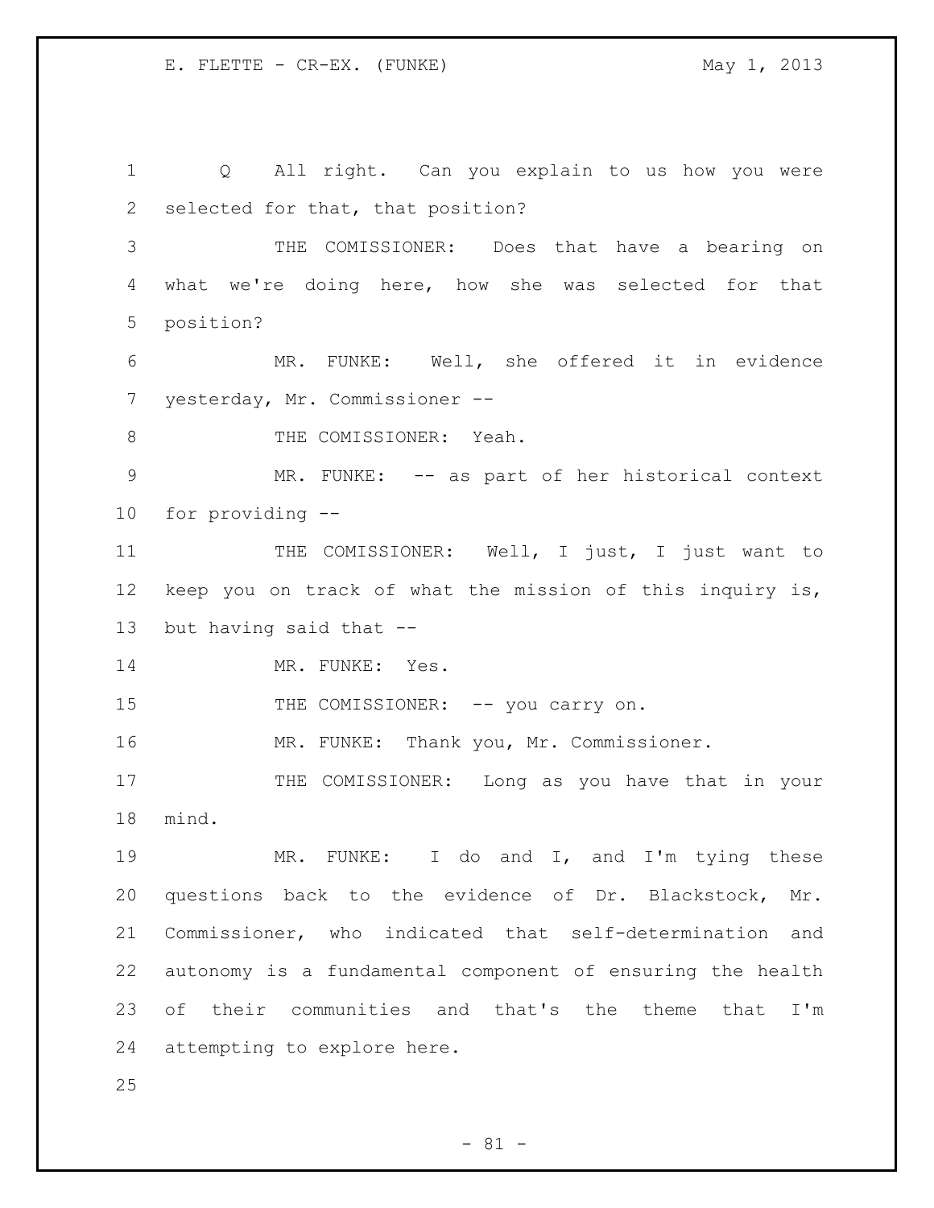Q All right. Can you explain to us how you were selected for that, that position?

THE COMISSIONER: Does that have a bearing on what we're doing here, how she was selected for that position?

MR. FUNKE: Well, she offered it in evidence yesterday, Mr. Commissioner --

THE COMISSIONER: Yeah.

MR. FUNKE: -- as part of her historical context for providing --

THE COMISSIONER: Well, I just, I just want to keep you on track of what the mission of this inquiry is, but having said that --

MR. FUNKE: Yes.

THE COMISSIONER: -- you carry on.

MR. FUNKE: Thank you, Mr. Commissioner.

THE COMISSIONER: Long as you have that in your mind.

MR. FUNKE: I do and I, and I'm tying these questions back to the evidence of Dr. Blackstock, Mr. Commissioner, who indicated that self-determination and autonomy is a fundamental component of ensuring the health of their communities and that's the theme that I'm attempting to explore here.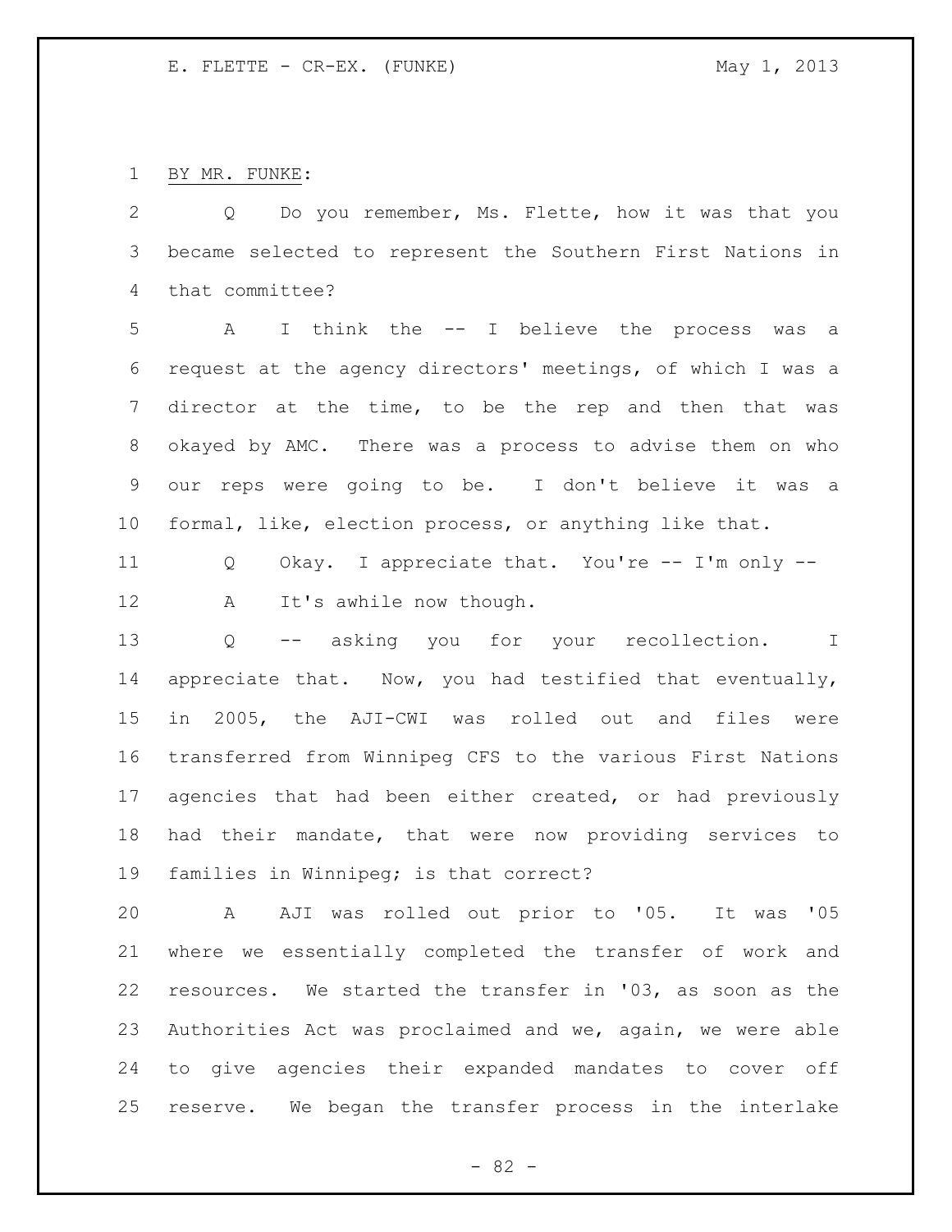BY MR. FUNKE:

Q Do you remember, Ms. Flette, how it was that you became selected to represent the Southern First Nations in that committee?

A I think the -- I believe the process was a request at the agency directors' meetings, of which I was a director at the time, to be the rep and then that was okayed by AMC. There was a process to advise them on who our reps were going to be. I don't believe it was a formal, like, election process, or anything like that.

Q Okay. I appreciate that. You're -- I'm only --

A It's awhile now though.

Q -- asking you for your recollection. I appreciate that. Now, you had testified that eventually, in 2005, the AJI-CWI was rolled out and files were transferred from Winnipeg CFS to the various First Nations agencies that had been either created, or had previously had their mandate, that were now providing services to families in Winnipeg; is that correct?

A AJI was rolled out prior to '05. It was '05 where we essentially completed the transfer of work and resources. We started the transfer in '03, as soon as the Authorities Act was proclaimed and we, again, we were able to give agencies their expanded mandates to cover off reserve. We began the transfer process in the interlake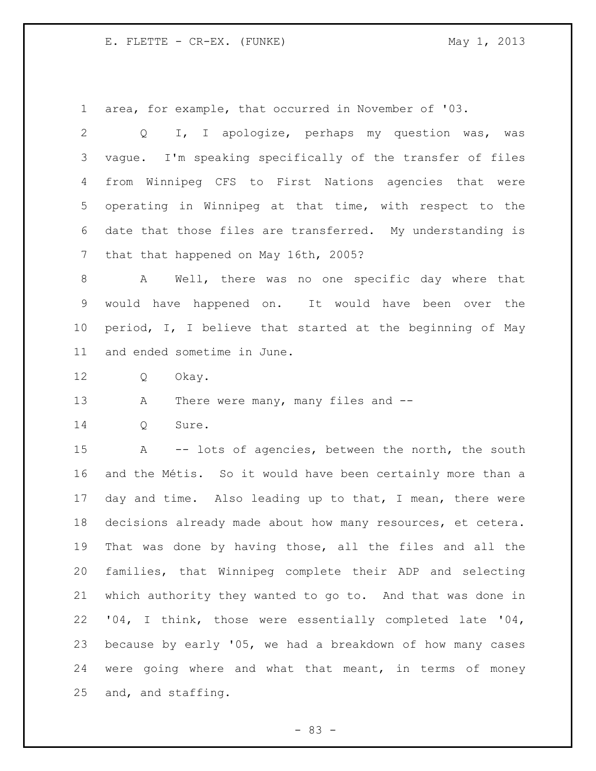area, for example, that occurred in November of '03.

Q I, I apologize, perhaps my question was, was vague. I'm speaking specifically of the transfer of files from Winnipeg CFS to First Nations agencies that were operating in Winnipeg at that time, with respect to the date that those files are transferred. My understanding is that that happened on May 16th, 2005?

A Well, there was no one specific day where that would have happened on. It would have been over the period, I, I believe that started at the beginning of May and ended sometime in June.

Q Okay.

A There were many, many files and --

Q Sure.

A -- lots of agencies, between the north, the south and the Métis. So it would have been certainly more than a day and time. Also leading up to that, I mean, there were decisions already made about how many resources, et cetera. That was done by having those, all the files and all the families, that Winnipeg complete their ADP and selecting which authority they wanted to go to. And that was done in '04, I think, those were essentially completed late '04, because by early '05, we had a breakdown of how many cases were going where and what that meant, in terms of money and, and staffing.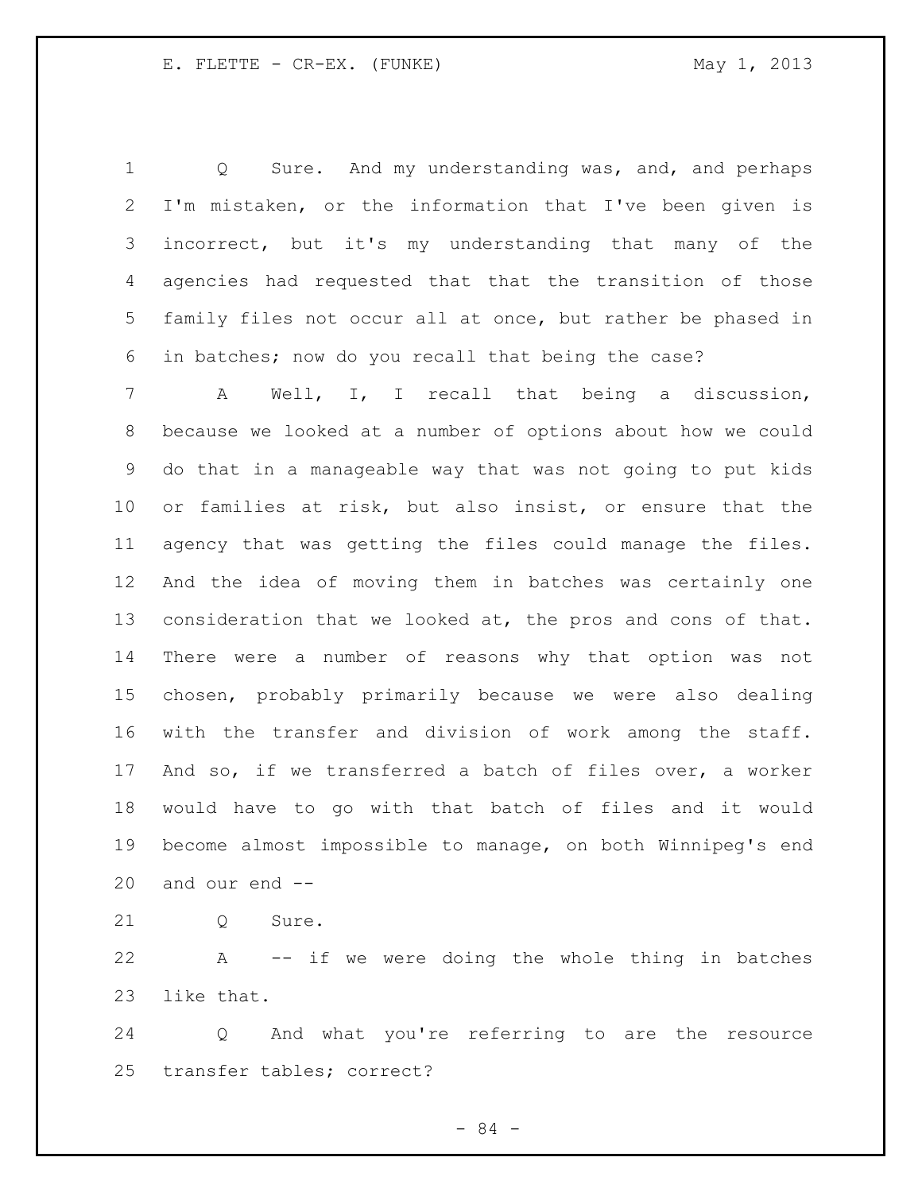Q Sure. And my understanding was, and, and perhaps I'm mistaken, or the information that I've been given is incorrect, but it's my understanding that many of the agencies had requested that that the transition of those family files not occur all at once, but rather be phased in in batches; now do you recall that being the case?

A Well, I, I recall that being a discussion, because we looked at a number of options about how we could do that in a manageable way that was not going to put kids or families at risk, but also insist, or ensure that the agency that was getting the files could manage the files. And the idea of moving them in batches was certainly one consideration that we looked at, the pros and cons of that. There were a number of reasons why that option was not chosen, probably primarily because we were also dealing with the transfer and division of work among the staff. And so, if we transferred a batch of files over, a worker would have to go with that batch of files and it would become almost impossible to manage, on both Winnipeg's end and our end --

Q Sure.

A -- if we were doing the whole thing in batches like that.

Q And what you're referring to are the resource transfer tables; correct?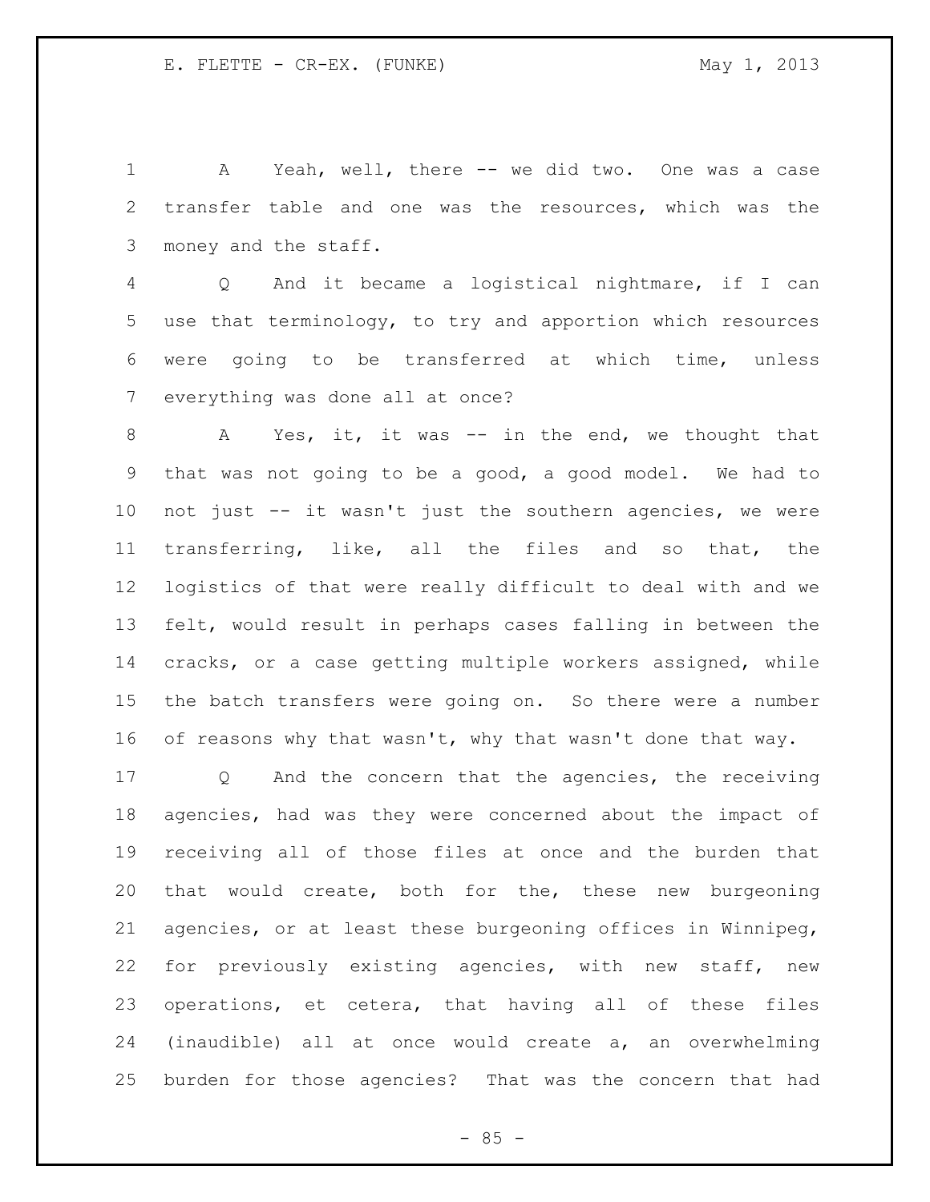A Yeah, well, there -- we did two. One was a case transfer table and one was the resources, which was the money and the staff.

Q And it became a logistical nightmare, if I can use that terminology, to try and apportion which resources were going to be transferred at which time, unless everything was done all at once?

A Yes, it, it was -- in the end, we thought that that was not going to be a good, a good model. We had to not just -- it wasn't just the southern agencies, we were transferring, like, all the files and so that, the logistics of that were really difficult to deal with and we felt, would result in perhaps cases falling in between the cracks, or a case getting multiple workers assigned, while the batch transfers were going on. So there were a number of reasons why that wasn't, why that wasn't done that way.

Q And the concern that the agencies, the receiving agencies, had was they were concerned about the impact of receiving all of those files at once and the burden that that would create, both for the, these new burgeoning agencies, or at least these burgeoning offices in Winnipeg, for previously existing agencies, with new staff, new operations, et cetera, that having all of these files (inaudible) all at once would create a, an overwhelming burden for those agencies? That was the concern that had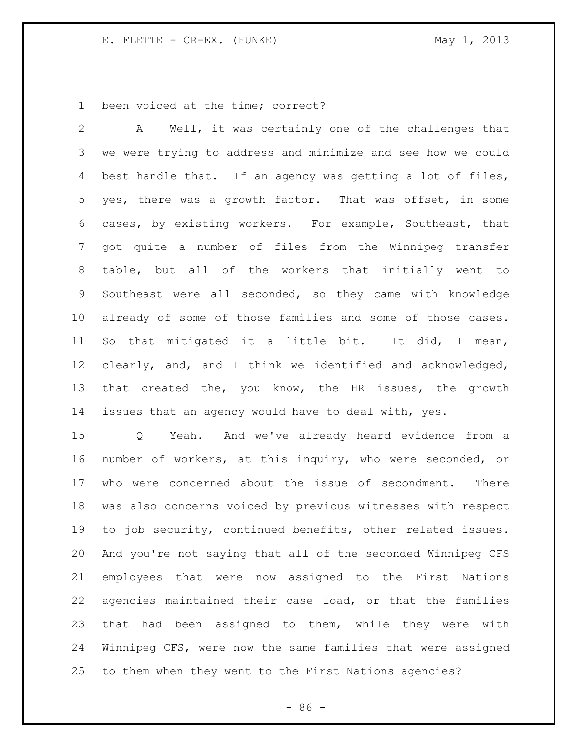been voiced at the time; correct?

A Well, it was certainly one of the challenges that we were trying to address and minimize and see how we could best handle that. If an agency was getting a lot of files, yes, there was a growth factor. That was offset, in some cases, by existing workers. For example, Southeast, that got quite a number of files from the Winnipeg transfer table, but all of the workers that initially went to Southeast were all seconded, so they came with knowledge already of some of those families and some of those cases. So that mitigated it a little bit. It did, I mean, clearly, and, and I think we identified and acknowledged, that created the, you know, the HR issues, the growth issues that an agency would have to deal with, yes.

Q Yeah. And we've already heard evidence from a number of workers, at this inquiry, who were seconded, or who were concerned about the issue of secondment. There was also concerns voiced by previous witnesses with respect to job security, continued benefits, other related issues. And you're not saying that all of the seconded Winnipeg CFS employees that were now assigned to the First Nations agencies maintained their case load, or that the families that had been assigned to them, while they were with Winnipeg CFS, were now the same families that were assigned to them when they went to the First Nations agencies?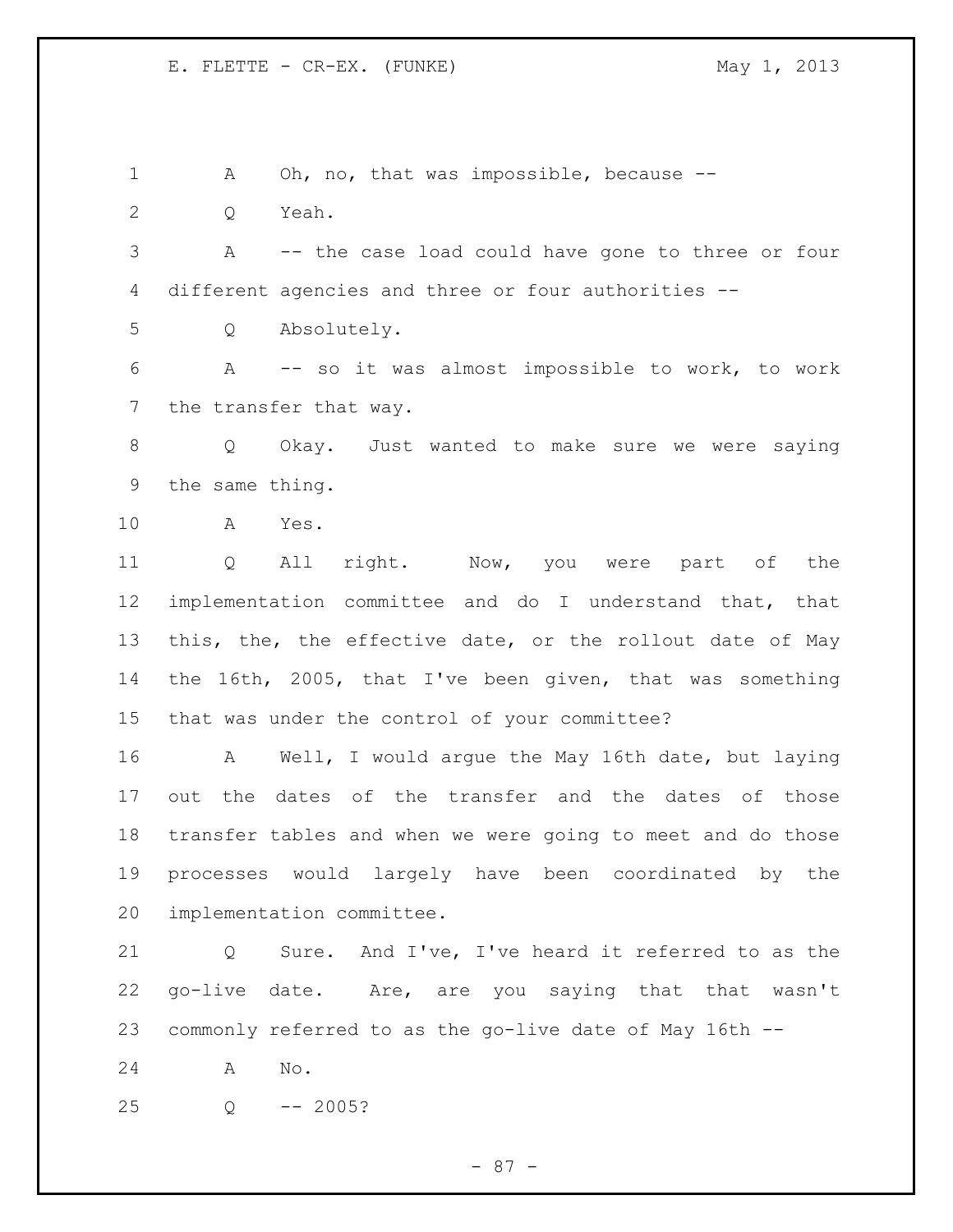A Oh, no, that was impossible, because --

Q Yeah.

A -- the case load could have gone to three or four different agencies and three or four authorities --

Q Absolutely.

A -- so it was almost impossible to work, to work the transfer that way.

Q Okay. Just wanted to make sure we were saying the same thing.

A Yes.

Q All right. Now, you were part of the implementation committee and do I understand that, that this, the, the effective date, or the rollout date of May the 16th, 2005, that I've been given, that was something that was under the control of your committee?

A Well, I would argue the May 16th date, but laying out the dates of the transfer and the dates of those transfer tables and when we were going to meet and do those processes would largely have been coordinated by the implementation committee.

Q Sure. And I've, I've heard it referred to as the go-live date. Are, are you saying that that wasn't commonly referred to as the go-live date of May 16th --

A No.

Q -- 2005?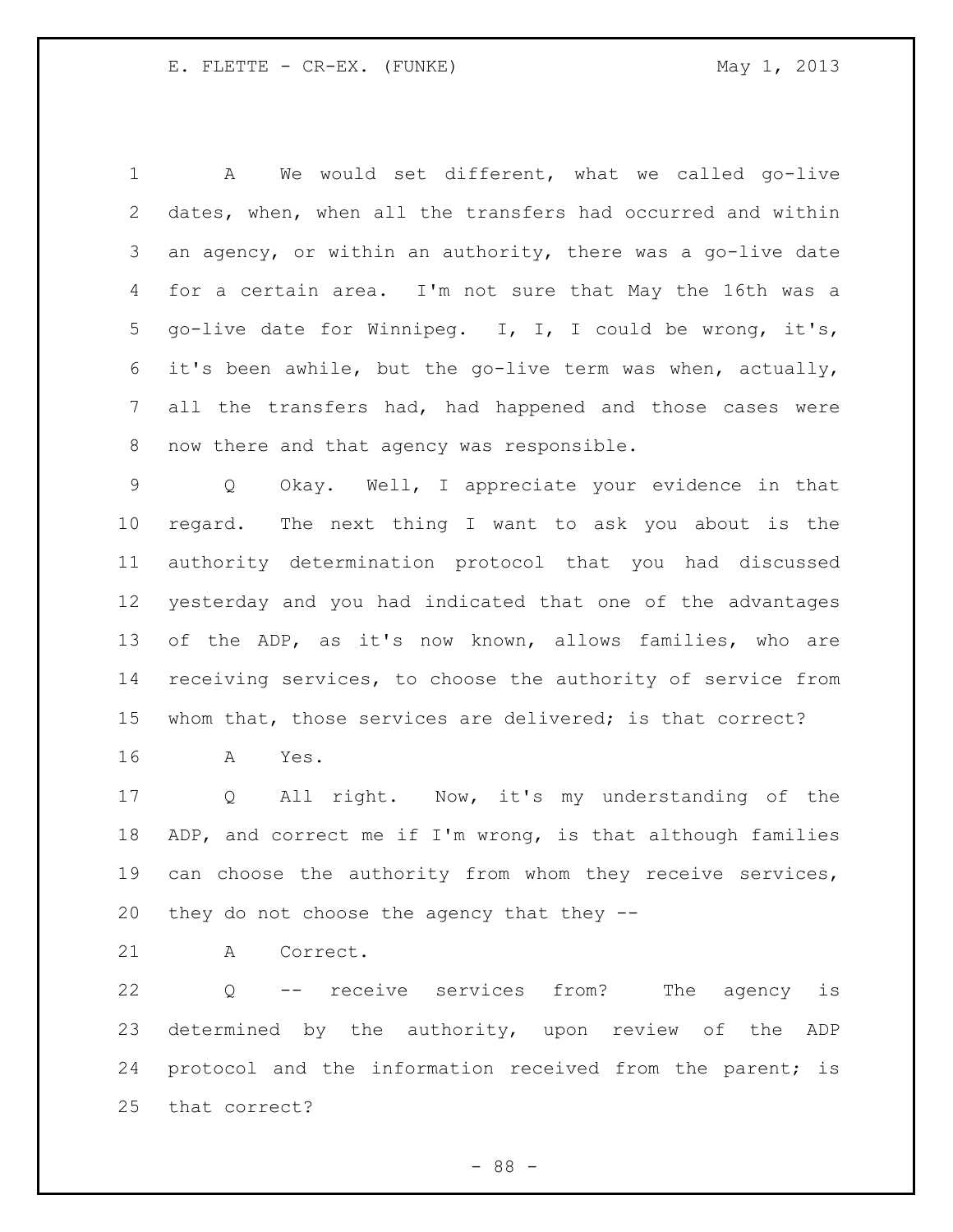A We would set different, what we called go-live dates, when, when all the transfers had occurred and within an agency, or within an authority, there was a go-live date for a certain area. I'm not sure that May the 16th was a go-live date for Winnipeg. I, I, I could be wrong, it's, it's been awhile, but the go-live term was when, actually, all the transfers had, had happened and those cases were now there and that agency was responsible.

Q Okay. Well, I appreciate your evidence in that regard. The next thing I want to ask you about is the authority determination protocol that you had discussed yesterday and you had indicated that one of the advantages of the ADP, as it's now known, allows families, who are receiving services, to choose the authority of service from whom that, those services are delivered; is that correct?

A Yes.

Q All right. Now, it's my understanding of the ADP, and correct me if I'm wrong, is that although families can choose the authority from whom they receive services, they do not choose the agency that they --

A Correct.

Q -- receive services from? The agency is determined by the authority, upon review of the ADP protocol and the information received from the parent; is that correct?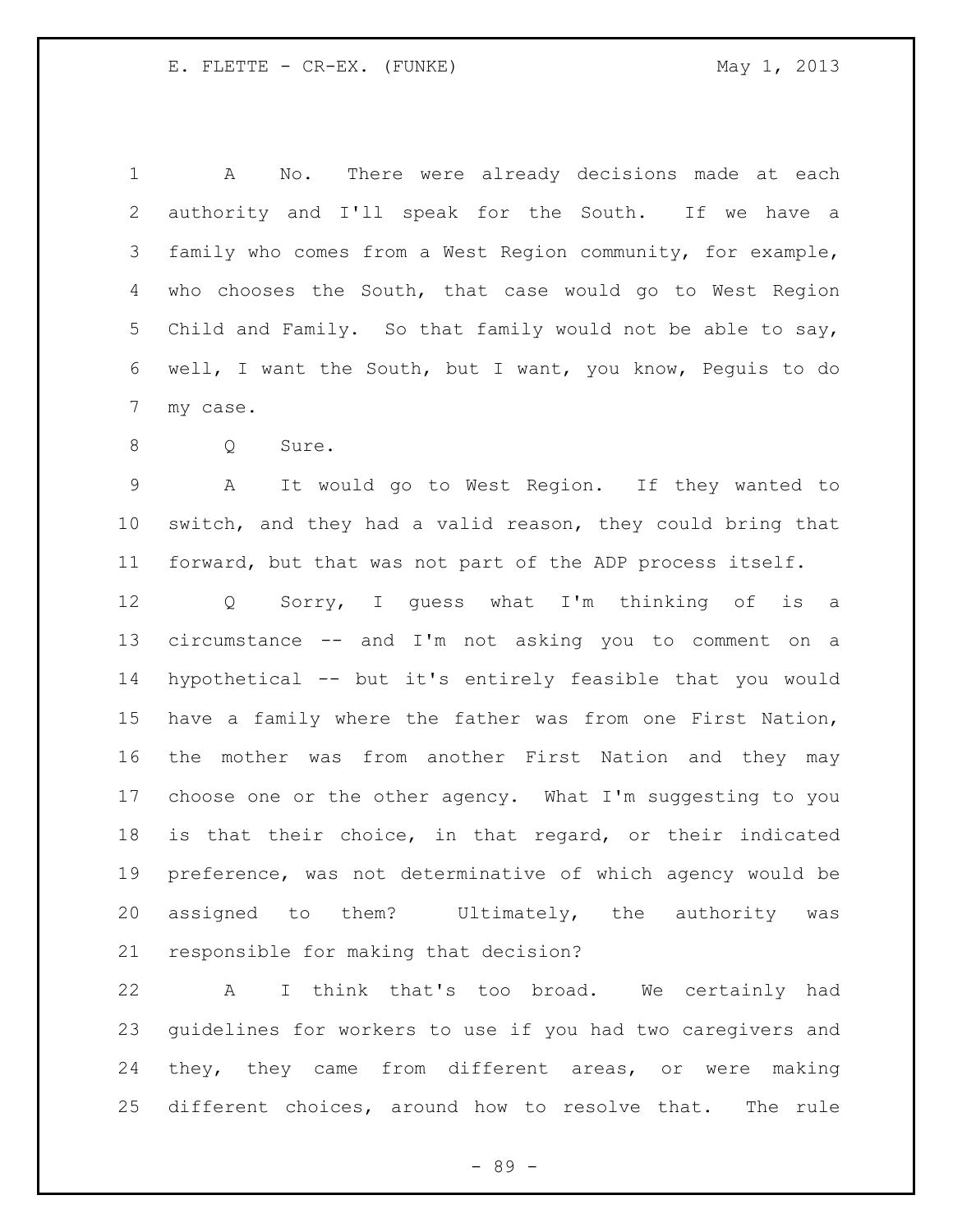A No. There were already decisions made at each authority and I'll speak for the South. If we have a family who comes from a West Region community, for example, who chooses the South, that case would go to West Region Child and Family. So that family would not be able to say, well, I want the South, but I want, you know, Peguis to do my case.

Q Sure.

A It would go to West Region. If they wanted to switch, and they had a valid reason, they could bring that forward, but that was not part of the ADP process itself.

Q Sorry, I guess what I'm thinking of is a circumstance -- and I'm not asking you to comment on a hypothetical -- but it's entirely feasible that you would have a family where the father was from one First Nation, the mother was from another First Nation and they may choose one or the other agency. What I'm suggesting to you is that their choice, in that regard, or their indicated preference, was not determinative of which agency would be assigned to them? Ultimately, the authority was responsible for making that decision?

A I think that's too broad. We certainly had guidelines for workers to use if you had two caregivers and they, they came from different areas, or were making different choices, around how to resolve that. The rule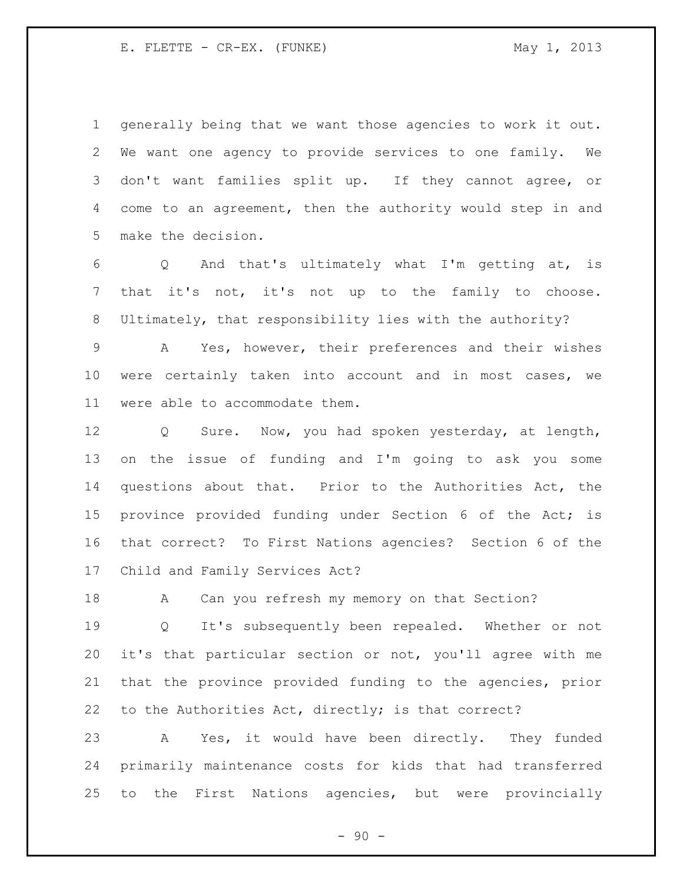generally being that we want those agencies to work it out. We want one agency to provide services to one family. We don't want families split up. If they cannot agree, or come to an agreement, then the authority would step in and make the decision.

Q And that's ultimately what I'm getting at, is that it's not, it's not up to the family to choose. Ultimately, that responsibility lies with the authority?

A Yes, however, their preferences and their wishes were certainly taken into account and in most cases, we were able to accommodate them.

Q Sure. Now, you had spoken yesterday, at length, on the issue of funding and I'm going to ask you some questions about that. Prior to the Authorities Act, the province provided funding under Section 6 of the Act; is that correct? To First Nations agencies? Section 6 of the Child and Family Services Act?

A Can you refresh my memory on that Section?

Q It's subsequently been repealed. Whether or not it's that particular section or not, you'll agree with me that the province provided funding to the agencies, prior to the Authorities Act, directly; is that correct?

A Yes, it would have been directly. They funded primarily maintenance costs for kids that had transferred to the First Nations agencies, but were provincially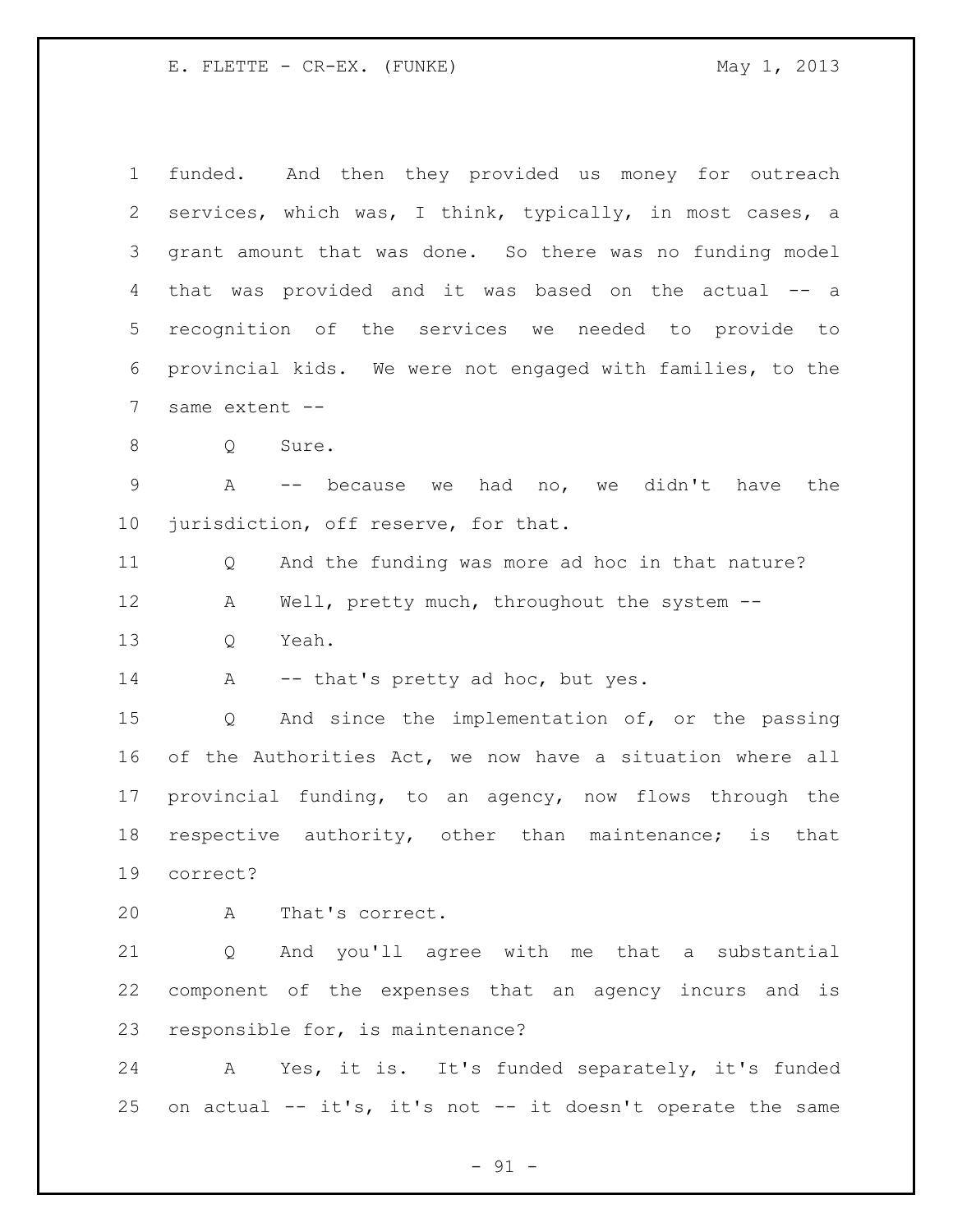funded. And then they provided us money for outreach services, which was, I think, typically, in most cases, a grant amount that was done. So there was no funding model that was provided and it was based on the actual -- a recognition of the services we needed to provide to provincial kids. We were not engaged with families, to the same extent --

Q Sure.

A -- because we had no, we didn't have the jurisdiction, off reserve, for that.

Q And the funding was more ad hoc in that nature?

A Well, pretty much, throughout the system --

Q Yeah.

A -- that's pretty ad hoc, but yes.

Q And since the implementation of, or the passing of the Authorities Act, we now have a situation where all provincial funding, to an agency, now flows through the respective authority, other than maintenance; is that correct?

A That's correct.

Q And you'll agree with me that a substantial component of the expenses that an agency incurs and is responsible for, is maintenance?

A Yes, it is. It's funded separately, it's funded on actual -- it's, it's not -- it doesn't operate the same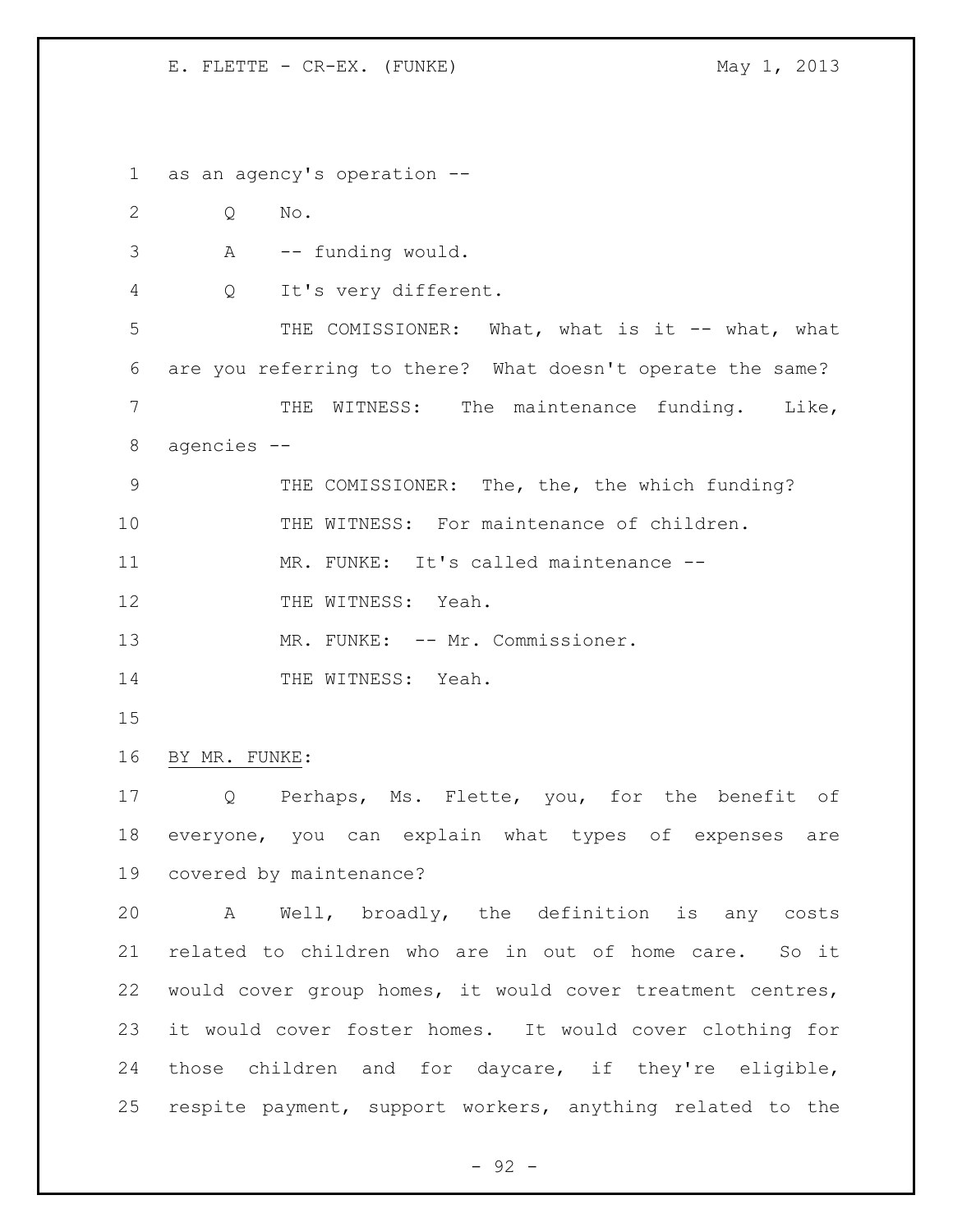as an agency's operation --

Q No.

A -- funding would.

Q It's very different.

THE COMISSIONER: What, what is it -- what, what are you referring to there? What doesn't operate the same?

THE WITNESS: The maintenance funding. Like, agencies --

THE COMISSIONER: The, the, the which funding?

THE WITNESS: For maintenance of children.

MR. FUNKE: It's called maintenance --

THE WITNESS: Yeah.

MR. FUNKE: -- Mr. Commissioner.

THE WITNESS: Yeah.

BY MR. FUNKE:

Q Perhaps, Ms. Flette, you, for the benefit of everyone, you can explain what types of expenses are covered by maintenance?

A Well, broadly, the definition is any costs related to children who are in out of home care. So it would cover group homes, it would cover treatment centres, it would cover foster homes. It would cover clothing for those children and for daycare, if they're eligible, respite payment, support workers, anything related to the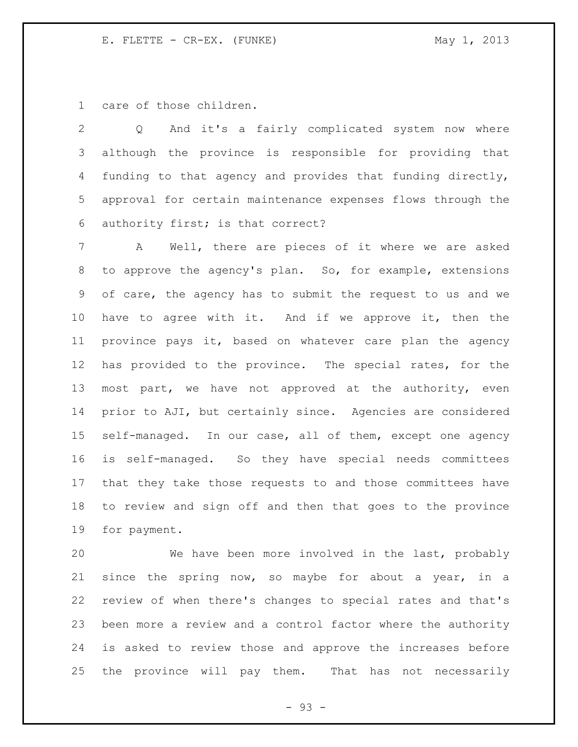care of those children.

Q And it's a fairly complicated system now where although the province is responsible for providing that funding to that agency and provides that funding directly, approval for certain maintenance expenses flows through the authority first; is that correct?

A Well, there are pieces of it where we are asked to approve the agency's plan. So, for example, extensions of care, the agency has to submit the request to us and we have to agree with it. And if we approve it, then the province pays it, based on whatever care plan the agency has provided to the province. The special rates, for the most part, we have not approved at the authority, even prior to AJI, but certainly since. Agencies are considered self-managed. In our case, all of them, except one agency is self-managed. So they have special needs committees that they take those requests to and those committees have to review and sign off and then that goes to the province for payment.

We have been more involved in the last, probably since the spring now, so maybe for about a year, in a review of when there's changes to special rates and that's been more a review and a control factor where the authority is asked to review those and approve the increases before the province will pay them. That has not necessarily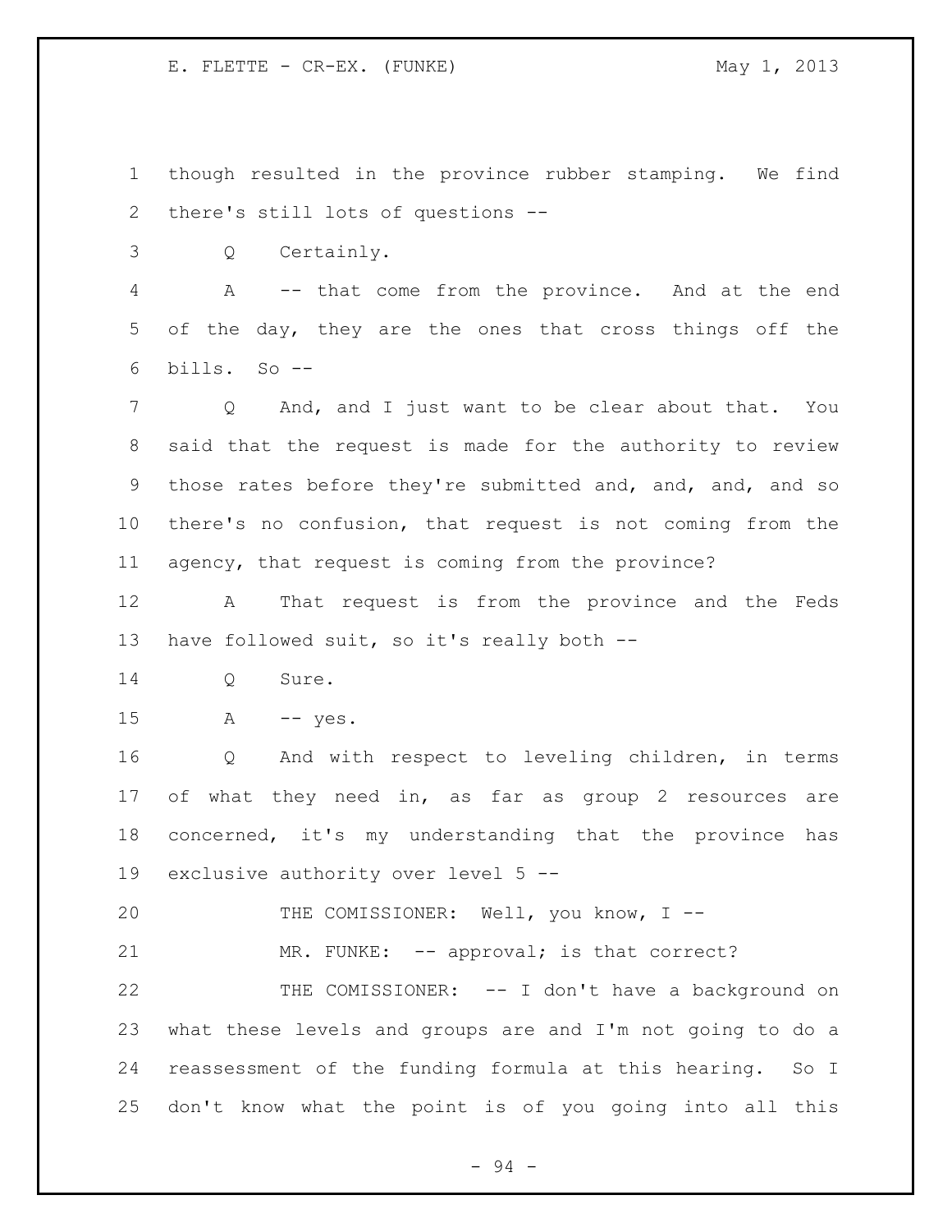though resulted in the province rubber stamping. We find there's still lots of questions --

Q Certainly.

A -- that come from the province. And at the end of the day, they are the ones that cross things off the bills. So --

Q And, and I just want to be clear about that. You said that the request is made for the authority to review those rates before they're submitted and, and, and, and so there's no confusion, that request is not coming from the agency, that request is coming from the province?

A That request is from the province and the Feds have followed suit, so it's really both --

Q Sure.

A -- yes.

Q And with respect to leveling children, in terms of what they need in, as far as group 2 resources are concerned, it's my understanding that the province has exclusive authority over level 5 --

THE COMISSIONER: Well, you know, I --

MR. FUNKE: -- approval; is that correct?

THE COMISSIONER: -- I don't have a background on what these levels and groups are and I'm not going to do a reassessment of the funding formula at this hearing. So I don't know what the point is of you going into all this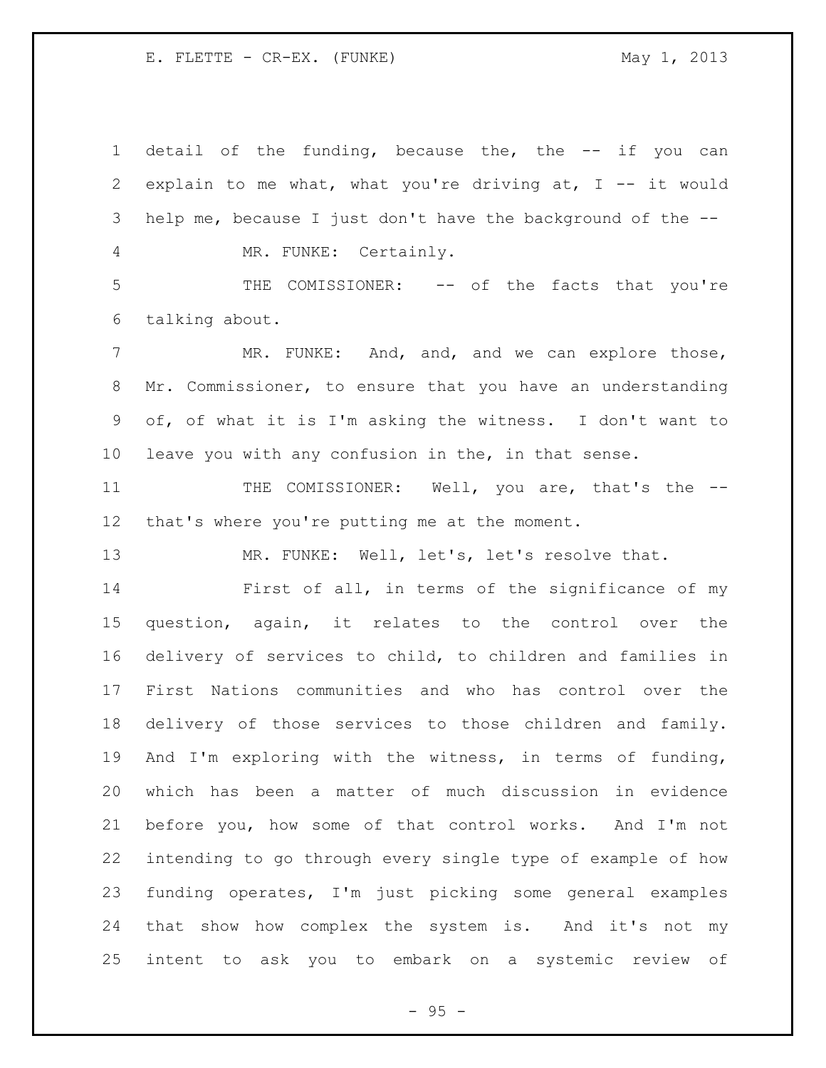detail of the funding, because the, the -- if you can explain to me what, what you're driving at, I -- it would help me, because I just don't have the background of the --

MR. FUNKE: Certainly.

THE COMISSIONER: -- of the facts that you're talking about.

MR. FUNKE: And, and, and we can explore those, Mr. Commissioner, to ensure that you have an understanding of, of what it is I'm asking the witness. I don't want to leave you with any confusion in the, in that sense.

THE COMISSIONER: Well, you are, that's the -- that's where you're putting me at the moment.

MR. FUNKE: Well, let's, let's resolve that.

First of all, in terms of the significance of my question, again, it relates to the control over the delivery of services to child, to children and families in First Nations communities and who has control over the delivery of those services to those children and family. And I'm exploring with the witness, in terms of funding, which has been a matter of much discussion in evidence before you, how some of that control works. And I'm not intending to go through every single type of example of how funding operates, I'm just picking some general examples that show how complex the system is. And it's not my intent to ask you to embark on a systemic review of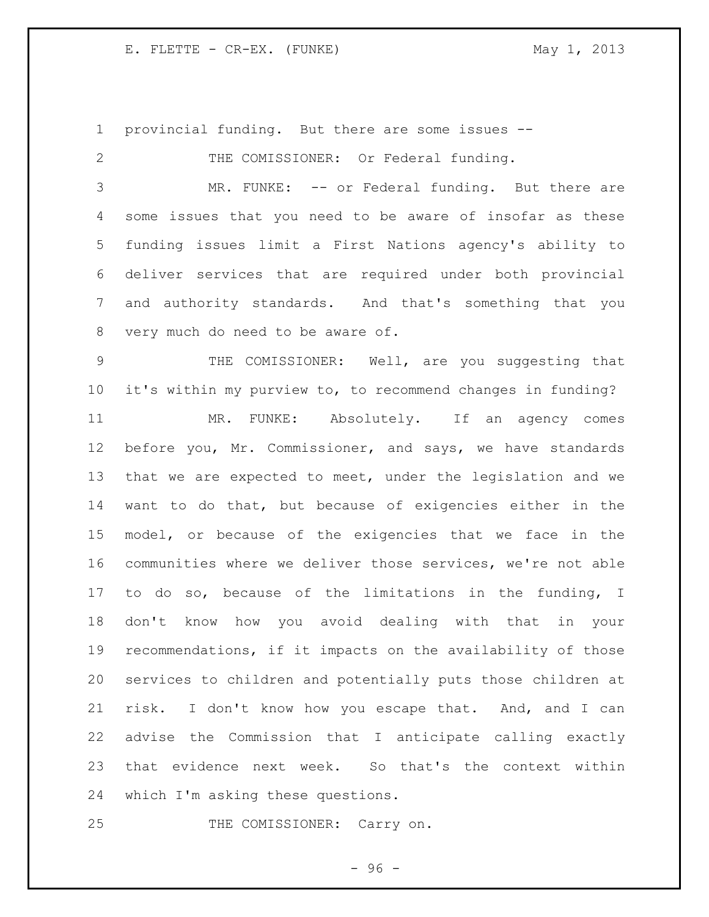provincial funding. But there are some issues --

THE COMISSIONER: Or Federal funding.

MR. FUNKE: -- or Federal funding. But there are some issues that you need to be aware of insofar as these funding issues limit a First Nations agency's ability to deliver services that are required under both provincial and authority standards. And that's something that you very much do need to be aware of.

THE COMISSIONER: Well, are you suggesting that it's within my purview to, to recommend changes in funding?

MR. FUNKE: Absolutely. If an agency comes before you, Mr. Commissioner, and says, we have standards that we are expected to meet, under the legislation and we want to do that, but because of exigencies either in the model, or because of the exigencies that we face in the communities where we deliver those services, we're not able to do so, because of the limitations in the funding, I don't know how you avoid dealing with that in your recommendations, if it impacts on the availability of those services to children and potentially puts those children at risk. I don't know how you escape that. And, and I can advise the Commission that I anticipate calling exactly that evidence next week. So that's the context within which I'm asking these questions.

THE COMISSIONER: Carry on.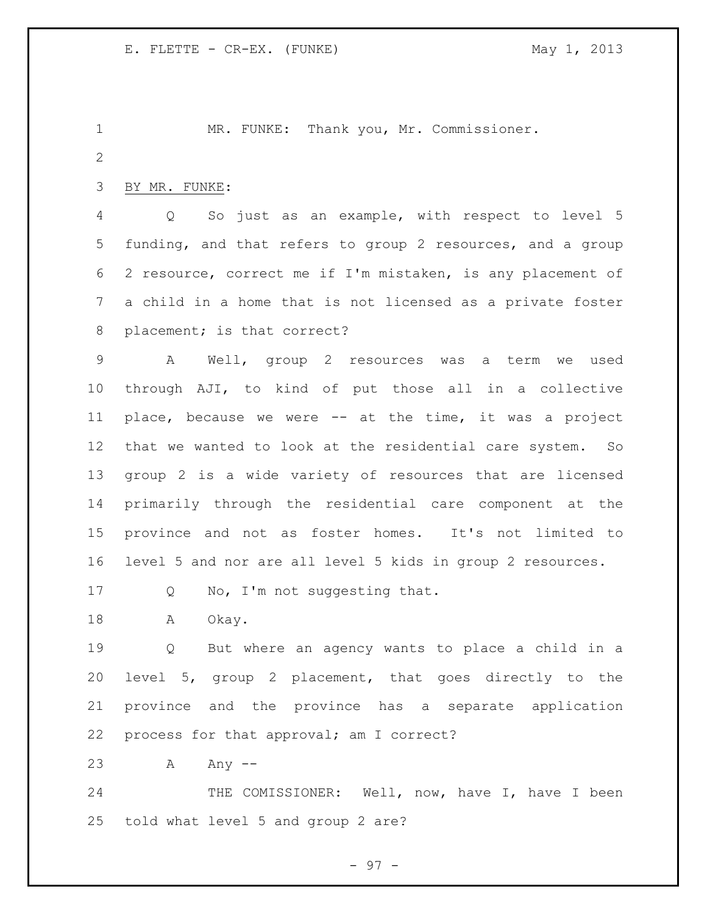MR. FUNKE: Thank you, Mr. Commissioner.

BY MR. FUNKE:

Q So just as an example, with respect to level 5 funding, and that refers to group 2 resources, and a group 2 resource, correct me if I'm mistaken, is any placement of a child in a home that is not licensed as a private foster placement; is that correct?

A Well, group 2 resources was a term we used through AJI, to kind of put those all in a collective place, because we were -- at the time, it was a project that we wanted to look at the residential care system. So group 2 is a wide variety of resources that are licensed primarily through the residential care component at the province and not as foster homes. It's not limited to level 5 and nor are all level 5 kids in group 2 resources.

Q No, I'm not suggesting that.

A Okay.

Q But where an agency wants to place a child in a level 5, group 2 placement, that goes directly to the province and the province has a separate application process for that approval; am I correct?

A Any --

THE COMISSIONER: Well, now, have I, have I been told what level 5 and group 2 are?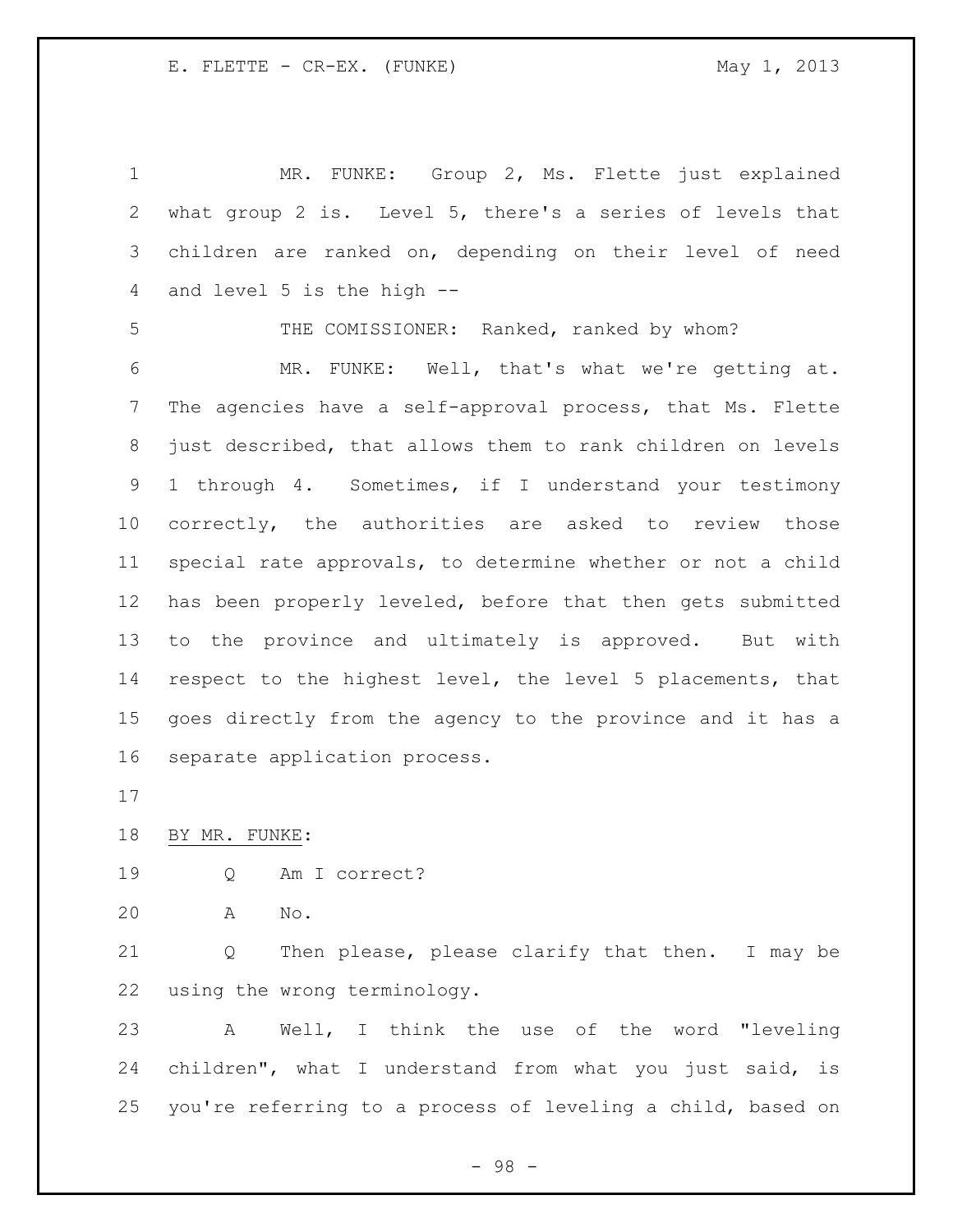MR. FUNKE: Group 2, Ms. Flette just explained what group 2 is. Level 5, there's a series of levels that children are ranked on, depending on their level of need and level 5 is the high --

THE COMISSIONER: Ranked, ranked by whom?

MR. FUNKE: Well, that's what we're getting at. The agencies have a self-approval process, that Ms. Flette just described, that allows them to rank children on levels 1 through 4. Sometimes, if I understand your testimony correctly, the authorities are asked to review those special rate approvals, to determine whether or not a child has been properly leveled, before that then gets submitted to the province and ultimately is approved. But with respect to the highest level, the level 5 placements, that goes directly from the agency to the province and it has a separate application process.

BY MR. FUNKE:

Q Am I correct?

A No.

Q Then please, please clarify that then. I may be using the wrong terminology.

A Well, I think the use of the word "leveling children", what I understand from what you just said, is you're referring to a process of leveling a child, based on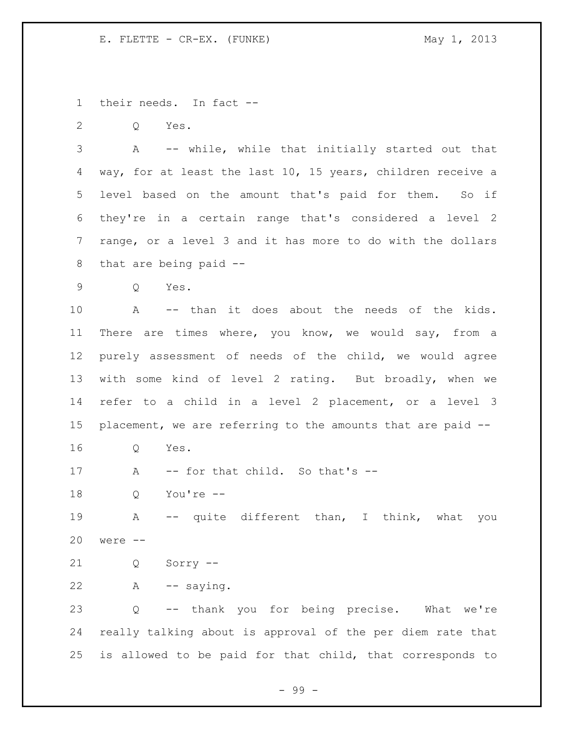their needs. In fact --

Q Yes.

A -- while, while that initially started out that way, for at least the last 10, 15 years, children receive a level based on the amount that's paid for them. So if they're in a certain range that's considered a level 2 range, or a level 3 and it has more to do with the dollars that are being paid --

Q Yes.

A -- than it does about the needs of the kids. There are times where, you know, we would say, from a purely assessment of needs of the child, we would agree with some kind of level 2 rating. But broadly, when we refer to a child in a level 2 placement, or a level 3 placement, we are referring to the amounts that are paid --

Q Yes.

A -- for that child. So that's --

Q You're --

A -- quite different than, I think, what you were --

Q Sorry --

A -- saying.

Q -- thank you for being precise. What we're really talking about is approval of the per diem rate that is allowed to be paid for that child, that corresponds to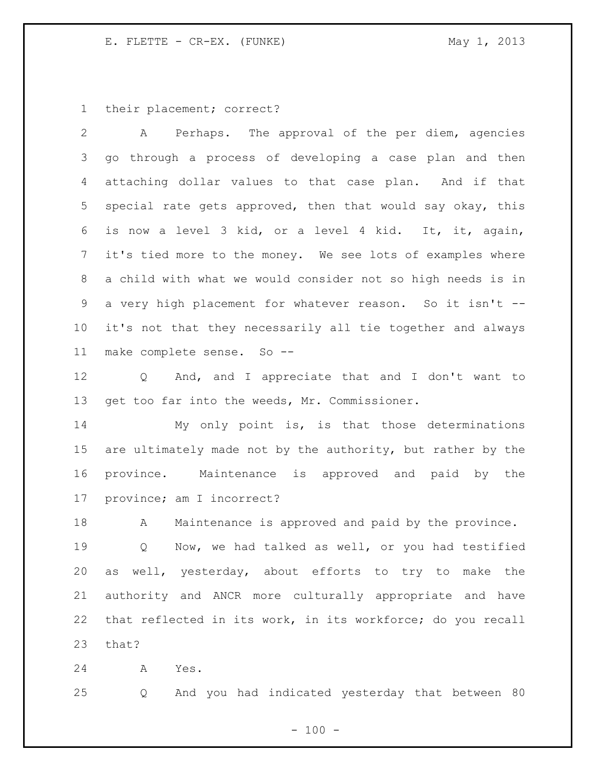their placement; correct?

A Perhaps. The approval of the per diem, agencies go through a process of developing a case plan and then attaching dollar values to that case plan. And if that special rate gets approved, then that would say okay, this is now a level 3 kid, or a level 4 kid. It, it, again, it's tied more to the money. We see lots of examples where a child with what we would consider not so high needs is in a very high placement for whatever reason. So it isn't -- it's not that they necessarily all tie together and always make complete sense. So --

Q And, and I appreciate that and I don't want to get too far into the weeds, Mr. Commissioner.

My only point is, is that those determinations are ultimately made not by the authority, but rather by the province. Maintenance is approved and paid by the province; am I incorrect?

A Maintenance is approved and paid by the province.

Q Now, we had talked as well, or you had testified as well, yesterday, about efforts to try to make the authority and ANCR more culturally appropriate and have that reflected in its work, in its workforce; do you recall that?

A Yes.

Q And you had indicated yesterday that between 80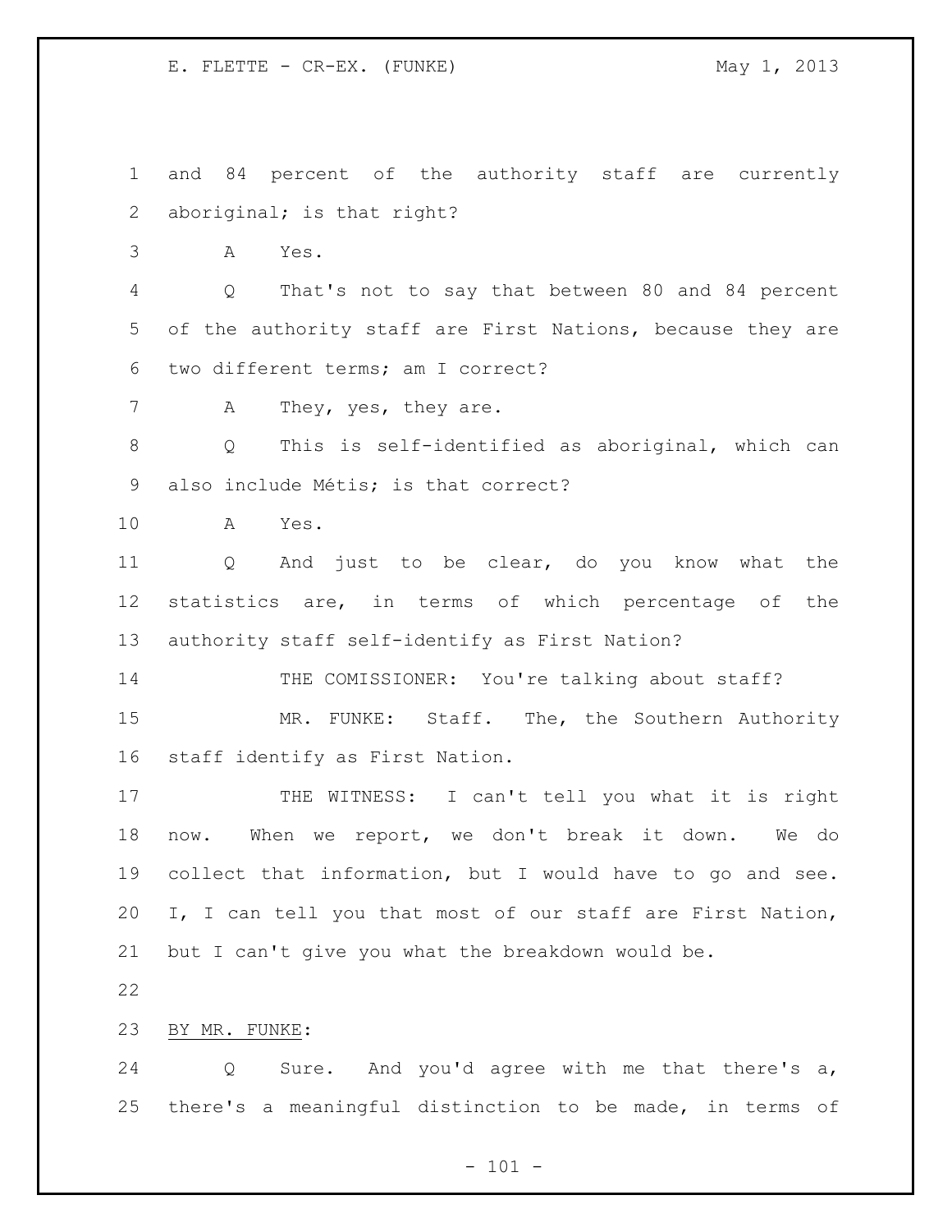and 84 percent of the authority staff are currently aboriginal; is that right?

A Yes.

Q That's not to say that between 80 and 84 percent of the authority staff are First Nations, because they are two different terms; am I correct?

A They, yes, they are.

Q This is self-identified as aboriginal, which can also include Métis; is that correct?

A Yes.

Q And just to be clear, do you know what the statistics are, in terms of which percentage of the authority staff self-identify as First Nation?

THE COMISSIONER: You're talking about staff?

MR. FUNKE: Staff. The, the Southern Authority staff identify as First Nation.

THE WITNESS: I can't tell you what it is right now. When we report, we don't break it down. We do collect that information, but I would have to go and see. I, I can tell you that most of our staff are First Nation, but I can't give you what the breakdown would be.

BY MR. FUNKE:

Q Sure. And you'd agree with me that there's a, there's a meaningful distinction to be made, in terms of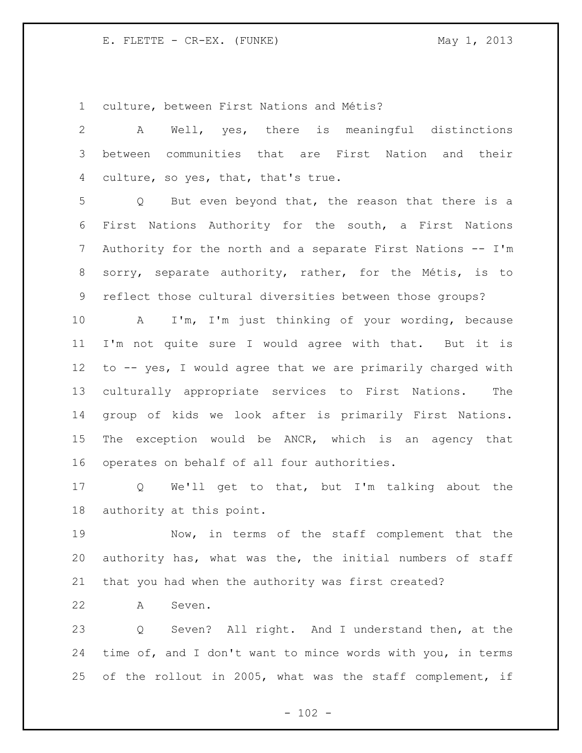culture, between First Nations and Métis?

A Well, yes, there is meaningful distinctions between communities that are First Nation and their culture, so yes, that, that's true.

Q But even beyond that, the reason that there is a First Nations Authority for the south, a First Nations Authority for the north and a separate First Nations -- I'm sorry, separate authority, rather, for the Métis, is to reflect those cultural diversities between those groups?

A I'm, I'm just thinking of your wording, because I'm not quite sure I would agree with that. But it is to -- yes, I would agree that we are primarily charged with culturally appropriate services to First Nations. The group of kids we look after is primarily First Nations. The exception would be ANCR, which is an agency that operates on behalf of all four authorities.

Q We'll get to that, but I'm talking about the authority at this point.

Now, in terms of the staff complement that the authority has, what was the, the initial numbers of staff that you had when the authority was first created?

A Seven.

Q Seven? All right. And I understand then, at the time of, and I don't want to mince words with you, in terms of the rollout in 2005, what was the staff complement, if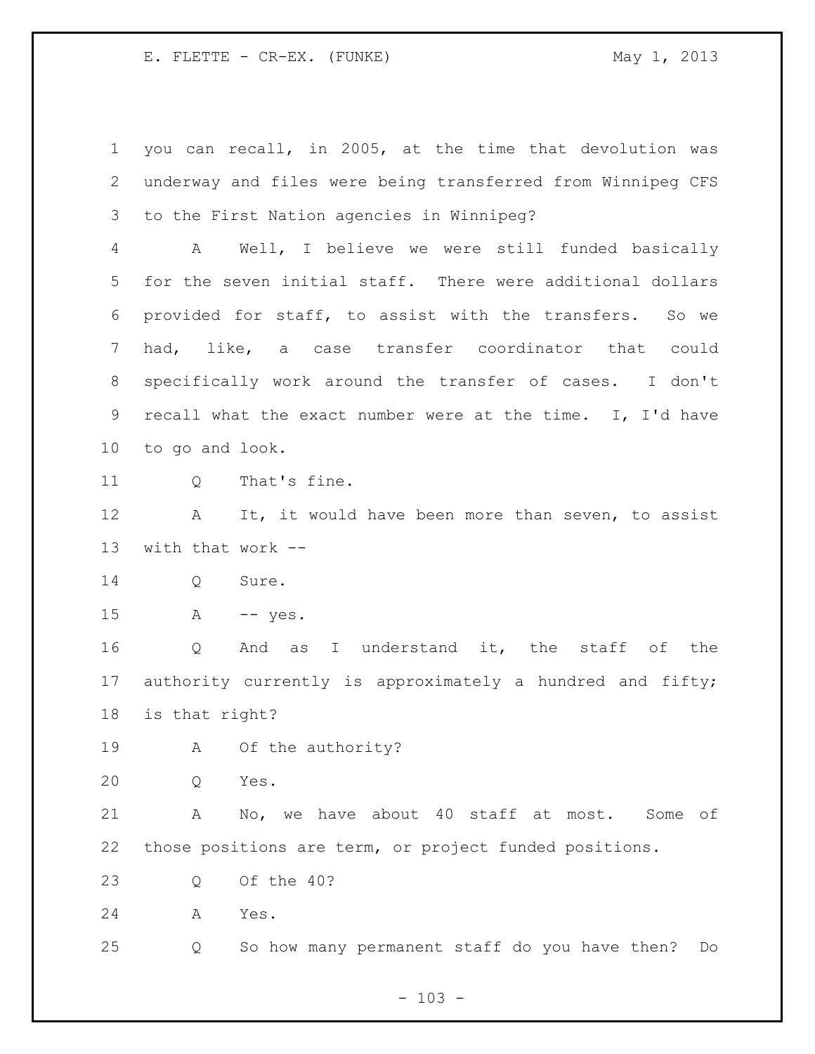you can recall, in 2005, at the time that devolution was underway and files were being transferred from Winnipeg CFS to the First Nation agencies in Winnipeg?

A Well, I believe we were still funded basically for the seven initial staff. There were additional dollars provided for staff, to assist with the transfers. So we had, like, a case transfer coordinator that could specifically work around the transfer of cases. I don't recall what the exact number were at the time. I, I'd have to go and look.

Q That's fine.

A It, it would have been more than seven, to assist with that work --

Q Sure.

A -- yes.

Q And as I understand it, the staff of the authority currently is approximately a hundred and fifty; is that right?

A Of the authority?

Q Yes.

A No, we have about 40 staff at most. Some of those positions are term, or project funded positions.

Q Of the 40?

A Yes.

Q So how many permanent staff do you have then? Do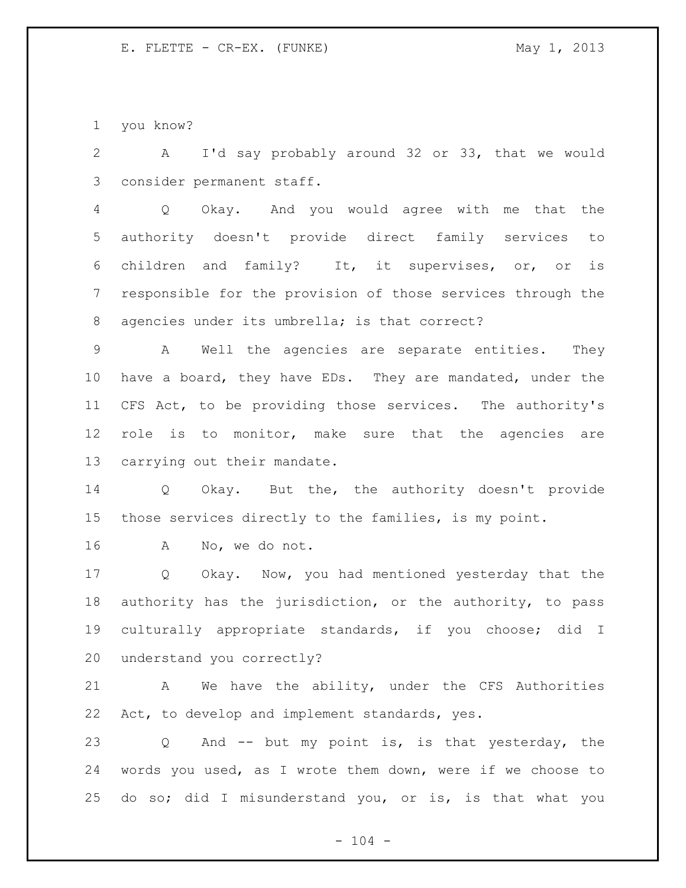you know?

A I'd say probably around 32 or 33, that we would consider permanent staff.

Q Okay. And you would agree with me that the authority doesn't provide direct family services to children and family? It, it supervises, or, or is responsible for the provision of those services through the agencies under its umbrella; is that correct?

A Well the agencies are separate entities. They have a board, they have EDs. They are mandated, under the CFS Act, to be providing those services. The authority's role is to monitor, make sure that the agencies are carrying out their mandate.

Q Okay. But the, the authority doesn't provide those services directly to the families, is my point.

A No, we do not.

Q Okay. Now, you had mentioned yesterday that the authority has the jurisdiction, or the authority, to pass culturally appropriate standards, if you choose; did I understand you correctly?

A We have the ability, under the CFS Authorities Act, to develop and implement standards, yes.

Q And -- but my point is, is that yesterday, the words you used, as I wrote them down, were if we choose to do so; did I misunderstand you, or is, is that what you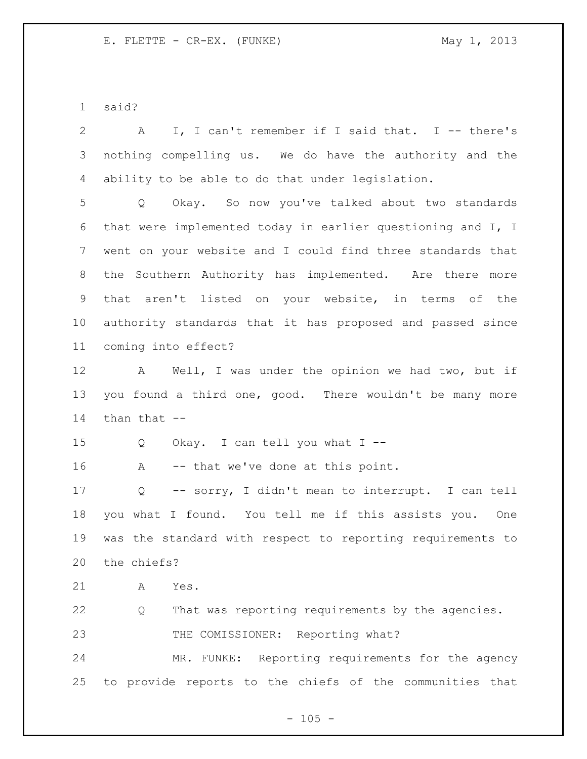said?

A I, I can't remember if I said that. I -- there's nothing compelling us. We do have the authority and the ability to be able to do that under legislation.

Q Okay. So now you've talked about two standards that were implemented today in earlier questioning and I, I went on your website and I could find three standards that the Southern Authority has implemented. Are there more that aren't listed on your website, in terms of the authority standards that it has proposed and passed since coming into effect?

A Well, I was under the opinion we had two, but if you found a third one, good. There wouldn't be many more than that --

Q Okay. I can tell you what I --

A -- that we've done at this point.

Q -- sorry, I didn't mean to interrupt. I can tell you what I found. You tell me if this assists you. One was the standard with respect to reporting requirements to the chiefs?

A Yes.

Q That was reporting requirements by the agencies.

THE COMISSIONER: Reporting what?

MR. FUNKE: Reporting requirements for the agency to provide reports to the chiefs of the communities that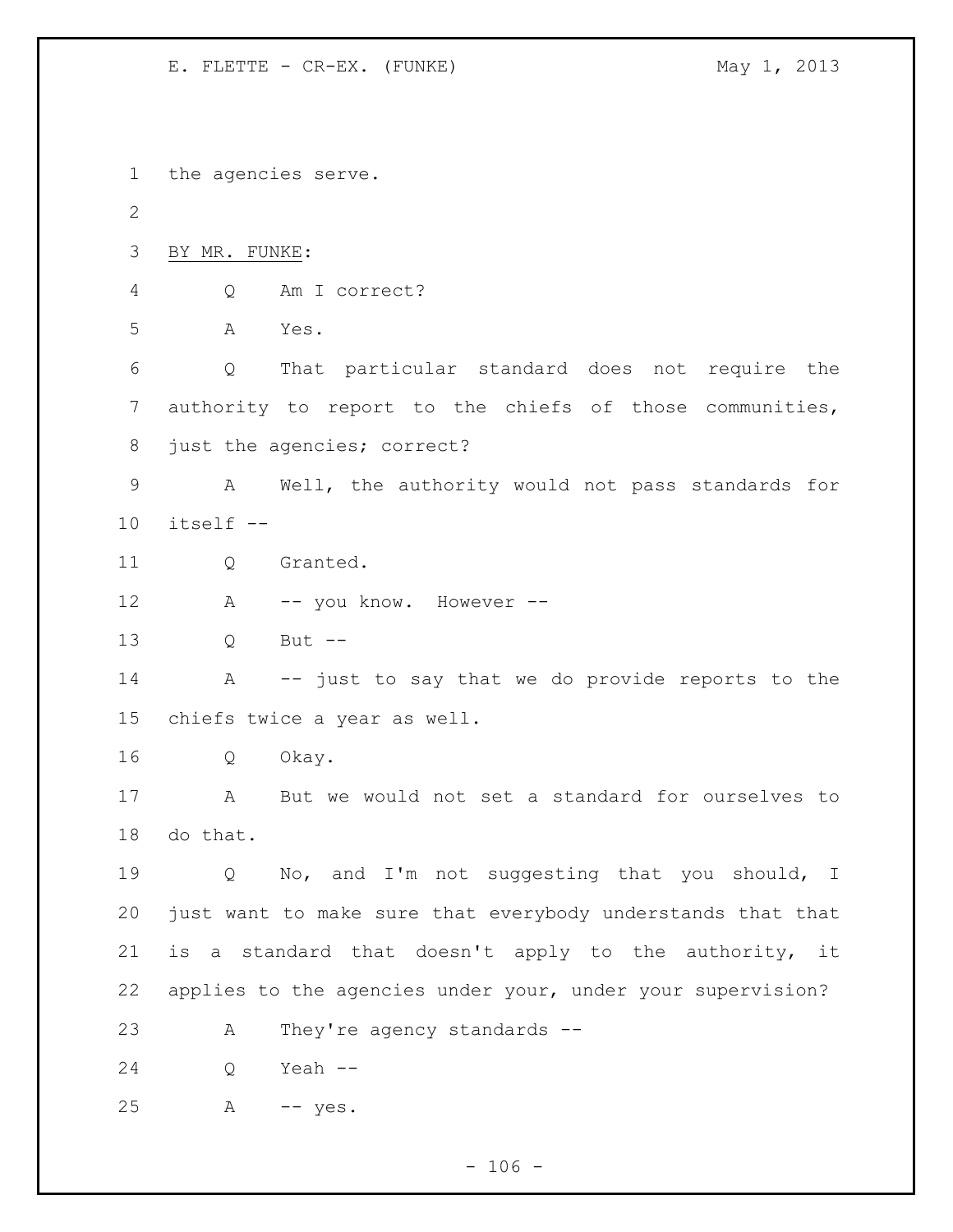the agencies serve.

BY MR. FUNKE:

Q Am I correct?

A Yes.

Q That particular standard does not require the authority to report to the chiefs of those communities, just the agencies; correct?

A Well, the authority would not pass standards for itself --

Q Granted.

A -- you know. However --

Q But --

A -- just to say that we do provide reports to the chiefs twice a year as well.

Q Okay.

A But we would not set a standard for ourselves to do that.

Q No, and I'm not suggesting that you should, I just want to make sure that everybody understands that that is a standard that doesn't apply to the authority, it applies to the agencies under your, under your supervision?

A They're agency standards --

Q Yeah --

A -- yes.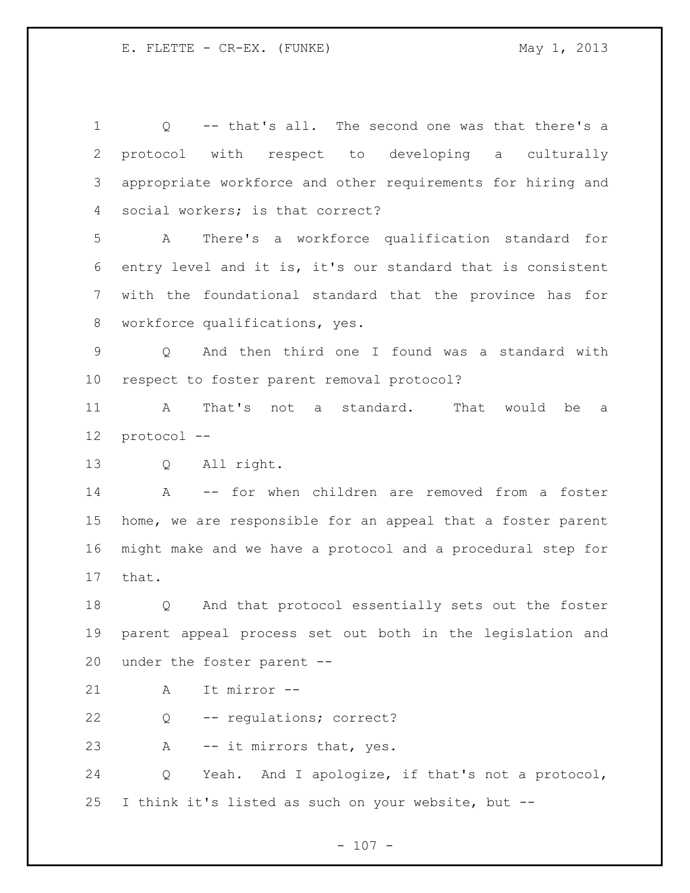Q -- that's all. The second one was that there's a protocol with respect to developing a culturally appropriate workforce and other requirements for hiring and social workers; is that correct?

A There's a workforce qualification standard for entry level and it is, it's our standard that is consistent with the foundational standard that the province has for workforce qualifications, yes.

Q And then third one I found was a standard with respect to foster parent removal protocol?

A That's not a standard. That would be a protocol --

Q All right.

A -- for when children are removed from a foster home, we are responsible for an appeal that a foster parent might make and we have a protocol and a procedural step for that.

Q And that protocol essentially sets out the foster parent appeal process set out both in the legislation and under the foster parent --

A It mirror --

Q -- regulations; correct?

A -- it mirrors that, yes.

Q Yeah. And I apologize, if that's not a protocol, I think it's listed as such on your website, but --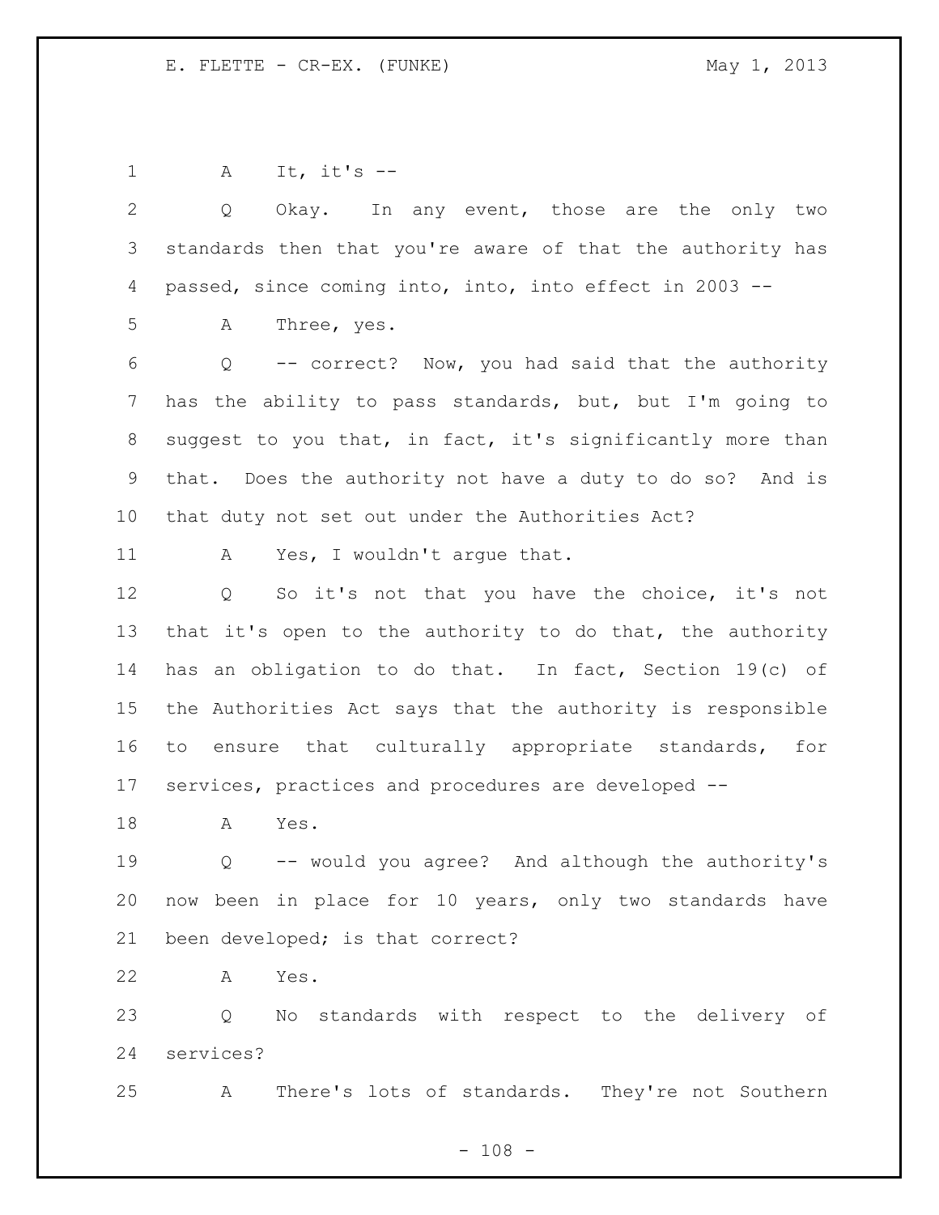A It, it's --

Q Okay. In any event, those are the only two standards then that you're aware of that the authority has passed, since coming into, into, into effect in 2003 --

A Three, yes.

Q -- correct? Now, you had said that the authority has the ability to pass standards, but, but I'm going to suggest to you that, in fact, it's significantly more than that. Does the authority not have a duty to do so? And is that duty not set out under the Authorities Act?

A Yes, I wouldn't argue that.

Q So it's not that you have the choice, it's not that it's open to the authority to do that, the authority has an obligation to do that. In fact, Section 19(c) of the Authorities Act says that the authority is responsible to ensure that culturally appropriate standards, for services, practices and procedures are developed --

A Yes.

Q -- would you agree? And although the authority's now been in place for 10 years, only two standards have been developed; is that correct?

A Yes.

Q No standards with respect to the delivery of services?

A There's lots of standards. They're not Southern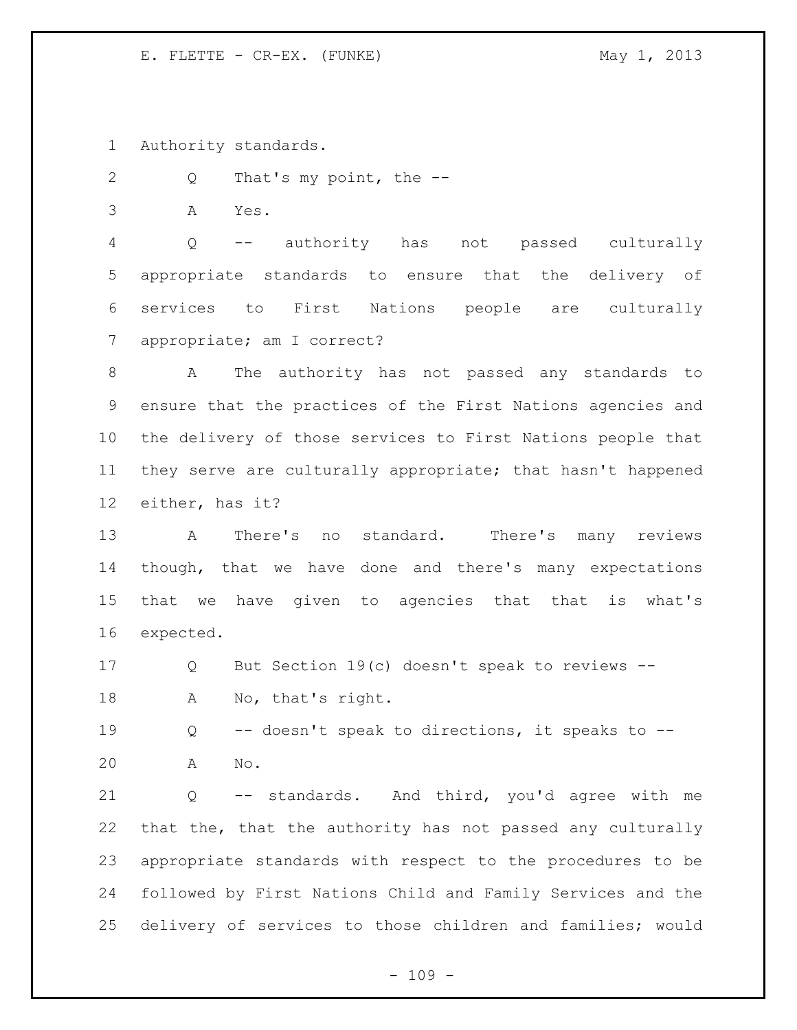Authority standards.

Q That's my point, the --

A Yes.

Q -- authority has not passed culturally appropriate standards to ensure that the delivery of services to First Nations people are culturally appropriate; am I correct?

A The authority has not passed any standards to ensure that the practices of the First Nations agencies and the delivery of those services to First Nations people that they serve are culturally appropriate; that hasn't happened either, has it?

A There's no standard. There's many reviews though, that we have done and there's many expectations that we have given to agencies that that is what's expected.

Q But Section 19(c) doesn't speak to reviews --

A No, that's right.

Q -- doesn't speak to directions, it speaks to --

A No.

Q -- standards. And third, you'd agree with me that the, that the authority has not passed any culturally appropriate standards with respect to the procedures to be followed by First Nations Child and Family Services and the delivery of services to those children and families; would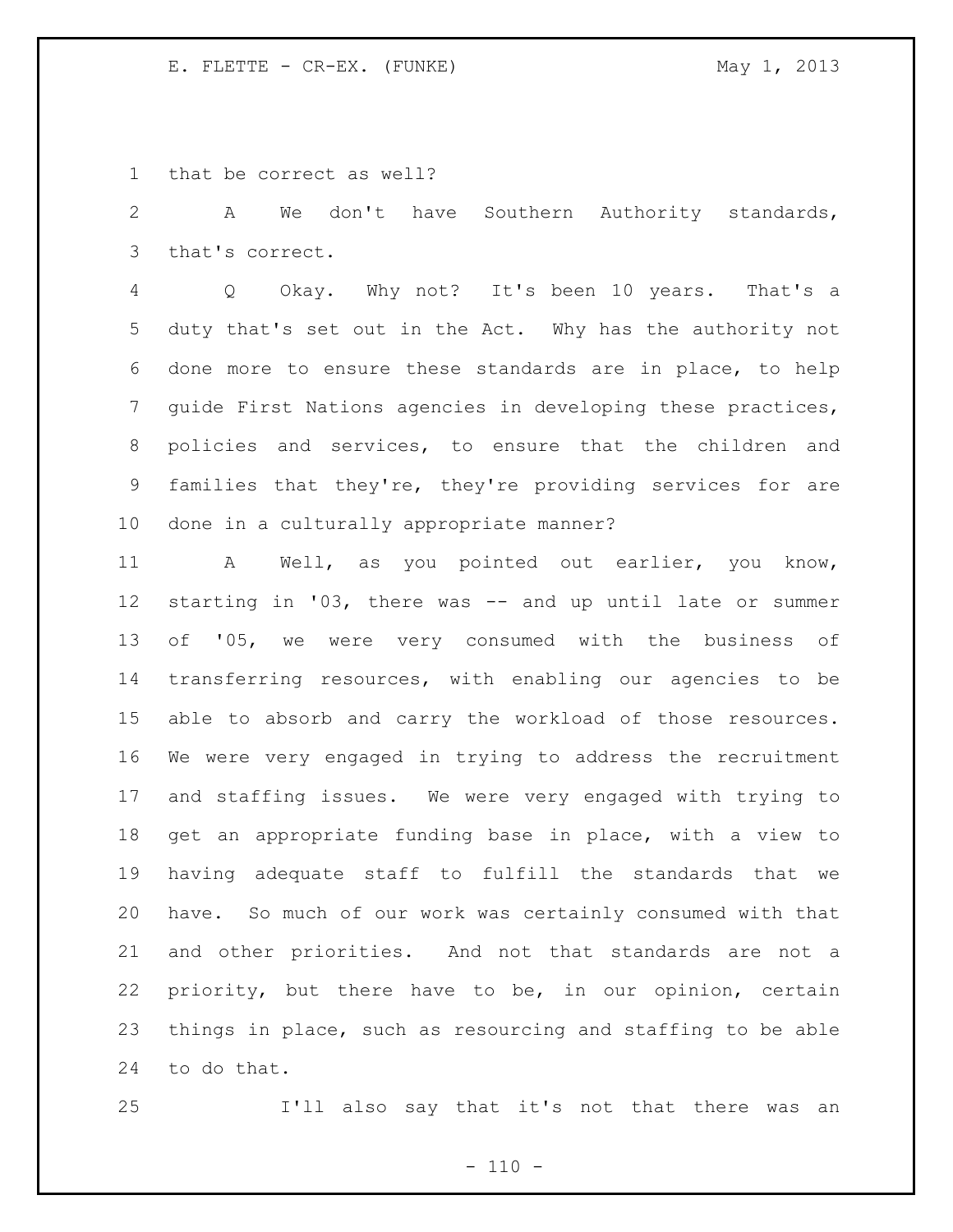that be correct as well?

A We don't have Southern Authority standards, that's correct.

Q Okay. Why not? It's been 10 years. That's a duty that's set out in the Act. Why has the authority not done more to ensure these standards are in place, to help guide First Nations agencies in developing these practices, policies and services, to ensure that the children and families that they're, they're providing services for are done in a culturally appropriate manner?

A Well, as you pointed out earlier, you know, starting in '03, there was -- and up until late or summer of '05, we were very consumed with the business of transferring resources, with enabling our agencies to be able to absorb and carry the workload of those resources. We were very engaged in trying to address the recruitment and staffing issues. We were very engaged with trying to get an appropriate funding base in place, with a view to having adequate staff to fulfill the standards that we have. So much of our work was certainly consumed with that and other priorities. And not that standards are not a priority, but there have to be, in our opinion, certain things in place, such as resourcing and staffing to be able to do that.

I'll also say that it's not that there was an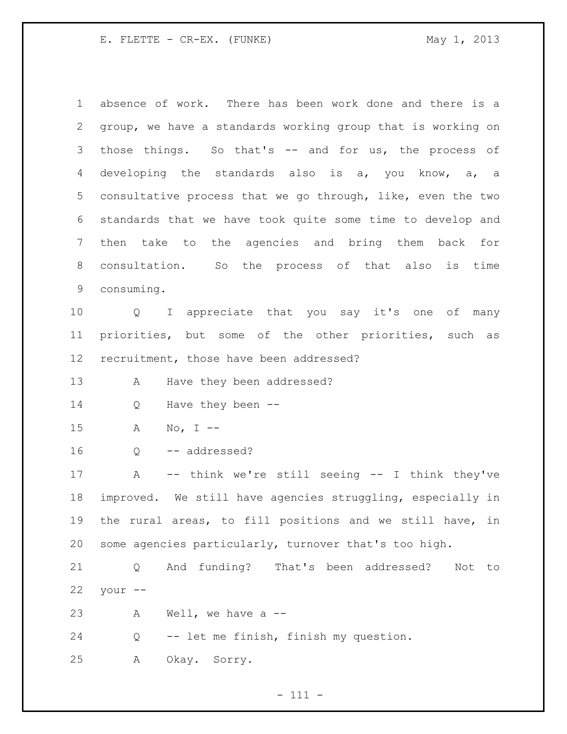absence of work. There has been work done and there is a group, we have a standards working group that is working on those things. So that's -- and for us, the process of developing the standards also is a, you know, a, a consultative process that we go through, like, even the two standards that we have took quite some time to develop and then take to the agencies and bring them back for consultation. So the process of that also is time consuming.

Q I appreciate that you say it's one of many priorities, but some of the other priorities, such as recruitment, those have been addressed?

A Have they been addressed?

Q Have they been --

A No, I --

Q -- addressed?

A -- think we're still seeing -- I think they've improved. We still have agencies struggling, especially in the rural areas, to fill positions and we still have, in some agencies particularly, turnover that's too high.

Q And funding? That's been addressed? Not to your --

A Well, we have a --

Q -- let me finish, finish my question.

A Okay. Sorry.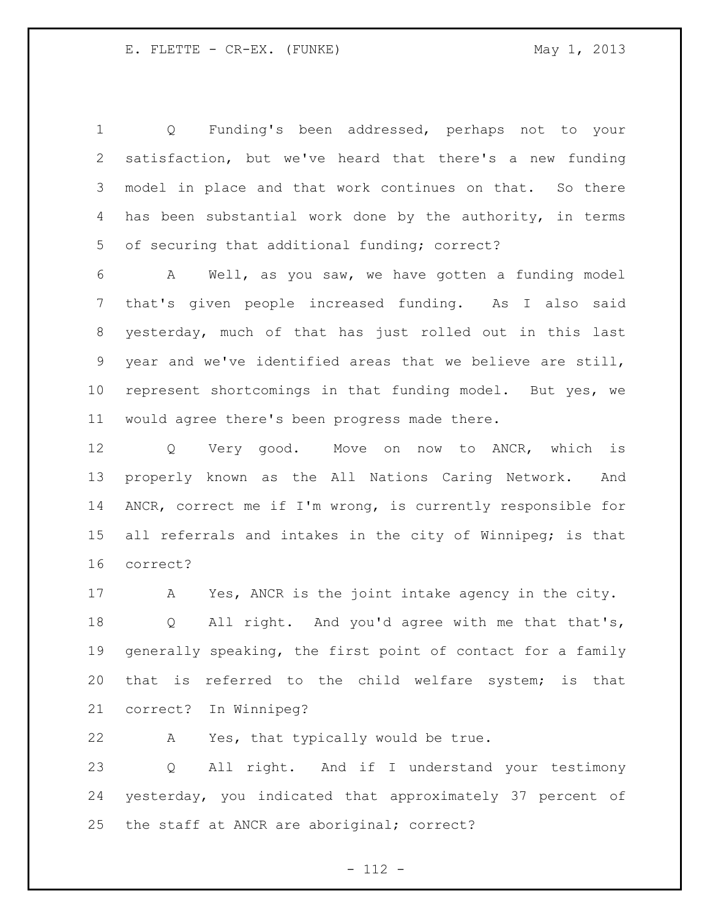Q Funding's been addressed, perhaps not to your satisfaction, but we've heard that there's a new funding model in place and that work continues on that. So there has been substantial work done by the authority, in terms of securing that additional funding; correct?

A Well, as you saw, we have gotten a funding model that's given people increased funding. As I also said yesterday, much of that has just rolled out in this last year and we've identified areas that we believe are still, represent shortcomings in that funding model. But yes, we would agree there's been progress made there.

Q Very good. Move on now to ANCR, which is properly known as the All Nations Caring Network. And ANCR, correct me if I'm wrong, is currently responsible for all referrals and intakes in the city of Winnipeg; is that correct?

A Yes, ANCR is the joint intake agency in the city.

Q All right. And you'd agree with me that that's, generally speaking, the first point of contact for a family that is referred to the child welfare system; is that correct? In Winnipeg?

A Yes, that typically would be true.

Q All right. And if I understand your testimony yesterday, you indicated that approximately 37 percent of the staff at ANCR are aboriginal; correct?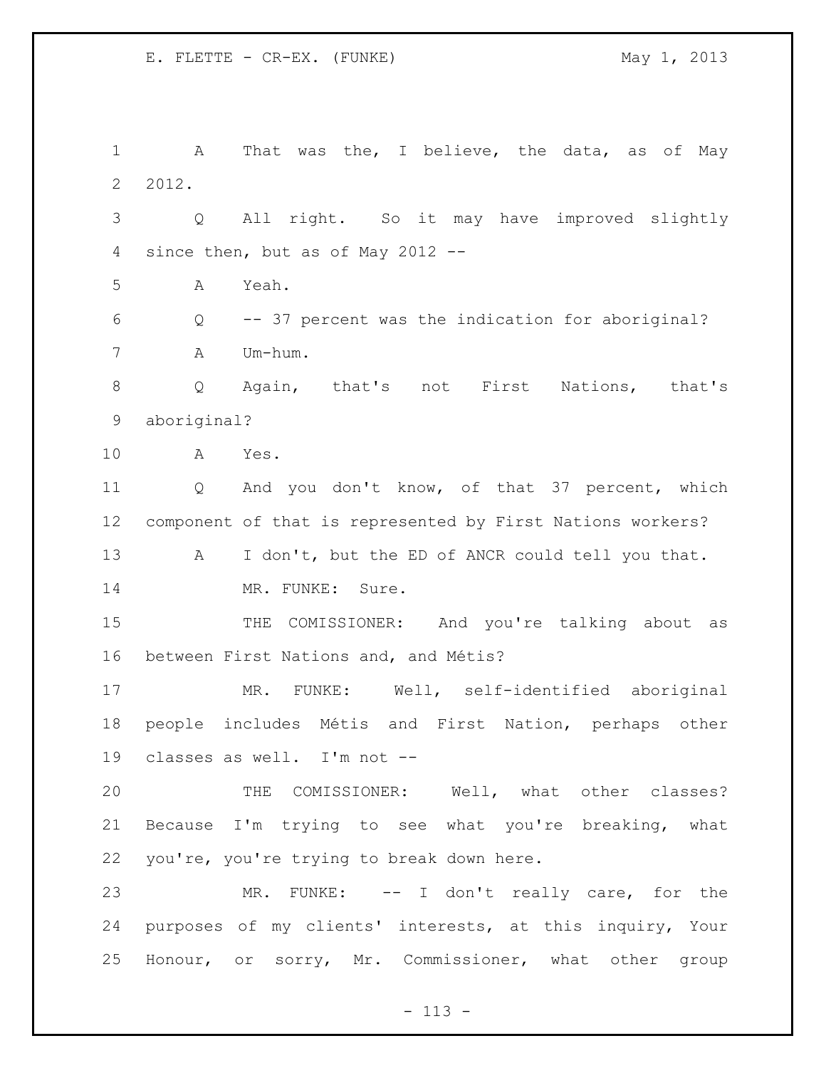A That was the, I believe, the data, as of May 2012.

Q All right. So it may have improved slightly since then, but as of May 2012 --

A Yeah.

Q -- 37 percent was the indication for aboriginal?

A Um-hum.

Q Again, that's not First Nations, that's aboriginal?

A Yes.

Q And you don't know, of that 37 percent, which component of that is represented by First Nations workers?

A I don't, but the ED of ANCR could tell you that.

MR. FUNKE: Sure.

THE COMISSIONER: And you're talking about as between First Nations and, and Métis?

MR. FUNKE: Well, self-identified aboriginal people includes Métis and First Nation, perhaps other classes as well. I'm not --

THE COMISSIONER: Well, what other classes? Because I'm trying to see what you're breaking, what you're, you're trying to break down here.

MR. FUNKE: -- I don't really care, for the purposes of my clients' interests, at this inquiry, Your Honour, or sorry, Mr. Commissioner, what other group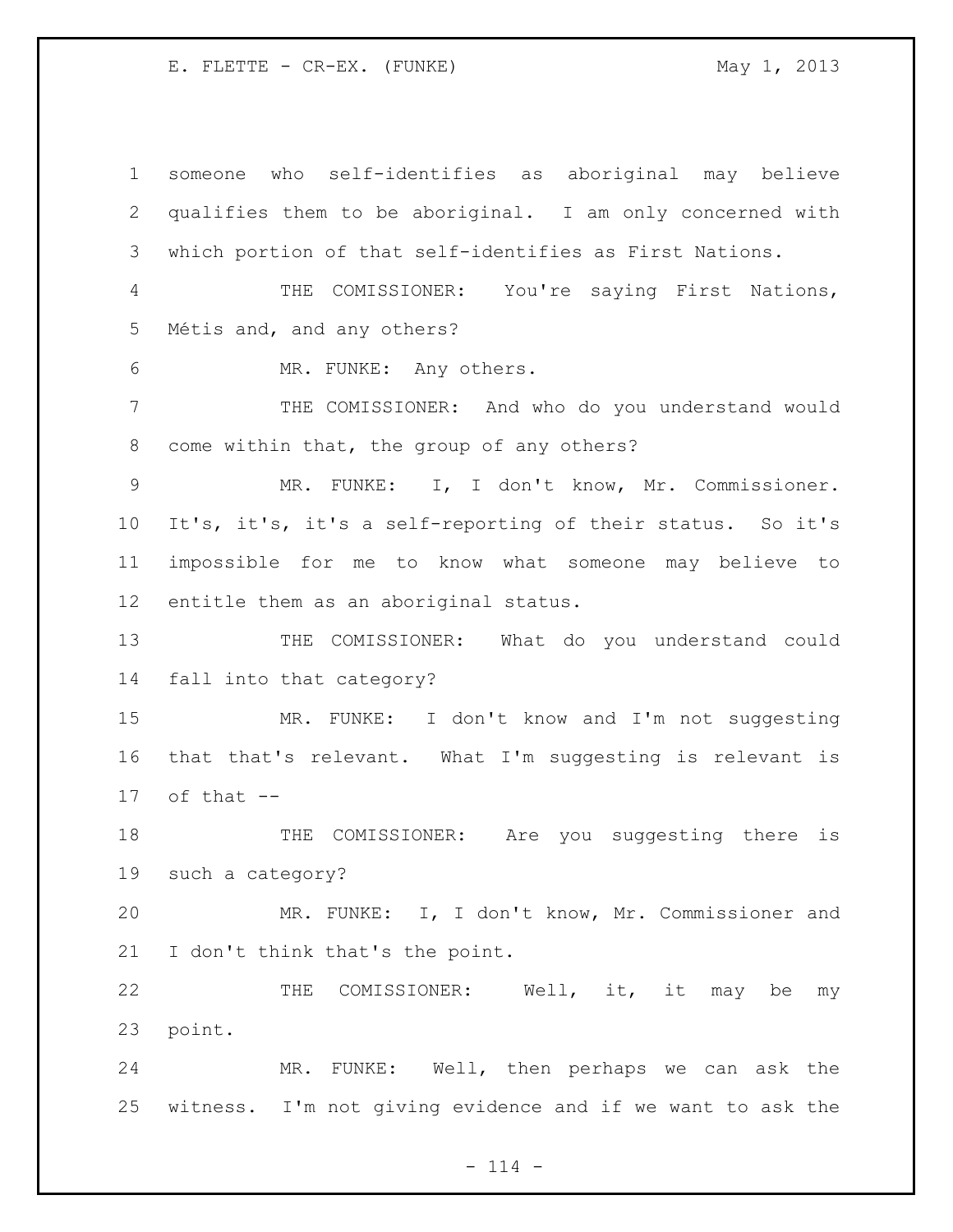someone who self-identifies as aboriginal may believe qualifies them to be aboriginal. I am only concerned with which portion of that self-identifies as First Nations.

THE COMISSIONER: You're saying First Nations, Métis and, and any others?

MR. FUNKE: Any others.

THE COMISSIONER: And who do you understand would come within that, the group of any others?

MR. FUNKE: I, I don't know, Mr. Commissioner. It's, it's, it's a self-reporting of their status. So it's impossible for me to know what someone may believe to entitle them as an aboriginal status.

THE COMISSIONER: What do you understand could fall into that category?

MR. FUNKE: I don't know and I'm not suggesting that that's relevant. What I'm suggesting is relevant is of that --

THE COMISSIONER: Are you suggesting there is such a category?

MR. FUNKE: I, I don't know, Mr. Commissioner and I don't think that's the point.

THE COMISSIONER: Well, it, it may be my point.

MR. FUNKE: Well, then perhaps we can ask the witness. I'm not giving evidence and if we want to ask the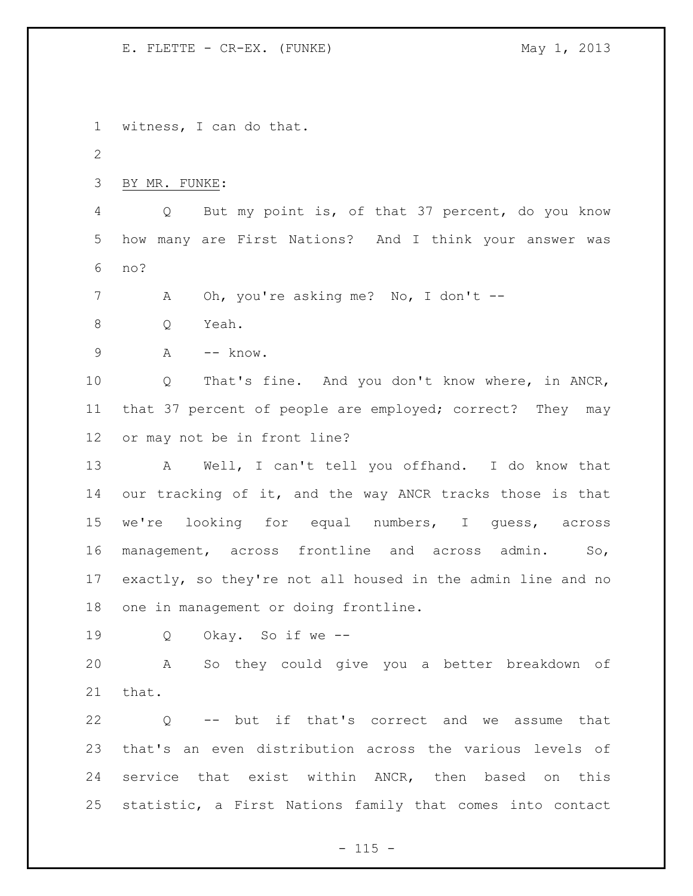witness, I can do that.

BY MR. FUNKE:

Q But my point is, of that 37 percent, do you know how many are First Nations? And I think your answer was no?

A Oh, you're asking me? No, I don't --

Q Yeah.

A -- know.

Q That's fine. And you don't know where, in ANCR, that 37 percent of people are employed; correct? They may or may not be in front line?

A Well, I can't tell you offhand. I do know that our tracking of it, and the way ANCR tracks those is that we're looking for equal numbers, I guess, across management, across frontline and across admin. So, exactly, so they're not all housed in the admin line and no one in management or doing frontline.

Q Okay. So if we --

A So they could give you a better breakdown of that.

Q -- but if that's correct and we assume that that's an even distribution across the various levels of service that exist within ANCR, then based on this statistic, a First Nations family that comes into contact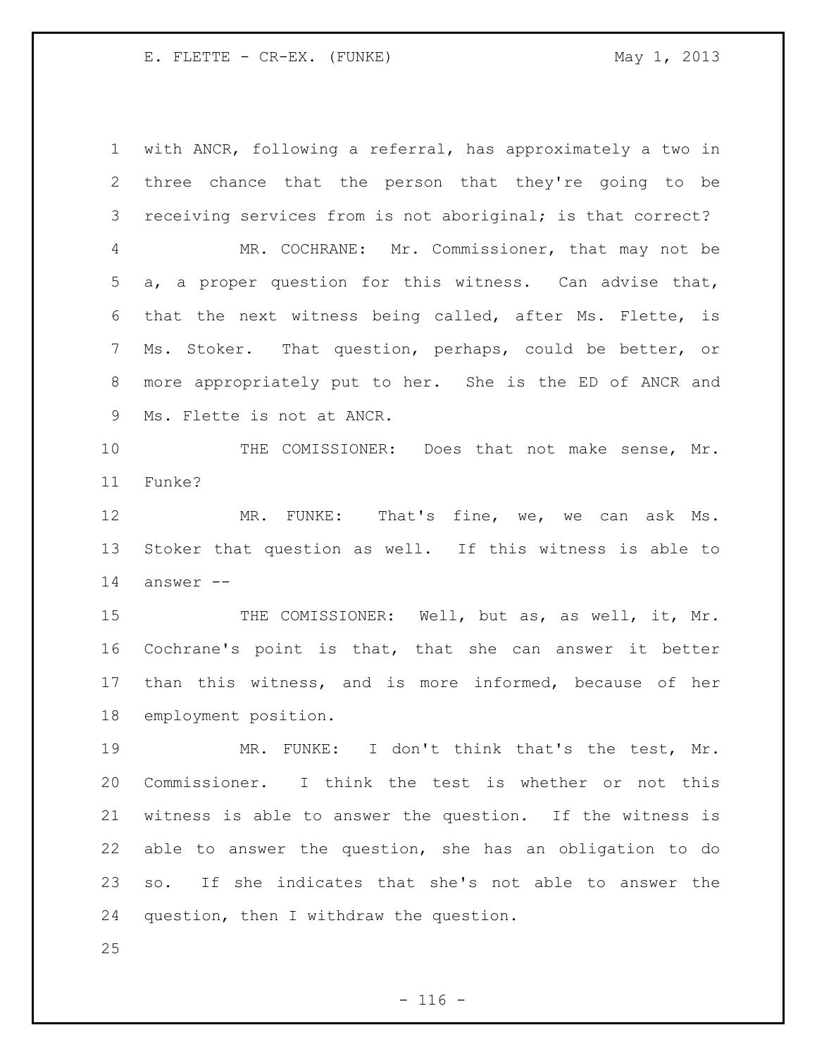with ANCR, following a referral, has approximately a two in three chance that the person that they're going to be receiving services from is not aboriginal; is that correct?

MR. COCHRANE: Mr. Commissioner, that may not be a, a proper question for this witness. Can advise that, that the next witness being called, after Ms. Flette, is Ms. Stoker. That question, perhaps, could be better, or more appropriately put to her. She is the ED of ANCR and Ms. Flette is not at ANCR.

THE COMISSIONER: Does that not make sense, Mr. Funke?

MR. FUNKE: That's fine, we, we can ask Ms. Stoker that question as well. If this witness is able to answer --

THE COMISSIONER: Well, but as, as well, it, Mr. Cochrane's point is that, that she can answer it better than this witness, and is more informed, because of her employment position.

MR. FUNKE: I don't think that's the test, Mr. Commissioner. I think the test is whether or not this witness is able to answer the question. If the witness is able to answer the question, she has an obligation to do so. If she indicates that she's not able to answer the question, then I withdraw the question.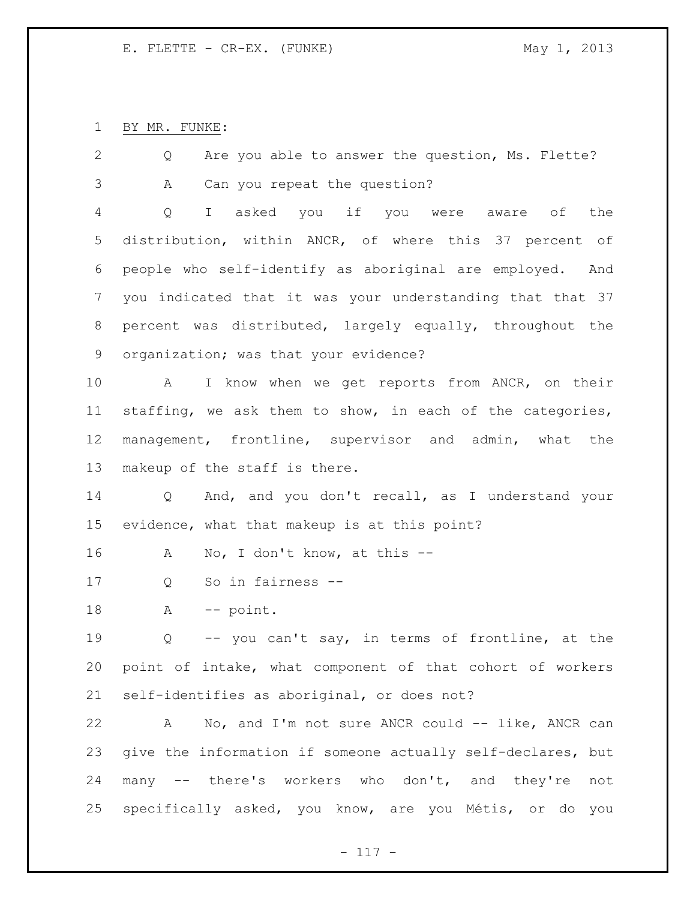BY MR. FUNKE:

Q Are you able to answer the question, Ms. Flette?

A Can you repeat the question?

Q I asked you if you were aware of the distribution, within ANCR, of where this 37 percent of people who self-identify as aboriginal are employed. And you indicated that it was your understanding that that 37 percent was distributed, largely equally, throughout the organization; was that your evidence?

A I know when we get reports from ANCR, on their staffing, we ask them to show, in each of the categories, management, frontline, supervisor and admin, what the makeup of the staff is there.

Q And, and you don't recall, as I understand your evidence, what that makeup is at this point?

A No, I don't know, at this --

Q So in fairness --

A -- point.

Q -- you can't say, in terms of frontline, at the point of intake, what component of that cohort of workers self-identifies as aboriginal, or does not?

A No, and I'm not sure ANCR could -- like, ANCR can give the information if someone actually self-declares, but many -- there's workers who don't, and they're not specifically asked, you know, are you Métis, or do you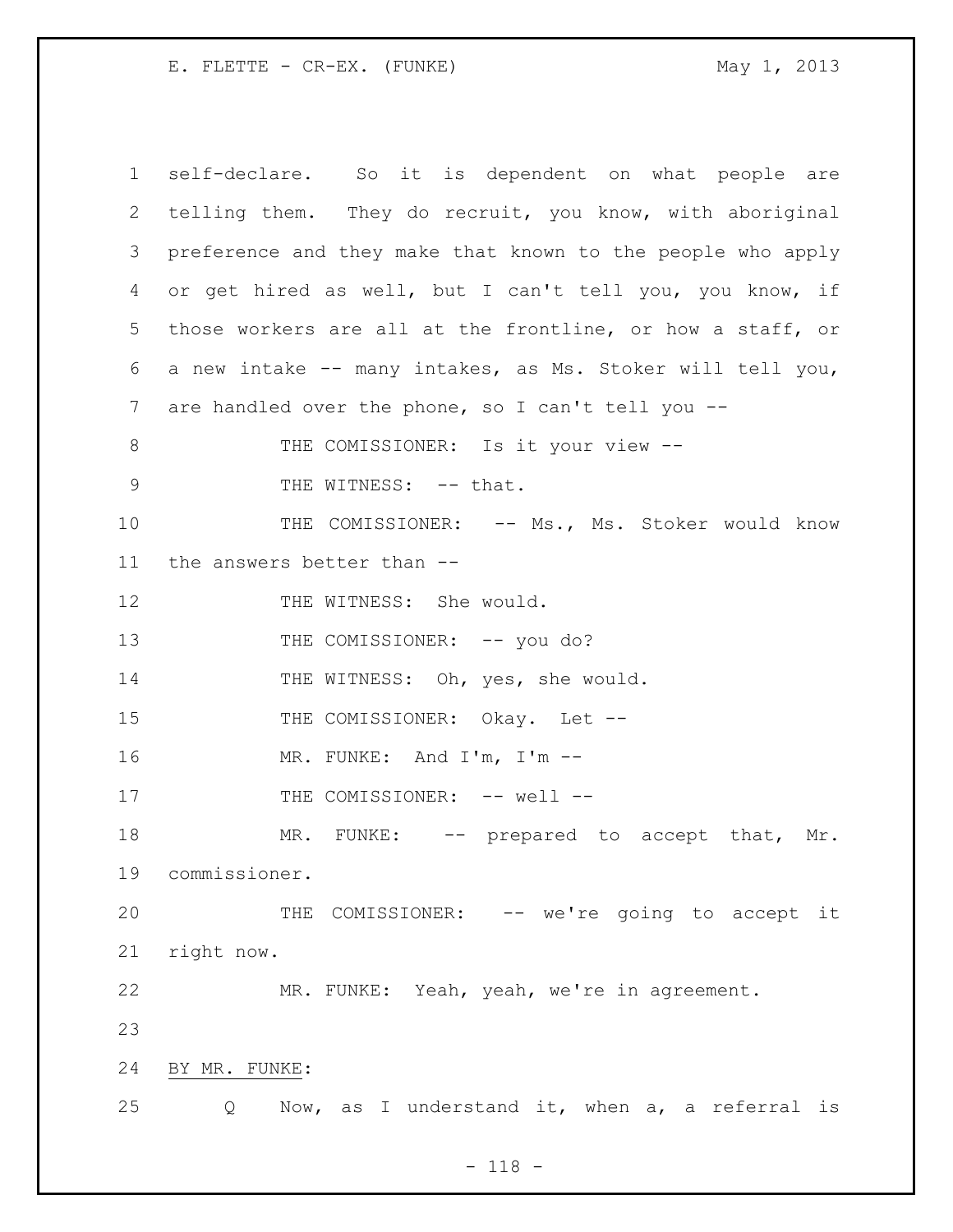self-declare. So it is dependent on what people are telling them. They do recruit, you know, with aboriginal preference and they make that known to the people who apply or get hired as well, but I can't tell you, you know, if those workers are all at the frontline, or how a staff, or a new intake -- many intakes, as Ms. Stoker will tell you, are handled over the phone, so I can't tell you --

THE COMISSIONER: Is it your view --

THE WITNESS: -- that.

THE COMISSIONER: -- Ms., Ms. Stoker would know the answers better than --

THE WITNESS: She would.

THE COMISSIONER: -- you do?

THE WITNESS: Oh, yes, she would.

THE COMISSIONER: Okay. Let --

MR. FUNKE: And I'm, I'm --

THE COMISSIONER: -- well --

MR. FUNKE: -- prepared to accept that, Mr. commissioner.

THE COMISSIONER: -- we're going to accept it right now.

MR. FUNKE: Yeah, yeah, we're in agreement.

BY MR. FUNKE:

Q Now, as I understand it, when a, a referral is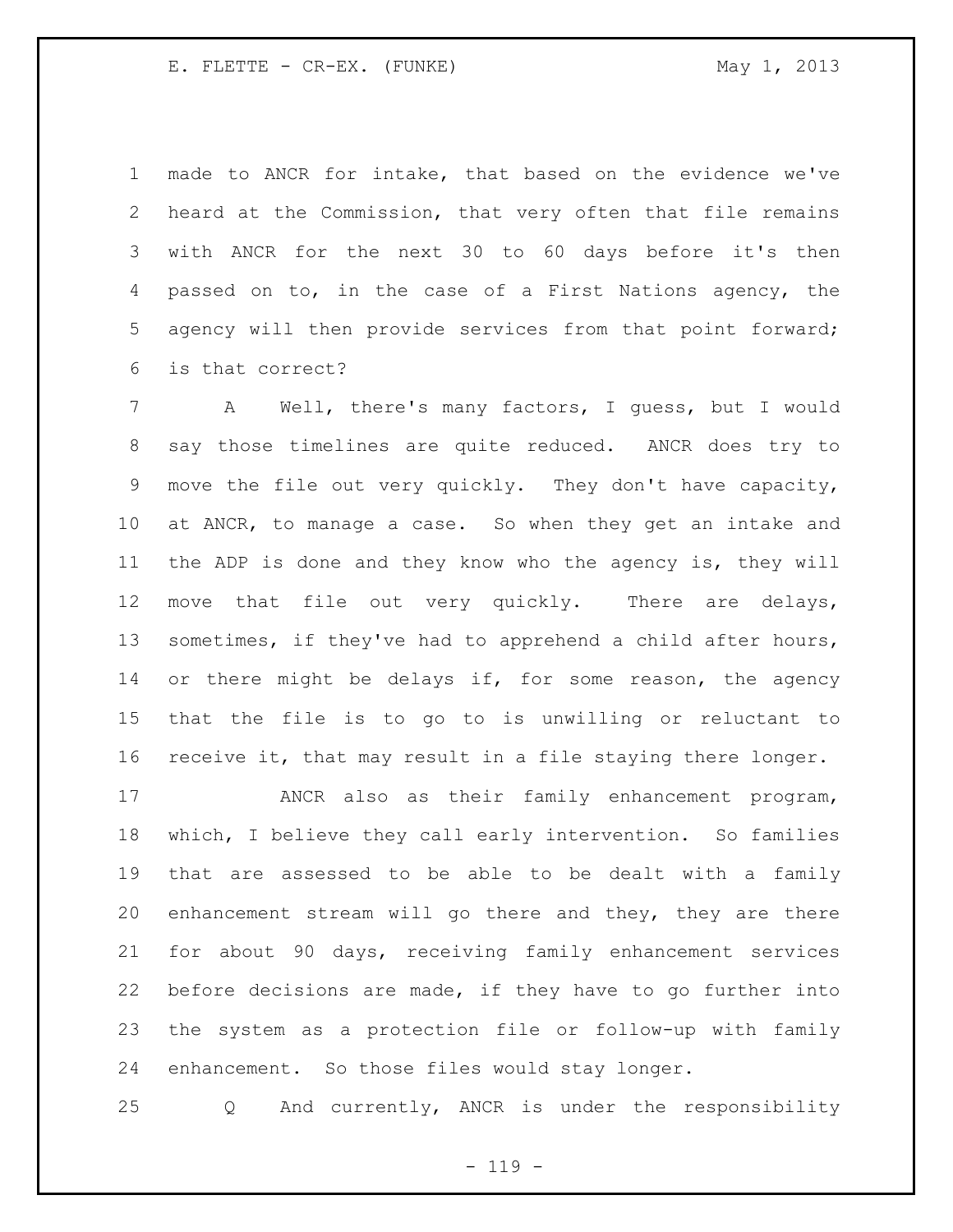made to ANCR for intake, that based on the evidence we've heard at the Commission, that very often that file remains with ANCR for the next 30 to 60 days before it's then passed on to, in the case of a First Nations agency, the agency will then provide services from that point forward; is that correct?

A Well, there's many factors, I guess, but I would say those timelines are quite reduced. ANCR does try to move the file out very quickly. They don't have capacity, at ANCR, to manage a case. So when they get an intake and the ADP is done and they know who the agency is, they will move that file out very quickly. There are delays, sometimes, if they've had to apprehend a child after hours, or there might be delays if, for some reason, the agency that the file is to go to is unwilling or reluctant to receive it, that may result in a file staying there longer.

ANCR also as their family enhancement program, which, I believe they call early intervention. So families that are assessed to be able to be dealt with a family enhancement stream will go there and they, they are there for about 90 days, receiving family enhancement services before decisions are made, if they have to go further into the system as a protection file or follow-up with family enhancement. So those files would stay longer.

Q And currently, ANCR is under the responsibility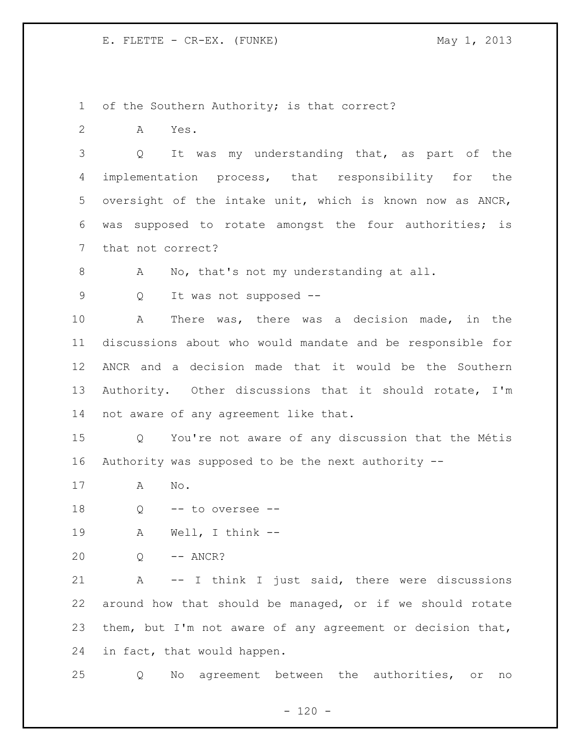of the Southern Authority; is that correct?

A Yes.

Q It was my understanding that, as part of the implementation process, that responsibility for the oversight of the intake unit, which is known now as ANCR, was supposed to rotate amongst the four authorities; is that not correct?

A No, that's not my understanding at all.

Q It was not supposed --

A There was, there was a decision made, in the discussions about who would mandate and be responsible for ANCR and a decision made that it would be the Southern Authority. Other discussions that it should rotate, I'm not aware of any agreement like that.

Q You're not aware of any discussion that the Métis Authority was supposed to be the next authority --

A No.

Q -- to oversee --

A Well, I think --

Q -- ANCR?

A -- I think I just said, there were discussions around how that should be managed, or if we should rotate them, but I'm not aware of any agreement or decision that, in fact, that would happen.

Q No agreement between the authorities, or no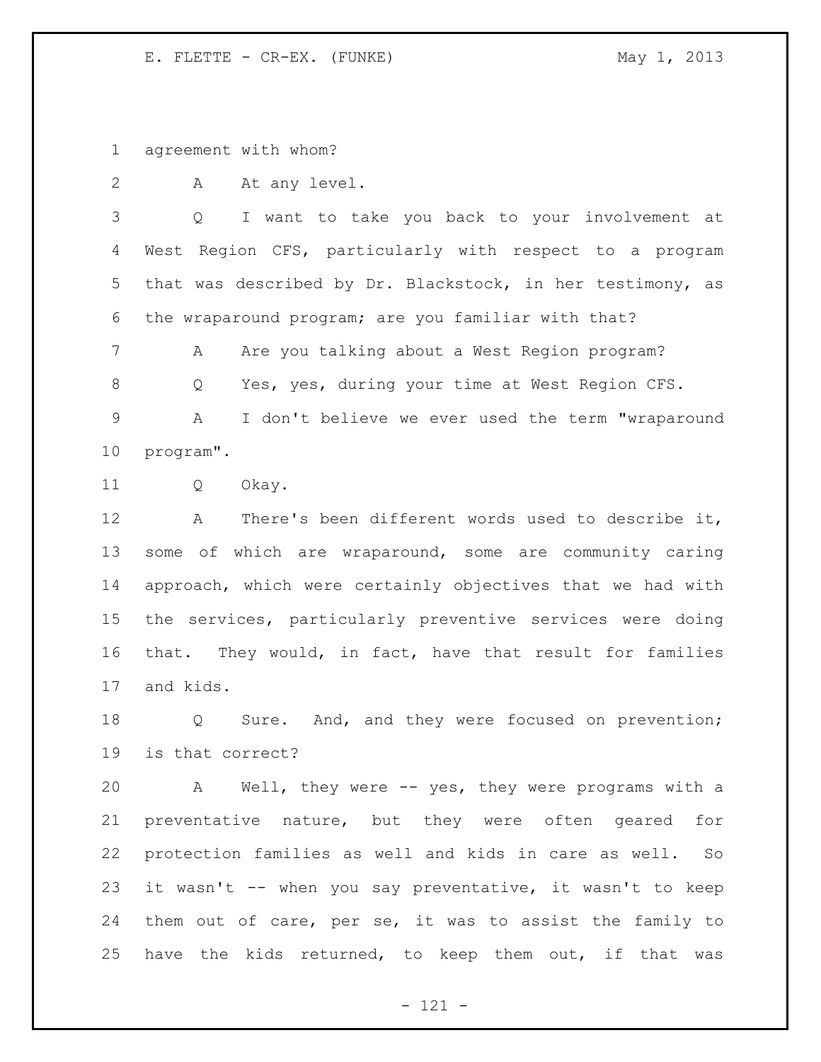agreement with whom?

A At any level.

Q I want to take you back to your involvement at West Region CFS, particularly with respect to a program that was described by Dr. Blackstock, in her testimony, as the wraparound program; are you familiar with that?

A Are you talking about a West Region program?

Q Yes, yes, during your time at West Region CFS.

A I don't believe we ever used the term "wraparound program".

Q Okay.

A There's been different words used to describe it, some of which are wraparound, some are community caring approach, which were certainly objectives that we had with the services, particularly preventive services were doing that. They would, in fact, have that result for families and kids.

Q Sure. And, and they were focused on prevention; is that correct?

A Well, they were -- yes, they were programs with a preventative nature, but they were often geared for protection families as well and kids in care as well. So it wasn't -- when you say preventative, it wasn't to keep them out of care, per se, it was to assist the family to have the kids returned, to keep them out, if that was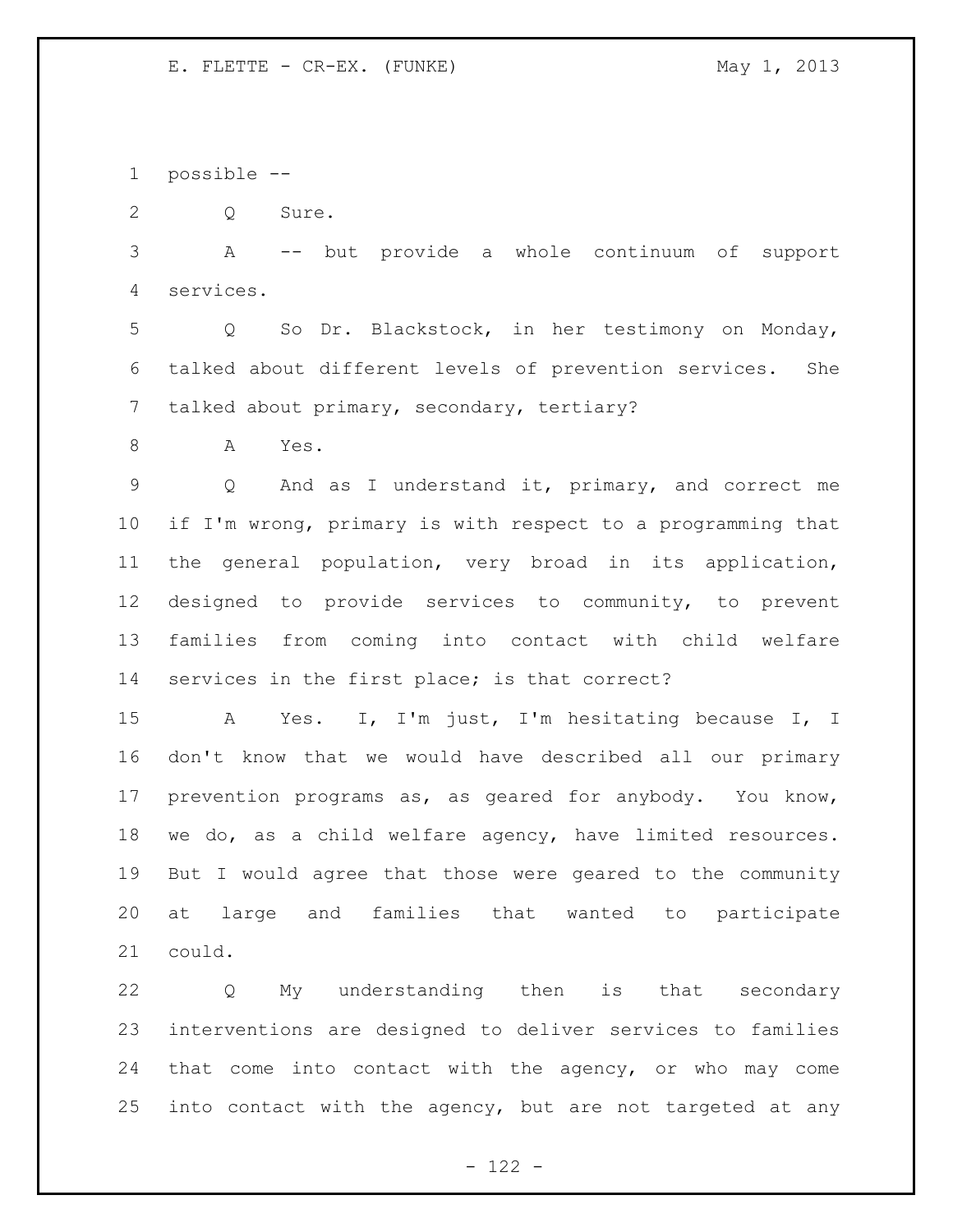possible --

Q Sure.

A -- but provide a whole continuum of support services.

Q So Dr. Blackstock, in her testimony on Monday, talked about different levels of prevention services. She talked about primary, secondary, tertiary?

A Yes.

Q And as I understand it, primary, and correct me if I'm wrong, primary is with respect to a programming that the general population, very broad in its application, designed to provide services to community, to prevent families from coming into contact with child welfare services in the first place; is that correct?

A Yes. I, I'm just, I'm hesitating because I, I don't know that we would have described all our primary prevention programs as, as geared for anybody. You know, we do, as a child welfare agency, have limited resources. But I would agree that those were geared to the community at large and families that wanted to participate could.

Q My understanding then is that secondary interventions are designed to deliver services to families that come into contact with the agency, or who may come into contact with the agency, but are not targeted at any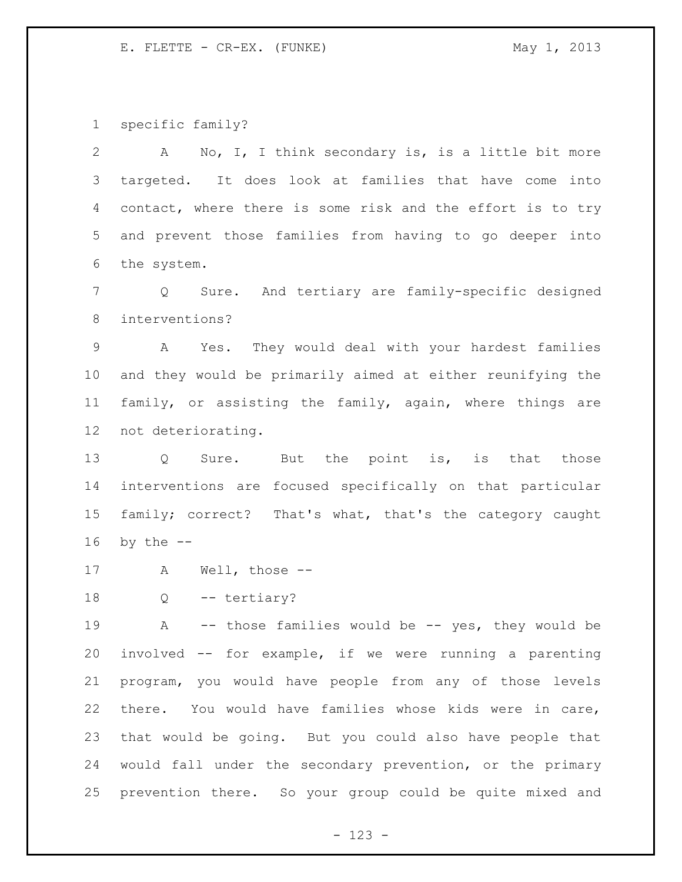specific family?

A No, I, I think secondary is, is a little bit more targeted. It does look at families that have come into contact, where there is some risk and the effort is to try and prevent those families from having to go deeper into the system.

Q Sure. And tertiary are family-specific designed interventions?

A Yes. They would deal with your hardest families and they would be primarily aimed at either reunifying the family, or assisting the family, again, where things are not deteriorating.

Q Sure. But the point is, is that those interventions are focused specifically on that particular family; correct? That's what, that's the category caught by the --

A Well, those --

Q -- tertiary?

A -- those families would be -- yes, they would be involved -- for example, if we were running a parenting program, you would have people from any of those levels there. You would have families whose kids were in care, that would be going. But you could also have people that would fall under the secondary prevention, or the primary prevention there. So your group could be quite mixed and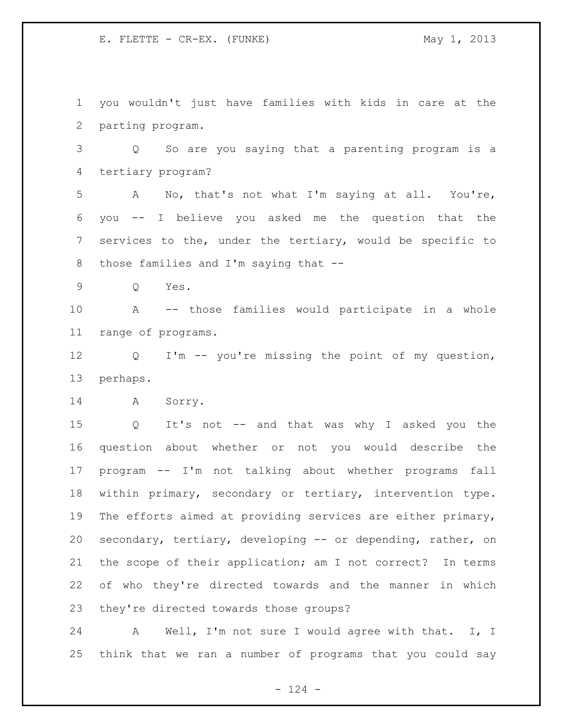you wouldn't just have families with kids in care at the parting program.

Q So are you saying that a parenting program is a tertiary program?

A No, that's not what I'm saying at all. You're, you -- I believe you asked me the question that the services to the, under the tertiary, would be specific to those families and I'm saying that --

Q Yes.

A -- those families would participate in a whole range of programs.

Q I'm -- you're missing the point of my question, perhaps.

A Sorry.

Q It's not -- and that was why I asked you the question about whether or not you would describe the program -- I'm not talking about whether programs fall within primary, secondary or tertiary, intervention type. The efforts aimed at providing services are either primary, secondary, tertiary, developing -- or depending, rather, on the scope of their application; am I not correct? In terms of who they're directed towards and the manner in which they're directed towards those groups?

A Well, I'm not sure I would agree with that. I, I think that we ran a number of programs that you could say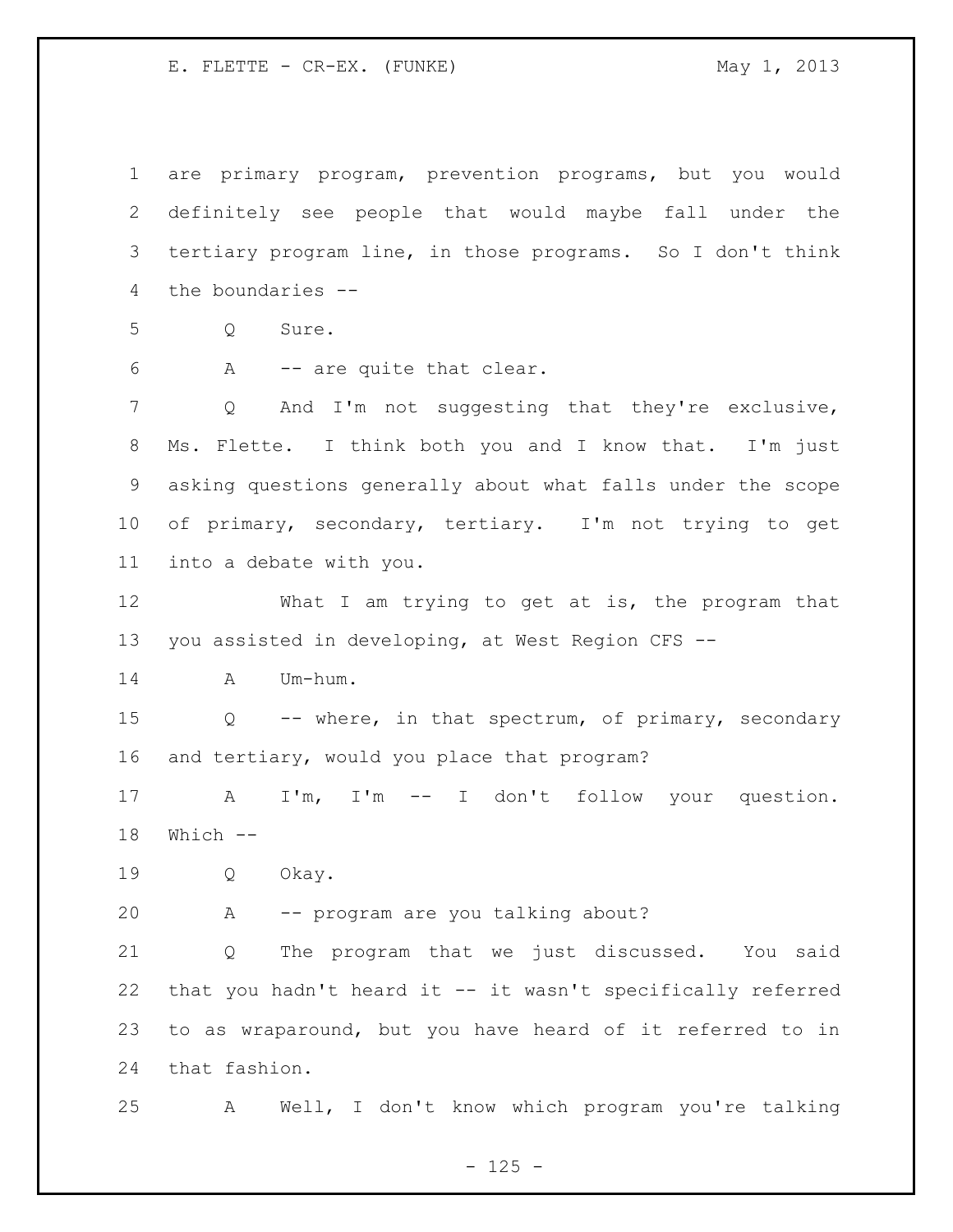are primary program, prevention programs, but you would definitely see people that would maybe fall under the tertiary program line, in those programs. So I don't think the boundaries --

Q Sure.

A -- are quite that clear.

Q And I'm not suggesting that they're exclusive, Ms. Flette. I think both you and I know that. I'm just asking questions generally about what falls under the scope of primary, secondary, tertiary. I'm not trying to get into a debate with you.

What I am trying to get at is, the program that you assisted in developing, at West Region CFS --

A Um-hum.

Q -- where, in that spectrum, of primary, secondary and tertiary, would you place that program?

A I'm, I'm -- I don't follow your question. Which --

Q Okay.

A -- program are you talking about?

Q The program that we just discussed. You said that you hadn't heard it -- it wasn't specifically referred to as wraparound, but you have heard of it referred to in that fashion.

A Well, I don't know which program you're talking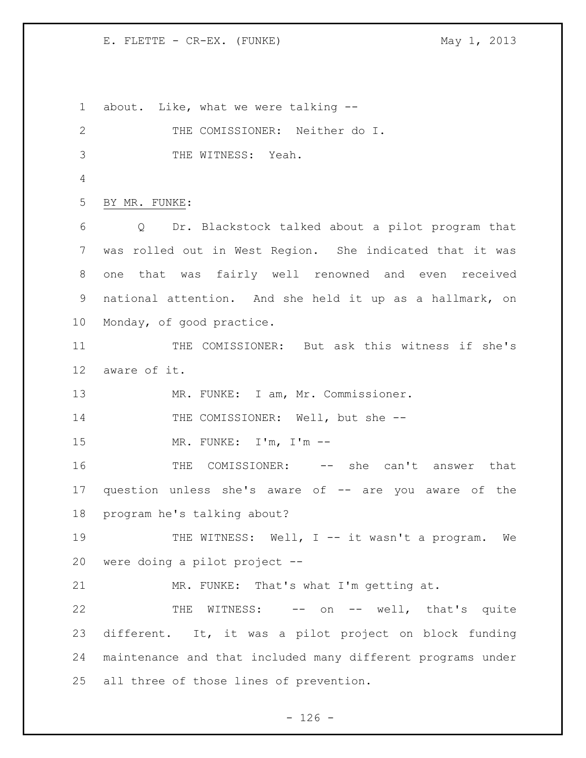about. Like, what we were talking --

THE COMISSIONER: Neither do I.

THE WITNESS: Yeah.

BY MR. FUNKE:

Q Dr. Blackstock talked about a pilot program that was rolled out in West Region. She indicated that it was one that was fairly well renowned and even received national attention. And she held it up as a hallmark, on Monday, of good practice.

THE COMISSIONER: But ask this witness if she's aware of it.

MR. FUNKE: I am, Mr. Commissioner.

THE COMISSIONER: Well, but she --

MR. FUNKE: I'm, I'm --

THE COMISSIONER: -- she can't answer that question unless she's aware of -- are you aware of the program he's talking about?

THE WITNESS: Well, I -- it wasn't a program. We were doing a pilot project --

MR. FUNKE: That's what I'm getting at.

THE WITNESS: -- on -- well, that's quite different. It, it was a pilot project on block funding maintenance and that included many different programs under all three of those lines of prevention.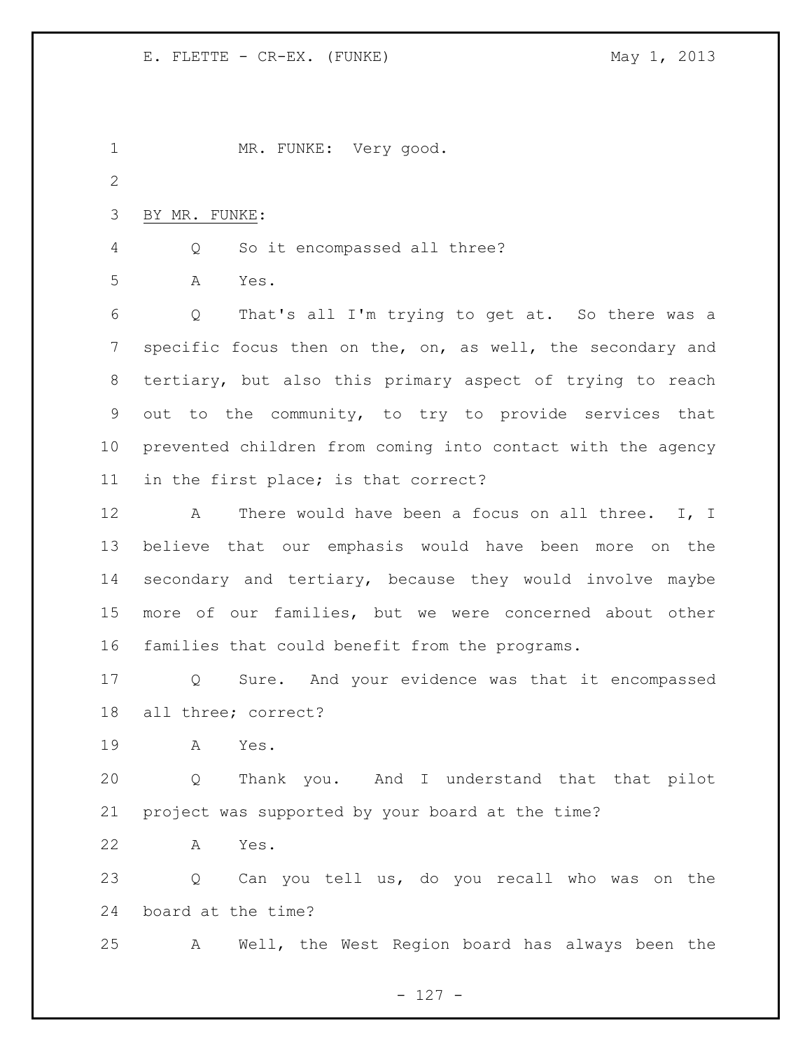MR. FUNKE: Very good.

BY MR. FUNKE:

Q So it encompassed all three?

A Yes.

Q That's all I'm trying to get at. So there was a specific focus then on the, on, as well, the secondary and tertiary, but also this primary aspect of trying to reach out to the community, to try to provide services that prevented children from coming into contact with the agency in the first place; is that correct?

A There would have been a focus on all three. I, I believe that our emphasis would have been more on the secondary and tertiary, because they would involve maybe more of our families, but we were concerned about other families that could benefit from the programs.

Q Sure. And your evidence was that it encompassed all three; correct?

A Yes.

Q Thank you. And I understand that that pilot project was supported by your board at the time?

A Yes.

Q Can you tell us, do you recall who was on the board at the time?

A Well, the West Region board has always been the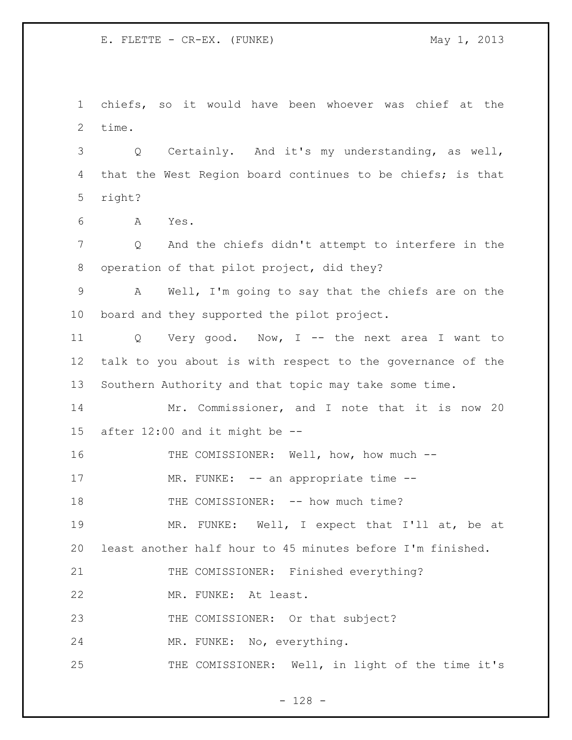chiefs, so it would have been whoever was chief at the time.

Q Certainly. And it's my understanding, as well, that the West Region board continues to be chiefs; is that right?

A Yes.

Q And the chiefs didn't attempt to interfere in the operation of that pilot project, did they?

A Well, I'm going to say that the chiefs are on the board and they supported the pilot project.

Q Very good. Now, I -- the next area I want to talk to you about is with respect to the governance of the Southern Authority and that topic may take some time.

Mr. Commissioner, and I note that it is now 20 after 12:00 and it might be --

THE COMISSIONER: Well, how, how much --

MR. FUNKE: -- an appropriate time --

THE COMISSIONER: -- how much time?

MR. FUNKE: Well, I expect that I'll at, be at least another half hour to 45 minutes before I'm finished.

THE COMISSIONER: Finished everything?

MR. FUNKE: At least.

THE COMISSIONER: Or that subject?

MR. FUNKE: No, everything.

THE COMISSIONER: Well, in light of the time it's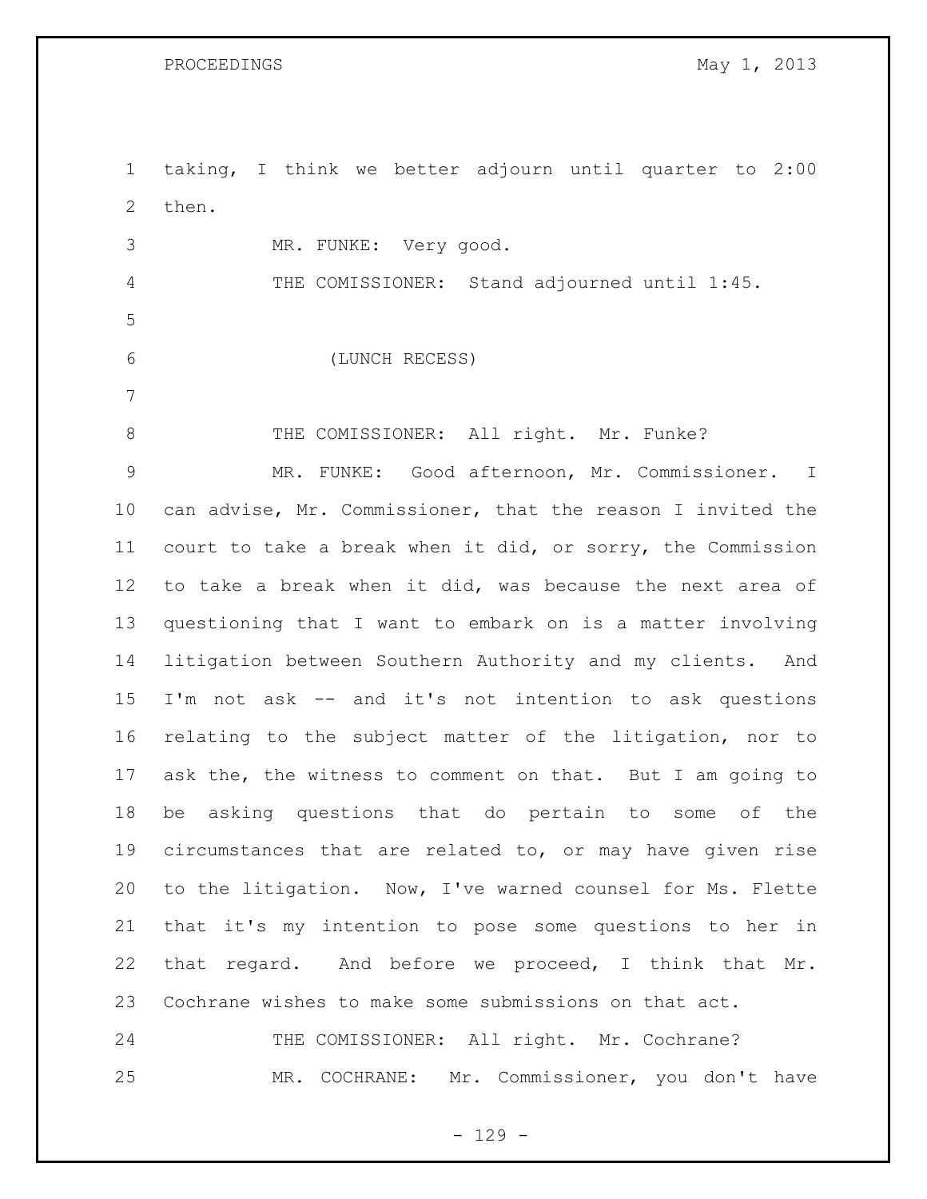taking, I think we better adjourn until quarter to 2:00 then.

MR. FUNKE: Very good.

THE COMISSIONER: Stand adjourned until 1:45.

(LUNCH RECESS)

THE COMISSIONER: All right. Mr. Funke?

MR. FUNKE: Good afternoon, Mr. Commissioner. I can advise, Mr. Commissioner, that the reason I invited the court to take a break when it did, or sorry, the Commission to take a break when it did, was because the next area of questioning that I want to embark on is a matter involving litigation between Southern Authority and my clients. And I'm not ask -- and it's not intention to ask questions relating to the subject matter of the litigation, nor to ask the, the witness to comment on that. But I am going to be asking questions that do pertain to some of the circumstances that are related to, or may have given rise to the litigation. Now, I've warned counsel for Ms. Flette that it's my intention to pose some questions to her in that regard. And before we proceed, I think that Mr. Cochrane wishes to make some submissions on that act.

THE COMISSIONER: All right. Mr. Cochrane?

MR. COCHRANE: Mr. Commissioner, you don't have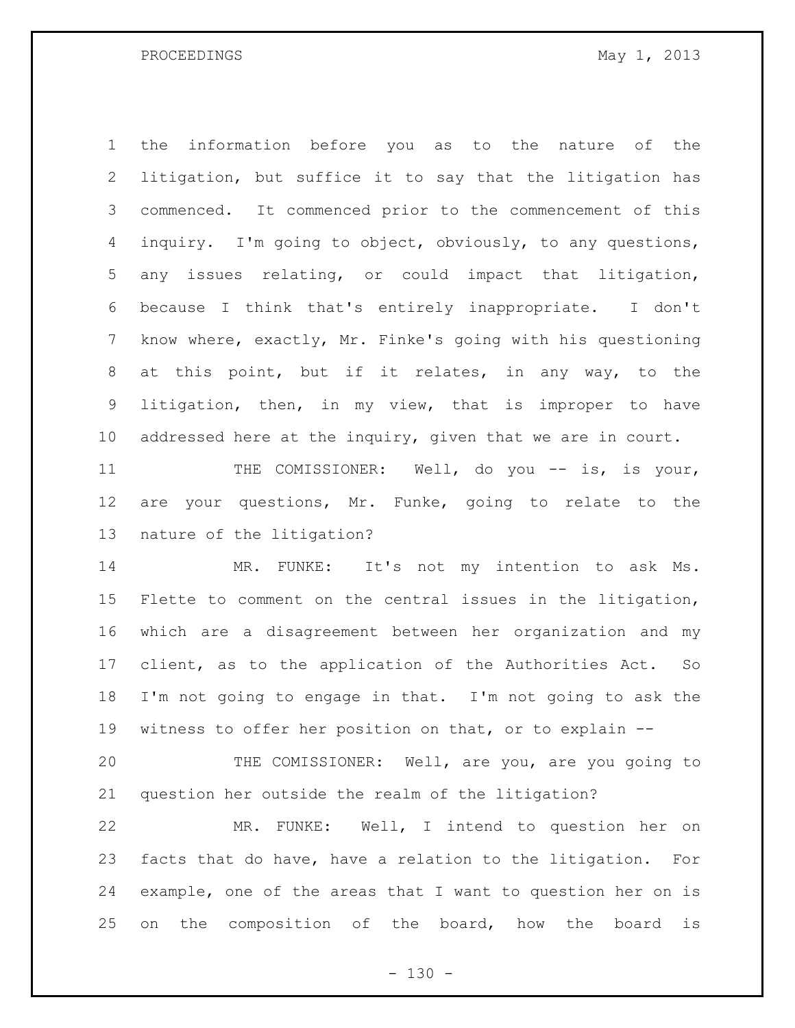the information before you as to the nature of the litigation, but suffice it to say that the litigation has commenced. It commenced prior to the commencement of this inquiry. I'm going to object, obviously, to any questions, any issues relating, or could impact that litigation, because I think that's entirely inappropriate. I don't know where, exactly, Mr. Finke's going with his questioning at this point, but if it relates, in any way, to the litigation, then, in my view, that is improper to have addressed here at the inquiry, given that we are in court.

THE COMISSIONER: Well, do you -- is, is your, are your questions, Mr. Funke, going to relate to the nature of the litigation?

MR. FUNKE: It's not my intention to ask Ms. Flette to comment on the central issues in the litigation, which are a disagreement between her organization and my client, as to the application of the Authorities Act. So I'm not going to engage in that. I'm not going to ask the witness to offer her position on that, or to explain --

THE COMISSIONER: Well, are you, are you going to question her outside the realm of the litigation?

MR. FUNKE: Well, I intend to question her on facts that do have, have a relation to the litigation. For example, one of the areas that I want to question her on is on the composition of the board, how the board is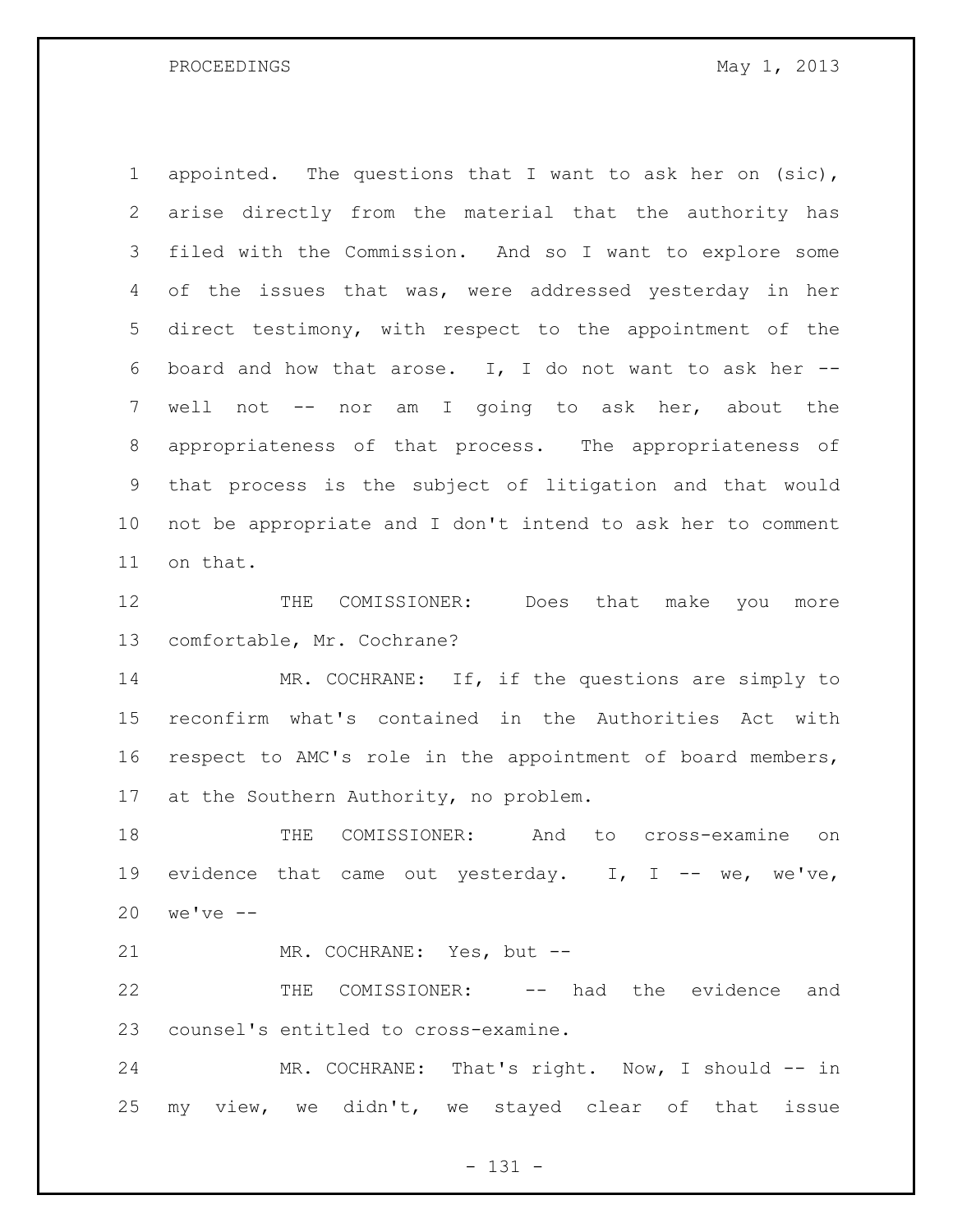appointed. The questions that I want to ask her on (sic), arise directly from the material that the authority has filed with the Commission. And so I want to explore some of the issues that was, were addressed yesterday in her direct testimony, with respect to the appointment of the board and how that arose. I, I do not want to ask her -- well not -- nor am I going to ask her, about the appropriateness of that process. The appropriateness of that process is the subject of litigation and that would not be appropriate and I don't intend to ask her to comment on that.

THE COMISSIONER: Does that make you more comfortable, Mr. Cochrane?

MR. COCHRANE: If, if the questions are simply to reconfirm what's contained in the Authorities Act with respect to AMC's role in the appointment of board members, at the Southern Authority, no problem.

THE COMISSIONER: And to cross-examine on evidence that came out yesterday. I, I -- we, we've, we've --

MR. COCHRANE: Yes, but --

THE COMISSIONER: -- had the evidence and counsel's entitled to cross-examine.

MR. COCHRANE: That's right. Now, I should -- in my view, we didn't, we stayed clear of that issue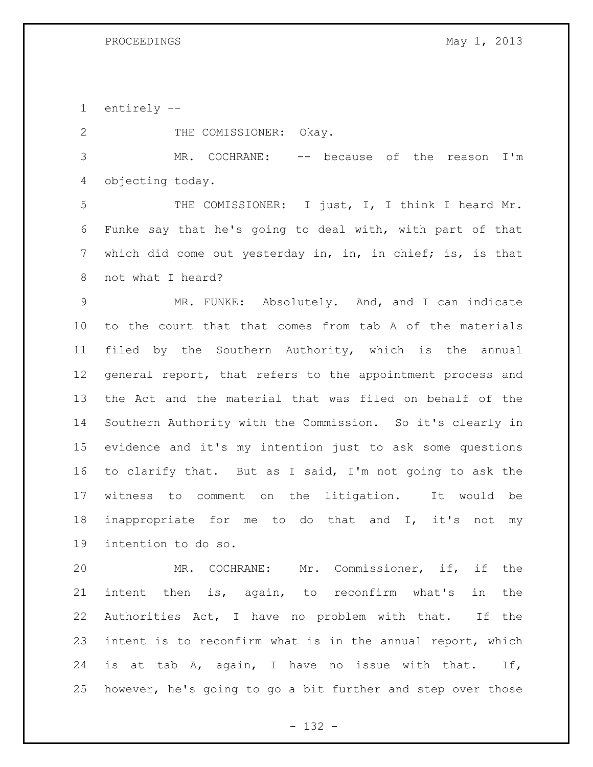entirely --

THE COMISSIONER: Okay.

MR. COCHRANE: -- because of the reason I'm objecting today.

THE COMISSIONER: I just, I, I think I heard Mr. Funke say that he's going to deal with, with part of that which did come out yesterday in, in, in chief; is, is that not what I heard?

MR. FUNKE: Absolutely. And, and I can indicate to the court that that comes from tab A of the materials filed by the Southern Authority, which is the annual general report, that refers to the appointment process and the Act and the material that was filed on behalf of the Southern Authority with the Commission. So it's clearly in evidence and it's my intention just to ask some questions to clarify that. But as I said, I'm not going to ask the witness to comment on the litigation. It would be inappropriate for me to do that and I, it's not my intention to do so.

MR. COCHRANE: Mr. Commissioner, if, if the intent then is, again, to reconfirm what's in the Authorities Act, I have no problem with that. If the intent is to reconfirm what is in the annual report, which is at tab A, again, I have no issue with that. If, however, he's going to go a bit further and step over those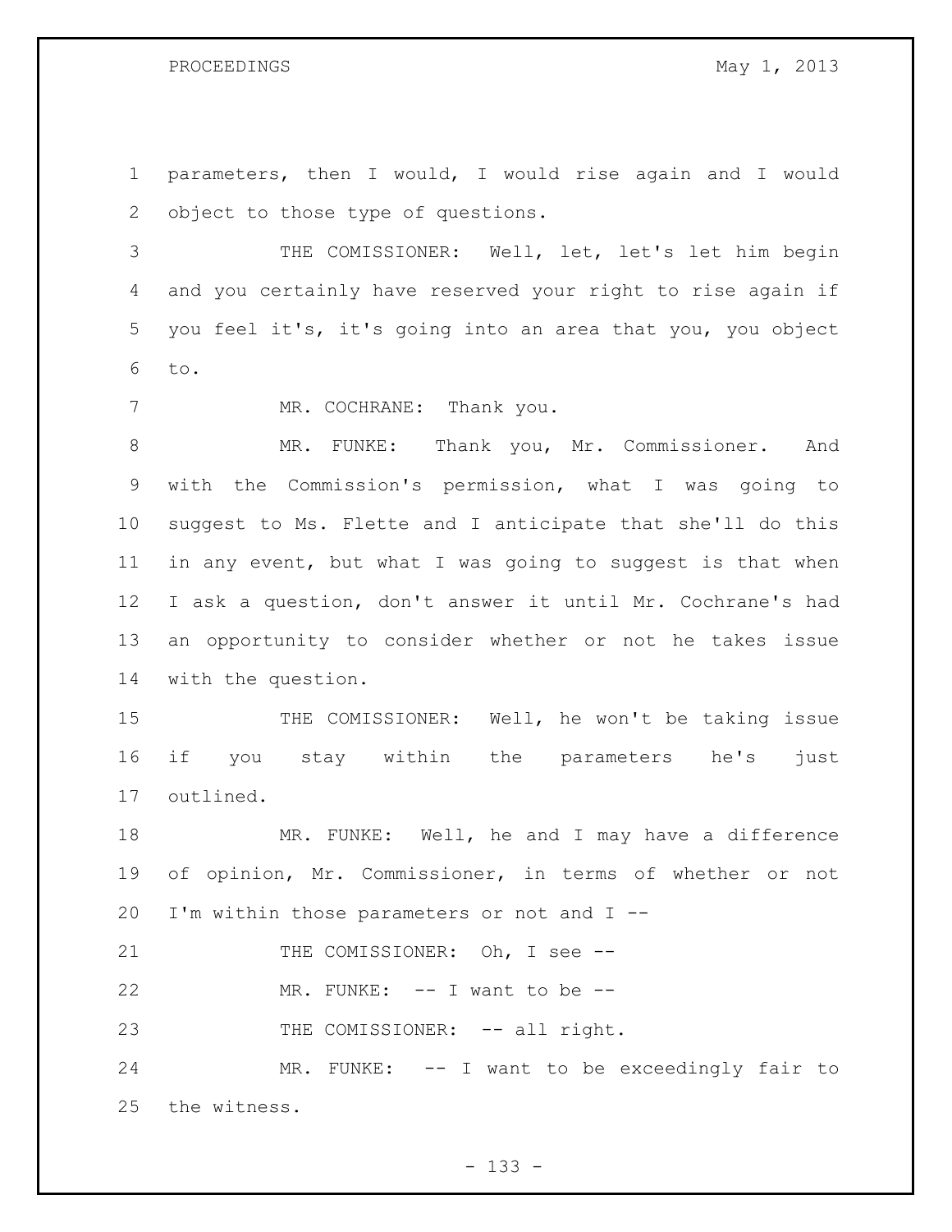parameters, then I would, I would rise again and I would object to those type of questions.

THE COMISSIONER: Well, let, let's let him begin and you certainly have reserved your right to rise again if you feel it's, it's going into an area that you, you object to.

MR. COCHRANE: Thank you.

MR. FUNKE: Thank you, Mr. Commissioner. And with the Commission's permission, what I was going to suggest to Ms. Flette and I anticipate that she'll do this in any event, but what I was going to suggest is that when I ask a question, don't answer it until Mr. Cochrane's had an opportunity to consider whether or not he takes issue with the question.

THE COMISSIONER: Well, he won't be taking issue if you stay within the parameters he's just outlined.

MR. FUNKE: Well, he and I may have a difference of opinion, Mr. Commissioner, in terms of whether or not I'm within those parameters or not and I --

THE COMISSIONER: Oh, I see --

MR. FUNKE: -- I want to be --

THE COMISSIONER: -- all right.

MR. FUNKE: -- I want to be exceedingly fair to the witness.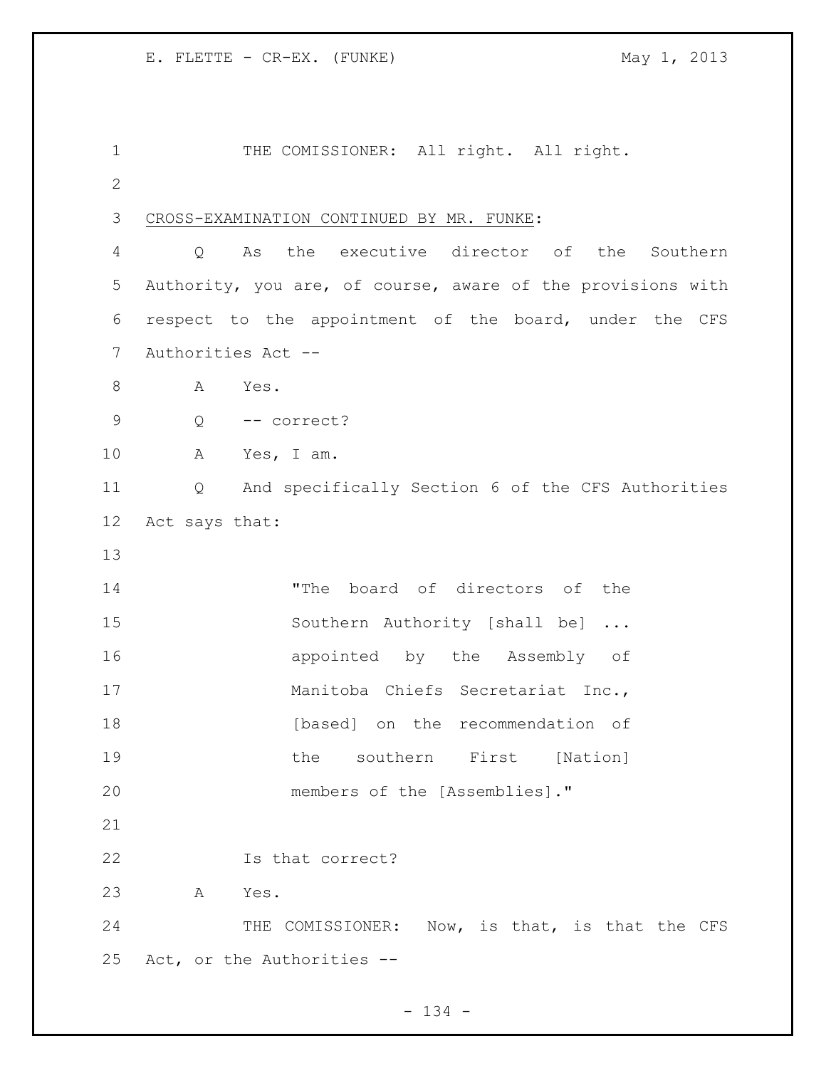THE COMISSIONER: All right. All right.

CROSS-EXAMINATION CONTINUED BY MR. FUNKE:

Q As the executive director of the Southern Authority, you are, of course, aware of the provisions with respect to the appointment of the board, under the CFS Authorities Act --

A Yes.

Q -- correct?

A Yes, I am.

Q And specifically Section 6 of the CFS Authorities Act says that:

> "The board of directors of the Southern Authority [shall be] ... appointed by the Assembly of Manitoba Chiefs Secretariat Inc., [based] on the recommendation of the southern First [Nation] members of the [Assemblies]."

Is that correct?

A Yes.

THE COMISSIONER: Now, is that, is that the CFS Act, or the Authorities --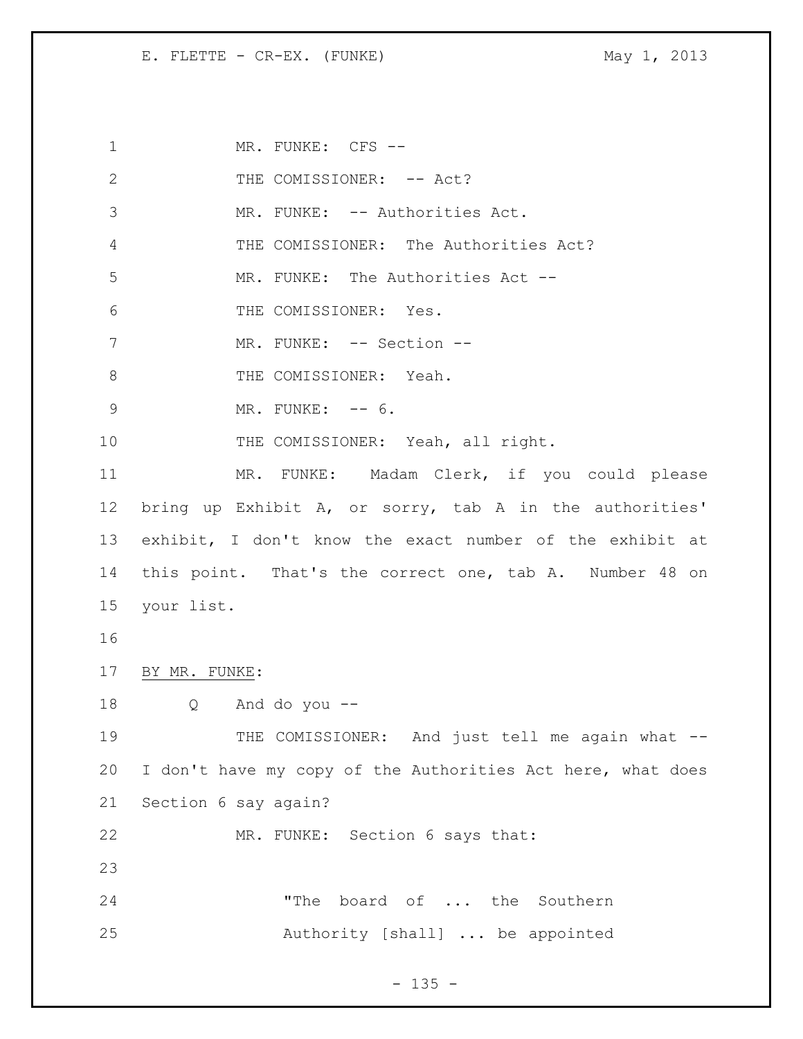MR. FUNKE: CFS --

THE COMISSIONER: -- Act?

MR. FUNKE: -- Authorities Act.

THE COMISSIONER: The Authorities Act?

MR. FUNKE: The Authorities Act --

THE COMISSIONER: Yes.

MR. FUNKE: -- Section --

THE COMISSIONER: Yeah.

MR. FUNKE: -- 6.

THE COMISSIONER: Yeah, all right.

MR. FUNKE: Madam Clerk, if you could please bring up Exhibit A, or sorry, tab A in the authorities' exhibit, I don't know the exact number of the exhibit at this point. That's the correct one, tab A. Number 48 on your list.

BY MR. FUNKE:

Q And do you --

THE COMISSIONER: And just tell me again what -- I don't have my copy of the Authorities Act here, what does Section 6 say again?

MR. FUNKE: Section 6 says that:

> "The board of ... the Southern Authority [shall] ... be appointed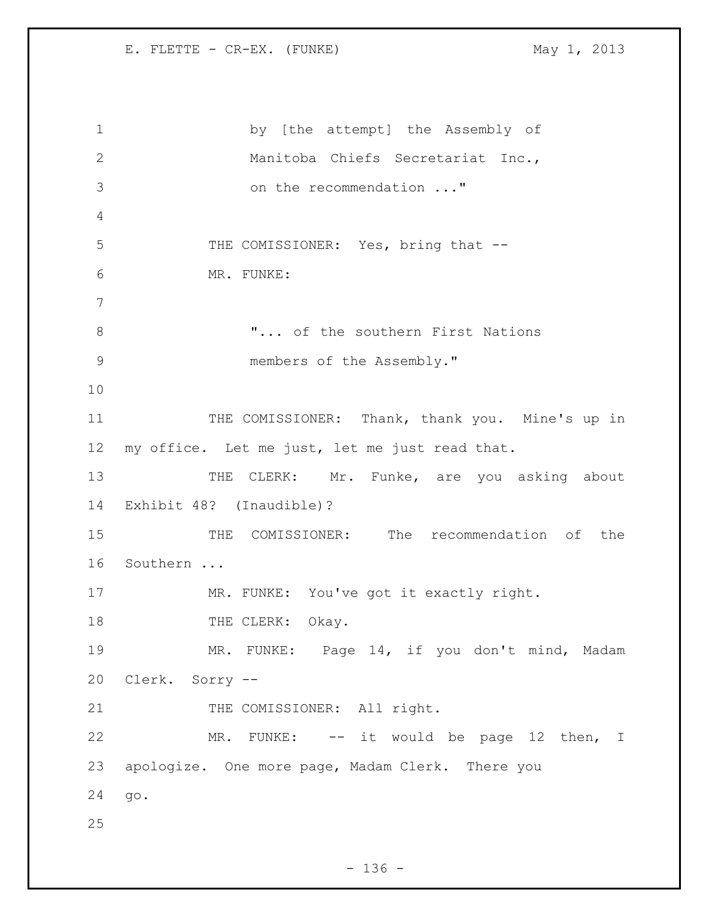by [the attempt] the Assembly of
Manitoba Chiefs Secretariat Inc.,
on the recommendation ..."

THE COMISSIONER: Yes, bring that --

MR. FUNKE:

"... of the southern First Nations
members of the Assembly."

THE COMISSIONER: Thank, thank you. Mine's up in my office. Let me just, let me just read that.

THE CLERK: Mr. Funke, are you asking about Exhibit 48? (Inaudible)?

THE COMISSIONER: The recommendation of the Southern ...

MR. FUNKE: You've got it exactly right.

THE CLERK: Okay.

MR. FUNKE: Page 14, if you don't mind, Madam Clerk. Sorry --

THE COMISSIONER: All right.

MR. FUNKE: -- it would be page 12 then, I apologize. One more page, Madam Clerk. There you go.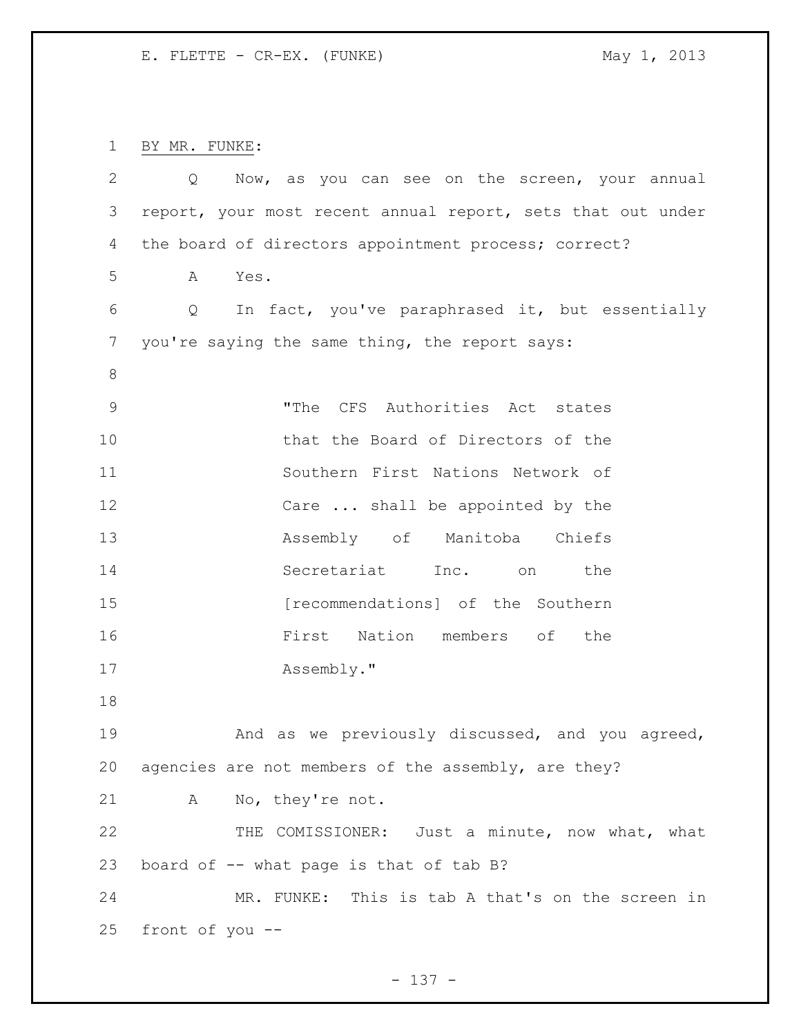BY MR. FUNKE:

Q Now, as you can see on the screen, your annual report, your most recent annual report, sets that out under the board of directors appointment process; correct?

A Yes.

Q In fact, you've paraphrased it, but essentially you're saying the same thing, the report says:

> "The CFS Authorities Act states that the Board of Directors of the Southern First Nations Network of Care ... shall be appointed by the Assembly of Manitoba Chiefs Secretariat Inc. on the [recommendations] of the Southern First Nation members of the Assembly."

And as we previously discussed, and you agreed, agencies are not members of the assembly, are they?

A No, they're not.

THE COMISSIONER: Just a minute, now what, what board of -- what page is that of tab B?

MR. FUNKE: This is tab A that's on the screen in front of you --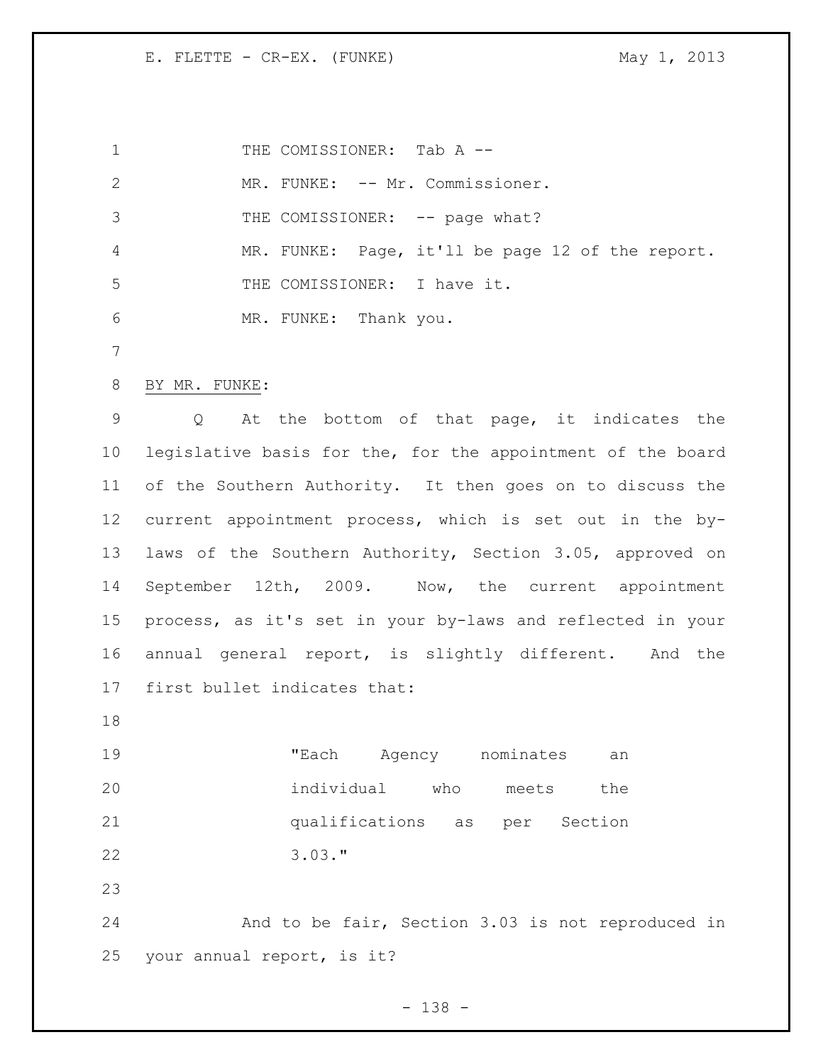THE COMISSIONER: Tab A --

MR. FUNKE: -- Mr. Commissioner.

THE COMISSIONER: -- page what?

MR. FUNKE: Page, it'll be page 12 of the report.

THE COMISSIONER: I have it.

MR. FUNKE: Thank you.

BY MR. FUNKE:

Q At the bottom of that page, it indicates the legislative basis for the, for the appointment of the board of the Southern Authority. It then goes on to discuss the current appointment process, which is set out in the by-laws of the Southern Authority, Section 3.05, approved on September 12th, 2009. Now, the current appointment process, as it's set in your by-laws and reflected in your annual general report, is slightly different. And the first bullet indicates that:

> "Each Agency nominates an individual who meets the qualifications as per Section 3.03."

And to be fair, Section 3.03 is not reproduced in your annual report, is it?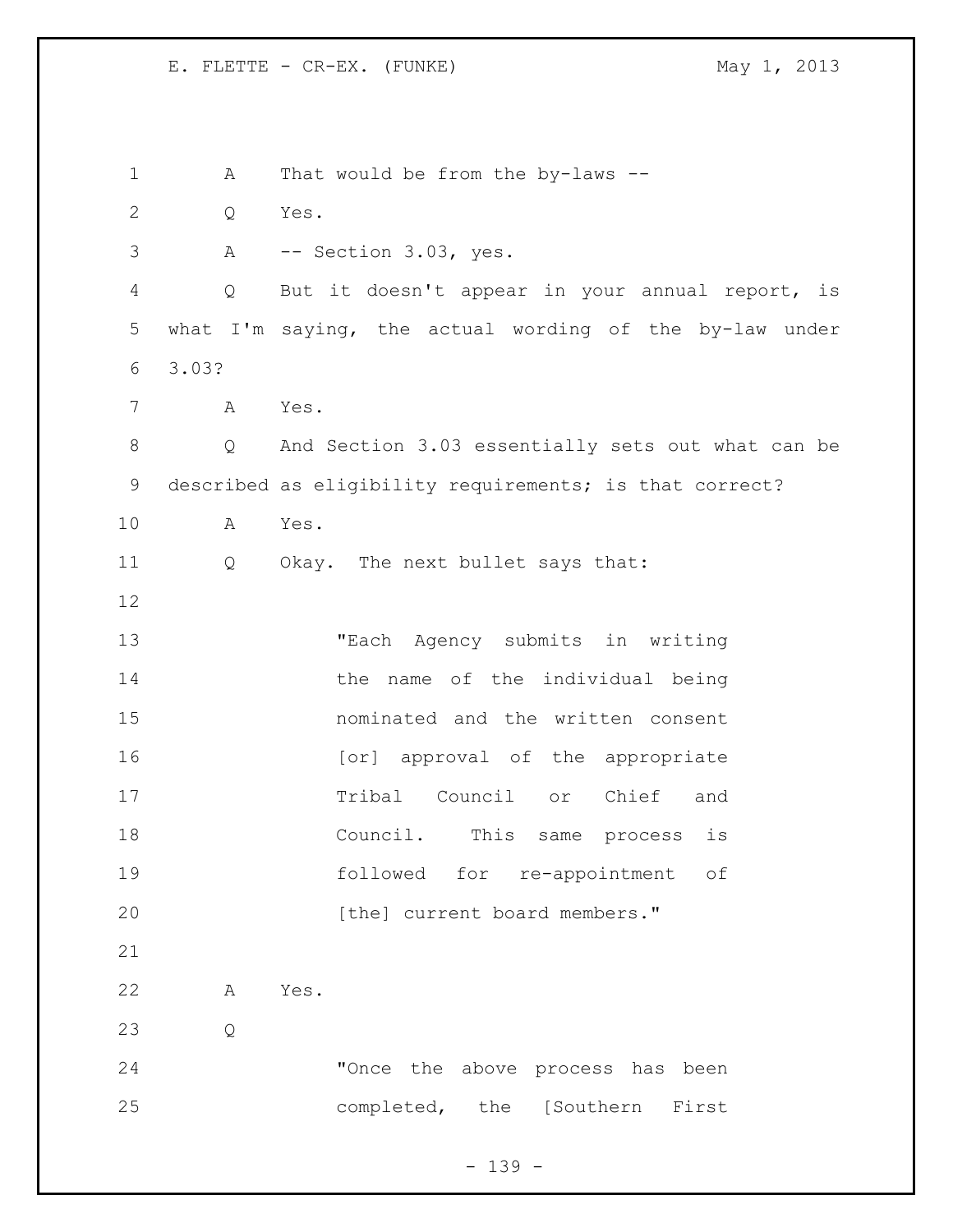A That would be from the by-laws --

Q Yes.

A -- Section 3.03, yes.

Q But it doesn't appear in your annual report, is what I'm saying, the actual wording of the by-law under 3.03?

A Yes.

Q And Section 3.03 essentially sets out what can be described as eligibility requirements; is that correct?

A Yes.

Q Okay. The next bullet says that:

> "Each Agency submits in writing the name of the individual being nominated and the written consent [or] approval of the appropriate Tribal Council or Chief and Council. This same process is followed for re-appointment of [the] current board members."

A Yes.

Q

> "Once the above process has been completed, the [Southern First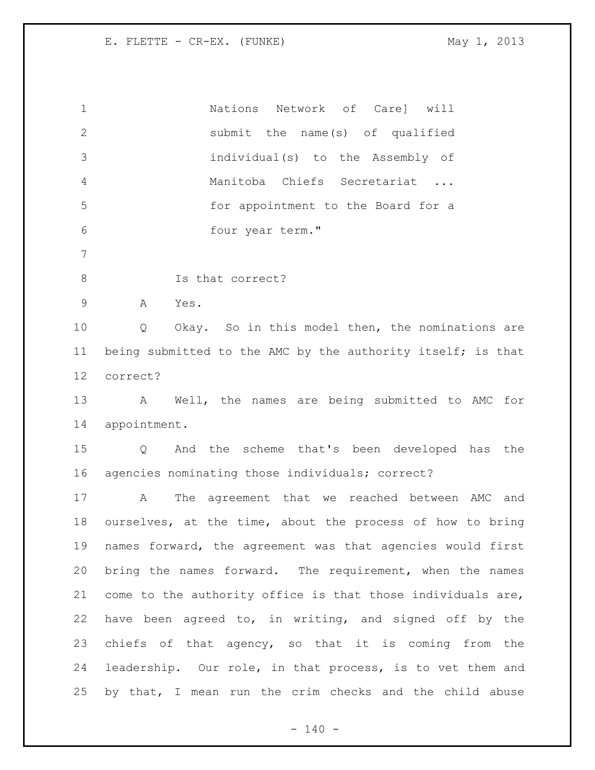Nations Network of Care] will submit the name(s) of qualified individual(s) to the Assembly of Manitoba Chiefs Secretariat ... for appointment to the Board for a four year term."

Is that correct?

A Yes.

Q Okay. So in this model then, the nominations are being submitted to the AMC by the authority itself; is that correct?

A Well, the names are being submitted to AMC for appointment.

Q And the scheme that's been developed has the agencies nominating those individuals; correct?

A The agreement that we reached between AMC and ourselves, at the time, about the process of how to bring names forward, the agreement was that agencies would first bring the names forward. The requirement, when the names come to the authority office is that those individuals are, have been agreed to, in writing, and signed off by the chiefs of that agency, so that it is coming from the leadership. Our role, in that process, is to vet them and by that, I mean run the crim checks and the child abuse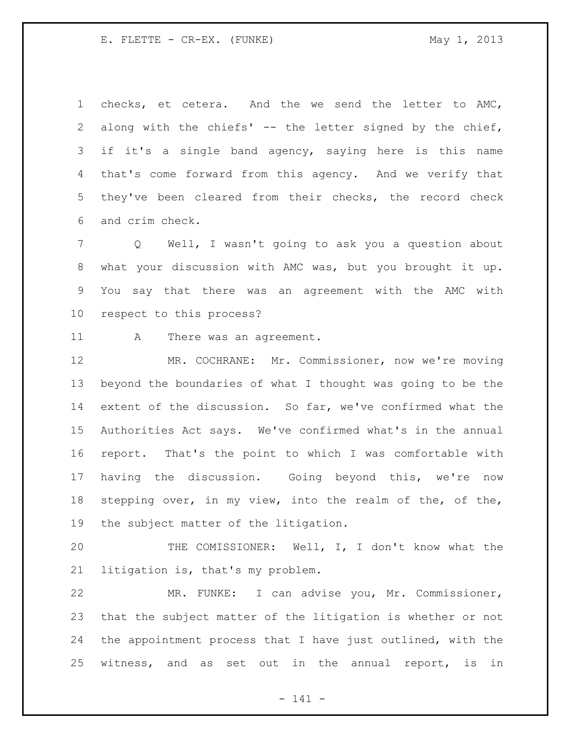checks, et cetera. And the we send the letter to AMC, along with the chiefs' -- the letter signed by the chief, if it's a single band agency, saying here is this name that's come forward from this agency. And we verify that they've been cleared from their checks, the record check and crim check.

Q Well, I wasn't going to ask you a question about what your discussion with AMC was, but you brought it up. You say that there was an agreement with the AMC with respect to this process?

A There was an agreement.

MR. COCHRANE: Mr. Commissioner, now we're moving beyond the boundaries of what I thought was going to be the extent of the discussion. So far, we've confirmed what the Authorities Act says. We've confirmed what's in the annual report. That's the point to which I was comfortable with having the discussion. Going beyond this, we're now stepping over, in my view, into the realm of the, of the, the subject matter of the litigation.

THE COMISSIONER: Well, I, I don't know what the litigation is, that's my problem.

MR. FUNKE: I can advise you, Mr. Commissioner, that the subject matter of the litigation is whether or not the appointment process that I have just outlined, with the witness, and as set out in the annual report, is in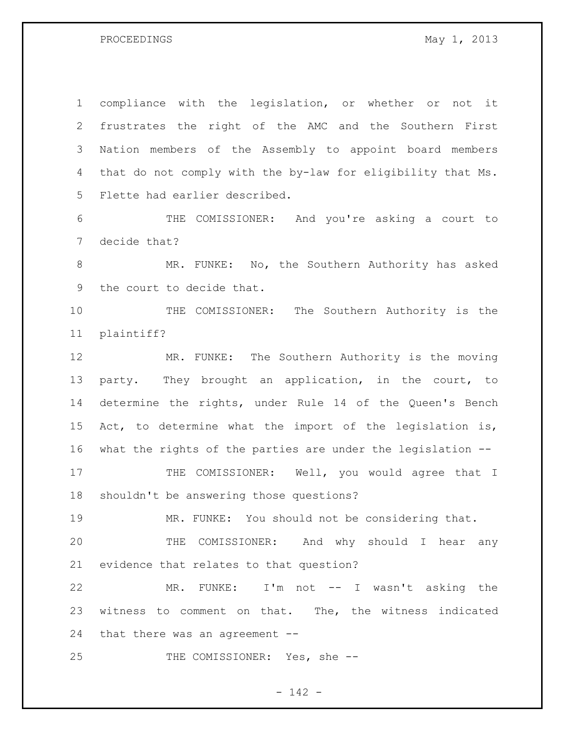compliance with the legislation, or whether or not it frustrates the right of the AMC and the Southern First Nation members of the Assembly to appoint board members that do not comply with the by-law for eligibility that Ms. Flette had earlier described.

THE COMISSIONER: And you're asking a court to decide that?

MR. FUNKE: No, the Southern Authority has asked the court to decide that.

THE COMISSIONER: The Southern Authority is the plaintiff?

MR. FUNKE: The Southern Authority is the moving party. They brought an application, in the court, to determine the rights, under Rule 14 of the Queen's Bench Act, to determine what the import of the legislation is, what the rights of the parties are under the legislation --

THE COMISSIONER: Well, you would agree that I shouldn't be answering those questions?

MR. FUNKE: You should not be considering that.

THE COMISSIONER: And why should I hear any evidence that relates to that question?

MR. FUNKE: I'm not -- I wasn't asking the witness to comment on that. The, the witness indicated that there was an agreement --

THE COMISSIONER: Yes, she --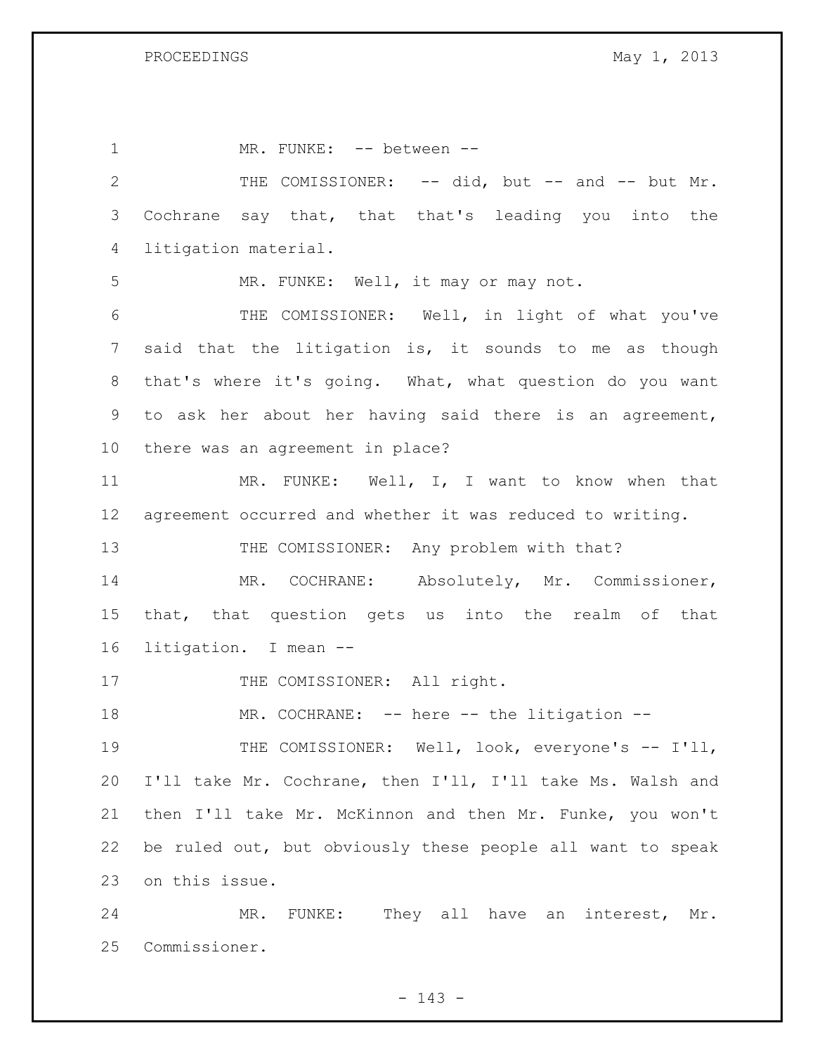MR. FUNKE: -- between --

THE COMISSIONER: -- did, but -- and -- but Mr. Cochrane say that, that that's leading you into the litigation material.

MR. FUNKE: Well, it may or may not.

THE COMISSIONER: Well, in light of what you've said that the litigation is, it sounds to me as though that's where it's going. What, what question do you want to ask her about her having said there is an agreement, there was an agreement in place?

MR. FUNKE: Well, I, I want to know when that agreement occurred and whether it was reduced to writing.

THE COMISSIONER: Any problem with that?

MR. COCHRANE: Absolutely, Mr. Commissioner, that, that question gets us into the realm of that litigation. I mean --

THE COMISSIONER: All right.

MR. COCHRANE: -- here -- the litigation --

THE COMISSIONER: Well, look, everyone's -- I'll, I'll take Mr. Cochrane, then I'll, I'll take Ms. Walsh and then I'll take Mr. McKinnon and then Mr. Funke, you won't be ruled out, but obviously these people all want to speak on this issue.

MR. FUNKE: They all have an interest, Mr. Commissioner.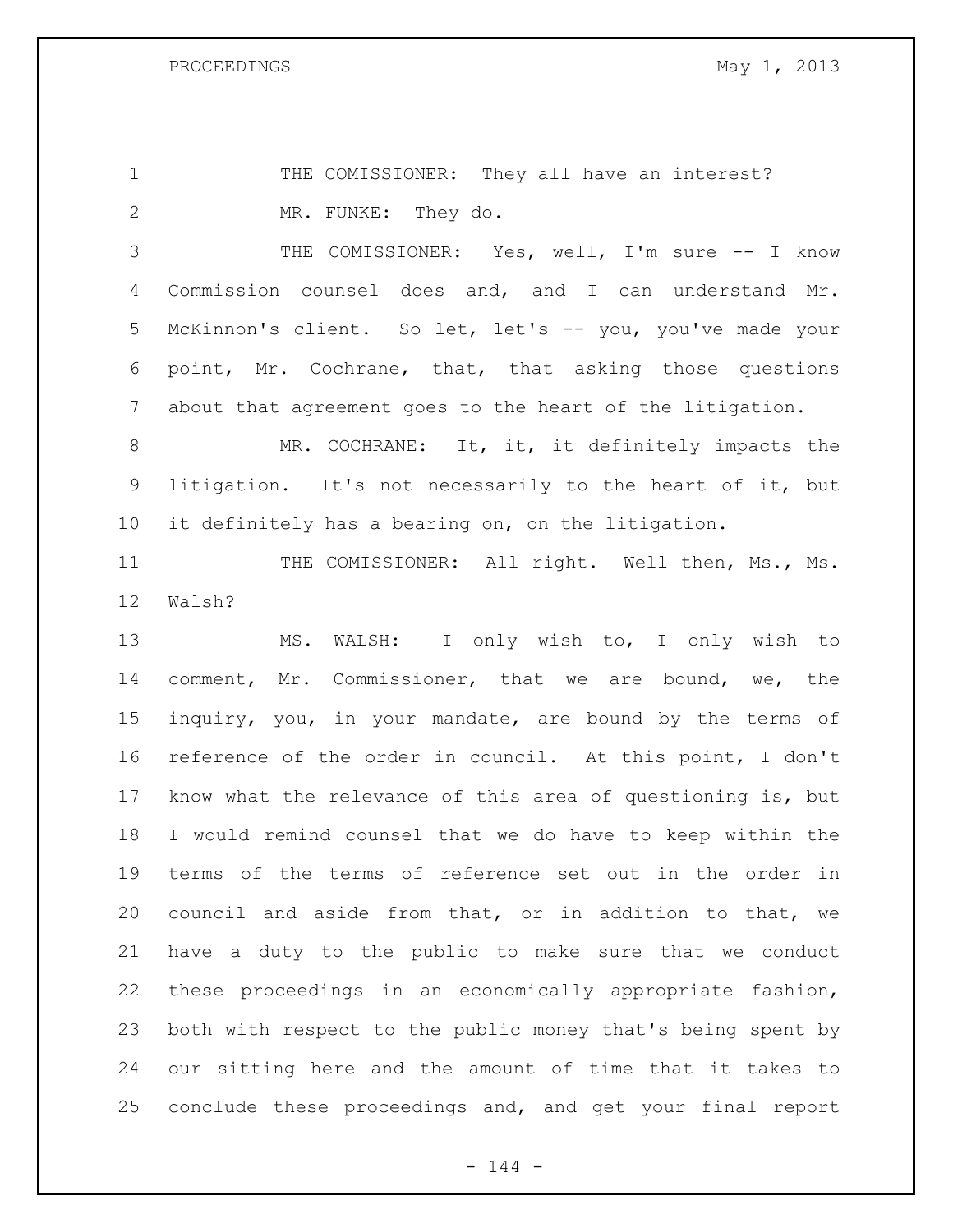THE COMISSIONER: They all have an interest?

MR. FUNKE: They do.

THE COMISSIONER: Yes, well, I'm sure -- I know Commission counsel does and, and I can understand Mr. McKinnon's client. So let, let's -- you, you've made your point, Mr. Cochrane, that, that asking those questions about that agreement goes to the heart of the litigation.

MR. COCHRANE: It, it, it definitely impacts the litigation. It's not necessarily to the heart of it, but it definitely has a bearing on, on the litigation.

THE COMISSIONER: All right. Well then, Ms., Ms. Walsh?

MS. WALSH: I only wish to, I only wish to comment, Mr. Commissioner, that we are bound, we, the inquiry, you, in your mandate, are bound by the terms of reference of the order in council. At this point, I don't know what the relevance of this area of questioning is, but I would remind counsel that we do have to keep within the terms of the terms of reference set out in the order in council and aside from that, or in addition to that, we have a duty to the public to make sure that we conduct these proceedings in an economically appropriate fashion, both with respect to the public money that's being spent by our sitting here and the amount of time that it takes to conclude these proceedings and, and get your final report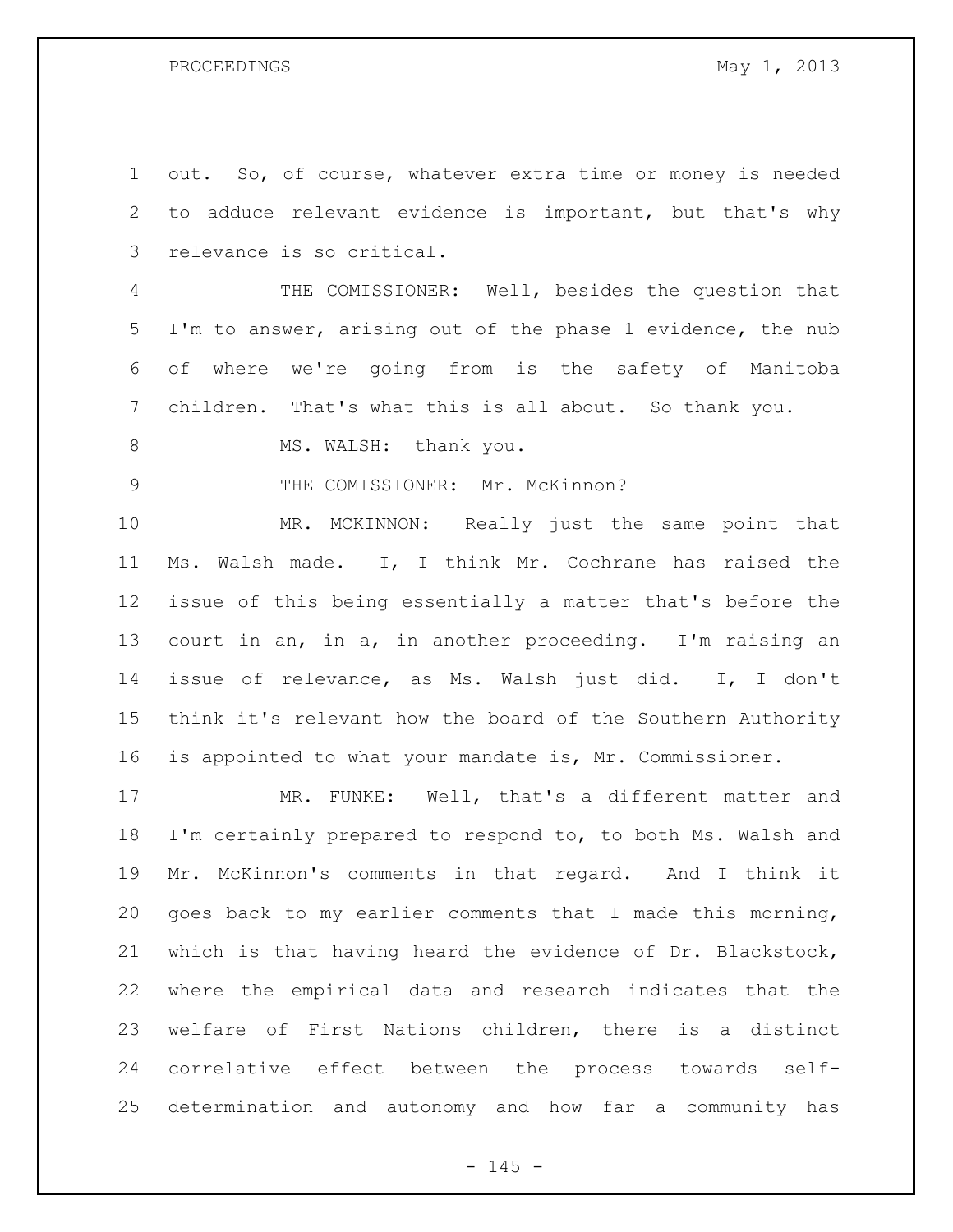out. So, of course, whatever extra time or money is needed to adduce relevant evidence is important, but that's why relevance is so critical.

THE COMISSIONER: Well, besides the question that I'm to answer, arising out of the phase 1 evidence, the nub of where we're going from is the safety of Manitoba children. That's what this is all about. So thank you.

MS. WALSH: thank you.

THE COMISSIONER: Mr. McKinnon?

MR. MCKINNON: Really just the same point that Ms. Walsh made. I, I think Mr. Cochrane has raised the issue of this being essentially a matter that's before the court in an, in a, in another proceeding. I'm raising an issue of relevance, as Ms. Walsh just did. I, I don't think it's relevant how the board of the Southern Authority is appointed to what your mandate is, Mr. Commissioner.

MR. FUNKE: Well, that's a different matter and I'm certainly prepared to respond to, to both Ms. Walsh and Mr. McKinnon's comments in that regard. And I think it goes back to my earlier comments that I made this morning, which is that having heard the evidence of Dr. Blackstock, where the empirical data and research indicates that the welfare of First Nations children, there is a distinct correlative effect between the process towards self-determination and autonomy and how far a community has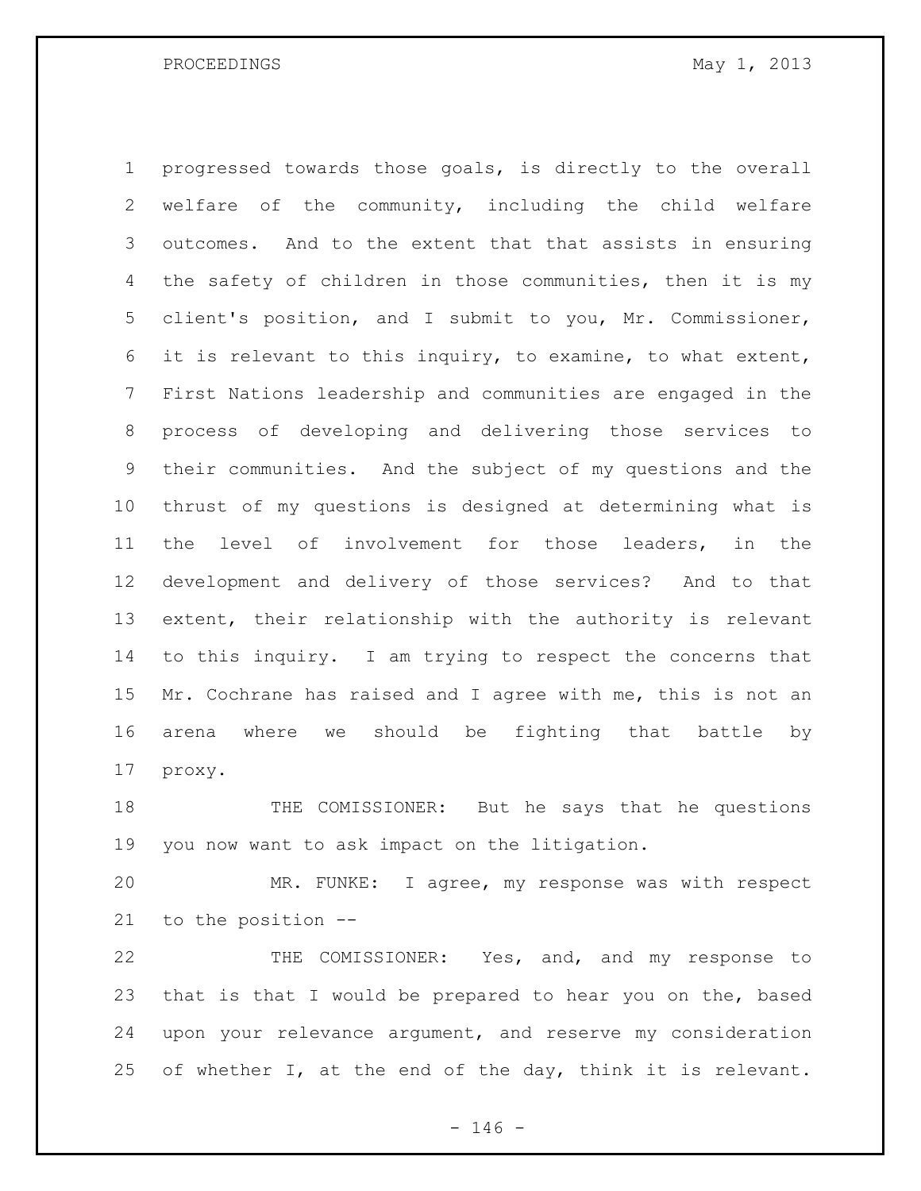progressed towards those goals, is directly to the overall welfare of the community, including the child welfare outcomes. And to the extent that that assists in ensuring the safety of children in those communities, then it is my client's position, and I submit to you, Mr. Commissioner, it is relevant to this inquiry, to examine, to what extent, First Nations leadership and communities are engaged in the process of developing and delivering those services to their communities. And the subject of my questions and the thrust of my questions is designed at determining what is the level of involvement for those leaders, in the development and delivery of those services? And to that extent, their relationship with the authority is relevant to this inquiry. I am trying to respect the concerns that Mr. Cochrane has raised and I agree with me, this is not an arena where we should be fighting that battle by proxy.

THE COMISSIONER: But he says that he questions you now want to ask impact on the litigation.

MR. FUNKE: I agree, my response was with respect to the position --

THE COMISSIONER: Yes, and, and my response to that is that I would be prepared to hear you on the, based upon your relevance argument, and reserve my consideration of whether I, at the end of the day, think it is relevant.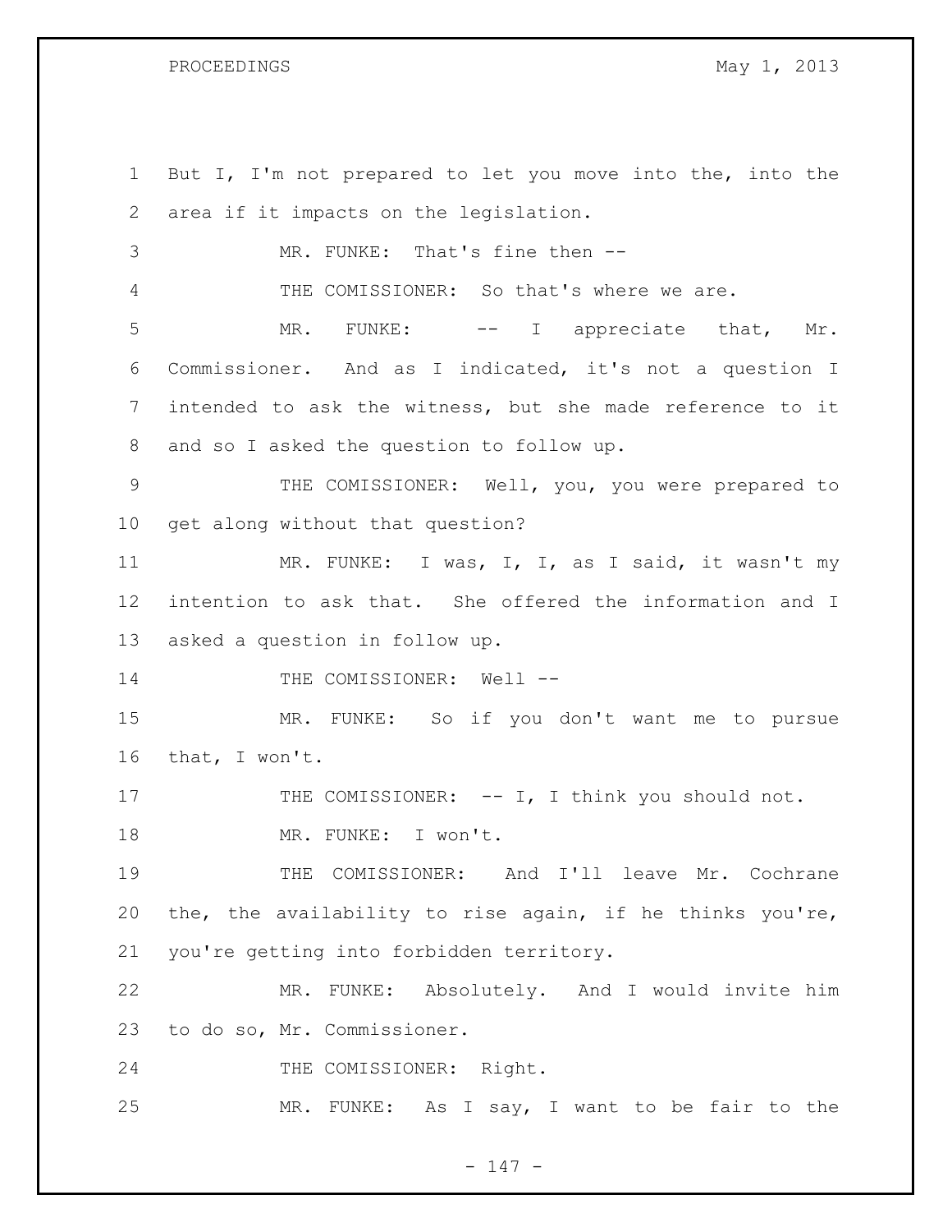But I, I'm not prepared to let you move into the, into the area if it impacts on the legislation.

MR. FUNKE: That's fine then --

THE COMISSIONER: So that's where we are.

MR. FUNKE: -- I appreciate that, Mr. Commissioner. And as I indicated, it's not a question I intended to ask the witness, but she made reference to it and so I asked the question to follow up.

THE COMISSIONER: Well, you, you were prepared to get along without that question?

MR. FUNKE: I was, I, I, as I said, it wasn't my intention to ask that. She offered the information and I asked a question in follow up.

THE COMISSIONER: Well --

MR. FUNKE: So if you don't want me to pursue that, I won't.

THE COMISSIONER: -- I, I think you should not.

MR. FUNKE: I won't.

THE COMISSIONER: And I'll leave Mr. Cochrane the, the availability to rise again, if he thinks you're, you're getting into forbidden territory.

MR. FUNKE: Absolutely. And I would invite him to do so, Mr. Commissioner.

THE COMISSIONER: Right.

MR. FUNKE: As I say, I want to be fair to the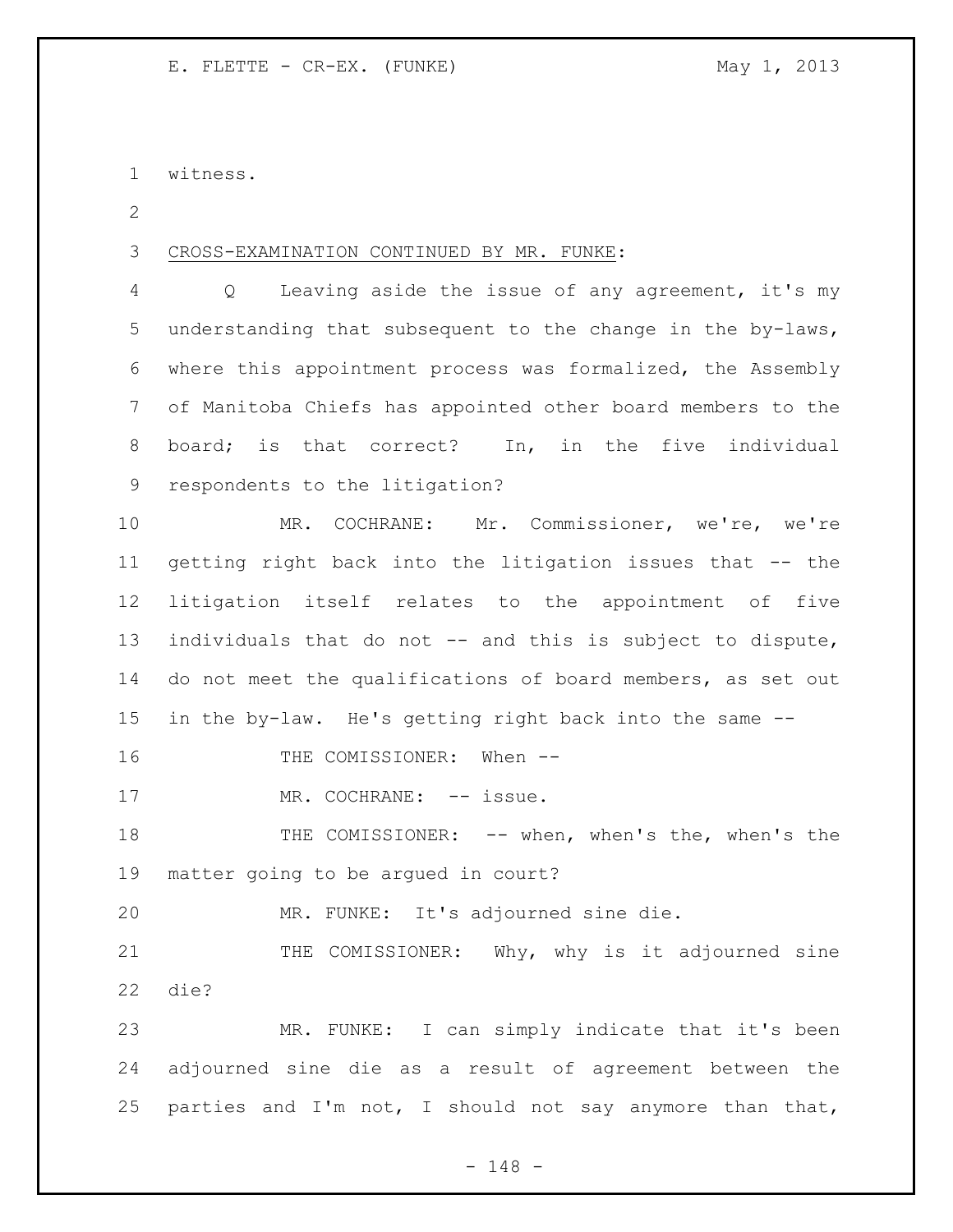witness.

CROSS-EXAMINATION CONTINUED BY MR. FUNKE:

Q Leaving aside the issue of any agreement, it's my understanding that subsequent to the change in the by-laws, where this appointment process was formalized, the Assembly of Manitoba Chiefs has appointed other board members to the board; is that correct? In, in the five individual respondents to the litigation?

MR. COCHRANE: Mr. Commissioner, we're, we're getting right back into the litigation issues that -- the litigation itself relates to the appointment of five individuals that do not -- and this is subject to dispute, do not meet the qualifications of board members, as set out in the by-law. He's getting right back into the same --

THE COMISSIONER: When --

MR. COCHRANE: -- issue.

THE COMISSIONER: -- when, when's the, when's the matter going to be argued in court?

MR. FUNKE: It's adjourned sine die.

THE COMISSIONER: Why, why is it adjourned sine die?

MR. FUNKE: I can simply indicate that it's been adjourned sine die as a result of agreement between the parties and I'm not, I should not say anymore than that,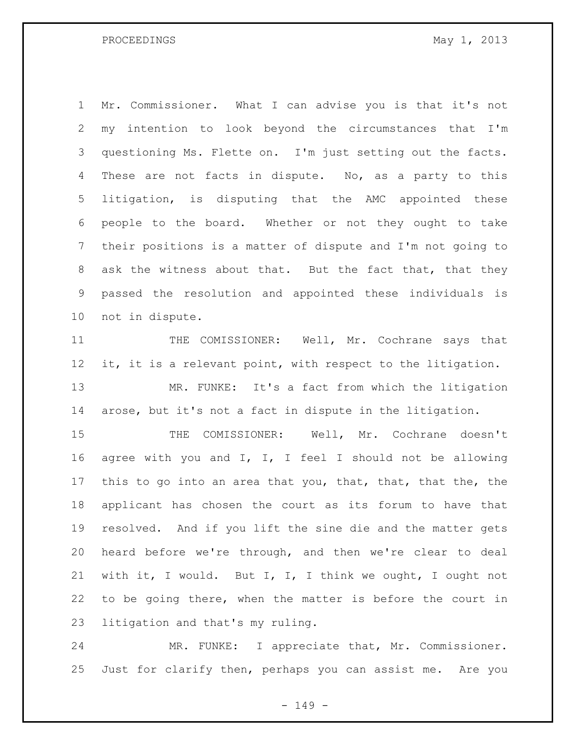Mr. Commissioner. What I can advise you is that it's not my intention to look beyond the circumstances that I'm questioning Ms. Flette on. I'm just setting out the facts. These are not facts in dispute. No, as a party to this litigation, is disputing that the AMC appointed these people to the board. Whether or not they ought to take their positions is a matter of dispute and I'm not going to ask the witness about that. But the fact that, that they passed the resolution and appointed these individuals is not in dispute.

THE COMISSIONER: Well, Mr. Cochrane says that it, it is a relevant point, with respect to the litigation.

MR. FUNKE: It's a fact from which the litigation arose, but it's not a fact in dispute in the litigation.

THE COMISSIONER: Well, Mr. Cochrane doesn't agree with you and I, I, I feel I should not be allowing this to go into an area that you, that, that, that the, the applicant has chosen the court as its forum to have that resolved. And if you lift the sine die and the matter gets heard before we're through, and then we're clear to deal with it, I would. But I, I, I think we ought, I ought not to be going there, when the matter is before the court in litigation and that's my ruling.

MR. FUNKE: I appreciate that, Mr. Commissioner. Just for clarify then, perhaps you can assist me. Are you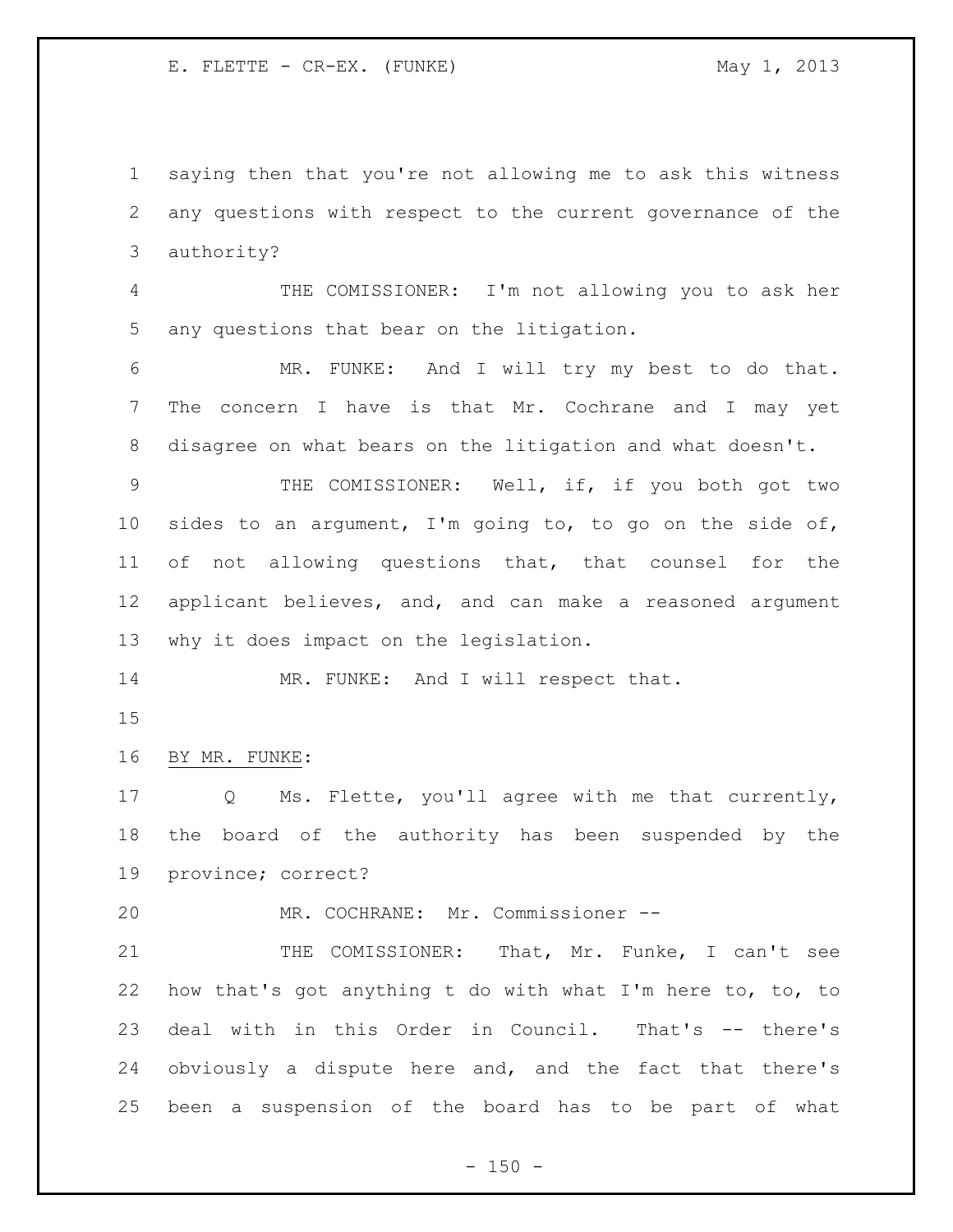saying then that you're not allowing me to ask this witness any questions with respect to the current governance of the authority?

THE COMISSIONER: I'm not allowing you to ask her any questions that bear on the litigation.

MR. FUNKE: And I will try my best to do that. The concern I have is that Mr. Cochrane and I may yet disagree on what bears on the litigation and what doesn't.

THE COMISSIONER: Well, if, if you both got two sides to an argument, I'm going to, to go on the side of, of not allowing questions that, that counsel for the applicant believes, and, and can make a reasoned argument why it does impact on the legislation.

MR. FUNKE: And I will respect that.

BY MR. FUNKE:

Q Ms. Flette, you'll agree with me that currently, the board of the authority has been suspended by the province; correct?

MR. COCHRANE: Mr. Commissioner --

THE COMISSIONER: That, Mr. Funke, I can't see how that's got anything t do with what I'm here to, to, to deal with in this Order in Council. That's -- there's obviously a dispute here and, and the fact that there's been a suspension of the board has to be part of what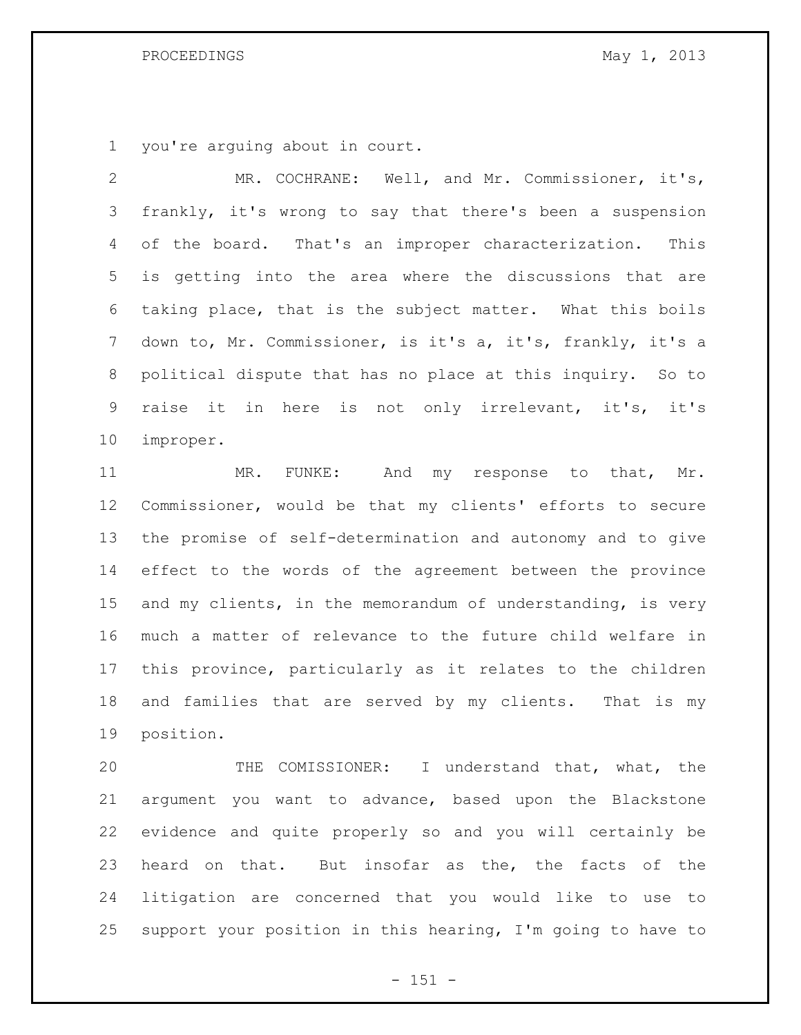you're arguing about in court.

MR. COCHRANE: Well, and Mr. Commissioner, it's, frankly, it's wrong to say that there's been a suspension of the board. That's an improper characterization. This is getting into the area where the discussions that are taking place, that is the subject matter. What this boils down to, Mr. Commissioner, is it's a, it's, frankly, it's a political dispute that has no place at this inquiry. So to raise it in here is not only irrelevant, it's, it's improper.

MR. FUNKE: And my response to that, Mr. Commissioner, would be that my clients' efforts to secure the promise of self-determination and autonomy and to give effect to the words of the agreement between the province and my clients, in the memorandum of understanding, is very much a matter of relevance to the future child welfare in this province, particularly as it relates to the children and families that are served by my clients. That is my position.

THE COMISSIONER: I understand that, what, the argument you want to advance, based upon the Blackstone evidence and quite properly so and you will certainly be heard on that. But insofar as the, the facts of the litigation are concerned that you would like to use to support your position in this hearing, I'm going to have to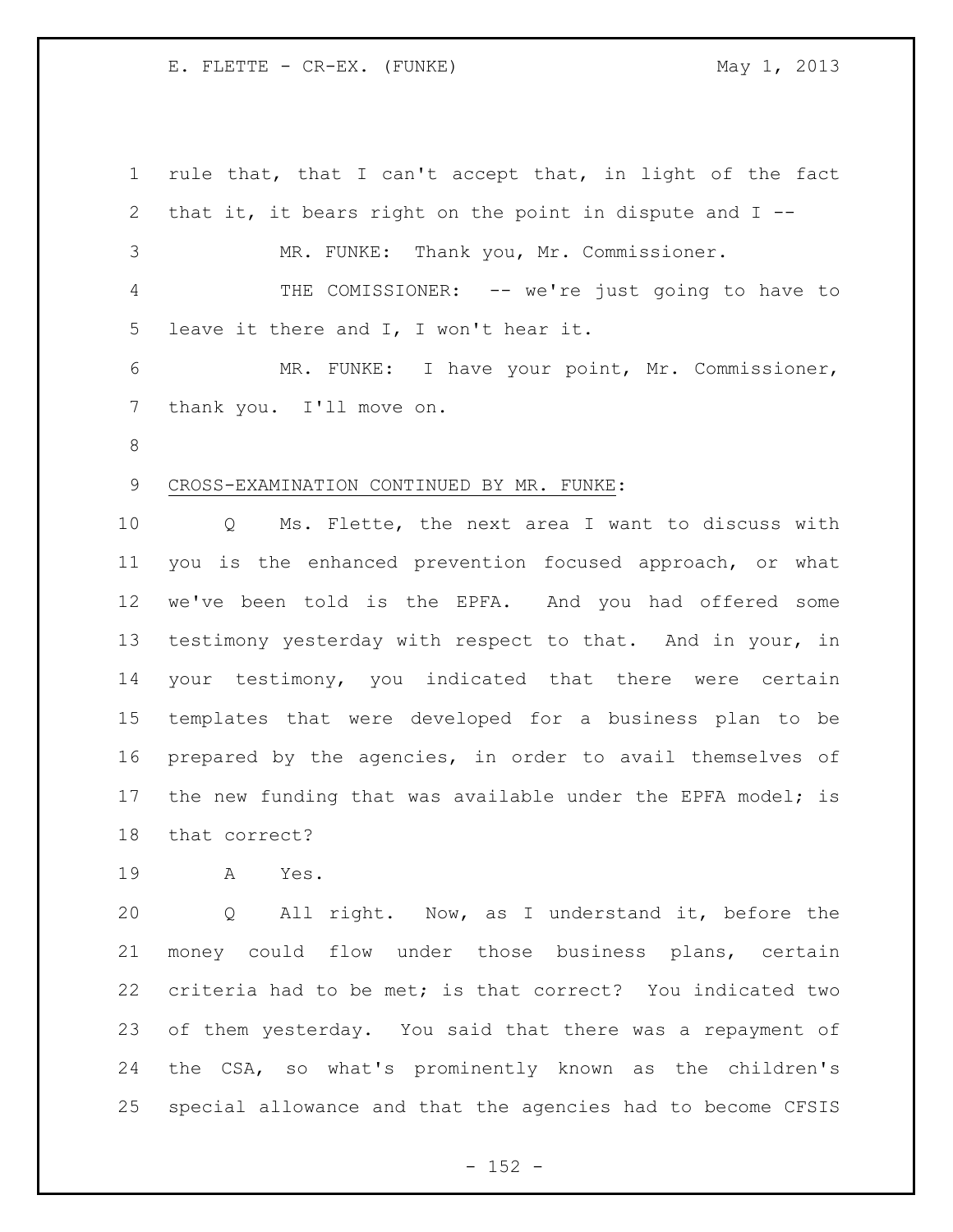rule that, that I can't accept that, in light of the fact that it, it bears right on the point in dispute and I --

MR. FUNKE: Thank you, Mr. Commissioner.

THE COMISSIONER: -- we're just going to have to leave it there and I, I won't hear it.

MR. FUNKE: I have your point, Mr. Commissioner, thank you. I'll move on.

CROSS-EXAMINATION CONTINUED BY MR. FUNKE:

Q Ms. Flette, the next area I want to discuss with you is the enhanced prevention focused approach, or what we've been told is the EPFA. And you had offered some testimony yesterday with respect to that. And in your, in your testimony, you indicated that there were certain templates that were developed for a business plan to be prepared by the agencies, in order to avail themselves of the new funding that was available under the EPFA model; is that correct?

A Yes.

Q All right. Now, as I understand it, before the money could flow under those business plans, certain criteria had to be met; is that correct? You indicated two of them yesterday. You said that there was a repayment of the CSA, so what's prominently known as the children's special allowance and that the agencies had to become CFSIS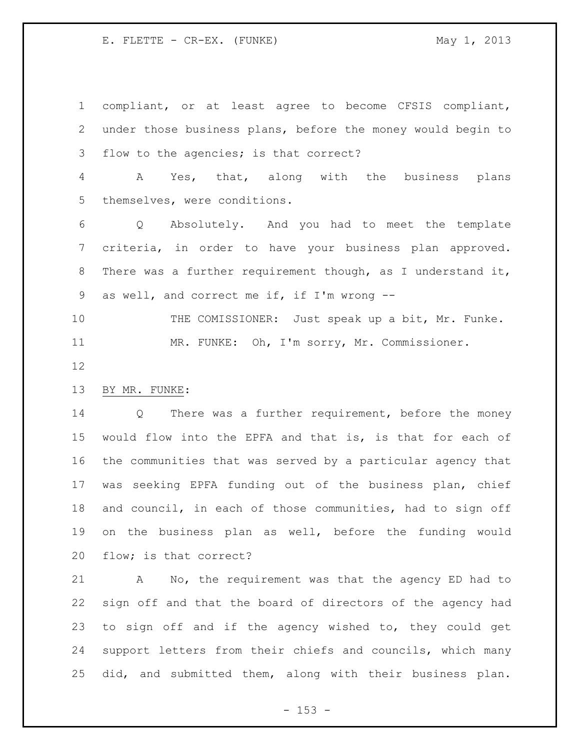compliant, or at least agree to become CFSIS compliant, under those business plans, before the money would begin to flow to the agencies; is that correct?

A Yes, that, along with the business plans themselves, were conditions.

Q Absolutely. And you had to meet the template criteria, in order to have your business plan approved. There was a further requirement though, as I understand it, as well, and correct me if, if I'm wrong --

THE COMISSIONER: Just speak up a bit, Mr. Funke.

MR. FUNKE: Oh, I'm sorry, Mr. Commissioner.

BY MR. FUNKE:

Q There was a further requirement, before the money would flow into the EPFA and that is, is that for each of the communities that was served by a particular agency that was seeking EPFA funding out of the business plan, chief and council, in each of those communities, had to sign off on the business plan as well, before the funding would flow; is that correct?

A No, the requirement was that the agency ED had to sign off and that the board of directors of the agency had to sign off and if the agency wished to, they could get support letters from their chiefs and councils, which many did, and submitted them, along with their business plan.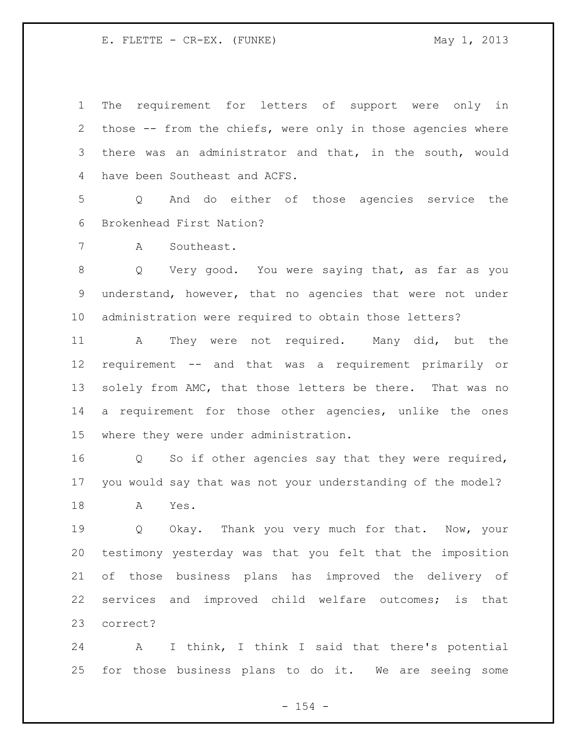The requirement for letters of support were only in those -- from the chiefs, were only in those agencies where there was an administrator and that, in the south, would have been Southeast and ACFS.

Q And do either of those agencies service the Brokenhead First Nation?

A Southeast.

Q Very good. You were saying that, as far as you understand, however, that no agencies that were not under administration were required to obtain those letters?

A They were not required. Many did, but the requirement -- and that was a requirement primarily or solely from AMC, that those letters be there. That was no a requirement for those other agencies, unlike the ones where they were under administration.

Q So if other agencies say that they were required, you would say that was not your understanding of the model?

A Yes.

Q Okay. Thank you very much for that. Now, your testimony yesterday was that you felt that the imposition of those business plans has improved the delivery of services and improved child welfare outcomes; is that correct?

A I think, I think I said that there's potential for those business plans to do it. We are seeing some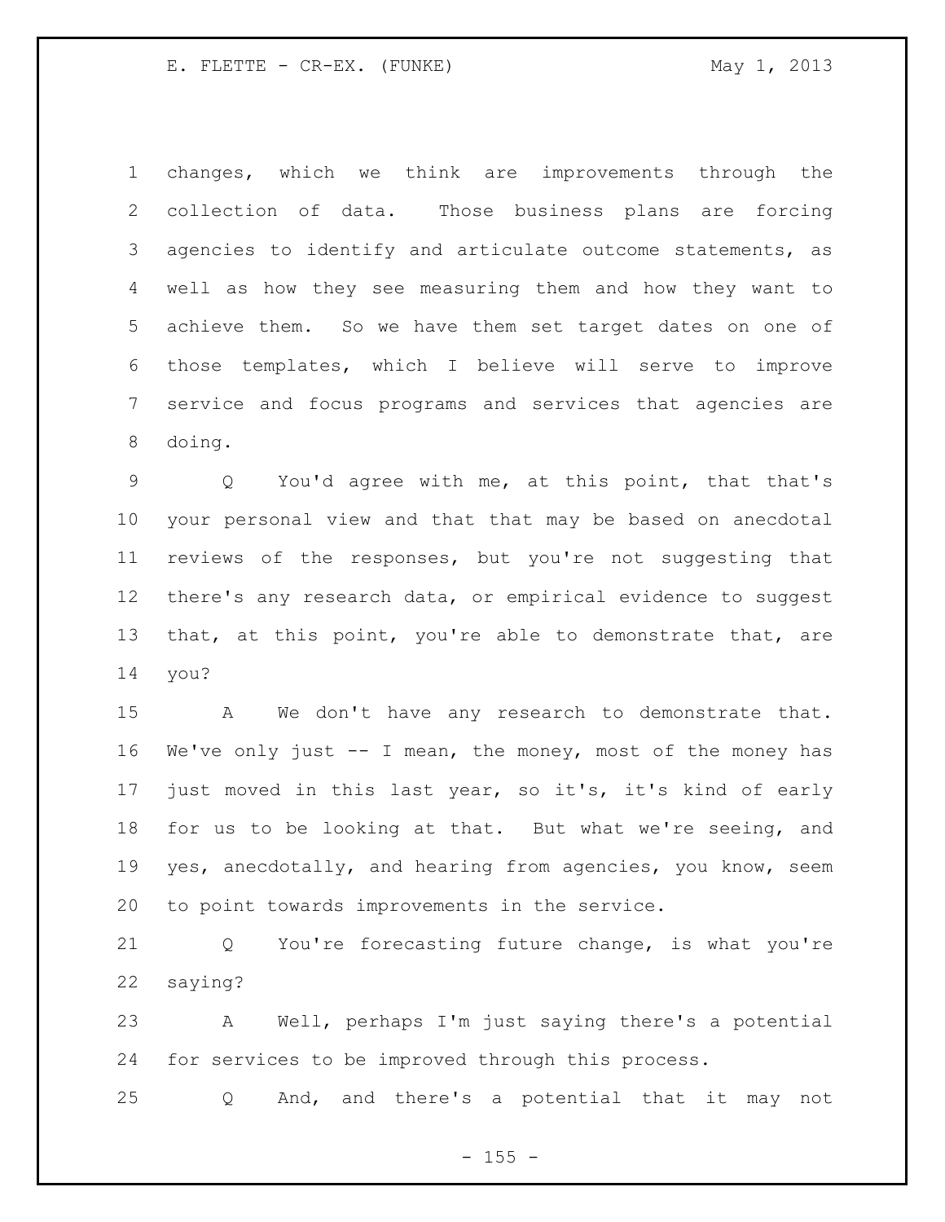changes, which we think are improvements through the collection of data. Those business plans are forcing agencies to identify and articulate outcome statements, as well as how they see measuring them and how they want to achieve them. So we have them set target dates on one of those templates, which I believe will serve to improve service and focus programs and services that agencies are doing.

Q You'd agree with me, at this point, that that's your personal view and that that may be based on anecdotal reviews of the responses, but you're not suggesting that there's any research data, or empirical evidence to suggest that, at this point, you're able to demonstrate that, are you?

A We don't have any research to demonstrate that. We've only just -- I mean, the money, most of the money has just moved in this last year, so it's, it's kind of early for us to be looking at that. But what we're seeing, and yes, anecdotally, and hearing from agencies, you know, seem to point towards improvements in the service.

Q You're forecasting future change, is what you're saying?

A Well, perhaps I'm just saying there's a potential for services to be improved through this process.

Q And, and there's a potential that it may not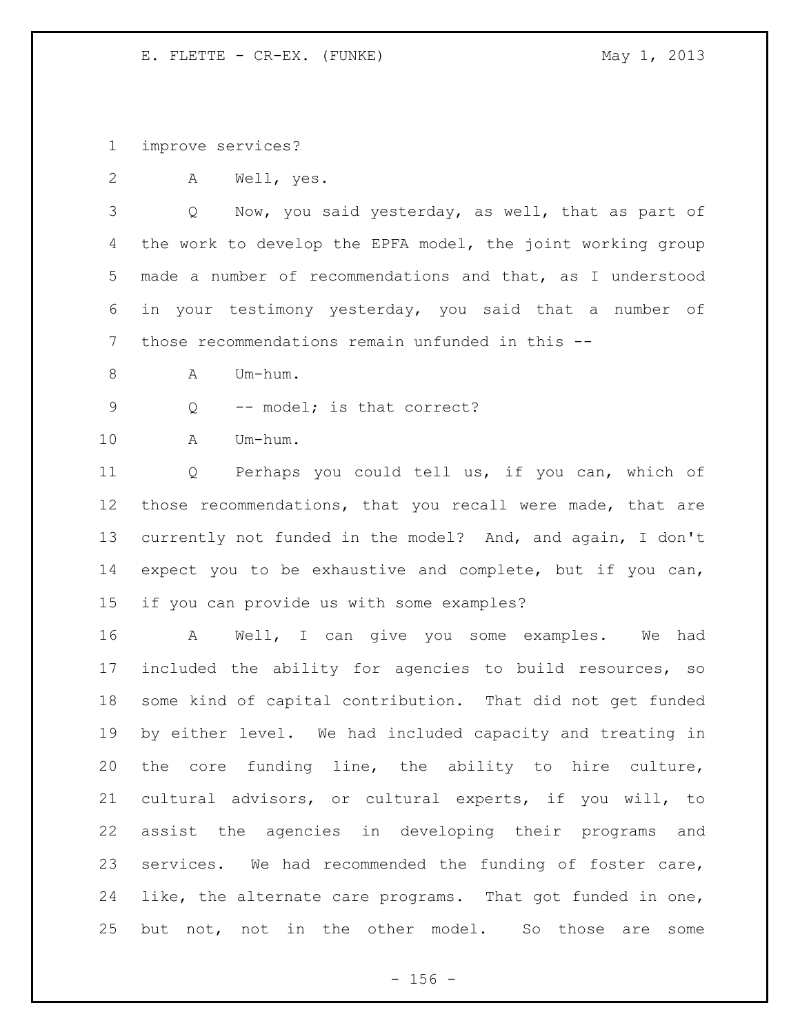improve services?

A Well, yes.

Q Now, you said yesterday, as well, that as part of the work to develop the EPFA model, the joint working group made a number of recommendations and that, as I understood in your testimony yesterday, you said that a number of those recommendations remain unfunded in this --

A Um-hum.

Q -- model; is that correct?

A Um-hum.

Q Perhaps you could tell us, if you can, which of those recommendations, that you recall were made, that are currently not funded in the model? And, and again, I don't expect you to be exhaustive and complete, but if you can, if you can provide us with some examples?

A Well, I can give you some examples. We had included the ability for agencies to build resources, so some kind of capital contribution. That did not get funded by either level. We had included capacity and treating in the core funding line, the ability to hire culture, cultural advisors, or cultural experts, if you will, to assist the agencies in developing their programs and services. We had recommended the funding of foster care, like, the alternate care programs. That got funded in one, but not, not in the other model. So those are some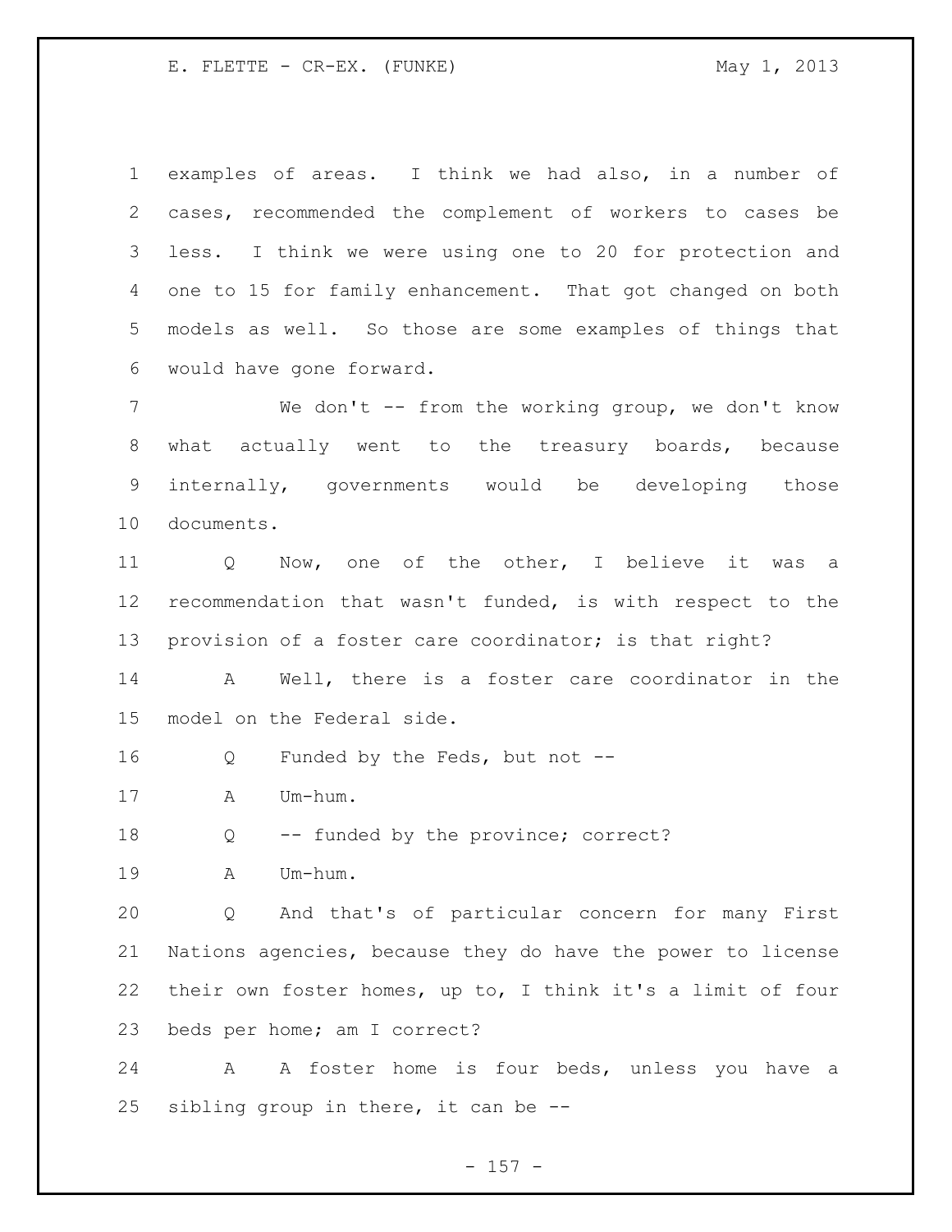examples of areas. I think we had also, in a number of cases, recommended the complement of workers to cases be less. I think we were using one to 20 for protection and one to 15 for family enhancement. That got changed on both models as well. So those are some examples of things that would have gone forward.

We don't -- from the working group, we don't know what actually went to the treasury boards, because internally, governments would be developing those documents.

Q Now, one of the other, I believe it was a recommendation that wasn't funded, is with respect to the provision of a foster care coordinator; is that right?

A Well, there is a foster care coordinator in the model on the Federal side.

Q Funded by the Feds, but not --

A Um-hum.

Q -- funded by the province; correct?

A Um-hum.

Q And that's of particular concern for many First Nations agencies, because they do have the power to license their own foster homes, up to, I think it's a limit of four beds per home; am I correct?

A A foster home is four beds, unless you have a sibling group in there, it can be --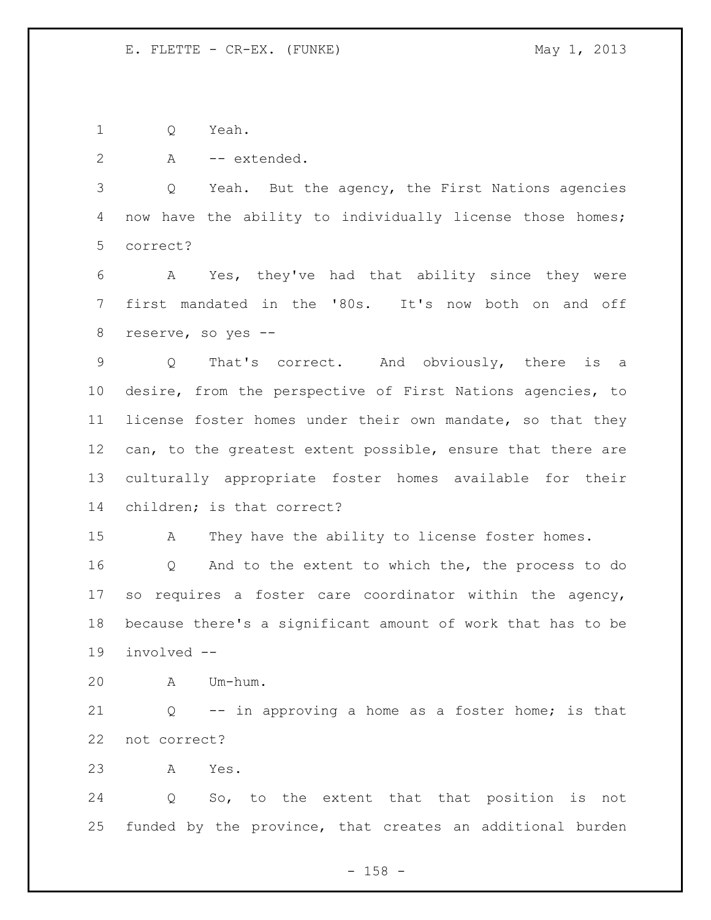Q Yeah.

A -- extended.

Q Yeah. But the agency, the First Nations agencies now have the ability to individually license those homes; correct?

A Yes, they've had that ability since they were first mandated in the '80s. It's now both on and off reserve, so yes --

Q That's correct. And obviously, there is a desire, from the perspective of First Nations agencies, to license foster homes under their own mandate, so that they can, to the greatest extent possible, ensure that there are culturally appropriate foster homes available for their children; is that correct?

A They have the ability to license foster homes.

Q And to the extent to which the, the process to do so requires a foster care coordinator within the agency, because there's a significant amount of work that has to be involved --

A Um-hum.

Q -- in approving a home as a foster home; is that not correct?

A Yes.

Q So, to the extent that that position is not funded by the province, that creates an additional burden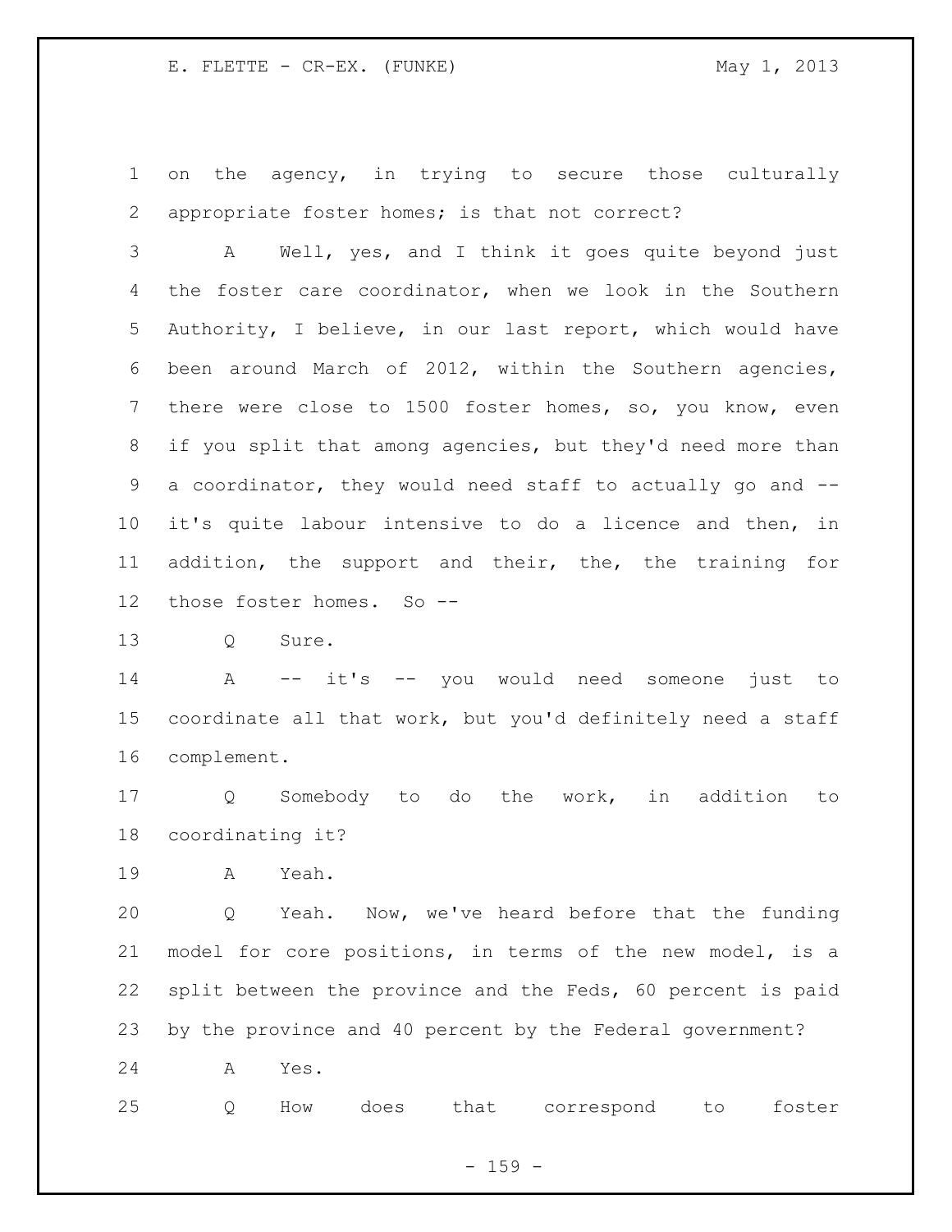on the agency, in trying to secure those culturally appropriate foster homes; is that not correct?

A Well, yes, and I think it goes quite beyond just the foster care coordinator, when we look in the Southern Authority, I believe, in our last report, which would have been around March of 2012, within the Southern agencies, there were close to 1500 foster homes, so, you know, even if you split that among agencies, but they'd need more than a coordinator, they would need staff to actually go and -- it's quite labour intensive to do a licence and then, in addition, the support and their, the, the training for those foster homes. So --

Q Sure.

A -- it's -- you would need someone just to coordinate all that work, but you'd definitely need a staff complement.

Q Somebody to do the work, in addition to coordinating it?

A Yeah.

Q Yeah. Now, we've heard before that the funding model for core positions, in terms of the new model, is a split between the province and the Feds, 60 percent is paid by the province and 40 percent by the Federal government?

A Yes.

Q How does that correspond to foster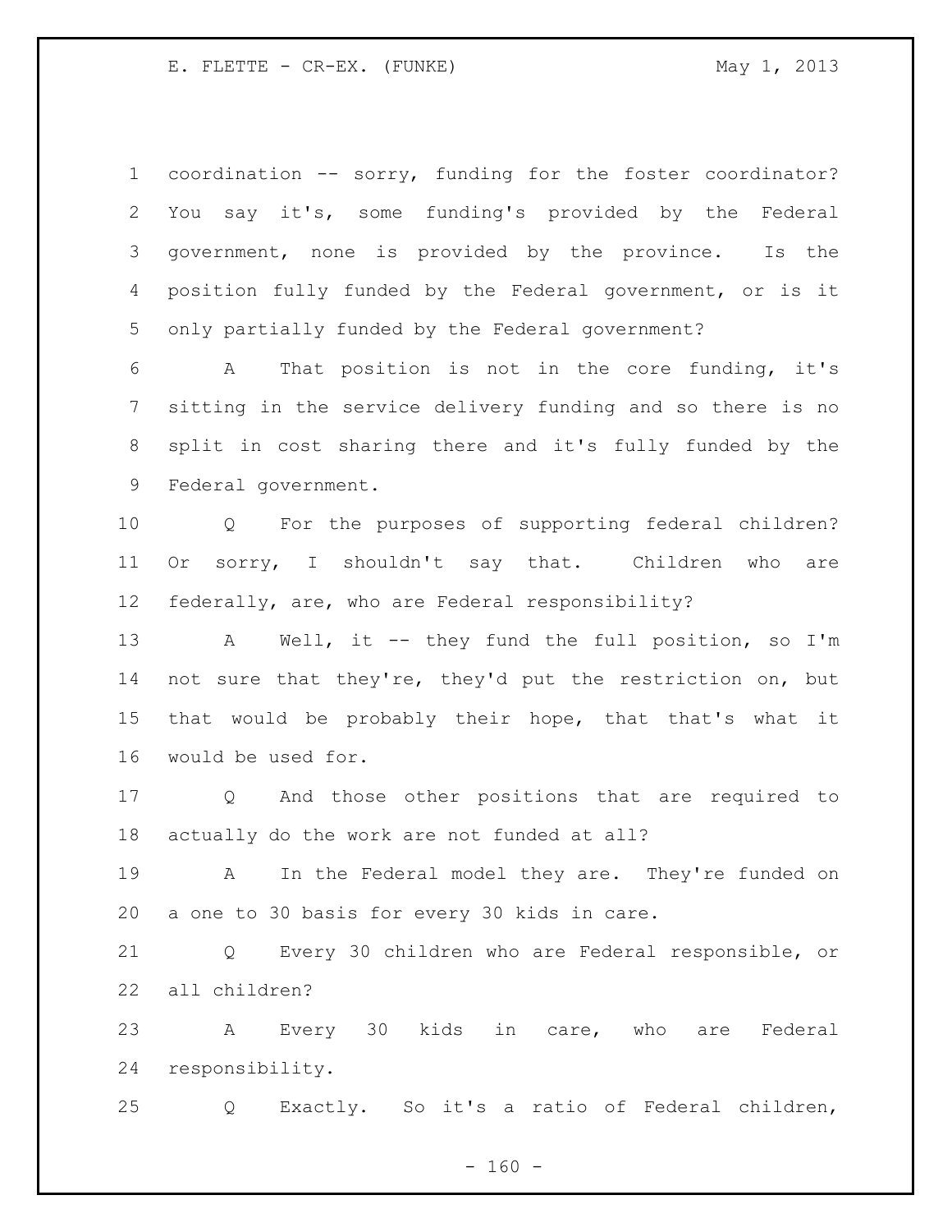coordination -- sorry, funding for the foster coordinator? You say it's, some funding's provided by the Federal government, none is provided by the province. Is the position fully funded by the Federal government, or is it only partially funded by the Federal government?

A That position is not in the core funding, it's sitting in the service delivery funding and so there is no split in cost sharing there and it's fully funded by the Federal government.

Q For the purposes of supporting federal children? Or sorry, I shouldn't say that. Children who are federally, are, who are Federal responsibility?

A Well, it -- they fund the full position, so I'm not sure that they're, they'd put the restriction on, but that would be probably their hope, that that's what it would be used for.

Q And those other positions that are required to actually do the work are not funded at all?

A In the Federal model they are. They're funded on a one to 30 basis for every 30 kids in care.

Q Every 30 children who are Federal responsible, or all children?

A Every 30 kids in care, who are Federal responsibility.

Q Exactly. So it's a ratio of Federal children,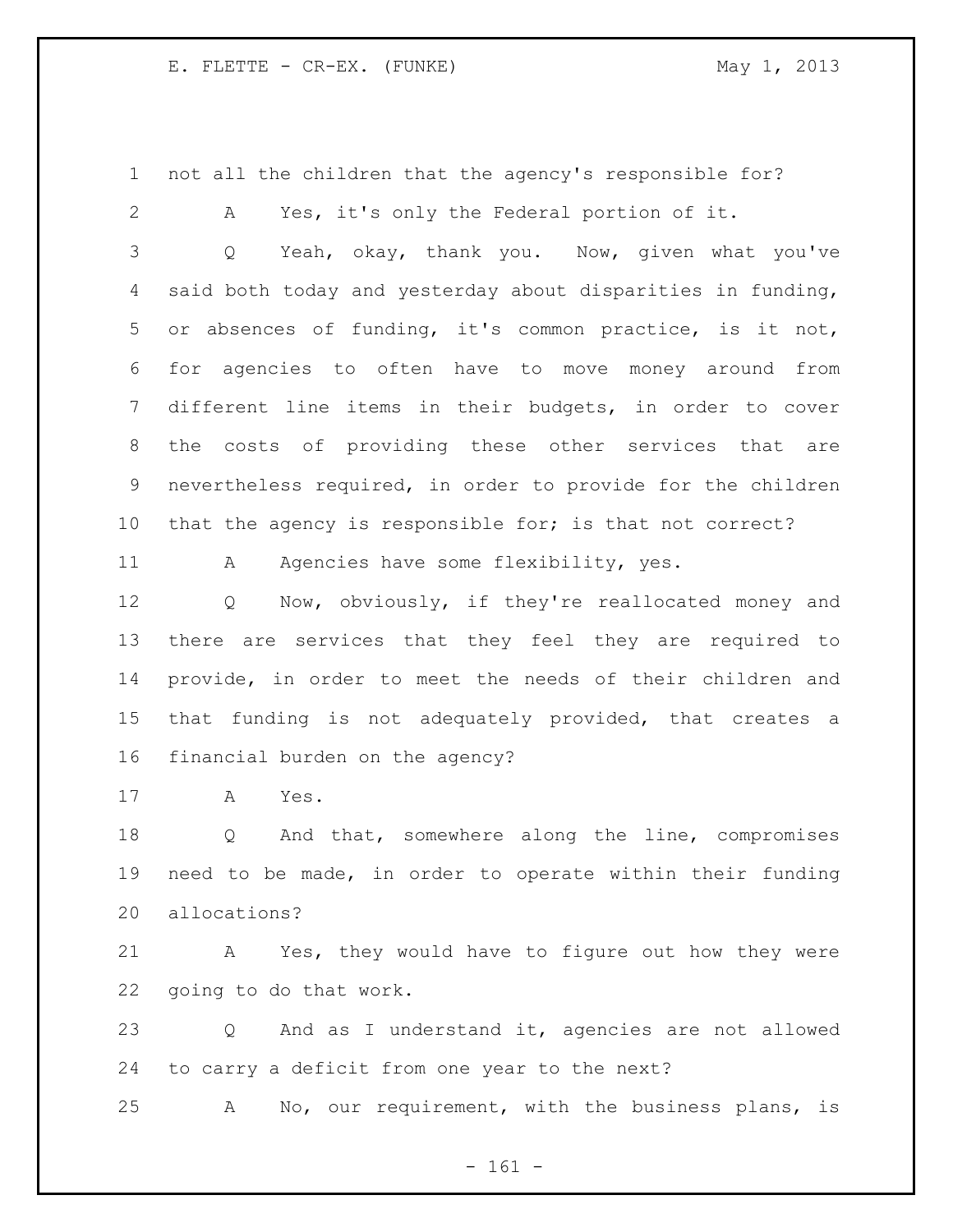not all the children that the agency's responsible for?

A Yes, it's only the Federal portion of it.

Q Yeah, okay, thank you. Now, given what you've said both today and yesterday about disparities in funding, or absences of funding, it's common practice, is it not, for agencies to often have to move money around from different line items in their budgets, in order to cover the costs of providing these other services that are nevertheless required, in order to provide for the children that the agency is responsible for; is that not correct?

A Agencies have some flexibility, yes.

Q Now, obviously, if they're reallocated money and there are services that they feel they are required to provide, in order to meet the needs of their children and that funding is not adequately provided, that creates a financial burden on the agency?

A Yes.

Q And that, somewhere along the line, compromises need to be made, in order to operate within their funding allocations?

A Yes, they would have to figure out how they were going to do that work.

Q And as I understand it, agencies are not allowed to carry a deficit from one year to the next?

A No, our requirement, with the business plans, is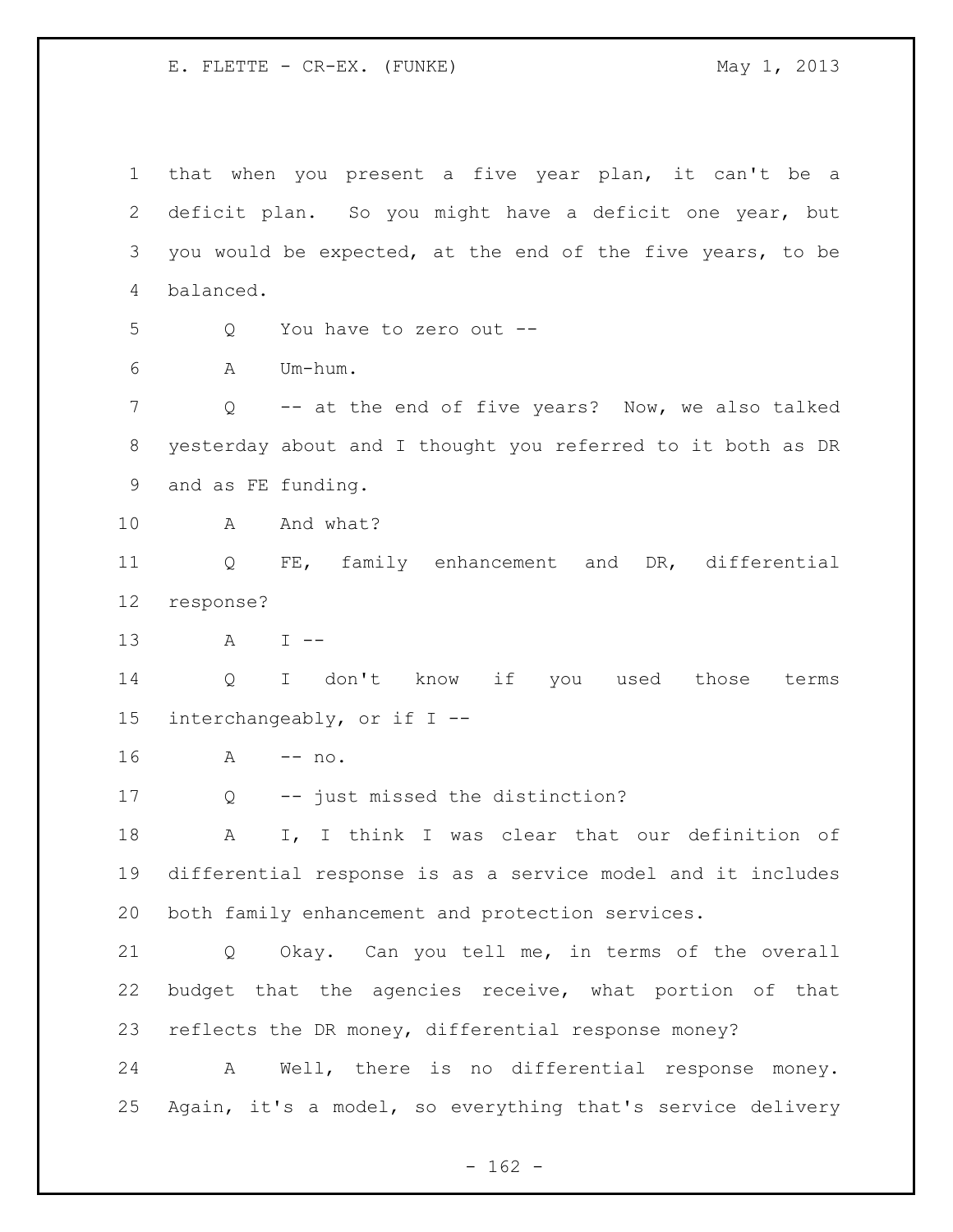that when you present a five year plan, it can't be a deficit plan. So you might have a deficit one year, but you would be expected, at the end of the five years, to be balanced.

Q You have to zero out --

A Um-hum.

Q -- at the end of five years? Now, we also talked yesterday about and I thought you referred to it both as DR and as FE funding.

A And what?

Q FE, family enhancement and DR, differential response?

A I --

Q I don't know if you used those terms interchangeably, or if I --

A -- no.

Q -- just missed the distinction?

A I, I think I was clear that our definition of differential response is as a service model and it includes both family enhancement and protection services.

Q Okay. Can you tell me, in terms of the overall budget that the agencies receive, what portion of that reflects the DR money, differential response money?

A Well, there is no differential response money. Again, it's a model, so everything that's service delivery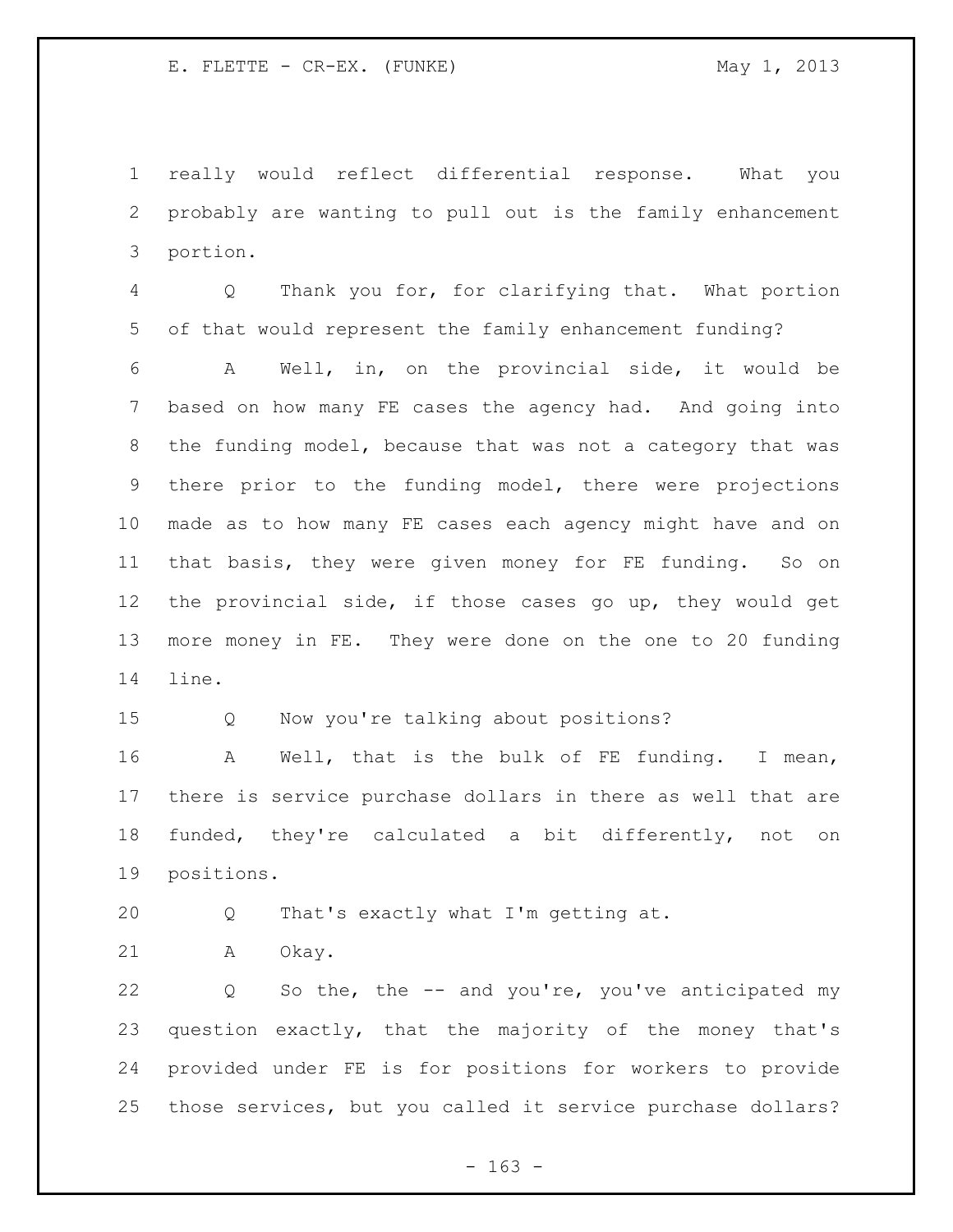really would reflect differential response. What you probably are wanting to pull out is the family enhancement portion.

Q Thank you for, for clarifying that. What portion of that would represent the family enhancement funding?

A Well, in, on the provincial side, it would be based on how many FE cases the agency had. And going into the funding model, because that was not a category that was there prior to the funding model, there were projections made as to how many FE cases each agency might have and on that basis, they were given money for FE funding. So on the provincial side, if those cases go up, they would get more money in FE. They were done on the one to 20 funding line.

Q Now you're talking about positions?

A Well, that is the bulk of FE funding. I mean, there is service purchase dollars in there as well that are funded, they're calculated a bit differently, not on positions.

Q That's exactly what I'm getting at.

A Okay.

Q So the, the -- and you're, you've anticipated my question exactly, that the majority of the money that's provided under FE is for positions for workers to provide those services, but you called it service purchase dollars?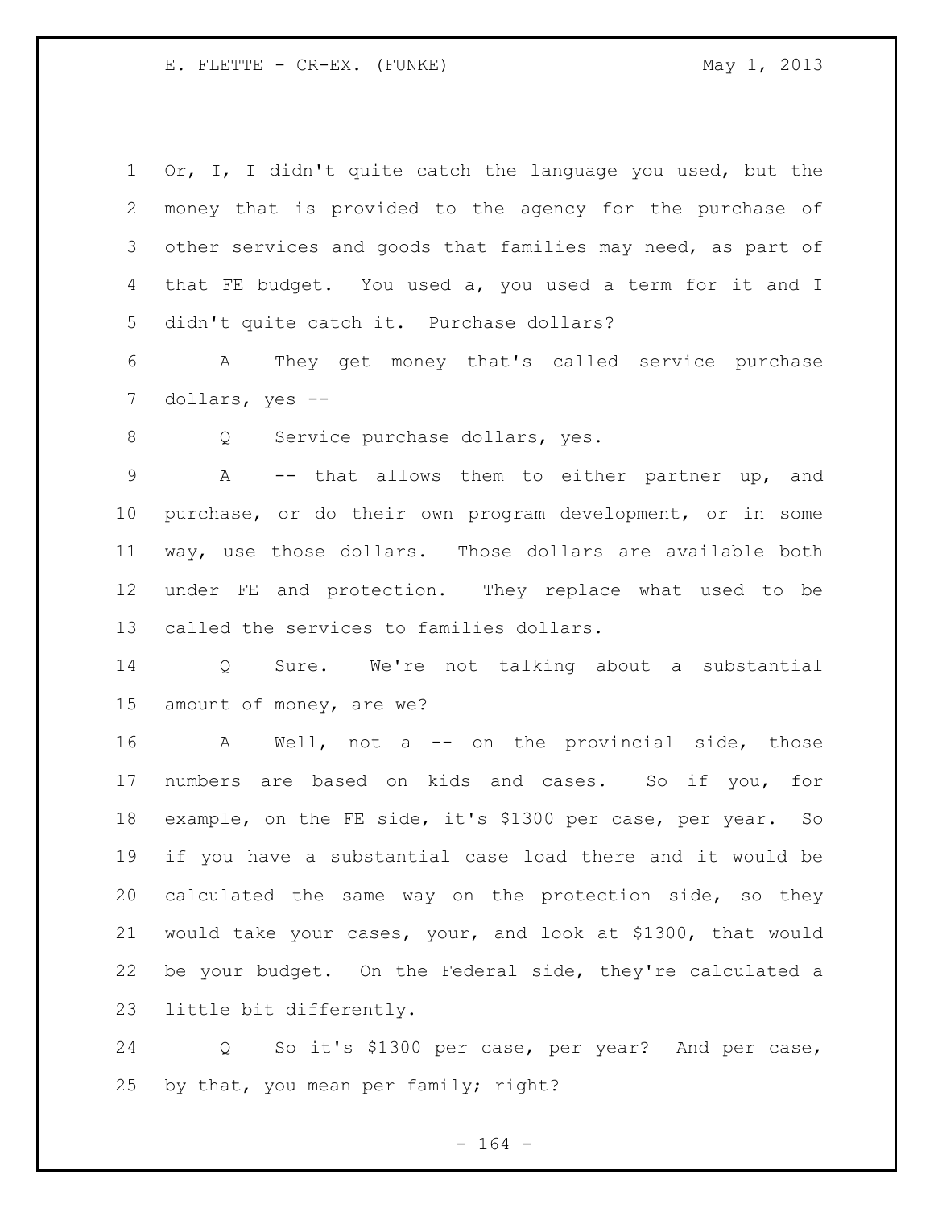Or, I, I didn't quite catch the language you used, but the money that is provided to the agency for the purchase of other services and goods that families may need, as part of that FE budget. You used a, you used a term for it and I didn't quite catch it. Purchase dollars?

A They get money that's called service purchase dollars, yes --

Q Service purchase dollars, yes.

A -- that allows them to either partner up, and purchase, or do their own program development, or in some way, use those dollars. Those dollars are available both under FE and protection. They replace what used to be called the services to families dollars.

Q Sure. We're not talking about a substantial amount of money, are we?

A Well, not a -- on the provincial side, those numbers are based on kids and cases. So if you, for example, on the FE side, it's $1300 per case, per year. So if you have a substantial case load there and it would be calculated the same way on the protection side, so they would take your cases, your, and look at $1300, that would be your budget. On the Federal side, they're calculated a little bit differently.

Q So it's $1300 per case, per year? And per case, by that, you mean per family; right?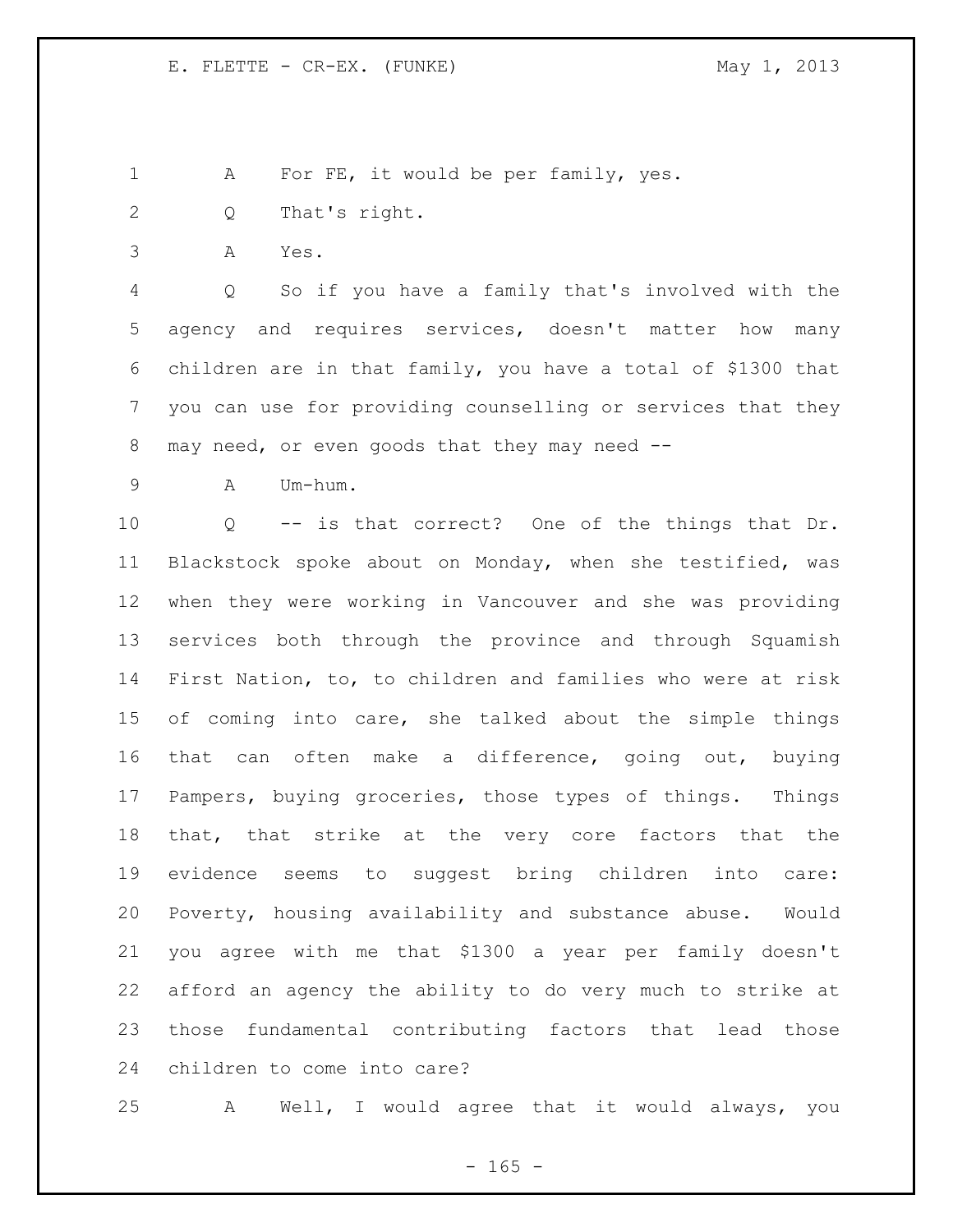A For FE, it would be per family, yes.

Q That's right.

A Yes.

Q So if you have a family that's involved with the agency and requires services, doesn't matter how many children are in that family, you have a total of $1300 that you can use for providing counselling or services that they may need, or even goods that they may need --

A Um-hum.

Q -- is that correct? One of the things that Dr. Blackstock spoke about on Monday, when she testified, was when they were working in Vancouver and she was providing services both through the province and through Squamish First Nation, to, to children and families who were at risk of coming into care, she talked about the simple things that can often make a difference, going out, buying Pampers, buying groceries, those types of things. Things that, that strike at the very core factors that the evidence seems to suggest bring children into care: Poverty, housing availability and substance abuse. Would you agree with me that $1300 a year per family doesn't afford an agency the ability to do very much to strike at those fundamental contributing factors that lead those children to come into care?

A Well, I would agree that it would always, you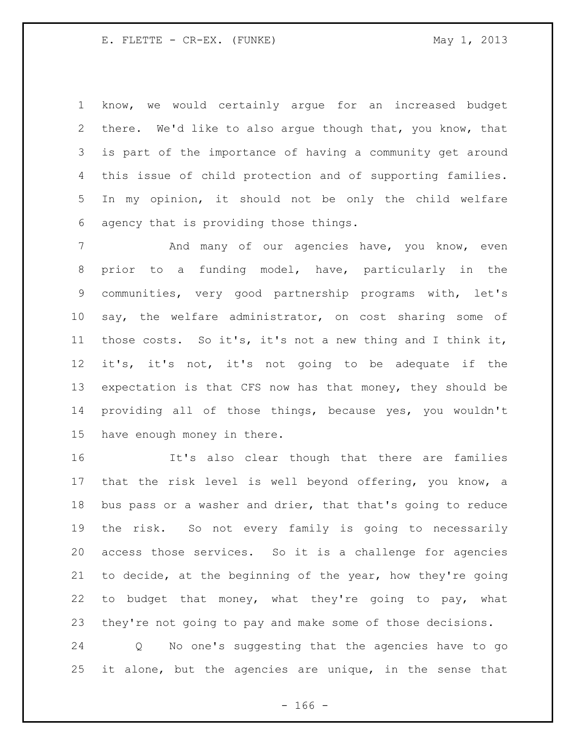know, we would certainly argue for an increased budget there. We'd like to also argue though that, you know, that is part of the importance of having a community get around this issue of child protection and of supporting families. In my opinion, it should not be only the child welfare agency that is providing those things.

And many of our agencies have, you know, even prior to a funding model, have, particularly in the communities, very good partnership programs with, let's say, the welfare administrator, on cost sharing some of those costs. So it's, it's not a new thing and I think it, it's, it's not, it's not going to be adequate if the expectation is that CFS now has that money, they should be providing all of those things, because yes, you wouldn't have enough money in there.

It's also clear though that there are families that the risk level is well beyond offering, you know, a bus pass or a washer and drier, that that's going to reduce the risk. So not every family is going to necessarily access those services. So it is a challenge for agencies to decide, at the beginning of the year, how they're going to budget that money, what they're going to pay, what they're not going to pay and make some of those decisions.

Q No one's suggesting that the agencies have to go it alone, but the agencies are unique, in the sense that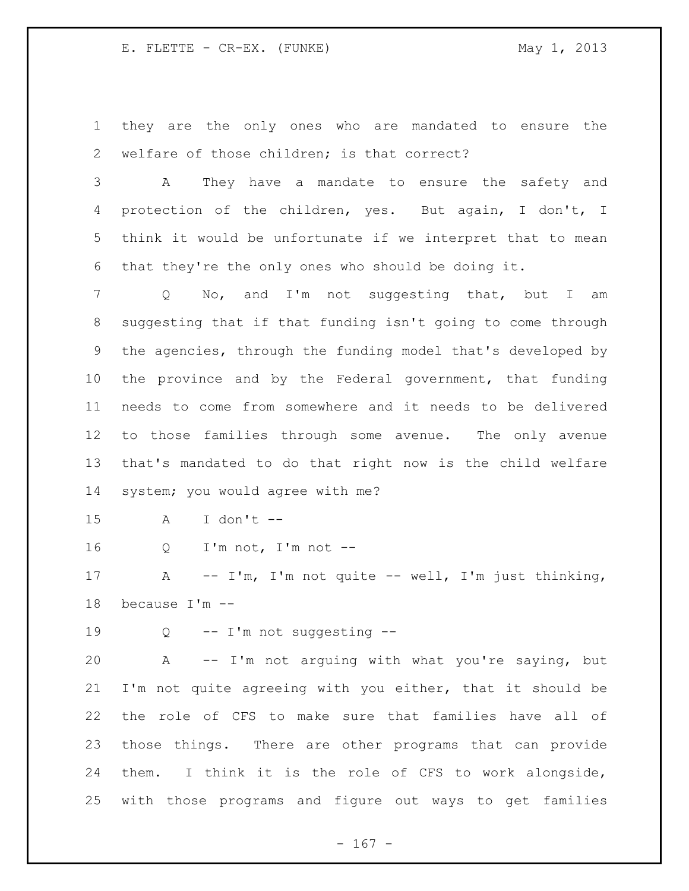they are the only ones who are mandated to ensure the welfare of those children; is that correct?

A They have a mandate to ensure the safety and protection of the children, yes. But again, I don't, I think it would be unfortunate if we interpret that to mean that they're the only ones who should be doing it.

Q No, and I'm not suggesting that, but I am suggesting that if that funding isn't going to come through the agencies, through the funding model that's developed by the province and by the Federal government, that funding needs to come from somewhere and it needs to be delivered to those families through some avenue. The only avenue that's mandated to do that right now is the child welfare system; you would agree with me?

A I don't --

Q I'm not, I'm not --

A -- I'm, I'm not quite -- well, I'm just thinking, because I'm --

Q -- I'm not suggesting --

A -- I'm not arguing with what you're saying, but I'm not quite agreeing with you either, that it should be the role of CFS to make sure that families have all of those things. There are other programs that can provide them. I think it is the role of CFS to work alongside, with those programs and figure out ways to get families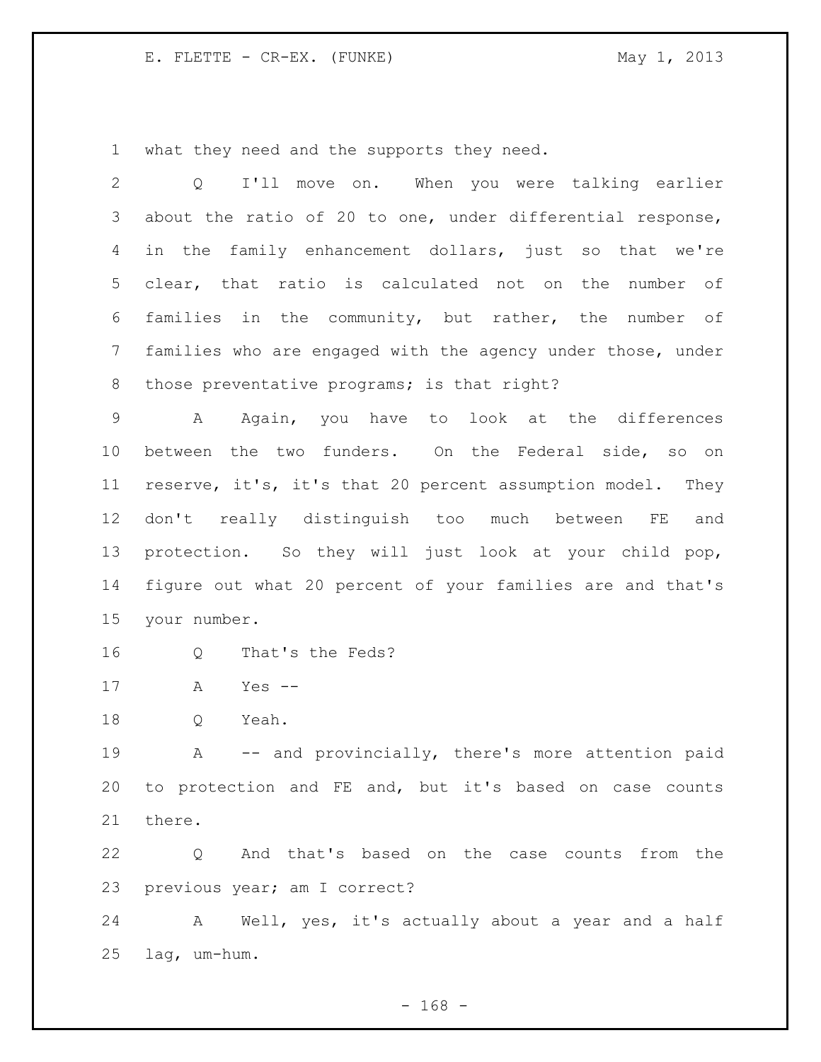what they need and the supports they need.

Q I'll move on. When you were talking earlier about the ratio of 20 to one, under differential response, in the family enhancement dollars, just so that we're clear, that ratio is calculated not on the number of families in the community, but rather, the number of families who are engaged with the agency under those, under those preventative programs; is that right?

A Again, you have to look at the differences between the two funders. On the Federal side, so on reserve, it's, it's that 20 percent assumption model. They don't really distinguish too much between FE and protection. So they will just look at your child pop, figure out what 20 percent of your families are and that's your number.

Q That's the Feds?

A Yes --

Q Yeah.

A -- and provincially, there's more attention paid to protection and FE and, but it's based on case counts there.

Q And that's based on the case counts from the previous year; am I correct?

A Well, yes, it's actually about a year and a half lag, um-hum.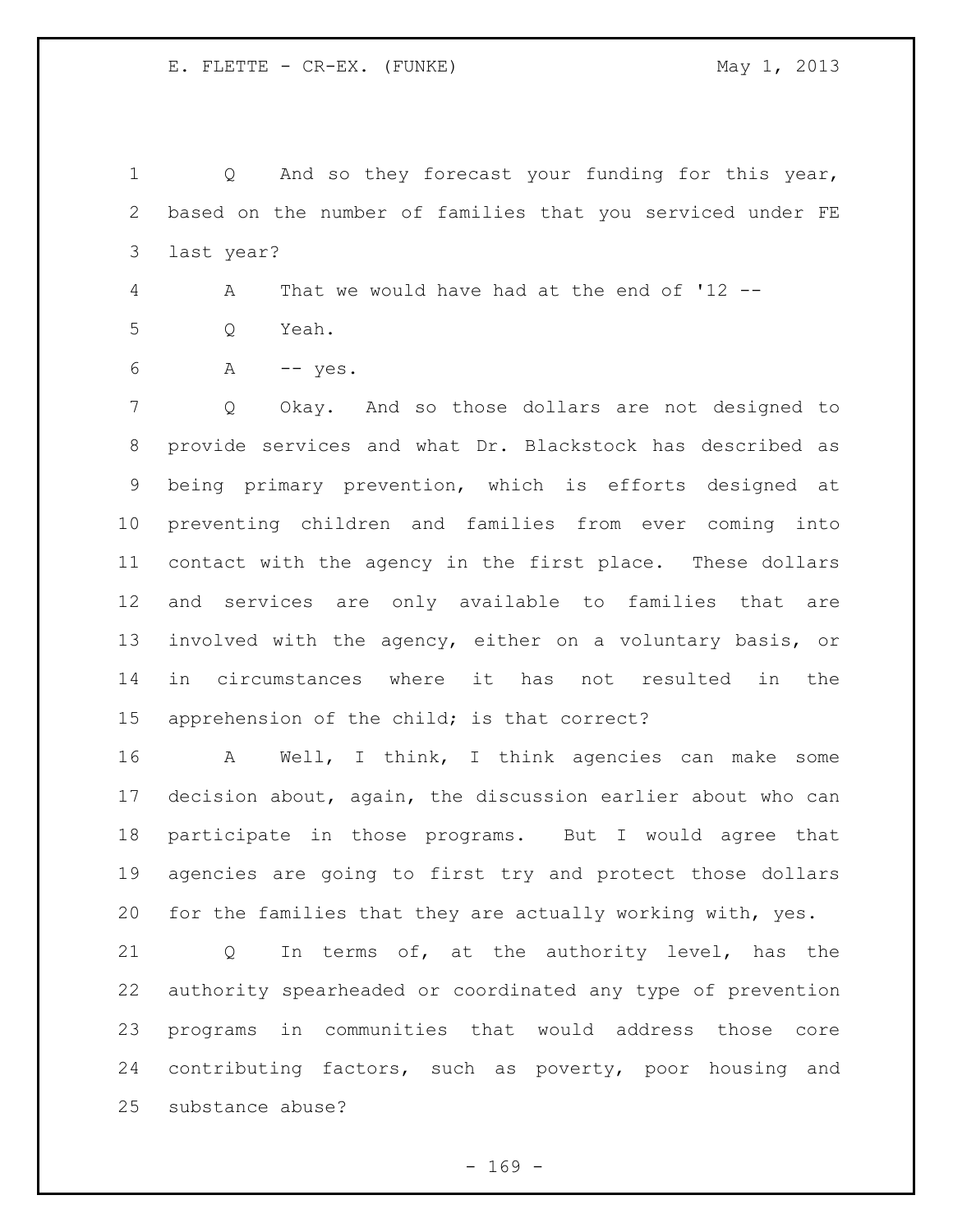Q And so they forecast your funding for this year, based on the number of families that you serviced under FE last year?

A That we would have had at the end of '12 --

Q Yeah.

A -- yes.

Q Okay. And so those dollars are not designed to provide services and what Dr. Blackstock has described as being primary prevention, which is efforts designed at preventing children and families from ever coming into contact with the agency in the first place. These dollars and services are only available to families that are involved with the agency, either on a voluntary basis, or in circumstances where it has not resulted in the apprehension of the child; is that correct?

A Well, I think, I think agencies can make some decision about, again, the discussion earlier about who can participate in those programs. But I would agree that agencies are going to first try and protect those dollars for the families that they are actually working with, yes.

Q In terms of, at the authority level, has the authority spearheaded or coordinated any type of prevention programs in communities that would address those core contributing factors, such as poverty, poor housing and substance abuse?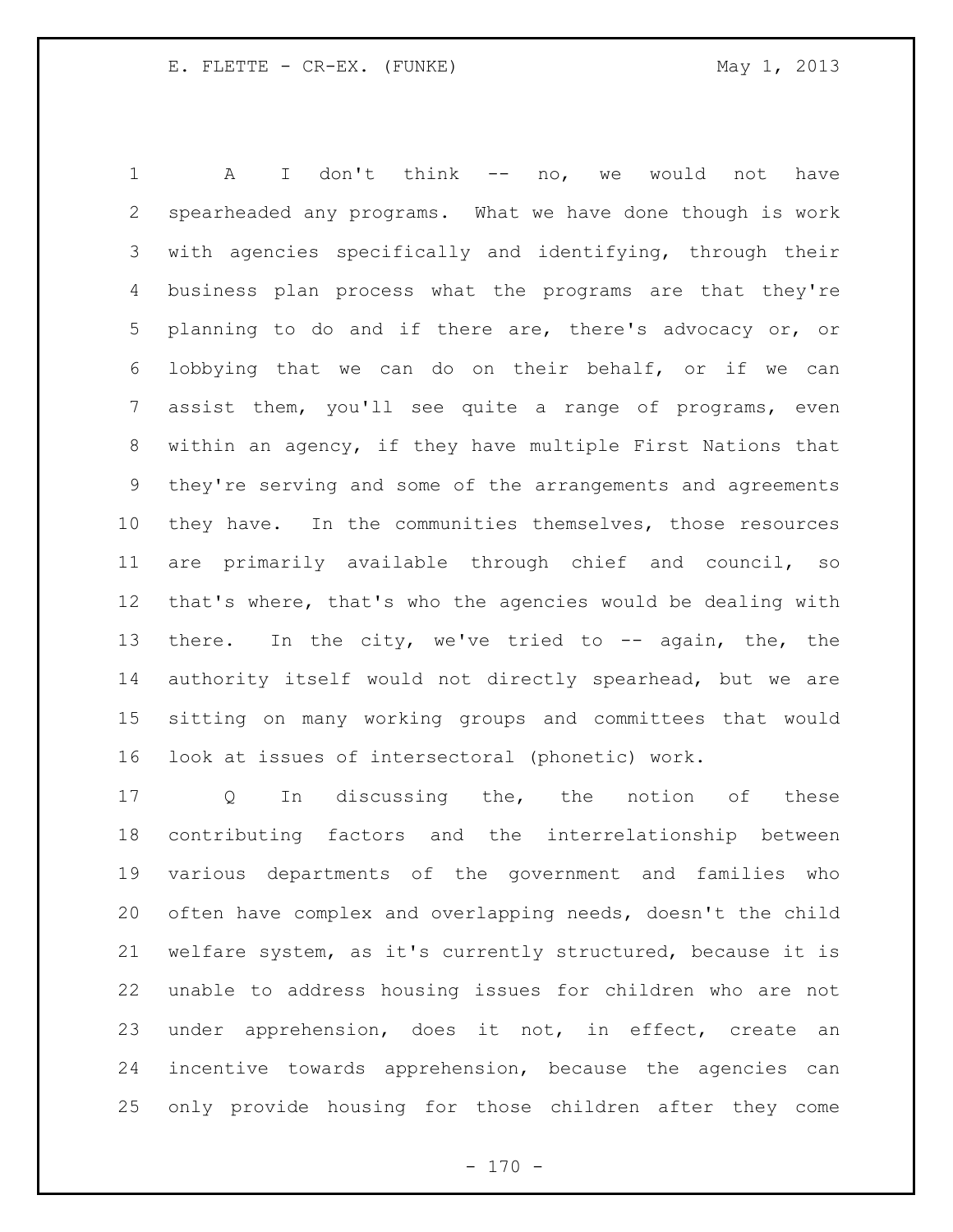A I don't think -- no, we would not have spearheaded any programs. What we have done though is work with agencies specifically and identifying, through their business plan process what the programs are that they're planning to do and if there are, there's advocacy or, or lobbying that we can do on their behalf, or if we can assist them, you'll see quite a range of programs, even within an agency, if they have multiple First Nations that they're serving and some of the arrangements and agreements they have. In the communities themselves, those resources are primarily available through chief and council, so that's where, that's who the agencies would be dealing with there. In the city, we've tried to -- again, the, the authority itself would not directly spearhead, but we are sitting on many working groups and committees that would look at issues of intersectoral (phonetic) work.

Q In discussing the, the notion of these contributing factors and the interrelationship between various departments of the government and families who often have complex and overlapping needs, doesn't the child welfare system, as it's currently structured, because it is unable to address housing issues for children who are not under apprehension, does it not, in effect, create an incentive towards apprehension, because the agencies can only provide housing for those children after they come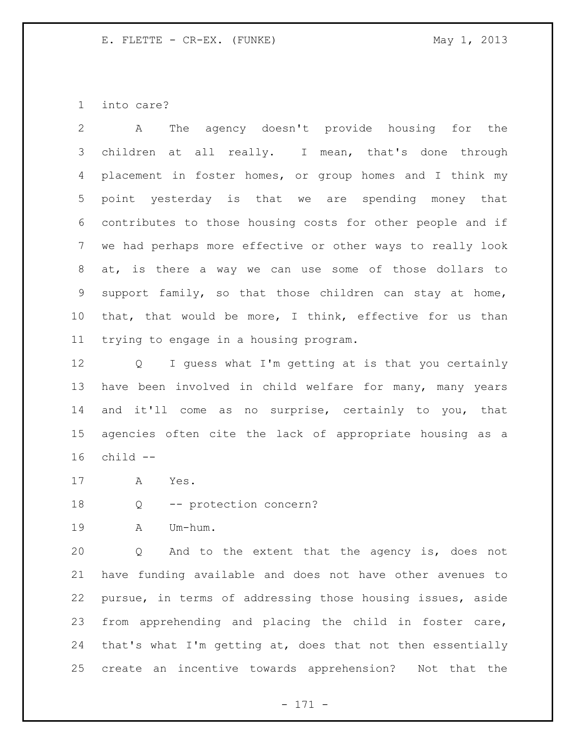into care?

A The agency doesn't provide housing for the children at all really. I mean, that's done through placement in foster homes, or group homes and I think my point yesterday is that we are spending money that contributes to those housing costs for other people and if we had perhaps more effective or other ways to really look at, is there a way we can use some of those dollars to support family, so that those children can stay at home, that, that would be more, I think, effective for us than trying to engage in a housing program.

Q I guess what I'm getting at is that you certainly have been involved in child welfare for many, many years and it'll come as no surprise, certainly to you, that agencies often cite the lack of appropriate housing as a child --

A Yes.

Q -- protection concern?

A Um-hum.

Q And to the extent that the agency is, does not have funding available and does not have other avenues to pursue, in terms of addressing those housing issues, aside from apprehending and placing the child in foster care, that's what I'm getting at, does that not then essentially create an incentive towards apprehension? Not that the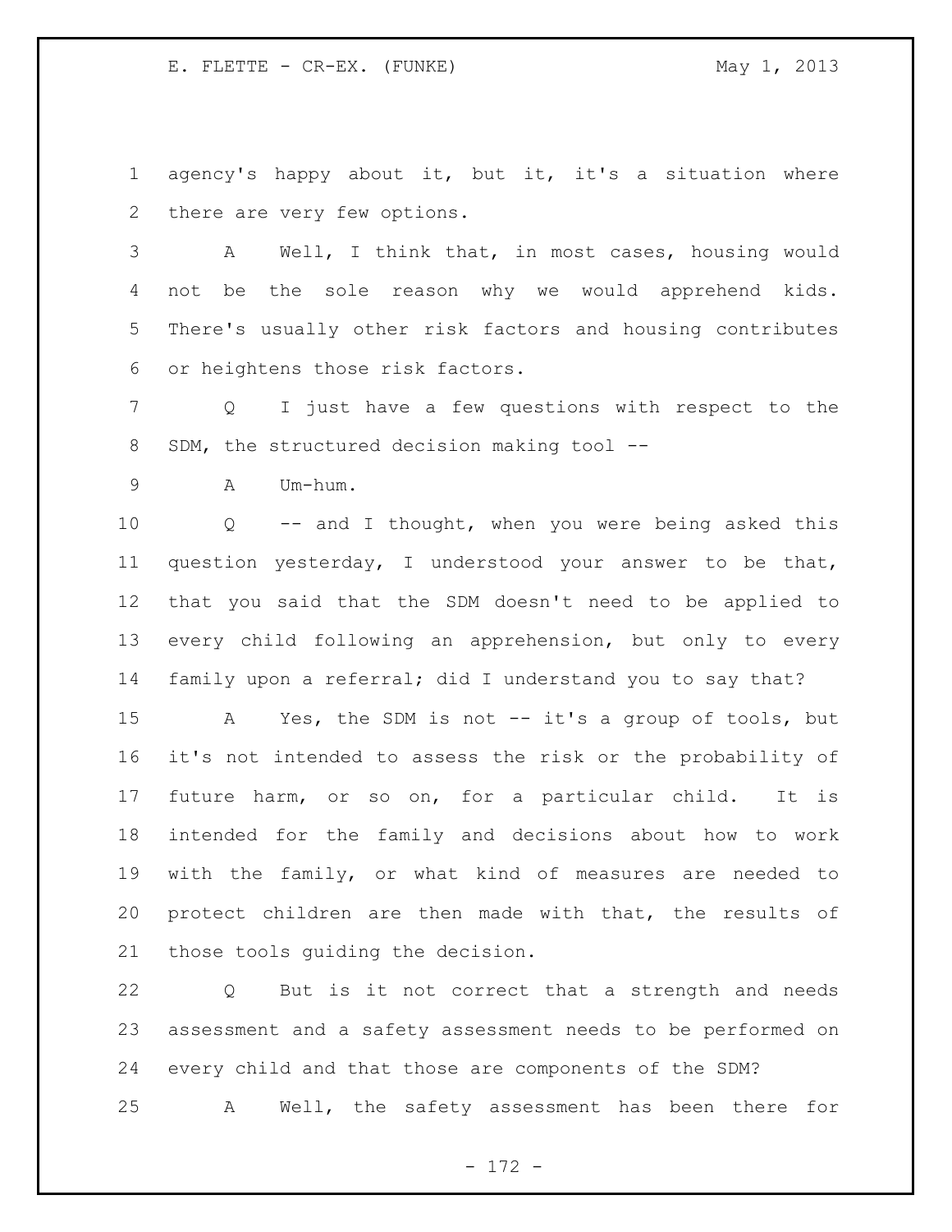agency's happy about it, but it, it's a situation where there are very few options.

A Well, I think that, in most cases, housing would not be the sole reason why we would apprehend kids. There's usually other risk factors and housing contributes or heightens those risk factors.

Q I just have a few questions with respect to the SDM, the structured decision making tool --

A Um-hum.

Q -- and I thought, when you were being asked this question yesterday, I understood your answer to be that, that you said that the SDM doesn't need to be applied to every child following an apprehension, but only to every family upon a referral; did I understand you to say that?

A Yes, the SDM is not -- it's a group of tools, but it's not intended to assess the risk or the probability of future harm, or so on, for a particular child. It is intended for the family and decisions about how to work with the family, or what kind of measures are needed to protect children are then made with that, the results of those tools guiding the decision.

Q But is it not correct that a strength and needs assessment and a safety assessment needs to be performed on every child and that those are components of the SDM?

A Well, the safety assessment has been there for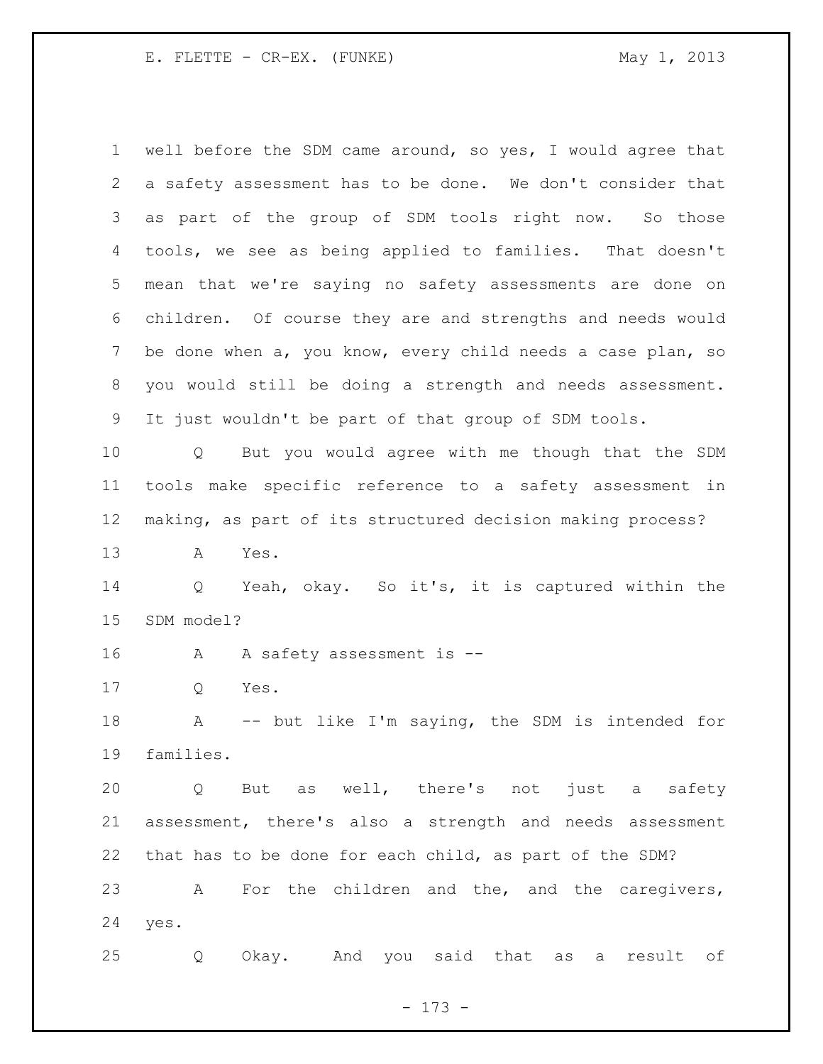well before the SDM came around, so yes, I would agree that a safety assessment has to be done. We don't consider that as part of the group of SDM tools right now. So those tools, we see as being applied to families. That doesn't mean that we're saying no safety assessments are done on children. Of course they are and strengths and needs would be done when a, you know, every child needs a case plan, so you would still be doing a strength and needs assessment. It just wouldn't be part of that group of SDM tools.

Q But you would agree with me though that the SDM tools make specific reference to a safety assessment in making, as part of its structured decision making process?

A Yes.

Q Yeah, okay. So it's, it is captured within the SDM model?

A A safety assessment is --

Q Yes.

A -- but like I'm saying, the SDM is intended for families.

Q But as well, there's not just a safety assessment, there's also a strength and needs assessment that has to be done for each child, as part of the SDM?

A For the children and the, and the caregivers, yes.

Q Okay. And you said that as a result of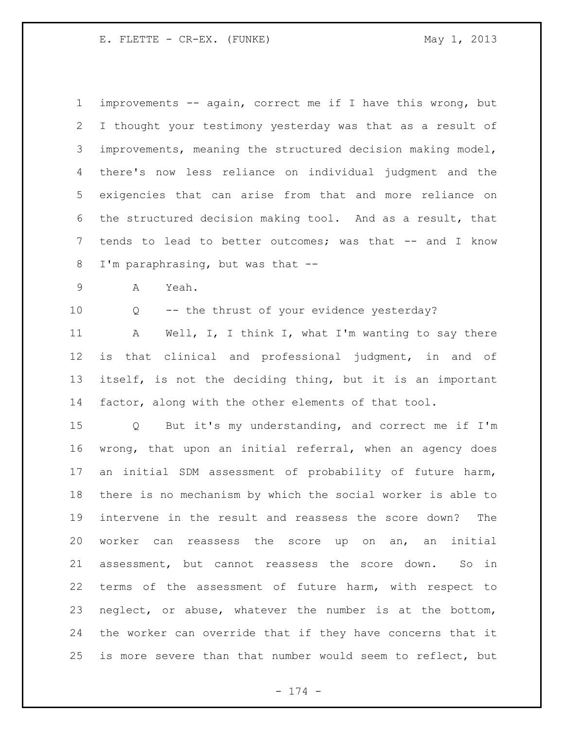improvements -- again, correct me if I have this wrong, but I thought your testimony yesterday was that as a result of improvements, meaning the structured decision making model, there's now less reliance on individual judgment and the exigencies that can arise from that and more reliance on the structured decision making tool. And as a result, that tends to lead to better outcomes; was that -- and I know I'm paraphrasing, but was that --

A Yeah.

Q -- the thrust of your evidence yesterday?

A Well, I, I think I, what I'm wanting to say there is that clinical and professional judgment, in and of itself, is not the deciding thing, but it is an important factor, along with the other elements of that tool.

Q But it's my understanding, and correct me if I'm wrong, that upon an initial referral, when an agency does an initial SDM assessment of probability of future harm, there is no mechanism by which the social worker is able to intervene in the result and reassess the score down? The worker can reassess the score up on an, an initial assessment, but cannot reassess the score down. So in terms of the assessment of future harm, with respect to neglect, or abuse, whatever the number is at the bottom, the worker can override that if they have concerns that it is more severe than that number would seem to reflect, but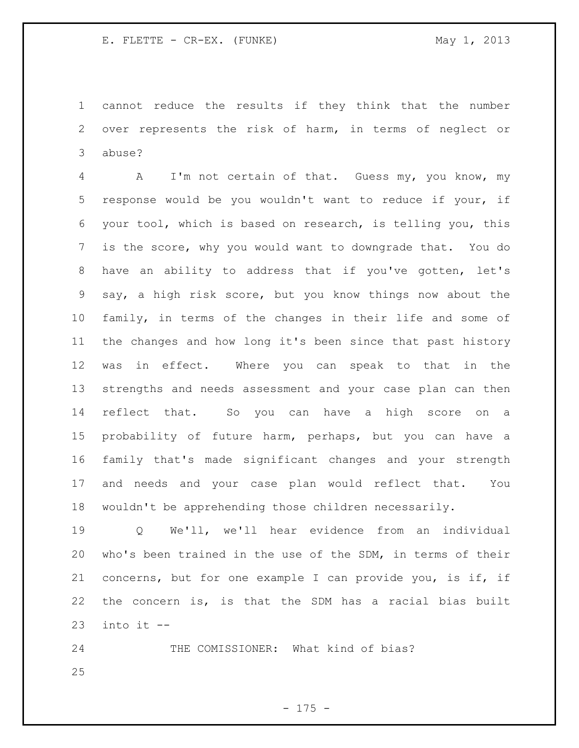cannot reduce the results if they think that the number over represents the risk of harm, in terms of neglect or abuse?

A I'm not certain of that. Guess my, you know, my response would be you wouldn't want to reduce if your, if your tool, which is based on research, is telling you, this is the score, why you would want to downgrade that. You do have an ability to address that if you've gotten, let's say, a high risk score, but you know things now about the family, in terms of the changes in their life and some of the changes and how long it's been since that past history was in effect. Where you can speak to that in the strengths and needs assessment and your case plan can then reflect that. So you can have a high score on a probability of future harm, perhaps, but you can have a family that's made significant changes and your strength and needs and your case plan would reflect that. You wouldn't be apprehending those children necessarily.

Q We'll, we'll hear evidence from an individual who's been trained in the use of the SDM, in terms of their concerns, but for one example I can provide you, is if, if the concern is, is that the SDM has a racial bias built into it --

THE COMISSIONER: What kind of bias?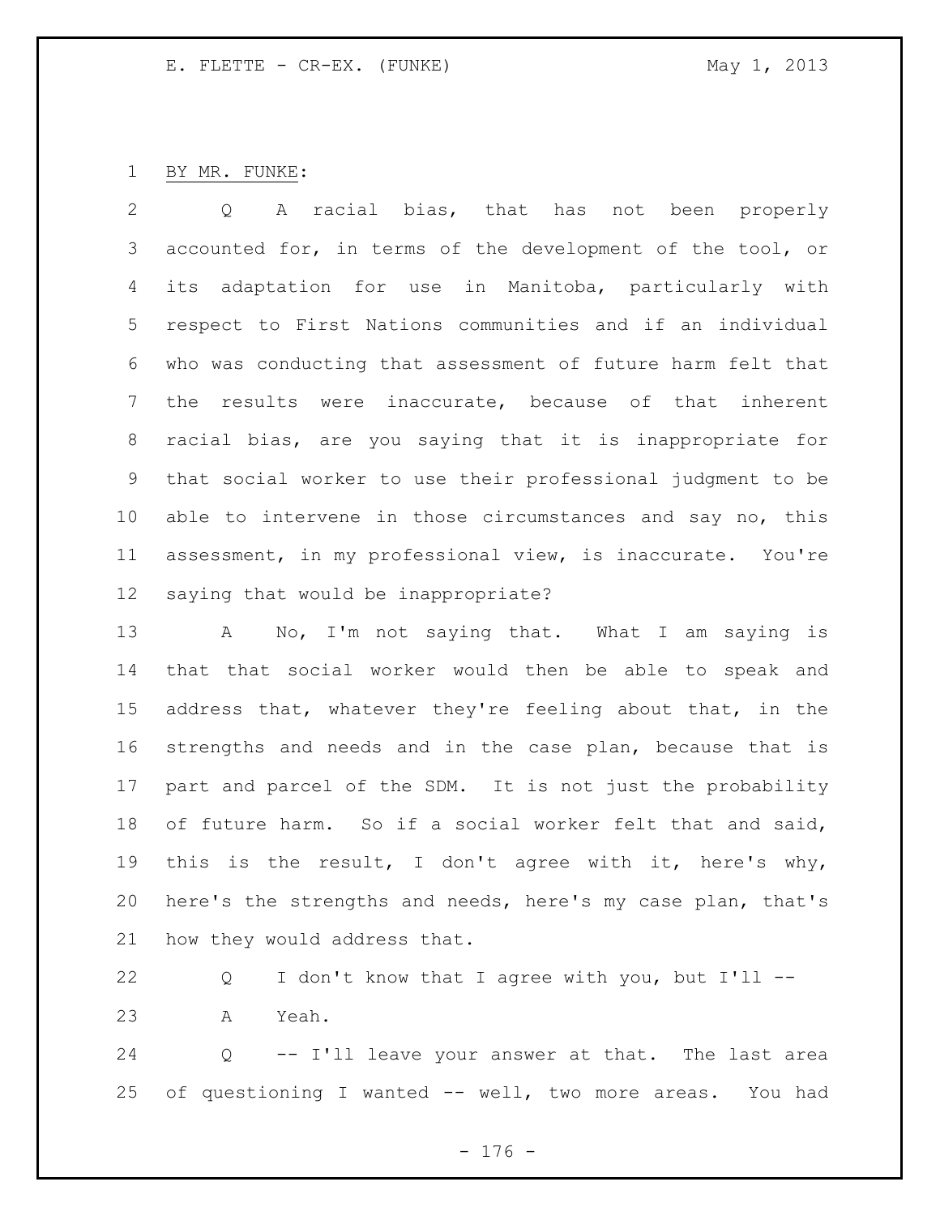BY MR. FUNKE:

Q A racial bias, that has not been properly accounted for, in terms of the development of the tool, or its adaptation for use in Manitoba, particularly with respect to First Nations communities and if an individual who was conducting that assessment of future harm felt that the results were inaccurate, because of that inherent racial bias, are you saying that it is inappropriate for that social worker to use their professional judgment to be able to intervene in those circumstances and say no, this assessment, in my professional view, is inaccurate. You're saying that would be inappropriate?

A No, I'm not saying that. What I am saying is that that social worker would then be able to speak and address that, whatever they're feeling about that, in the strengths and needs and in the case plan, because that is part and parcel of the SDM. It is not just the probability of future harm. So if a social worker felt that and said, this is the result, I don't agree with it, here's why, here's the strengths and needs, here's my case plan, that's how they would address that.

Q I don't know that I agree with you, but I'll --

A Yeah.

Q -- I'll leave your answer at that. The last area of questioning I wanted -- well, two more areas. You had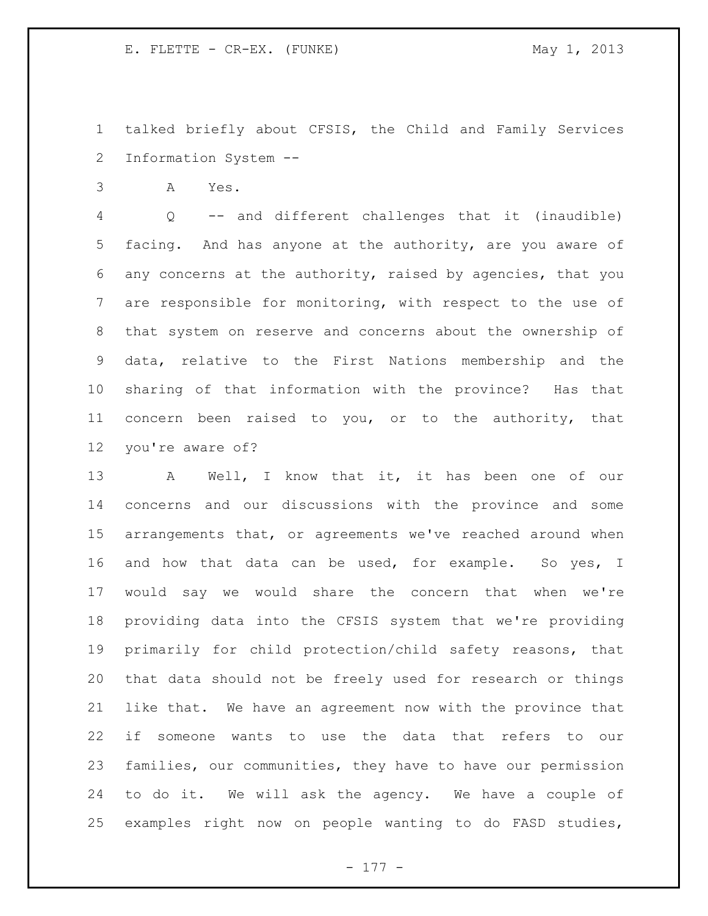talked briefly about CFSIS, the Child and Family Services Information System --

A Yes.

Q -- and different challenges that it (inaudible) facing. And has anyone at the authority, are you aware of any concerns at the authority, raised by agencies, that you are responsible for monitoring, with respect to the use of that system on reserve and concerns about the ownership of data, relative to the First Nations membership and the sharing of that information with the province? Has that concern been raised to you, or to the authority, that you're aware of?

A Well, I know that it, it has been one of our concerns and our discussions with the province and some arrangements that, or agreements we've reached around when and how that data can be used, for example. So yes, I would say we would share the concern that when we're providing data into the CFSIS system that we're providing primarily for child protection/child safety reasons, that that data should not be freely used for research or things like that. We have an agreement now with the province that if someone wants to use the data that refers to our families, our communities, they have to have our permission to do it. We will ask the agency. We have a couple of examples right now on people wanting to do FASD studies,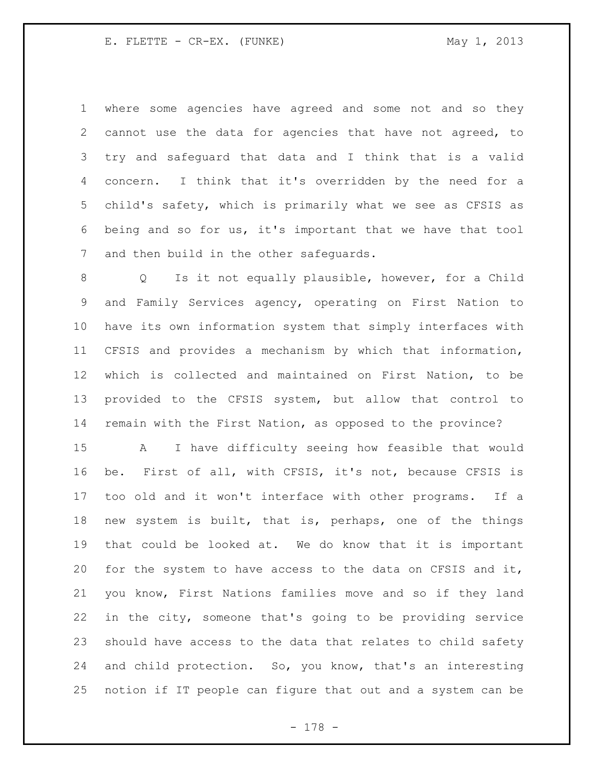where some agencies have agreed and some not and so they cannot use the data for agencies that have not agreed, to try and safeguard that data and I think that is a valid concern. I think that it's overridden by the need for a child's safety, which is primarily what we see as CFSIS as being and so for us, it's important that we have that tool and then build in the other safeguards.

Q Is it not equally plausible, however, for a Child and Family Services agency, operating on First Nation to have its own information system that simply interfaces with CFSIS and provides a mechanism by which that information, which is collected and maintained on First Nation, to be provided to the CFSIS system, but allow that control to remain with the First Nation, as opposed to the province?

A I have difficulty seeing how feasible that would be. First of all, with CFSIS, it's not, because CFSIS is too old and it won't interface with other programs. If a new system is built, that is, perhaps, one of the things that could be looked at. We do know that it is important for the system to have access to the data on CFSIS and it, you know, First Nations families move and so if they land in the city, someone that's going to be providing service should have access to the data that relates to child safety and child protection. So, you know, that's an interesting notion if IT people can figure that out and a system can be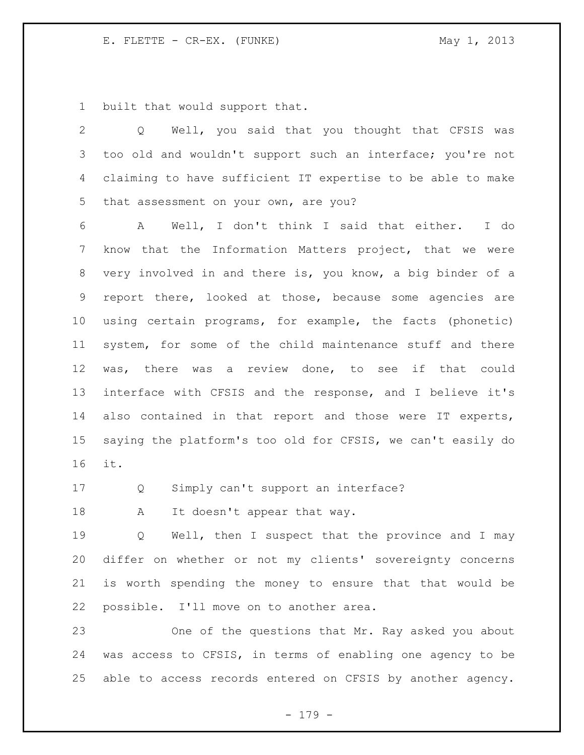built that would support that.

Q Well, you said that you thought that CFSIS was too old and wouldn't support such an interface; you're not claiming to have sufficient IT expertise to be able to make that assessment on your own, are you?

A Well, I don't think I said that either. I do know that the Information Matters project, that we were very involved in and there is, you know, a big binder of a report there, looked at those, because some agencies are using certain programs, for example, the facts (phonetic) system, for some of the child maintenance stuff and there was, there was a review done, to see if that could interface with CFSIS and the response, and I believe it's also contained in that report and those were IT experts, saying the platform's too old for CFSIS, we can't easily do it.

Q Simply can't support an interface?

A It doesn't appear that way.

Q Well, then I suspect that the province and I may differ on whether or not my clients' sovereignty concerns is worth spending the money to ensure that that would be possible. I'll move on to another area.

One of the questions that Mr. Ray asked you about was access to CFSIS, in terms of enabling one agency to be able to access records entered on CFSIS by another agency.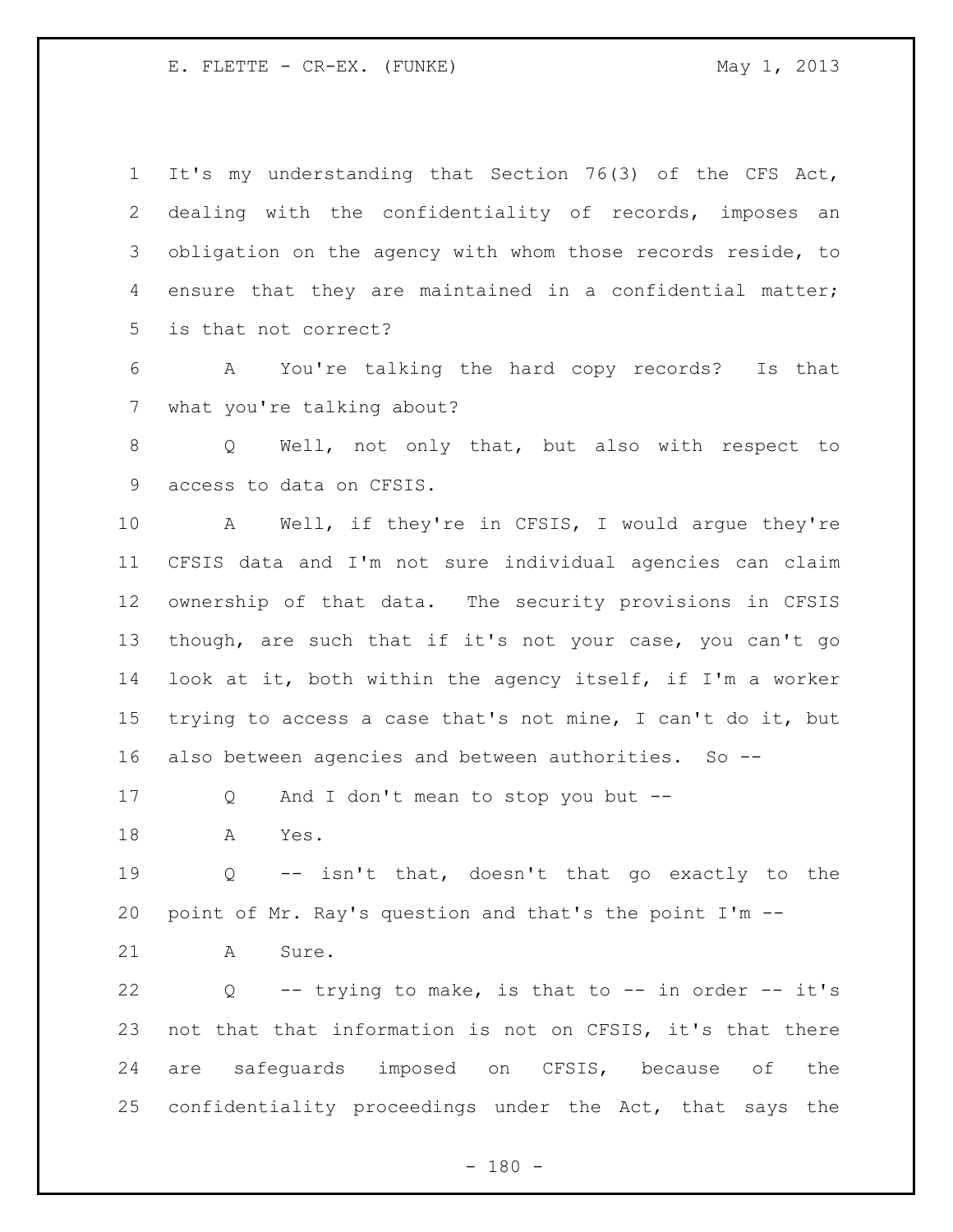It's my understanding that Section 76(3) of the CFS Act, dealing with the confidentiality of records, imposes an obligation on the agency with whom those records reside, to ensure that they are maintained in a confidential matter; is that not correct?

A You're talking the hard copy records? Is that what you're talking about?

Q Well, not only that, but also with respect to access to data on CFSIS.

A Well, if they're in CFSIS, I would argue they're CFSIS data and I'm not sure individual agencies can claim ownership of that data. The security provisions in CFSIS though, are such that if it's not your case, you can't go look at it, both within the agency itself, if I'm a worker trying to access a case that's not mine, I can't do it, but also between agencies and between authorities. So --

Q And I don't mean to stop you but --

A Yes.

Q -- isn't that, doesn't that go exactly to the point of Mr. Ray's question and that's the point I'm --

A Sure.

Q -- trying to make, is that to -- in order -- it's not that that information is not on CFSIS, it's that there are safeguards imposed on CFSIS, because of the confidentiality proceedings under the Act, that says the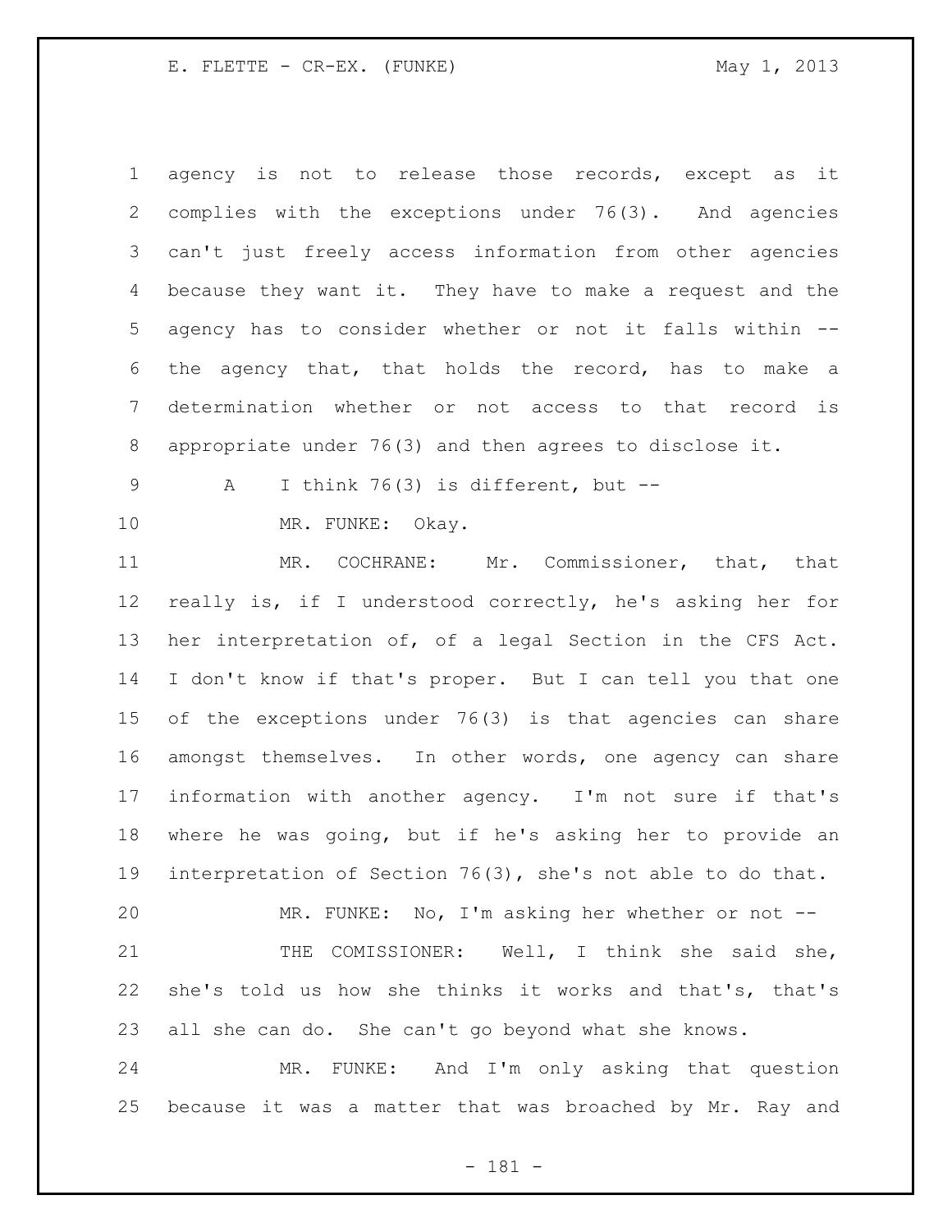agency is not to release those records, except as it complies with the exceptions under 76(3). And agencies can't just freely access information from other agencies because they want it. They have to make a request and the agency has to consider whether or not it falls within -- the agency that, that holds the record, has to make a determination whether or not access to that record is appropriate under 76(3) and then agrees to disclose it.

A I think 76(3) is different, but --

MR. FUNKE: Okay.

MR. COCHRANE: Mr. Commissioner, that, that really is, if I understood correctly, he's asking her for her interpretation of, of a legal Section in the CFS Act. I don't know if that's proper. But I can tell you that one of the exceptions under 76(3) is that agencies can share amongst themselves. In other words, one agency can share information with another agency. I'm not sure if that's where he was going, but if he's asking her to provide an interpretation of Section 76(3), she's not able to do that.

MR. FUNKE: No, I'm asking her whether or not --

THE COMISSIONER: Well, I think she said she, she's told us how she thinks it works and that's, that's all she can do. She can't go beyond what she knows.

MR. FUNKE: And I'm only asking that question because it was a matter that was broached by Mr. Ray and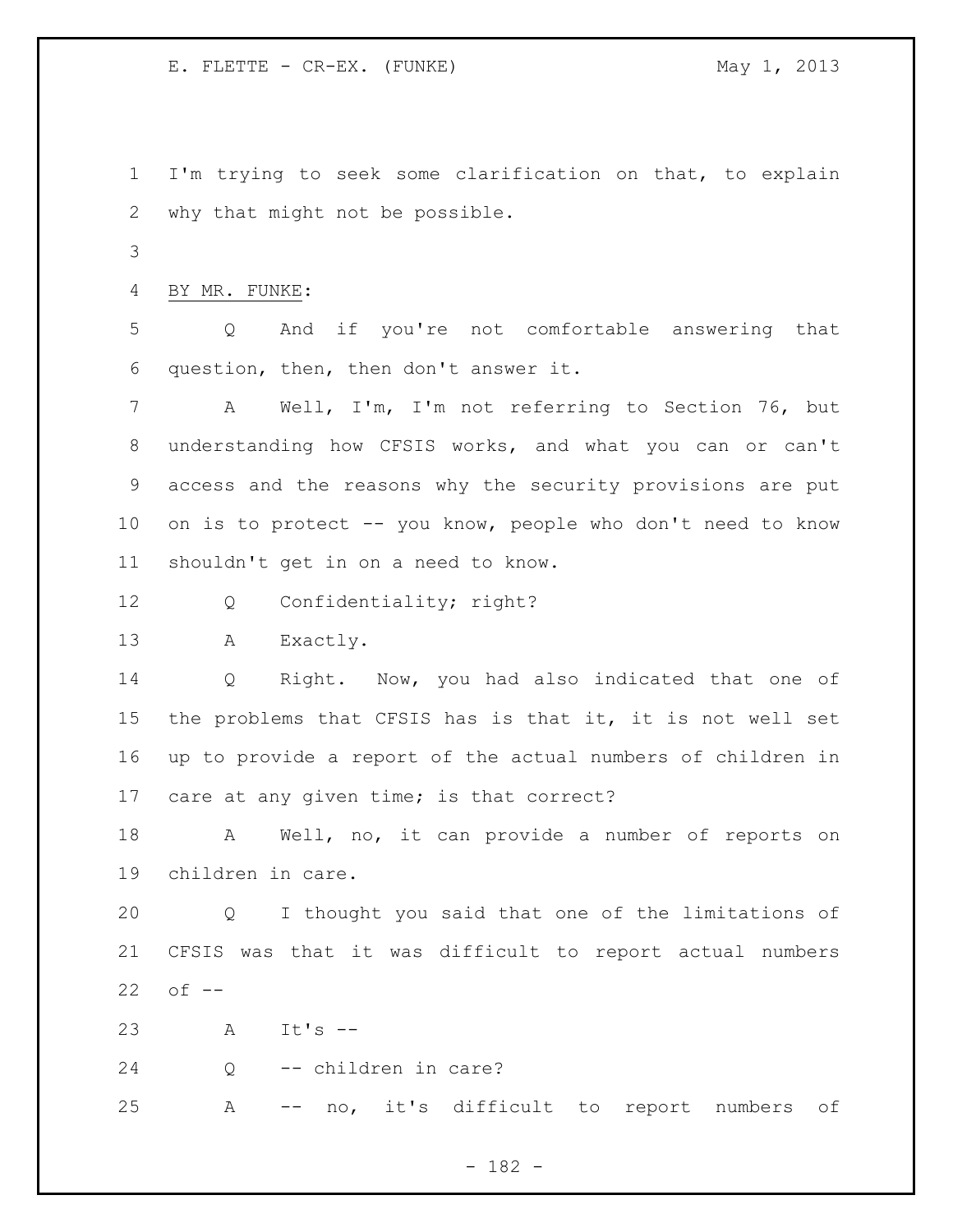I'm trying to seek some clarification on that, to explain why that might not be possible.

BY MR. FUNKE:

Q And if you're not comfortable answering that question, then, then don't answer it.

A Well, I'm, I'm not referring to Section 76, but understanding how CFSIS works, and what you can or can't access and the reasons why the security provisions are put on is to protect -- you know, people who don't need to know shouldn't get in on a need to know.

Q Confidentiality; right?

A Exactly.

Q Right. Now, you had also indicated that one of the problems that CFSIS has is that it, it is not well set up to provide a report of the actual numbers of children in care at any given time; is that correct?

A Well, no, it can provide a number of reports on children in care.

Q I thought you said that one of the limitations of CFSIS was that it was difficult to report actual numbers of --

A It's --

Q -- children in care?

A -- no, it's difficult to report numbers of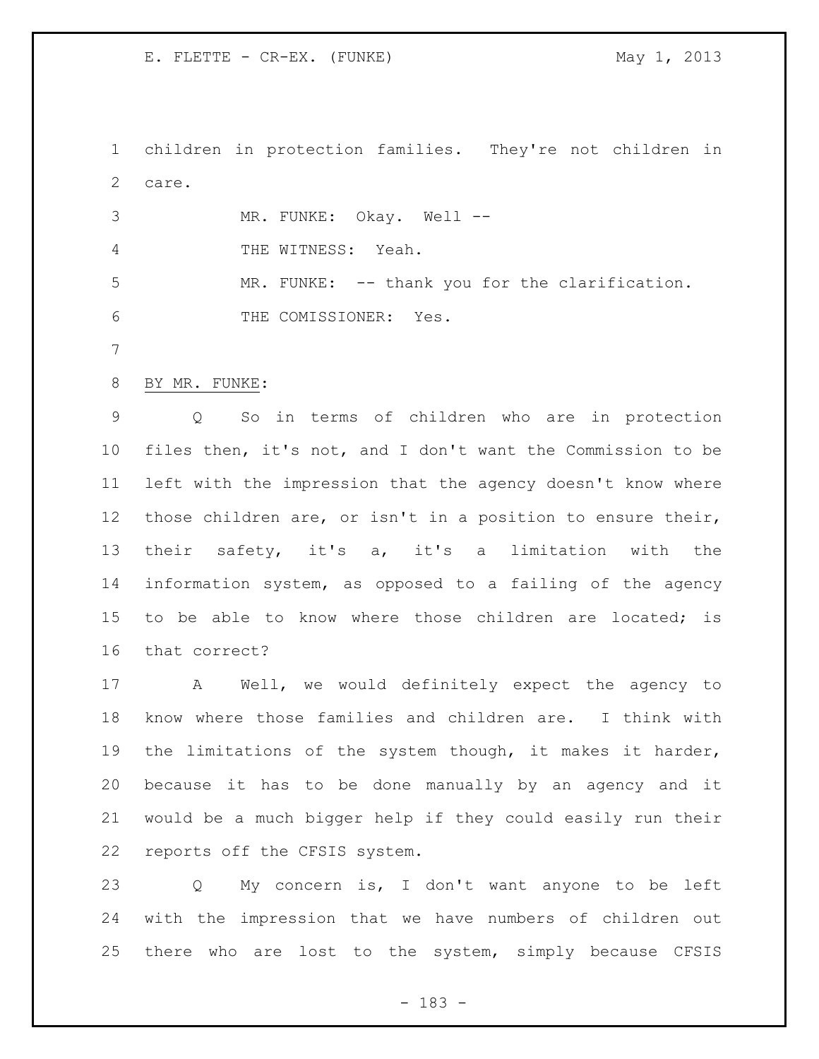children in protection families. They're not children in care.

MR. FUNKE: Okay. Well --

THE WITNESS: Yeah.

MR. FUNKE: -- thank you for the clarification.

THE COMISSIONER: Yes.

BY MR. FUNKE:

Q So in terms of children who are in protection files then, it's not, and I don't want the Commission to be left with the impression that the agency doesn't know where those children are, or isn't in a position to ensure their, their safety, it's a, it's a limitation with the information system, as opposed to a failing of the agency to be able to know where those children are located; is that correct?

A Well, we would definitely expect the agency to know where those families and children are. I think with the limitations of the system though, it makes it harder, because it has to be done manually by an agency and it would be a much bigger help if they could easily run their reports off the CFSIS system.

Q My concern is, I don't want anyone to be left with the impression that we have numbers of children out there who are lost to the system, simply because CFSIS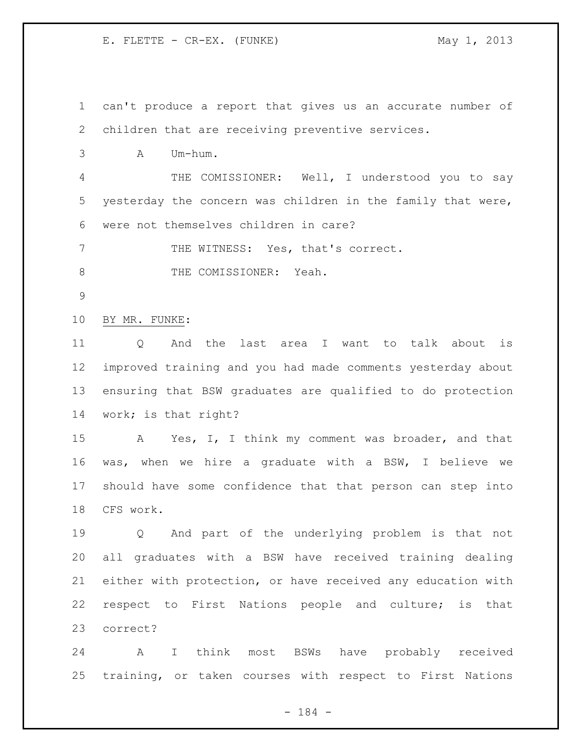can't produce a report that gives us an accurate number of children that are receiving preventive services.

A Um-hum.

THE COMISSIONER: Well, I understood you to say yesterday the concern was children in the family that were, were not themselves children in care?

THE WITNESS: Yes, that's correct.

THE COMISSIONER: Yeah.

BY MR. FUNKE:

Q And the last area I want to talk about is improved training and you had made comments yesterday about ensuring that BSW graduates are qualified to do protection work; is that right?

A Yes, I, I think my comment was broader, and that was, when we hire a graduate with a BSW, I believe we should have some confidence that that person can step into CFS work.

Q And part of the underlying problem is that not all graduates with a BSW have received training dealing either with protection, or have received any education with respect to First Nations people and culture; is that correct?

A I think most BSWs have probably received training, or taken courses with respect to First Nations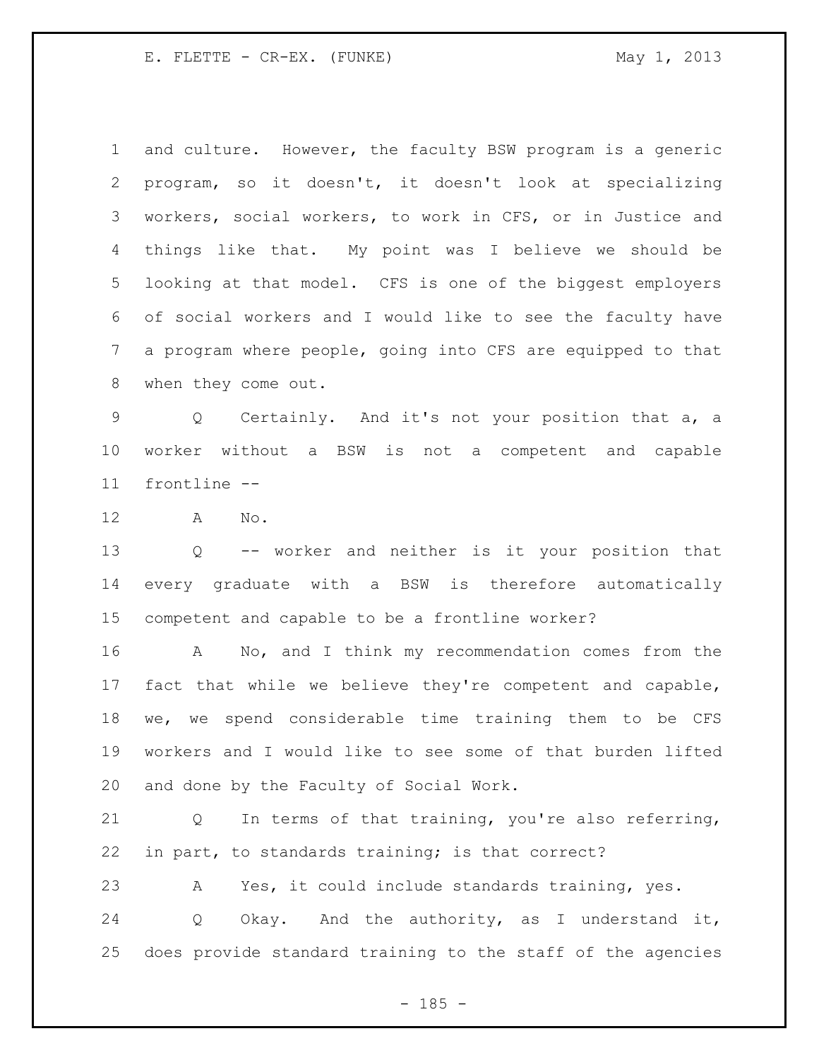and culture. However, the faculty BSW program is a generic program, so it doesn't, it doesn't look at specializing workers, social workers, to work in CFS, or in Justice and things like that. My point was I believe we should be looking at that model. CFS is one of the biggest employers of social workers and I would like to see the faculty have a program where people, going into CFS are equipped to that when they come out.

Q Certainly. And it's not your position that a, a worker without a BSW is not a competent and capable frontline --

A No.

Q -- worker and neither is it your position that every graduate with a BSW is therefore automatically competent and capable to be a frontline worker?

A No, and I think my recommendation comes from the fact that while we believe they're competent and capable, we, we spend considerable time training them to be CFS workers and I would like to see some of that burden lifted and done by the Faculty of Social Work.

Q In terms of that training, you're also referring, in part, to standards training; is that correct?

A Yes, it could include standards training, yes.

Q Okay. And the authority, as I understand it, does provide standard training to the staff of the agencies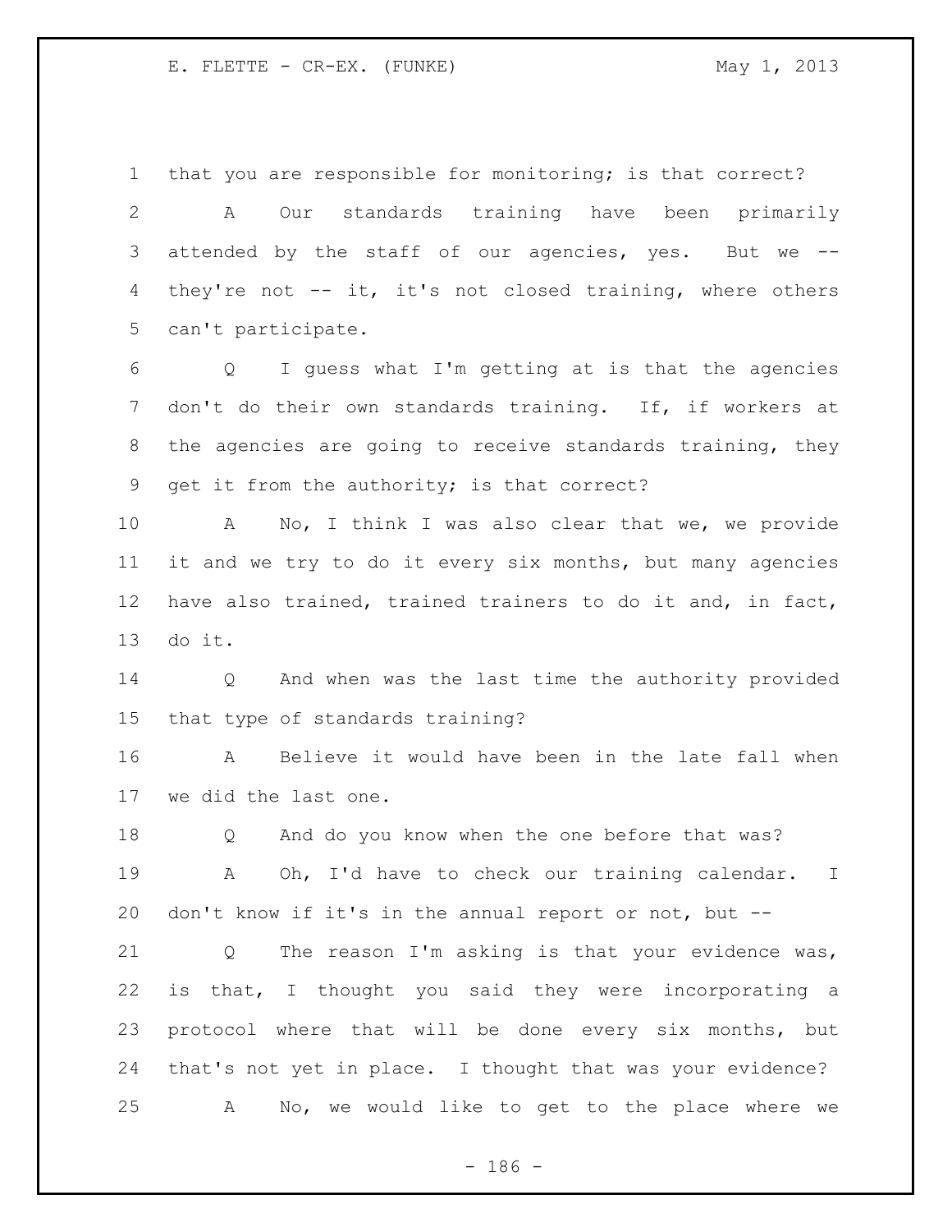that you are responsible for monitoring; is that correct?

A Our standards training have been primarily attended by the staff of our agencies, yes. But we -- they're not -- it, it's not closed training, where others can't participate.

Q I guess what I'm getting at is that the agencies don't do their own standards training. If, if workers at the agencies are going to receive standards training, they get it from the authority; is that correct?

A No, I think I was also clear that we, we provide it and we try to do it every six months, but many agencies have also trained, trained trainers to do it and, in fact, do it.

Q And when was the last time the authority provided that type of standards training?

A Believe it would have been in the late fall when we did the last one.

Q And do you know when the one before that was?

A Oh, I'd have to check our training calendar. I don't know if it's in the annual report or not, but --

Q The reason I'm asking is that your evidence was, is that, I thought you said they were incorporating a protocol where that will be done every six months, but that's not yet in place. I thought that was your evidence?

A No, we would like to get to the place where we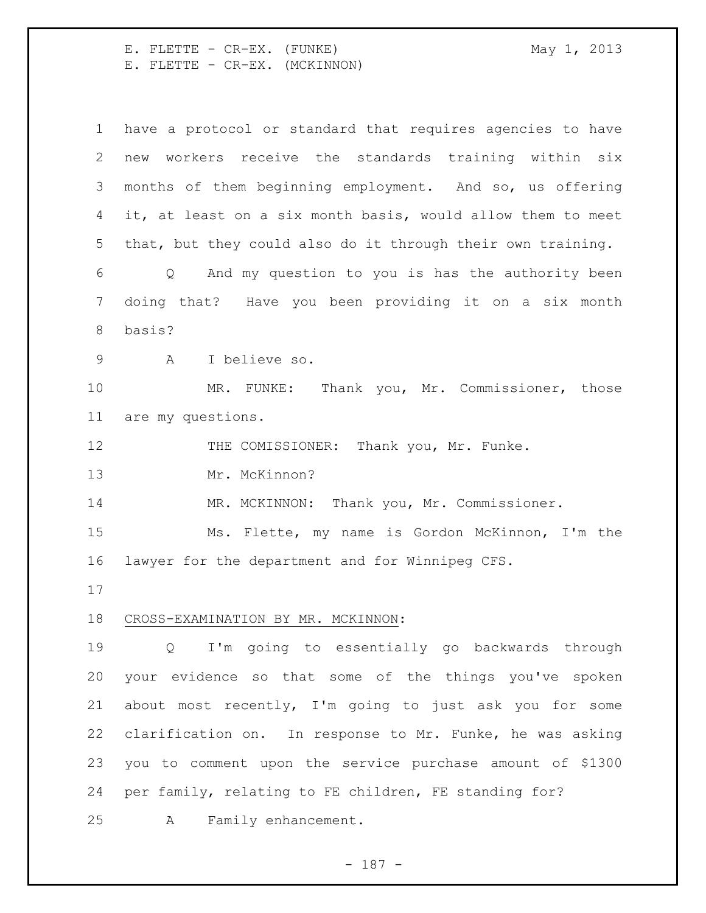have a protocol or standard that requires agencies to have new workers receive the standards training within six months of them beginning employment. And so, us offering it, at least on a six month basis, would allow them to meet that, but they could also do it through their own training.

Q And my question to you is has the authority been doing that? Have you been providing it on a six month basis?

A I believe so.

MR. FUNKE: Thank you, Mr. Commissioner, those are my questions.

THE COMISSIONER: Thank you, Mr. Funke.

Mr. McKinnon?

MR. MCKINNON: Thank you, Mr. Commissioner.

Ms. Flette, my name is Gordon McKinnon, I'm the lawyer for the department and for Winnipeg CFS.

CROSS-EXAMINATION BY MR. MCKINNON:

Q I'm going to essentially go backwards through your evidence so that some of the things you've spoken about most recently, I'm going to just ask you for some clarification on. In response to Mr. Funke, he was asking you to comment upon the service purchase amount of $1300 per family, relating to FE children, FE standing for?

A Family enhancement.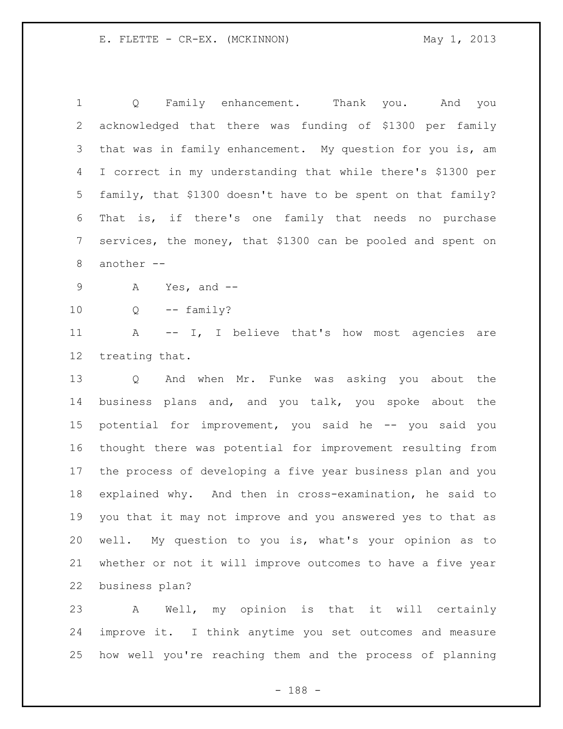Q Family enhancement. Thank you. And you acknowledged that there was funding of $1300 per family that was in family enhancement. My question for you is, am I correct in my understanding that while there's $1300 per family, that $1300 doesn't have to be spent on that family? That is, if there's one family that needs no purchase services, the money, that $1300 can be pooled and spent on another --

A Yes, and --

Q -- family?

A -- I, I believe that's how most agencies are treating that.

Q And when Mr. Funke was asking you about the business plans and, and you talk, you spoke about the potential for improvement, you said he -- you said you thought there was potential for improvement resulting from the process of developing a five year business plan and you explained why. And then in cross-examination, he said to you that it may not improve and you answered yes to that as well. My question to you is, what's your opinion as to whether or not it will improve outcomes to have a five year business plan?

A Well, my opinion is that it will certainly improve it. I think anytime you set outcomes and measure how well you're reaching them and the process of planning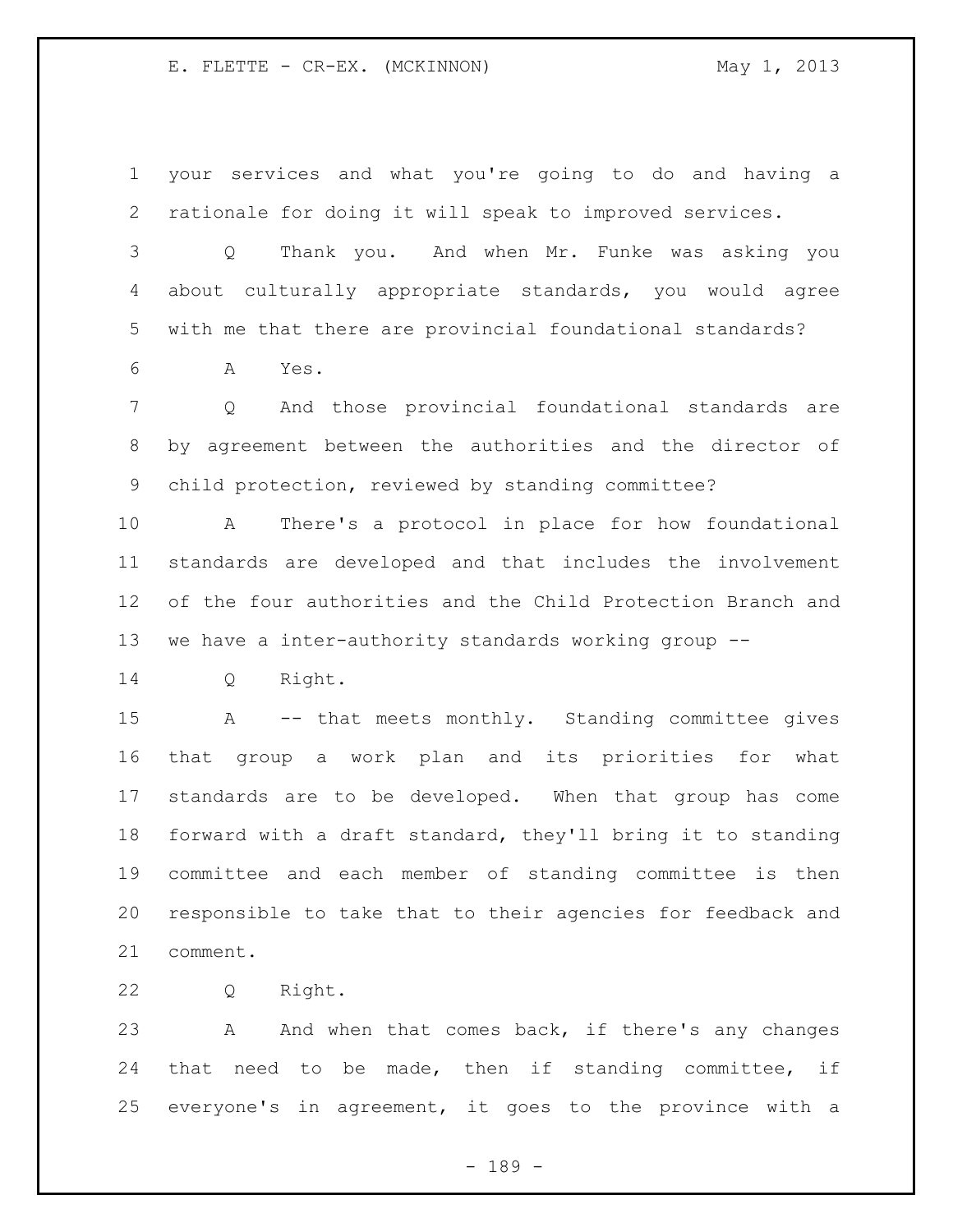your services and what you're going to do and having a rationale for doing it will speak to improved services.

Q Thank you. And when Mr. Funke was asking you about culturally appropriate standards, you would agree with me that there are provincial foundational standards?

A Yes.

Q And those provincial foundational standards are by agreement between the authorities and the director of child protection, reviewed by standing committee?

A There's a protocol in place for how foundational standards are developed and that includes the involvement of the four authorities and the Child Protection Branch and we have a inter-authority standards working group --

Q Right.

A -- that meets monthly. Standing committee gives that group a work plan and its priorities for what standards are to be developed. When that group has come forward with a draft standard, they'll bring it to standing committee and each member of standing committee is then responsible to take that to their agencies for feedback and comment.

Q Right.

A And when that comes back, if there's any changes that need to be made, then if standing committee, if everyone's in agreement, it goes to the province with a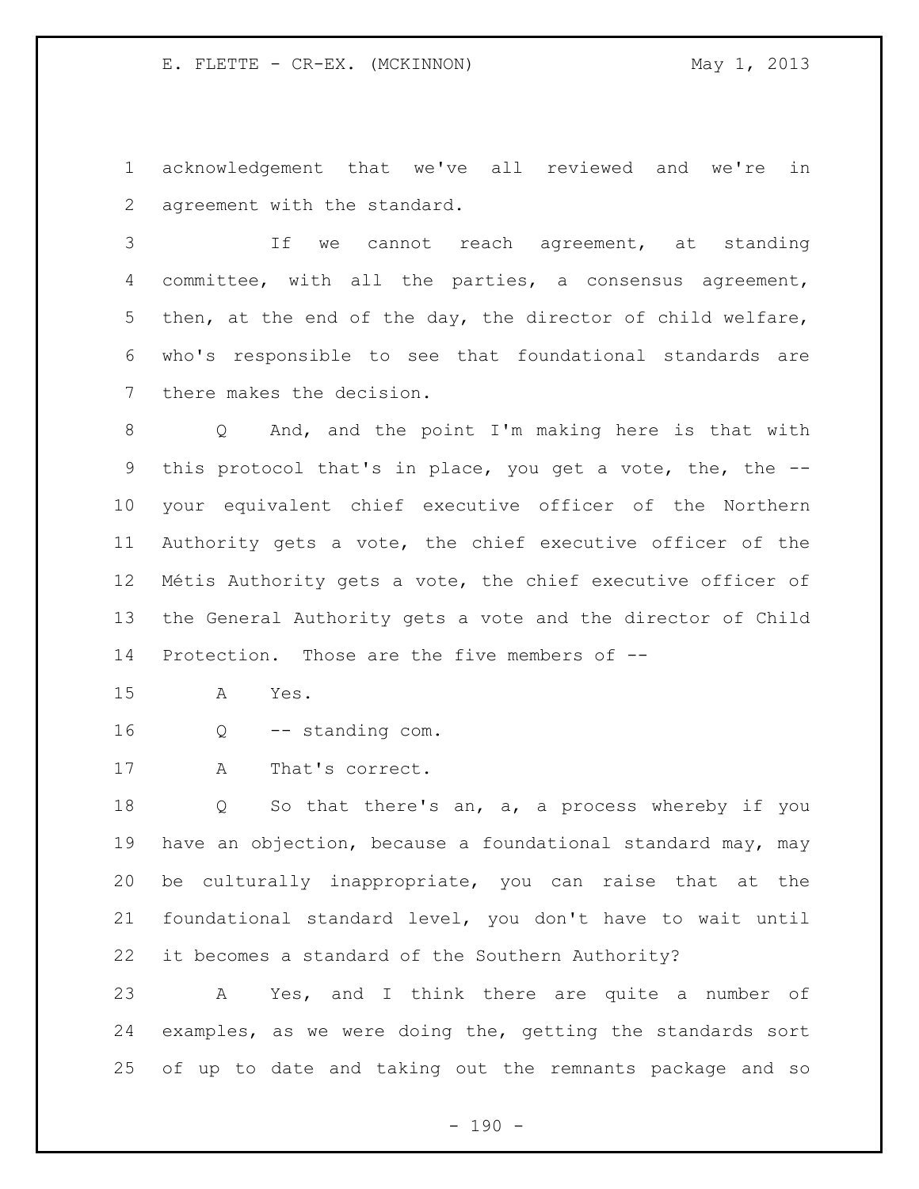acknowledgement that we've all reviewed and we're in agreement with the standard.

If we cannot reach agreement, at standing committee, with all the parties, a consensus agreement, then, at the end of the day, the director of child welfare, who's responsible to see that foundational standards are there makes the decision.

Q And, and the point I'm making here is that with this protocol that's in place, you get a vote, the, the -- your equivalent chief executive officer of the Northern Authority gets a vote, the chief executive officer of the Métis Authority gets a vote, the chief executive officer of the General Authority gets a vote and the director of Child Protection. Those are the five members of --

A Yes.

Q -- standing com.

A That's correct.

Q So that there's an, a, a process whereby if you have an objection, because a foundational standard may, may be culturally inappropriate, you can raise that at the foundational standard level, you don't have to wait until it becomes a standard of the Southern Authority?

A Yes, and I think there are quite a number of examples, as we were doing the, getting the standards sort of up to date and taking out the remnants package and so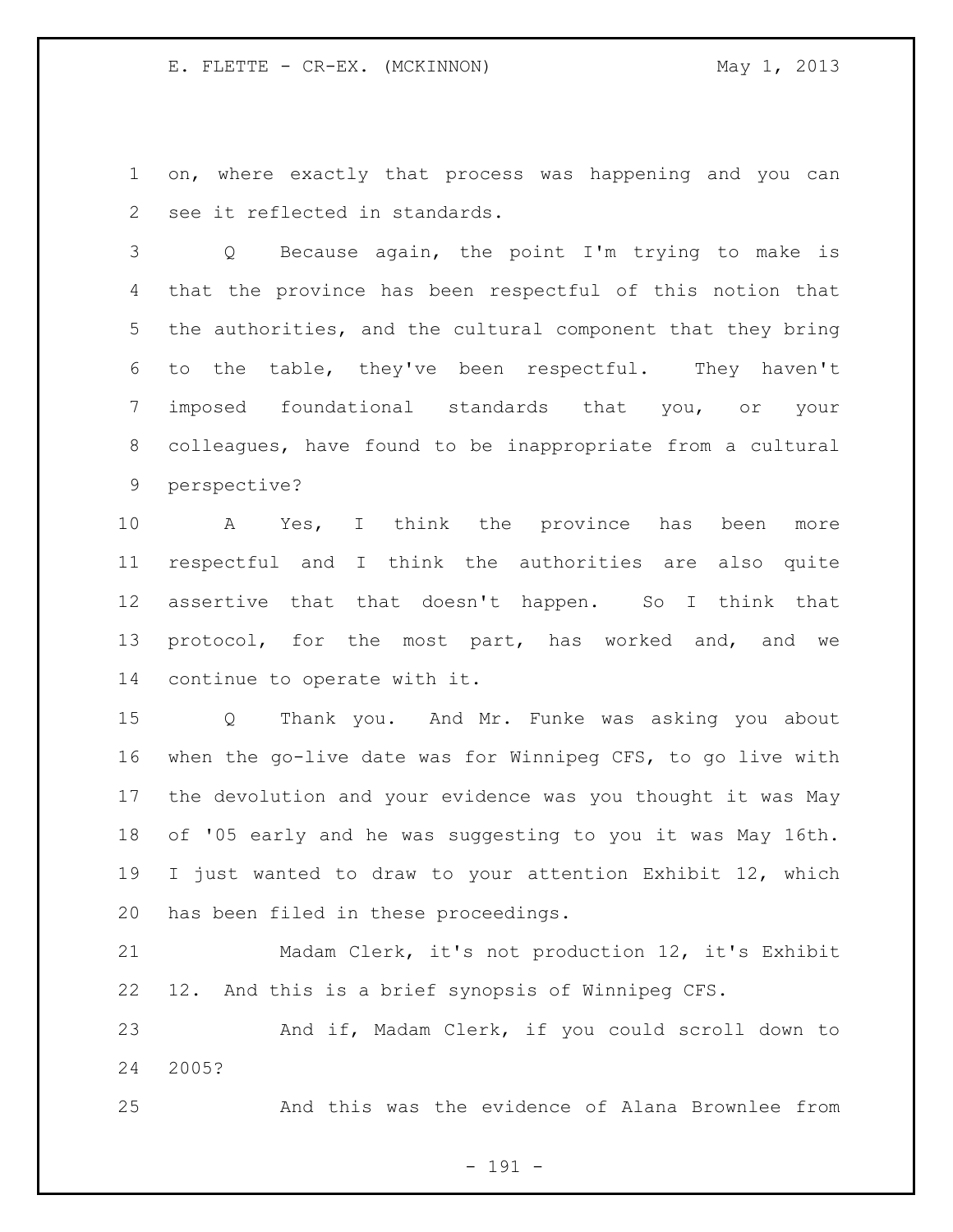on, where exactly that process was happening and you can see it reflected in standards.

Q Because again, the point I'm trying to make is that the province has been respectful of this notion that the authorities, and the cultural component that they bring to the table, they've been respectful. They haven't imposed foundational standards that you, or your colleagues, have found to be inappropriate from a cultural perspective?

A Yes, I think the province has been more respectful and I think the authorities are also quite assertive that that doesn't happen. So I think that protocol, for the most part, has worked and, and we continue to operate with it.

Q Thank you. And Mr. Funke was asking you about when the go-live date was for Winnipeg CFS, to go live with the devolution and your evidence was you thought it was May of '05 early and he was suggesting to you it was May 16th. I just wanted to draw to your attention Exhibit 12, which has been filed in these proceedings.

Madam Clerk, it's not production 12, it's Exhibit 12. And this is a brief synopsis of Winnipeg CFS.

And if, Madam Clerk, if you could scroll down to 2005?

And this was the evidence of Alana Brownlee from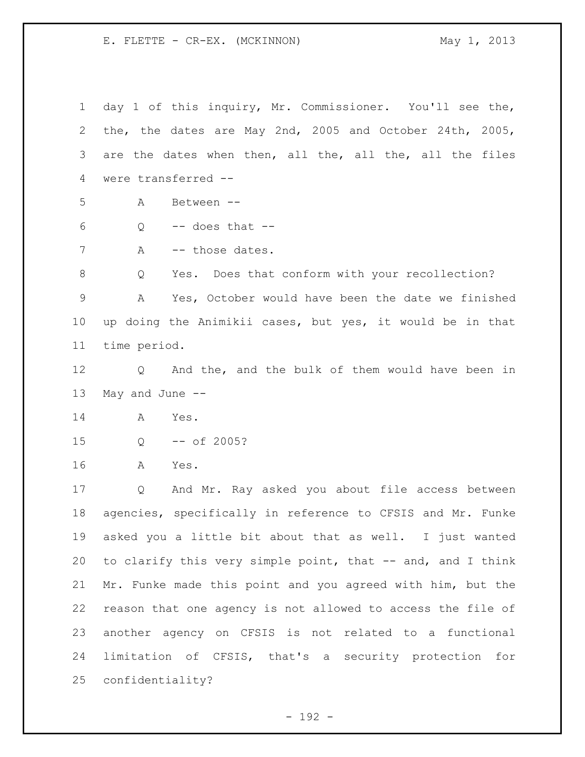day 1 of this inquiry, Mr. Commissioner. You'll see the, the, the dates are May 2nd, 2005 and October 24th, 2005, are the dates when then, all the, all the, all the files were transferred --

A Between --

Q -- does that --

A -- those dates.

Q Yes. Does that conform with your recollection?

A Yes, October would have been the date we finished up doing the Animikii cases, but yes, it would be in that time period.

Q And the, and the bulk of them would have been in May and June --

A Yes.

Q -- of 2005?

A Yes.

Q And Mr. Ray asked you about file access between agencies, specifically in reference to CFSIS and Mr. Funke asked you a little bit about that as well. I just wanted to clarify this very simple point, that -- and, and I think Mr. Funke made this point and you agreed with him, but the reason that one agency is not allowed to access the file of another agency on CFSIS is not related to a functional limitation of CFSIS, that's a security protection for confidentiality?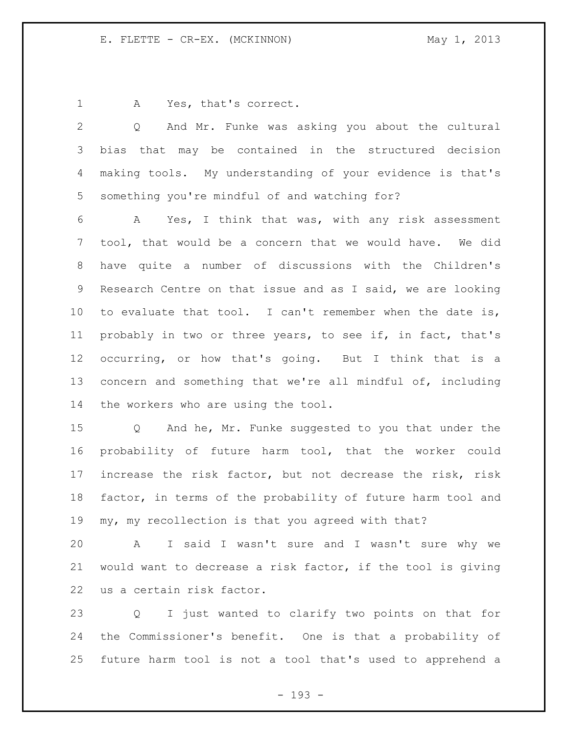A Yes, that's correct.

Q And Mr. Funke was asking you about the cultural bias that may be contained in the structured decision making tools. My understanding of your evidence is that's something you're mindful of and watching for?

A Yes, I think that was, with any risk assessment tool, that would be a concern that we would have. We did have quite a number of discussions with the Children's Research Centre on that issue and as I said, we are looking to evaluate that tool. I can't remember when the date is, probably in two or three years, to see if, in fact, that's occurring, or how that's going. But I think that is a concern and something that we're all mindful of, including the workers who are using the tool.

Q And he, Mr. Funke suggested to you that under the probability of future harm tool, that the worker could increase the risk factor, but not decrease the risk, risk factor, in terms of the probability of future harm tool and my, my recollection is that you agreed with that?

A I said I wasn't sure and I wasn't sure why we would want to decrease a risk factor, if the tool is giving us a certain risk factor.

Q I just wanted to clarify two points on that for the Commissioner's benefit. One is that a probability of future harm tool is not a tool that's used to apprehend a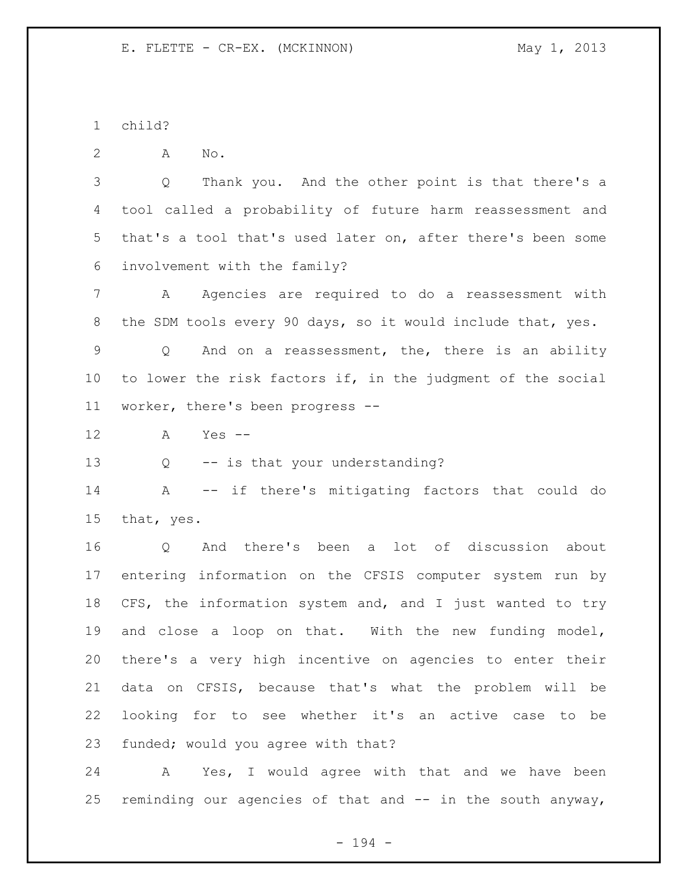child?

A No.

Q Thank you. And the other point is that there's a tool called a probability of future harm reassessment and that's a tool that's used later on, after there's been some involvement with the family?

A Agencies are required to do a reassessment with the SDM tools every 90 days, so it would include that, yes.

Q And on a reassessment, the, there is an ability to lower the risk factors if, in the judgment of the social worker, there's been progress --

A Yes --

Q -- is that your understanding?

A -- if there's mitigating factors that could do that, yes.

Q And there's been a lot of discussion about entering information on the CFSIS computer system run by CFS, the information system and, and I just wanted to try and close a loop on that. With the new funding model, there's a very high incentive on agencies to enter their data on CFSIS, because that's what the problem will be looking for to see whether it's an active case to be funded; would you agree with that?

A Yes, I would agree with that and we have been reminding our agencies of that and -- in the south anyway,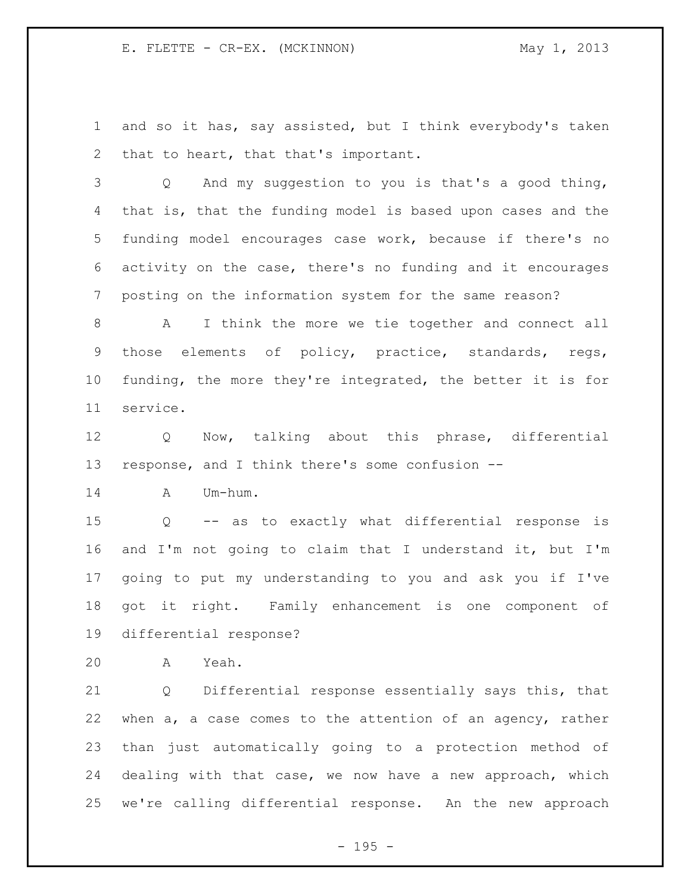and so it has, say assisted, but I think everybody's taken that to heart, that that's important.

Q And my suggestion to you is that's a good thing, that is, that the funding model is based upon cases and the funding model encourages case work, because if there's no activity on the case, there's no funding and it encourages posting on the information system for the same reason?

A I think the more we tie together and connect all those elements of policy, practice, standards, regs, funding, the more they're integrated, the better it is for service.

Q Now, talking about this phrase, differential response, and I think there's some confusion --

A Um-hum.

Q -- as to exactly what differential response is and I'm not going to claim that I understand it, but I'm going to put my understanding to you and ask you if I've got it right. Family enhancement is one component of differential response?

A Yeah.

Q Differential response essentially says this, that when a, a case comes to the attention of an agency, rather than just automatically going to a protection method of dealing with that case, we now have a new approach, which we're calling differential response. An the new approach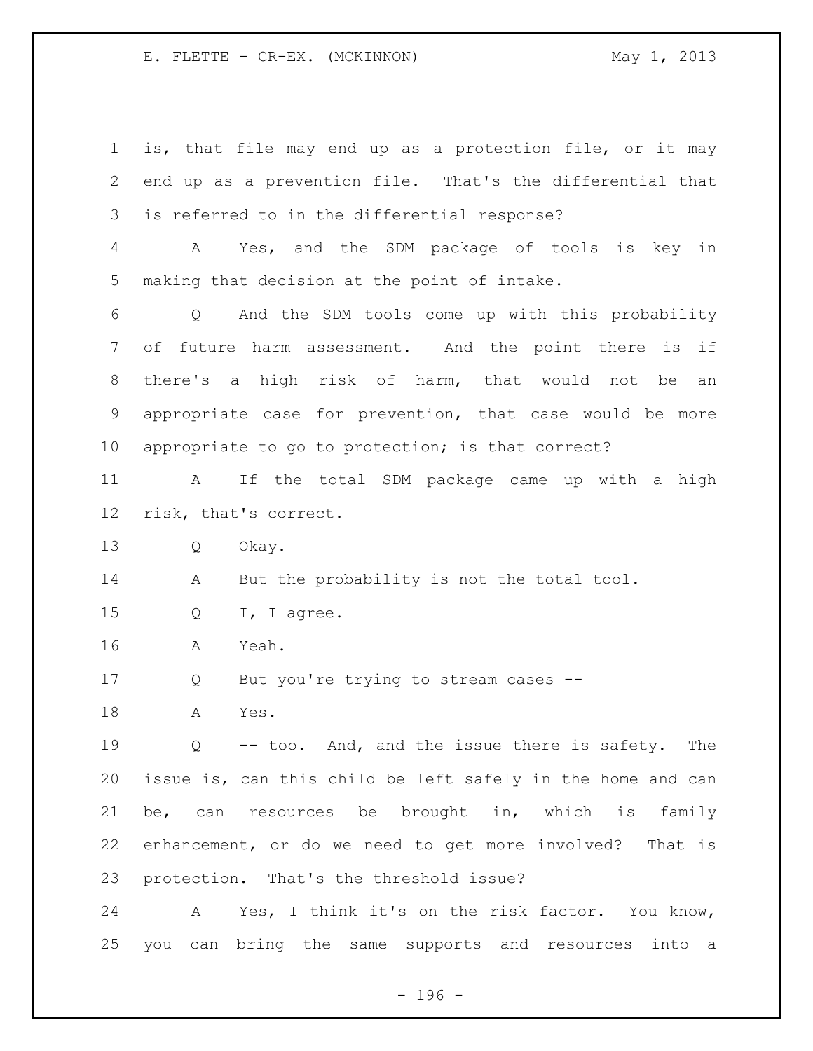is, that file may end up as a protection file, or it may end up as a prevention file. That's the differential that is referred to in the differential response?

A Yes, and the SDM package of tools is key in making that decision at the point of intake.

Q And the SDM tools come up with this probability of future harm assessment. And the point there is if there's a high risk of harm, that would not be an appropriate case for prevention, that case would be more appropriate to go to protection; is that correct?

A If the total SDM package came up with a high risk, that's correct.

Q Okay.

A But the probability is not the total tool.

Q I, I agree.

A Yeah.

Q But you're trying to stream cases --

A Yes.

Q -- too. And, and the issue there is safety. The issue is, can this child be left safely in the home and can be, can resources be brought in, which is family enhancement, or do we need to get more involved? That is protection. That's the threshold issue?

A Yes, I think it's on the risk factor. You know, you can bring the same supports and resources into a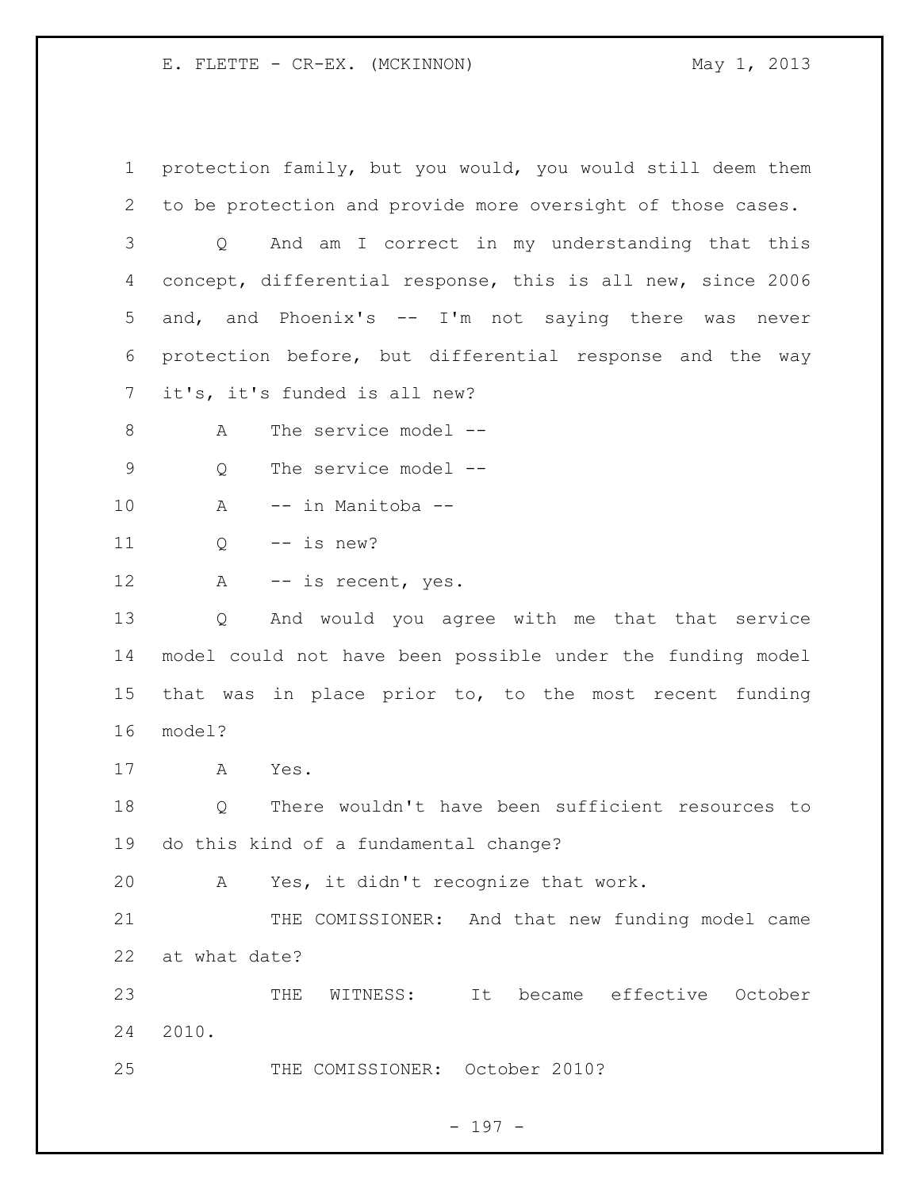protection family, but you would, you would still deem them to be protection and provide more oversight of those cases.

Q And am I correct in my understanding that this concept, differential response, this is all new, since 2006 and, and Phoenix's -- I'm not saying there was never protection before, but differential response and the way it's, it's funded is all new?

A The service model --

Q The service model --

A -- in Manitoba --

Q -- is new?

A -- is recent, yes.

Q And would you agree with me that that service model could not have been possible under the funding model that was in place prior to, to the most recent funding model?

A Yes.

Q There wouldn't have been sufficient resources to do this kind of a fundamental change?

A Yes, it didn't recognize that work.

THE COMISSIONER: And that new funding model came at what date?

THE WITNESS: It became effective October 2010.

THE COMISSIONER: October 2010?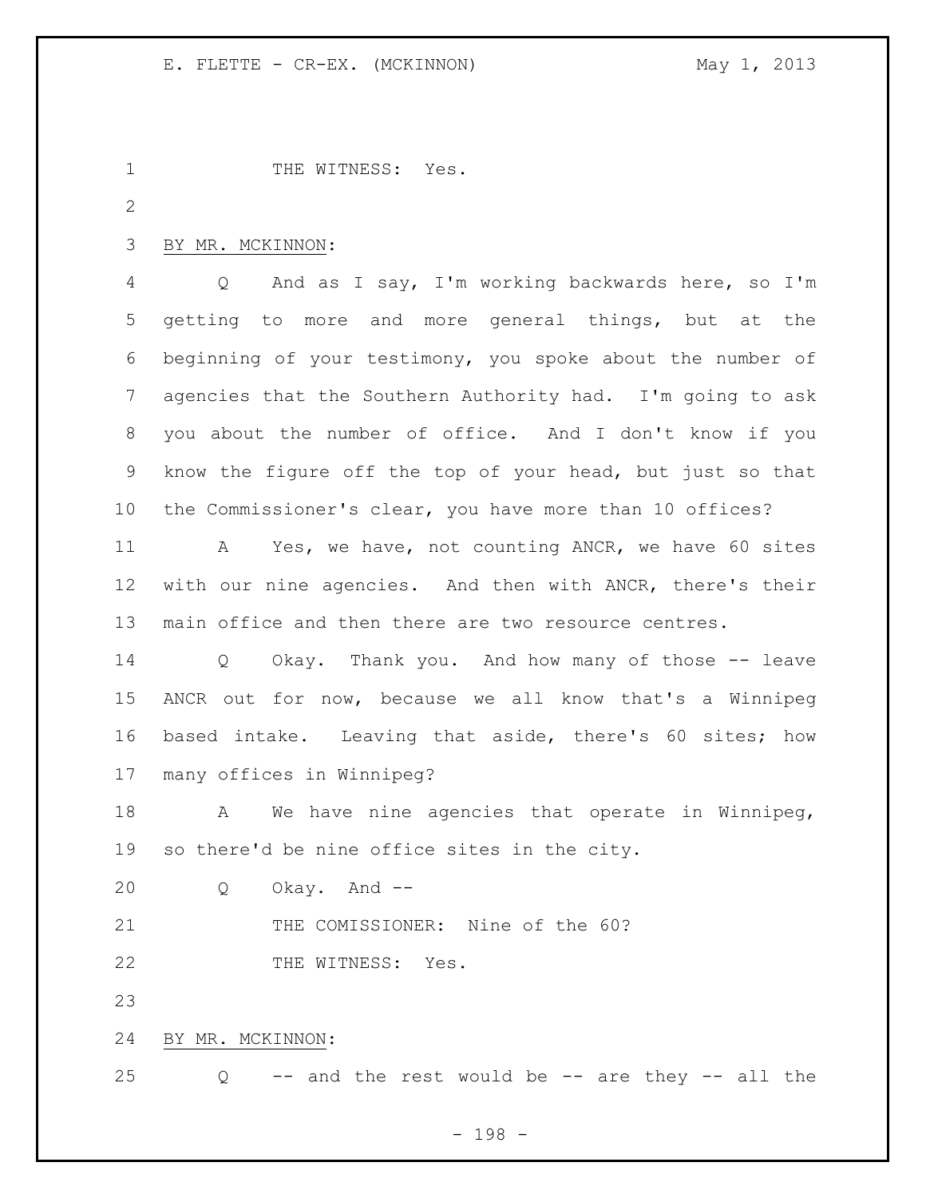THE WITNESS: Yes.

BY MR. MCKINNON:

Q And as I say, I'm working backwards here, so I'm getting to more and more general things, but at the beginning of your testimony, you spoke about the number of agencies that the Southern Authority had. I'm going to ask you about the number of office. And I don't know if you know the figure off the top of your head, but just so that the Commissioner's clear, you have more than 10 offices?

A Yes, we have, not counting ANCR, we have 60 sites with our nine agencies. And then with ANCR, there's their main office and then there are two resource centres.

Q Okay. Thank you. And how many of those -- leave ANCR out for now, because we all know that's a Winnipeg based intake. Leaving that aside, there's 60 sites; how many offices in Winnipeg?

A We have nine agencies that operate in Winnipeg, so there'd be nine office sites in the city.

Q Okay. And --

THE COMISSIONER: Nine of the 60?

THE WITNESS: Yes.

BY MR. MCKINNON:

Q -- and the rest would be -- are they -- all the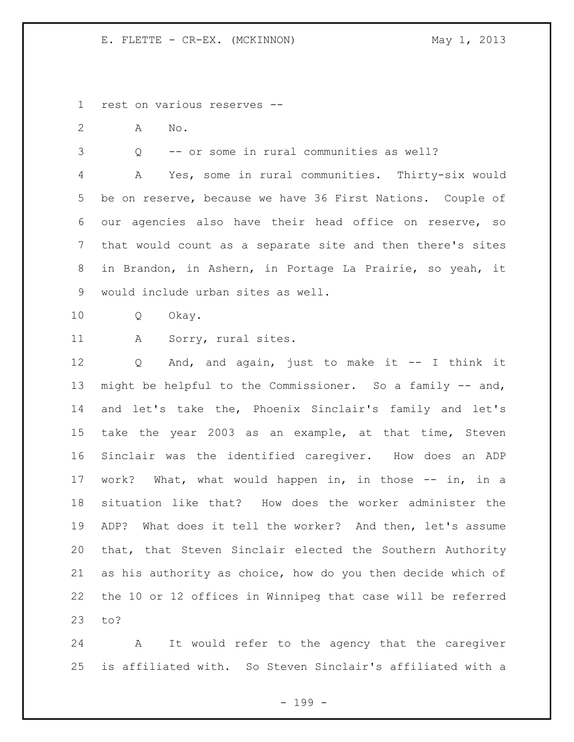rest on various reserves --

A No.

Q -- or some in rural communities as well?

A Yes, some in rural communities. Thirty-six would be on reserve, because we have 36 First Nations. Couple of our agencies also have their head office on reserve, so that would count as a separate site and then there's sites in Brandon, in Ashern, in Portage La Prairie, so yeah, it would include urban sites as well.

Q Okay.

A Sorry, rural sites.

Q And, and again, just to make it -- I think it might be helpful to the Commissioner. So a family -- and, and let's take the, Phoenix Sinclair's family and let's take the year 2003 as an example, at that time, Steven Sinclair was the identified caregiver. How does an ADP work? What, what would happen in, in those -- in, in a situation like that? How does the worker administer the ADP? What does it tell the worker? And then, let's assume that, that Steven Sinclair elected the Southern Authority as his authority as choice, how do you then decide which of the 10 or 12 offices in Winnipeg that case will be referred to?

A It would refer to the agency that the caregiver is affiliated with. So Steven Sinclair's affiliated with a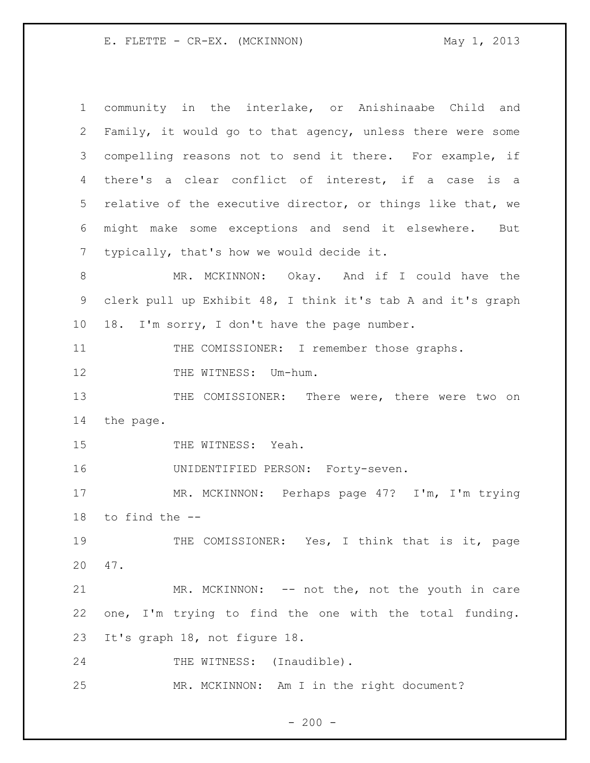community in the interlake, or Anishinaabe Child and Family, it would go to that agency, unless there were some compelling reasons not to send it there. For example, if there's a clear conflict of interest, if a case is a relative of the executive director, or things like that, we might make some exceptions and send it elsewhere. But typically, that's how we would decide it.

MR. MCKINNON: Okay. And if I could have the clerk pull up Exhibit 48, I think it's tab A and it's graph 18. I'm sorry, I don't have the page number.

THE COMISSIONER: I remember those graphs.

THE WITNESS: Um-hum.

THE COMISSIONER: There were, there were two on the page.

THE WITNESS: Yeah.

UNIDENTIFIED PERSON: Forty-seven.

MR. MCKINNON: Perhaps page 47? I'm, I'm trying to find the --

THE COMISSIONER: Yes, I think that is it, page 47.

MR. MCKINNON: -- not the, not the youth in care one, I'm trying to find the one with the total funding. It's graph 18, not figure 18.

THE WITNESS: (Inaudible).

MR. MCKINNON: Am I in the right document?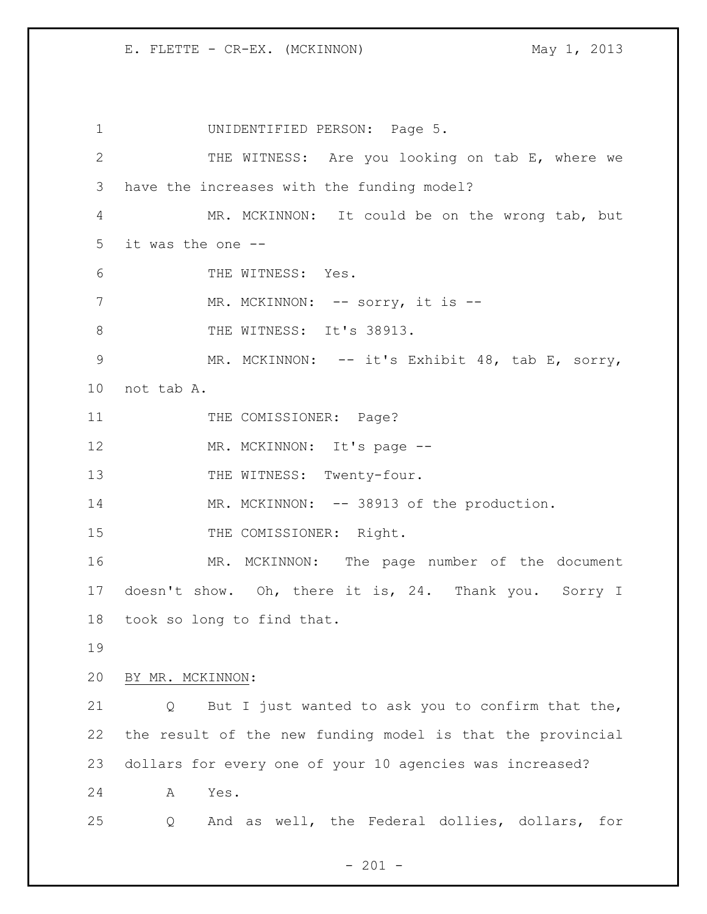UNIDENTIFIED PERSON: Page 5.

THE WITNESS: Are you looking on tab E, where we have the increases with the funding model?

MR. MCKINNON: It could be on the wrong tab, but it was the one --

THE WITNESS: Yes.

MR. MCKINNON: -- sorry, it is --

THE WITNESS: It's 38913.

MR. MCKINNON: -- it's Exhibit 48, tab E, sorry, not tab A.

THE COMISSIONER: Page?

MR. MCKINNON: It's page --

THE WITNESS: Twenty-four.

MR. MCKINNON: -- 38913 of the production.

THE COMISSIONER: Right.

MR. MCKINNON: The page number of the document doesn't show. Oh, there it is, 24. Thank you. Sorry I took so long to find that.

BY MR. MCKINNON:

Q But I just wanted to ask you to confirm that the, the result of the new funding model is that the provincial dollars for every one of your 10 agencies was increased?

A Yes.

Q And as well, the Federal dollies, dollars, for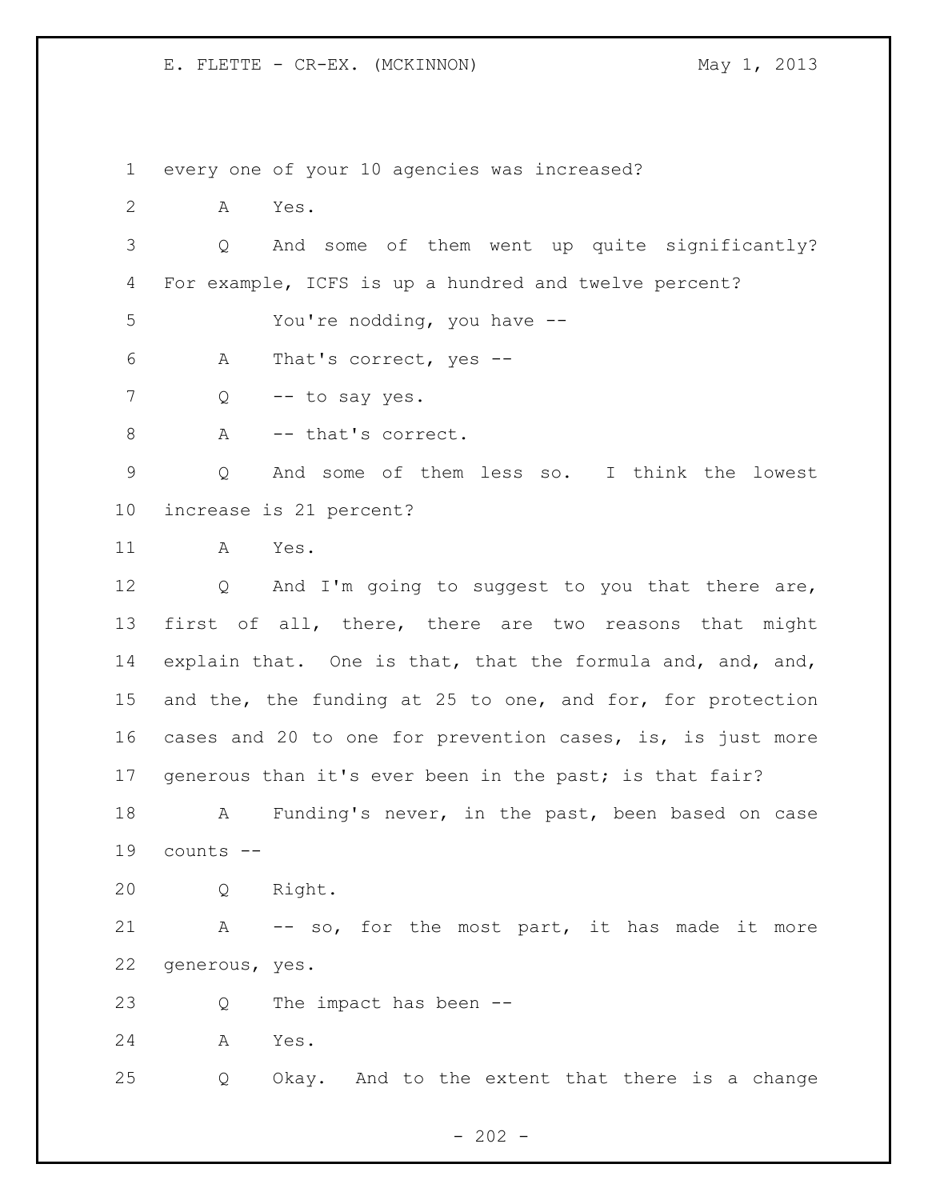every one of your 10 agencies was increased?

A Yes.

Q And some of them went up quite significantly? For example, ICFS is up a hundred and twelve percent?

You're nodding, you have --

A That's correct, yes --

Q -- to say yes.

A -- that's correct.

Q And some of them less so. I think the lowest increase is 21 percent?

A Yes.

Q And I'm going to suggest to you that there are, first of all, there, there are two reasons that might explain that. One is that, that the formula and, and, and, and the, the funding at 25 to one, and for, for protection cases and 20 to one for prevention cases, is, is just more generous than it's ever been in the past; is that fair?

A Funding's never, in the past, been based on case counts --

Q Right.

A -- so, for the most part, it has made it more generous, yes.

Q The impact has been --

A Yes.

Q Okay. And to the extent that there is a change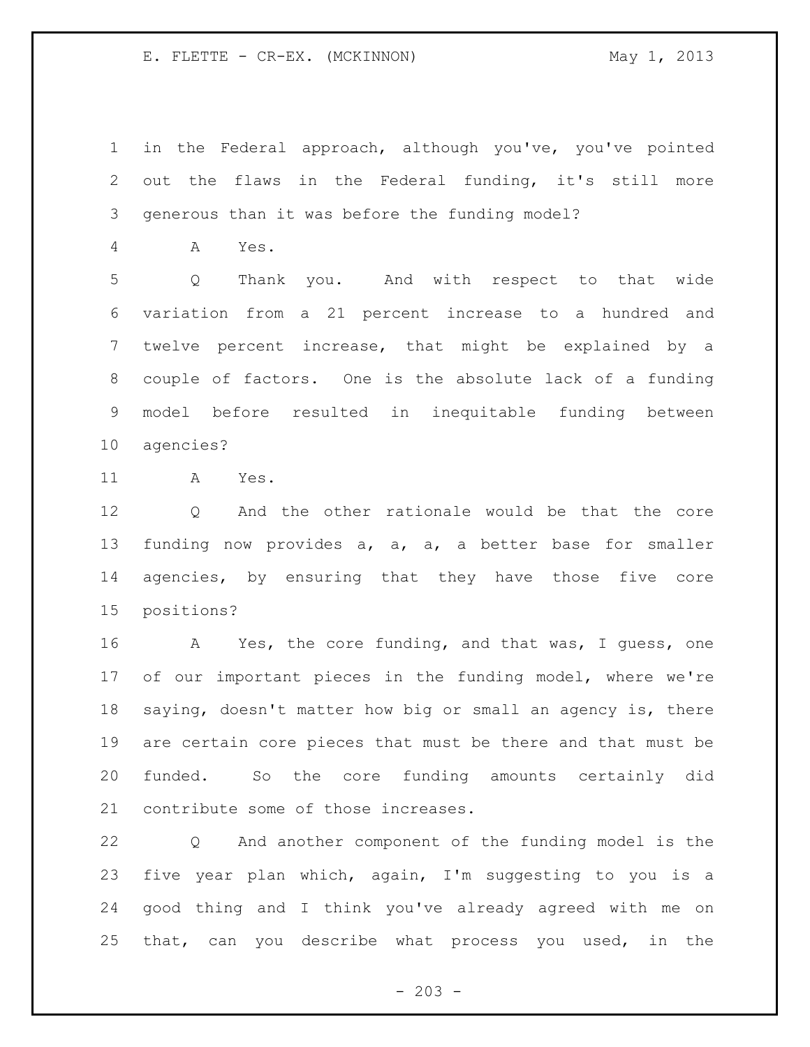in the Federal approach, although you've, you've pointed out the flaws in the Federal funding, it's still more generous than it was before the funding model?

A Yes.

Q Thank you. And with respect to that wide variation from a 21 percent increase to a hundred and twelve percent increase, that might be explained by a couple of factors. One is the absolute lack of a funding model before resulted in inequitable funding between agencies?

A Yes.

Q And the other rationale would be that the core funding now provides a, a, a, a better base for smaller agencies, by ensuring that they have those five core positions?

A Yes, the core funding, and that was, I guess, one of our important pieces in the funding model, where we're saying, doesn't matter how big or small an agency is, there are certain core pieces that must be there and that must be funded. So the core funding amounts certainly did contribute some of those increases.

Q And another component of the funding model is the five year plan which, again, I'm suggesting to you is a good thing and I think you've already agreed with me on that, can you describe what process you used, in the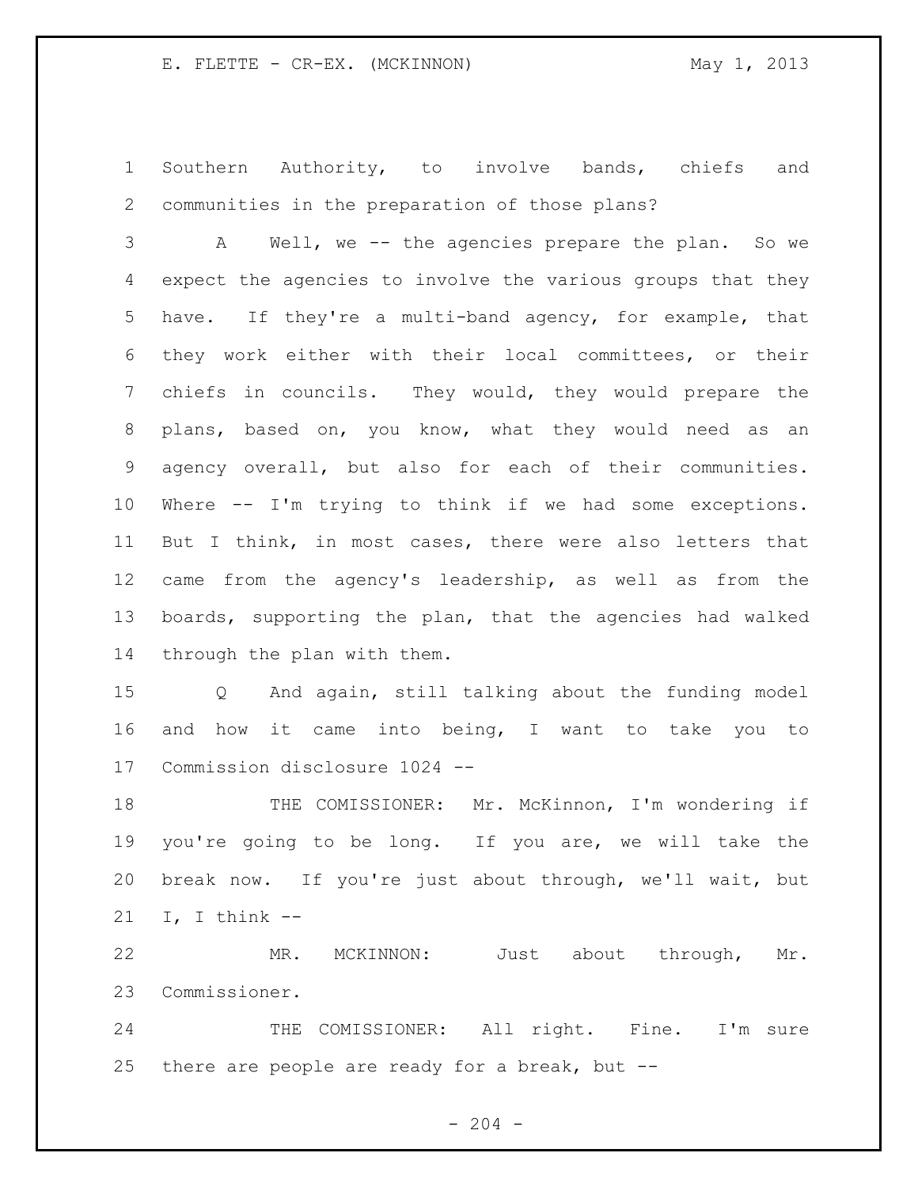Southern Authority, to involve bands, chiefs and communities in the preparation of those plans?

A Well, we -- the agencies prepare the plan. So we expect the agencies to involve the various groups that they have. If they're a multi-band agency, for example, that they work either with their local committees, or their chiefs in councils. They would, they would prepare the plans, based on, you know, what they would need as an agency overall, but also for each of their communities. Where -- I'm trying to think if we had some exceptions. But I think, in most cases, there were also letters that came from the agency's leadership, as well as from the boards, supporting the plan, that the agencies had walked through the plan with them.

Q And again, still talking about the funding model and how it came into being, I want to take you to Commission disclosure 1024 --

THE COMISSIONER: Mr. McKinnon, I'm wondering if you're going to be long. If you are, we will take the break now. If you're just about through, we'll wait, but I, I think --

MR. MCKINNON: Just about through, Mr. Commissioner.

THE COMISSIONER: All right. Fine. I'm sure there are people are ready for a break, but --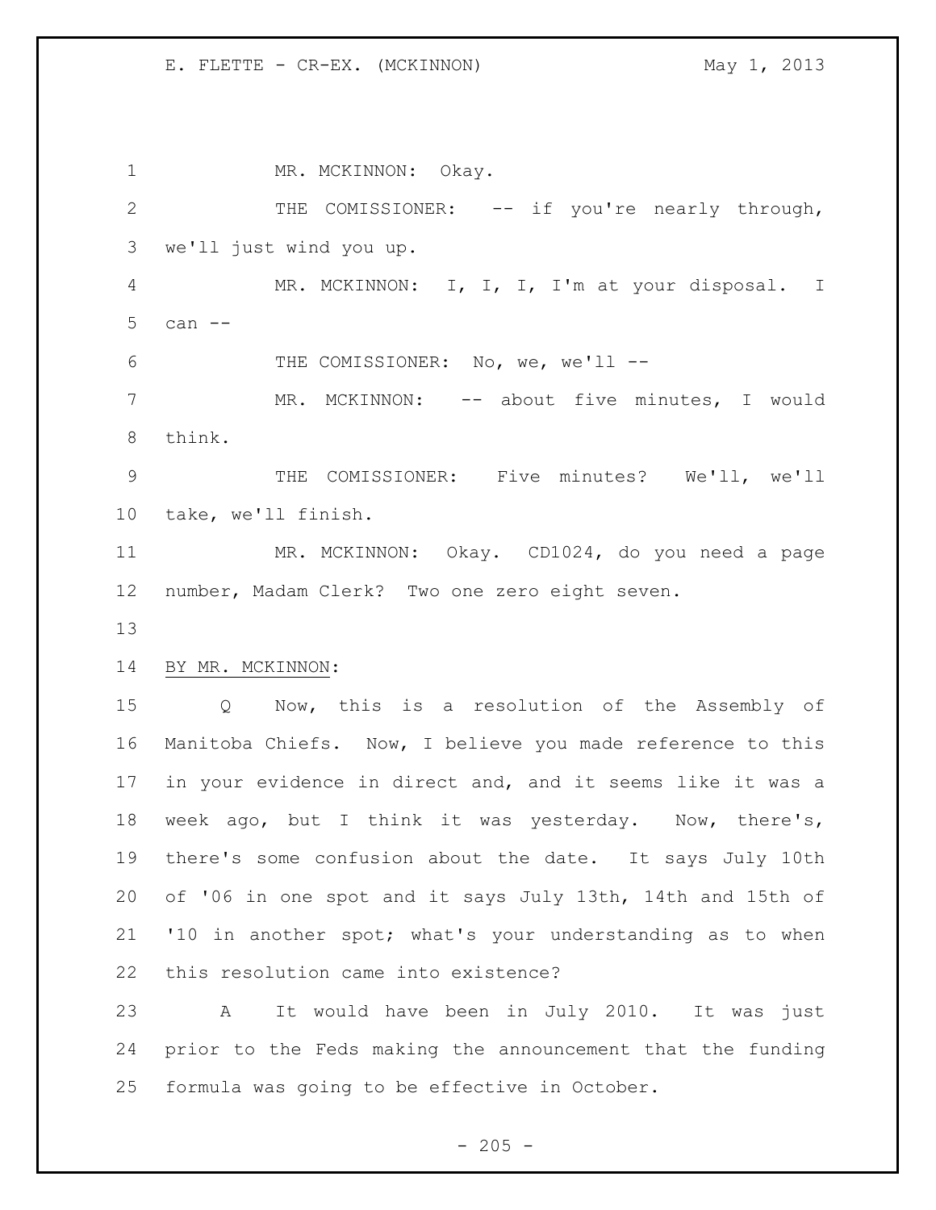MR. MCKINNON: Okay.

THE COMISSIONER: -- if you're nearly through, we'll just wind you up.

MR. MCKINNON: I, I, I, I'm at your disposal. I can --

THE COMISSIONER: No, we, we'll --

MR. MCKINNON: -- about five minutes, I would think.

THE COMISSIONER: Five minutes? We'll, we'll take, we'll finish.

MR. MCKINNON: Okay. CD1024, do you need a page number, Madam Clerk? Two one zero eight seven.

BY MR. MCKINNON:

Q Now, this is a resolution of the Assembly of Manitoba Chiefs. Now, I believe you made reference to this in your evidence in direct and, and it seems like it was a week ago, but I think it was yesterday. Now, there's, there's some confusion about the date. It says July 10th of '06 in one spot and it says July 13th, 14th and 15th of '10 in another spot; what's your understanding as to when this resolution came into existence?

A It would have been in July 2010. It was just prior to the Feds making the announcement that the funding formula was going to be effective in October.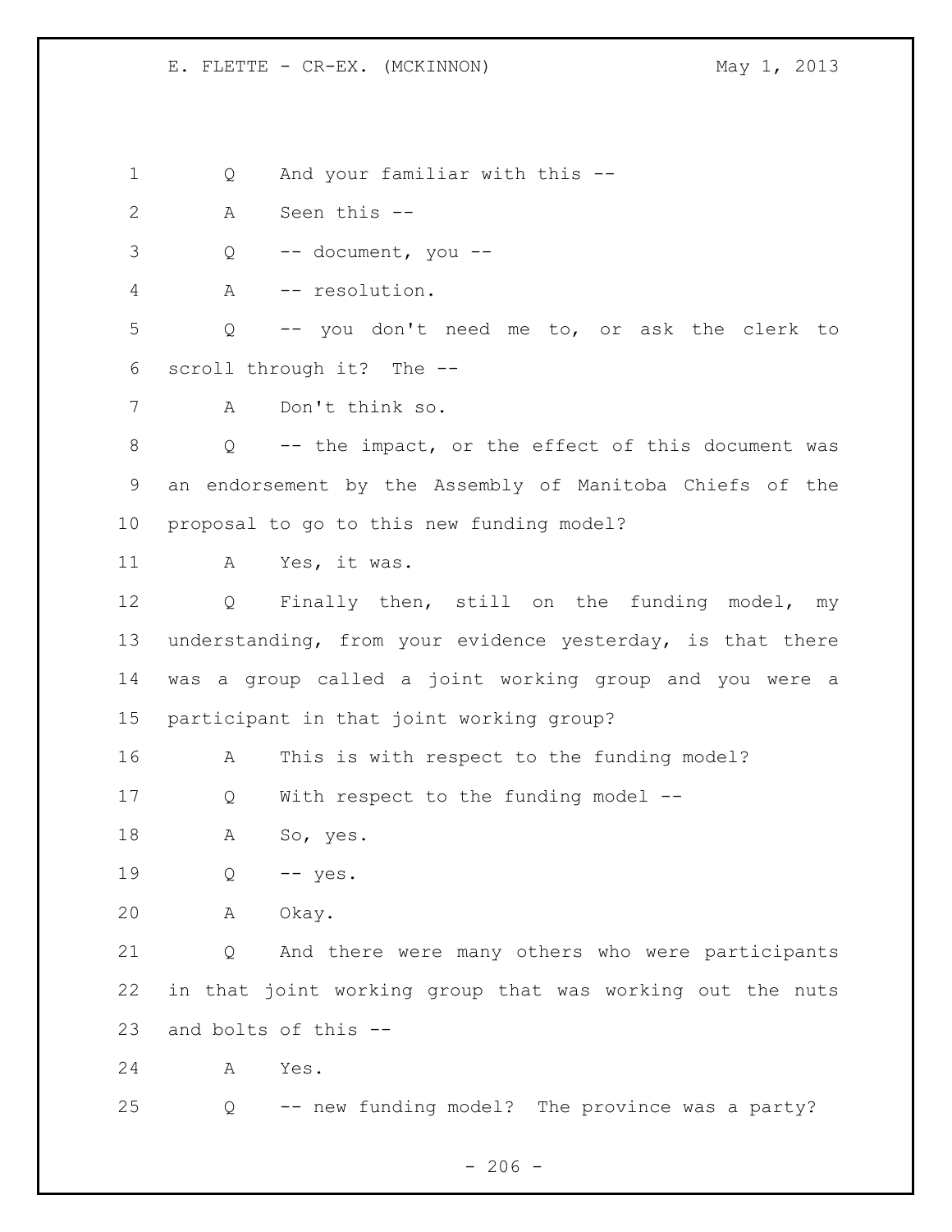Q    And your familiar with this --

A    Seen this --

Q    -- document, you --

A    -- resolution.

Q    -- you don't need me to, or ask the clerk to scroll through it?  The --

A    Don't think so.

Q    -- the impact, or the effect of this document was an endorsement by the Assembly of Manitoba Chiefs of the proposal to go to this new funding model?

A    Yes, it was.

Q    Finally then, still on the funding model, my understanding, from your evidence yesterday, is that there was a group called a joint working group and you were a participant in that joint working group?

A    This is with respect to the funding model?

Q    With respect to the funding model --

A    So, yes.

Q    -- yes.

A    Okay.

Q    And there were many others who were participants in that joint working group that was working out the nuts and bolts of this --

A    Yes.

Q    -- new funding model?  The province was a party?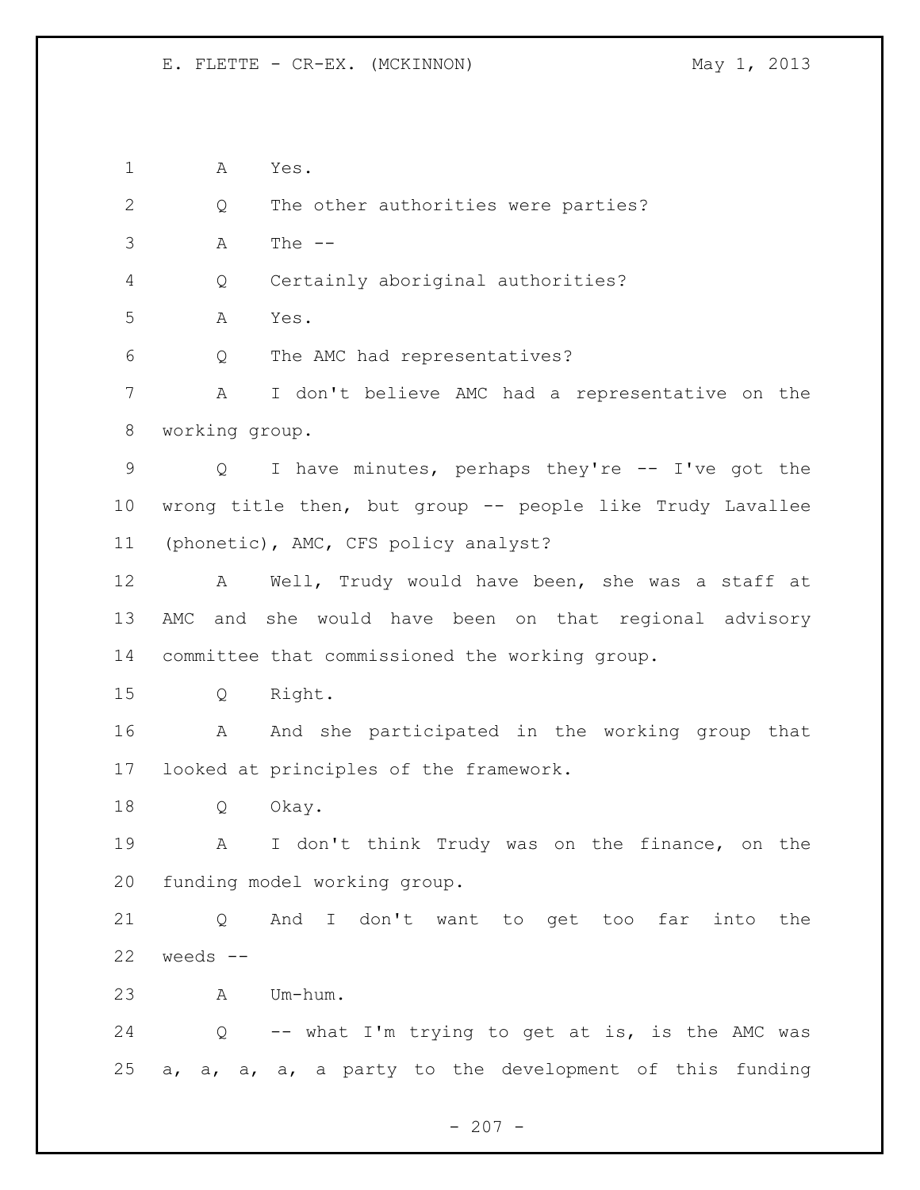A Yes.

Q The other authorities were parties?

A The --

Q Certainly aboriginal authorities?

A Yes.

Q The AMC had representatives?

A I don't believe AMC had a representative on the working group.

Q I have minutes, perhaps they're -- I've got the wrong title then, but group -- people like Trudy Lavallee (phonetic), AMC, CFS policy analyst?

A Well, Trudy would have been, she was a staff at AMC and she would have been on that regional advisory committee that commissioned the working group.

Q Right.

A And she participated in the working group that looked at principles of the framework.

Q Okay.

A I don't think Trudy was on the finance, on the funding model working group.

Q And I don't want to get too far into the weeds --

A Um-hum.

Q -- what I'm trying to get at is, is the AMC was a, a, a, a, a party to the development of this funding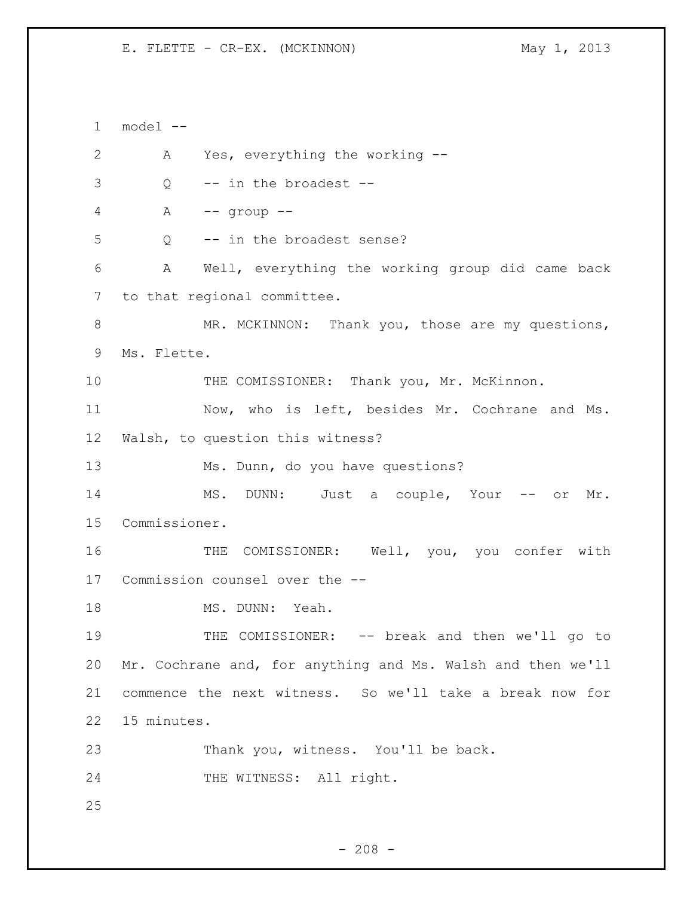model --

A Yes, everything the working --

Q -- in the broadest --

A -- group --

Q -- in the broadest sense?

A Well, everything the working group did came back to that regional committee.

MR. MCKINNON: Thank you, those are my questions, Ms. Flette.

THE COMISSIONER: Thank you, Mr. McKinnon.

Now, who is left, besides Mr. Cochrane and Ms. Walsh, to question this witness?

Ms. Dunn, do you have questions?

MS. DUNN: Just a couple, Your -- or Mr. Commissioner.

THE COMISSIONER: Well, you, you confer with Commission counsel over the --

MS. DUNN: Yeah.

THE COMISSIONER: -- break and then we'll go to Mr. Cochrane and, for anything and Ms. Walsh and then we'll commence the next witness. So we'll take a break now for 15 minutes.

Thank you, witness. You'll be back.

THE WITNESS: All right.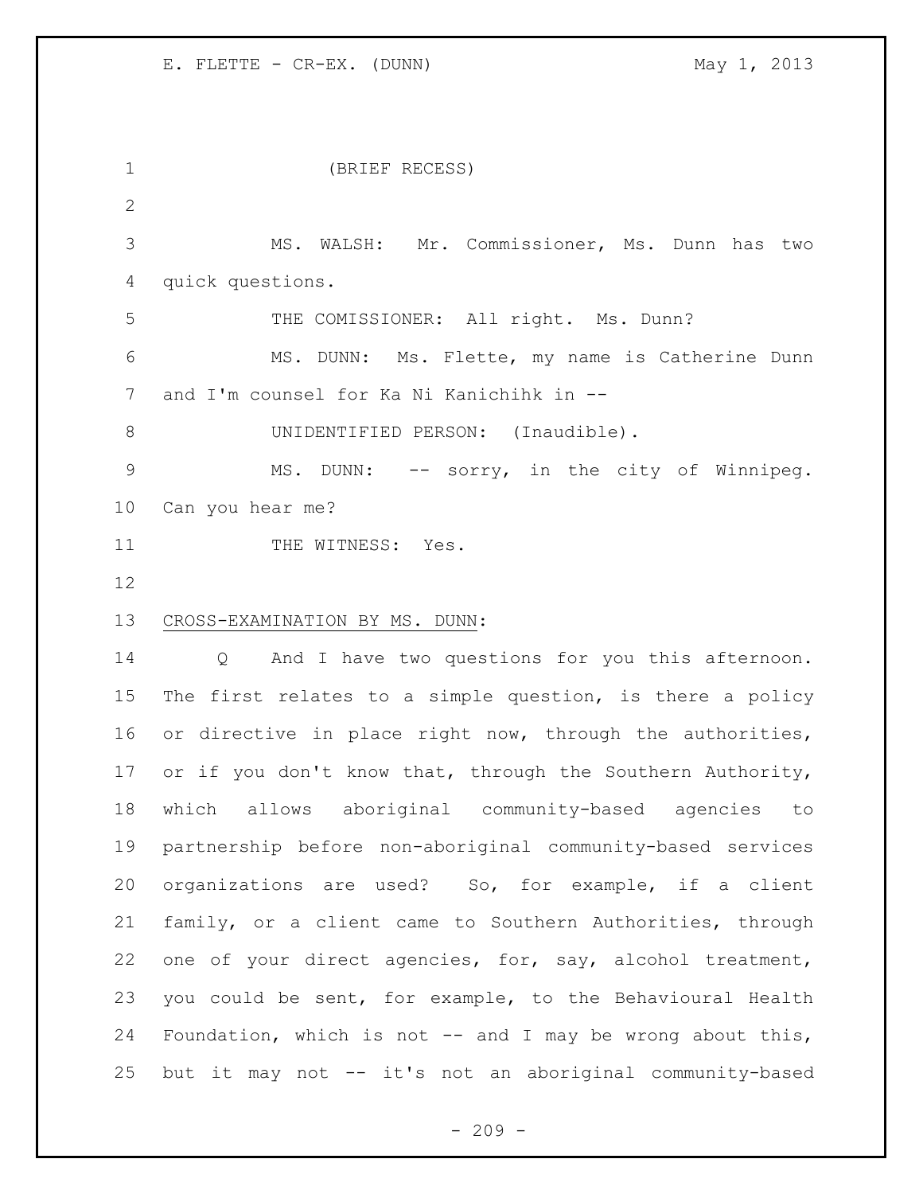(BRIEF RECESS)

MS. WALSH: Mr. Commissioner, Ms. Dunn has two quick questions.

THE COMISSIONER: All right. Ms. Dunn?

MS. DUNN: Ms. Flette, my name is Catherine Dunn and I'm counsel for Ka Ni Kanichihk in --

UNIDENTIFIED PERSON: (Inaudible).

MS. DUNN: -- sorry, in the city of Winnipeg. Can you hear me?

THE WITNESS: Yes.

CROSS-EXAMINATION BY MS. DUNN:

Q And I have two questions for you this afternoon. The first relates to a simple question, is there a policy or directive in place right now, through the authorities, or if you don't know that, through the Southern Authority, which allows aboriginal community-based agencies to partnership before non-aboriginal community-based services organizations are used? So, for example, if a client family, or a client came to Southern Authorities, through one of your direct agencies, for, say, alcohol treatment, you could be sent, for example, to the Behavioural Health Foundation, which is not -- and I may be wrong about this, but it may not -- it's not an aboriginal community-based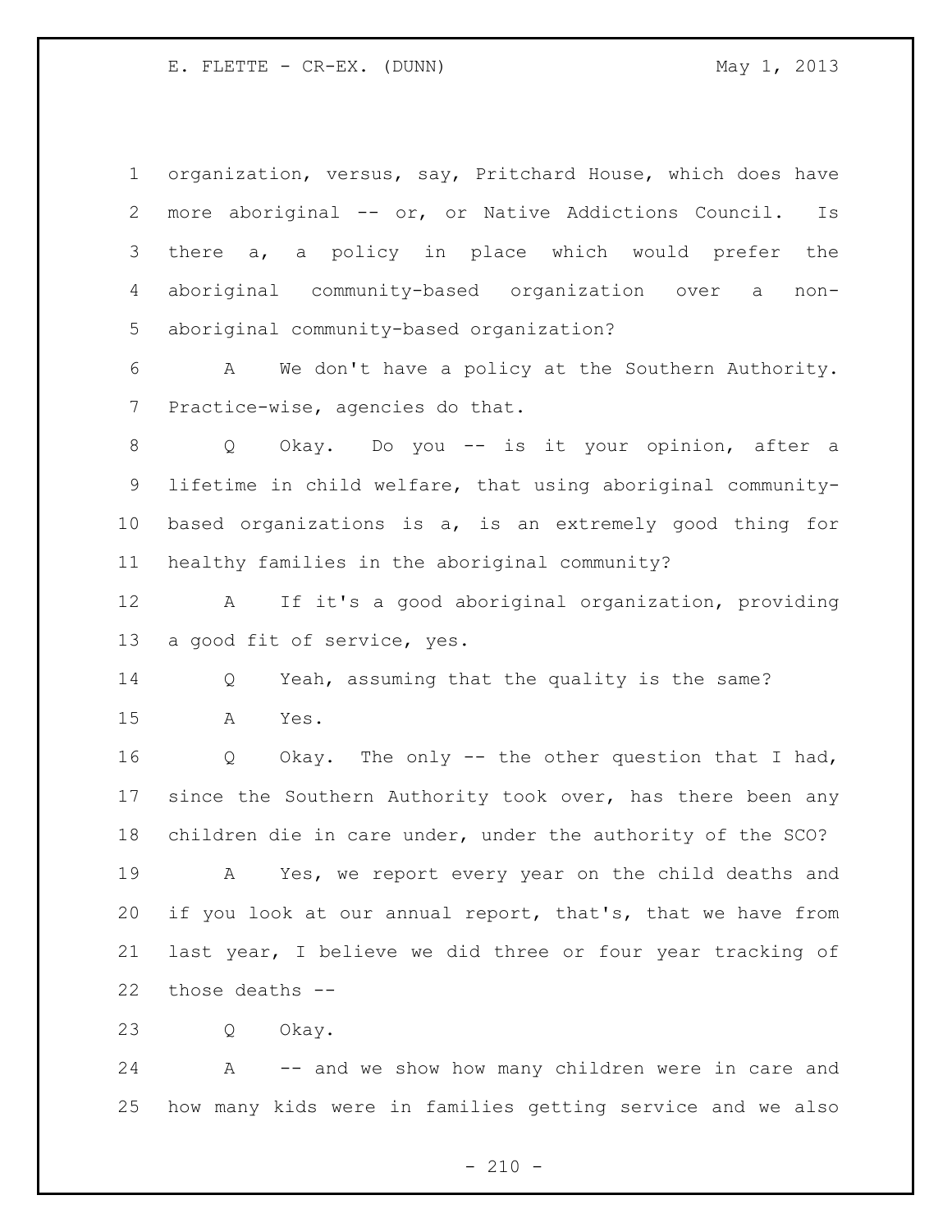organization, versus, say, Pritchard House, which does have more aboriginal -- or, or Native Addictions Council. Is there a, a policy in place which would prefer the aboriginal community-based organization over a non-aboriginal community-based organization?

A We don't have a policy at the Southern Authority. Practice-wise, agencies do that.

Q Okay. Do you -- is it your opinion, after a lifetime in child welfare, that using aboriginal community-based organizations is a, is an extremely good thing for healthy families in the aboriginal community?

A If it's a good aboriginal organization, providing a good fit of service, yes.

Q Yeah, assuming that the quality is the same?

A Yes.

Q Okay. The only -- the other question that I had, since the Southern Authority took over, has there been any children die in care under, under the authority of the SCO?

A Yes, we report every year on the child deaths and if you look at our annual report, that's, that we have from last year, I believe we did three or four year tracking of those deaths --

Q Okay.

A -- and we show how many children were in care and how many kids were in families getting service and we also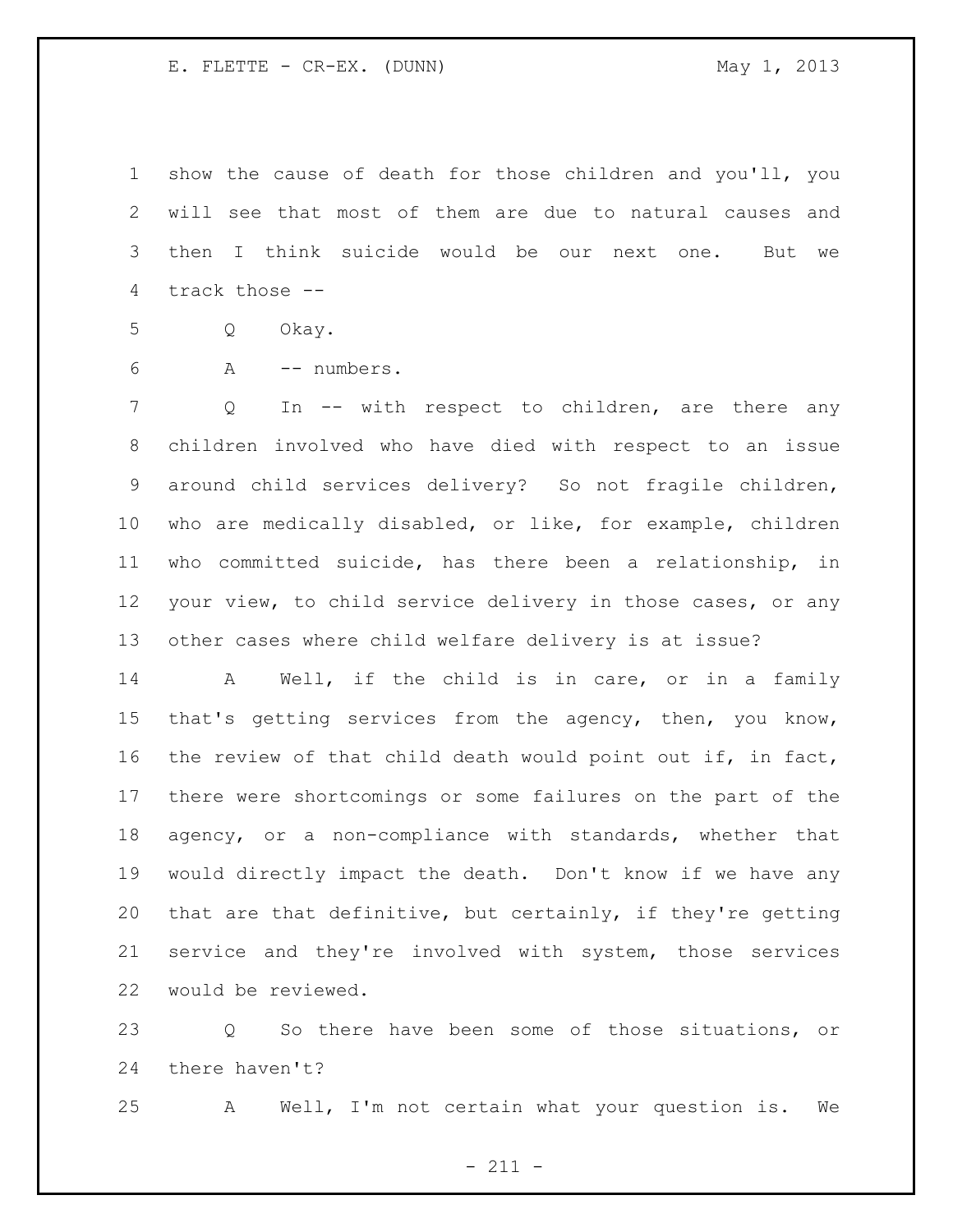show the cause of death for those children and you'll, you will see that most of them are due to natural causes and then I think suicide would be our next one. But we track those --

Q Okay.

A -- numbers.

Q In -- with respect to children, are there any children involved who have died with respect to an issue around child services delivery? So not fragile children, who are medically disabled, or like, for example, children who committed suicide, has there been a relationship, in your view, to child service delivery in those cases, or any other cases where child welfare delivery is at issue?

A Well, if the child is in care, or in a family that's getting services from the agency, then, you know, the review of that child death would point out if, in fact, there were shortcomings or some failures on the part of the agency, or a non-compliance with standards, whether that would directly impact the death. Don't know if we have any that are that definitive, but certainly, if they're getting service and they're involved with system, those services would be reviewed.

Q So there have been some of those situations, or there haven't?

A Well, I'm not certain what your question is. We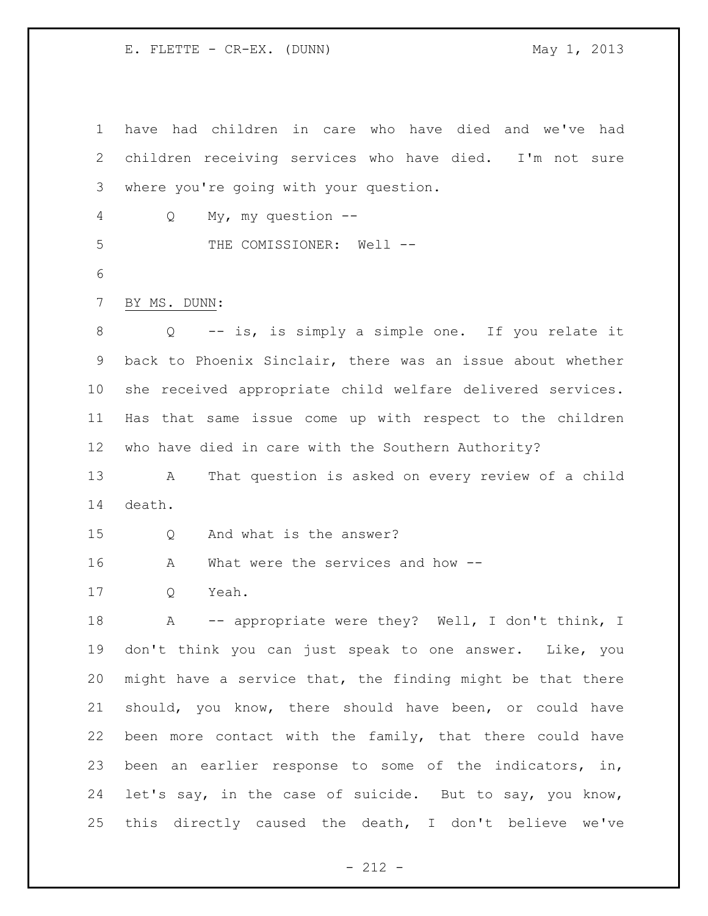have had children in care who have died and we've had children receiving services who have died. I'm not sure where you're going with your question.

Q My, my question --

THE COMISSIONER: Well --

BY MS. DUNN:

Q -- is, is simply a simple one. If you relate it back to Phoenix Sinclair, there was an issue about whether she received appropriate child welfare delivered services. Has that same issue come up with respect to the children who have died in care with the Southern Authority?

A That question is asked on every review of a child death.

Q And what is the answer?

A What were the services and how --

Q Yeah.

A -- appropriate were they? Well, I don't think, I don't think you can just speak to one answer. Like, you might have a service that, the finding might be that there should, you know, there should have been, or could have been more contact with the family, that there could have been an earlier response to some of the indicators, in, let's say, in the case of suicide. But to say, you know, this directly caused the death, I don't believe we've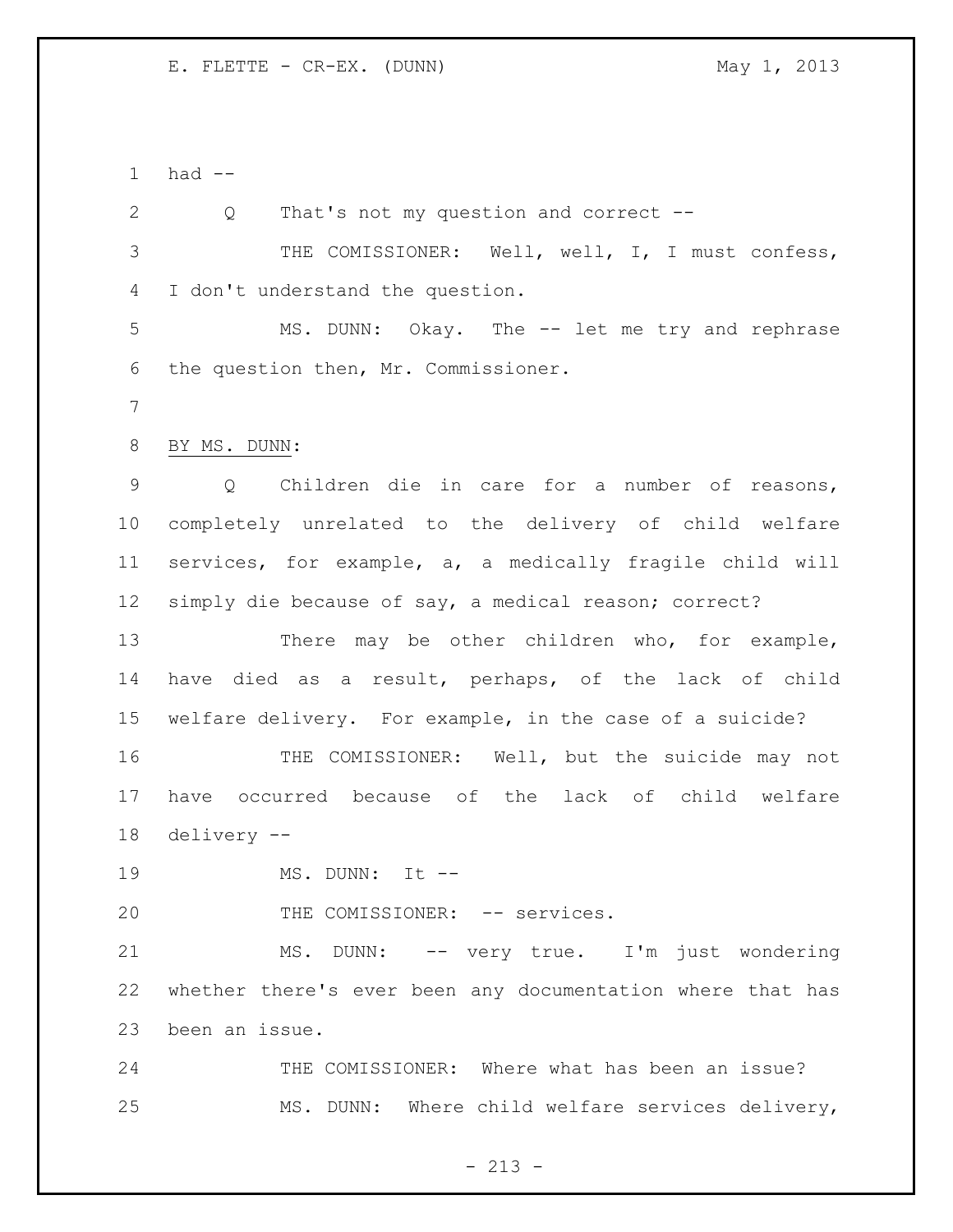had --

Q That's not my question and correct --

THE COMISSIONER: Well, well, I, I must confess, I don't understand the question.

MS. DUNN: Okay. The -- let me try and rephrase the question then, Mr. Commissioner.

BY MS. DUNN:

Q Children die in care for a number of reasons, completely unrelated to the delivery of child welfare services, for example, a, a medically fragile child will simply die because of say, a medical reason; correct?

There may be other children who, for example, have died as a result, perhaps, of the lack of child welfare delivery. For example, in the case of a suicide?

THE COMISSIONER: Well, but the suicide may not have occurred because of the lack of child welfare delivery --

MS. DUNN: It --

THE COMISSIONER: -- services.

MS. DUNN: -- very true. I'm just wondering whether there's ever been any documentation where that has been an issue.

THE COMISSIONER: Where what has been an issue?

MS. DUNN: Where child welfare services delivery,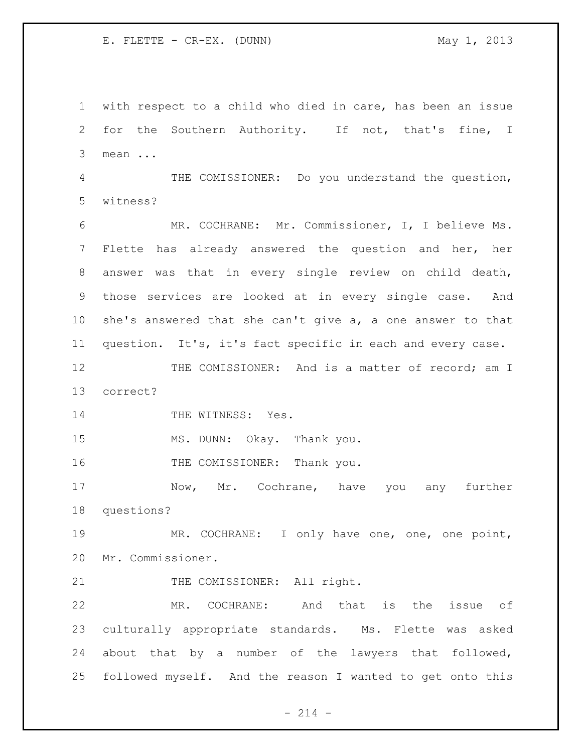with respect to a child who died in care, has been an issue for the Southern Authority. If not, that's fine, I mean ...

THE COMISSIONER: Do you understand the question, witness?

MR. COCHRANE: Mr. Commissioner, I, I believe Ms. Flette has already answered the question and her, her answer was that in every single review on child death, those services are looked at in every single case. And she's answered that she can't give a, a one answer to that question. It's, it's fact specific in each and every case.

THE COMISSIONER: And is a matter of record; am I correct?

THE WITNESS: Yes.

MS. DUNN: Okay. Thank you.

THE COMISSIONER: Thank you.

Now, Mr. Cochrane, have you any further questions?

MR. COCHRANE: I only have one, one, one point, Mr. Commissioner.

THE COMISSIONER: All right.

MR. COCHRANE: And that is the issue of culturally appropriate standards. Ms. Flette was asked about that by a number of the lawyers that followed, followed myself. And the reason I wanted to get onto this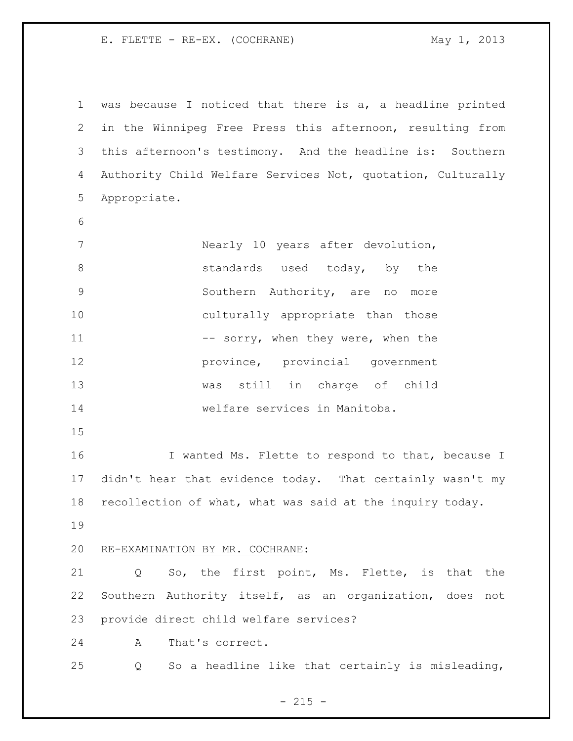was because I noticed that there is a, a headline printed in the Winnipeg Free Press this afternoon, resulting from this afternoon's testimony. And the headline is: Southern Authority Child Welfare Services Not, quotation, Culturally Appropriate.

> Nearly 10 years after devolution, standards used today, by the Southern Authority, are no more culturally appropriate than those -- sorry, when they were, when the province, provincial government was still in charge of child welfare services in Manitoba.

I wanted Ms. Flette to respond to that, because I didn't hear that evidence today. That certainly wasn't my recollection of what, what was said at the inquiry today.

<u>RE-EXAMINATION BY MR. COCHRANE</u>:

Q So, the first point, Ms. Flette, is that the Southern Authority itself, as an organization, does not provide direct child welfare services?

A That's correct.

Q So a headline like that certainly is misleading,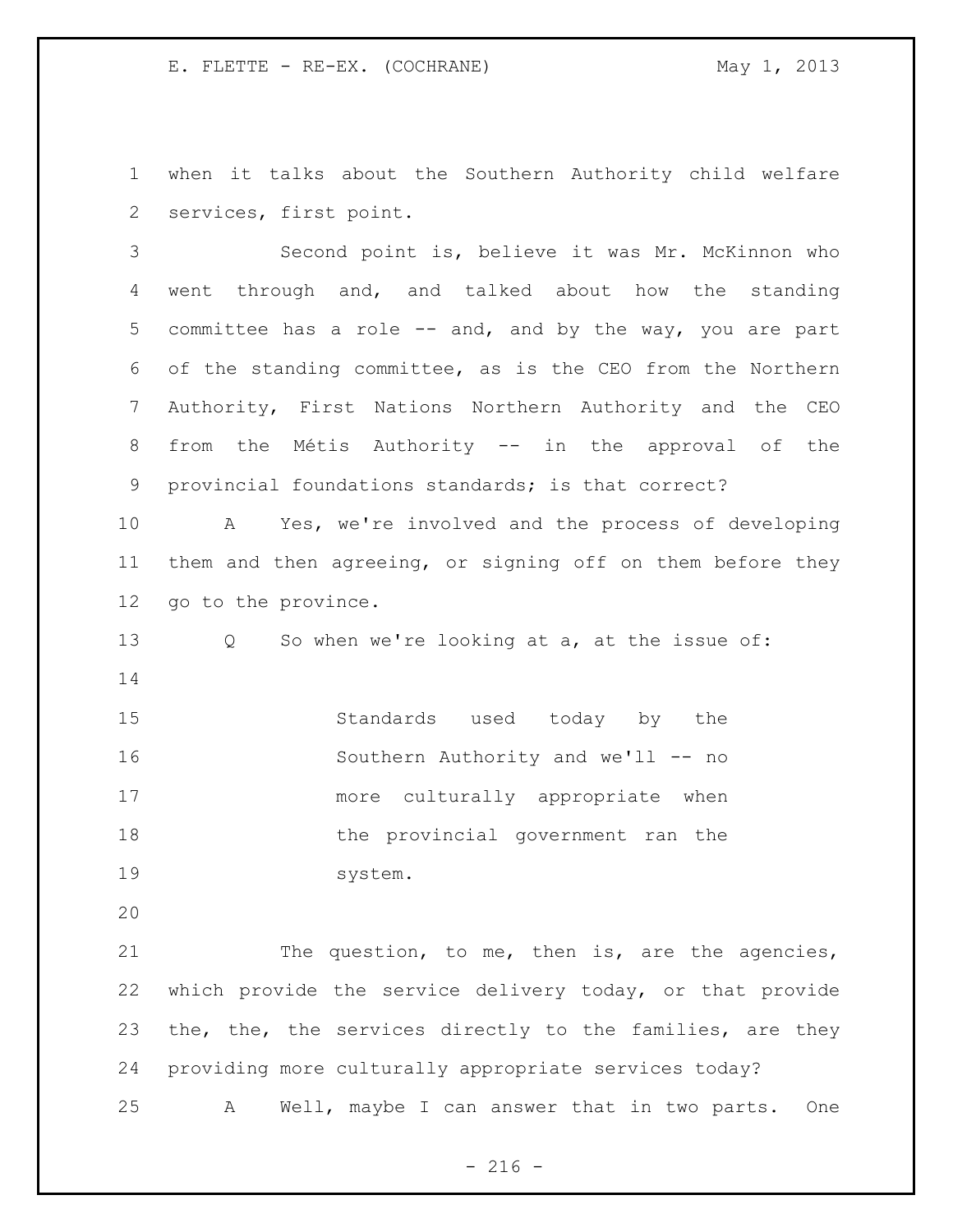when it talks about the Southern Authority child welfare services, first point.

Second point is, believe it was Mr. McKinnon who went through and, and talked about how the standing committee has a role -- and, and by the way, you are part of the standing committee, as is the CEO from the Northern Authority, First Nations Northern Authority and the CEO from the Métis Authority -- in the approval of the provincial foundations standards; is that correct?

A Yes, we're involved and the process of developing them and then agreeing, or signing off on them before they go to the province.

Q So when we're looking at a, at the issue of:

> Standards used today by the Southern Authority and we'll -- no more culturally appropriate when the provincial government ran the system.

The question, to me, then is, are the agencies, which provide the service delivery today, or that provide the, the, the services directly to the families, are they providing more culturally appropriate services today?

A Well, maybe I can answer that in two parts. One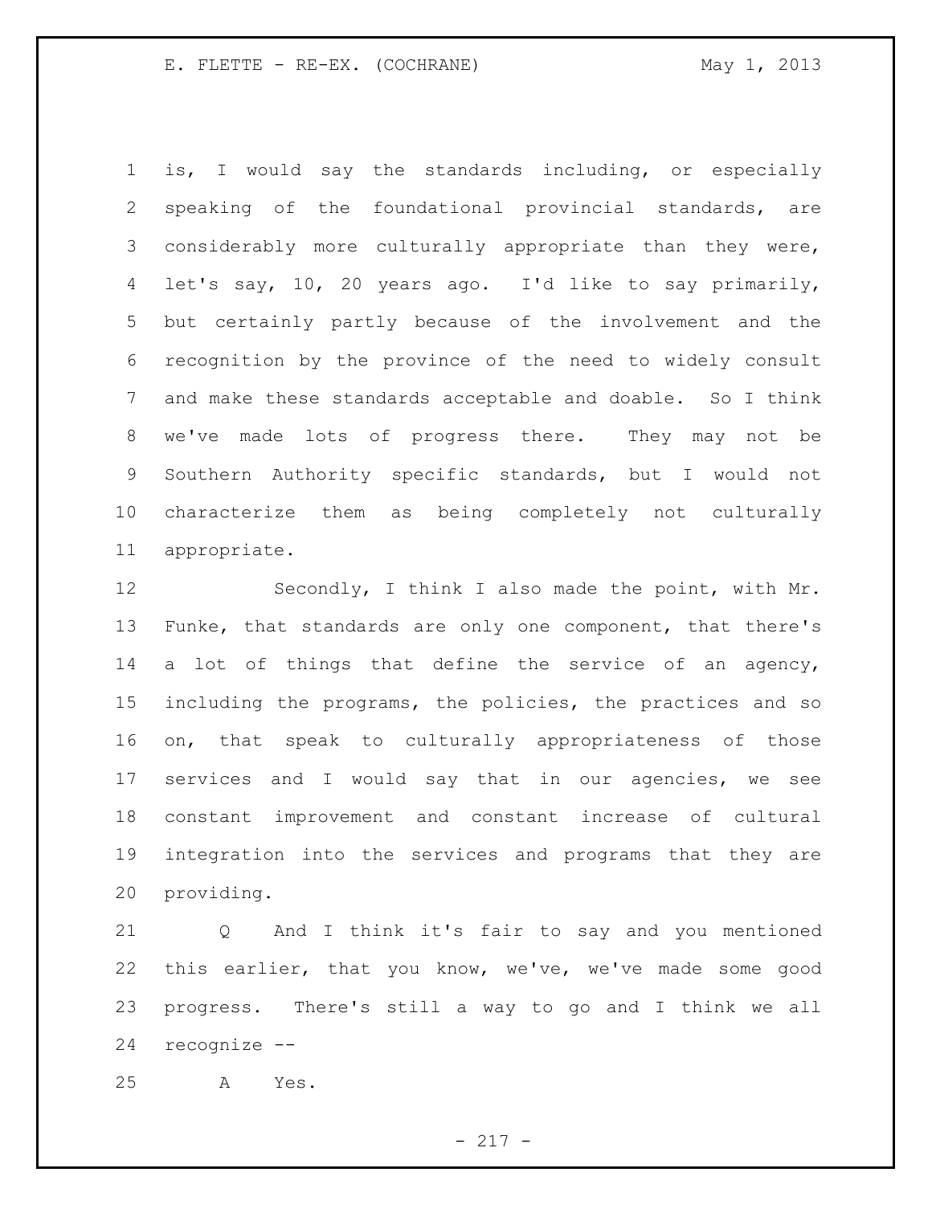is, I would say the standards including, or especially speaking of the foundational provincial standards, are considerably more culturally appropriate than they were, let's say, 10, 20 years ago. I'd like to say primarily, but certainly partly because of the involvement and the recognition by the province of the need to widely consult and make these standards acceptable and doable. So I think we've made lots of progress there. They may not be Southern Authority specific standards, but I would not characterize them as being completely not culturally appropriate.

Secondly, I think I also made the point, with Mr. Funke, that standards are only one component, that there's a lot of things that define the service of an agency, including the programs, the policies, the practices and so on, that speak to culturally appropriateness of those services and I would say that in our agencies, we see constant improvement and constant increase of cultural integration into the services and programs that they are providing.

Q And I think it's fair to say and you mentioned this earlier, that you know, we've, we've made some good progress. There's still a way to go and I think we all recognize --

A Yes.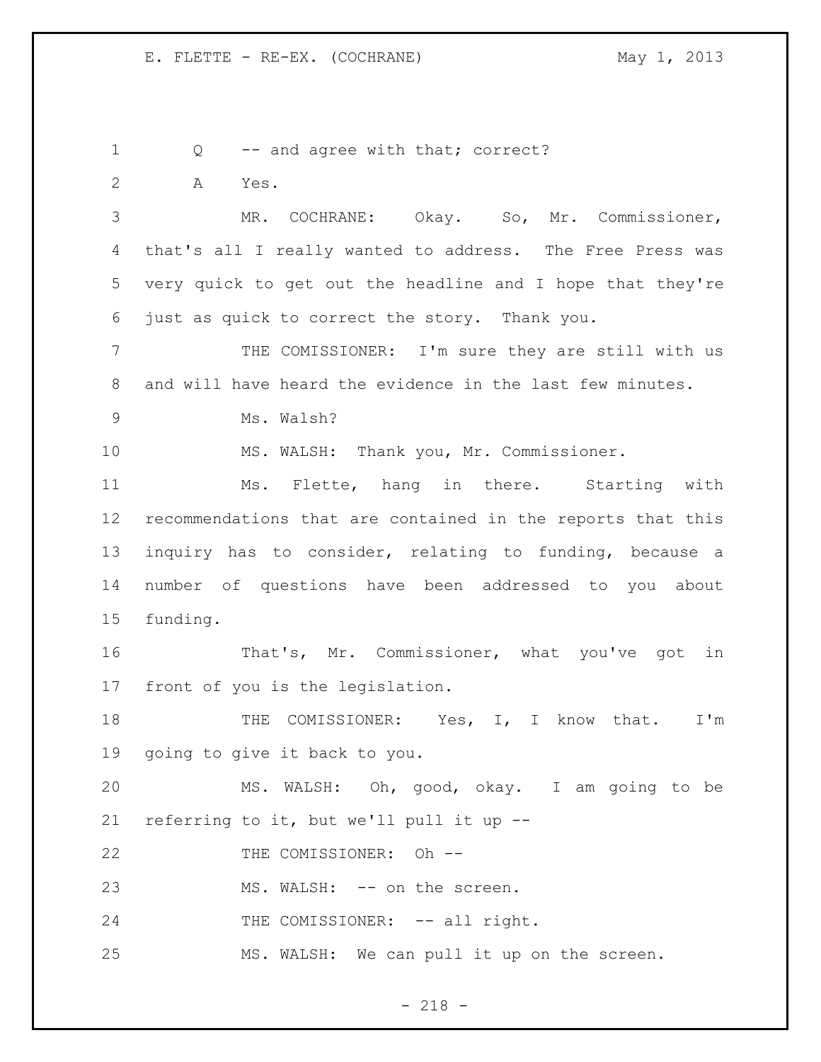Q -- and agree with that; correct?

A Yes.

MR. COCHRANE: Okay. So, Mr. Commissioner, that's all I really wanted to address. The Free Press was very quick to get out the headline and I hope that they're just as quick to correct the story. Thank you.

THE COMISSIONER: I'm sure they are still with us and will have heard the evidence in the last few minutes.

Ms. Walsh?

MS. WALSH: Thank you, Mr. Commissioner.

Ms. Flette, hang in there. Starting with recommendations that are contained in the reports that this inquiry has to consider, relating to funding, because a number of questions have been addressed to you about funding.

That's, Mr. Commissioner, what you've got in front of you is the legislation.

THE COMISSIONER: Yes, I, I know that. I'm going to give it back to you.

MS. WALSH: Oh, good, okay. I am going to be referring to it, but we'll pull it up --

THE COMISSIONER: Oh --

MS. WALSH: -- on the screen.

THE COMISSIONER: -- all right.

MS. WALSH: We can pull it up on the screen.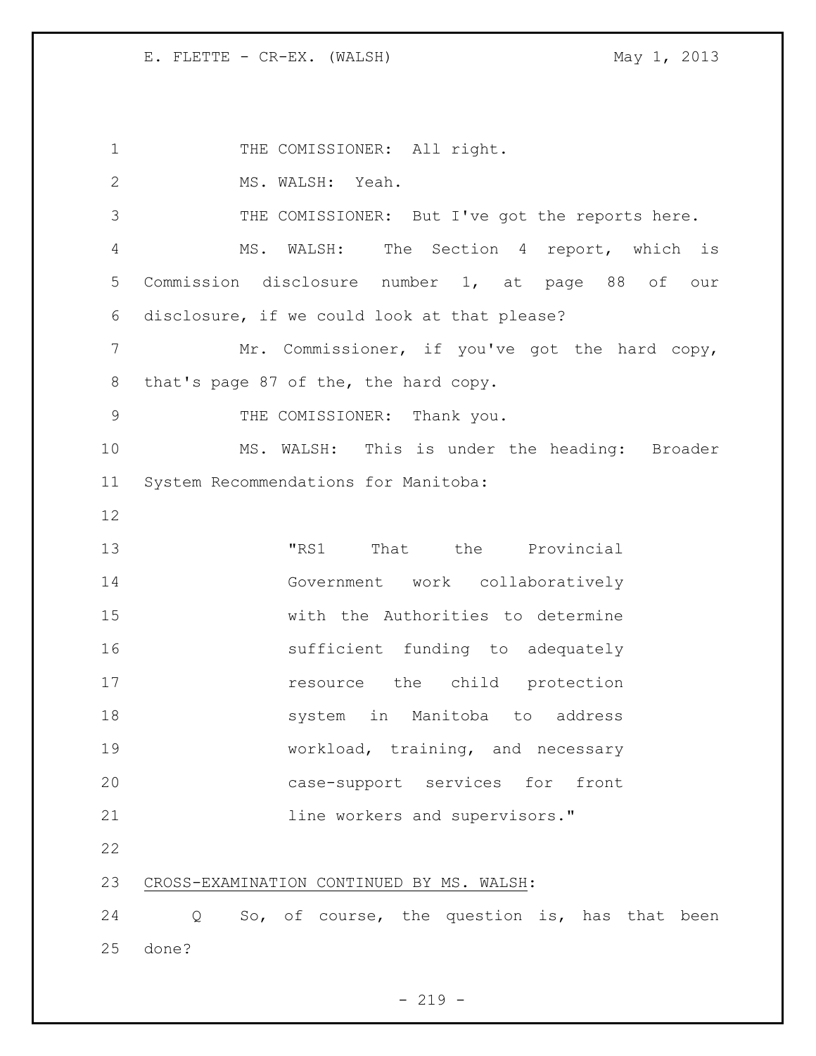THE COMISSIONER: All right.

MS. WALSH: Yeah.

THE COMISSIONER: But I've got the reports here.

MS. WALSH: The Section 4 report, which is Commission disclosure number 1, at page 88 of our disclosure, if we could look at that please?

Mr. Commissioner, if you've got the hard copy, that's page 87 of the, the hard copy.

THE COMISSIONER: Thank you.

MS. WALSH: This is under the heading: Broader System Recommendations for Manitoba:

> "RS1 That the Provincial Government work collaboratively with the Authorities to determine sufficient funding to adequately resource the child protection system in Manitoba to address workload, training, and necessary case-support services for front line workers and supervisors."

<u>CROSS-EXAMINATION CONTINUED BY MS. WALSH</u>:

Q So, of course, the question is, has that been done?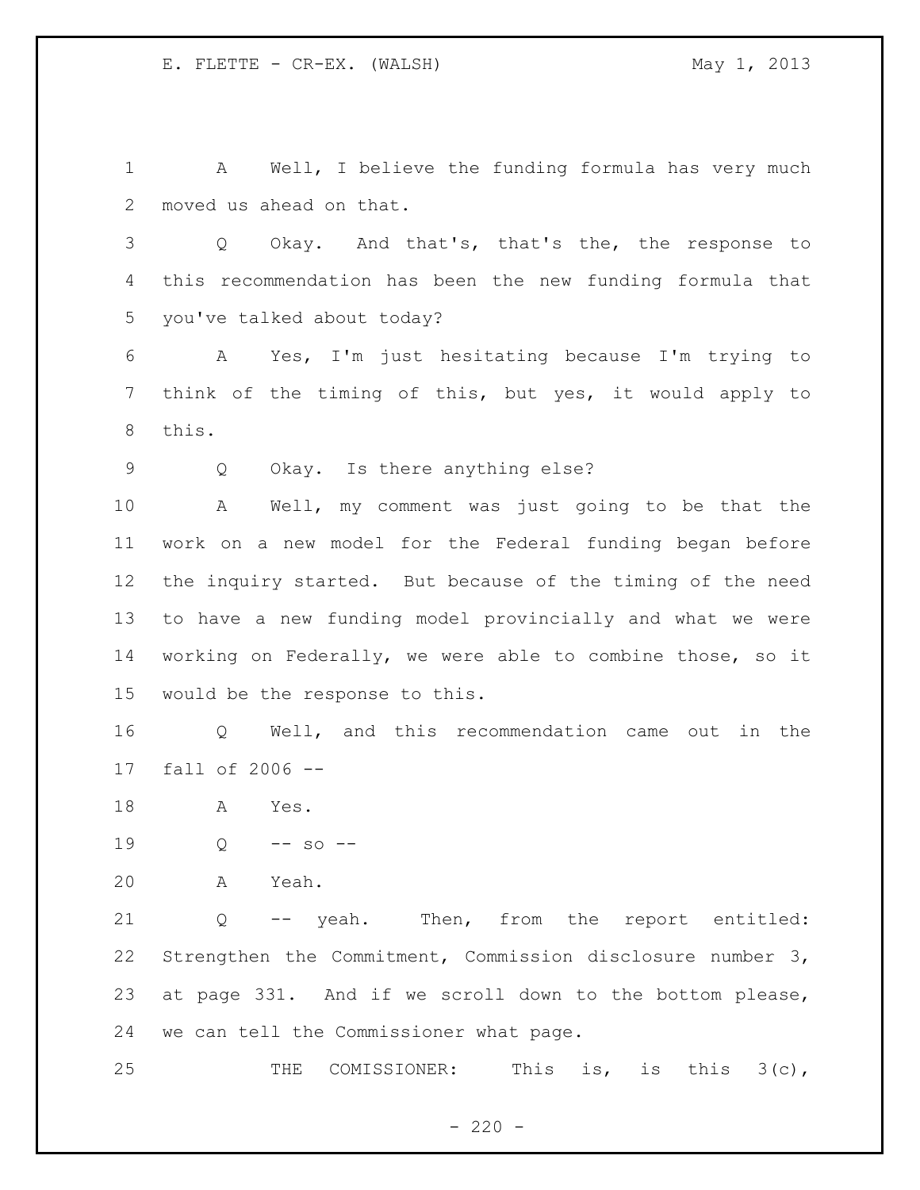A Well, I believe the funding formula has very much moved us ahead on that.

Q Okay. And that's, that's the, the response to this recommendation has been the new funding formula that you've talked about today?

A Yes, I'm just hesitating because I'm trying to think of the timing of this, but yes, it would apply to this.

Q Okay. Is there anything else?

A Well, my comment was just going to be that the work on a new model for the Federal funding began before the inquiry started. But because of the timing of the need to have a new funding model provincially and what we were working on Federally, we were able to combine those, so it would be the response to this.

Q Well, and this recommendation came out in the fall of 2006 --

A Yes.

Q -- so --

A Yeah.

Q -- yeah. Then, from the report entitled: Strengthen the Commitment, Commission disclosure number 3, at page 331. And if we scroll down to the bottom please, we can tell the Commissioner what page.

THE COMISSIONER: This is, is this 3(c),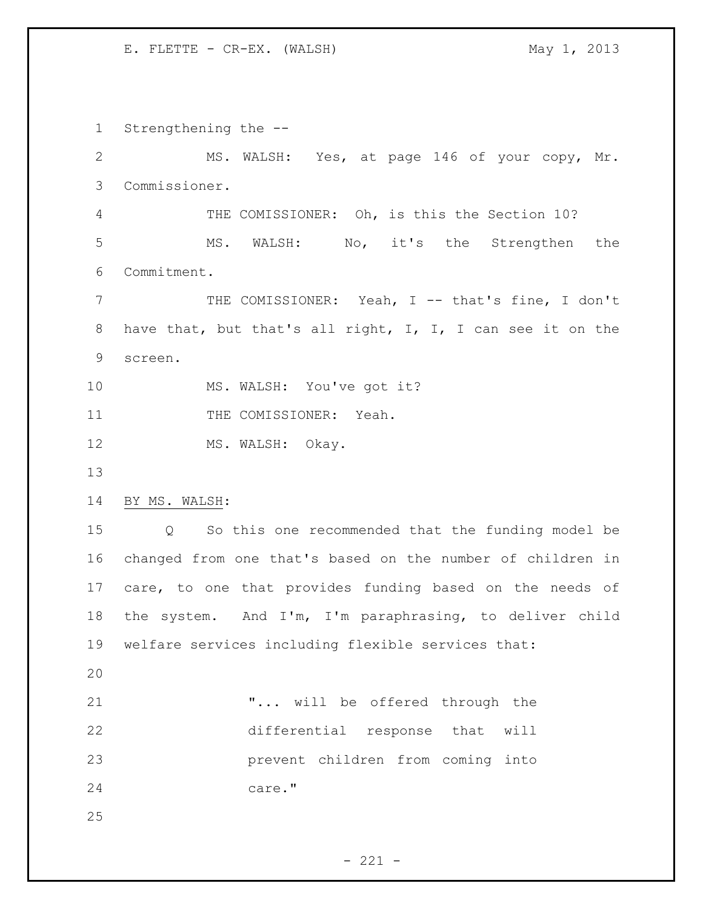Strengthening the --

MS. WALSH: Yes, at page 146 of your copy, Mr. Commissioner.

THE COMISSIONER: Oh, is this the Section 10?

MS. WALSH: No, it's the Strengthen the Commitment.

THE COMISSIONER: Yeah, I -- that's fine, I don't have that, but that's all right, I, I, I can see it on the screen.

MS. WALSH: You've got it?

THE COMISSIONER: Yeah.

MS. WALSH: Okay.

BY MS. WALSH:

Q So this one recommended that the funding model be changed from one that's based on the number of children in care, to one that provides funding based on the needs of the system. And I'm, I'm paraphrasing, to deliver child welfare services including flexible services that:

> "... will be offered through the differential response that will prevent children from coming into care."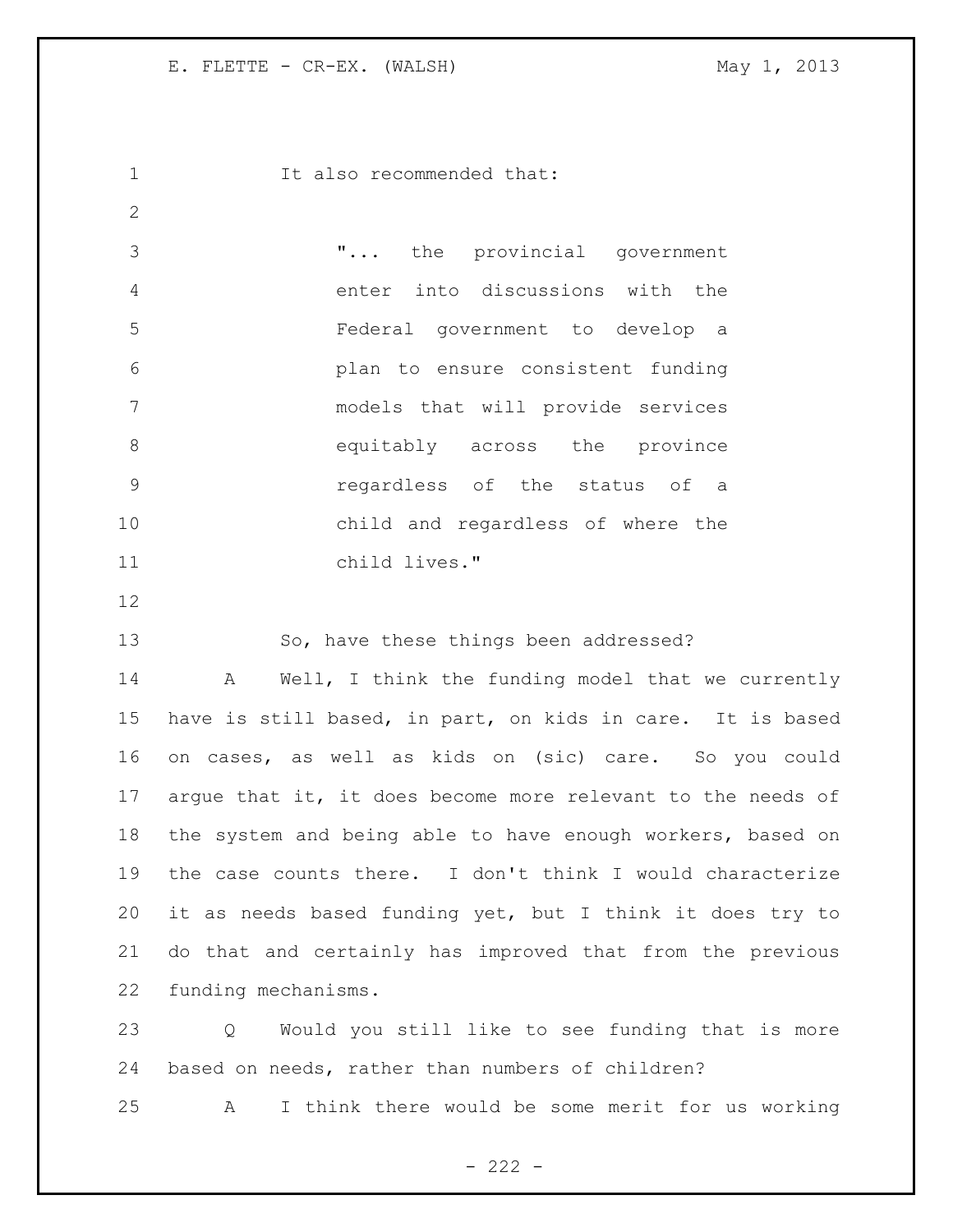It also recommended that:

> "... the provincial government enter into discussions with the Federal government to develop a plan to ensure consistent funding models that will provide services equitably across the province regardless of the status of a child and regardless of where the child lives."

So, have these things been addressed?

A Well, I think the funding model that we currently have is still based, in part, on kids in care. It is based on cases, as well as kids on (sic) care. So you could argue that it, it does become more relevant to the needs of the system and being able to have enough workers, based on the case counts there. I don't think I would characterize it as needs based funding yet, but I think it does try to do that and certainly has improved that from the previous funding mechanisms.

Q Would you still like to see funding that is more based on needs, rather than numbers of children?

A I think there would be some merit for us working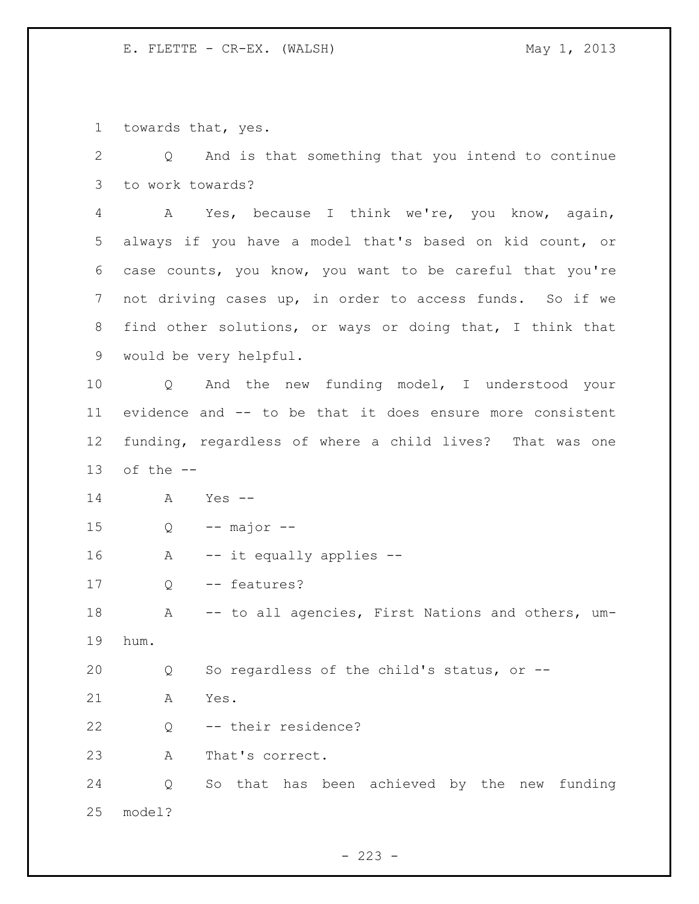towards that, yes.

Q And is that something that you intend to continue to work towards?

A Yes, because I think we're, you know, again, always if you have a model that's based on kid count, or case counts, you know, you want to be careful that you're not driving cases up, in order to access funds. So if we find other solutions, or ways or doing that, I think that would be very helpful.

Q And the new funding model, I understood your evidence and -- to be that it does ensure more consistent funding, regardless of where a child lives? That was one of the --

A Yes --

Q -- major --

A -- it equally applies --

Q -- features?

A -- to all agencies, First Nations and others, um-hum.

Q So regardless of the child's status, or --

A Yes.

Q -- their residence?

A That's correct.

Q So that has been achieved by the new funding model?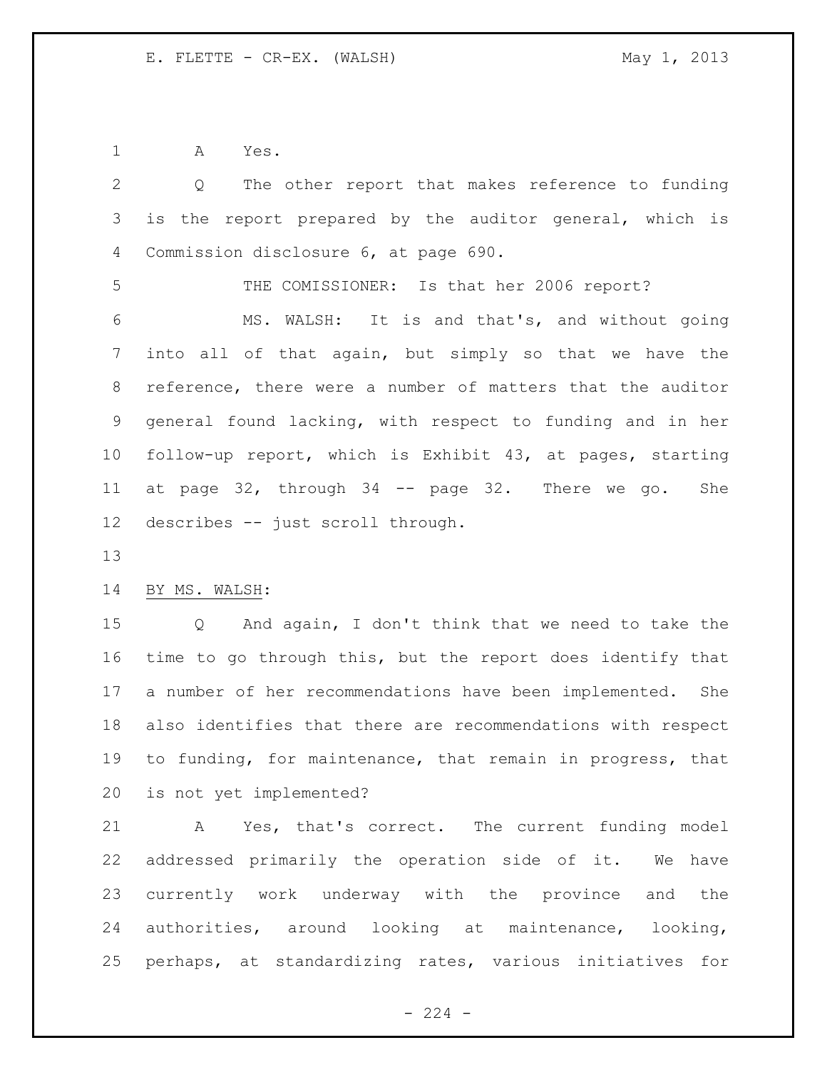A Yes.

Q The other report that makes reference to funding is the report prepared by the auditor general, which is Commission disclosure 6, at page 690.

THE COMISSIONER: Is that her 2006 report?

MS. WALSH: It is and that's, and without going into all of that again, but simply so that we have the reference, there were a number of matters that the auditor general found lacking, with respect to funding and in her follow-up report, which is Exhibit 43, at pages, starting at page 32, through 34 -- page 32. There we go. She describes -- just scroll through.

BY MS. WALSH:

Q And again, I don't think that we need to take the time to go through this, but the report does identify that a number of her recommendations have been implemented. She also identifies that there are recommendations with respect to funding, for maintenance, that remain in progress, that is not yet implemented?

A Yes, that's correct. The current funding model addressed primarily the operation side of it. We have currently work underway with the province and the authorities, around looking at maintenance, looking, perhaps, at standardizing rates, various initiatives for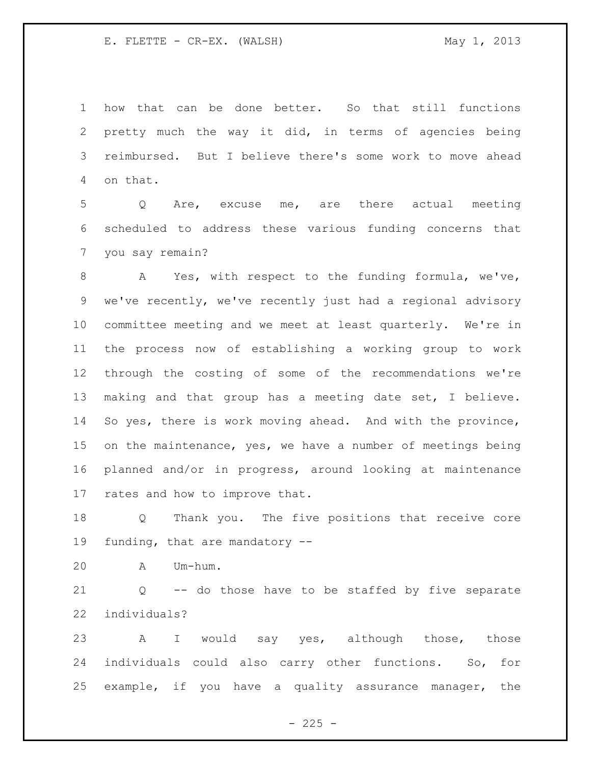how that can be done better. So that still functions pretty much the way it did, in terms of agencies being reimbursed. But I believe there's some work to move ahead on that.

Q Are, excuse me, are there actual meeting scheduled to address these various funding concerns that you say remain?

A Yes, with respect to the funding formula, we've, we've recently, we've recently just had a regional advisory committee meeting and we meet at least quarterly. We're in the process now of establishing a working group to work through the costing of some of the recommendations we're making and that group has a meeting date set, I believe. So yes, there is work moving ahead. And with the province, on the maintenance, yes, we have a number of meetings being planned and/or in progress, around looking at maintenance rates and how to improve that.

Q Thank you. The five positions that receive core funding, that are mandatory --

A Um-hum.

Q -- do those have to be staffed by five separate individuals?

A I would say yes, although those, those individuals could also carry other functions. So, for example, if you have a quality assurance manager, the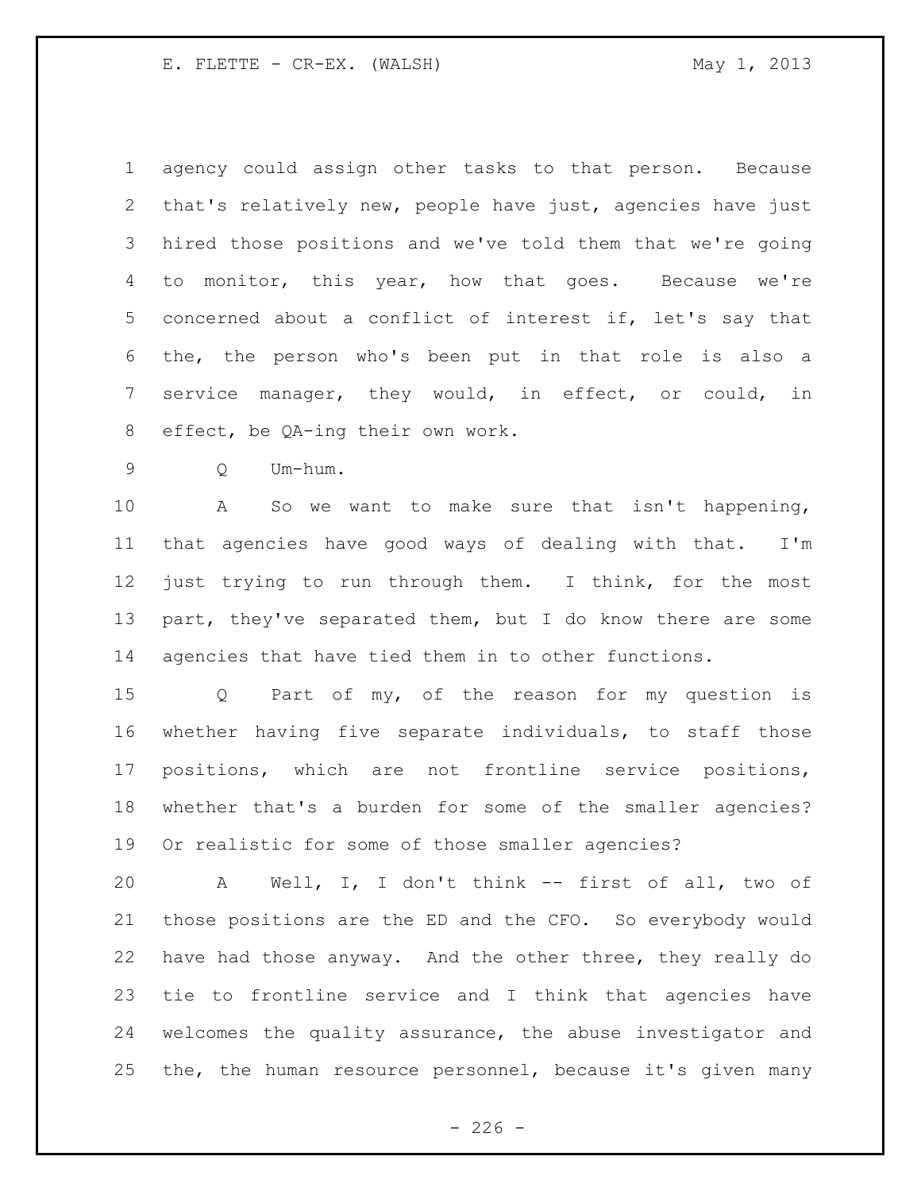agency could assign other tasks to that person. Because that's relatively new, people have just, agencies have just hired those positions and we've told them that we're going to monitor, this year, how that goes. Because we're concerned about a conflict of interest if, let's say that the, the person who's been put in that role is also a service manager, they would, in effect, or could, in effect, be QA-ing their own work.

Q Um-hum.

A So we want to make sure that isn't happening, that agencies have good ways of dealing with that. I'm just trying to run through them. I think, for the most part, they've separated them, but I do know there are some agencies that have tied them in to other functions.

Q Part of my, of the reason for my question is whether having five separate individuals, to staff those positions, which are not frontline service positions, whether that's a burden for some of the smaller agencies? Or realistic for some of those smaller agencies?

A Well, I, I don't think -- first of all, two of those positions are the ED and the CFO. So everybody would have had those anyway. And the other three, they really do tie to frontline service and I think that agencies have welcomes the quality assurance, the abuse investigator and the, the human resource personnel, because it's given many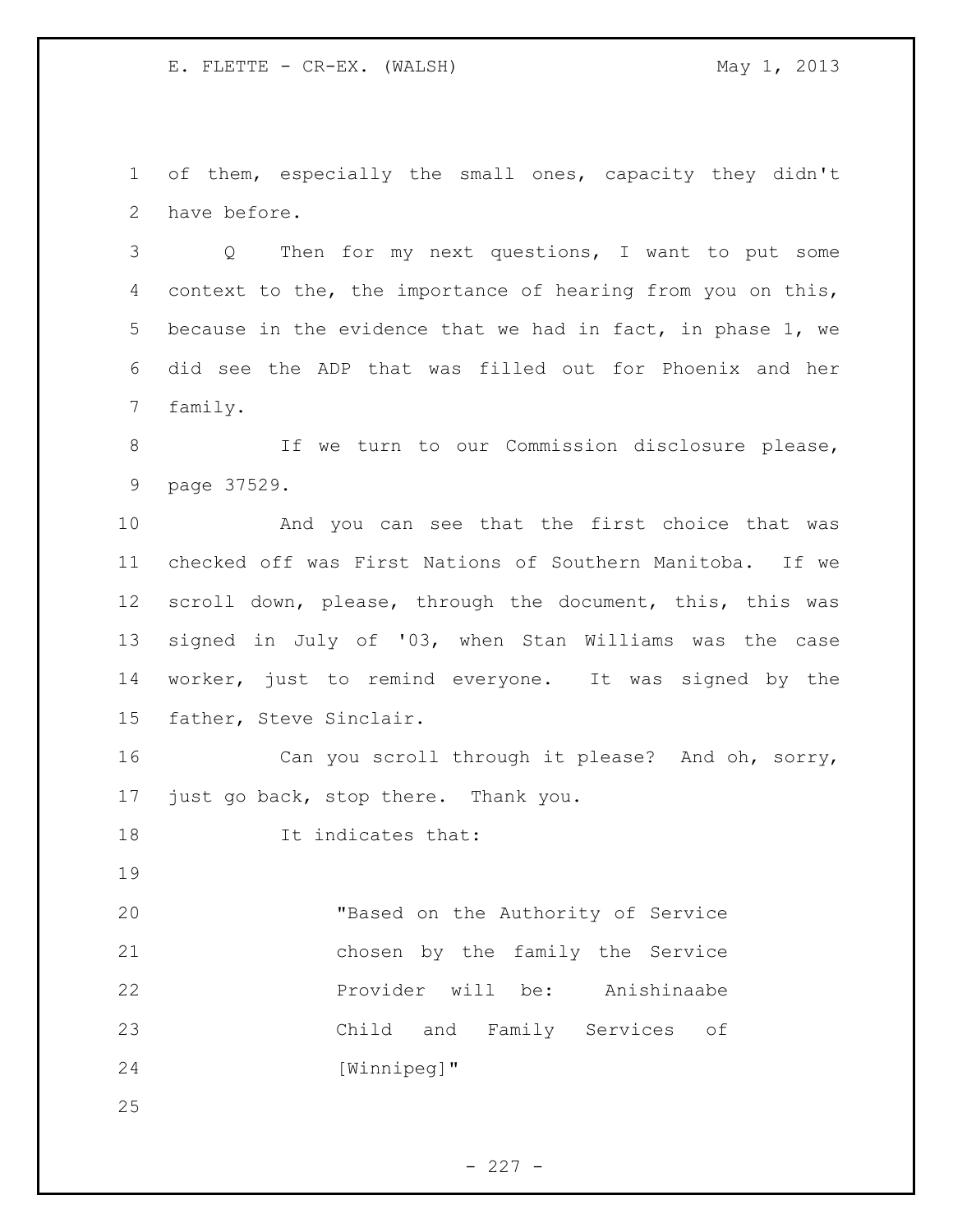of them, especially the small ones, capacity they didn't have before.

Q Then for my next questions, I want to put some context to the, the importance of hearing from you on this, because in the evidence that we had in fact, in phase 1, we did see the ADP that was filled out for Phoenix and her family.

If we turn to our Commission disclosure please, page 37529.

And you can see that the first choice that was checked off was First Nations of Southern Manitoba. If we scroll down, please, through the document, this, this was signed in July of '03, when Stan Williams was the case worker, just to remind everyone. It was signed by the father, Steve Sinclair.

Can you scroll through it please? And oh, sorry, just go back, stop there. Thank you.

It indicates that:

> "Based on the Authority of Service chosen by the family the Service Provider will be: Anishinaabe Child and Family Services of [Winnipeg]"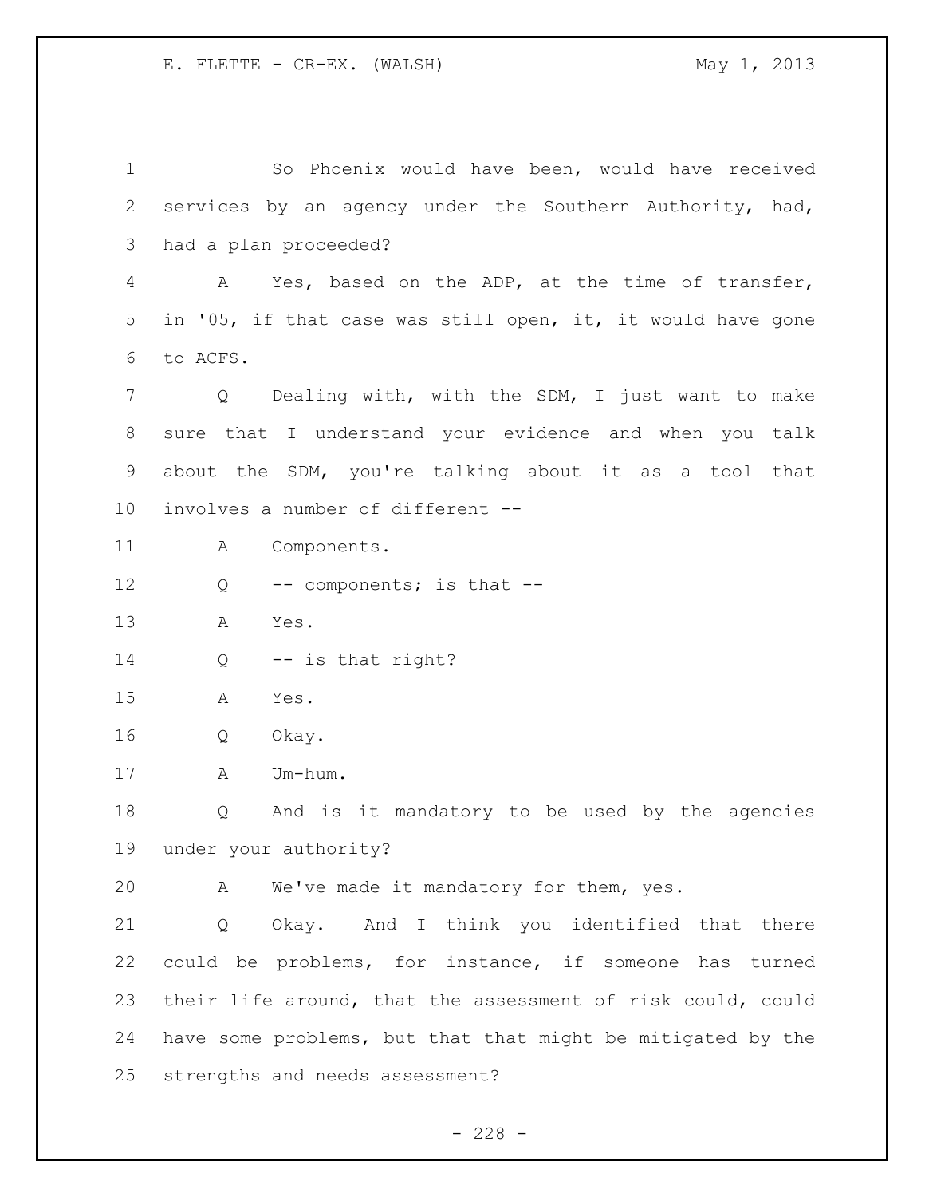So Phoenix would have been, would have received services by an agency under the Southern Authority, had, had a plan proceeded?

A Yes, based on the ADP, at the time of transfer, in '05, if that case was still open, it, it would have gone to ACFS.

Q Dealing with, with the SDM, I just want to make sure that I understand your evidence and when you talk about the SDM, you're talking about it as a tool that involves a number of different --

A Components.

Q -- components; is that --

A Yes.

Q -- is that right?

A Yes.

Q Okay.

A Um-hum.

Q And is it mandatory to be used by the agencies under your authority?

A We've made it mandatory for them, yes.

Q Okay. And I think you identified that there could be problems, for instance, if someone has turned their life around, that the assessment of risk could, could have some problems, but that that might be mitigated by the strengths and needs assessment?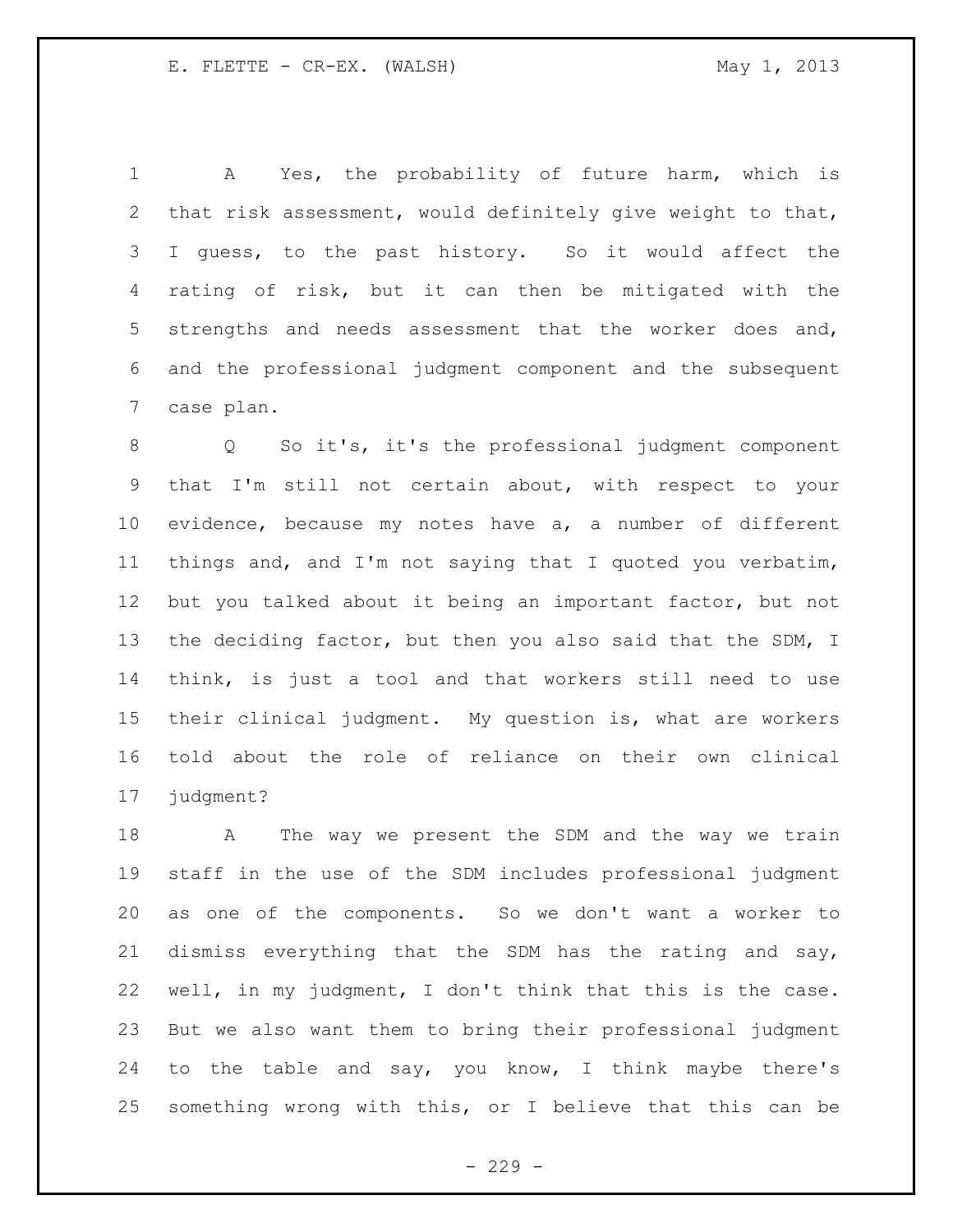A Yes, the probability of future harm, which is that risk assessment, would definitely give weight to that, I guess, to the past history. So it would affect the rating of risk, but it can then be mitigated with the strengths and needs assessment that the worker does and, and the professional judgment component and the subsequent case plan.

Q So it's, it's the professional judgment component that I'm still not certain about, with respect to your evidence, because my notes have a, a number of different things and, and I'm not saying that I quoted you verbatim, but you talked about it being an important factor, but not the deciding factor, but then you also said that the SDM, I think, is just a tool and that workers still need to use their clinical judgment. My question is, what are workers told about the role of reliance on their own clinical judgment?

A The way we present the SDM and the way we train staff in the use of the SDM includes professional judgment as one of the components. So we don't want a worker to dismiss everything that the SDM has the rating and say, well, in my judgment, I don't think that this is the case. But we also want them to bring their professional judgment to the table and say, you know, I think maybe there's something wrong with this, or I believe that this can be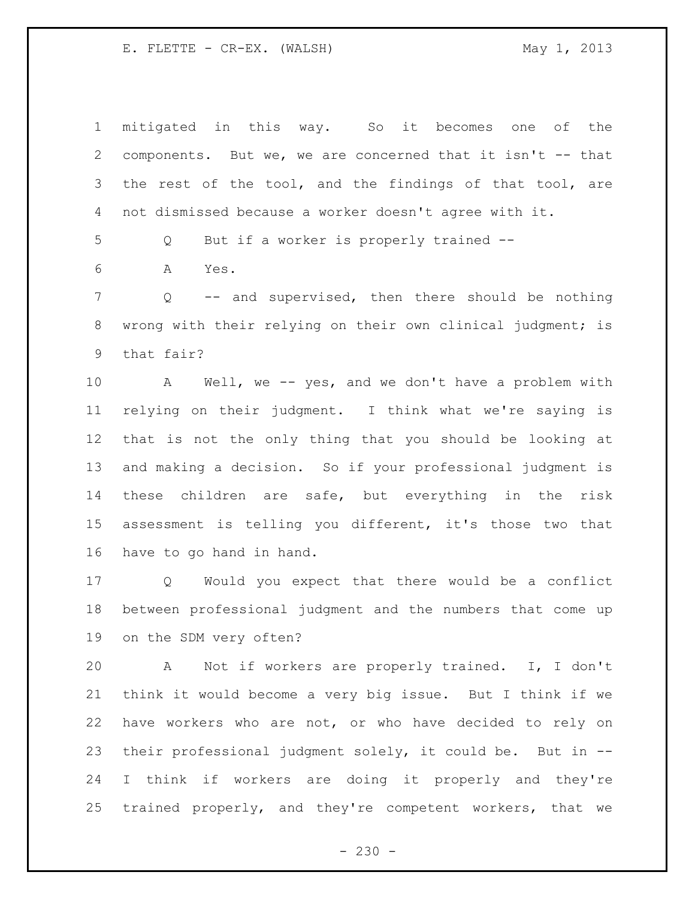mitigated in this way. So it becomes one of the components. But we, we are concerned that it isn't -- that the rest of the tool, and the findings of that tool, are not dismissed because a worker doesn't agree with it.

Q But if a worker is properly trained --

A Yes.

Q -- and supervised, then there should be nothing wrong with their relying on their own clinical judgment; is that fair?

A Well, we -- yes, and we don't have a problem with relying on their judgment. I think what we're saying is that is not the only thing that you should be looking at and making a decision. So if your professional judgment is these children are safe, but everything in the risk assessment is telling you different, it's those two that have to go hand in hand.

Q Would you expect that there would be a conflict between professional judgment and the numbers that come up on the SDM very often?

A Not if workers are properly trained. I, I don't think it would become a very big issue. But I think if we have workers who are not, or who have decided to rely on their professional judgment solely, it could be. But in -- I think if workers are doing it properly and they're trained properly, and they're competent workers, that we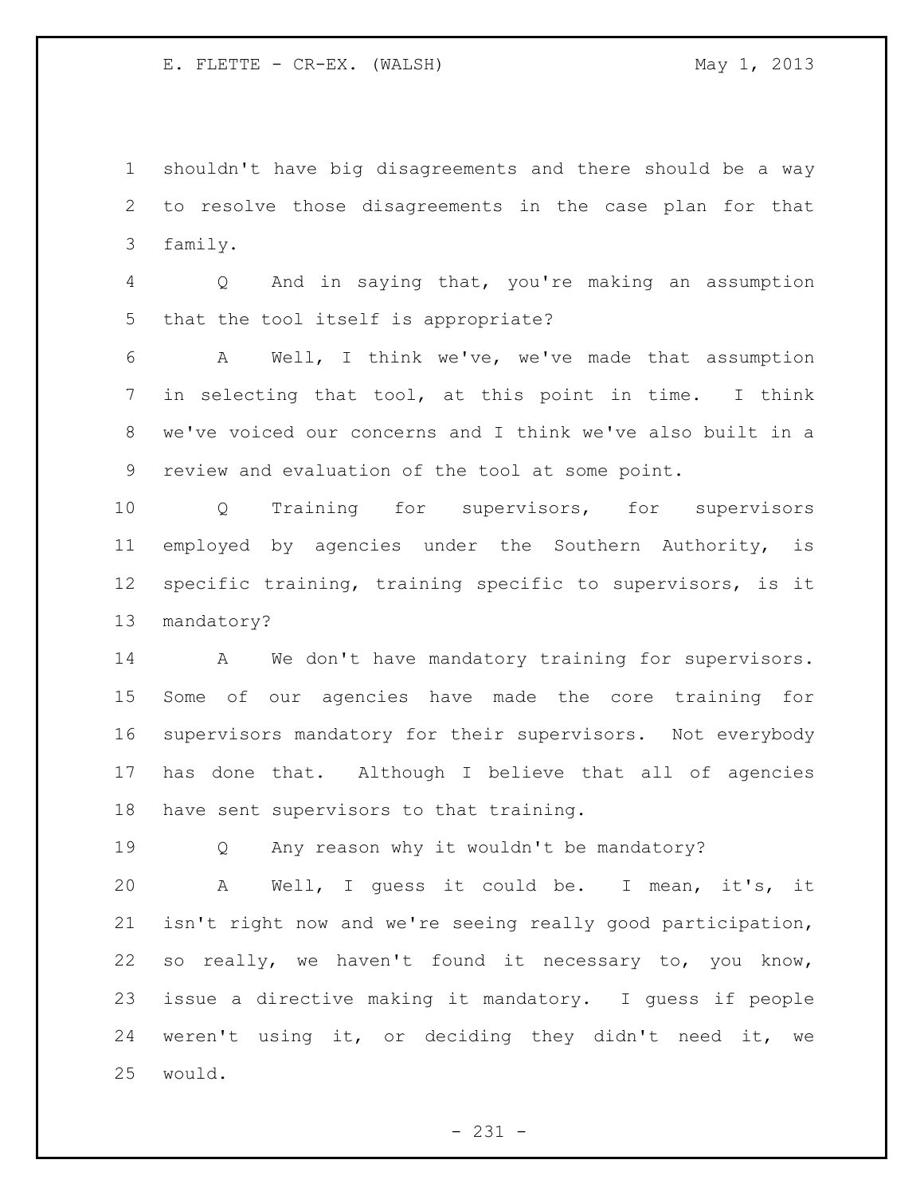shouldn't have big disagreements and there should be a way to resolve those disagreements in the case plan for that family.

Q And in saying that, you're making an assumption that the tool itself is appropriate?

A Well, I think we've, we've made that assumption in selecting that tool, at this point in time. I think we've voiced our concerns and I think we've also built in a review and evaluation of the tool at some point.

Q Training for supervisors, for supervisors employed by agencies under the Southern Authority, is specific training, training specific to supervisors, is it mandatory?

A We don't have mandatory training for supervisors. Some of our agencies have made the core training for supervisors mandatory for their supervisors. Not everybody has done that. Although I believe that all of agencies have sent supervisors to that training.

Q Any reason why it wouldn't be mandatory?

A Well, I guess it could be. I mean, it's, it isn't right now and we're seeing really good participation, so really, we haven't found it necessary to, you know, issue a directive making it mandatory. I guess if people weren't using it, or deciding they didn't need it, we would.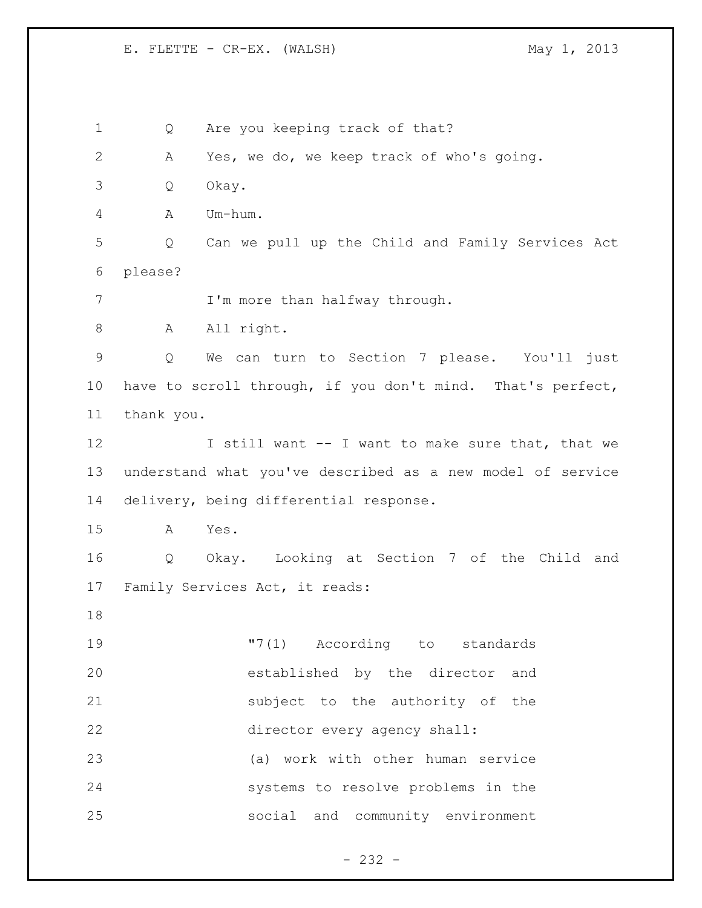Q Are you keeping track of that?

A Yes, we do, we keep track of who's going.

Q Okay.

A Um-hum.

Q Can we pull up the Child and Family Services Act please?

I'm more than halfway through.

A All right.

Q We can turn to Section 7 please. You'll just have to scroll through, if you don't mind. That's perfect, thank you.

I still want -- I want to make sure that, that we understand what you've described as a new model of service delivery, being differential response.

A Yes.

Q Okay. Looking at Section 7 of the Child and Family Services Act, it reads:

> "7(1) According to standards established by the director and subject to the authority of the director every agency shall:
>
> (a) work with other human service systems to resolve problems in the social and community environment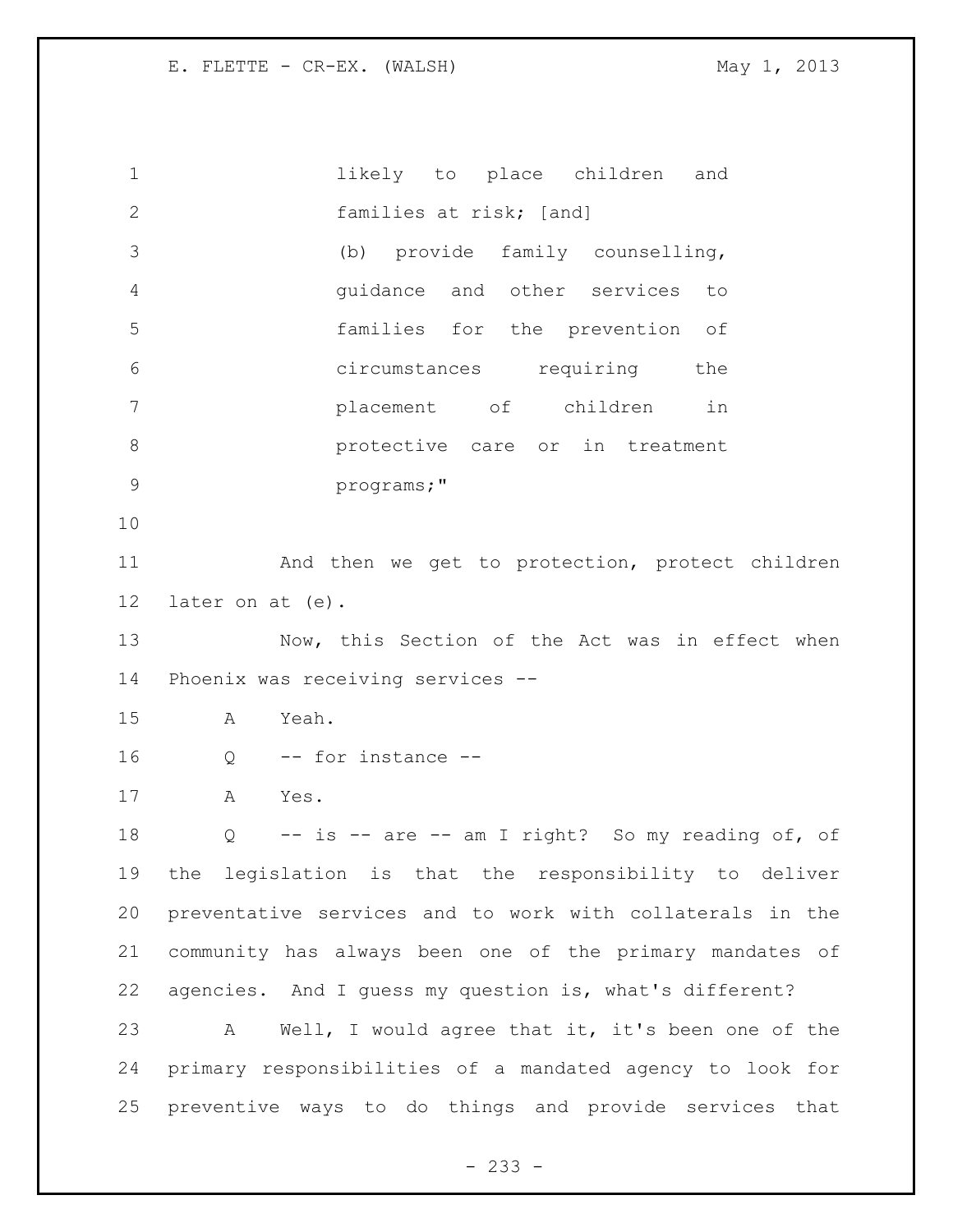likely to place children and families at risk; [and]

(b) provide family counselling, guidance and other services to families for the prevention of circumstances requiring the placement of children in protective care or in treatment programs;"

And then we get to protection, protect children later on at (e).

Now, this Section of the Act was in effect when Phoenix was receiving services --

A Yeah.

Q -- for instance --

A Yes.

Q -- is -- are -- am I right? So my reading of, of the legislation is that the responsibility to deliver preventative services and to work with collaterals in the community has always been one of the primary mandates of agencies. And I guess my question is, what's different?

A Well, I would agree that it, it's been one of the primary responsibilities of a mandated agency to look for preventive ways to do things and provide services that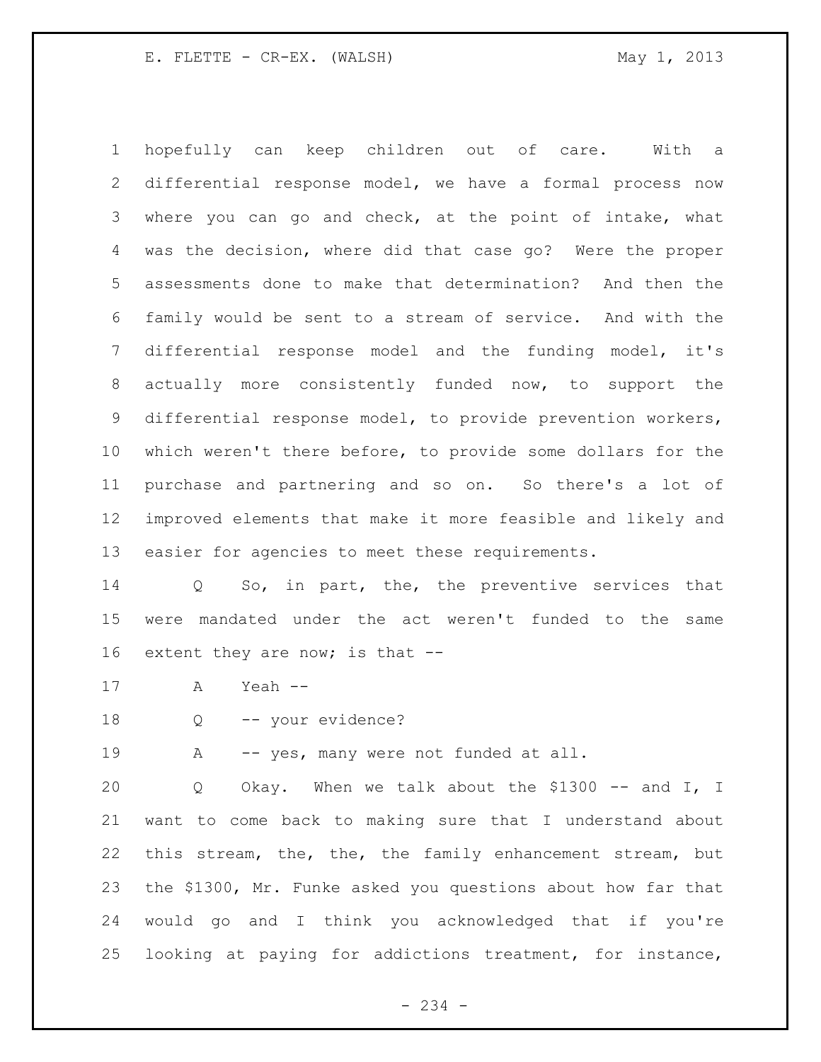hopefully can keep children out of care. With a differential response model, we have a formal process now where you can go and check, at the point of intake, what was the decision, where did that case go? Were the proper assessments done to make that determination? And then the family would be sent to a stream of service. And with the differential response model and the funding model, it's actually more consistently funded now, to support the differential response model, to provide prevention workers, which weren't there before, to provide some dollars for the purchase and partnering and so on. So there's a lot of improved elements that make it more feasible and likely and easier for agencies to meet these requirements.

Q So, in part, the, the preventive services that were mandated under the act weren't funded to the same extent they are now; is that --

A Yeah --

Q -- your evidence?

A -- yes, many were not funded at all.

Q Okay. When we talk about the $1300 -- and I, I want to come back to making sure that I understand about this stream, the, the, the family enhancement stream, but the $1300, Mr. Funke asked you questions about how far that would go and I think you acknowledged that if you're looking at paying for addictions treatment, for instance,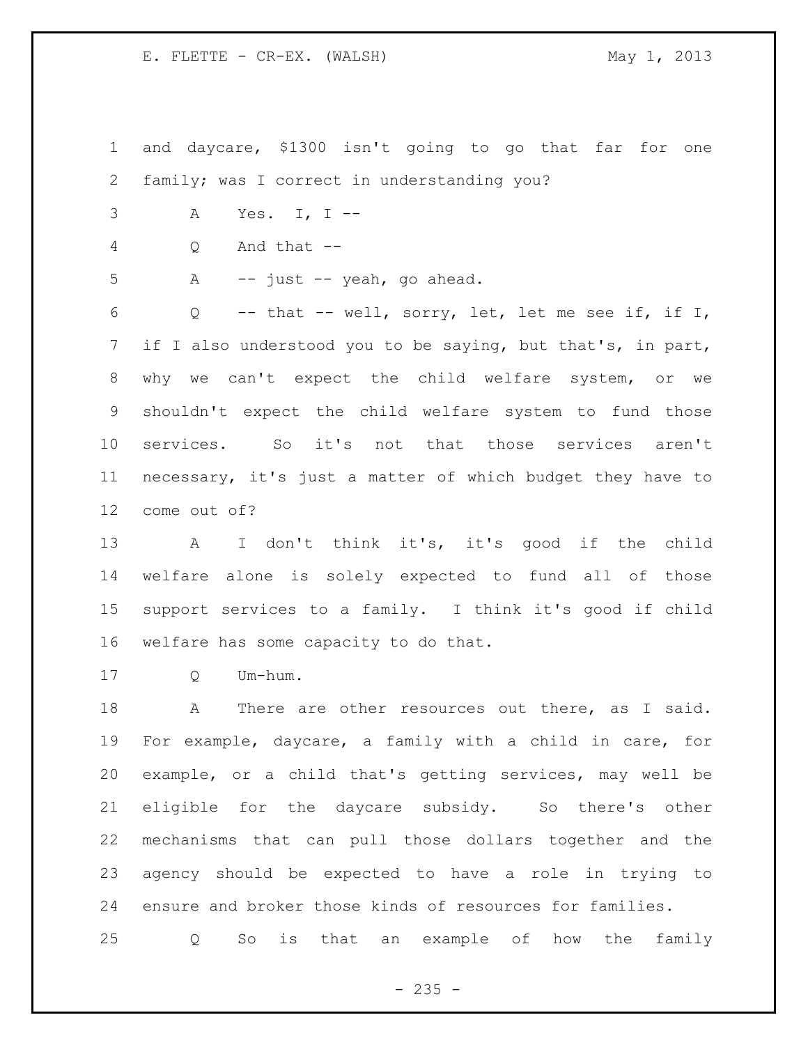and daycare, $1300 isn't going to go that far for one family; was I correct in understanding you?

A Yes. I, I --

Q And that --

A -- just -- yeah, go ahead.

Q -- that -- well, sorry, let, let me see if, if I, if I also understood you to be saying, but that's, in part, why we can't expect the child welfare system, or we shouldn't expect the child welfare system to fund those services. So it's not that those services aren't necessary, it's just a matter of which budget they have to come out of?

A I don't think it's, it's good if the child welfare alone is solely expected to fund all of those support services to a family. I think it's good if child welfare has some capacity to do that.

Q Um-hum.

A There are other resources out there, as I said. For example, daycare, a family with a child in care, for example, or a child that's getting services, may well be eligible for the daycare subsidy. So there's other mechanisms that can pull those dollars together and the agency should be expected to have a role in trying to ensure and broker those kinds of resources for families.

Q So is that an example of how the family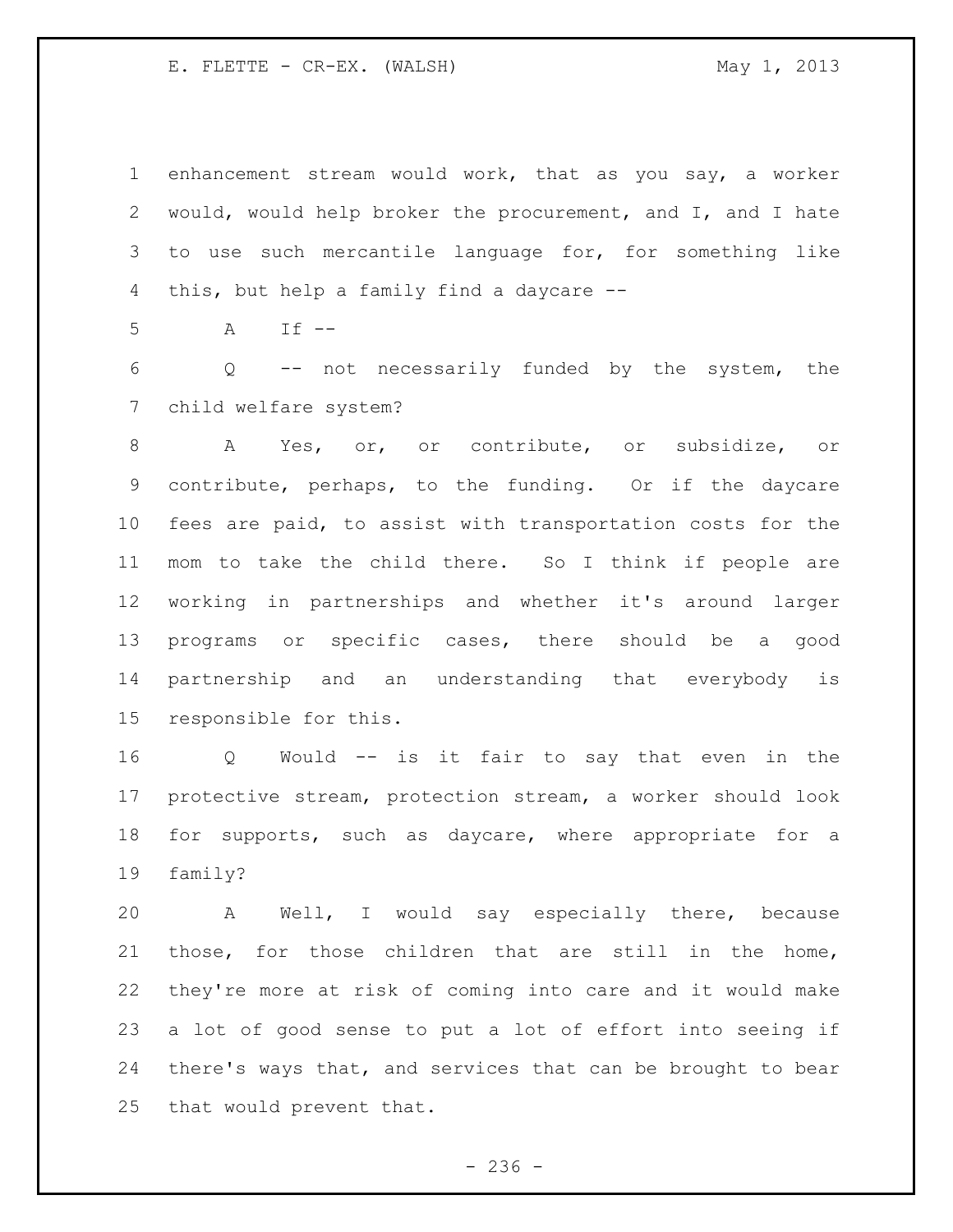enhancement stream would work, that as you say, a worker would, would help broker the procurement, and I, and I hate to use such mercantile language for, for something like this, but help a family find a daycare --

A If --

Q -- not necessarily funded by the system, the child welfare system?

A Yes, or, or contribute, or subsidize, or contribute, perhaps, to the funding. Or if the daycare fees are paid, to assist with transportation costs for the mom to take the child there. So I think if people are working in partnerships and whether it's around larger programs or specific cases, there should be a good partnership and an understanding that everybody is responsible for this.

Q Would -- is it fair to say that even in the protective stream, protection stream, a worker should look for supports, such as daycare, where appropriate for a family?

A Well, I would say especially there, because those, for those children that are still in the home, they're more at risk of coming into care and it would make a lot of good sense to put a lot of effort into seeing if there's ways that, and services that can be brought to bear that would prevent that.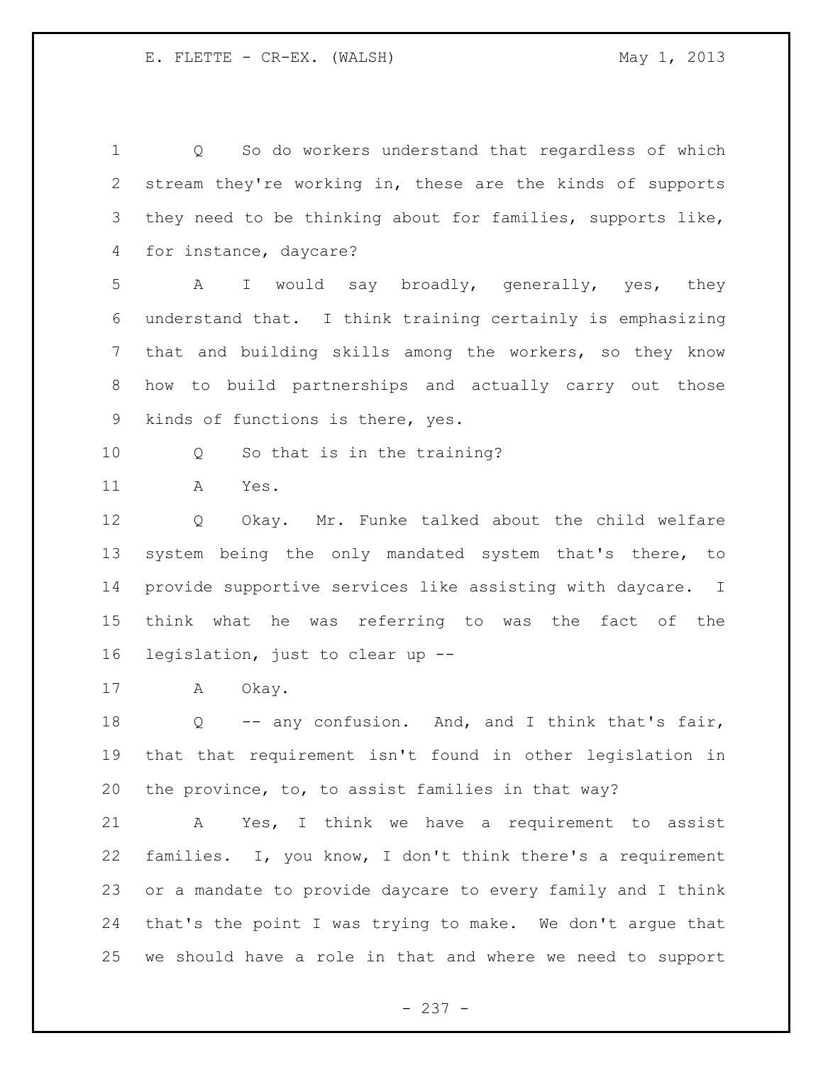Q So do workers understand that regardless of which stream they're working in, these are the kinds of supports they need to be thinking about for families, supports like, for instance, daycare?

A I would say broadly, generally, yes, they understand that. I think training certainly is emphasizing that and building skills among the workers, so they know how to build partnerships and actually carry out those kinds of functions is there, yes.

Q So that is in the training?

A Yes.

Q Okay. Mr. Funke talked about the child welfare system being the only mandated system that's there, to provide supportive services like assisting with daycare. I think what he was referring to was the fact of the legislation, just to clear up --

A Okay.

Q -- any confusion. And, and I think that's fair, that that requirement isn't found in other legislation in the province, to, to assist families in that way?

A Yes, I think we have a requirement to assist families. I, you know, I don't think there's a requirement or a mandate to provide daycare to every family and I think that's the point I was trying to make. We don't argue that we should have a role in that and where we need to support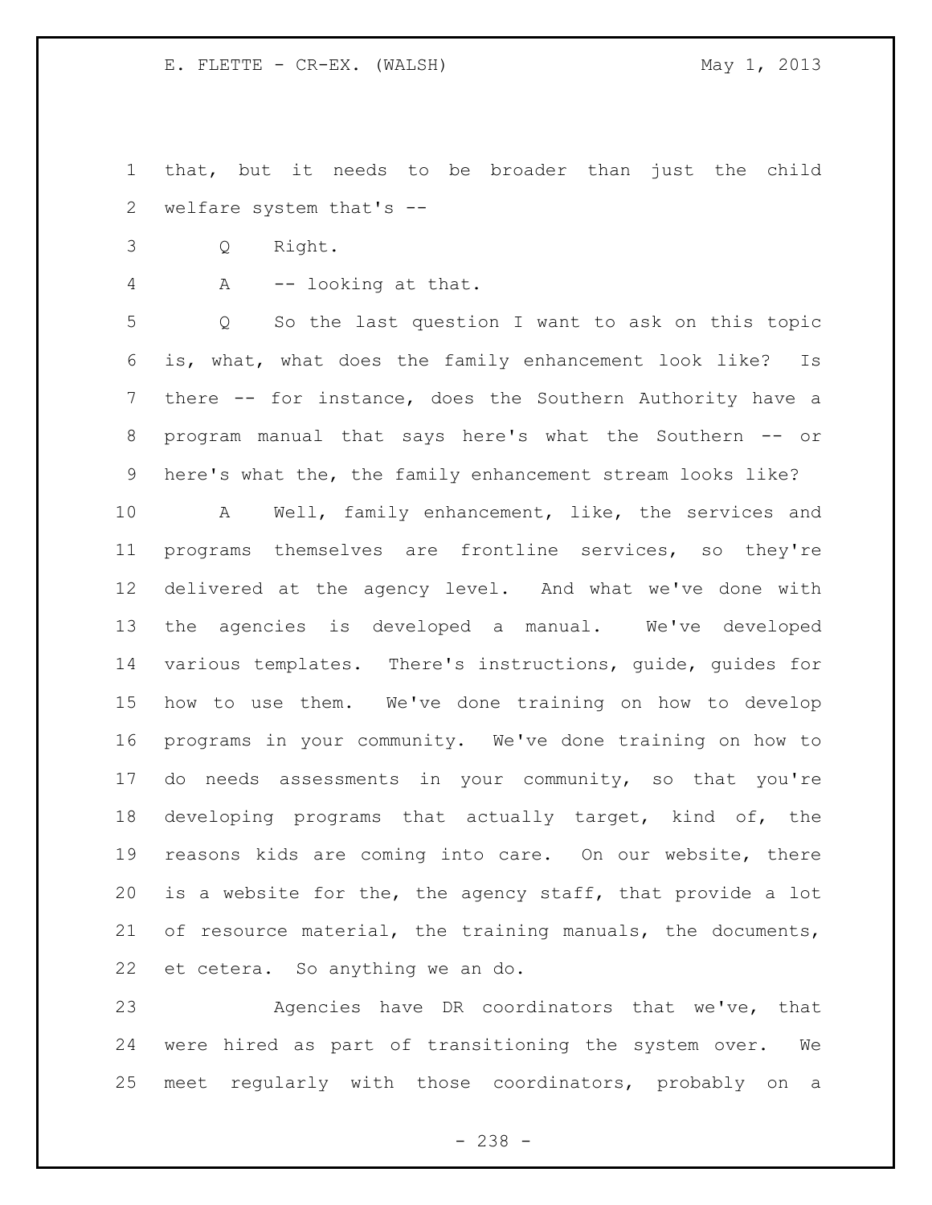that, but it needs to be broader than just the child welfare system that's --

Q Right.

A -- looking at that.

Q So the last question I want to ask on this topic is, what, what does the family enhancement look like? Is there -- for instance, does the Southern Authority have a program manual that says here's what the Southern -- or here's what the, the family enhancement stream looks like?

A Well, family enhancement, like, the services and programs themselves are frontline services, so they're delivered at the agency level. And what we've done with the agencies is developed a manual. We've developed various templates. There's instructions, guide, guides for how to use them. We've done training on how to develop programs in your community. We've done training on how to do needs assessments in your community, so that you're developing programs that actually target, kind of, the reasons kids are coming into care. On our website, there is a website for the, the agency staff, that provide a lot of resource material, the training manuals, the documents, et cetera. So anything we an do.

Agencies have DR coordinators that we've, that were hired as part of transitioning the system over. We meet regularly with those coordinators, probably on a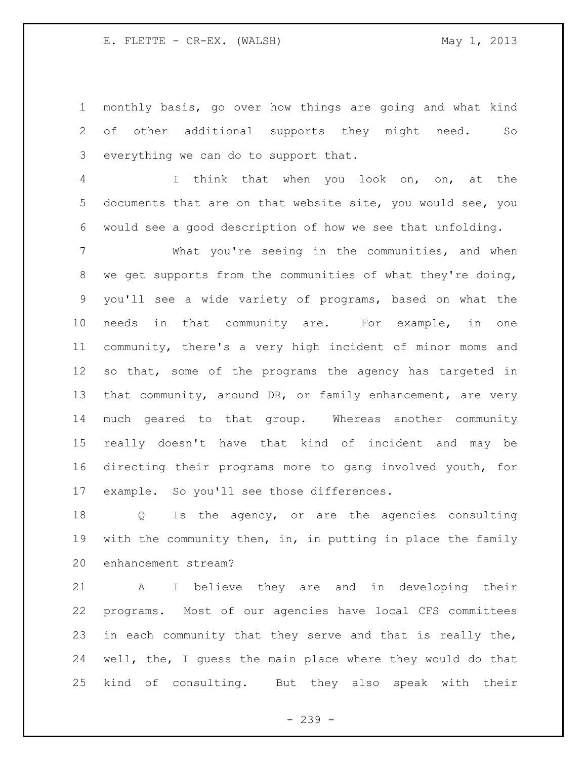monthly basis, go over how things are going and what kind of other additional supports they might need. So everything we can do to support that.

I think that when you look on, on, at the documents that are on that website site, you would see, you would see a good description of how we see that unfolding.

What you're seeing in the communities, and when we get supports from the communities of what they're doing, you'll see a wide variety of programs, based on what the needs in that community are. For example, in one community, there's a very high incident of minor moms and so that, some of the programs the agency has targeted in that community, around DR, or family enhancement, are very much geared to that group. Whereas another community really doesn't have that kind of incident and may be directing their programs more to gang involved youth, for example. So you'll see those differences.

Q Is the agency, or are the agencies consulting with the community then, in, in putting in place the family enhancement stream?

A I believe they are and in developing their programs. Most of our agencies have local CFS committees in each community that they serve and that is really the, well, the, I guess the main place where they would do that kind of consulting. But they also speak with their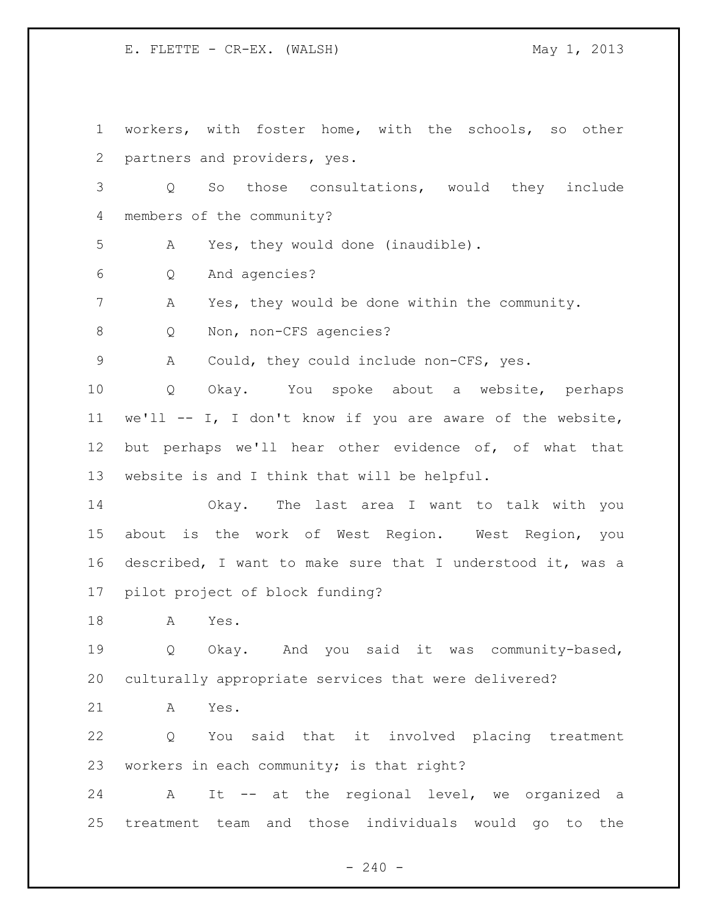workers, with foster home, with the schools, so other partners and providers, yes.

Q So those consultations, would they include members of the community?

A Yes, they would done (inaudible).

Q And agencies?

A Yes, they would be done within the community.

Q Non, non-CFS agencies?

A Could, they could include non-CFS, yes.

Q Okay. You spoke about a website, perhaps we'll -- I, I don't know if you are aware of the website, but perhaps we'll hear other evidence of, of what that website is and I think that will be helpful.

Okay. The last area I want to talk with you about is the work of West Region. West Region, you described, I want to make sure that I understood it, was a pilot project of block funding?

A Yes.

Q Okay. And you said it was community-based, culturally appropriate services that were delivered?

A Yes.

Q You said that it involved placing treatment workers in each community; is that right?

A It -- at the regional level, we organized a treatment team and those individuals would go to the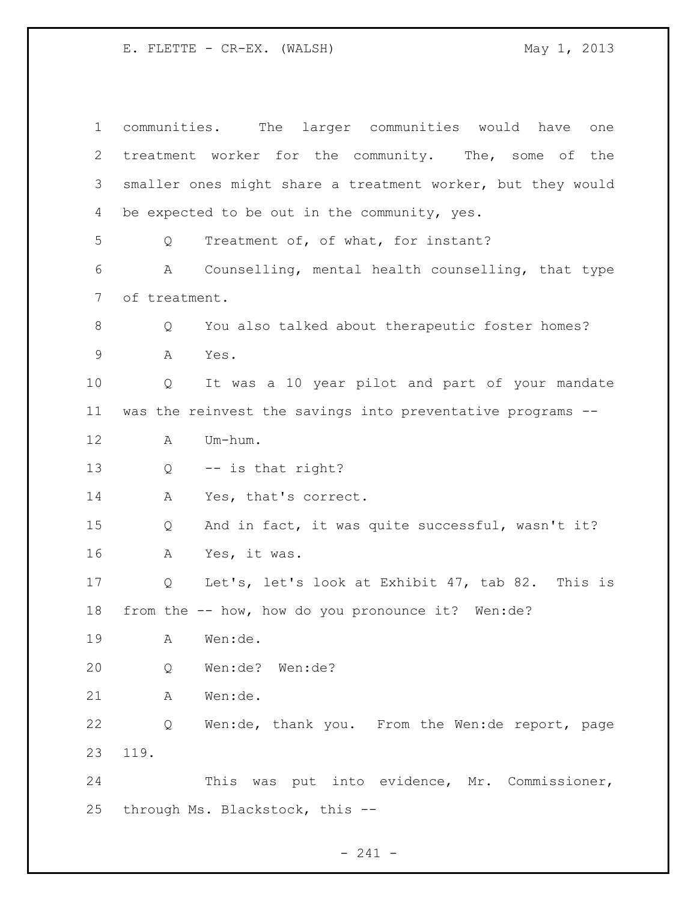communities. The larger communities would have one treatment worker for the community. The, some of the smaller ones might share a treatment worker, but they would be expected to be out in the community, yes.

Q Treatment of, of what, for instant?

A Counselling, mental health counselling, that type of treatment.

Q You also talked about therapeutic foster homes?

A Yes.

Q It was a 10 year pilot and part of your mandate was the reinvest the savings into preventative programs --

A Um-hum.

Q -- is that right?

A Yes, that's correct.

Q And in fact, it was quite successful, wasn't it?

A Yes, it was.

Q Let's, let's look at Exhibit 47, tab 82. This is from the -- how, how do you pronounce it? Wen:de?

A Wen:de.

Q Wen:de? Wen:de?

A Wen:de.

Q Wen:de, thank you. From the Wen:de report, page 119.

This was put into evidence, Mr. Commissioner, through Ms. Blackstock, this --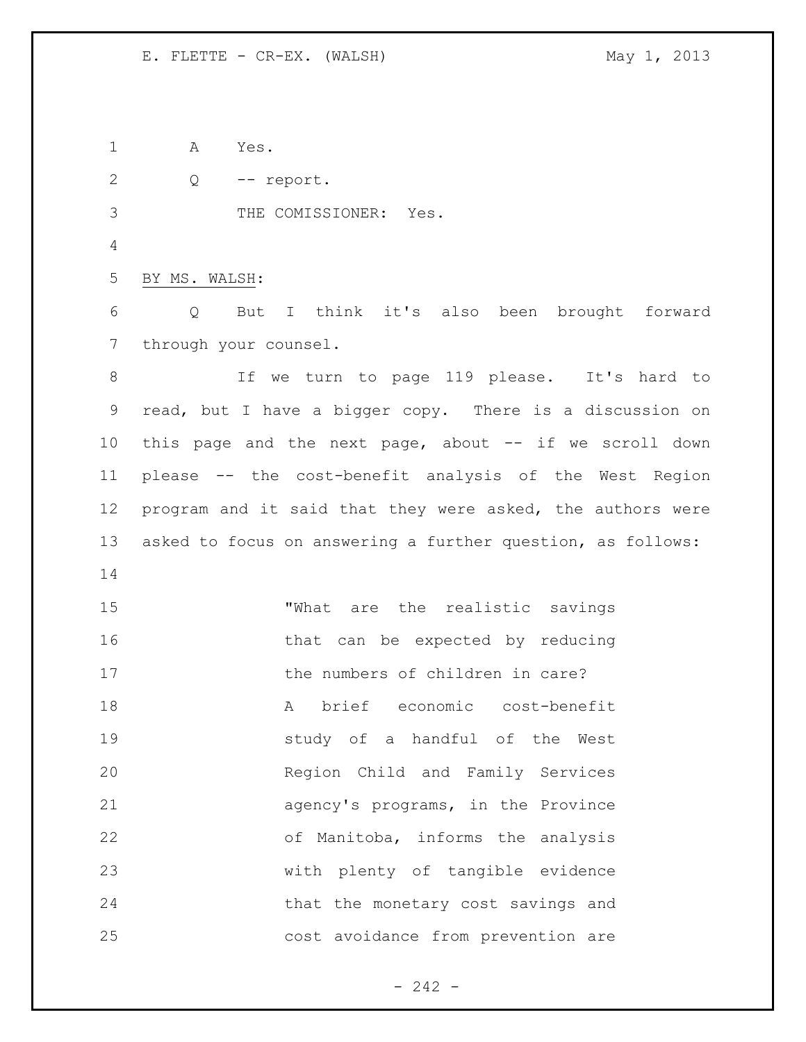A Yes.

Q -- report.

THE COMISSIONER: Yes.

BY MS. WALSH:

Q But I think it's also been brought forward through your counsel.

If we turn to page 119 please. It's hard to read, but I have a bigger copy. There is a discussion on this page and the next page, about -- if we scroll down please -- the cost-benefit analysis of the West Region program and it said that they were asked, the authors were asked to focus on answering a further question, as follows:

> "What are the realistic savings that can be expected by reducing the numbers of children in care?
>
> A brief economic cost-benefit study of a handful of the West Region Child and Family Services agency's programs, in the Province of Manitoba, informs the analysis with plenty of tangible evidence that the monetary cost savings and cost avoidance from prevention are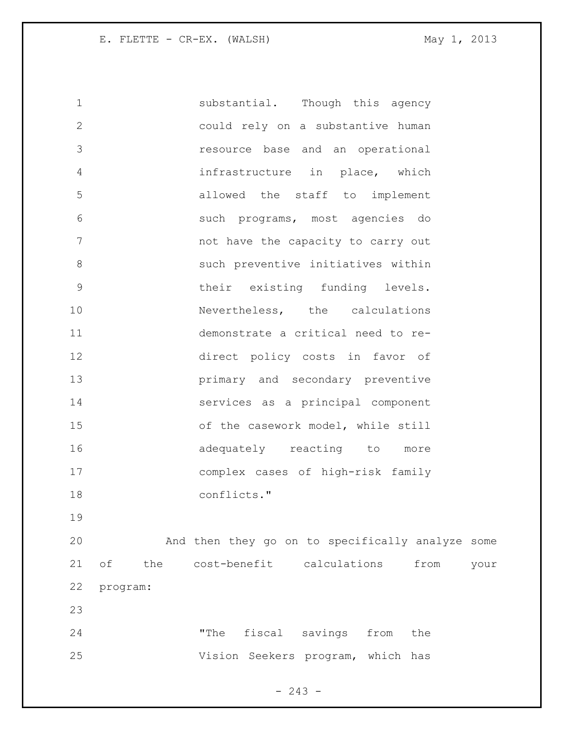substantial. Though this agency could rely on a substantive human resource base and an operational infrastructure in place, which allowed the staff to implement such programs, most agencies do not have the capacity to carry out such preventive initiatives within their existing funding levels. Nevertheless, the calculations demonstrate a critical need to re-direct policy costs in favor of primary and secondary preventive services as a principal component of the casework model, while still adequately reacting to more complex cases of high-risk family conflicts."

And then they go on to specifically analyze some of the cost-benefit calculations from your program:

"The fiscal savings from the Vision Seekers program, which has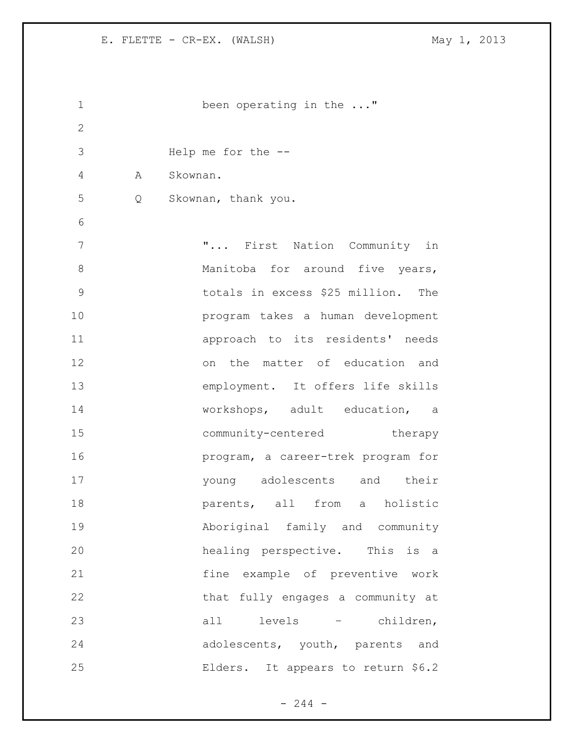been operating in the ..."

Help me for the --

A Skownan.

Q Skownan, thank you.

"... First Nation Community in Manitoba for around five years, totals in excess $25 million. The program takes a human development approach to its residents' needs on the matter of education and employment. It offers life skills workshops, adult education, a community-centered therapy program, a career-trek program for young adolescents and their parents, all from a holistic Aboriginal family and community healing perspective. This is a fine example of preventive work that fully engages a community at all levels – children, adolescents, youth, parents and Elders. It appears to return $6.2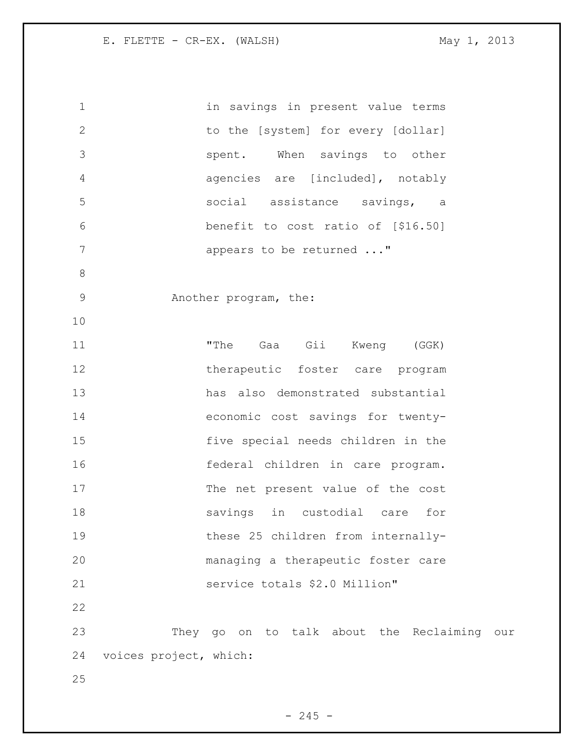> in savings in present value terms to the [system] for every [dollar] spent. When savings to other agencies are [included], notably social assistance savings, a benefit to cost ratio of [$16.50] appears to be returned ..."

Another program, the:

> "The Gaa Gii Kweng (GGK) therapeutic foster care program has also demonstrated substantial economic cost savings for twenty-five special needs children in the federal children in care program. The net present value of the cost savings in custodial care for these 25 children from internally-managing a therapeutic foster care service totals $2.0 Million"

They go on to talk about the Reclaiming our voices project, which: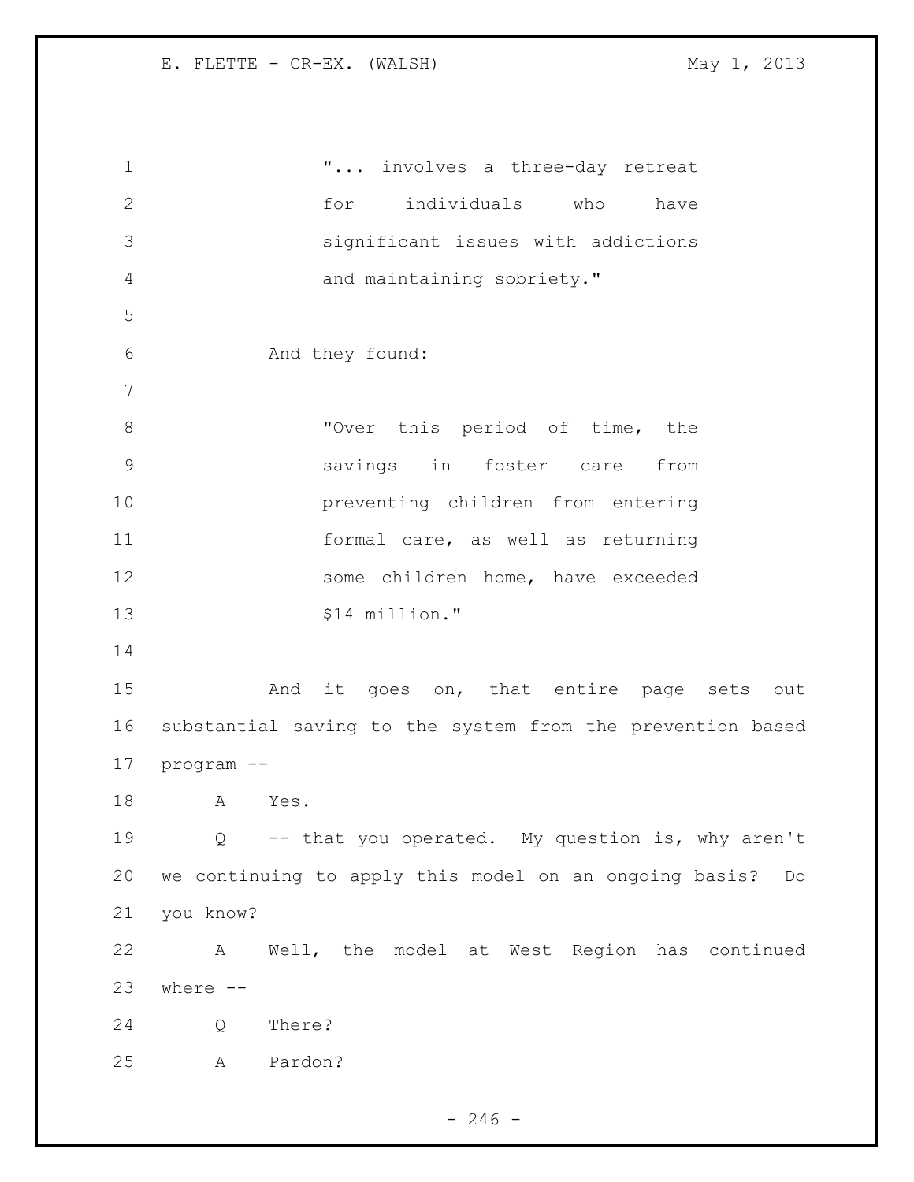"... involves a three-day retreat for individuals who have significant issues with addictions and maintaining sobriety."

And they found:

"Over this period of time, the savings in foster care from preventing children from entering formal care, as well as returning some children home, have exceeded $14 million."

And it goes on, that entire page sets out substantial saving to the system from the prevention based program --

A Yes.

Q -- that you operated. My question is, why aren't we continuing to apply this model on an ongoing basis? Do you know?

A Well, the model at West Region has continued where --

Q There?

A Pardon?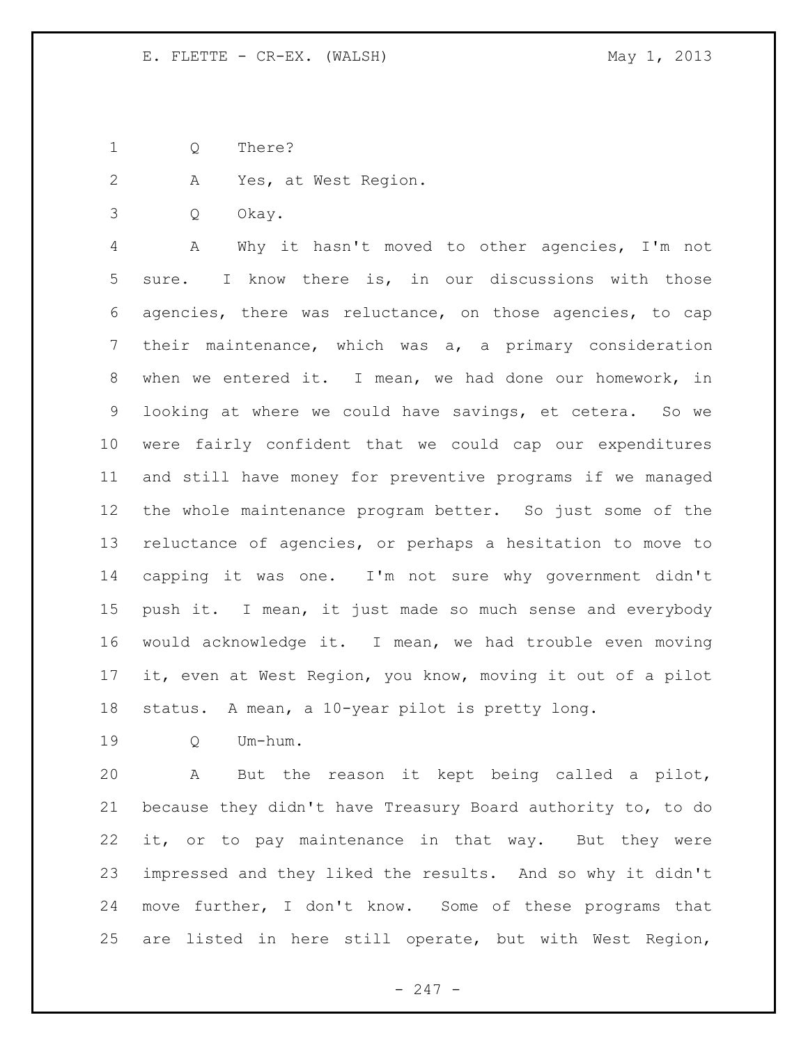Q There?

A Yes, at West Region.

Q Okay.

A Why it hasn't moved to other agencies, I'm not sure. I know there is, in our discussions with those agencies, there was reluctance, on those agencies, to cap their maintenance, which was a, a primary consideration when we entered it. I mean, we had done our homework, in looking at where we could have savings, et cetera. So we were fairly confident that we could cap our expenditures and still have money for preventive programs if we managed the whole maintenance program better. So just some of the reluctance of agencies, or perhaps a hesitation to move to capping it was one. I'm not sure why government didn't push it. I mean, it just made so much sense and everybody would acknowledge it. I mean, we had trouble even moving it, even at West Region, you know, moving it out of a pilot status. A mean, a 10-year pilot is pretty long.

Q Um-hum.

A But the reason it kept being called a pilot, because they didn't have Treasury Board authority to, to do it, or to pay maintenance in that way. But they were impressed and they liked the results. And so why it didn't move further, I don't know. Some of these programs that are listed in here still operate, but with West Region,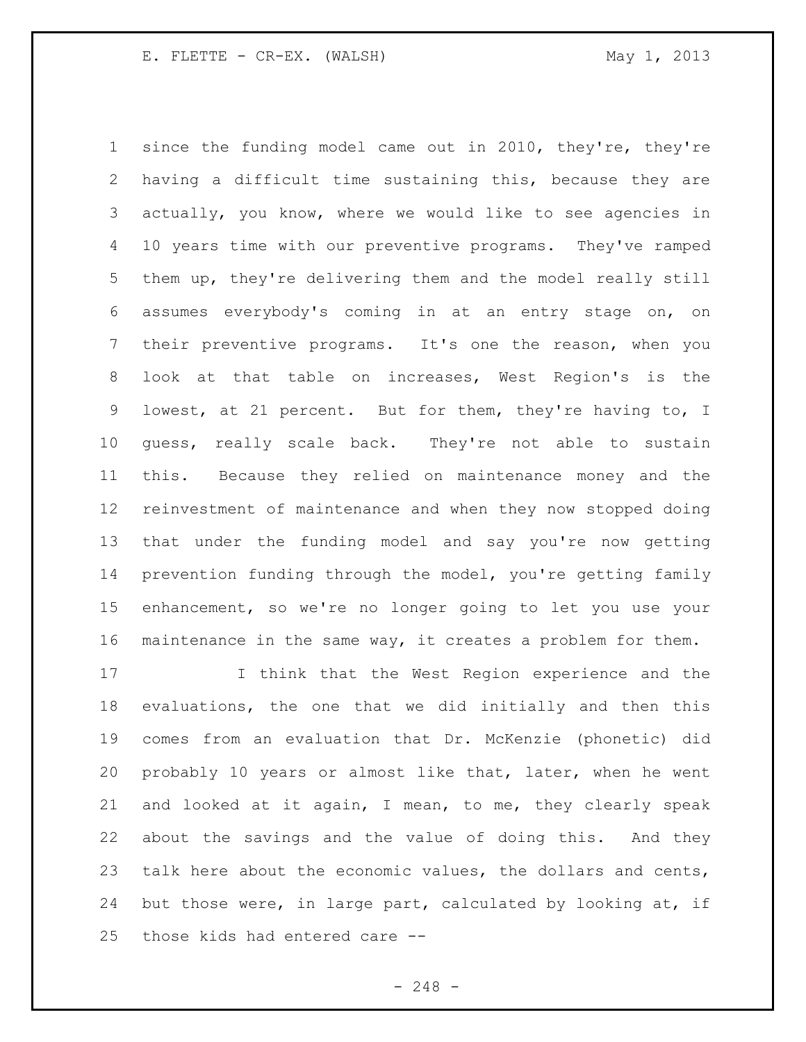since the funding model came out in 2010, they're, they're having a difficult time sustaining this, because they are actually, you know, where we would like to see agencies in 10 years time with our preventive programs. They've ramped them up, they're delivering them and the model really still assumes everybody's coming in at an entry stage on, on their preventive programs. It's one the reason, when you look at that table on increases, West Region's is the lowest, at 21 percent. But for them, they're having to, I guess, really scale back. They're not able to sustain this. Because they relied on maintenance money and the reinvestment of maintenance and when they now stopped doing that under the funding model and say you're now getting prevention funding through the model, you're getting family enhancement, so we're no longer going to let you use your maintenance in the same way, it creates a problem for them.

I think that the West Region experience and the evaluations, the one that we did initially and then this comes from an evaluation that Dr. McKenzie (phonetic) did probably 10 years or almost like that, later, when he went and looked at it again, I mean, to me, they clearly speak about the savings and the value of doing this. And they talk here about the economic values, the dollars and cents, but those were, in large part, calculated by looking at, if those kids had entered care --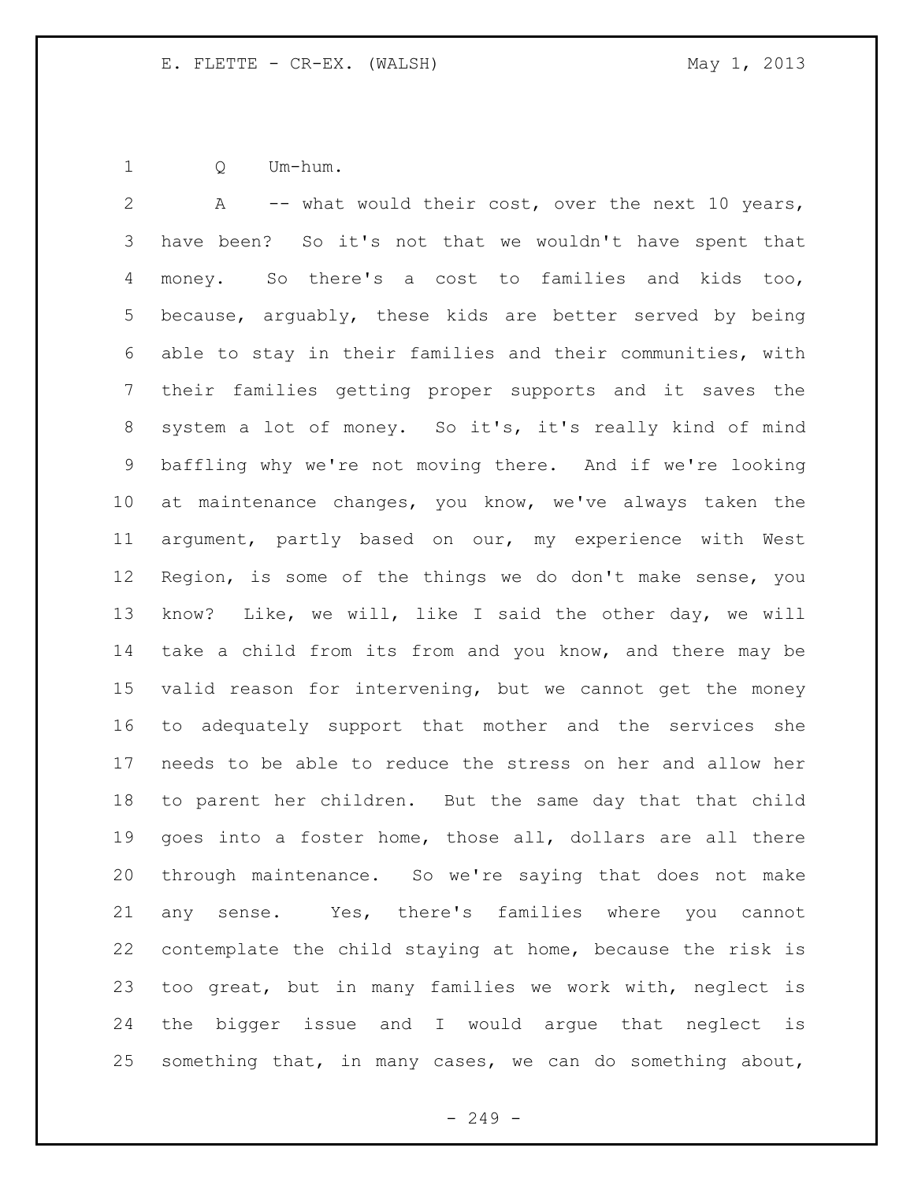Q Um-hum.

A -- what would their cost, over the next 10 years, have been? So it's not that we wouldn't have spent that money. So there's a cost to families and kids too, because, arguably, these kids are better served by being able to stay in their families and their communities, with their families getting proper supports and it saves the system a lot of money. So it's, it's really kind of mind baffling why we're not moving there. And if we're looking at maintenance changes, you know, we've always taken the argument, partly based on our, my experience with West Region, is some of the things we do don't make sense, you know? Like, we will, like I said the other day, we will take a child from its from and you know, and there may be valid reason for intervening, but we cannot get the money to adequately support that mother and the services she needs to be able to reduce the stress on her and allow her to parent her children. But the same day that that child goes into a foster home, those all, dollars are all there through maintenance. So we're saying that does not make any sense. Yes, there's families where you cannot contemplate the child staying at home, because the risk is too great, but in many families we work with, neglect is the bigger issue and I would argue that neglect is something that, in many cases, we can do something about,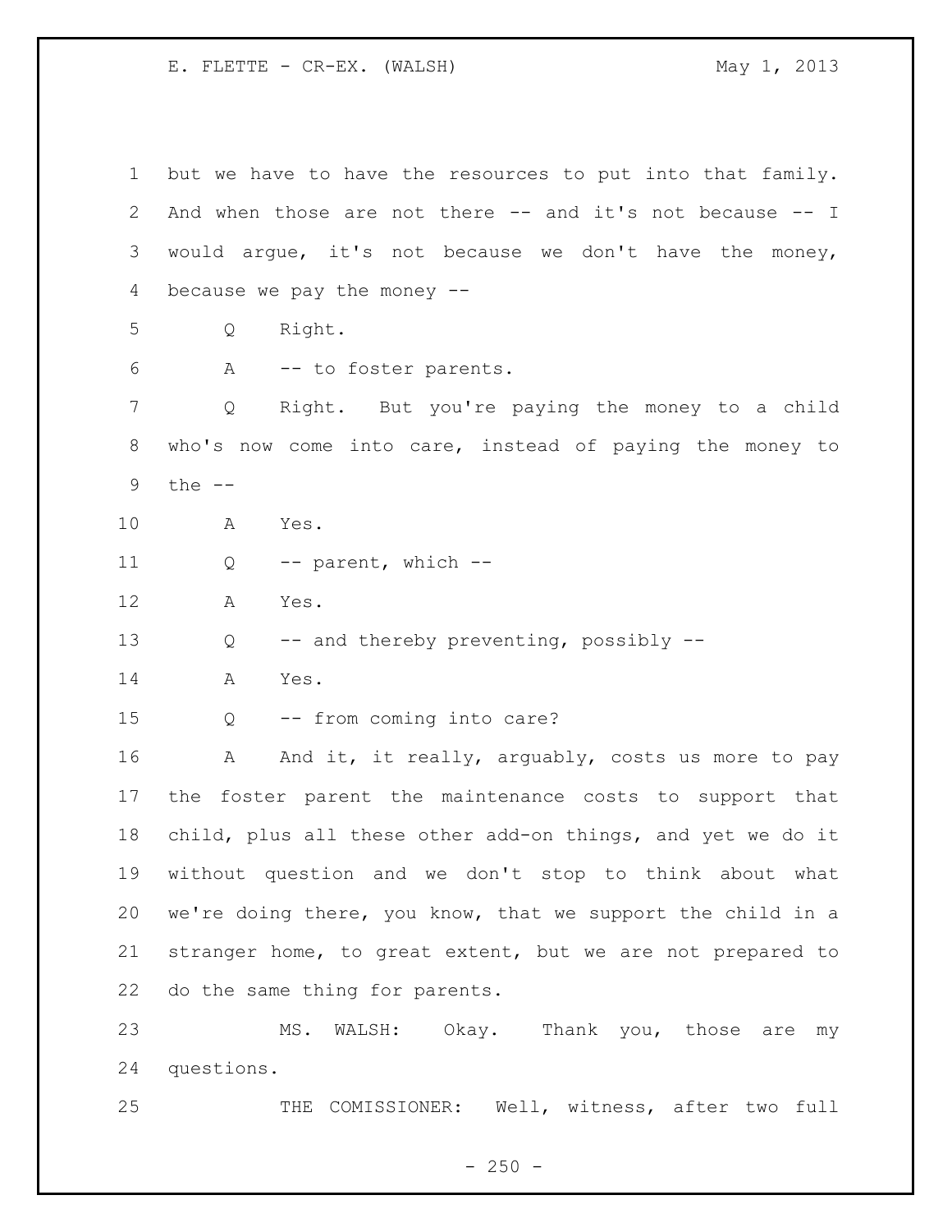but we have to have the resources to put into that family. And when those are not there -- and it's not because -- I would argue, it's not because we don't have the money, because we pay the money --

Q Right.

A -- to foster parents.

Q Right. But you're paying the money to a child who's now come into care, instead of paying the money to the --

A Yes.

Q -- parent, which --

A Yes.

Q -- and thereby preventing, possibly --

A Yes.

Q -- from coming into care?

A And it, it really, arguably, costs us more to pay the foster parent the maintenance costs to support that child, plus all these other add-on things, and yet we do it without question and we don't stop to think about what we're doing there, you know, that we support the child in a stranger home, to great extent, but we are not prepared to do the same thing for parents.

MS. WALSH: Okay. Thank you, those are my questions.

THE COMISSIONER: Well, witness, after two full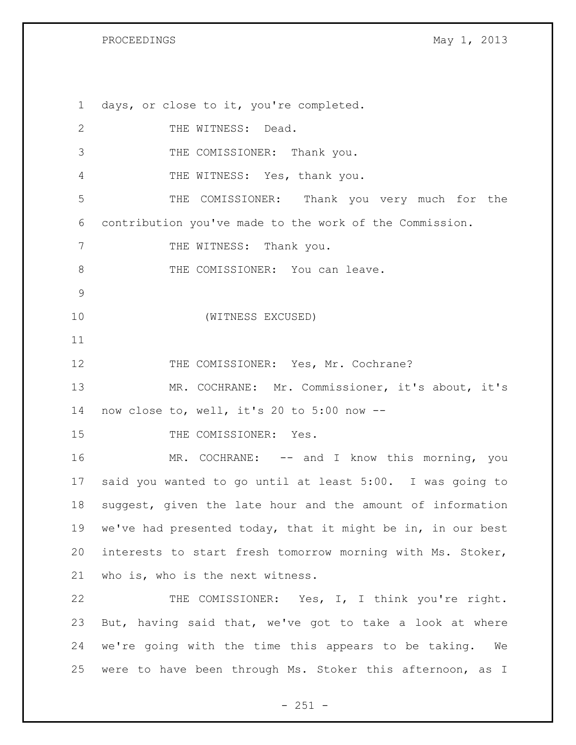days, or close to it, you're completed.

THE WITNESS: Dead.

THE COMISSIONER: Thank you.

THE WITNESS: Yes, thank you.

THE COMISSIONER: Thank you very much for the contribution you've made to the work of the Commission.

THE WITNESS: Thank you.

THE COMISSIONER: You can leave.

(WITNESS EXCUSED)

THE COMISSIONER: Yes, Mr. Cochrane?

MR. COCHRANE: Mr. Commissioner, it's about, it's now close to, well, it's 20 to 5:00 now --

THE COMISSIONER: Yes.

MR. COCHRANE: -- and I know this morning, you said you wanted to go until at least 5:00. I was going to suggest, given the late hour and the amount of information we've had presented today, that it might be in, in our best interests to start fresh tomorrow morning with Ms. Stoker, who is, who is the next witness.

THE COMISSIONER: Yes, I, I think you're right. But, having said that, we've got to take a look at where we're going with the time this appears to be taking. We were to have been through Ms. Stoker this afternoon, as I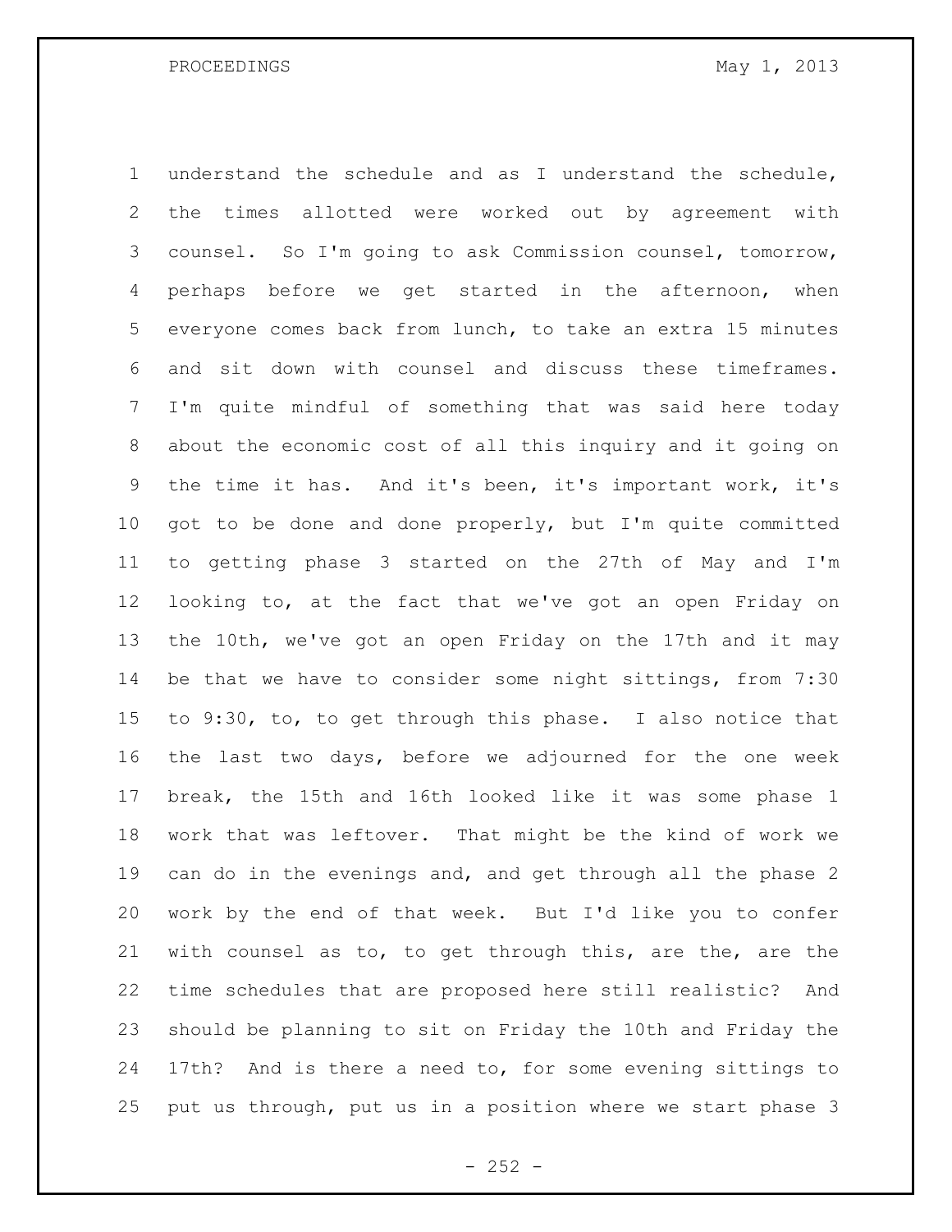understand the schedule and as I understand the schedule, the times allotted were worked out by agreement with counsel. So I'm going to ask Commission counsel, tomorrow, perhaps before we get started in the afternoon, when everyone comes back from lunch, to take an extra 15 minutes and sit down with counsel and discuss these timeframes. I'm quite mindful of something that was said here today about the economic cost of all this inquiry and it going on the time it has. And it's been, it's important work, it's got to be done and done properly, but I'm quite committed to getting phase 3 started on the 27th of May and I'm looking to, at the fact that we've got an open Friday on the 10th, we've got an open Friday on the 17th and it may be that we have to consider some night sittings, from 7:30 to 9:30, to, to get through this phase. I also notice that the last two days, before we adjourned for the one week break, the 15th and 16th looked like it was some phase 1 work that was leftover. That might be the kind of work we can do in the evenings and, and get through all the phase 2 work by the end of that week. But I'd like you to confer with counsel as to, to get through this, are the, are the time schedules that are proposed here still realistic? And should be planning to sit on Friday the 10th and Friday the 17th? And is there a need to, for some evening sittings to put us through, put us in a position where we start phase 3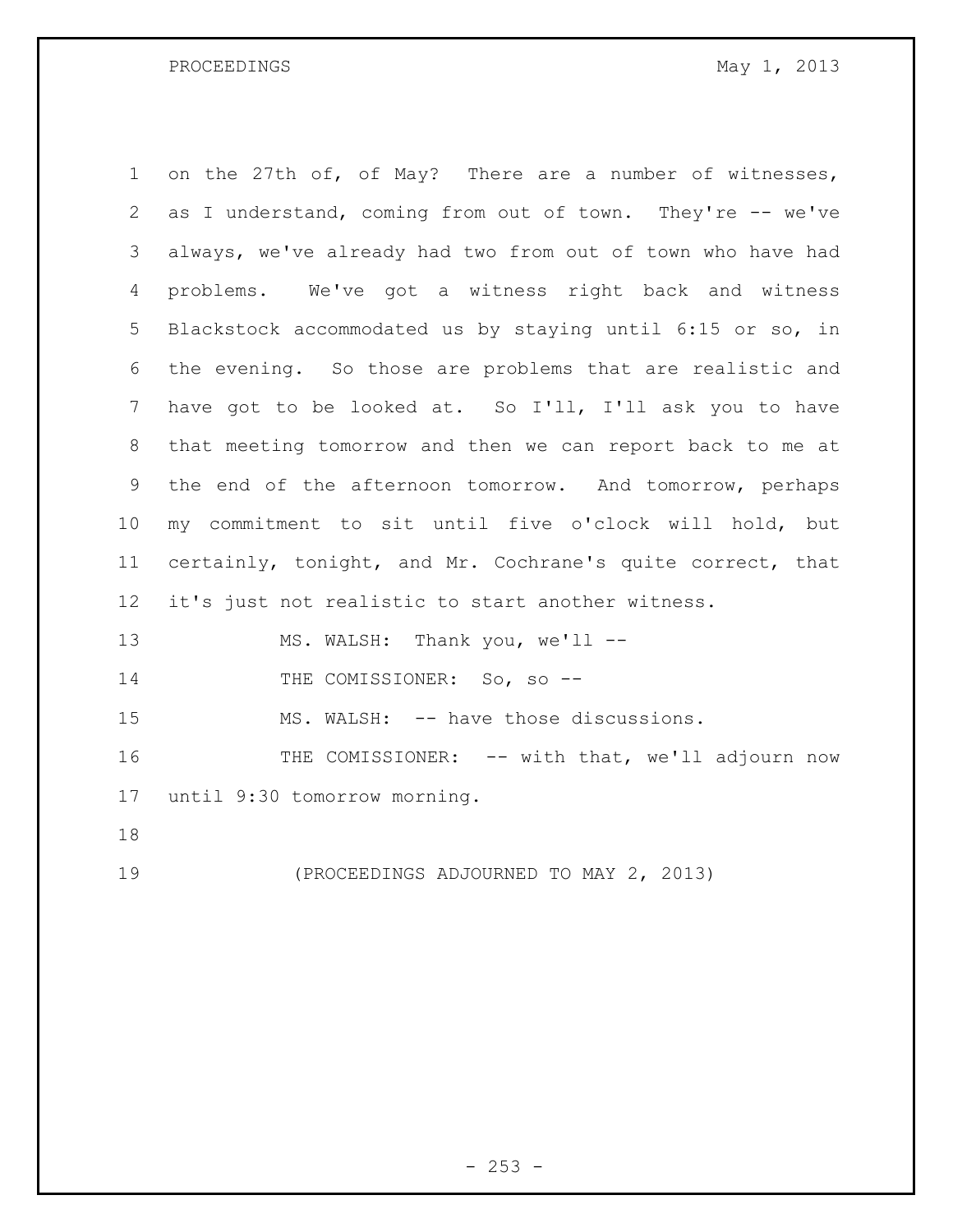on the 27th of, of May? There are a number of witnesses, as I understand, coming from out of town. They're -- we've always, we've already had two from out of town who have had problems. We've got a witness right back and witness Blackstock accommodated us by staying until 6:15 or so, in the evening. So those are problems that are realistic and have got to be looked at. So I'll, I'll ask you to have that meeting tomorrow and then we can report back to me at the end of the afternoon tomorrow. And tomorrow, perhaps my commitment to sit until five o'clock will hold, but certainly, tonight, and Mr. Cochrane's quite correct, that it's just not realistic to start another witness.

MS. WALSH: Thank you, we'll --

THE COMISSIONER: So, so --

MS. WALSH: -- have those discussions.

THE COMISSIONER: -- with that, we'll adjourn now until 9:30 tomorrow morning.

(PROCEEDINGS ADJOURNED TO MAY 2, 2013)